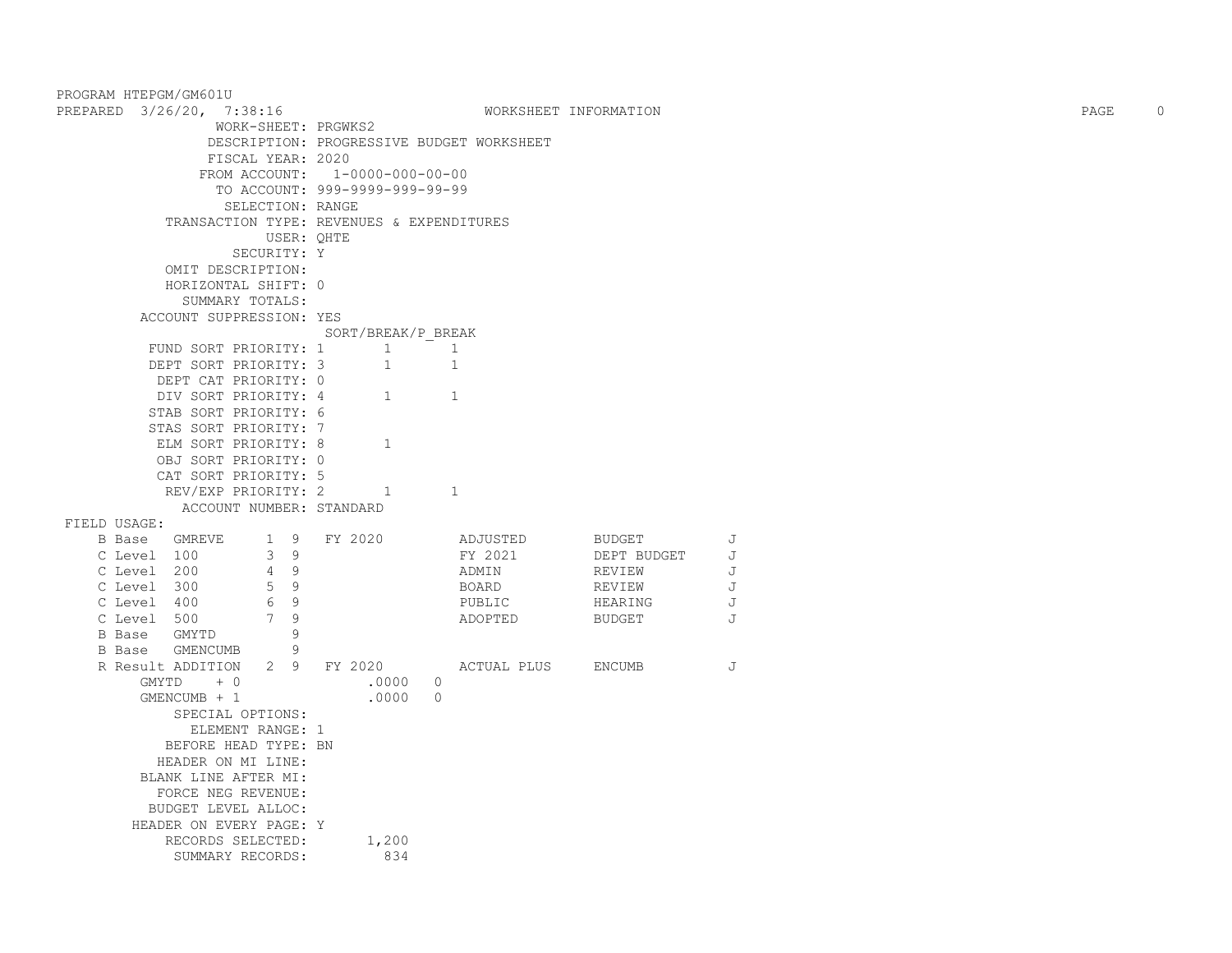PROGRAM HTEPGM/GM601U
PREPARED 3/26/20, 7:38:16 WORKSHEET INFORMATION

```
                 WORK-SHEET: PRGWKS2
                DESCRIPTION: PROGRESSIVE BUDGET WORKSHEET
                FISCAL YEAR: 2020
               FROM ACCOUNT:   1-0000-000-00-00
                 TO ACCOUNT: 999-9999-999-99-99
                  SELECTION: RANGE
           TRANSACTION TYPE: REVENUES & EXPENDITURES
                       USER: QHTE
                   SECURITY: Y
           OMIT DESCRIPTION:
           HORIZONTAL SHIFT: 0
             SUMMARY TOTALS:
        ACCOUNT SUPPRESSION: YES
                              SORT/BREAK/P_BREAK
         FUND SORT PRIORITY: 1       1       1
         DEPT SORT PRIORITY: 3       1       1
          DEPT CAT PRIORITY: 0
          DIV SORT PRIORITY: 4       1       1
         STAB SORT PRIORITY: 6
         STAS SORT PRIORITY: 7
          ELM SORT PRIORITY: 8       1
          OBJ SORT PRIORITY: 0
          CAT SORT PRIORITY: 5
           REV/EXP PRIORITY: 2       1       1
             ACCOUNT NUMBER: STANDARD
FIELD USAGE:
    B Base   GMREVE     1  9   FY 2020         ADJUSTED        BUDGET          J
    C Level  100        3  9                   FY 2021         DEPT BUDGET     J
    C Level  200        4  9                   ADMIN           REVIEW          J
    C Level  300        5  9                   BOARD           REVIEW          J
    C Level  400        6  9                   PUBLIC          HEARING         J
    C Level  500        7  9                   ADOPTED         BUDGET          J
    B Base   GMYTD         9
    B Base   GMENCUMB      9
    R Result ADDITION   2  9   FY 2020         ACTUAL PLUS     ENCUMB          J
         GMYTD    + 0              .0000   0
         GMENCUMB + 1              .0000   0
           SPECIAL OPTIONS:
             ELEMENT RANGE: 1
          BEFORE HEAD TYPE: BN
          HEADER ON MI LINE:
        BLANK LINE AFTER MI:
          FORCE NEG REVENUE:
         BUDGET LEVEL ALLOC:
       HEADER ON EVERY PAGE: Y
          RECORDS SELECTED:       1,200
           SUMMARY RECORDS:         834
```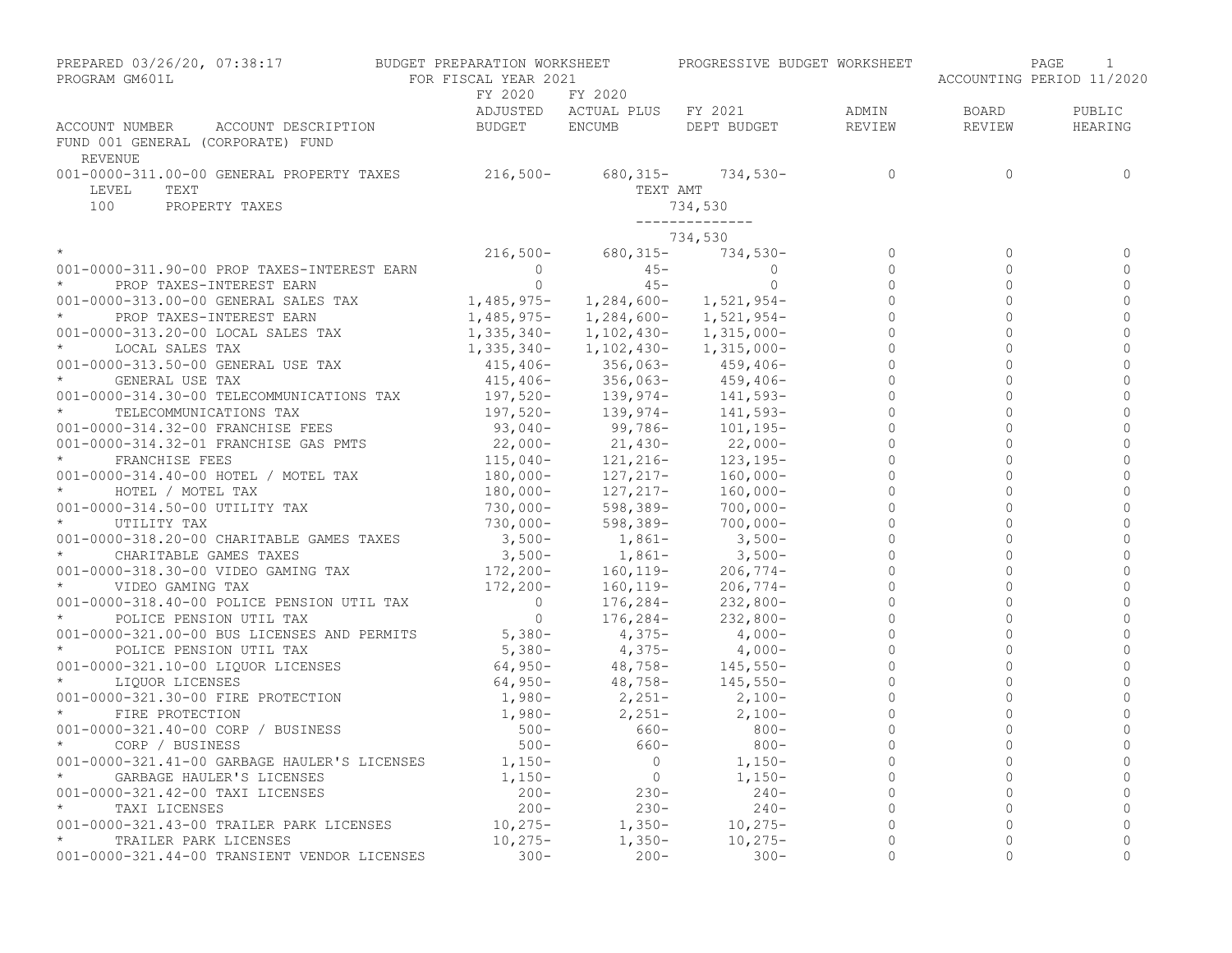PREPARED 03/26/20, 07:38:17 — BUDGET PREPARATION WORKSHEET — PROGRESSIVE BUDGET WORKSHEET
PROGRAM GM601L — FOR FISCAL YEAR 2021 — ACCOUNTING PERIOD 11/2020

| ACCOUNT NUMBER ACCOUNT DESCRIPTION | FY 2020 ADJUSTED BUDGET | FY 2020 ACTUAL PLUS ENCUMB | FY 2021 DEPT BUDGET | ADMIN REVIEW | BOARD REVIEW | PUBLIC HEARING |
|---|---|---|---|---|---|---|
| FUND 001 GENERAL (CORPORATE) FUND | | | | | | |
| REVENUE | | | | | | |
| 001-0000-311.00-00 GENERAL PROPERTY TAXES | 216,500- | 680,315- | 734,530- | 0 | 0 | 0 |
| LEVEL TEXT | | TEXT AMT | | | | |
| 100 PROPERTY TAXES | | | 734,530 | | | |
| | | | -------------- | | | |
| | | | 734,530 | | | |
| * | 216,500- | 680,315- | 734,530- | 0 | 0 | 0 |
| 001-0000-311.90-00 PROP TAXES-INTEREST EARN | 0 | 45- | 0 | 0 | 0 | 0 |
| * PROP TAXES-INTEREST EARN | 0 | 45- | 0 | 0 | 0 | 0 |
| 001-0000-313.00-00 GENERAL SALES TAX | 1,485,975- | 1,284,600- | 1,521,954- | 0 | 0 | 0 |
| * PROP TAXES-INTEREST EARN | 1,485,975- | 1,284,600- | 1,521,954- | 0 | 0 | 0 |
| 001-0000-313.20-00 LOCAL SALES TAX | 1,335,340- | 1,102,430- | 1,315,000- | 0 | 0 | 0 |
| * LOCAL SALES TAX | 1,335,340- | 1,102,430- | 1,315,000- | 0 | 0 | 0 |
| 001-0000-313.50-00 GENERAL USE TAX | 415,406- | 356,063- | 459,406- | 0 | 0 | 0 |
| * GENERAL USE TAX | 415,406- | 356,063- | 459,406- | 0 | 0 | 0 |
| 001-0000-314.30-00 TELECOMMUNICATIONS TAX | 197,520- | 139,974- | 141,593- | 0 | 0 | 0 |
| * TELECOMMUNICATIONS TAX | 197,520- | 139,974- | 141,593- | 0 | 0 | 0 |
| 001-0000-314.32-00 FRANCHISE FEES | 93,040- | 99,786- | 101,195- | 0 | 0 | 0 |
| 001-0000-314.32-01 FRANCHISE GAS PMTS | 22,000- | 21,430- | 22,000- | 0 | 0 | 0 |
| * FRANCHISE FEES | 115,040- | 121,216- | 123,195- | 0 | 0 | 0 |
| 001-0000-314.40-00 HOTEL / MOTEL TAX | 180,000- | 127,217- | 160,000- | 0 | 0 | 0 |
| * HOTEL / MOTEL TAX | 180,000- | 127,217- | 160,000- | 0 | 0 | 0 |
| 001-0000-314.50-00 UTILITY TAX | 730,000- | 598,389- | 700,000- | 0 | 0 | 0 |
| * UTILITY TAX | 730,000- | 598,389- | 700,000- | 0 | 0 | 0 |
| 001-0000-318.20-00 CHARITABLE GAMES TAXES | 3,500- | 1,861- | 3,500- | 0 | 0 | 0 |
| * CHARITABLE GAMES TAXES | 3,500- | 1,861- | 3,500- | 0 | 0 | 0 |
| 001-0000-318.30-00 VIDEO GAMING TAX | 172,200- | 160,119- | 206,774- | 0 | 0 | 0 |
| * VIDEO GAMING TAX | 172,200- | 160,119- | 206,774- | 0 | 0 | 0 |
| 001-0000-318.40-00 POLICE PENSION UTIL TAX | 0 | 176,284- | 232,800- | 0 | 0 | 0 |
| * POLICE PENSION UTIL TAX | 0 | 176,284- | 232,800- | 0 | 0 | 0 |
| 001-0000-321.00-00 BUS LICENSES AND PERMITS | 5,380- | 4,375- | 4,000- | 0 | 0 | 0 |
| * POLICE PENSION UTIL TAX | 5,380- | 4,375- | 4,000- | 0 | 0 | 0 |
| 001-0000-321.10-00 LIQUOR LICENSES | 64,950- | 48,758- | 145,550- | 0 | 0 | 0 |
| * LIQUOR LICENSES | 64,950- | 48,758- | 145,550- | 0 | 0 | 0 |
| 001-0000-321.30-00 FIRE PROTECTION | 1,980- | 2,251- | 2,100- | 0 | 0 | 0 |
| * FIRE PROTECTION | 1,980- | 2,251- | 2,100- | 0 | 0 | 0 |
| 001-0000-321.40-00 CORP / BUSINESS | 500- | 660- | 800- | 0 | 0 | 0 |
| * CORP / BUSINESS | 500- | 660- | 800- | 0 | 0 | 0 |
| 001-0000-321.41-00 GARBAGE HAULER'S LICENSES | 1,150- | 0 | 1,150- | 0 | 0 | 0 |
| * GARBAGE HAULER'S LICENSES | 1,150- | 0 | 1,150- | 0 | 0 | 0 |
| 001-0000-321.42-00 TAXI LICENSES | 200- | 230- | 240- | 0 | 0 | 0 |
| * TAXI LICENSES | 200- | 230- | 240- | 0 | 0 | 0 |
| 001-0000-321.43-00 TRAILER PARK LICENSES | 10,275- | 1,350- | 10,275- | 0 | 0 | 0 |
| * TRAILER PARK LICENSES | 10,275- | 1,350- | 10,275- | 0 | 0 | 0 |
| 001-0000-321.44-00 TRANSIENT VENDOR LICENSES | 300- | 200- | 300- | 0 | 0 | 0 |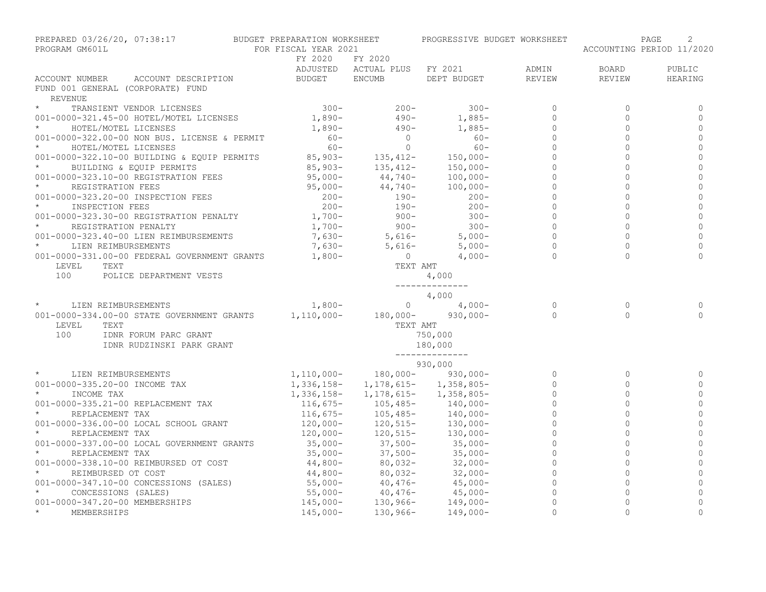PREPARED 03/26/20, 07:38:17 BUDGET PREPARATION WORKSHEET PROGRESSIVE BUDGET WORKSHEET

PROGRAM GM601L FOR FISCAL YEAR 2021 ACCOUNTING PERIOD 11/2020

| ACCOUNT NUMBER | ACCOUNT DESCRIPTION | FY 2020 ADJUSTED BUDGET | FY 2020 ACTUAL PLUS ENCUMB | FY 2021 DEPT BUDGET | ADMIN REVIEW | BOARD REVIEW | PUBLIC HEARING |
|---|---|---|---|---|---|---|---|
| FUND 001 GENERAL (CORPORATE) FUND | | | | | | | |
| REVENUE | | | | | | | |
| * | TRANSIENT VENDOR LICENSES | 300- | 200- | 300- | 0 | 0 | 0 |
| 001-0000-321.45-00 | HOTEL/MOTEL LICENSES | 1,890- | 490- | 1,885- | 0 | 0 | 0 |
| * | HOTEL/MOTEL LICENSES | 1,890- | 490- | 1,885- | 0 | 0 | 0 |
| 001-0000-322.00-00 | NON BUS. LICENSE & PERMIT | 60- | 0 | 60- | 0 | 0 | 0 |
| * | HOTEL/MOTEL LICENSES | 60- | 0 | 60- | 0 | 0 | 0 |
| 001-0000-322.10-00 | BUILDING & EQUIP PERMITS | 85,903- | 135,412- | 150,000- | 0 | 0 | 0 |
| * | BUILDING & EQUIP PERMITS | 85,903- | 135,412- | 150,000- | 0 | 0 | 0 |
| 001-0000-323.10-00 | REGISTRATION FEES | 95,000- | 44,740- | 100,000- | 0 | 0 | 0 |
| * | REGISTRATION FEES | 95,000- | 44,740- | 100,000- | 0 | 0 | 0 |
| 001-0000-323.20-00 | INSPECTION FEES | 200- | 190- | 200- | 0 | 0 | 0 |
| * | INSPECTION FEES | 200- | 190- | 200- | 0 | 0 | 0 |
| 001-0000-323.30-00 | REGISTRATION PENALTY | 1,700- | 900- | 300- | 0 | 0 | 0 |
| * | REGISTRATION PENALTY | 1,700- | 900- | 300- | 0 | 0 | 0 |
| 001-0000-323.40-00 | LIEN REIMBURSEMENTS | 7,630- | 5,616- | 5,000- | 0 | 0 | 0 |
| * | LIEN REIMBURSEMENTS | 7,630- | 5,616- | 5,000- | 0 | 0 | 0 |
| 001-0000-331.00-00 | FEDERAL GOVERNMENT GRANTS | 1,800- | 0 | 4,000- | 0 | 0 | 0 |
| LEVEL | TEXT | | TEXT AMT | | | | |
| 100 | POLICE DEPARTMENT VESTS | | | 4,000 | | | |
| | | | | 4,000 | | | |
| * | LIEN REIMBURSEMENTS | 1,800- | 0 | 4,000- | 0 | 0 | 0 |
| 001-0000-334.00-00 | STATE GOVERNMENT GRANTS | 1,110,000- | 180,000- | 930,000- | 0 | 0 | 0 |
| LEVEL | TEXT | | TEXT AMT | | | | |
| 100 | IDNR FORUM PARC GRANT | | | 750,000 | | | |
| | IDNR RUDZINSKI PARK GRANT | | | 180,000 | | | |
| | | | | 930,000 | | | |
| * | LIEN REIMBURSEMENTS | 1,110,000- | 180,000- | 930,000- | 0 | 0 | 0 |
| 001-0000-335.20-00 | INCOME TAX | 1,336,158- | 1,178,615- | 1,358,805- | 0 | 0 | 0 |
| * | INCOME TAX | 1,336,158- | 1,178,615- | 1,358,805- | 0 | 0 | 0 |
| 001-0000-335.21-00 | REPLACEMENT TAX | 116,675- | 105,485- | 140,000- | 0 | 0 | 0 |
| * | REPLACEMENT TAX | 116,675- | 105,485- | 140,000- | 0 | 0 | 0 |
| 001-0000-336.00-00 | LOCAL SCHOOL GRANT | 120,000- | 120,515- | 130,000- | 0 | 0 | 0 |
| * | REPLACEMENT TAX | 120,000- | 120,515- | 130,000- | 0 | 0 | 0 |
| 001-0000-337.00-00 | LOCAL GOVERNMENT GRANTS | 35,000- | 37,500- | 35,000- | 0 | 0 | 0 |
| * | REPLACEMENT TAX | 35,000- | 37,500- | 35,000- | 0 | 0 | 0 |
| 001-0000-338.10-00 | REIMBURSED OT COST | 44,800- | 80,032- | 32,000- | 0 | 0 | 0 |
| * | REIMBURSED OT COST | 44,800- | 80,032- | 32,000- | 0 | 0 | 0 |
| 001-0000-347.10-00 | CONCESSIONS (SALES) | 55,000- | 40,476- | 45,000- | 0 | 0 | 0 |
| * | CONCESSIONS (SALES) | 55,000- | 40,476- | 45,000- | 0 | 0 | 0 |
| 001-0000-347.20-00 | MEMBERSHIPS | 145,000- | 130,966- | 149,000- | 0 | 0 | 0 |
| * | MEMBERSHIPS | 145,000- | 130,966- | 149,000- | 0 | 0 | 0 |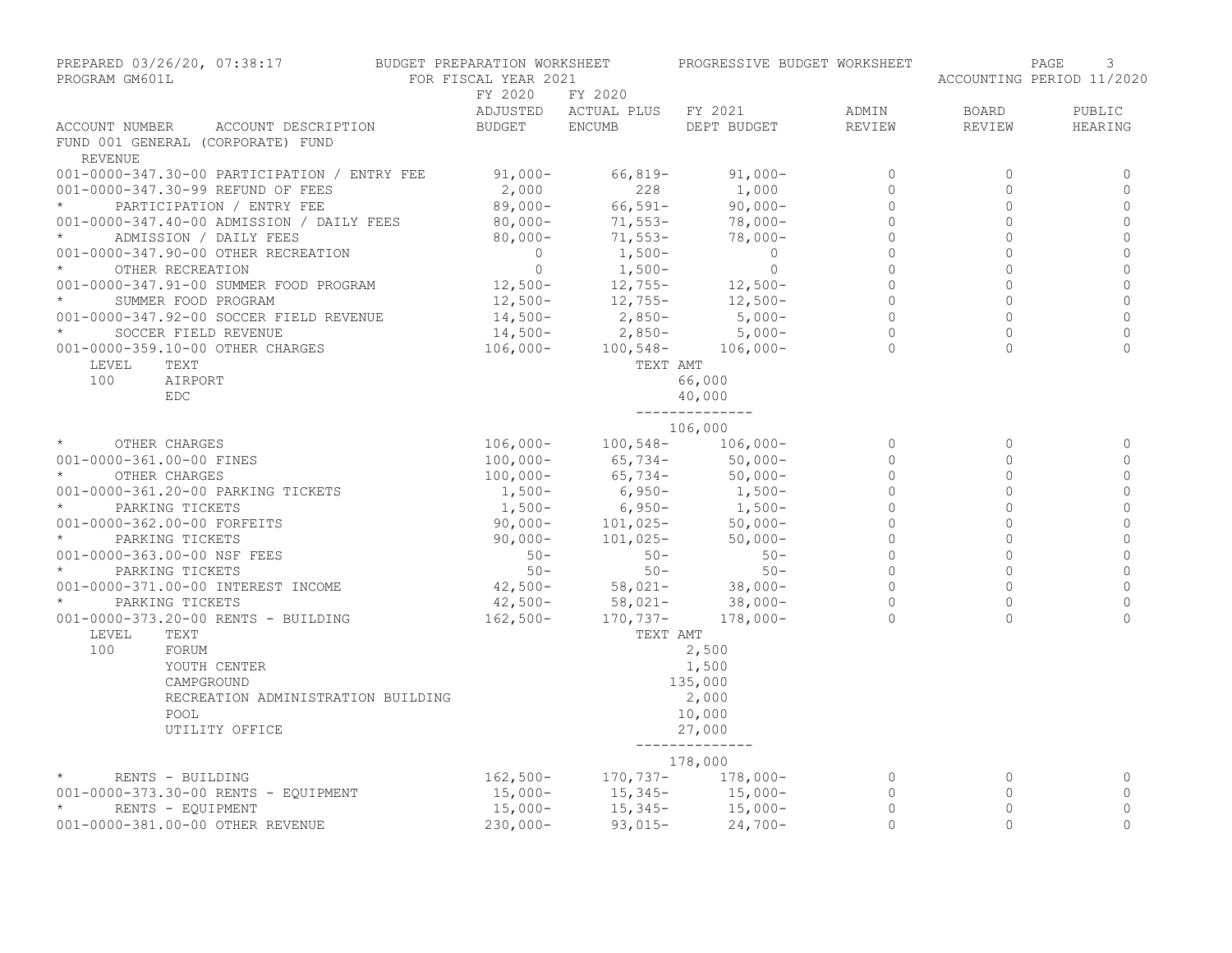PREPARED 03/26/20, 07:38:17 — BUDGET PREPARATION WORKSHEET — PROGRESSIVE BUDGET WORKSHEET
PROGRAM GM601L — FOR FISCAL YEAR 2021 — ACCOUNTING PERIOD 11/2020

FUND 001 GENERAL (CORPORATE) FUND

REVENUE

| ACCOUNT NUMBER ACCOUNT DESCRIPTION | FY 2020 ADJUSTED BUDGET | FY 2020 ACTUAL PLUS ENCUMB | FY 2021 DEPT BUDGET | ADMIN REVIEW | BOARD REVIEW | PUBLIC HEARING |
|---|---|---|---|---|---|---|
| 001-0000-347.30-00 PARTICIPATION / ENTRY FEE | 91,000- | 66,819- | 91,000- | 0 | 0 | 0 |
| 001-0000-347.30-99 REFUND OF FEES | 2,000 | 228 | 1,000 | 0 | 0 | 0 |
| * PARTICIPATION / ENTRY FEE | 89,000- | 66,591- | 90,000- | 0 | 0 | 0 |
| 001-0000-347.40-00 ADMISSION / DAILY FEES | 80,000- | 71,553- | 78,000- | 0 | 0 | 0 |
| * ADMISSION / DAILY FEES | 80,000- | 71,553- | 78,000- | 0 | 0 | 0 |
| 001-0000-347.90-00 OTHER RECREATION | 0 | 1,500- | 0 | 0 | 0 | 0 |
| * OTHER RECREATION | 0 | 1,500- | 0 | 0 | 0 | 0 |
| 001-0000-347.91-00 SUMMER FOOD PROGRAM | 12,500- | 12,755- | 12,500- | 0 | 0 | 0 |
| * SUMMER FOOD PROGRAM | 12,500- | 12,755- | 12,500- | 0 | 0 | 0 |
| 001-0000-347.92-00 SOCCER FIELD REVENUE | 14,500- | 2,850- | 5,000- | 0 | 0 | 0 |
| * SOCCER FIELD REVENUE | 14,500- | 2,850- | 5,000- | 0 | 0 | 0 |
| 001-0000-359.10-00 OTHER CHARGES | 106,000- | 100,548- | 106,000- | 0 | 0 | 0 |

| LEVEL | TEXT | TEXT AMT |
|---|---|---|
| 100 | AIRPORT | 66,000 |
| | EDC | 40,000 |
| | | -------------- |
| | | 106,000 |

| ACCOUNT NUMBER ACCOUNT DESCRIPTION | FY 2020 ADJUSTED BUDGET | FY 2020 ACTUAL PLUS ENCUMB | FY 2021 DEPT BUDGET | ADMIN REVIEW | BOARD REVIEW | PUBLIC HEARING |
|---|---|---|---|---|---|---|
| * OTHER CHARGES | 106,000- | 100,548- | 106,000- | 0 | 0 | 0 |
| 001-0000-361.00-00 FINES | 100,000- | 65,734- | 50,000- | 0 | 0 | 0 |
| * OTHER CHARGES | 100,000- | 65,734- | 50,000- | 0 | 0 | 0 |
| 001-0000-361.20-00 PARKING TICKETS | 1,500- | 6,950- | 1,500- | 0 | 0 | 0 |
| * PARKING TICKETS | 1,500- | 6,950- | 1,500- | 0 | 0 | 0 |
| 001-0000-362.00-00 FORFEITS | 90,000- | 101,025- | 50,000- | 0 | 0 | 0 |
| * PARKING TICKETS | 90,000- | 101,025- | 50,000- | 0 | 0 | 0 |
| 001-0000-363.00-00 NSF FEES | 50- | 50- | 50- | 0 | 0 | 0 |
| * PARKING TICKETS | 50- | 50- | 50- | 0 | 0 | 0 |
| 001-0000-371.00-00 INTEREST INCOME | 42,500- | 58,021- | 38,000- | 0 | 0 | 0 |
| * PARKING TICKETS | 42,500- | 58,021- | 38,000- | 0 | 0 | 0 |
| 001-0000-373.20-00 RENTS - BUILDING | 162,500- | 170,737- | 178,000- | 0 | 0 | 0 |

| LEVEL | TEXT | TEXT AMT |
|---|---|---|
| 100 | FORUM | 2,500 |
| | YOUTH CENTER | 1,500 |
| | CAMPGROUND | 135,000 |
| | RECREATION ADMINISTRATION BUILDING | 2,000 |
| | POOL | 10,000 |
| | UTILITY OFFICE | 27,000 |
| | | -------------- |
| | | 178,000 |

| ACCOUNT NUMBER ACCOUNT DESCRIPTION | FY 2020 ADJUSTED BUDGET | FY 2020 ACTUAL PLUS ENCUMB | FY 2021 DEPT BUDGET | ADMIN REVIEW | BOARD REVIEW | PUBLIC HEARING |
|---|---|---|---|---|---|---|
| * RENTS - BUILDING | 162,500- | 170,737- | 178,000- | 0 | 0 | 0 |
| 001-0000-373.30-00 RENTS - EQUIPMENT | 15,000- | 15,345- | 15,000- | 0 | 0 | 0 |
| * RENTS - EQUIPMENT | 15,000- | 15,345- | 15,000- | 0 | 0 | 0 |
| 001-0000-381.00-00 OTHER REVENUE | 230,000- | 93,015- | 24,700- | 0 | 0 | 0 |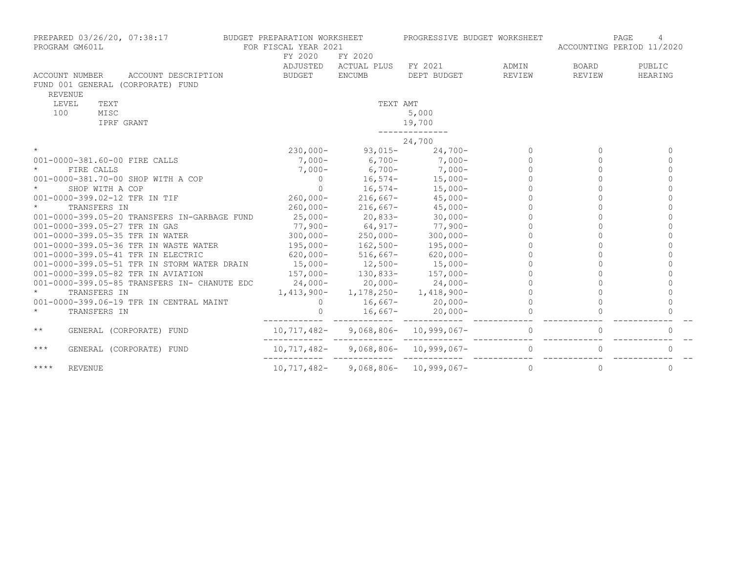PREPARED 03/26/20, 07:38:17 BUDGET PREPARATION WORKSHEET PROGRESSIVE BUDGET WORKSHEET
PROGRAM GM601L FOR FISCAL YEAR 2021 ACCOUNTING PERIOD 11/2020

FUND 001 GENERAL (CORPORATE) FUND

REVENUE

| LEVEL | TEXT | TEXT AMT |
|---|---|---|
| 100 | MISC | 5,000 |
| | IPRF GRANT | 19,700 |
| | | 24,700 |

| ACCOUNT NUMBER ACCOUNT DESCRIPTION | FY 2020 ADJUSTED BUDGET | FY 2020 ACTUAL PLUS ENCUMB | FY 2021 DEPT BUDGET | ADMIN REVIEW | BOARD REVIEW | PUBLIC HEARING |
|---|---|---|---|---|---|---|
| * | 230,000- | 93,015- | 24,700- | 0 | 0 | 0 |
| 001-0000-381.60-00 FIRE CALLS | 7,000- | 6,700- | 7,000- | 0 | 0 | 0 |
| * FIRE CALLS | 7,000- | 6,700- | 7,000- | 0 | 0 | 0 |
| 001-0000-381.70-00 SHOP WITH A COP | 0 | 16,574- | 15,000- | 0 | 0 | 0 |
| * SHOP WITH A COP | 0 | 16,574- | 15,000- | 0 | 0 | 0 |
| 001-0000-399.02-12 TFR IN TIF | 260,000- | 216,667- | 45,000- | 0 | 0 | 0 |
| * TRANSFERS IN | 260,000- | 216,667- | 45,000- | 0 | 0 | 0 |
| 001-0000-399.05-20 TRANSFERS IN-GARBAGE FUND | 25,000- | 20,833- | 30,000- | 0 | 0 | 0 |
| 001-0000-399.05-27 TFR IN GAS | 77,900- | 64,917- | 77,900- | 0 | 0 | 0 |
| 001-0000-399.05-35 TFR IN WATER | 300,000- | 250,000- | 300,000- | 0 | 0 | 0 |
| 001-0000-399.05-36 TFR IN WASTE WATER | 195,000- | 162,500- | 195,000- | 0 | 0 | 0 |
| 001-0000-399.05-41 TFR IN ELECTRIC | 620,000- | 516,667- | 620,000- | 0 | 0 | 0 |
| 001-0000-399.05-51 TFR IN STORM WATER DRAIN | 15,000- | 12,500- | 15,000- | 0 | 0 | 0 |
| 001-0000-399.05-82 TFR IN AVIATION | 157,000- | 130,833- | 157,000- | 0 | 0 | 0 |
| 001-0000-399.05-85 TRANSFERS IN- CHANUTE EDC | 24,000- | 20,000- | 24,000- | 0 | 0 | 0 |
| * TRANSFERS IN | 1,413,900- | 1,178,250- | 1,418,900- | 0 | 0 | 0 |
| 001-0000-399.06-19 TFR IN CENTRAL MAINT | 0 | 16,667- | 20,000- | 0 | 0 | 0 |
| * TRANSFERS IN | 0 | 16,667- | 20,000- | 0 | 0 | 0 |
| ** GENERAL (CORPORATE) FUND | 10,717,482- | 9,068,806- | 10,999,067- | 0 | 0 | 0 |
| *** GENERAL (CORPORATE) FUND | 10,717,482- | 9,068,806- | 10,999,067- | 0 | 0 | 0 |
| **** REVENUE | 10,717,482- | 9,068,806- | 10,999,067- | 0 | 0 | 0 |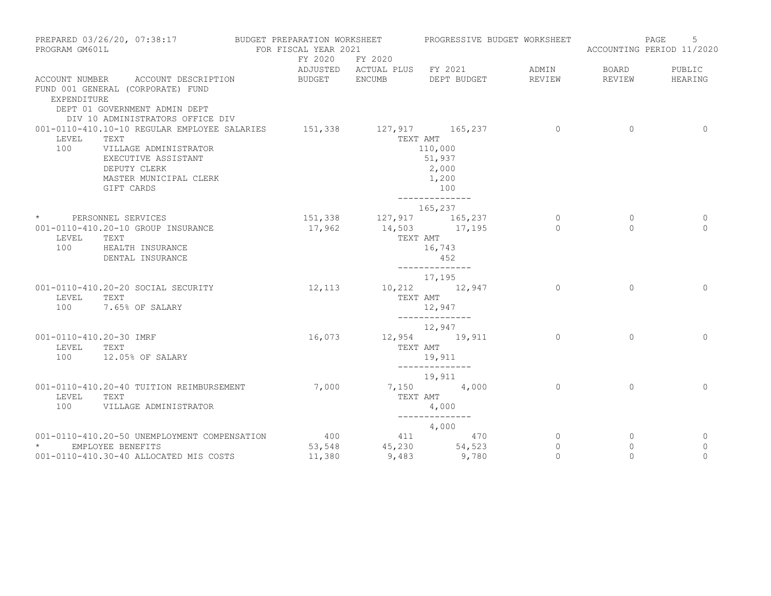PREPARED 03/26/20, 07:38:17 — BUDGET PREPARATION WORKSHEET — PROGRESSIVE BUDGET WORKSHEET
PROGRAM GM601L — FOR FISCAL YEAR 2021 — ACCOUNTING PERIOD 11/2020

| ACCOUNT NUMBER | ACCOUNT DESCRIPTION | FY 2020 ADJUSTED BUDGET | FY 2020 ACTUAL PLUS ENCUMB | FY 2021 DEPT BUDGET | ADMIN REVIEW | BOARD REVIEW | PUBLIC HEARING |
|---|---|---|---|---|---|---|---|
| FUND 001 GENERAL (CORPORATE) FUND | | | | | | | |
| EXPENDITURE | | | | | | | |
| DEPT 01 GOVERNMENT ADMIN DEPT | | | | | | | |
| DIV 10 ADMINISTRATORS OFFICE DIV | | | | | | | |
| 001-0110-410.10-10 | REGULAR EMPLOYEE SALARIES | 151,338 | 127,917 | 165,237 | 0 | 0 | 0 |
| LEVEL | TEXT | | TEXT AMT | | | | |
| 100 | VILLAGE ADMINISTRATOR | | 110,000 | | | | |
| | EXECUTIVE ASSISTANT | | 51,937 | | | | |
| | DEPUTY CLERK | | 2,000 | | | | |
| | MASTER MUNICIPAL CLERK | | 1,200 | | | | |
| | GIFT CARDS | | 100 | | | | |
| | | | 165,237 | | | | |
| * | PERSONNEL SERVICES | 151,338 | 127,917 | 165,237 | 0 | 0 | 0 |
| 001-0110-410.20-10 | GROUP INSURANCE | 17,962 | 14,503 | 17,195 | 0 | 0 | 0 |
| LEVEL | TEXT | | TEXT AMT | | | | |
| 100 | HEALTH INSURANCE | | 16,743 | | | | |
| | DENTAL INSURANCE | | 452 | | | | |
| | | | 17,195 | | | | |
| 001-0110-410.20-20 | SOCIAL SECURITY | 12,113 | 10,212 | 12,947 | 0 | 0 | 0 |
| LEVEL | TEXT | | TEXT AMT | | | | |
| 100 | 7.65% OF SALARY | | 12,947 | | | | |
| | | | 12,947 | | | | |
| 001-0110-410.20-30 | IMRF | 16,073 | 12,954 | 19,911 | 0 | 0 | 0 |
| LEVEL | TEXT | | TEXT AMT | | | | |
| 100 | 12.05% OF SALARY | | 19,911 | | | | |
| | | | 19,911 | | | | |
| 001-0110-410.20-40 | TUITION REIMBURSEMENT | 7,000 | 7,150 | 4,000 | 0 | 0 | 0 |
| LEVEL | TEXT | | TEXT AMT | | | | |
| 100 | VILLAGE ADMINISTRATOR | | 4,000 | | | | |
| | | | 4,000 | | | | |
| 001-0110-410.20-50 | UNEMPLOYMENT COMPENSATION | 400 | 411 | 470 | 0 | 0 | 0 |
| * | EMPLOYEE BENEFITS | 53,548 | 45,230 | 54,523 | 0 | 0 | 0 |
| 001-0110-410.30-40 | ALLOCATED MIS COSTS | 11,380 | 9,483 | 9,780 | 0 | 0 | 0 |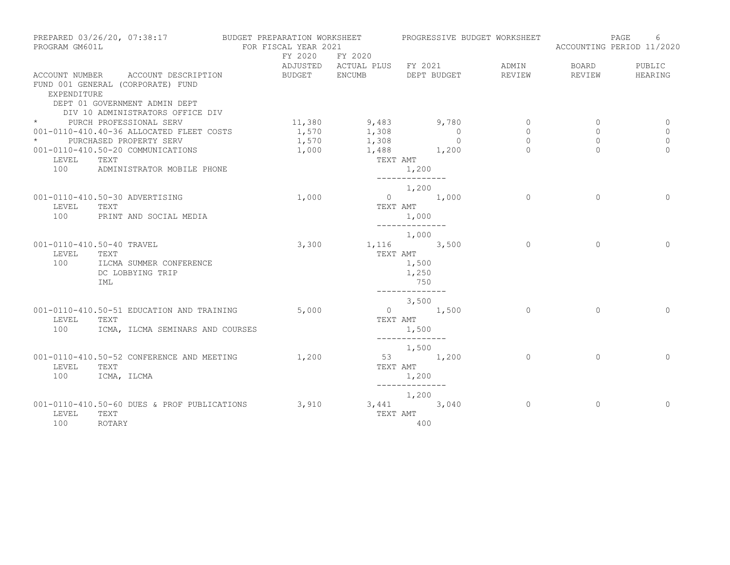PREPARED 03/26/20, 07:38:17 — BUDGET PREPARATION WORKSHEET — PROGRESSIVE BUDGET WORKSHEET
PROGRAM GM601L — FOR FISCAL YEAR 2021 — ACCOUNTING PERIOD 11/2020

FUND 001 GENERAL (CORPORATE) FUND
EXPENDITURE
DEPT 01 GOVERNMENT ADMIN DEPT
DIV 10 ADMINISTRATORS OFFICE DIV

| ACCOUNT NUMBER | ACCOUNT DESCRIPTION | FY 2020 ADJUSTED BUDGET | FY 2020 ACTUAL PLUS ENCUMB | FY 2021 DEPT BUDGET | ADMIN REVIEW | BOARD REVIEW | PUBLIC HEARING |
|---|---|---|---|---|---|---|---|
| * | PURCH PROFESSIONAL SERV | 11,380 | 9,483 | 9,780 | 0 | 0 | 0 |
| 001-0110-410.40-36 | ALLOCATED FLEET COSTS | 1,570 | 1,308 | 0 | 0 | 0 | 0 |
| * | PURCHASED PROPERTY SERV | 1,570 | 1,308 | 0 | 0 | 0 | 0 |
| 001-0110-410.50-20 | COMMUNICATIONS | 1,000 | 1,488 | 1,200 | 0 | 0 | 0 |
| LEVEL 100 | TEXT: ADMINISTRATOR MOBILE PHONE | | TEXT AMT | 1,200 | | | |
| | | | | 1,200 | | | |
| 001-0110-410.50-30 | ADVERTISING | 1,000 | 0 | 1,000 | 0 | 0 | 0 |
| LEVEL 100 | TEXT: PRINT AND SOCIAL MEDIA | | TEXT AMT | 1,000 | | | |
| | | | | 1,000 | | | |
| 001-0110-410.50-40 | TRAVEL | 3,300 | 1,116 | 3,500 | 0 | 0 | 0 |
| LEVEL 100 | TEXT: ILCMA SUMMER CONFERENCE | | TEXT AMT | 1,500 | | | |
| | DC LOBBYING TRIP | | | 1,250 | | | |
| | IML | | | 750 | | | |
| | | | | 3,500 | | | |
| 001-0110-410.50-51 | EDUCATION AND TRAINING | 5,000 | 0 | 1,500 | 0 | 0 | 0 |
| LEVEL 100 | TEXT: ICMA, ILCMA SEMINARS AND COURSES | | TEXT AMT | 1,500 | | | |
| | | | | 1,500 | | | |
| 001-0110-410.50-52 | CONFERENCE AND MEETING | 1,200 | 53 | 1,200 | 0 | 0 | 0 |
| LEVEL 100 | TEXT: ICMA, ILCMA | | TEXT AMT | 1,200 | | | |
| | | | | 1,200 | | | |
| 001-0110-410.50-60 | DUES & PROF PUBLICATIONS | 3,910 | 3,441 | 3,040 | 0 | 0 | 0 |
| LEVEL 100 | TEXT: ROTARY | | TEXT AMT | 400 | | | |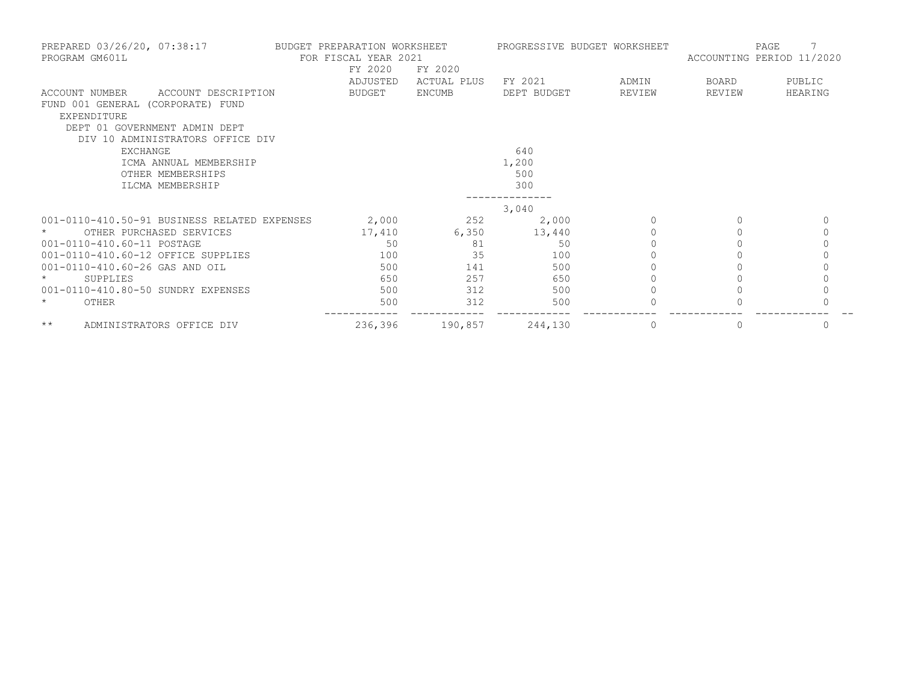PREPARED 03/26/20, 07:38:17 BUDGET PREPARATION WORKSHEET PROGRESSIVE BUDGET WORKSHEET
PROGRAM GM601L FOR FISCAL YEAR 2021 ACCOUNTING PERIOD 11/2020

| ACCOUNT NUMBER | ACCOUNT DESCRIPTION | FY 2020 ADJUSTED BUDGET | FY 2020 ACTUAL PLUS ENCUMB | FY 2021 DEPT BUDGET | ADMIN REVIEW | BOARD REVIEW | PUBLIC HEARING |
|---|---|---|---|---|---|---|---|
| FUND 001 GENERAL (CORPORATE) FUND | | | | | | | |
| EXPENDITURE | | | | | | | |
| DEPT 01 GOVERNMENT ADMIN DEPT | | | | | | | |
| DIV 10 ADMINISTRATORS OFFICE DIV | | | | | | | |
| | EXCHANGE | | | 640 | | | |
| | ICMA ANNUAL MEMBERSHIP | | | 1,200 | | | |
| | OTHER MEMBERSHIPS | | | 500 | | | |
| | ILCMA MEMBERSHIP | | | 300 | | | |
| | | | | 3,040 | | | |
| 001-0110-410.50-91 | BUSINESS RELATED EXPENSES | 2,000 | 252 | 2,000 | 0 | 0 | 0 |
| * | OTHER PURCHASED SERVICES | 17,410 | 6,350 | 13,440 | 0 | 0 | 0 |
| 001-0110-410.60-11 | POSTAGE | 50 | 81 | 50 | 0 | 0 | 0 |
| 001-0110-410.60-12 | OFFICE SUPPLIES | 100 | 35 | 100 | 0 | 0 | 0 |
| 001-0110-410.60-26 | GAS AND OIL | 500 | 141 | 500 | 0 | 0 | 0 |
| * | SUPPLIES | 650 | 257 | 650 | 0 | 0 | 0 |
| 001-0110-410.80-50 | SUNDRY EXPENSES | 500 | 312 | 500 | 0 | 0 | 0 |
| * | OTHER | 500 | 312 | 500 | 0 | 0 | 0 |
| ** | ADMINISTRATORS OFFICE DIV | 236,396 | 190,857 | 244,130 | 0 | 0 | 0 |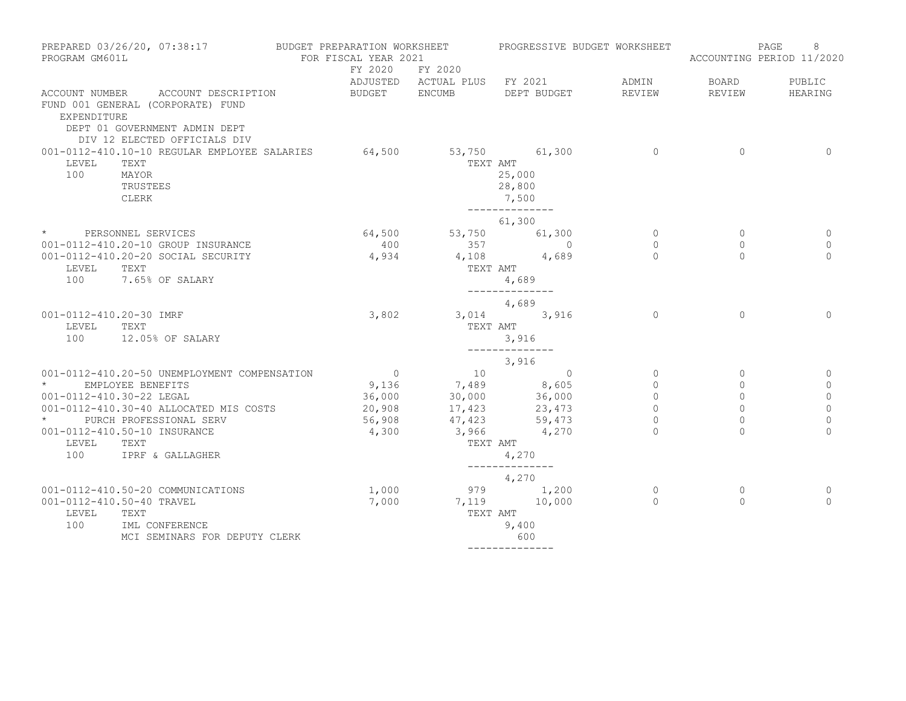PREPARED 03/26/20, 07:38:17 BUDGET PREPARATION WORKSHEET PROGRESSIVE BUDGET WORKSHEET
PROGRAM GM601L FOR FISCAL YEAR 2021 ACCOUNTING PERIOD 11/2020

FUND 001 GENERAL (CORPORATE) FUND
EXPENDITURE
DEPT 01 GOVERNMENT ADMIN DEPT
DIV 12 ELECTED OFFICIALS DIV

| ACCOUNT NUMBER ACCOUNT DESCRIPTION | FY 2020 ADJUSTED BUDGET | FY 2020 ACTUAL PLUS ENCUMB | FY 2021 DEPT BUDGET | ADMIN REVIEW | BOARD REVIEW | PUBLIC HEARING |
|---|---|---|---|---|---|---|
| 001-0112-410.10-10 REGULAR EMPLOYEE SALARIES | 64,500 | 53,750 | 61,300 | 0 | 0 | 0 |
| LEVEL TEXT | | TEXT AMT | | | | |
| 100 MAYOR | | | 25,000 | | | |
| TRUSTEES | | | 28,800 | | | |
| CLERK | | | 7,500 | | | |
| | | | -------------- | | | |
| | | | 61,300 | | | |
| * PERSONNEL SERVICES | 64,500 | 53,750 | 61,300 | 0 | 0 | 0 |
| 001-0112-410.20-10 GROUP INSURANCE | 400 | 357 | 0 | 0 | 0 | 0 |
| 001-0112-410.20-20 SOCIAL SECURITY | 4,934 | 4,108 | 4,689 | 0 | 0 | 0 |
| LEVEL TEXT | | TEXT AMT | | | | |
| 100 7.65% OF SALARY | | | 4,689 | | | |
| | | | -------------- | | | |
| | | | 4,689 | | | |
| 001-0112-410.20-30 IMRF | 3,802 | 3,014 | 3,916 | 0 | 0 | 0 |
| LEVEL TEXT | | TEXT AMT | | | | |
| 100 12.05% OF SALARY | | | 3,916 | | | |
| | | | -------------- | | | |
| | | | 3,916 | | | |
| 001-0112-410.20-50 UNEMPLOYMENT COMPENSATION | 0 | 10 | 0 | 0 | 0 | 0 |
| * EMPLOYEE BENEFITS | 9,136 | 7,489 | 8,605 | 0 | 0 | 0 |
| 001-0112-410.30-22 LEGAL | 36,000 | 30,000 | 36,000 | 0 | 0 | 0 |
| 001-0112-410.30-40 ALLOCATED MIS COSTS | 20,908 | 17,423 | 23,473 | 0 | 0 | 0 |
| * PURCH PROFESSIONAL SERV | 56,908 | 47,423 | 59,473 | 0 | 0 | 0 |
| 001-0112-410.50-10 INSURANCE | 4,300 | 3,966 | 4,270 | 0 | 0 | 0 |
| LEVEL TEXT | | TEXT AMT | | | | |
| 100 IPRF & GALLAGHER | | | 4,270 | | | |
| | | | -------------- | | | |
| | | | 4,270 | | | |
| 001-0112-410.50-20 COMMUNICATIONS | 1,000 | 979 | 1,200 | 0 | 0 | 0 |
| 001-0112-410.50-40 TRAVEL | 7,000 | 7,119 | 10,000 | 0 | 0 | 0 |
| LEVEL TEXT | | TEXT AMT | | | | |
| 100 IML CONFERENCE | | | 9,400 | | | |
| MCI SEMINARS FOR DEPUTY CLERK | | | 600 | | | |
| | | | -------------- | | | |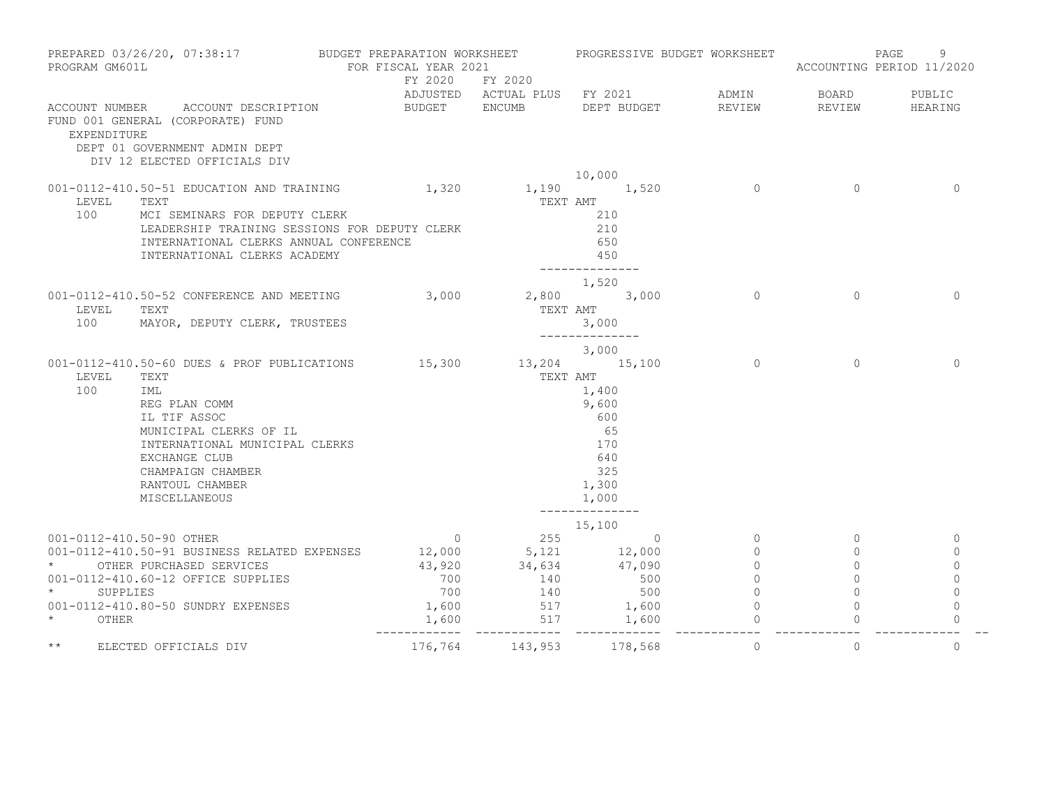PREPARED 03/26/20, 07:38:17 — BUDGET PREPARATION WORKSHEET — PROGRESSIVE BUDGET WORKSHEET
PROGRAM GM601L — FOR FISCAL YEAR 2021 — ACCOUNTING PERIOD 11/2020

FUND 001 GENERAL (CORPORATE) FUND
EXPENDITURE
DEPT 01 GOVERNMENT ADMIN DEPT
DIV 12 ELECTED OFFICIALS DIV

| ACCOUNT NUMBER | ACCOUNT DESCRIPTION | FY 2020 ADJUSTED BUDGET | FY 2020 ACTUAL PLUS ENCUMB | FY 2021 DEPT BUDGET | ADMIN REVIEW | BOARD REVIEW | PUBLIC HEARING |
|---|---|---|---|---|---|---|---|
| | | | | 10,000 | | | |
| 001-0112-410.50-51 | EDUCATION AND TRAINING | 1,320 | 1,190 | 1,520 | 0 | 0 | 0 |
| LEVEL | TEXT | | TEXT AMT | | | | |
| 100 | MCI SEMINARS FOR DEPUTY CLERK | | | 210 | | | |
| | LEADERSHIP TRAINING SESSIONS FOR DEPUTY CLERK | | | 210 | | | |
| | INTERNATIONAL CLERKS ANNUAL CONFERENCE | | | 650 | | | |
| | INTERNATIONAL CLERKS ACADEMY | | | 450 | | | |
| | | | | 1,520 | | | |
| 001-0112-410.50-52 | CONFERENCE AND MEETING | 3,000 | 2,800 | 3,000 | 0 | 0 | 0 |
| LEVEL | TEXT | | TEXT AMT | | | | |
| 100 | MAYOR, DEPUTY CLERK, TRUSTEES | | | 3,000 | | | |
| | | | | 3,000 | | | |
| 001-0112-410.50-60 | DUES & PROF PUBLICATIONS | 15,300 | 13,204 | 15,100 | 0 | 0 | 0 |
| LEVEL | TEXT | | TEXT AMT | | | | |
| 100 | IML | | | 1,400 | | | |
| | REG PLAN COMM | | | 9,600 | | | |
| | IL TIF ASSOC | | | 600 | | | |
| | MUNICIPAL CLERKS OF IL | | | 65 | | | |
| | INTERNATIONAL MUNICIPAL CLERKS | | | 170 | | | |
| | EXCHANGE CLUB | | | 640 | | | |
| | CHAMPAIGN CHAMBER | | | 325 | | | |
| | RANTOUL CHAMBER | | | 1,300 | | | |
| | MISCELLANEOUS | | | 1,000 | | | |
| | | | | 15,100 | | | |
| 001-0112-410.50-90 | OTHER | 0 | 255 | 0 | 0 | 0 | 0 |
| 001-0112-410.50-91 | BUSINESS RELATED EXPENSES | 12,000 | 5,121 | 12,000 | 0 | 0 | 0 |
| * | OTHER PURCHASED SERVICES | 43,920 | 34,634 | 47,090 | 0 | 0 | 0 |
| 001-0112-410.60-12 | OFFICE SUPPLIES | 700 | 140 | 500 | 0 | 0 | 0 |
| * | SUPPLIES | 700 | 140 | 500 | 0 | 0 | 0 |
| 001-0112-410.80-50 | SUNDRY EXPENSES | 1,600 | 517 | 1,600 | 0 | 0 | 0 |
| * | OTHER | 1,600 | 517 | 1,600 | 0 | 0 | 0 |
| ** | ELECTED OFFICIALS DIV | 176,764 | 143,953 | 178,568 | 0 | 0 | 0 |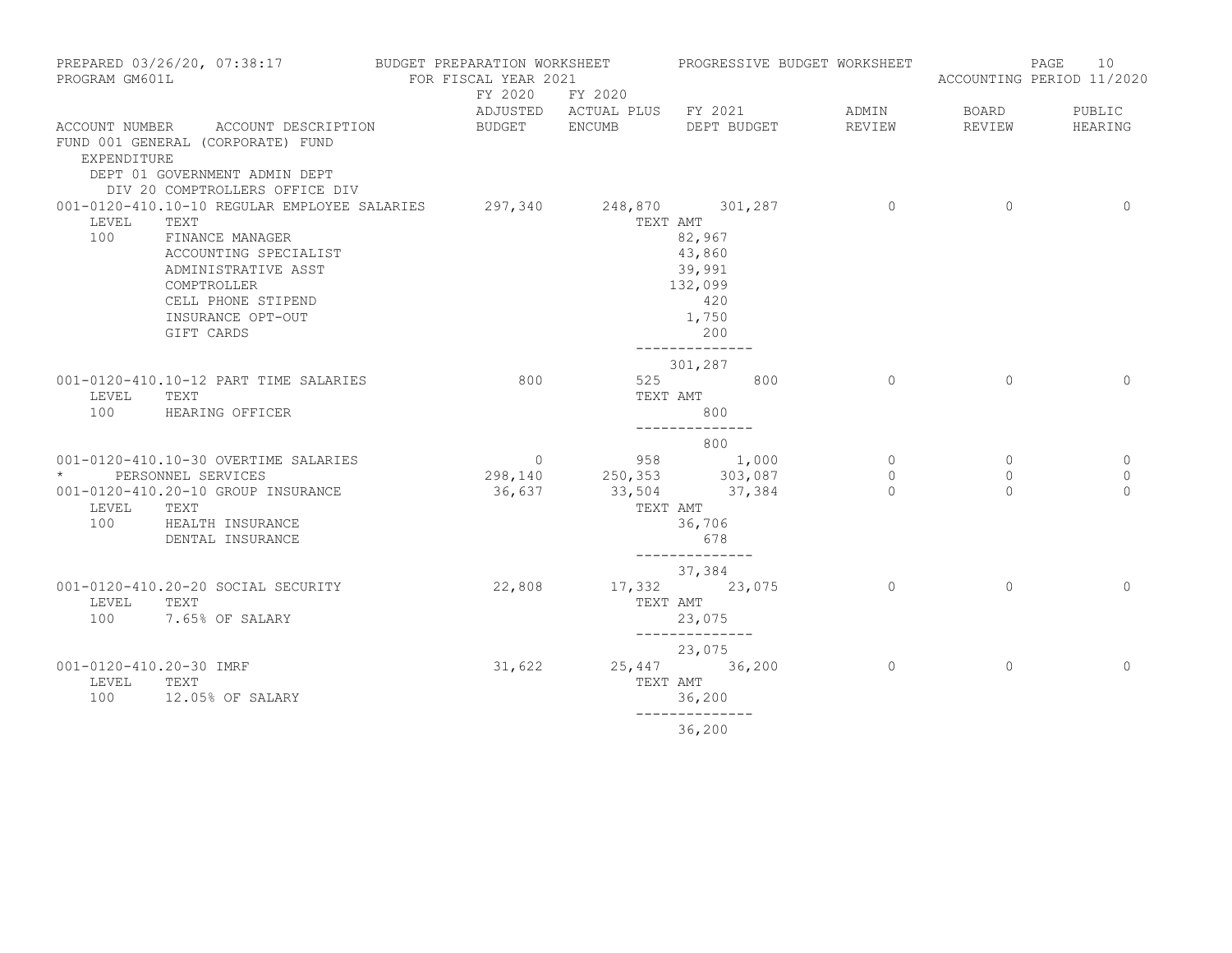PREPARED 03/26/20, 07:38:17 — BUDGET PREPARATION WORKSHEET — PROGRESSIVE BUDGET WORKSHEET
PROGRAM GM601L — FOR FISCAL YEAR 2021 — ACCOUNTING PERIOD 11/2020

FUND 001 GENERAL (CORPORATE) FUND
EXPENDITURE
DEPT 01 GOVERNMENT ADMIN DEPT
DIV 20 COMPTROLLERS OFFICE DIV

| ACCOUNT NUMBER | ACCOUNT DESCRIPTION | FY 2020 ADJUSTED BUDGET | FY 2020 ACTUAL PLUS ENCUMB | FY 2021 DEPT BUDGET | ADMIN REVIEW | BOARD REVIEW | PUBLIC HEARING |
|---|---|---|---|---|---|---|---|
| 001-0120-410.10-10 | REGULAR EMPLOYEE SALARIES | 297,340 | 248,870 | 301,287 | 0 | 0 | 0 |
| LEVEL 100 | TEXT | | | TEXT AMT | | | |
| | FINANCE MANAGER | | | 82,967 | | | |
| | ACCOUNTING SPECIALIST | | | 43,860 | | | |
| | ADMINISTRATIVE ASST | | | 39,991 | | | |
| | COMPTROLLER | | | 132,099 | | | |
| | CELL PHONE STIPEND | | | 420 | | | |
| | INSURANCE OPT-OUT | | | 1,750 | | | |
| | GIFT CARDS | | | 200 | | | |
| | | | | 301,287 | | | |
| 001-0120-410.10-12 | PART TIME SALARIES | 800 | 525 | 800 | 0 | 0 | 0 |
| LEVEL 100 | TEXT | | | TEXT AMT | | | |
| | HEARING OFFICER | | | 800 | | | |
| | | | | 800 | | | |
| 001-0120-410.10-30 | OVERTIME SALARIES | 0 | 958 | 1,000 | 0 | 0 | 0 |
| * | PERSONNEL SERVICES | 298,140 | 250,353 | 303,087 | 0 | 0 | 0 |
| 001-0120-410.20-10 | GROUP INSURANCE | 36,637 | 33,504 | 37,384 | 0 | 0 | 0 |
| LEVEL 100 | TEXT | | | TEXT AMT | | | |
| | HEALTH INSURANCE | | | 36,706 | | | |
| | DENTAL INSURANCE | | | 678 | | | |
| | | | | 37,384 | | | |
| 001-0120-410.20-20 | SOCIAL SECURITY | 22,808 | 17,332 | 23,075 | 0 | 0 | 0 |
| LEVEL 100 | TEXT | | | TEXT AMT | | | |
| | 7.65% OF SALARY | | | 23,075 | | | |
| | | | | 23,075 | | | |
| 001-0120-410.20-30 | IMRF | 31,622 | 25,447 | 36,200 | 0 | 0 | 0 |
| LEVEL 100 | TEXT | | | TEXT AMT | | | |
| | 12.05% OF SALARY | | | 36,200 | | | |
| | | | | 36,200 | | | |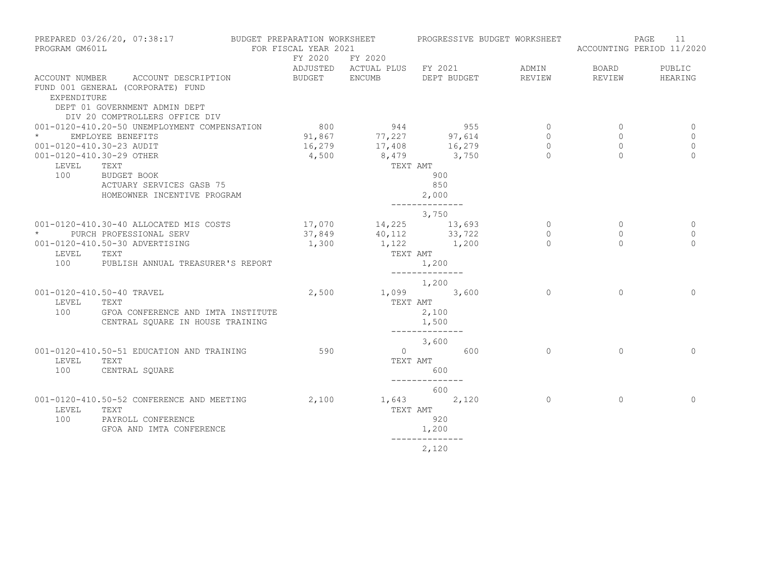PREPARED 03/26/20, 07:38:17 — BUDGET PREPARATION WORKSHEET — PROGRESSIVE BUDGET WORKSHEET

PROGRAM GM601L — FOR FISCAL YEAR 2021 — ACCOUNTING PERIOD 11/2020

| ACCOUNT NUMBER | ACCOUNT DESCRIPTION | FY 2020 ADJUSTED BUDGET | FY 2020 ACTUAL PLUS ENCUMB | FY 2021 DEPT BUDGET | ADMIN REVIEW | BOARD REVIEW | PUBLIC HEARING |
|---|---|---|---|---|---|---|---|
| FUND 001 GENERAL (CORPORATE) FUND | | | | | | | |
| EXPENDITURE | | | | | | | |
| DEPT 01 GOVERNMENT ADMIN DEPT | | | | | | | |
| DIV 20 COMPTROLLERS OFFICE DIV | | | | | | | |
| 001-0120-410.20-50 | UNEMPLOYMENT COMPENSATION | 800 | 944 | 955 | 0 | 0 | 0 |
| * | EMPLOYEE BENEFITS | 91,867 | 77,227 | 97,614 | 0 | 0 | 0 |
| 001-0120-410.30-23 | AUDIT | 16,279 | 17,408 | 16,279 | 0 | 0 | 0 |
| 001-0120-410.30-29 | OTHER | 4,500 | 8,479 | 3,750 | 0 | 0 | 0 |
| LEVEL | TEXT | | TEXT AMT | | | | |
| 100 | BUDGET BOOK | | | 900 | | | |
| | ACTUARY SERVICES GASB 75 | | | 850 | | | |
| | HOMEOWNER INCENTIVE PROGRAM | | | 2,000 | | | |
| | | | | 3,750 | | | |
| 001-0120-410.30-40 | ALLOCATED MIS COSTS | 17,070 | 14,225 | 13,693 | 0 | 0 | 0 |
| * | PURCH PROFESSIONAL SERV | 37,849 | 40,112 | 33,722 | 0 | 0 | 0 |
| 001-0120-410.50-30 | ADVERTISING | 1,300 | 1,122 | 1,200 | 0 | 0 | 0 |
| LEVEL | TEXT | | TEXT AMT | | | | |
| 100 | PUBLISH ANNUAL TREASURER'S REPORT | | | 1,200 | | | |
| | | | | 1,200 | | | |
| 001-0120-410.50-40 | TRAVEL | 2,500 | 1,099 | 3,600 | 0 | 0 | 0 |
| LEVEL | TEXT | | TEXT AMT | | | | |
| 100 | GFOA CONFERENCE AND IMTA INSTITUTE | | | 2,100 | | | |
| | CENTRAL SQUARE IN HOUSE TRAINING | | | 1,500 | | | |
| | | | | 3,600 | | | |
| 001-0120-410.50-51 | EDUCATION AND TRAINING | 590 | 0 | 600 | 0 | 0 | 0 |
| LEVEL | TEXT | | TEXT AMT | | | | |
| 100 | CENTRAL SQUARE | | | 600 | | | |
| | | | | 600 | | | |
| 001-0120-410.50-52 | CONFERENCE AND MEETING | 2,100 | 1,643 | 2,120 | 0 | 0 | 0 |
| LEVEL | TEXT | | TEXT AMT | | | | |
| 100 | PAYROLL CONFERENCE | | | 920 | | | |
| | GFOA AND IMTA CONFERENCE | | | 1,200 | | | |
| | | | | 2,120 | | | |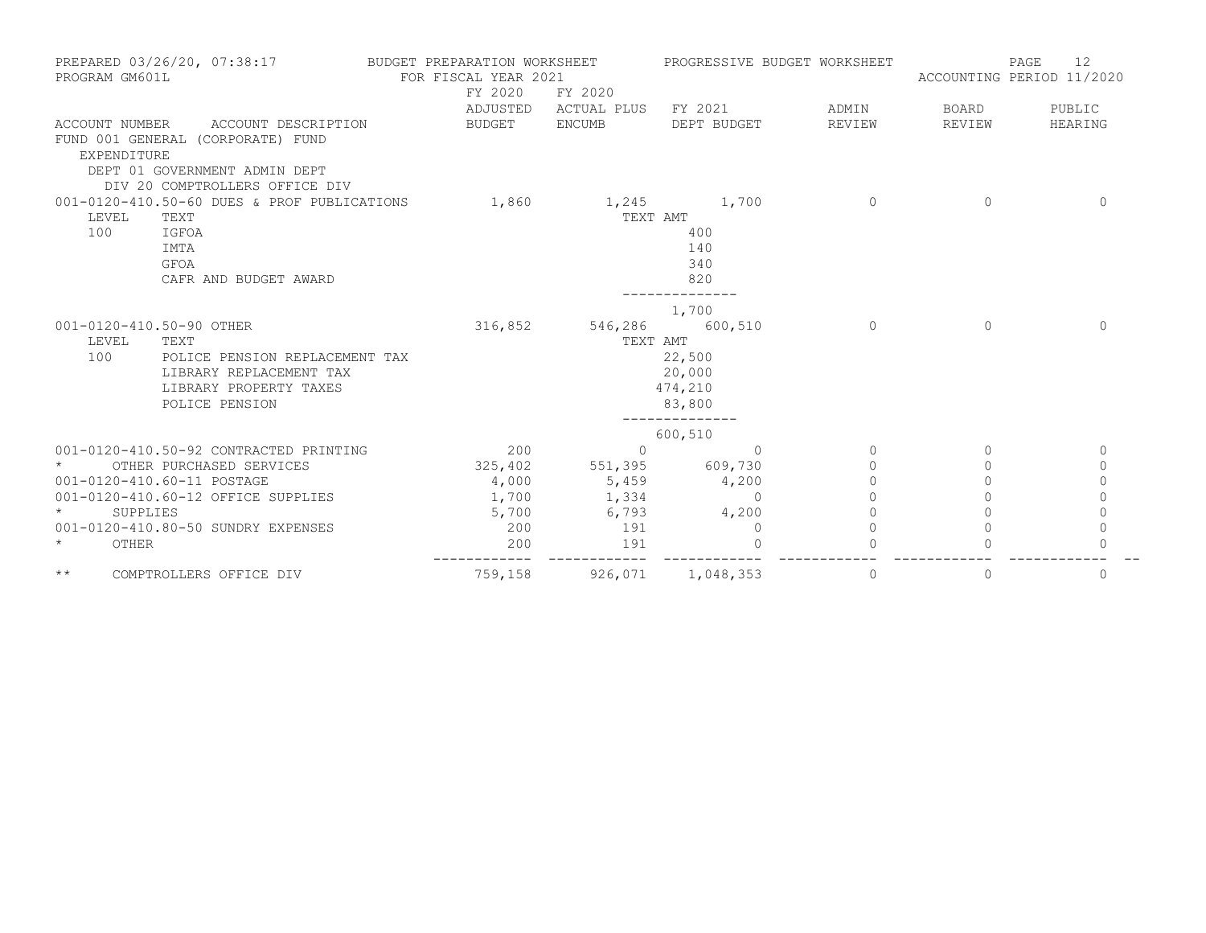BUDGET PREPARATION WORKSHEET — PROGRESSIVE BUDGET WORKSHEET
FOR FISCAL YEAR 2021

PREPARED 03/26/20, 07:38:17
PROGRAM GM601L
ACCOUNTING PERIOD 11/2020

FUND 001 GENERAL (CORPORATE) FUND
EXPENDITURE
DEPT 01 GOVERNMENT ADMIN DEPT
DIV 20 COMPTROLLERS OFFICE DIV

| ACCOUNT NUMBER | ACCOUNT DESCRIPTION | FY 2020 ADJUSTED BUDGET | FY 2020 ACTUAL PLUS ENCUMB | FY 2021 DEPT BUDGET | ADMIN REVIEW | BOARD REVIEW | PUBLIC HEARING |
|---|---|---|---|---|---|---|---|
| 001-0120-410.50-60 | DUES & PROF PUBLICATIONS | 1,860 | 1,245 | 1,700 | 0 | 0 | 0 |
| LEVEL 100 | TEXT | | | TEXT AMT | | | |
| | IGFOA | | | 400 | | | |
| | IMTA | | | 140 | | | |
| | GFOA | | | 340 | | | |
| | CAFR AND BUDGET AWARD | | | 820 | | | |
| | | | | 1,700 | | | |
| 001-0120-410.50-90 | OTHER | 316,852 | 546,286 | 600,510 | 0 | 0 | 0 |
| LEVEL 100 | TEXT | | | TEXT AMT | | | |
| | POLICE PENSION REPLACEMENT TAX | | | 22,500 | | | |
| | LIBRARY REPLACEMENT TAX | | | 20,000 | | | |
| | LIBRARY PROPERTY TAXES | | | 474,210 | | | |
| | POLICE PENSION | | | 83,800 | | | |
| | | | | 600,510 | | | |
| 001-0120-410.50-92 | CONTRACTED PRINTING | 200 | 0 | 0 | 0 | 0 | 0 |
| * | OTHER PURCHASED SERVICES | 325,402 | 551,395 | 609,730 | 0 | 0 | 0 |
| 001-0120-410.60-11 | POSTAGE | 4,000 | 5,459 | 4,200 | 0 | 0 | 0 |
| 001-0120-410.60-12 | OFFICE SUPPLIES | 1,700 | 1,334 | 0 | 0 | 0 | 0 |
| * | SUPPLIES | 5,700 | 6,793 | 4,200 | 0 | 0 | 0 |
| 001-0120-410.80-50 | SUNDRY EXPENSES | 200 | 191 | 0 | 0 | 0 | 0 |
| * | OTHER | 200 | 191 | 0 | 0 | 0 | 0 |
| ** | COMPTROLLERS OFFICE DIV | 759,158 | 926,071 | 1,048,353 | 0 | 0 | 0 |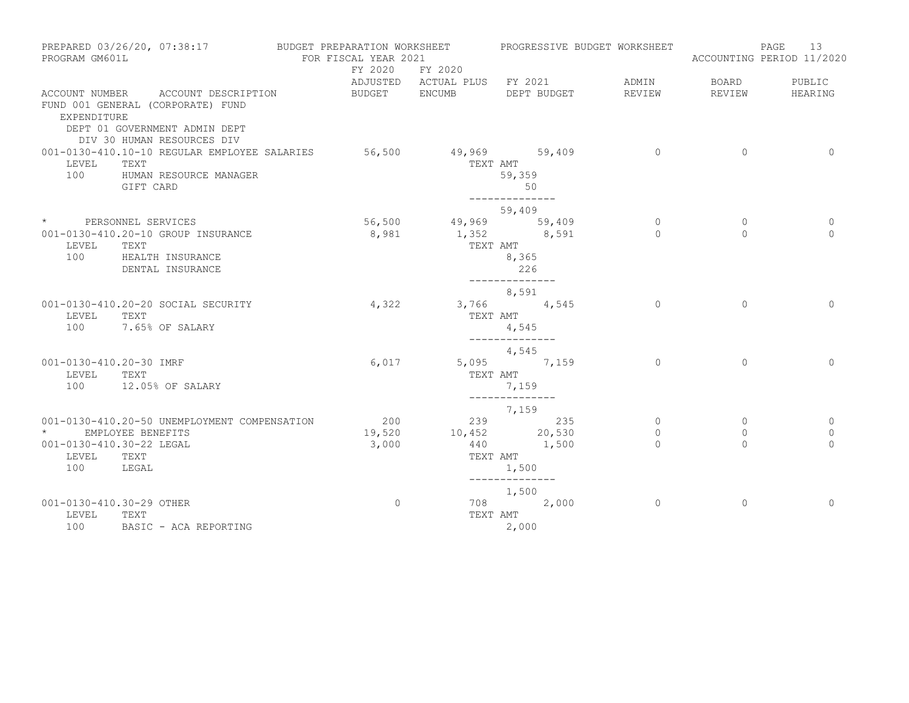PREPARED 03/26/20, 07:38:17 — BUDGET PREPARATION WORKSHEET — PROGRESSIVE BUDGET WORKSHEET
PROGRAM GM601L — FOR FISCAL YEAR 2021 — ACCOUNTING PERIOD 11/2020

FUND 001 GENERAL (CORPORATE) FUND
EXPENDITURE
DEPT 01 GOVERNMENT ADMIN DEPT
DIV 30 HUMAN RESOURCES DIV

| ACCOUNT NUMBER | ACCOUNT DESCRIPTION | FY 2020 ADJUSTED BUDGET | FY 2020 ACTUAL PLUS ENCUMB | FY 2021 DEPT BUDGET | ADMIN REVIEW | BOARD REVIEW | PUBLIC HEARING |
|---|---|---|---|---|---|---|---|
| 001-0130-410.10-10 | REGULAR EMPLOYEE SALARIES | 56,500 | 49,969 | 59,409 | 0 | 0 | 0 |
| LEVEL | TEXT | | TEXT AMT | | | | |
| 100 | HUMAN RESOURCE MANAGER | | | 59,359 | | | |
| | GIFT CARD | | | 50 | | | |
| | | | | -------------- | | | |
| | | | | 59,409 | | | |
| * | PERSONNEL SERVICES | 56,500 | 49,969 | 59,409 | 0 | 0 | 0 |
| 001-0130-410.20-10 | GROUP INSURANCE | 8,981 | 1,352 | 8,591 | 0 | 0 | 0 |
| LEVEL | TEXT | | TEXT AMT | | | | |
| 100 | HEALTH INSURANCE | | | 8,365 | | | |
| | DENTAL INSURANCE | | | 226 | | | |
| | | | | -------------- | | | |
| | | | | 8,591 | | | |
| 001-0130-410.20-20 | SOCIAL SECURITY | 4,322 | 3,766 | 4,545 | 0 | 0 | 0 |
| LEVEL | TEXT | | TEXT AMT | | | | |
| 100 | 7.65% OF SALARY | | | 4,545 | | | |
| | | | | -------------- | | | |
| | | | | 4,545 | | | |
| 001-0130-410.20-30 | IMRF | 6,017 | 5,095 | 7,159 | 0 | 0 | 0 |
| LEVEL | TEXT | | TEXT AMT | | | | |
| 100 | 12.05% OF SALARY | | | 7,159 | | | |
| | | | | -------------- | | | |
| | | | | 7,159 | | | |
| 001-0130-410.20-50 | UNEMPLOYMENT COMPENSATION | 200 | 239 | 235 | 0 | 0 | 0 |
| * | EMPLOYEE BENEFITS | 19,520 | 10,452 | 20,530 | 0 | 0 | 0 |
| 001-0130-410.30-22 | LEGAL | 3,000 | 440 | 1,500 | 0 | 0 | 0 |
| LEVEL | TEXT | | TEXT AMT | | | | |
| 100 | LEGAL | | | 1,500 | | | |
| | | | | -------------- | | | |
| | | | | 1,500 | | | |
| 001-0130-410.30-29 | OTHER | 0 | 708 | 2,000 | 0 | 0 | 0 |
| LEVEL | TEXT | | TEXT AMT | | | | |
| 100 | BASIC - ACA REPORTING | | | 2,000 | | | |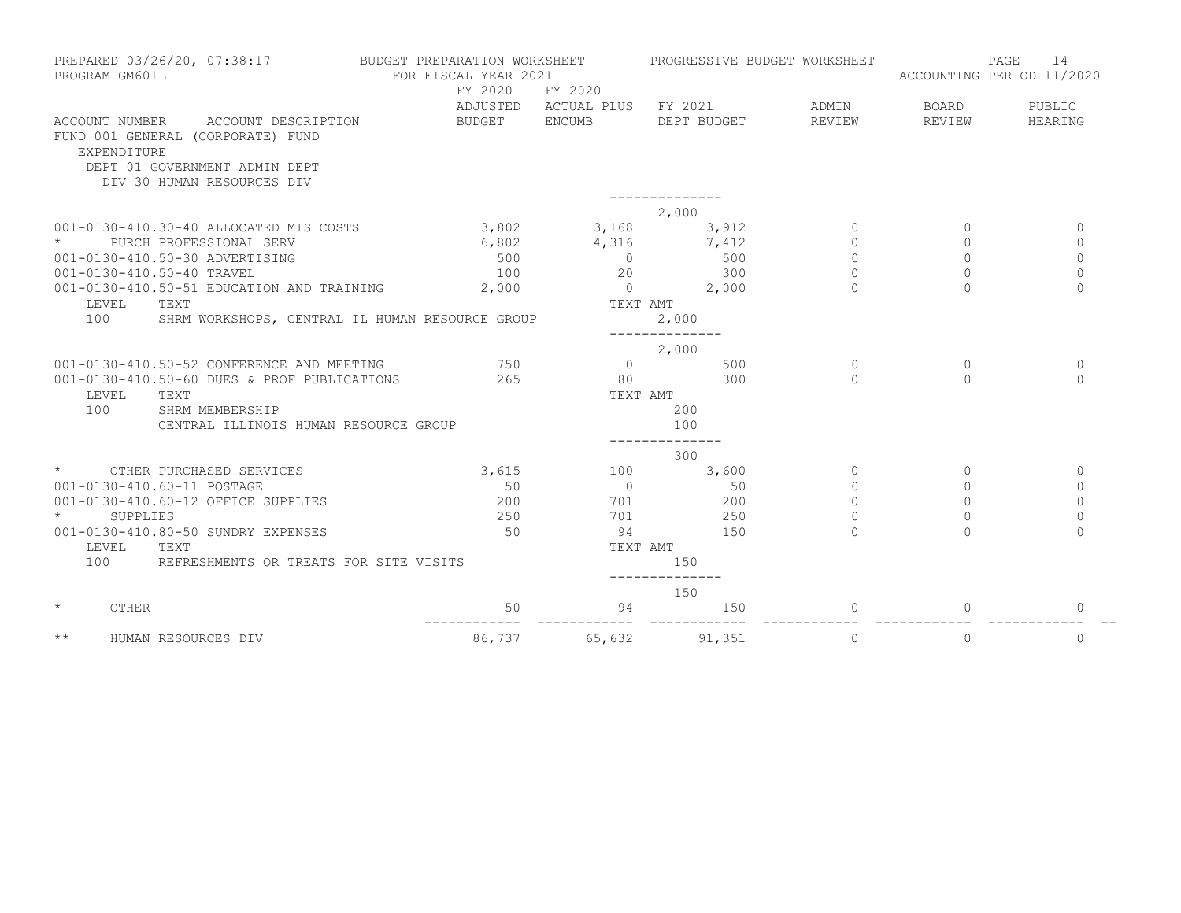PREPARED 03/26/20, 07:38:17 — BUDGET PREPARATION WORKSHEET — PROGRESSIVE BUDGET WORKSHEET
PROGRAM GM601L — FOR FISCAL YEAR 2021 — ACCOUNTING PERIOD 11/2020

FUND 001 GENERAL (CORPORATE) FUND
EXPENDITURE
DEPT 01 GOVERNMENT ADMIN DEPT
DIV 30 HUMAN RESOURCES DIV

| ACCOUNT NUMBER ACCOUNT DESCRIPTION | FY 2020 ADJUSTED BUDGET | FY 2020 ACTUAL PLUS ENCUMB | FY 2021 DEPT BUDGET | ADMIN REVIEW | BOARD REVIEW | PUBLIC HEARING |
|---|---|---|---|---|---|---|
| | | | -------------- | | | |
| | | | 2,000 | | | |
| 001-0130-410.30-40 ALLOCATED MIS COSTS | 3,802 | 3,168 | 3,912 | 0 | 0 | 0 |
| * PURCH PROFESSIONAL SERV | 6,802 | 4,316 | 7,412 | 0 | 0 | 0 |
| 001-0130-410.50-30 ADVERTISING | 500 | 0 | 500 | 0 | 0 | 0 |
| 001-0130-410.50-40 TRAVEL | 100 | 20 | 300 | 0 | 0 | 0 |
| 001-0130-410.50-51 EDUCATION AND TRAINING | 2,000 | 0 | 2,000 | 0 | 0 | 0 |
| LEVEL TEXT | | TEXT AMT | | | | |
| 100 SHRM WORKSHOPS, CENTRAL IL HUMAN RESOURCE GROUP | | | 2,000 | | | |
| | | | -------------- | | | |
| | | | 2,000 | | | |
| 001-0130-410.50-52 CONFERENCE AND MEETING | 750 | 0 | 500 | 0 | 0 | 0 |
| 001-0130-410.50-60 DUES & PROF PUBLICATIONS | 265 | 80 | 300 | 0 | 0 | 0 |
| LEVEL TEXT | | TEXT AMT | | | | |
| 100 SHRM MEMBERSHIP | | | 200 | | | |
| CENTRAL ILLINOIS HUMAN RESOURCE GROUP | | | 100 | | | |
| | | | -------------- | | | |
| | | | 300 | | | |
| * OTHER PURCHASED SERVICES | 3,615 | 100 | 3,600 | 0 | 0 | 0 |
| 001-0130-410.60-11 POSTAGE | 50 | 0 | 50 | 0 | 0 | 0 |
| 001-0130-410.60-12 OFFICE SUPPLIES | 200 | 701 | 200 | 0 | 0 | 0 |
| * SUPPLIES | 250 | 701 | 250 | 0 | 0 | 0 |
| 001-0130-410.80-50 SUNDRY EXPENSES | 50 | 94 | 150 | 0 | 0 | 0 |
| LEVEL TEXT | | TEXT AMT | | | | |
| 100 REFRESHMENTS OR TREATS FOR SITE VISITS | | | 150 | | | |
| | | | -------------- | | | |
| | | | 150 | | | |
| * OTHER | 50 | 94 | 150 | 0 | 0 | 0 |
| ** HUMAN RESOURCES DIV | 86,737 | 65,632 | 91,351 | 0 | 0 | 0 |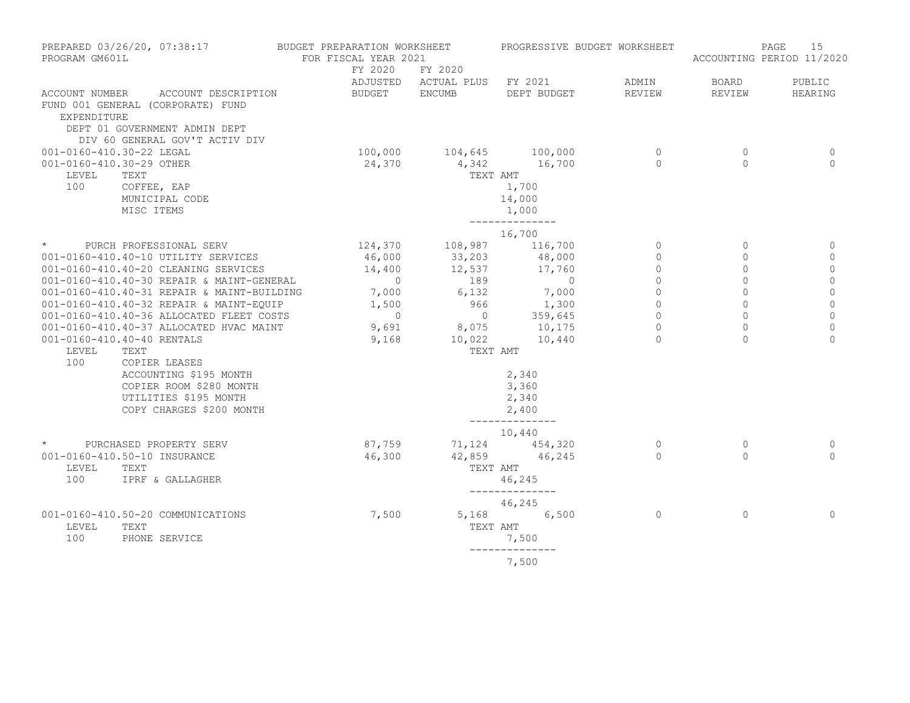PREPARED 03/26/20, 07:38:17 BUDGET PREPARATION WORKSHEET PROGRESSIVE BUDGET WORKSHEET
PROGRAM GM601L FOR FISCAL YEAR 2021 ACCOUNTING PERIOD 11/2020

FUND 001 GENERAL (CORPORATE) FUND
EXPENDITURE
DEPT 01 GOVERNMENT ADMIN DEPT
DIV 60 GENERAL GOV'T ACTIV DIV

| ACCOUNT NUMBER | ACCOUNT DESCRIPTION | FY 2020 ADJUSTED BUDGET | FY 2020 ACTUAL PLUS ENCUMB | FY 2021 DEPT BUDGET | ADMIN REVIEW | BOARD REVIEW | PUBLIC HEARING |
|---|---|---|---|---|---|---|---|
| 001-0160-410.30-22 | LEGAL | 100,000 | 104,645 | 100,000 | 0 | 0 | 0 |
| 001-0160-410.30-29 | OTHER | 24,370 | 4,342 | 16,700 | 0 | 0 | 0 |
| LEVEL | TEXT | | TEXT AMT | | | | |
| 100 | COFFEE, EAP | | | 1,700 | | | |
| | MUNICIPAL CODE | | | 14,000 | | | |
| | MISC ITEMS | | | 1,000 | | | |
| | | | | 16,700 | | | |
| * | PURCH PROFESSIONAL SERV | 124,370 | 108,987 | 116,700 | 0 | 0 | 0 |
| 001-0160-410.40-10 | UTILITY SERVICES | 46,000 | 33,203 | 48,000 | 0 | 0 | 0 |
| 001-0160-410.40-20 | CLEANING SERVICES | 14,400 | 12,537 | 17,760 | 0 | 0 | 0 |
| 001-0160-410.40-30 | REPAIR & MAINT-GENERAL | 0 | 189 | 0 | 0 | 0 | 0 |
| 001-0160-410.40-31 | REPAIR & MAINT-BUILDING | 7,000 | 6,132 | 7,000 | 0 | 0 | 0 |
| 001-0160-410.40-32 | REPAIR & MAINT-EQUIP | 1,500 | 966 | 1,300 | 0 | 0 | 0 |
| 001-0160-410.40-36 | ALLOCATED FLEET COSTS | 0 | 0 | 359,645 | 0 | 0 | 0 |
| 001-0160-410.40-37 | ALLOCATED HVAC MAINT | 9,691 | 8,075 | 10,175 | 0 | 0 | 0 |
| 001-0160-410.40-40 | RENTALS | 9,168 | 10,022 | 10,440 | 0 | 0 | 0 |
| LEVEL | TEXT | | TEXT AMT | | | | |
| 100 | COPIER LEASES | | | | | | |
| | ACCOUNTING $195 MONTH | | | 2,340 | | | |
| | COPIER ROOM $280 MONTH | | | 3,360 | | | |
| | UTILITIES $195 MONTH | | | 2,340 | | | |
| | COPY CHARGES $200 MONTH | | | 2,400 | | | |
| | | | | 10,440 | | | |
| * | PURCHASED PROPERTY SERV | 87,759 | 71,124 | 454,320 | 0 | 0 | 0 |
| 001-0160-410.50-10 | INSURANCE | 46,300 | 42,859 | 46,245 | 0 | 0 | 0 |
| LEVEL | TEXT | | TEXT AMT | | | | |
| 100 | IPRF & GALLAGHER | | | 46,245 | | | |
| | | | | 46,245 | | | |
| 001-0160-410.50-20 | COMMUNICATIONS | 7,500 | 5,168 | 6,500 | 0 | 0 | 0 |
| LEVEL | TEXT | | TEXT AMT | | | | |
| 100 | PHONE SERVICE | | | 7,500 | | | |
| | | | | 7,500 | | | |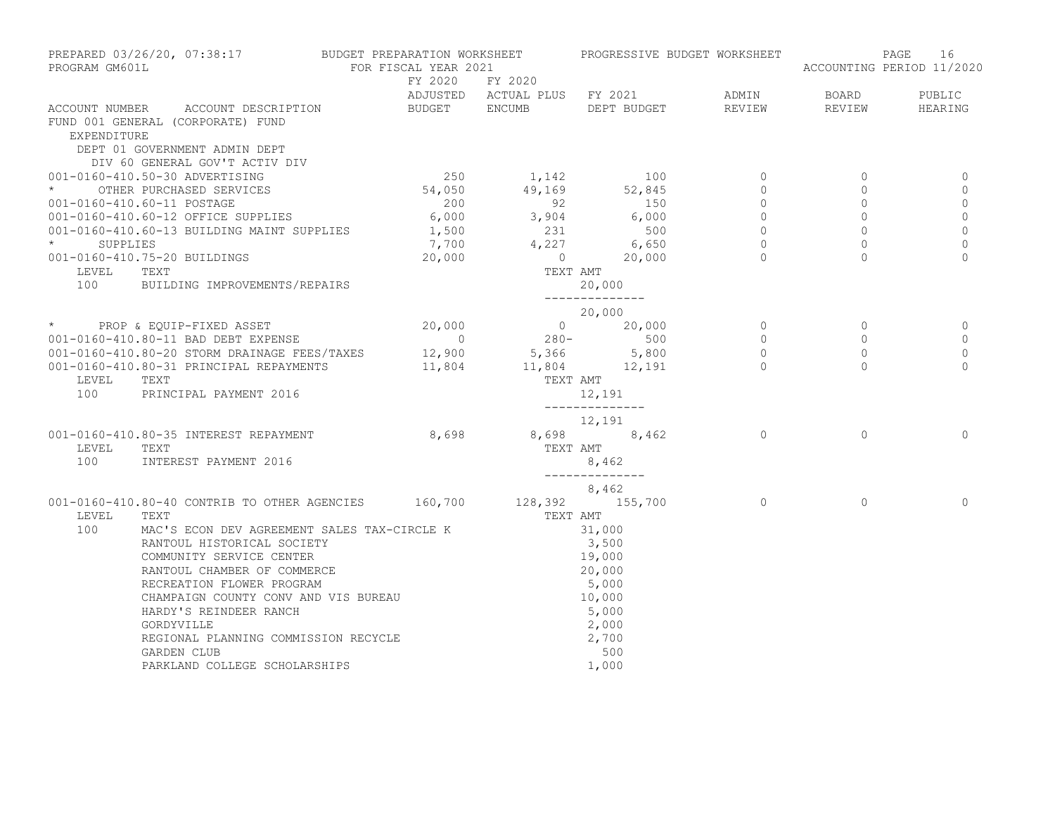PREPARED 03/26/20, 07:38:17 BUDGET PREPARATION WORKSHEET PROGRESSIVE BUDGET WORKSHEET
PROGRAM GM601L FOR FISCAL YEAR 2021 ACCOUNTING PERIOD 11/2020

| ACCOUNT NUMBER ACCOUNT DESCRIPTION | FY 2020 ADJUSTED BUDGET | FY 2020 ACTUAL PLUS ENCUMB | FY 2021 DEPT BUDGET | ADMIN REVIEW | BOARD REVIEW | PUBLIC HEARING |
|---|---|---|---|---|---|---|
| FUND 001 GENERAL (CORPORATE) FUND | | | | | | |
| EXPENDITURE | | | | | | |
| DEPT 01 GOVERNMENT ADMIN DEPT | | | | | | |
| DIV 60 GENERAL GOV'T ACTIV DIV | | | | | | |
| 001-0160-410.50-30 ADVERTISING | 250 | 1,142 | 100 | 0 | 0 | 0 |
| * OTHER PURCHASED SERVICES | 54,050 | 49,169 | 52,845 | 0 | 0 | 0 |
| 001-0160-410.60-11 POSTAGE | 200 | 92 | 150 | 0 | 0 | 0 |
| 001-0160-410.60-12 OFFICE SUPPLIES | 6,000 | 3,904 | 6,000 | 0 | 0 | 0 |
| 001-0160-410.60-13 BUILDING MAINT SUPPLIES | 1,500 | 231 | 500 | 0 | 0 | 0 |
| * SUPPLIES | 7,700 | 4,227 | 6,650 | 0 | 0 | 0 |
| 001-0160-410.75-20 BUILDINGS | 20,000 | 0 | 20,000 | 0 | 0 | 0 |
| LEVEL TEXT | | TEXT AMT | | | | |
| 100 BUILDING IMPROVEMENTS/REPAIRS | | | 20,000 | | | |
| | | | 20,000 | | | |
| * PROP & EQUIP-FIXED ASSET | 20,000 | 0 | 20,000 | 0 | 0 | 0 |
| 001-0160-410.80-11 BAD DEBT EXPENSE | 0 | 280- | 500 | 0 | 0 | 0 |
| 001-0160-410.80-20 STORM DRAINAGE FEES/TAXES | 12,900 | 5,366 | 5,800 | 0 | 0 | 0 |
| 001-0160-410.80-31 PRINCIPAL REPAYMENTS | 11,804 | 11,804 | 12,191 | 0 | 0 | 0 |
| LEVEL TEXT | | TEXT AMT | | | | |
| 100 PRINCIPAL PAYMENT 2016 | | | 12,191 | | | |
| | | | 12,191 | | | |
| 001-0160-410.80-35 INTEREST REPAYMENT | 8,698 | 8,698 | 8,462 | 0 | 0 | 0 |
| LEVEL TEXT | | TEXT AMT | | | | |
| 100 INTEREST PAYMENT 2016 | | | 8,462 | | | |
| | | | 8,462 | | | |
| 001-0160-410.80-40 CONTRIB TO OTHER AGENCIES | 160,700 | 128,392 | 155,700 | 0 | 0 | 0 |
| LEVEL TEXT | | TEXT AMT | | | | |
| 100 MAC'S ECON DEV AGREEMENT SALES TAX-CIRCLE K | | | 31,000 | | | |
| RANTOUL HISTORICAL SOCIETY | | | 3,500 | | | |
| COMMUNITY SERVICE CENTER | | | 19,000 | | | |
| RANTOUL CHAMBER OF COMMERCE | | | 20,000 | | | |
| RECREATION FLOWER PROGRAM | | | 5,000 | | | |
| CHAMPAIGN COUNTY CONV AND VIS BUREAU | | | 10,000 | | | |
| HARDY'S REINDEER RANCH | | | 5,000 | | | |
| GORDYVILLE | | | 2,000 | | | |
| REGIONAL PLANNING COMMISSION RECYCLE | | | 2,700 | | | |
| GARDEN CLUB | | | 500 | | | |
| PARKLAND COLLEGE SCHOLARSHIPS | | | 1,000 | | | |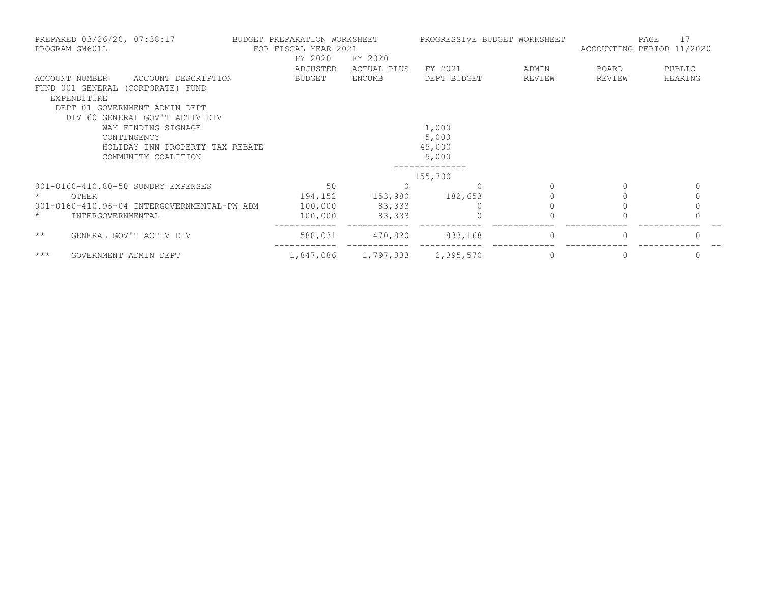BUDGET PREPARATION WORKSHEET
FOR FISCAL YEAR 2021

PROGRESSIVE BUDGET WORKSHEET

ACCOUNTING PERIOD 11/2020

| ACCOUNT NUMBER | ACCOUNT DESCRIPTION | FY 2020 ADJUSTED BUDGET | FY 2020 ACTUAL PLUS ENCUMB | FY 2021 DEPT BUDGET | ADMIN REVIEW | BOARD REVIEW | PUBLIC HEARING |
|---|---|---|---|---|---|---|---|
| FUND 001 GENERAL (CORPORATE) FUND | | | | | | | |
| EXPENDITURE | | | | | | | |
| DEPT 01 GOVERNMENT ADMIN DEPT | | | | | | | |
| DIV 60 GENERAL GOV'T ACTIV DIV | | | | | | | |
| | WAY FINDING SIGNAGE | | | 1,000 | | | |
| | CONTINGENCY | | | 5,000 | | | |
| | HOLIDAY INN PROPERTY TAX REBATE | | | 45,000 | | | |
| | COMMUNITY COALITION | | | 5,000 | | | |
| | | | | 155,700 | | | |
| 001-0160-410.80-50 | SUNDRY EXPENSES | 50 | 0 | 0 | 0 | 0 | 0 |
| * | OTHER | 194,152 | 153,980 | 182,653 | 0 | 0 | 0 |
| 001-0160-410.96-04 | INTERGOVERNMENTAL-PW ADM | 100,000 | 83,333 | 0 | 0 | 0 | 0 |
| * | INTERGOVERNMENTAL | 100,000 | 83,333 | 0 | 0 | 0 | 0 |
| ** | GENERAL GOV'T ACTIV DIV | 588,031 | 470,820 | 833,168 | 0 | 0 | 0 |
| *** | GOVERNMENT ADMIN DEPT | 1,847,086 | 1,797,333 | 2,395,570 | 0 | 0 | 0 |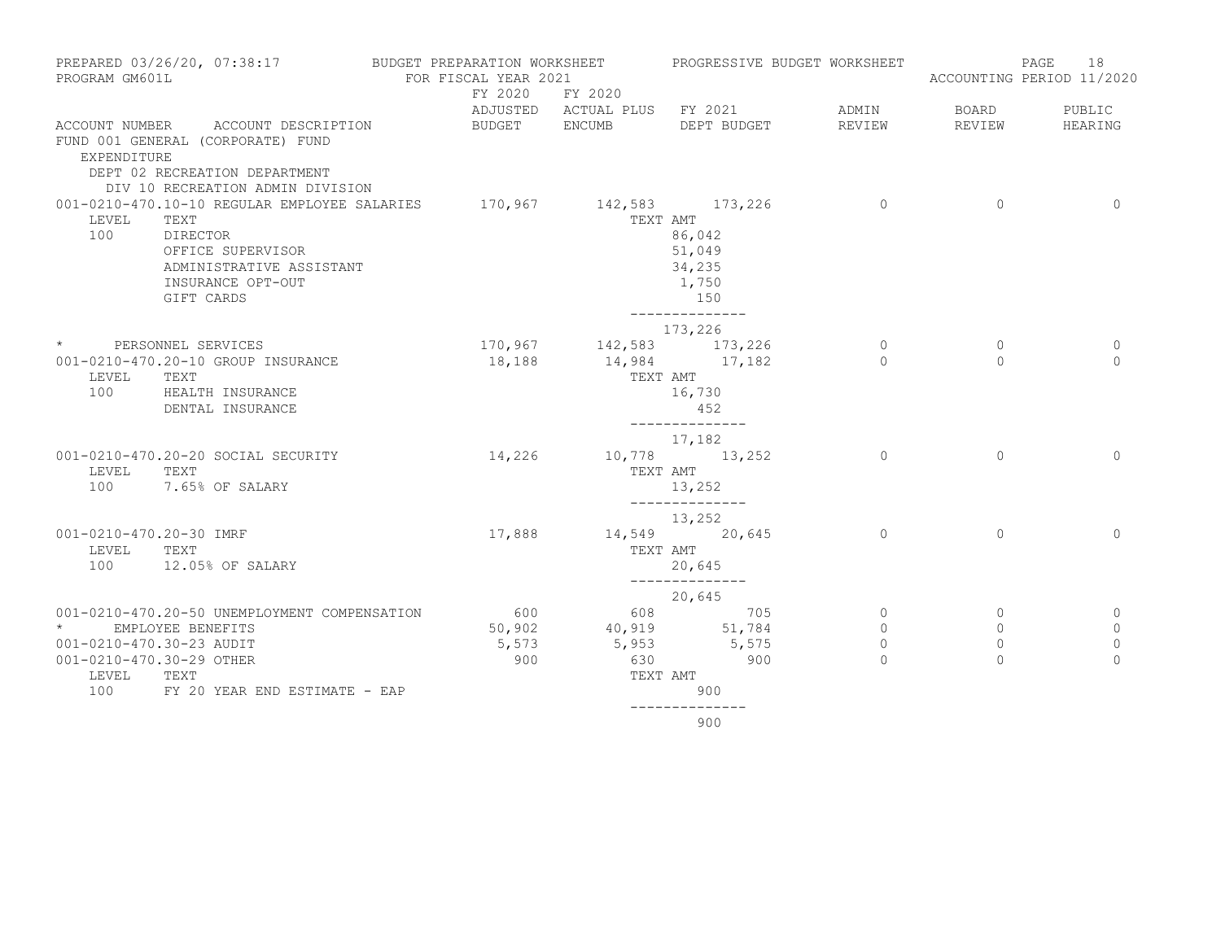PREPARED 03/26/20, 07:38:17 BUDGET PREPARATION WORKSHEET PROGRESSIVE BUDGET WORKSHEET

PROGRAM GM601L FOR FISCAL YEAR 2021 ACCOUNTING PERIOD 11/2020

FUND 001 GENERAL (CORPORATE) FUND

EXPENDITURE

DEPT 02 RECREATION DEPARTMENT

DIV 10 RECREATION ADMIN DIVISION

| ACCOUNT NUMBER | ACCOUNT DESCRIPTION | FY 2020 ADJUSTED BUDGET | FY 2020 ACTUAL PLUS ENCUMB | FY 2021 DEPT BUDGET | ADMIN REVIEW | BOARD REVIEW | PUBLIC HEARING |
|---|---|---|---|---|---|---|---|
| 001-0210-470.10-10 | REGULAR EMPLOYEE SALARIES | 170,967 | 142,583 | 173,226 | 0 | 0 | 0 |
| LEVEL | TEXT | | TEXT AMT | | | | |
| 100 | DIRECTOR | | | 86,042 | | | |
| | OFFICE SUPERVISOR | | | 51,049 | | | |
| | ADMINISTRATIVE ASSISTANT | | | 34,235 | | | |
| | INSURANCE OPT-OUT | | | 1,750 | | | |
| | GIFT CARDS | | | 150 | | | |
| | | | | 173,226 | | | |
| * | PERSONNEL SERVICES | 170,967 | 142,583 | 173,226 | 0 | 0 | 0 |
| 001-0210-470.20-10 | GROUP INSURANCE | 18,188 | 14,984 | 17,182 | 0 | 0 | 0 |
| LEVEL | TEXT | | TEXT AMT | | | | |
| 100 | HEALTH INSURANCE | | | 16,730 | | | |
| | DENTAL INSURANCE | | | 452 | | | |
| | | | | 17,182 | | | |
| 001-0210-470.20-20 | SOCIAL SECURITY | 14,226 | 10,778 | 13,252 | 0 | 0 | 0 |
| LEVEL | TEXT | | TEXT AMT | | | | |
| 100 | 7.65% OF SALARY | | | 13,252 | | | |
| | | | | 13,252 | | | |
| 001-0210-470.20-30 | IMRF | 17,888 | 14,549 | 20,645 | 0 | 0 | 0 |
| LEVEL | TEXT | | TEXT AMT | | | | |
| 100 | 12.05% OF SALARY | | | 20,645 | | | |
| | | | | 20,645 | | | |
| 001-0210-470.20-50 | UNEMPLOYMENT COMPENSATION | 600 | 608 | 705 | 0 | 0 | 0 |
| * | EMPLOYEE BENEFITS | 50,902 | 40,919 | 51,784 | 0 | 0 | 0 |
| 001-0210-470.30-23 | AUDIT | 5,573 | 5,953 | 5,575 | 0 | 0 | 0 |
| 001-0210-470.30-29 | OTHER | 900 | 630 | 900 | 0 | 0 | 0 |
| LEVEL | TEXT | | TEXT AMT | | | | |
| 100 | FY 20 YEAR END ESTIMATE - EAP | | | 900 | | | |
| | | | | 900 | | | |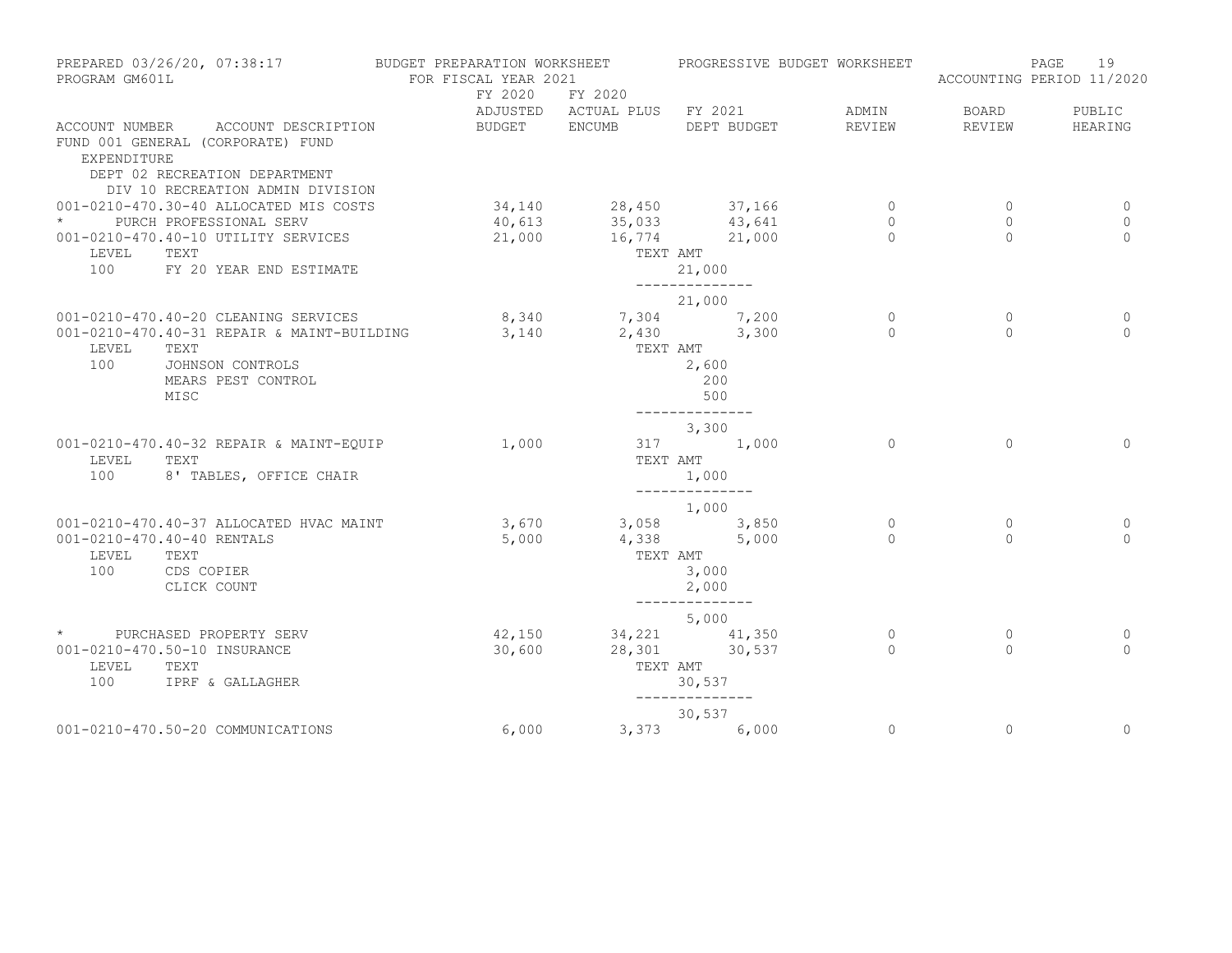PREPARED 03/26/20, 07:38:17 — BUDGET PREPARATION WORKSHEET — PROGRESSIVE BUDGET WORKSHEET
PROGRAM GM601L — FOR FISCAL YEAR 2021 — ACCOUNTING PERIOD 11/2020

FUND 001 GENERAL (CORPORATE) FUND
EXPENDITURE
DEPT 02 RECREATION DEPARTMENT
DIV 10 RECREATION ADMIN DIVISION

| ACCOUNT NUMBER | ACCOUNT DESCRIPTION | FY 2020 ADJUSTED BUDGET | FY 2020 ACTUAL PLUS ENCUMB | FY 2021 DEPT BUDGET | ADMIN REVIEW | BOARD REVIEW | PUBLIC HEARING |
|---|---|---|---|---|---|---|---|
| 001-0210-470.30-40 | ALLOCATED MIS COSTS | 34,140 | 28,450 | 37,166 | 0 | 0 | 0 |
| * | PURCH PROFESSIONAL SERV | 40,613 | 35,033 | 43,641 | 0 | 0 | 0 |
| 001-0210-470.40-10 | UTILITY SERVICES | 21,000 | 16,774 | 21,000 | 0 | 0 | 0 |
| LEVEL | TEXT | | TEXT AMT | | | | |
| 100 | FY 20 YEAR END ESTIMATE | | | 21,000 | | | |
| | | | | 21,000 | | | |
| 001-0210-470.40-20 | CLEANING SERVICES | 8,340 | 7,304 | 7,200 | 0 | 0 | 0 |
| 001-0210-470.40-31 | REPAIR & MAINT-BUILDING | 3,140 | 2,430 | 3,300 | 0 | 0 | 0 |
| LEVEL | TEXT | | TEXT AMT | | | | |
| 100 | JOHNSON CONTROLS | | | 2,600 | | | |
| | MEARS PEST CONTROL | | | 200 | | | |
| | MISC | | | 500 | | | |
| | | | | 3,300 | | | |
| 001-0210-470.40-32 | REPAIR & MAINT-EQUIP | 1,000 | 317 | 1,000 | 0 | 0 | 0 |
| LEVEL | TEXT | | TEXT AMT | | | | |
| 100 | 8' TABLES, OFFICE CHAIR | | | 1,000 | | | |
| | | | | 1,000 | | | |
| 001-0210-470.40-37 | ALLOCATED HVAC MAINT | 3,670 | 3,058 | 3,850 | 0 | 0 | 0 |
| 001-0210-470.40-40 | RENTALS | 5,000 | 4,338 | 5,000 | 0 | 0 | 0 |
| LEVEL | TEXT | | TEXT AMT | | | | |
| 100 | CDS COPIER | | | 3,000 | | | |
| | CLICK COUNT | | | 2,000 | | | |
| | | | | 5,000 | | | |
| * | PURCHASED PROPERTY SERV | 42,150 | 34,221 | 41,350 | 0 | 0 | 0 |
| 001-0210-470.50-10 | INSURANCE | 30,600 | 28,301 | 30,537 | 0 | 0 | 0 |
| LEVEL | TEXT | | TEXT AMT | | | | |
| 100 | IPRF & GALLAGHER | | | 30,537 | | | |
| | | | | 30,537 | | | |
| 001-0210-470.50-20 | COMMUNICATIONS | 6,000 | 3,373 | 6,000 | 0 | 0 | 0 |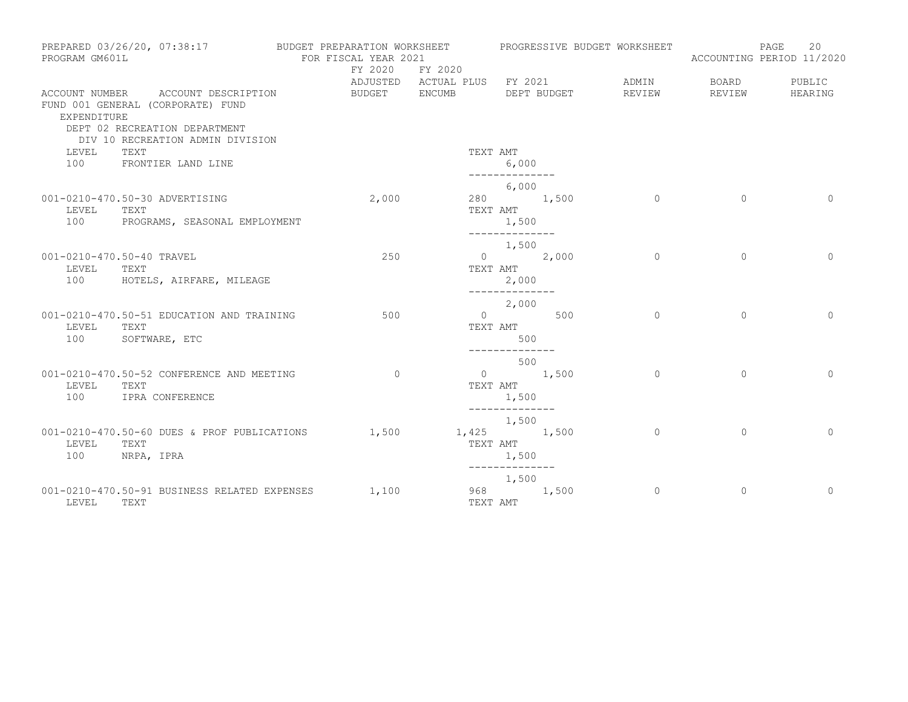PREPARED 03/26/20, 07:38:17 BUDGET PREPARATION WORKSHEET PROGRESSIVE BUDGET WORKSHEET
PROGRAM GM601L FOR FISCAL YEAR 2021 ACCOUNTING PERIOD 11/2020

FUND 001 GENERAL (CORPORATE) FUND
EXPENDITURE
DEPT 02 RECREATION DEPARTMENT
DIV 10 RECREATION ADMIN DIVISION

| ACCOUNT NUMBER | ACCOUNT DESCRIPTION | FY 2020 ADJUSTED BUDGET | FY 2020 ACTUAL PLUS ENCUMB | FY 2021 DEPT BUDGET | ADMIN REVIEW | BOARD REVIEW | PUBLIC HEARING |
|---|---|---|---|---|---|---|---|
| LEVEL | TEXT | | TEXT AMT | | | | |
| 100 | FRONTIER LAND LINE | | | 6,000 | | | |
| | | | | 6,000 | | | |
| 001-0210-470.50-30 | ADVERTISING | 2,000 | 280 | 1,500 | 0 | 0 | 0 |
| LEVEL | TEXT | | TEXT AMT | | | | |
| 100 | PROGRAMS, SEASONAL EMPLOYMENT | | | 1,500 | | | |
| | | | | 1,500 | | | |
| 001-0210-470.50-40 | TRAVEL | 250 | 0 | 2,000 | 0 | 0 | 0 |
| LEVEL | TEXT | | TEXT AMT | | | | |
| 100 | HOTELS, AIRFARE, MILEAGE | | | 2,000 | | | |
| | | | | 2,000 | | | |
| 001-0210-470.50-51 | EDUCATION AND TRAINING | 500 | 0 | 500 | 0 | 0 | 0 |
| LEVEL | TEXT | | TEXT AMT | | | | |
| 100 | SOFTWARE, ETC | | | 500 | | | |
| | | | | 500 | | | |
| 001-0210-470.50-52 | CONFERENCE AND MEETING | 0 | 0 | 1,500 | 0 | 0 | 0 |
| LEVEL | TEXT | | TEXT AMT | | | | |
| 100 | IPRA CONFERENCE | | | 1,500 | | | |
| | | | | 1,500 | | | |
| 001-0210-470.50-60 | DUES & PROF PUBLICATIONS | 1,500 | 1,425 | 1,500 | 0 | 0 | 0 |
| LEVEL | TEXT | | TEXT AMT | | | | |
| 100 | NRPA, IPRA | | | 1,500 | | | |
| | | | | 1,500 | | | |
| 001-0210-470.50-91 | BUSINESS RELATED EXPENSES | 1,100 | 968 | 1,500 | 0 | 0 | 0 |
| LEVEL | TEXT | | TEXT AMT | | | | |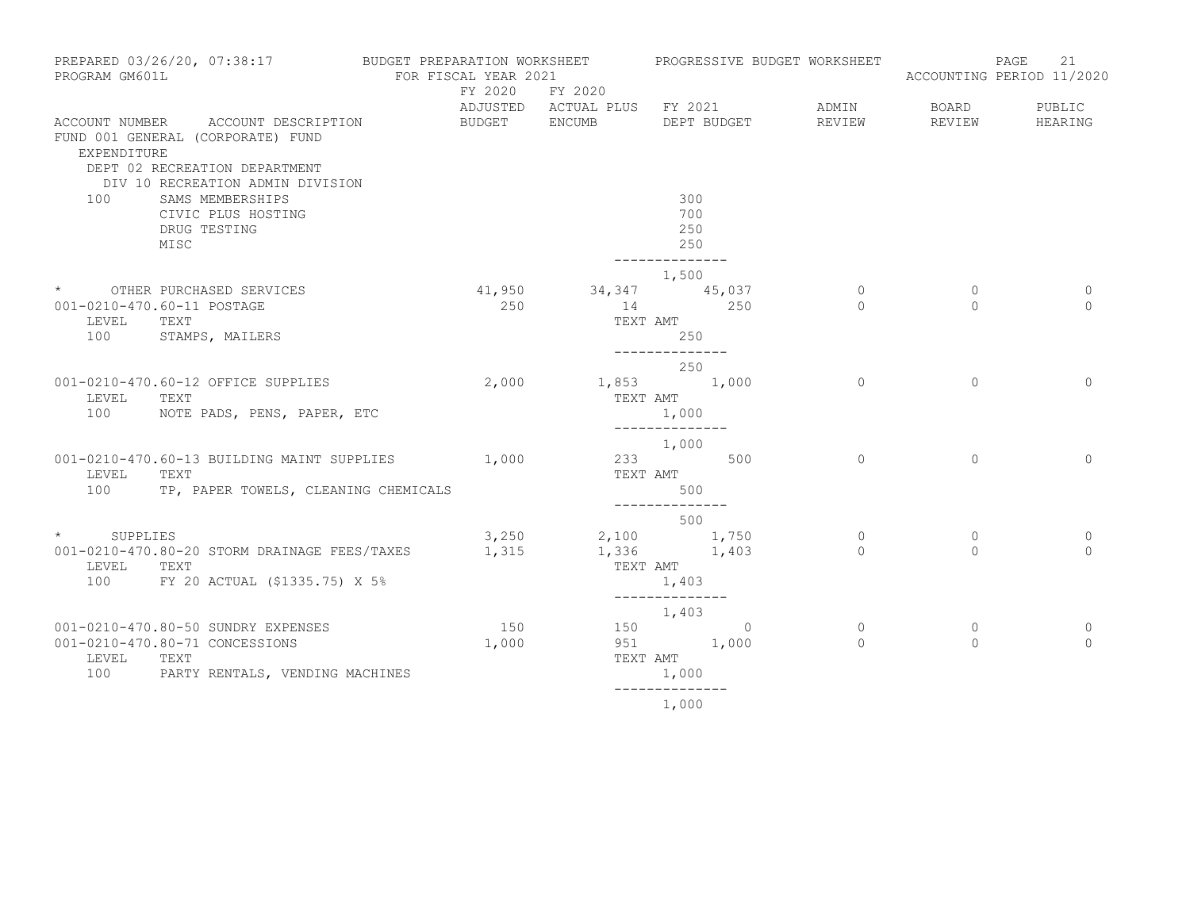PREPARED 03/26/20, 07:38:17 — BUDGET PREPARATION WORKSHEET — PROGRESSIVE BUDGET WORKSHEET
PROGRAM GM601L — FOR FISCAL YEAR 2021 — ACCOUNTING PERIOD 11/2020

FUND 001 GENERAL (CORPORATE) FUND
EXPENDITURE
DEPT 02 RECREATION DEPARTMENT
DIV 10 RECREATION ADMIN DIVISION

| ACCOUNT NUMBER | ACCOUNT DESCRIPTION | FY 2020 ADJUSTED BUDGET | FY 2020 ACTUAL PLUS ENCUMB | FY 2021 DEPT BUDGET | ADMIN REVIEW | BOARD REVIEW | PUBLIC HEARING |
|---|---|---|---|---|---|---|---|
| 100 | SAMS MEMBERSHIPS | | | 300 | | | |
| | CIVIC PLUS HOSTING | | | 700 | | | |
| | DRUG TESTING | | | 250 | | | |
| | MISC | | | 250 | | | |
| | | | | -------------- | | | |
| | | | | 1,500 | | | |
| * | OTHER PURCHASED SERVICES | 41,950 | 34,347 | 45,037 | 0 | 0 | 0 |
| 001-0210-470.60-11 | POSTAGE | 250 | 14 | 250 | 0 | 0 | 0 |
| LEVEL | TEXT | | TEXT AMT | | | | |
| 100 | STAMPS, MAILERS | | | 250 | | | |
| | | | | -------------- | | | |
| | | | | 250 | | | |
| 001-0210-470.60-12 | OFFICE SUPPLIES | 2,000 | 1,853 | 1,000 | 0 | 0 | 0 |
| LEVEL | TEXT | | TEXT AMT | | | | |
| 100 | NOTE PADS, PENS, PAPER, ETC | | | 1,000 | | | |
| | | | | -------------- | | | |
| | | | | 1,000 | | | |
| 001-0210-470.60-13 | BUILDING MAINT SUPPLIES | 1,000 | 233 | 500 | 0 | 0 | 0 |
| LEVEL | TEXT | | TEXT AMT | | | | |
| 100 | TP, PAPER TOWELS, CLEANING CHEMICALS | | | 500 | | | |
| | | | | -------------- | | | |
| | | | | 500 | | | |
| * | SUPPLIES | 3,250 | 2,100 | 1,750 | 0 | 0 | 0 |
| 001-0210-470.80-20 | STORM DRAINAGE FEES/TAXES | 1,315 | 1,336 | 1,403 | 0 | 0 | 0 |
| LEVEL | TEXT | | TEXT AMT | | | | |
| 100 | FY 20 ACTUAL ($1335.75) X 5% | | | 1,403 | | | |
| | | | | -------------- | | | |
| | | | | 1,403 | | | |
| 001-0210-470.80-50 | SUNDRY EXPENSES | 150 | 150 | 0 | 0 | 0 | 0 |
| 001-0210-470.80-71 | CONCESSIONS | 1,000 | 951 | 1,000 | 0 | 0 | 0 |
| LEVEL | TEXT | | TEXT AMT | | | | |
| 100 | PARTY RENTALS, VENDING MACHINES | | | 1,000 | | | |
| | | | | -------------- | | | |
| | | | | 1,000 | | | |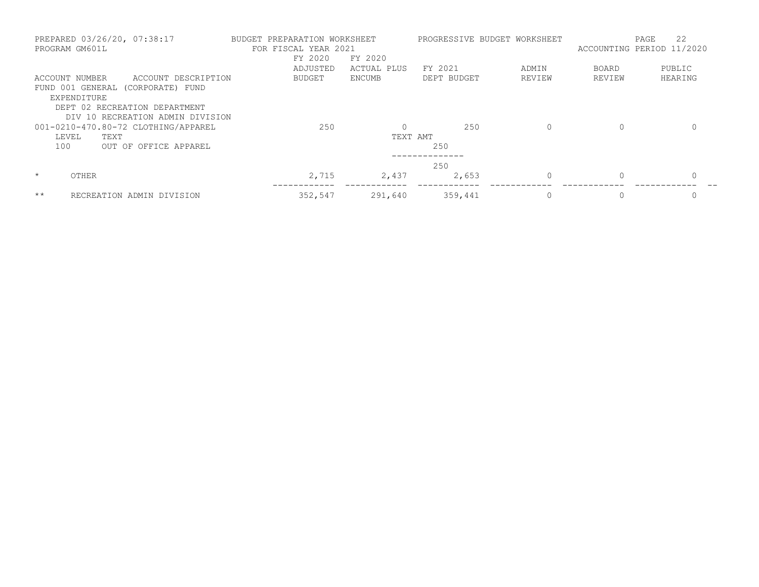PREPARED 03/26/20, 07:38:17 — BUDGET PREPARATION WORKSHEET — PROGRESSIVE BUDGET WORKSHEET
PROGRAM GM601L — FOR FISCAL YEAR 2021 — ACCOUNTING PERIOD 11/2020

| ACCOUNT NUMBER | ACCOUNT DESCRIPTION | FY 2020 ADJUSTED BUDGET | FY 2020 ACTUAL PLUS ENCUMB | FY 2021 DEPT BUDGET | ADMIN REVIEW | BOARD REVIEW | PUBLIC HEARING |
|---|---|---|---|---|---|---|---|
| FUND 001 GENERAL (CORPORATE) FUND | | | | | | | |
| EXPENDITURE | | | | | | | |
| DEPT 02 RECREATION DEPARTMENT | | | | | | | |
| DIV 10 RECREATION ADMIN DIVISION | | | | | | | |
| 001-0210-470.80-72 | CLOTHING/APPAREL | 250 | 0 | 250 | 0 | 0 | 0 |
| LEVEL | TEXT | | TEXT AMT | | | | |
| 100 | OUT OF OFFICE APPAREL | | | 250 | | | |
| | | | | 250 | | | |
| * | OTHER | 2,715 | 2,437 | 2,653 | 0 | 0 | 0 |
| ** | RECREATION ADMIN DIVISION | 352,547 | 291,640 | 359,441 | 0 | 0 | 0 |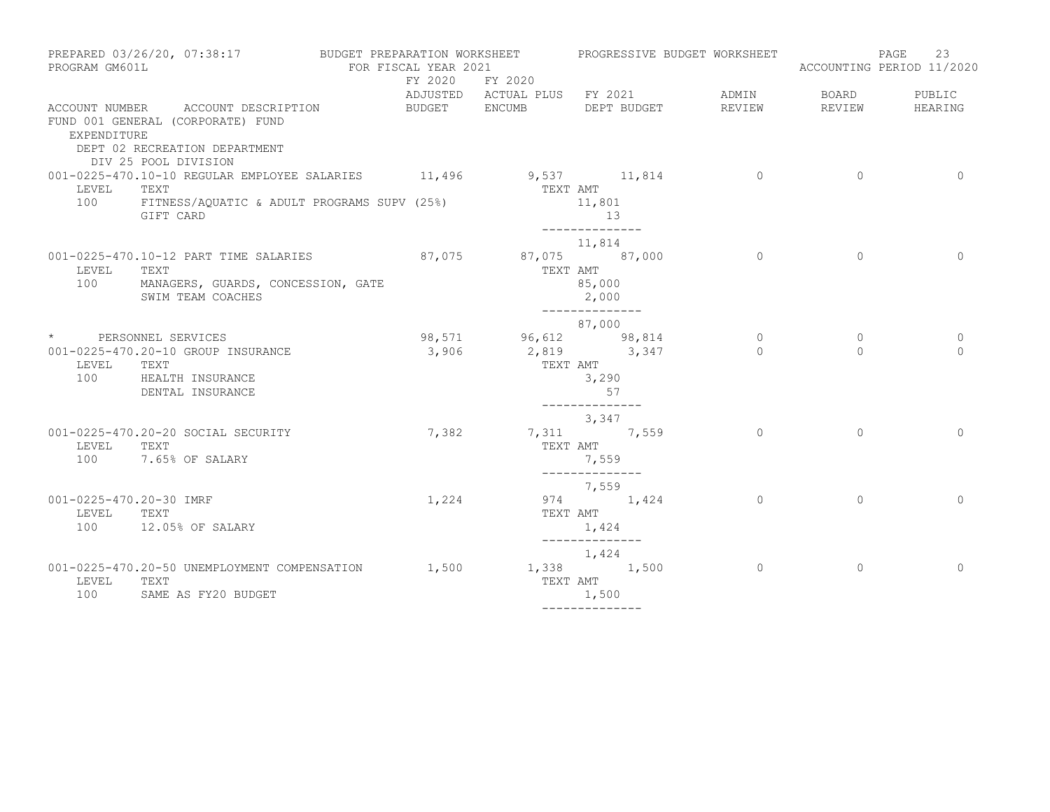PREPARED 03/26/20, 07:38:17 BUDGET PREPARATION WORKSHEET PROGRESSIVE BUDGET WORKSHEET
PROGRAM GM601L FOR FISCAL YEAR 2021 ACCOUNTING PERIOD 11/2020

| ACCOUNT NUMBER | ACCOUNT DESCRIPTION | FY 2020 ADJUSTED BUDGET | FY 2020 ACTUAL PLUS ENCUMB | FY 2021 DEPT BUDGET | ADMIN REVIEW | BOARD REVIEW | PUBLIC HEARING |
|---|---|---|---|---|---|---|---|
| FUND 001 GENERAL (CORPORATE) FUND | | | | | | | |
| EXPENDITURE | | | | | | | |
| DEPT 02 RECREATION DEPARTMENT | | | | | | | |
| DIV 25 POOL DIVISION | | | | | | | |
| 001-0225-470.10-10 | REGULAR EMPLOYEE SALARIES | 11,496 | 9,537 | 11,814 | 0 | 0 | 0 |
| LEVEL | TEXT | | TEXT AMT | | | | |
| 100 | FITNESS/AQUATIC & ADULT PROGRAMS SUPV (25%) | | 11,801 | | | | |
| | GIFT CARD | | 13 | | | | |
| | | | 11,814 | | | | |
| 001-0225-470.10-12 | PART TIME SALARIES | 87,075 | 87,075 | 87,000 | 0 | 0 | 0 |
| LEVEL | TEXT | | TEXT AMT | | | | |
| 100 | MANAGERS, GUARDS, CONCESSION, GATE | | 85,000 | | | | |
| | SWIM TEAM COACHES | | 2,000 | | | | |
| | | | 87,000 | | | | |
| * | PERSONNEL SERVICES | 98,571 | 96,612 | 98,814 | 0 | 0 | 0 |
| 001-0225-470.20-10 | GROUP INSURANCE | 3,906 | 2,819 | 3,347 | 0 | 0 | 0 |
| LEVEL | TEXT | | TEXT AMT | | | | |
| 100 | HEALTH INSURANCE | | 3,290 | | | | |
| | DENTAL INSURANCE | | 57 | | | | |
| | | | 3,347 | | | | |
| 001-0225-470.20-20 | SOCIAL SECURITY | 7,382 | 7,311 | 7,559 | 0 | 0 | 0 |
| LEVEL | TEXT | | TEXT AMT | | | | |
| 100 | 7.65% OF SALARY | | 7,559 | | | | |
| | | | 7,559 | | | | |
| 001-0225-470.20-30 | IMRF | 1,224 | 974 | 1,424 | 0 | 0 | 0 |
| LEVEL | TEXT | | TEXT AMT | | | | |
| 100 | 12.05% OF SALARY | | 1,424 | | | | |
| | | | 1,424 | | | | |
| 001-0225-470.20-50 | UNEMPLOYMENT COMPENSATION | 1,500 | 1,338 | 1,500 | 0 | 0 | 0 |
| LEVEL | TEXT | | TEXT AMT | | | | |
| 100 | SAME AS FY20 BUDGET | | 1,500 | | | | |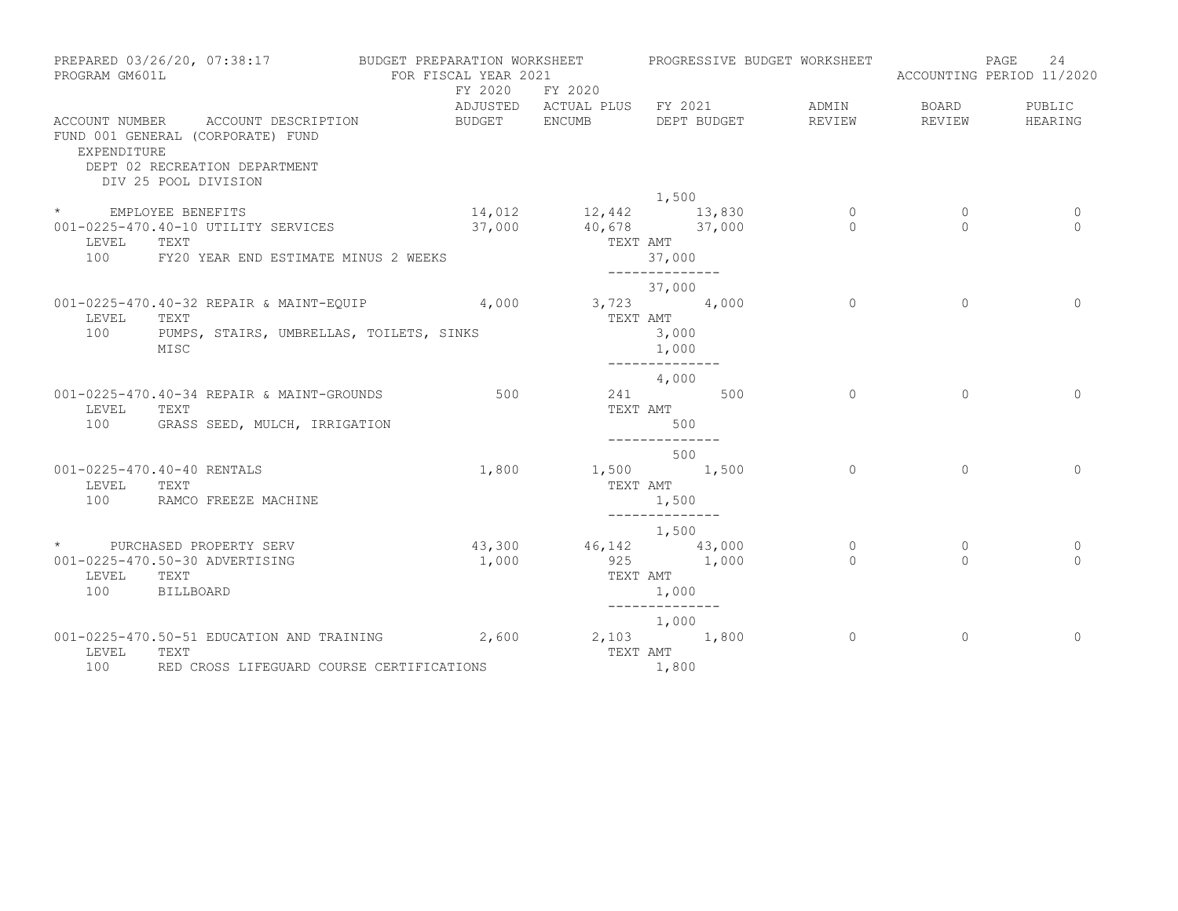FUND 001 GENERAL (CORPORATE) FUND
EXPENDITURE
DEPT 02 RECREATION DEPARTMENT
DIV 25 POOL DIVISION

| ACCOUNT NUMBER | ACCOUNT DESCRIPTION | FY 2020 ADJUSTED BUDGET | FY 2020 ACTUAL PLUS ENCUMB | FY 2021 DEPT BUDGET | ADMIN REVIEW | BOARD REVIEW | PUBLIC HEARING |
|---|---|---|---|---|---|---|---|
| | | | | 1,500 | | | |
| * | EMPLOYEE BENEFITS | 14,012 | 12,442 | 13,830 | 0 | 0 | 0 |
| 001-0225-470.40-10 | UTILITY SERVICES | 37,000 | 40,678 | 37,000 | 0 | 0 | 0 |
| LEVEL | TEXT | | TEXT AMT | | | | |
| 100 | FY20 YEAR END ESTIMATE MINUS 2 WEEKS | | | 37,000 | | | |
| | | | | 37,000 | | | |
| 001-0225-470.40-32 | REPAIR & MAINT-EQUIP | 4,000 | 3,723 | 4,000 | 0 | 0 | 0 |
| LEVEL | TEXT | | TEXT AMT | | | | |
| 100 | PUMPS, STAIRS, UMBRELLAS, TOILETS, SINKS | | | 3,000 | | | |
| | MISC | | | 1,000 | | | |
| | | | | 4,000 | | | |
| 001-0225-470.40-34 | REPAIR & MAINT-GROUNDS | 500 | 241 | 500 | 0 | 0 | 0 |
| LEVEL | TEXT | | TEXT AMT | | | | |
| 100 | GRASS SEED, MULCH, IRRIGATION | | | 500 | | | |
| | | | | 500 | | | |
| 001-0225-470.40-40 | RENTALS | 1,800 | 1,500 | 1,500 | 0 | 0 | 0 |
| LEVEL | TEXT | | TEXT AMT | | | | |
| 100 | RAMCO FREEZE MACHINE | | | 1,500 | | | |
| | | | | 1,500 | | | |
| * | PURCHASED PROPERTY SERV | 43,300 | 46,142 | 43,000 | 0 | 0 | 0 |
| 001-0225-470.50-30 | ADVERTISING | 1,000 | 925 | 1,000 | 0 | 0 | 0 |
| LEVEL | TEXT | | TEXT AMT | | | | |
| 100 | BILLBOARD | | | 1,000 | | | |
| | | | | 1,000 | | | |
| 001-0225-470.50-51 | EDUCATION AND TRAINING | 2,600 | 2,103 | 1,800 | 0 | 0 | 0 |
| LEVEL | TEXT | | TEXT AMT | | | | |
| 100 | RED CROSS LIFEGUARD COURSE CERTIFICATIONS | | | 1,800 | | | |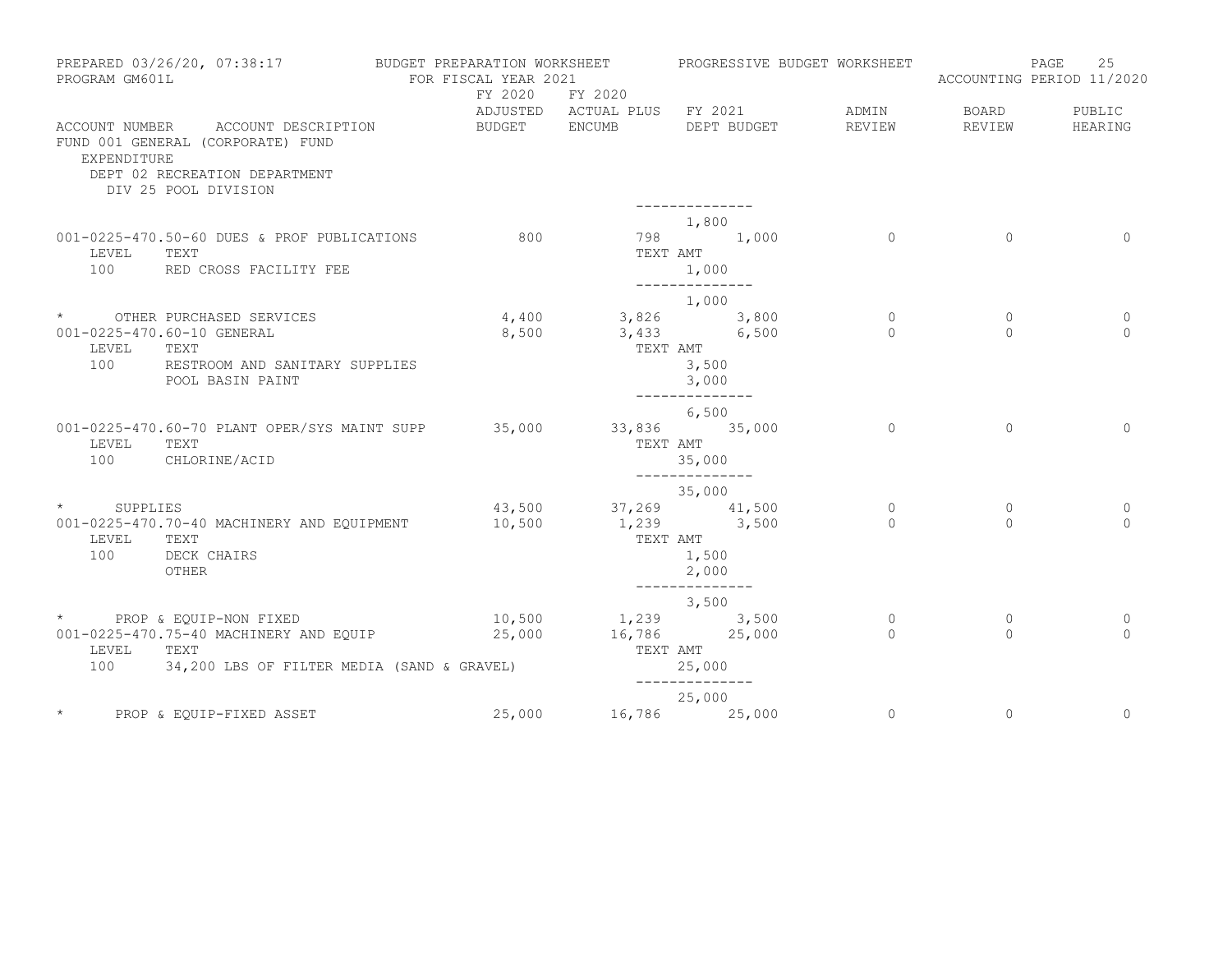PREPARED 03/26/20, 07:38:17 — BUDGET PREPARATION WORKSHEET — PROGRESSIVE BUDGET WORKSHEET
PROGRAM GM601L — FOR FISCAL YEAR 2021 — ACCOUNTING PERIOD 11/2020

FUND 001 GENERAL (CORPORATE) FUND
EXPENDITURE
DEPT 02 RECREATION DEPARTMENT
DIV 25 POOL DIVISION

| ACCOUNT NUMBER | ACCOUNT DESCRIPTION | FY 2020 ADJUSTED BUDGET | FY 2020 ACTUAL PLUS ENCUMB | FY 2021 DEPT BUDGET | ADMIN REVIEW | BOARD REVIEW | PUBLIC HEARING |
|---|---|---|---|---|---|---|---|
| | | | | 1,800 | | | |
| 001-0225-470.50-60 | DUES & PROF PUBLICATIONS | 800 | 798 | 1,000 | 0 | 0 | 0 |
| LEVEL | TEXT | | TEXT AMT | | | | |
| 100 | RED CROSS FACILITY FEE | | | 1,000 | | | |
| | | | | 1,000 | | | |
| * | OTHER PURCHASED SERVICES | 4,400 | 3,826 | 3,800 | 0 | 0 | 0 |
| 001-0225-470.60-10 | GENERAL | 8,500 | 3,433 | 6,500 | 0 | 0 | 0 |
| LEVEL | TEXT | | TEXT AMT | | | | |
| 100 | RESTROOM AND SANITARY SUPPLIES | | | 3,500 | | | |
| | POOL BASIN PAINT | | | 3,000 | | | |
| | | | | 6,500 | | | |
| 001-0225-470.60-70 | PLANT OPER/SYS MAINT SUPP | 35,000 | 33,836 | 35,000 | 0 | 0 | 0 |
| LEVEL | TEXT | | TEXT AMT | | | | |
| 100 | CHLORINE/ACID | | | 35,000 | | | |
| | | | | 35,000 | | | |
| * | SUPPLIES | 43,500 | 37,269 | 41,500 | 0 | 0 | 0 |
| 001-0225-470.70-40 | MACHINERY AND EQUIPMENT | 10,500 | 1,239 | 3,500 | 0 | 0 | 0 |
| LEVEL | TEXT | | TEXT AMT | | | | |
| 100 | DECK CHAIRS | | | 1,500 | | | |
| | OTHER | | | 2,000 | | | |
| | | | | 3,500 | | | |
| * | PROP & EQUIP-NON FIXED | 10,500 | 1,239 | 3,500 | 0 | 0 | 0 |
| 001-0225-470.75-40 | MACHINERY AND EQUIP | 25,000 | 16,786 | 25,000 | 0 | 0 | 0 |
| LEVEL | TEXT | | TEXT AMT | | | | |
| 100 | 34,200 LBS OF FILTER MEDIA (SAND & GRAVEL) | | | 25,000 | | | |
| | | | | 25,000 | | | |
| * | PROP & EQUIP-FIXED ASSET | 25,000 | 16,786 | 25,000 | 0 | 0 | 0 |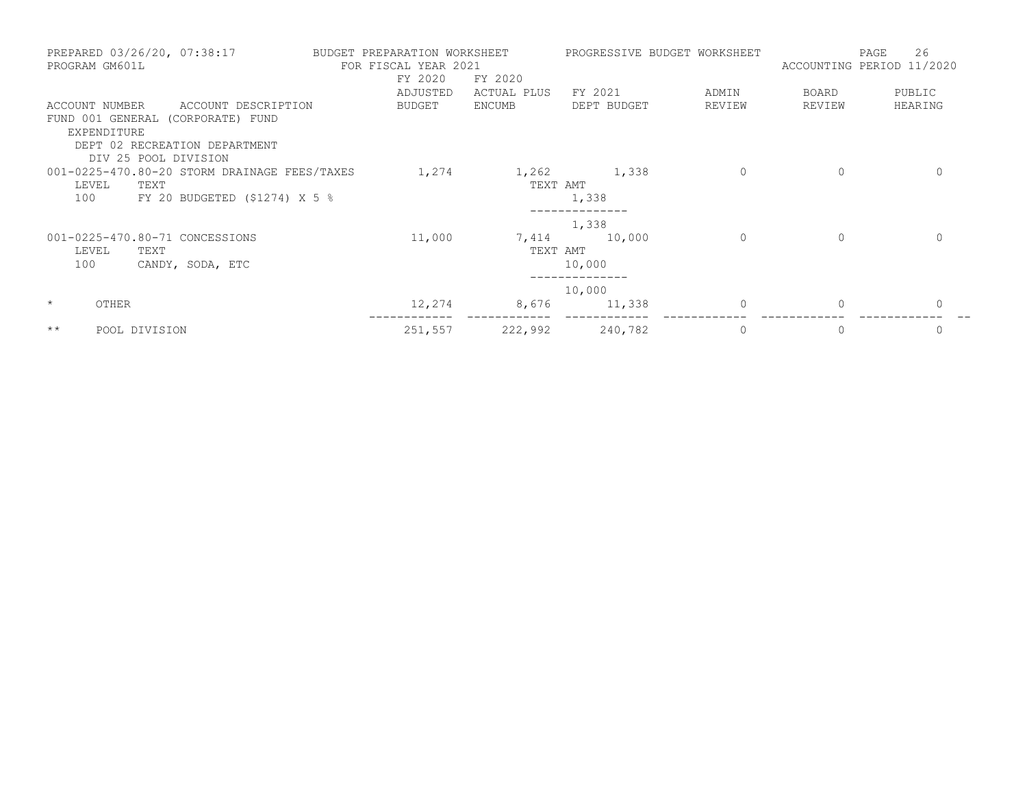PREPARED 03/26/20, 07:38:17 BUDGET PREPARATION WORKSHEET PROGRESSIVE BUDGET WORKSHEET
PROGRAM GM601L FOR FISCAL YEAR 2021 ACCOUNTING PERIOD 11/2020

| ACCOUNT NUMBER ACCOUNT DESCRIPTION | FY 2020 ADJUSTED BUDGET | FY 2020 ACTUAL PLUS ENCUMB | FY 2021 DEPT BUDGET | ADMIN REVIEW | BOARD REVIEW | PUBLIC HEARING |
|---|---|---|---|---|---|---|
| FUND 001 GENERAL (CORPORATE) FUND | | | | | | |
| EXPENDITURE | | | | | | |
| DEPT 02 RECREATION DEPARTMENT | | | | | | |
| DIV 25 POOL DIVISION | | | | | | |
| 001-0225-470.80-20 STORM DRAINAGE FEES/TAXES | 1,274 | 1,262 | 1,338 | 0 | 0 | 0 |
| LEVEL TEXT | | TEXT AMT | | | | |
| 100 FY 20 BUDGETED ($1274) X 5 % | | | 1,338 | | | |
| | | | 1,338 | | | |
| 001-0225-470.80-71 CONCESSIONS | 11,000 | 7,414 | 10,000 | 0 | 0 | 0 |
| LEVEL TEXT | | TEXT AMT | | | | |
| 100 CANDY, SODA, ETC | | | 10,000 | | | |
| | | | 10,000 | | | |
| * OTHER | 12,274 | 8,676 | 11,338 | 0 | 0 | 0 |
| ** POOL DIVISION | 251,557 | 222,992 | 240,782 | 0 | 0 | 0 |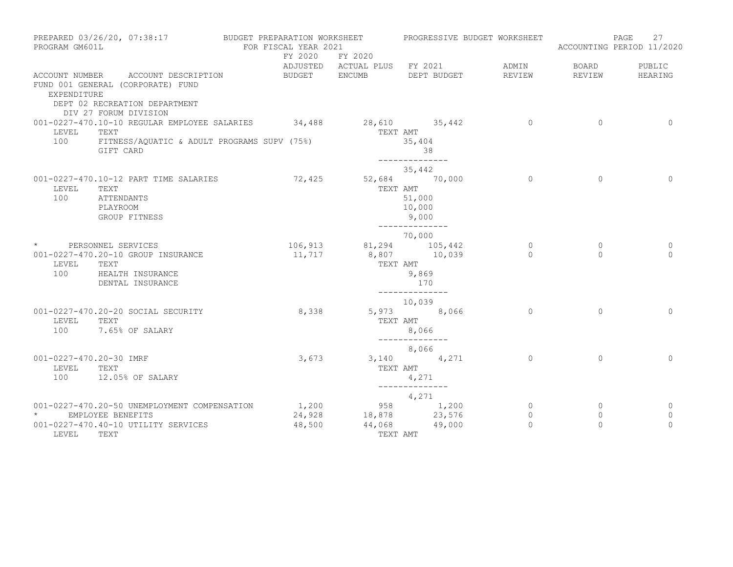PREPARED 03/26/20, 07:38:17 — BUDGET PREPARATION WORKSHEET — PROGRESSIVE BUDGET WORKSHEET
PROGRAM GM601L — FOR FISCAL YEAR 2021 — ACCOUNTING PERIOD 11/2020

FUND 001 GENERAL (CORPORATE) FUND
EXPENDITURE
DEPT 02 RECREATION DEPARTMENT
DIV 27 FORUM DIVISION

| ACCOUNT NUMBER | ACCOUNT DESCRIPTION | FY 2020 ADJUSTED BUDGET | FY 2020 ACTUAL PLUS ENCUMB | FY 2021 DEPT BUDGET | ADMIN REVIEW | BOARD REVIEW | PUBLIC HEARING |
|---|---|---|---|---|---|---|---|
| 001-0227-470.10-10 | REGULAR EMPLOYEE SALARIES | 34,488 | 28,610 | 35,442 | 0 | 0 | 0 |
| LEVEL 100 | TEXT: FITNESS/AQUATIC & ADULT PROGRAMS SUPV (75%) | | | TEXT AMT: 35,404 | | | |
| | GIFT CARD | | | 38 | | | |
| | | | | 35,442 | | | |
| 001-0227-470.10-12 | PART TIME SALARIES | 72,425 | 52,684 | 70,000 | 0 | 0 | 0 |
| LEVEL 100 | TEXT: ATTENDANTS | | | TEXT AMT: 51,000 | | | |
| | PLAYROOM | | | 10,000 | | | |
| | GROUP FITNESS | | | 9,000 | | | |
| | | | | 70,000 | | | |
| * | PERSONNEL SERVICES | 106,913 | 81,294 | 105,442 | 0 | 0 | 0 |
| 001-0227-470.20-10 | GROUP INSURANCE | 11,717 | 8,807 | 10,039 | 0 | 0 | 0 |
| LEVEL 100 | TEXT: HEALTH INSURANCE | | | TEXT AMT: 9,869 | | | |
| | DENTAL INSURANCE | | | 170 | | | |
| | | | | 10,039 | | | |
| 001-0227-470.20-20 | SOCIAL SECURITY | 8,338 | 5,973 | 8,066 | 0 | 0 | 0 |
| LEVEL 100 | TEXT: 7.65% OF SALARY | | | TEXT AMT: 8,066 | | | |
| | | | | 8,066 | | | |
| 001-0227-470.20-30 | IMRF | 3,673 | 3,140 | 4,271 | 0 | 0 | 0 |
| LEVEL 100 | TEXT: 12.05% OF SALARY | | | TEXT AMT: 4,271 | | | |
| | | | | 4,271 | | | |
| 001-0227-470.20-50 | UNEMPLOYMENT COMPENSATION | 1,200 | 958 | 1,200 | 0 | 0 | 0 |
| * | EMPLOYEE BENEFITS | 24,928 | 18,878 | 23,576 | 0 | 0 | 0 |
| 001-0227-470.40-10 | UTILITY SERVICES | 48,500 | 44,068 | 49,000 | 0 | 0 | 0 |
| LEVEL | TEXT | | | TEXT AMT | | | |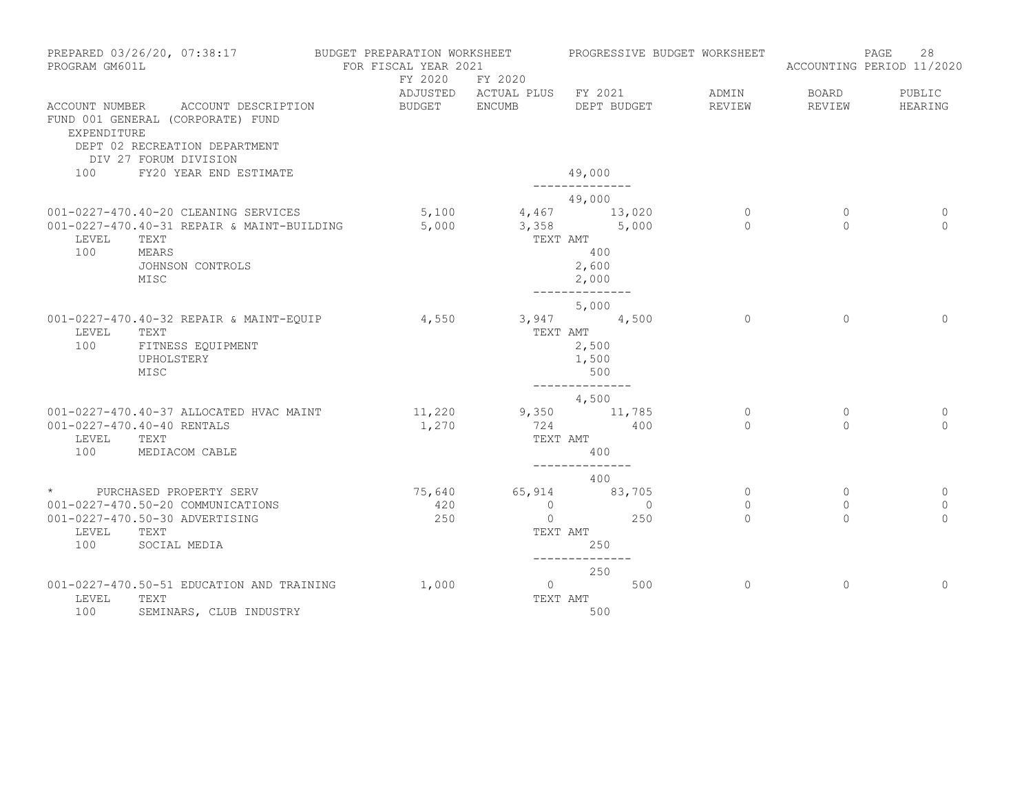PREPARED 03/26/20, 07:38:17 — BUDGET PREPARATION WORKSHEET — PROGRESSIVE BUDGET WORKSHEET
PROGRAM GM601L — FOR FISCAL YEAR 2021 — ACCOUNTING PERIOD 11/2020

FUND 001 GENERAL (CORPORATE) FUND
EXPENDITURE
DEPT 02 RECREATION DEPARTMENT
DIV 27 FORUM DIVISION

| ACCOUNT NUMBER | ACCOUNT DESCRIPTION | FY 2020 ADJUSTED BUDGET | FY 2020 ACTUAL PLUS ENCUMB | FY 2021 DEPT BUDGET | ADMIN REVIEW | BOARD REVIEW | PUBLIC HEARING |
|---|---|---|---|---|---|---|---|
| 100 | FY20 YEAR END ESTIMATE | | | 49,000 | | | |
| | | | | -------------- | | | |
| | | | | 49,000 | | | |
| 001-0227-470.40-20 | CLEANING SERVICES | 5,100 | 4,467 | 13,020 | 0 | 0 | 0 |
| 001-0227-470.40-31 | REPAIR & MAINT-BUILDING | 5,000 | 3,358 | 5,000 | 0 | 0 | 0 |
| LEVEL | TEXT | | TEXT AMT | | | | |
| 100 | MEARS | | | 400 | | | |
| | JOHNSON CONTROLS | | | 2,600 | | | |
| | MISC | | | 2,000 | | | |
| | | | | -------------- | | | |
| | | | | 5,000 | | | |
| 001-0227-470.40-32 | REPAIR & MAINT-EQUIP | 4,550 | 3,947 | 4,500 | 0 | 0 | 0 |
| LEVEL | TEXT | | TEXT AMT | | | | |
| 100 | FITNESS EQUIPMENT | | | 2,500 | | | |
| | UPHOLSTERY | | | 1,500 | | | |
| | MISC | | | 500 | | | |
| | | | | -------------- | | | |
| | | | | 4,500 | | | |
| 001-0227-470.40-37 | ALLOCATED HVAC MAINT | 11,220 | 9,350 | 11,785 | 0 | 0 | 0 |
| 001-0227-470.40-40 | RENTALS | 1,270 | 724 | 400 | 0 | 0 | 0 |
| LEVEL | TEXT | | TEXT AMT | | | | |
| 100 | MEDIACOM CABLE | | | 400 | | | |
| | | | | -------------- | | | |
| | | | | 400 | | | |
| * | PURCHASED PROPERTY SERV | 75,640 | 65,914 | 83,705 | 0 | 0 | 0 |
| 001-0227-470.50-20 | COMMUNICATIONS | 420 | 0 | 0 | 0 | 0 | 0 |
| 001-0227-470.50-30 | ADVERTISING | 250 | 0 | 250 | 0 | 0 | 0 |
| LEVEL | TEXT | | TEXT AMT | | | | |
| 100 | SOCIAL MEDIA | | | 250 | | | |
| | | | | -------------- | | | |
| | | | | 250 | | | |
| 001-0227-470.50-51 | EDUCATION AND TRAINING | 1,000 | 0 | 500 | 0 | 0 | 0 |
| LEVEL | TEXT | | TEXT AMT | | | | |
| 100 | SEMINARS, CLUB INDUSTRY | | | 500 | | | |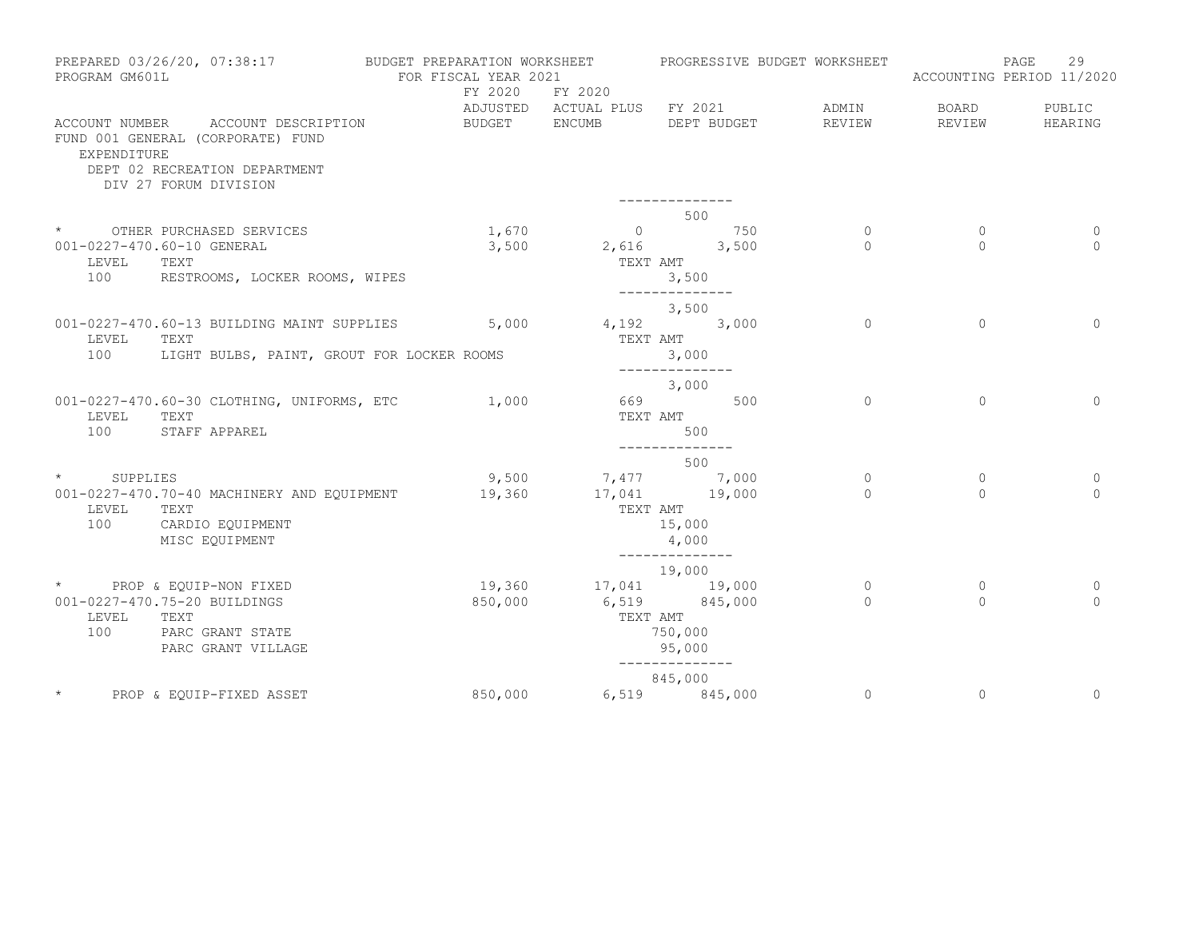BUDGET PREPARATION WORKSHEET — FOR FISCAL YEAR 2021 — PROGRESSIVE BUDGET WORKSHEET

PREPARED 03/26/20, 07:38:17 — PROGRAM GM601L — ACCOUNTING PERIOD 11/2020

FUND 001 GENERAL (CORPORATE) FUND
EXPENDITURE
DEPT 02 RECREATION DEPARTMENT
DIV 27 FORUM DIVISION

| ACCOUNT NUMBER | ACCOUNT DESCRIPTION | FY 2020 ADJUSTED BUDGET | FY 2020 ACTUAL PLUS ENCUMB | FY 2021 DEPT BUDGET | ADMIN REVIEW | BOARD REVIEW | PUBLIC HEARING |
|---|---|---|---|---|---|---|---|
| | | | | 500 | | | |
| * | OTHER PURCHASED SERVICES | 1,670 | 0 | 750 | 0 | 0 | 0 |
| 001-0227-470.60-10 | GENERAL | 3,500 | 2,616 | 3,500 | 0 | 0 | 0 |
| LEVEL | TEXT | | | TEXT AMT | | | |
| 100 | RESTROOMS, LOCKER ROOMS, WIPES | | | 3,500 | | | |
| | | | | 3,500 | | | |
| 001-0227-470.60-13 | BUILDING MAINT SUPPLIES | 5,000 | 4,192 | 3,000 | 0 | 0 | 0 |
| LEVEL | TEXT | | | TEXT AMT | | | |
| 100 | LIGHT BULBS, PAINT, GROUT FOR LOCKER ROOMS | | | 3,000 | | | |
| | | | | 3,000 | | | |
| 001-0227-470.60-30 | CLOTHING, UNIFORMS, ETC | 1,000 | 669 | 500 | 0 | 0 | 0 |
| LEVEL | TEXT | | | TEXT AMT | | | |
| 100 | STAFF APPAREL | | | 500 | | | |
| | | | | 500 | | | |
| * | SUPPLIES | 9,500 | 7,477 | 7,000 | 0 | 0 | 0 |
| 001-0227-470.70-40 | MACHINERY AND EQUIPMENT | 19,360 | 17,041 | 19,000 | 0 | 0 | 0 |
| LEVEL | TEXT | | | TEXT AMT | | | |
| 100 | CARDIO EQUIPMENT | | | 15,000 | | | |
| | MISC EQUIPMENT | | | 4,000 | | | |
| | | | | 19,000 | | | |
| * | PROP & EQUIP-NON FIXED | 19,360 | 17,041 | 19,000 | 0 | 0 | 0 |
| 001-0227-470.75-20 | BUILDINGS | 850,000 | 6,519 | 845,000 | 0 | 0 | 0 |
| LEVEL | TEXT | | | TEXT AMT | | | |
| 100 | PARC GRANT STATE | | | 750,000 | | | |
| | PARC GRANT VILLAGE | | | 95,000 | | | |
| | | | | 845,000 | | | |
| * | PROP & EQUIP-FIXED ASSET | 850,000 | 6,519 | 845,000 | 0 | 0 | 0 |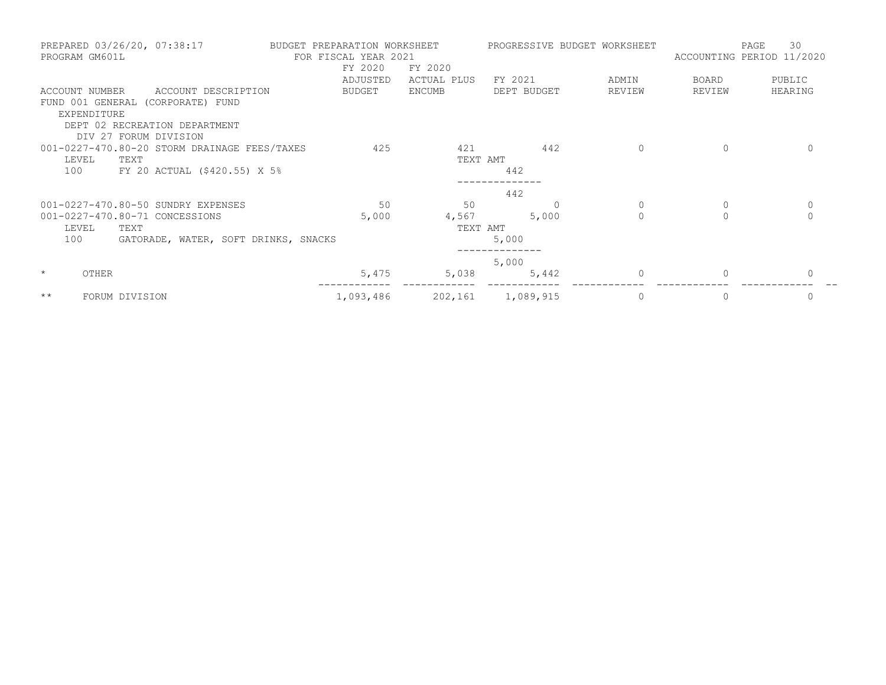PREPARED 03/26/20, 07:38:17 — BUDGET PREPARATION WORKSHEET — PROGRESSIVE BUDGET WORKSHEET

PROGRAM GM601L — FOR FISCAL YEAR 2021 — ACCOUNTING PERIOD 11/2020

| ACCOUNT NUMBER | ACCOUNT DESCRIPTION | FY 2020 ADJUSTED BUDGET | FY 2020 ACTUAL PLUS ENCUMB | FY 2021 DEPT BUDGET | ADMIN REVIEW | BOARD REVIEW | PUBLIC HEARING |
|---|---|---|---|---|---|---|---|
| FUND 001 GENERAL (CORPORATE) FUND | | | | | | | |
| EXPENDITURE | | | | | | | |
| DEPT 02 RECREATION DEPARTMENT | | | | | | | |
| DIV 27 FORUM DIVISION | | | | | | | |
| 001-0227-470.80-20 | STORM DRAINAGE FEES/TAXES | 425 | 421 | 442 | 0 | 0 | 0 |
| LEVEL 100 | TEXT: FY 20 ACTUAL ($420.55) X 5% | | TEXT AMT | 442 | | | |
| | | | | 442 | | | |
| 001-0227-470.80-50 | SUNDRY EXPENSES | 50 | 50 | 0 | 0 | 0 | 0 |
| 001-0227-470.80-71 | CONCESSIONS | 5,000 | 4,567 | 5,000 | 0 | 0 | 0 |
| LEVEL 100 | TEXT: GATORADE, WATER, SOFT DRINKS, SNACKS | | TEXT AMT | 5,000 | | | |
| | | | | 5,000 | | | |
| * | OTHER | 5,475 | 5,038 | 5,442 | 0 | 0 | 0 |
| ** | FORUM DIVISION | 1,093,486 | 202,161 | 1,089,915 | 0 | 0 | 0 |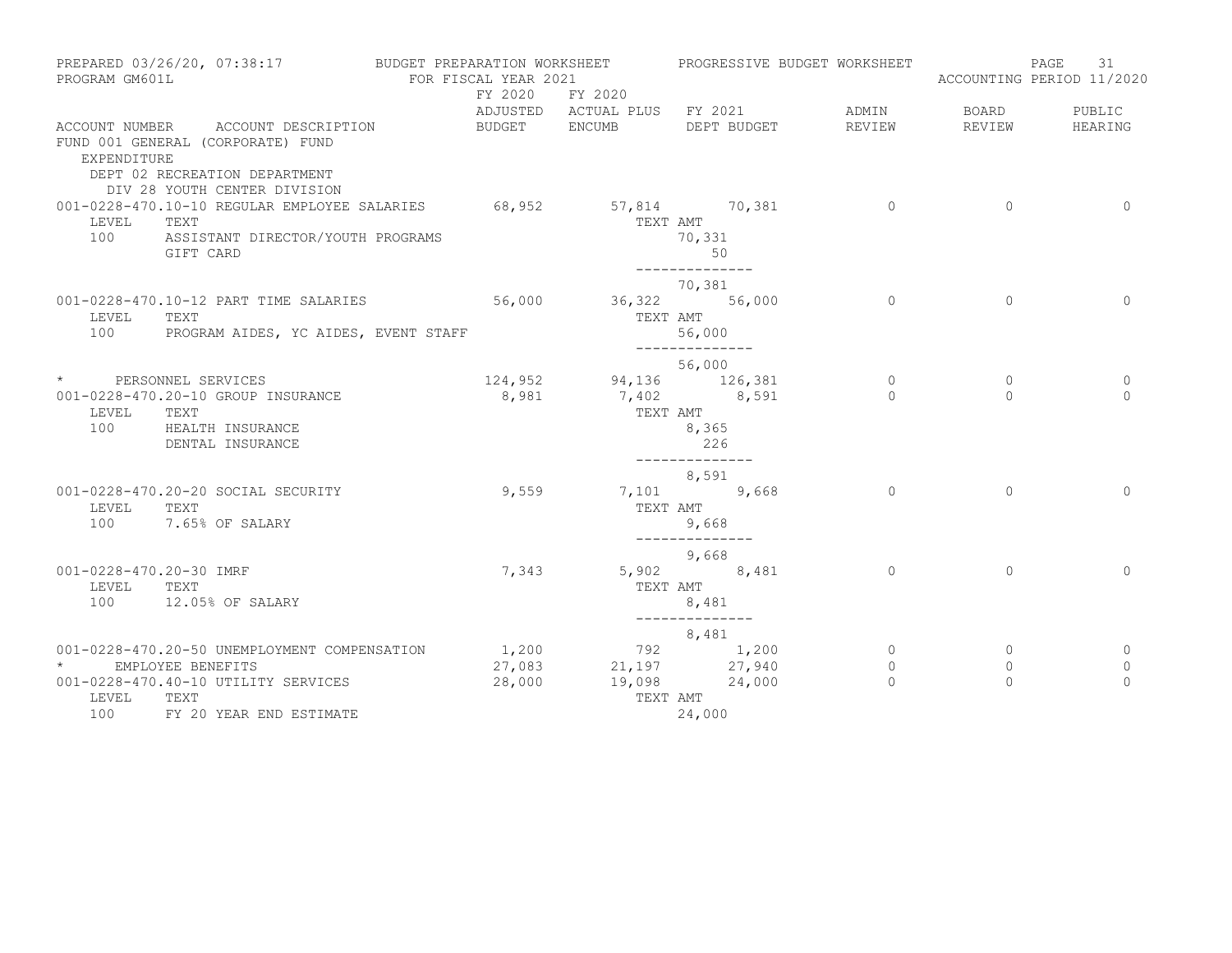PREPARED 03/26/20, 07:38:17 BUDGET PREPARATION WORKSHEET PROGRESSIVE BUDGET WORKSHEET
PROGRAM GM601L FOR FISCAL YEAR 2021 ACCOUNTING PERIOD 11/2020

| ACCOUNT NUMBER | ACCOUNT DESCRIPTION | FY 2020 ADJUSTED BUDGET | FY 2020 ACTUAL PLUS ENCUMB | FY 2021 DEPT BUDGET | ADMIN REVIEW | BOARD REVIEW | PUBLIC HEARING |
|---|---|---|---|---|---|---|---|
| FUND 001 GENERAL (CORPORATE) FUND | | | | | | | |
| EXPENDITURE | | | | | | | |
| DEPT 02 RECREATION DEPARTMENT | | | | | | | |
| DIV 28 YOUTH CENTER DIVISION | | | | | | | |
| 001-0228-470.10-10 | REGULAR EMPLOYEE SALARIES | 68,952 | 57,814 | 70,381 | 0 | 0 | 0 |
| LEVEL | TEXT | | TEXT AMT | | | | |
| 100 | ASSISTANT DIRECTOR/YOUTH PROGRAMS | | | 70,331 | | | |
| | GIFT CARD | | | 50 | | | |
| | | | | 70,381 | | | |
| 001-0228-470.10-12 | PART TIME SALARIES | 56,000 | 36,322 | 56,000 | 0 | 0 | 0 |
| LEVEL | TEXT | | TEXT AMT | | | | |
| 100 | PROGRAM AIDES, YC AIDES, EVENT STAFF | | | 56,000 | | | |
| | | | | 56,000 | | | |
| * | PERSONNEL SERVICES | 124,952 | 94,136 | 126,381 | 0 | 0 | 0 |
| 001-0228-470.20-10 | GROUP INSURANCE | 8,981 | 7,402 | 8,591 | 0 | 0 | 0 |
| LEVEL | TEXT | | TEXT AMT | | | | |
| 100 | HEALTH INSURANCE | | | 8,365 | | | |
| | DENTAL INSURANCE | | | 226 | | | |
| | | | | 8,591 | | | |
| 001-0228-470.20-20 | SOCIAL SECURITY | 9,559 | 7,101 | 9,668 | 0 | 0 | 0 |
| LEVEL | TEXT | | TEXT AMT | | | | |
| 100 | 7.65% OF SALARY | | | 9,668 | | | |
| | | | | 9,668 | | | |
| 001-0228-470.20-30 | IMRF | 7,343 | 5,902 | 8,481 | 0 | 0 | 0 |
| LEVEL | TEXT | | TEXT AMT | | | | |
| 100 | 12.05% OF SALARY | | | 8,481 | | | |
| | | | | 8,481 | | | |
| 001-0228-470.20-50 | UNEMPLOYMENT COMPENSATION | 1,200 | 792 | 1,200 | 0 | 0 | 0 |
| * | EMPLOYEE BENEFITS | 27,083 | 21,197 | 27,940 | 0 | 0 | 0 |
| 001-0228-470.40-10 | UTILITY SERVICES | 28,000 | 19,098 | 24,000 | 0 | 0 | 0 |
| LEVEL | TEXT | | TEXT AMT | | | | |
| 100 | FY 20 YEAR END ESTIMATE | | | 24,000 | | | |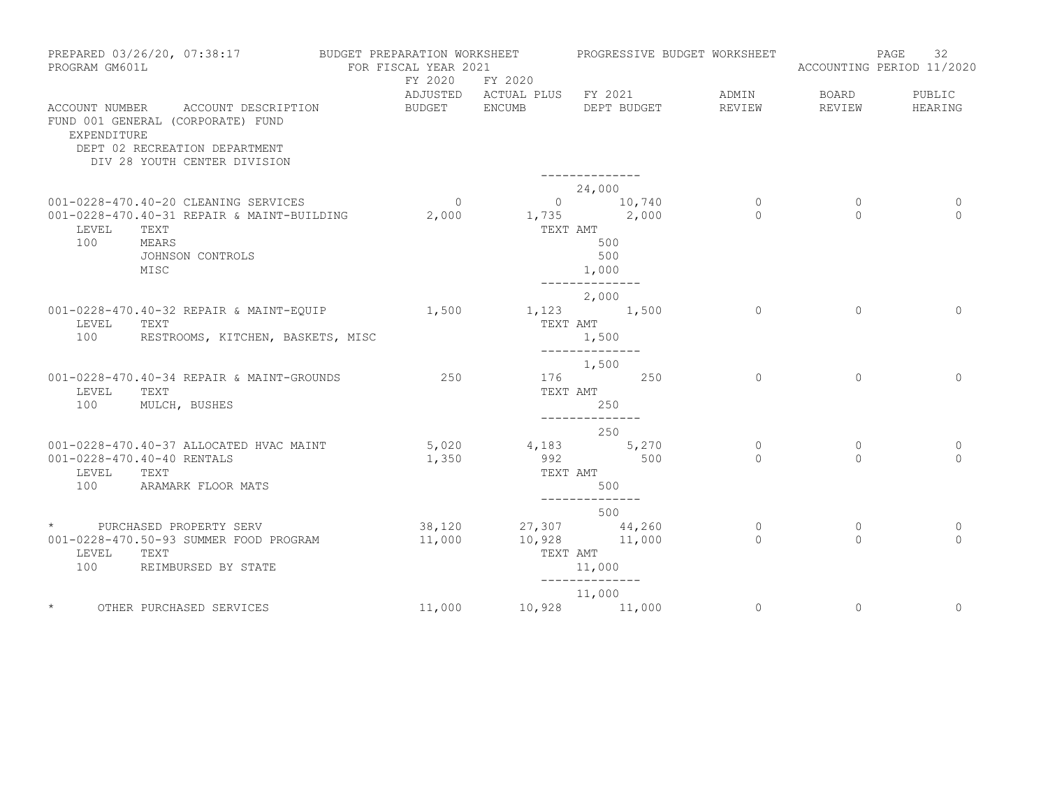PREPARED 03/26/20, 07:38:17 BUDGET PREPARATION WORKSHEET PROGRESSIVE BUDGET WORKSHEET
PROGRAM GM601L FOR FISCAL YEAR 2021 ACCOUNTING PERIOD 11/2020

FUND 001 GENERAL (CORPORATE) FUND
EXPENDITURE
DEPT 02 RECREATION DEPARTMENT
DIV 28 YOUTH CENTER DIVISION

| ACCOUNT NUMBER | ACCOUNT DESCRIPTION | FY 2020 ADJUSTED BUDGET | FY 2020 ACTUAL PLUS ENCUMB | FY 2021 DEPT BUDGET | ADMIN REVIEW | BOARD REVIEW | PUBLIC HEARING |
|---|---|---|---|---|---|---|---|
| | | | | -------------- | | | |
| | | | | 24,000 | | | |
| 001-0228-470.40-20 | CLEANING SERVICES | 0 | 0 | 10,740 | 0 | 0 | 0 |
| 001-0228-470.40-31 | REPAIR & MAINT-BUILDING | 2,000 | 1,735 | 2,000 | 0 | 0 | 0 |
| LEVEL | TEXT | | TEXT AMT | | | | |
| 100 | MEARS | | | 500 | | | |
| | JOHNSON CONTROLS | | | 500 | | | |
| | MISC | | | 1,000 | | | |
| | | | | -------------- | | | |
| | | | | 2,000 | | | |
| 001-0228-470.40-32 | REPAIR & MAINT-EQUIP | 1,500 | 1,123 | 1,500 | 0 | 0 | 0 |
| LEVEL | TEXT | | TEXT AMT | | | | |
| 100 | RESTROOMS, KITCHEN, BASKETS, MISC | | | 1,500 | | | |
| | | | | -------------- | | | |
| | | | | 1,500 | | | |
| 001-0228-470.40-34 | REPAIR & MAINT-GROUNDS | 250 | 176 | 250 | 0 | 0 | 0 |
| LEVEL | TEXT | | TEXT AMT | | | | |
| 100 | MULCH, BUSHES | | | 250 | | | |
| | | | | -------------- | | | |
| | | | | 250 | | | |
| 001-0228-470.40-37 | ALLOCATED HVAC MAINT | 5,020 | 4,183 | 5,270 | 0 | 0 | 0 |
| 001-0228-470.40-40 | RENTALS | 1,350 | 992 | 500 | 0 | 0 | 0 |
| LEVEL | TEXT | | TEXT AMT | | | | |
| 100 | ARAMARK FLOOR MATS | | | 500 | | | |
| | | | | -------------- | | | |
| | | | | 500 | | | |
| * | PURCHASED PROPERTY SERV | 38,120 | 27,307 | 44,260 | 0 | 0 | 0 |
| 001-0228-470.50-93 | SUMMER FOOD PROGRAM | 11,000 | 10,928 | 11,000 | 0 | 0 | 0 |
| LEVEL | TEXT | | TEXT AMT | | | | |
| 100 | REIMBURSED BY STATE | | | 11,000 | | | |
| | | | | -------------- | | | |
| | | | | 11,000 | | | |
| * | OTHER PURCHASED SERVICES | 11,000 | 10,928 | 11,000 | 0 | 0 | 0 |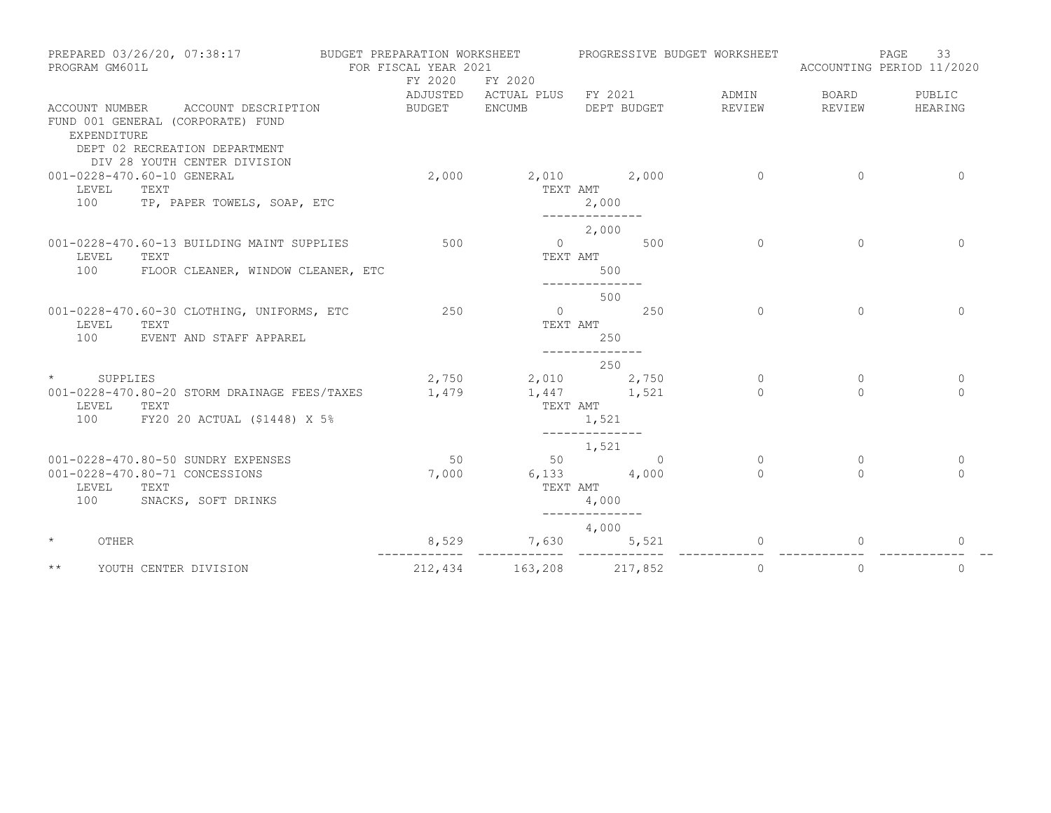PREPARED 03/26/20, 07:38:17 — BUDGET PREPARATION WORKSHEET — PROGRESSIVE BUDGET WORKSHEET
PROGRAM GM601L — FOR FISCAL YEAR 2021 — ACCOUNTING PERIOD 11/2020

FUND 001 GENERAL (CORPORATE) FUND
EXPENDITURE
DEPT 02 RECREATION DEPARTMENT
DIV 28 YOUTH CENTER DIVISION

| ACCOUNT NUMBER | ACCOUNT DESCRIPTION | FY 2020 ADJUSTED BUDGET | FY 2020 ACTUAL PLUS ENCUMB | FY 2021 DEPT BUDGET | ADMIN REVIEW | BOARD REVIEW | PUBLIC HEARING |
|---|---|---|---|---|---|---|---|
| 001-0228-470.60-10 | GENERAL | 2,000 | 2,010 | 2,000 | 0 | 0 | 0 |
| LEVEL 100 | TEXT: TP, PAPER TOWELS, SOAP, ETC | | TEXT AMT | 2,000 | | | |
| | | | | 2,000 | | | |
| 001-0228-470.60-13 | BUILDING MAINT SUPPLIES | 500 | 0 | 500 | 0 | 0 | 0 |
| LEVEL 100 | TEXT: FLOOR CLEANER, WINDOW CLEANER, ETC | | TEXT AMT | 500 | | | |
| | | | | 500 | | | |
| 001-0228-470.60-30 | CLOTHING, UNIFORMS, ETC | 250 | 0 | 250 | 0 | 0 | 0 |
| LEVEL 100 | TEXT: EVENT AND STAFF APPAREL | | TEXT AMT | 250 | | | |
| | | | | 250 | | | |
| * | SUPPLIES | 2,750 | 2,010 | 2,750 | 0 | 0 | 0 |
| 001-0228-470.80-20 | STORM DRAINAGE FEES/TAXES | 1,479 | 1,447 | 1,521 | 0 | 0 | 0 |
| LEVEL 100 | TEXT: FY20 20 ACTUAL ($1448) X 5% | | TEXT AMT | 1,521 | | | |
| | | | | 1,521 | | | |
| 001-0228-470.80-50 | SUNDRY EXPENSES | 50 | 50 | 0 | 0 | 0 | 0 |
| 001-0228-470.80-71 | CONCESSIONS | 7,000 | 6,133 | 4,000 | 0 | 0 | 0 |
| LEVEL 100 | TEXT: SNACKS, SOFT DRINKS | | TEXT AMT | 4,000 | | | |
| | | | | 4,000 | | | |
| * | OTHER | 8,529 | 7,630 | 5,521 | 0 | 0 | 0 |
| ** | YOUTH CENTER DIVISION | 212,434 | 163,208 | 217,852 | 0 | 0 | 0 |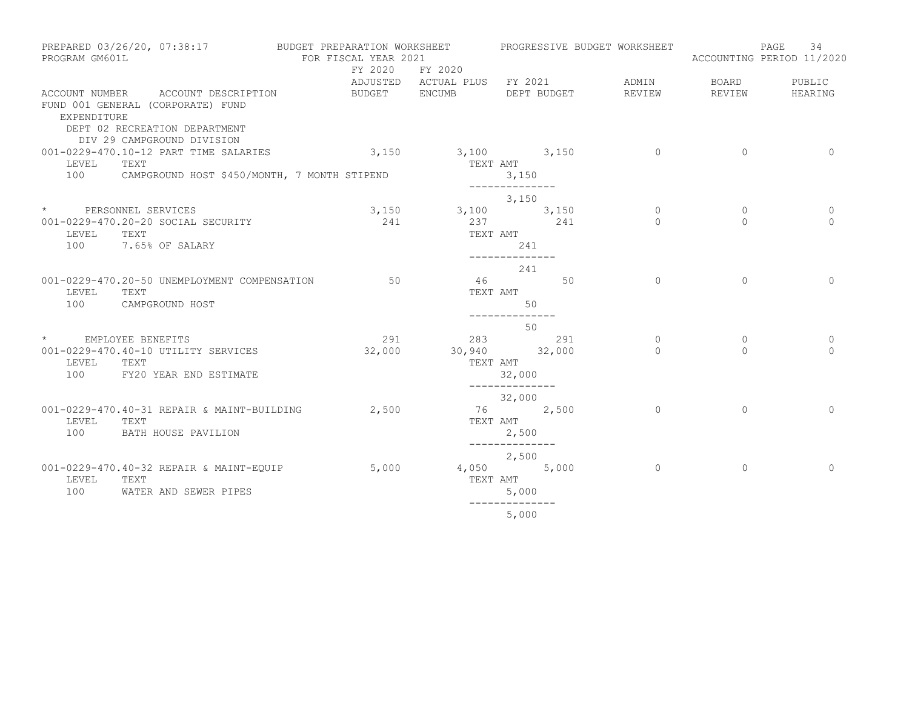PREPARED 03/26/20, 07:38:17 — BUDGET PREPARATION WORKSHEET — PROGRESSIVE BUDGET WORKSHEET
PROGRAM GM601L — FOR FISCAL YEAR 2021 — ACCOUNTING PERIOD 11/2020

FUND 001 GENERAL (CORPORATE) FUND
EXPENDITURE
DEPT 02 RECREATION DEPARTMENT
DIV 29 CAMPGROUND DIVISION

| ACCOUNT NUMBER | ACCOUNT DESCRIPTION | FY 2020 ADJUSTED BUDGET | FY 2020 ACTUAL PLUS ENCUMB | FY 2021 DEPT BUDGET | ADMIN REVIEW | BOARD REVIEW | PUBLIC HEARING |
|---|---|---|---|---|---|---|---|
| 001-0229-470.10-12 | PART TIME SALARIES | 3,150 | 3,100 | 3,150 | 0 | 0 | 0 |
| LEVEL 100 | TEXT: CAMPGROUND HOST $450/MONTH, 7 MONTH STIPEND | | TEXT AMT | 3,150 | | | |
| | | | | 3,150 | | | |
| * | PERSONNEL SERVICES | 3,150 | 3,100 | 3,150 | 0 | 0 | 0 |
| 001-0229-470.20-20 | SOCIAL SECURITY | 241 | 237 | 241 | 0 | 0 | 0 |
| LEVEL 100 | TEXT: 7.65% OF SALARY | | TEXT AMT | 241 | | | |
| | | | | 241 | | | |
| 001-0229-470.20-50 | UNEMPLOYMENT COMPENSATION | 50 | 46 | 50 | 0 | 0 | 0 |
| LEVEL 100 | TEXT: CAMPGROUND HOST | | TEXT AMT | 50 | | | |
| | | | | 50 | | | |
| * | EMPLOYEE BENEFITS | 291 | 283 | 291 | 0 | 0 | 0 |
| 001-0229-470.40-10 | UTILITY SERVICES | 32,000 | 30,940 | 32,000 | 0 | 0 | 0 |
| LEVEL 100 | TEXT: FY20 YEAR END ESTIMATE | | TEXT AMT | 32,000 | | | |
| | | | | 32,000 | | | |
| 001-0229-470.40-31 | REPAIR & MAINT-BUILDING | 2,500 | 76 | 2,500 | 0 | 0 | 0 |
| LEVEL 100 | TEXT: BATH HOUSE PAVILION | | TEXT AMT | 2,500 | | | |
| | | | | 2,500 | | | |
| 001-0229-470.40-32 | REPAIR & MAINT-EQUIP | 5,000 | 4,050 | 5,000 | 0 | 0 | 0 |
| LEVEL 100 | TEXT: WATER AND SEWER PIPES | | TEXT AMT | 5,000 | | | |
| | | | | 5,000 | | | |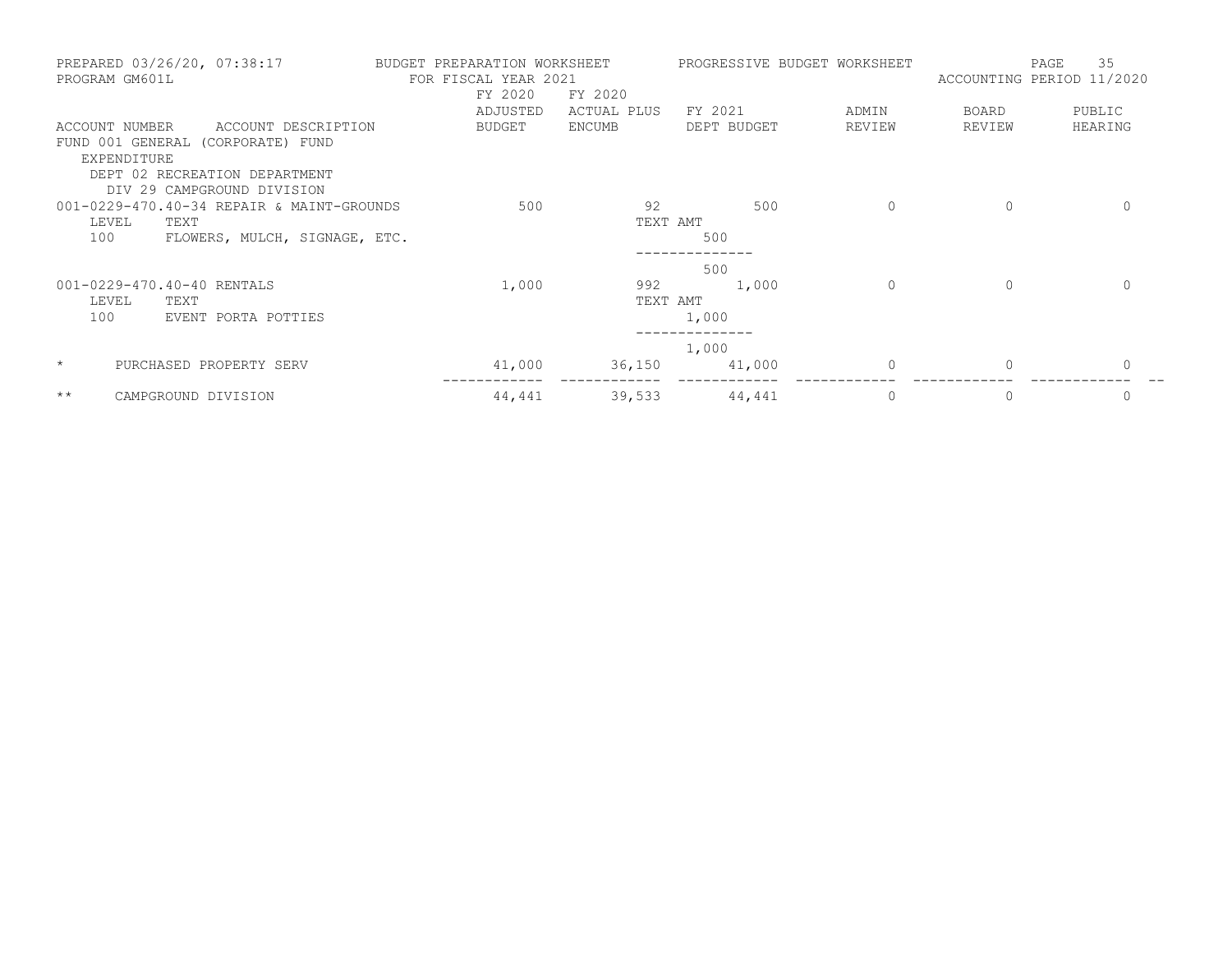BUDGET PREPARATION WORKSHEET — FOR FISCAL YEAR 2021 — PROGRESSIVE BUDGET WORKSHEET — ACCOUNTING PERIOD 11/2020

PREPARED 03/26/20, 07:38:17
PROGRAM GM601L

| ACCOUNT NUMBER | ACCOUNT DESCRIPTION | FY 2020 ADJUSTED BUDGET | FY 2020 ACTUAL PLUS ENCUMB | FY 2021 DEPT BUDGET | ADMIN REVIEW | BOARD REVIEW | PUBLIC HEARING |
|---|---|---|---|---|---|---|---|
| FUND 001 GENERAL (CORPORATE) FUND | | | | | | | |
| EXPENDITURE | | | | | | | |
| DEPT 02 RECREATION DEPARTMENT | | | | | | | |
| DIV 29 CAMPGROUND DIVISION | | | | | | | |
| 001-0229-470.40-34 | REPAIR & MAINT-GROUNDS | 500 | 92 | 500 | 0 | 0 | 0 |
| LEVEL 100 | TEXT: FLOWERS, MULCH, SIGNAGE, ETC. | | TEXT AMT | 500 | | | |
| | | | | 500 | | | |
| 001-0229-470.40-40 | RENTALS | 1,000 | 992 | 1,000 | 0 | 0 | 0 |
| LEVEL 100 | TEXT: EVENT PORTA POTTIES | | TEXT AMT | 1,000 | | | |
| | | | | 1,000 | | | |
| * | PURCHASED PROPERTY SERV | 41,000 | 36,150 | 41,000 | 0 | 0 | 0 |
| ** | CAMPGROUND DIVISION | 44,441 | 39,533 | 44,441 | 0 | 0 | 0 |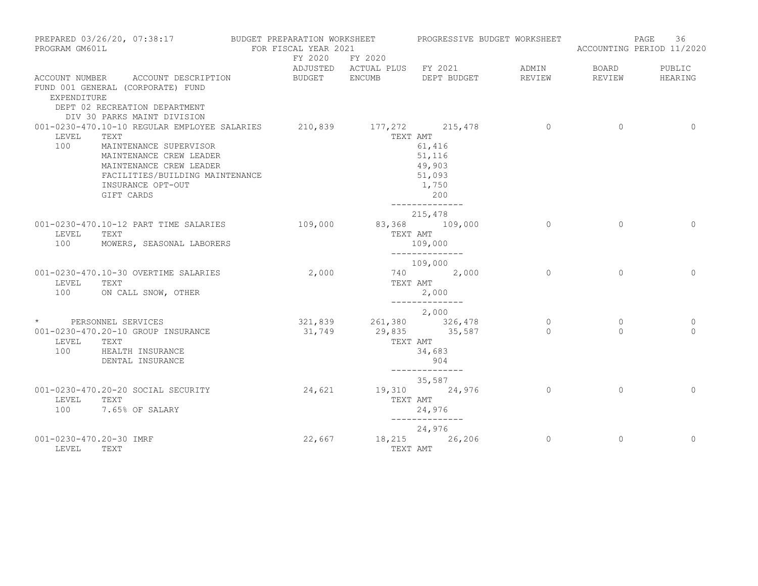PREPARED 03/26/20, 07:38:17 BUDGET PREPARATION WORKSHEET PROGRESSIVE BUDGET WORKSHEET
PROGRAM GM601L FOR FISCAL YEAR 2021 ACCOUNTING PERIOD 11/2020

| ACCOUNT NUMBER | ACCOUNT DESCRIPTION | FY 2020 ADJUSTED BUDGET | FY 2020 ACTUAL PLUS ENCUMB | FY 2021 DEPT BUDGET | ADMIN REVIEW | BOARD REVIEW | PUBLIC HEARING |
|---|---|---|---|---|---|---|---|
| FUND 001 GENERAL (CORPORATE) FUND | | | | | | | |
| EXPENDITURE | | | | | | | |
| DEPT 02 RECREATION DEPARTMENT | | | | | | | |
| DIV 30 PARKS MAINT DIVISION | | | | | | | |
| 001-0230-470.10-10 | REGULAR EMPLOYEE SALARIES | 210,839 | 177,272 | 215,478 | 0 | 0 | 0 |
| LEVEL | TEXT | | | TEXT AMT | | | |
| 100 | MAINTENANCE SUPERVISOR | | | 61,416 | | | |
| | MAINTENANCE CREW LEADER | | | 51,116 | | | |
| | MAINTENANCE CREW LEADER | | | 49,903 | | | |
| | FACILITIES/BUILDING MAINTENANCE | | | 51,093 | | | |
| | INSURANCE OPT-OUT | | | 1,750 | | | |
| | GIFT CARDS | | | 200 | | | |
| | | | | 215,478 | | | |
| 001-0230-470.10-12 | PART TIME SALARIES | 109,000 | 83,368 | 109,000 | 0 | 0 | 0 |
| LEVEL | TEXT | | | TEXT AMT | | | |
| 100 | MOWERS, SEASONAL LABORERS | | | 109,000 | | | |
| | | | | 109,000 | | | |
| 001-0230-470.10-30 | OVERTIME SALARIES | 2,000 | 740 | 2,000 | 0 | 0 | 0 |
| LEVEL | TEXT | | | TEXT AMT | | | |
| 100 | ON CALL SNOW, OTHER | | | 2,000 | | | |
| | | | | 2,000 | | | |
| * | PERSONNEL SERVICES | 321,839 | 261,380 | 326,478 | 0 | 0 | 0 |
| 001-0230-470.20-10 | GROUP INSURANCE | 31,749 | 29,835 | 35,587 | 0 | 0 | 0 |
| LEVEL | TEXT | | | TEXT AMT | | | |
| 100 | HEALTH INSURANCE | | | 34,683 | | | |
| | DENTAL INSURANCE | | | 904 | | | |
| | | | | 35,587 | | | |
| 001-0230-470.20-20 | SOCIAL SECURITY | 24,621 | 19,310 | 24,976 | 0 | 0 | 0 |
| LEVEL | TEXT | | | TEXT AMT | | | |
| 100 | 7.65% OF SALARY | | | 24,976 | | | |
| | | | | 24,976 | | | |
| 001-0230-470.20-30 | IMRF | 22,667 | 18,215 | 26,206 | 0 | 0 | 0 |
| LEVEL | TEXT | | | TEXT AMT | | | |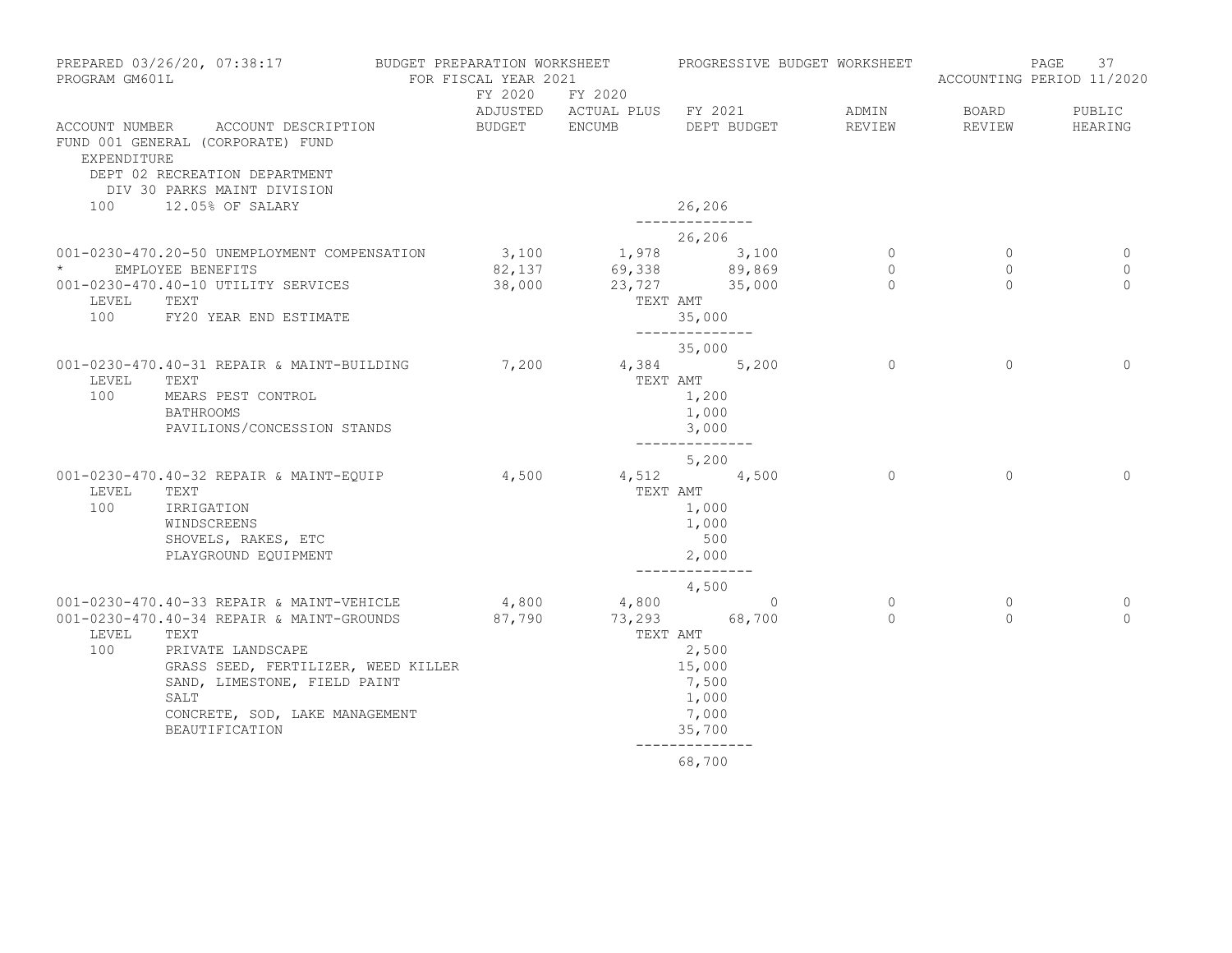PREPARED 03/26/20, 07:38:17 BUDGET PREPARATION WORKSHEET PROGRESSIVE BUDGET WORKSHEET
PROGRAM GM601L FOR FISCAL YEAR 2021 ACCOUNTING PERIOD 11/2020

| ACCOUNT NUMBER | ACCOUNT DESCRIPTION | FY 2020 ADJUSTED BUDGET | FY 2020 ACTUAL PLUS ENCUMB | FY 2021 DEPT BUDGET | ADMIN REVIEW | BOARD REVIEW | PUBLIC HEARING |
|---|---|---|---|---|---|---|---|
| FUND 001 GENERAL (CORPORATE) FUND | | | | | | | |
| EXPENDITURE | | | | | | | |
| DEPT 02 RECREATION DEPARTMENT | | | | | | | |
| DIV 30 PARKS MAINT DIVISION | | | | | | | |
| 100 | 12.05% OF SALARY | | | 26,206 | | | |
| | | | | 26,206 | | | |
| 001-0230-470.20-50 | UNEMPLOYMENT COMPENSATION | 3,100 | 1,978 | 3,100 | 0 | 0 | 0 |
| * | EMPLOYEE BENEFITS | 82,137 | 69,338 | 89,869 | 0 | 0 | 0 |
| 001-0230-470.40-10 | UTILITY SERVICES | 38,000 | 23,727 | 35,000 | 0 | 0 | 0 |
| LEVEL | TEXT | | | TEXT AMT | | | |
| 100 | FY20 YEAR END ESTIMATE | | | 35,000 | | | |
| | | | | 35,000 | | | |
| 001-0230-470.40-31 | REPAIR & MAINT-BUILDING | 7,200 | 4,384 | 5,200 | 0 | 0 | 0 |
| LEVEL | TEXT | | | TEXT AMT | | | |
| 100 | MEARS PEST CONTROL | | | 1,200 | | | |
| | BATHROOMS | | | 1,000 | | | |
| | PAVILIONS/CONCESSION STANDS | | | 3,000 | | | |
| | | | | 5,200 | | | |
| 001-0230-470.40-32 | REPAIR & MAINT-EQUIP | 4,500 | 4,512 | 4,500 | 0 | 0 | 0 |
| LEVEL | TEXT | | | TEXT AMT | | | |
| 100 | IRRIGATION | | | 1,000 | | | |
| | WINDSCREENS | | | 1,000 | | | |
| | SHOVELS, RAKES, ETC | | | 500 | | | |
| | PLAYGROUND EQUIPMENT | | | 2,000 | | | |
| | | | | 4,500 | | | |
| 001-0230-470.40-33 | REPAIR & MAINT-VEHICLE | 4,800 | 4,800 | 0 | 0 | 0 | 0 |
| 001-0230-470.40-34 | REPAIR & MAINT-GROUNDS | 87,790 | 73,293 | 68,700 | 0 | 0 | 0 |
| LEVEL | TEXT | | | TEXT AMT | | | |
| 100 | PRIVATE LANDSCAPE | | | 2,500 | | | |
| | GRASS SEED, FERTILIZER, WEED KILLER | | | 15,000 | | | |
| | SAND, LIMESTONE, FIELD PAINT | | | 7,500 | | | |
| | SALT | | | 1,000 | | | |
| | CONCRETE, SOD, LAKE MANAGEMENT | | | 7,000 | | | |
| | BEAUTIFICATION | | | 35,700 | | | |
| | | | | 68,700 | | | |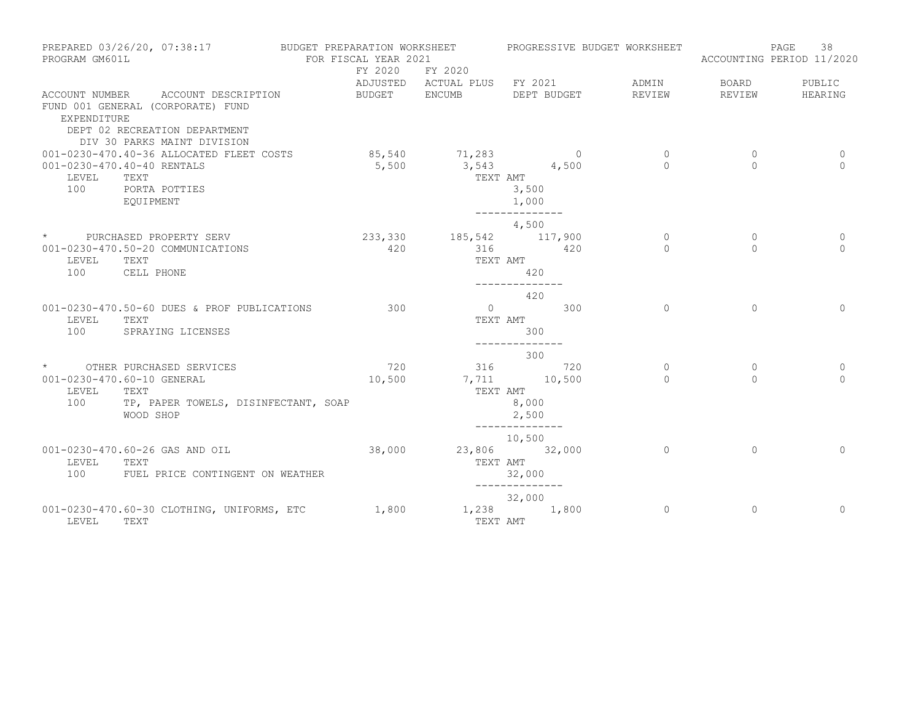PREPARED 03/26/20, 07:38:17 — BUDGET PREPARATION WORKSHEET — PROGRESSIVE BUDGET WORKSHEET
PROGRAM GM601L — FOR FISCAL YEAR 2021 — ACCOUNTING PERIOD 11/2020

FUND 001 GENERAL (CORPORATE) FUND
EXPENDITURE
DEPT 02 RECREATION DEPARTMENT
DIV 30 PARKS MAINT DIVISION

| ACCOUNT NUMBER | ACCOUNT DESCRIPTION | FY 2020 ADJUSTED BUDGET | FY 2020 ACTUAL PLUS ENCUMB | FY 2021 DEPT BUDGET | ADMIN REVIEW | BOARD REVIEW | PUBLIC HEARING |
|---|---|---|---|---|---|---|---|
| 001-0230-470.40-36 | ALLOCATED FLEET COSTS | 85,540 | 71,283 | 0 | 0 | 0 | 0 |
| 001-0230-470.40-40 | RENTALS | 5,500 | 3,543 | 4,500 | 0 | 0 | 0 |
| LEVEL | TEXT | | TEXT AMT | | | | |
| 100 | PORTA POTTIES | | | 3,500 | | | |
| | EQUIPMENT | | | 1,000 | | | |
| | | | | 4,500 | | | |
| * | PURCHASED PROPERTY SERV | 233,330 | 185,542 | 117,900 | 0 | 0 | 0 |
| 001-0230-470.50-20 | COMMUNICATIONS | 420 | 316 | 420 | 0 | 0 | 0 |
| LEVEL | TEXT | | TEXT AMT | | | | |
| 100 | CELL PHONE | | | 420 | | | |
| | | | | 420 | | | |
| 001-0230-470.50-60 | DUES & PROF PUBLICATIONS | 300 | 0 | 300 | 0 | 0 | 0 |
| LEVEL | TEXT | | TEXT AMT | | | | |
| 100 | SPRAYING LICENSES | | | 300 | | | |
| | | | | 300 | | | |
| * | OTHER PURCHASED SERVICES | 720 | 316 | 720 | 0 | 0 | 0 |
| 001-0230-470.60-10 | GENERAL | 10,500 | 7,711 | 10,500 | 0 | 0 | 0 |
| LEVEL | TEXT | | TEXT AMT | | | | |
| 100 | TP, PAPER TOWELS, DISINFECTANT, SOAP | | | 8,000 | | | |
| | WOOD SHOP | | | 2,500 | | | |
| | | | | 10,500 | | | |
| 001-0230-470.60-26 | GAS AND OIL | 38,000 | 23,806 | 32,000 | 0 | 0 | 0 |
| LEVEL | TEXT | | TEXT AMT | | | | |
| 100 | FUEL PRICE CONTINGENT ON WEATHER | | | 32,000 | | | |
| | | | | 32,000 | | | |
| 001-0230-470.60-30 | CLOTHING, UNIFORMS, ETC | 1,800 | 1,238 | 1,800 | 0 | 0 | 0 |
| LEVEL | TEXT | | TEXT AMT | | | | |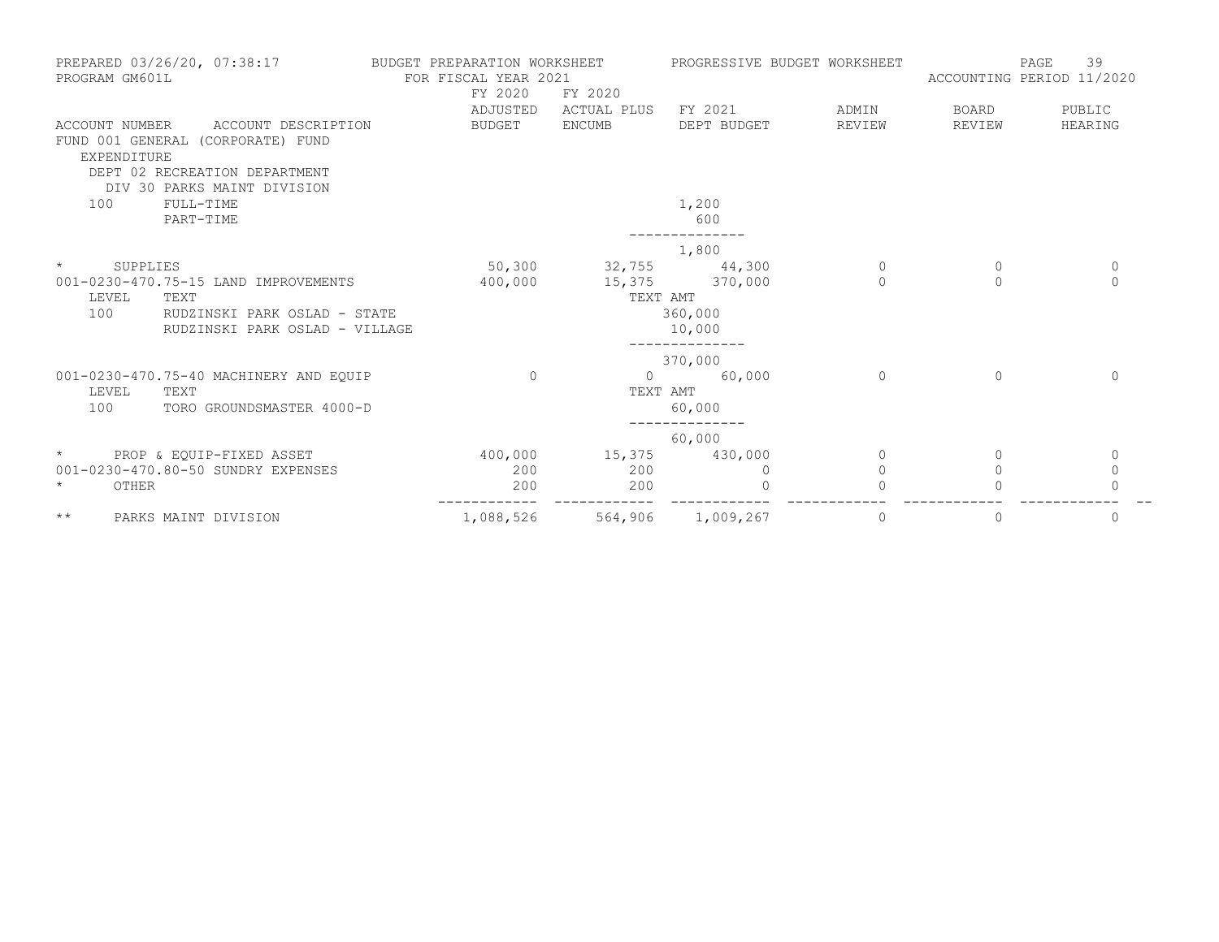PREPARED 03/26/20, 07:38:17 BUDGET PREPARATION WORKSHEET PROGRESSIVE BUDGET WORKSHEET
PROGRAM GM601L FOR FISCAL YEAR 2021 ACCOUNTING PERIOD 11/2020

| ACCOUNT NUMBER | ACCOUNT DESCRIPTION | FY 2020 ADJUSTED BUDGET | FY 2020 ACTUAL PLUS ENCUMB | FY 2021 DEPT BUDGET | ADMIN REVIEW | BOARD REVIEW | PUBLIC HEARING |
|---|---|---|---|---|---|---|---|
| FUND 001 GENERAL (CORPORATE) FUND | | | | | | | |
| EXPENDITURE | | | | | | | |
| DEPT 02 RECREATION DEPARTMENT | | | | | | | |
| DIV 30 PARKS MAINT DIVISION | | | | | | | |
| 100 | FULL-TIME | | | 1,200 | | | |
| | PART-TIME | | | 600 | | | |
| | | | | -------------- | | | |
| | | | | 1,800 | | | |
| * | SUPPLIES | 50,300 | 32,755 | 44,300 | 0 | 0 | 0 |
| 001-0230-470.75-15 | LAND IMPROVEMENTS | 400,000 | 15,375 | 370,000 | 0 | 0 | 0 |
| LEVEL | TEXT | | TEXT AMT | | | | |
| 100 | RUDZINSKI PARK OSLAD - STATE | | | 360,000 | | | |
| | RUDZINSKI PARK OSLAD - VILLAGE | | | 10,000 | | | |
| | | | | -------------- | | | |
| | | | | 370,000 | | | |
| 001-0230-470.75-40 | MACHINERY AND EQUIP | 0 | 0 | 60,000 | 0 | 0 | 0 |
| LEVEL | TEXT | | TEXT AMT | | | | |
| 100 | TORO GROUNDSMASTER 4000-D | | | 60,000 | | | |
| | | | | -------------- | | | |
| | | | | 60,000 | | | |
| * | PROP & EQUIP-FIXED ASSET | 400,000 | 15,375 | 430,000 | 0 | 0 | 0 |
| 001-0230-470.80-50 | SUNDRY EXPENSES | 200 | 200 | 0 | 0 | 0 | 0 |
| * | OTHER | 200 | 200 | 0 | 0 | 0 | 0 |
| ** | PARKS MAINT DIVISION | 1,088,526 | 564,906 | 1,009,267 | 0 | 0 | 0 |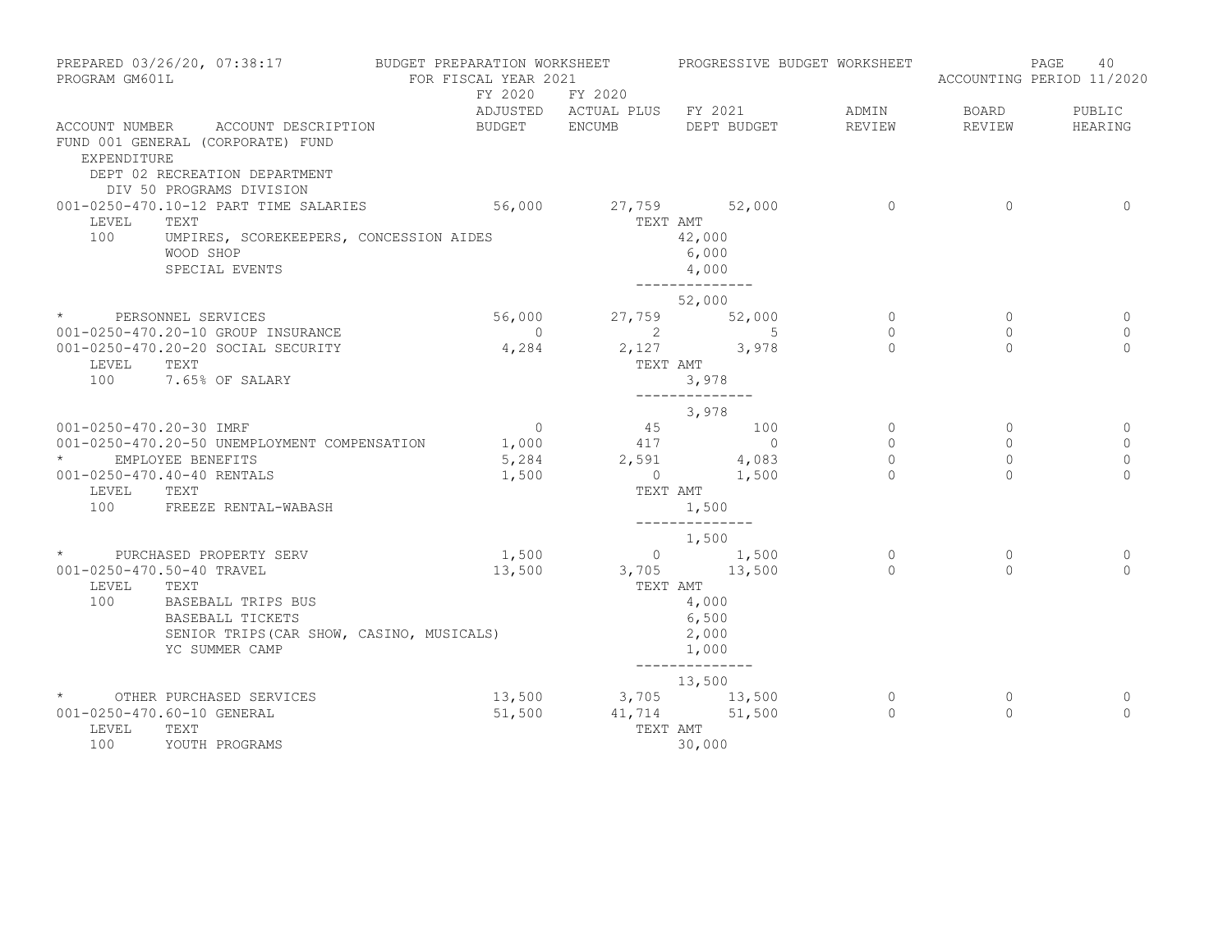PREPARED 03/26/20, 07:38:17 BUDGET PREPARATION WORKSHEET PROGRESSIVE BUDGET WORKSHEET
PROGRAM GM601L FOR FISCAL YEAR 2021 ACCOUNTING PERIOD 11/2020

| ACCOUNT NUMBER | ACCOUNT DESCRIPTION | FY 2020 ADJUSTED BUDGET | FY 2020 ACTUAL PLUS ENCUMB | FY 2021 DEPT BUDGET | ADMIN REVIEW | BOARD REVIEW | PUBLIC HEARING |
|---|---|---|---|---|---|---|---|
| FUND 001 GENERAL (CORPORATE) FUND | | | | | | | |
| EXPENDITURE | | | | | | | |
| DEPT 02 RECREATION DEPARTMENT | | | | | | | |
| DIV 50 PROGRAMS DIVISION | | | | | | | |
| 001-0250-470.10-12 | PART TIME SALARIES | 56,000 | 27,759 | 52,000 | 0 | 0 | 0 |
| LEVEL | TEXT | | TEXT AMT | | | | |
| 100 | UMPIRES, SCOREKEEPERS, CONCESSION AIDES | | | 42,000 | | | |
| | WOOD SHOP | | | 6,000 | | | |
| | SPECIAL EVENTS | | | 4,000 | | | |
| | | | | -------------- | | | |
| | | | | 52,000 | | | |
| * | PERSONNEL SERVICES | 56,000 | 27,759 | 52,000 | 0 | 0 | 0 |
| 001-0250-470.20-10 | GROUP INSURANCE | 0 | 2 | 5 | 0 | 0 | 0 |
| 001-0250-470.20-20 | SOCIAL SECURITY | 4,284 | 2,127 | 3,978 | 0 | 0 | 0 |
| LEVEL | TEXT | | TEXT AMT | | | | |
| 100 | 7.65% OF SALARY | | | 3,978 | | | |
| | | | | -------------- | | | |
| | | | | 3,978 | | | |
| 001-0250-470.20-30 | IMRF | 0 | 45 | 100 | 0 | 0 | 0 |
| 001-0250-470.20-50 | UNEMPLOYMENT COMPENSATION | 1,000 | 417 | 0 | 0 | 0 | 0 |
| * | EMPLOYEE BENEFITS | 5,284 | 2,591 | 4,083 | 0 | 0 | 0 |
| 001-0250-470.40-40 | RENTALS | 1,500 | 0 | 1,500 | 0 | 0 | 0 |
| LEVEL | TEXT | | TEXT AMT | | | | |
| 100 | FREEZE RENTAL-WABASH | | | 1,500 | | | |
| | | | | -------------- | | | |
| | | | | 1,500 | | | |
| * | PURCHASED PROPERTY SERV | 1,500 | 0 | 1,500 | 0 | 0 | 0 |
| 001-0250-470.50-40 | TRAVEL | 13,500 | 3,705 | 13,500 | 0 | 0 | 0 |
| LEVEL | TEXT | | TEXT AMT | | | | |
| 100 | BASEBALL TRIPS BUS | | | 4,000 | | | |
| | BASEBALL TICKETS | | | 6,500 | | | |
| | SENIOR TRIPS(CAR SHOW, CASINO, MUSICALS) | | | 2,000 | | | |
| | YC SUMMER CAMP | | | 1,000 | | | |
| | | | | -------------- | | | |
| | | | | 13,500 | | | |
| * | OTHER PURCHASED SERVICES | 13,500 | 3,705 | 13,500 | 0 | 0 | 0 |
| 001-0250-470.60-10 | GENERAL | 51,500 | 41,714 | 51,500 | 0 | 0 | 0 |
| LEVEL | TEXT | | TEXT AMT | | | | |
| 100 | YOUTH PROGRAMS | | | 30,000 | | | |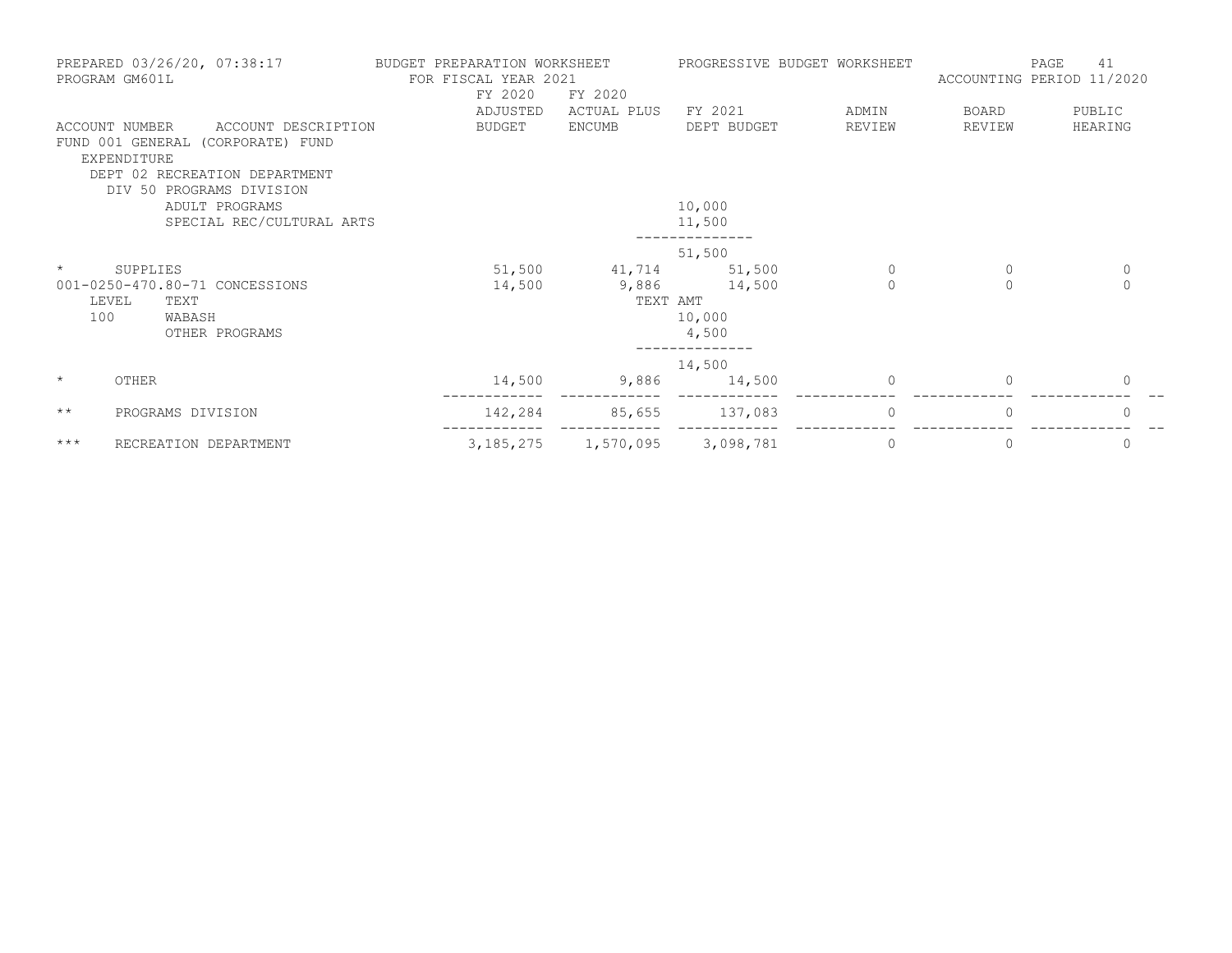PREPARED 03/26/20, 07:38:17 — PROGRAM GM601L

BUDGET PREPARATION WORKSHEET — FOR FISCAL YEAR 2021

PROGRESSIVE BUDGET WORKSHEET

ACCOUNTING PERIOD 11/2020

| ACCOUNT NUMBER | ACCOUNT DESCRIPTION | FY 2020 ADJUSTED BUDGET | FY 2020 ACTUAL PLUS ENCUMB | FY 2021 DEPT BUDGET | ADMIN REVIEW | BOARD REVIEW | PUBLIC HEARING |
|---|---|---|---|---|---|---|---|
| FUND 001 GENERAL (CORPORATE) FUND | | | | | | | |
| EXPENDITURE | | | | | | | |
| DEPT 02 RECREATION DEPARTMENT | | | | | | | |
| DIV 50 PROGRAMS DIVISION | | | | | | | |
| | ADULT PROGRAMS | | | 10,000 | | | |
| | SPECIAL REC/CULTURAL ARTS | | | 11,500 | | | |
| | | | | 51,500 | | | |
| * | SUPPLIES | 51,500 | 41,714 | 51,500 | 0 | 0 | 0 |
| 001-0250-470.80-71 | CONCESSIONS | 14,500 | 9,886 | 14,500 | 0 | 0 | 0 |
| LEVEL | TEXT | | TEXT AMT | | | | |
| 100 | WABASH | | | 10,000 | | | |
| | OTHER PROGRAMS | | | 4,500 | | | |
| | | | | 14,500 | | | |
| * | OTHER | 14,500 | 9,886 | 14,500 | 0 | 0 | 0 |
| ** | PROGRAMS DIVISION | 142,284 | 85,655 | 137,083 | 0 | 0 | 0 |
| *** | RECREATION DEPARTMENT | 3,185,275 | 1,570,095 | 3,098,781 | 0 | 0 | 0 |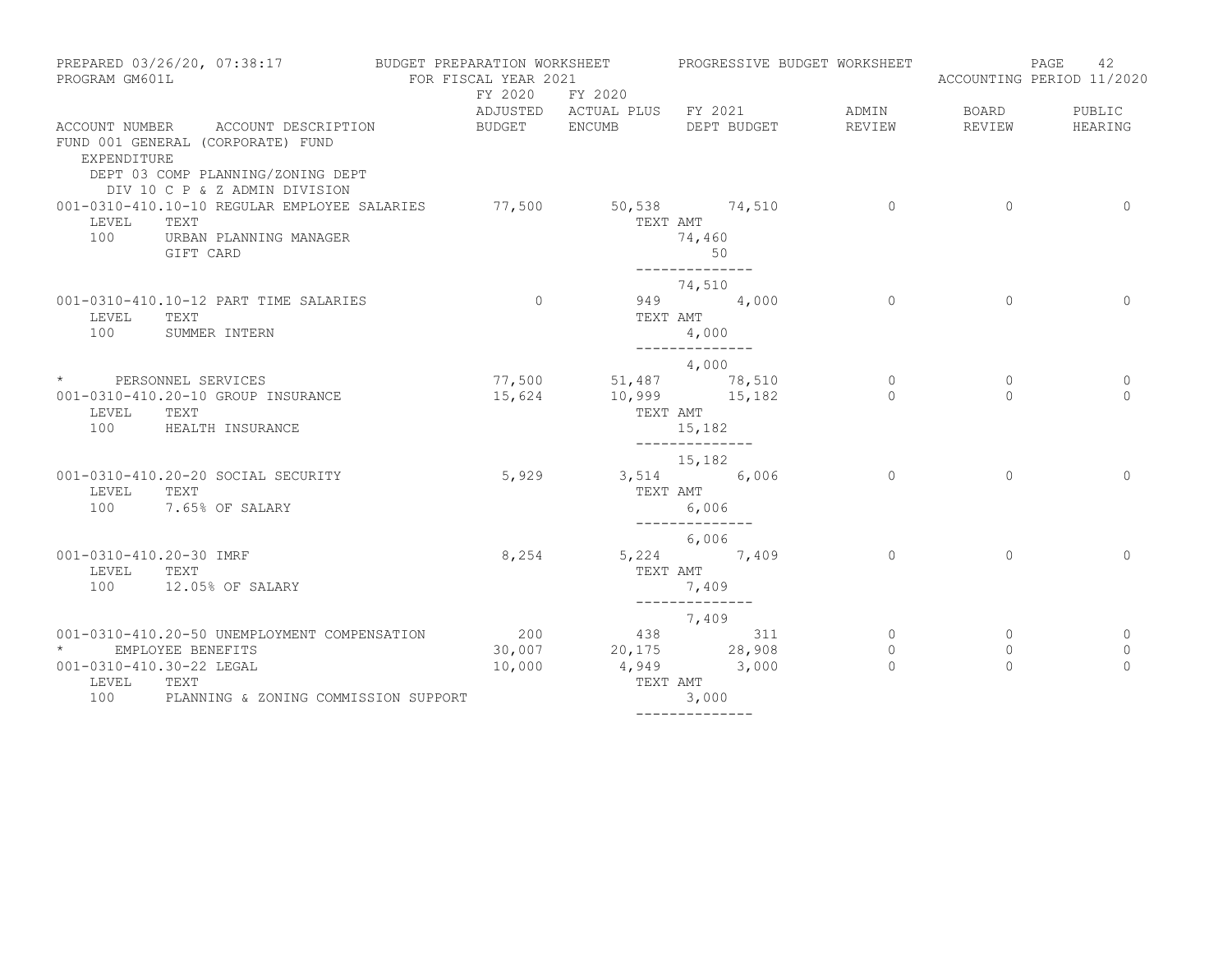PREPARED 03/26/20, 07:38:17 BUDGET PREPARATION WORKSHEET PROGRESSIVE BUDGET WORKSHEET
PROGRAM GM601L FOR FISCAL YEAR 2021 ACCOUNTING PERIOD 11/2020

FUND 001 GENERAL (CORPORATE) FUND
EXPENDITURE
DEPT 03 COMP PLANNING/ZONING DEPT
DIV 10 C P & Z ADMIN DIVISION

| ACCOUNT NUMBER | ACCOUNT DESCRIPTION | FY 2020 ADJUSTED BUDGET | FY 2020 ACTUAL PLUS ENCUMB | FY 2021 DEPT BUDGET | ADMIN REVIEW | BOARD REVIEW | PUBLIC HEARING |
|---|---|---|---|---|---|---|---|
| 001-0310-410.10-10 | REGULAR EMPLOYEE SALARIES | 77,500 | 50,538 | 74,510 | 0 | 0 | 0 |
| LEVEL | TEXT | | | TEXT AMT | | | |
| 100 | URBAN PLANNING MANAGER | | | 74,460 | | | |
| | GIFT CARD | | | 50 | | | |
| | | | | -------------- | | | |
| | | | | 74,510 | | | |
| 001-0310-410.10-12 | PART TIME SALARIES | 0 | 949 | 4,000 | 0 | 0 | 0 |
| LEVEL | TEXT | | | TEXT AMT | | | |
| 100 | SUMMER INTERN | | | 4,000 | | | |
| | | | | -------------- | | | |
| | | | | 4,000 | | | |
| * | PERSONNEL SERVICES | 77,500 | 51,487 | 78,510 | 0 | 0 | 0 |
| 001-0310-410.20-10 | GROUP INSURANCE | 15,624 | 10,999 | 15,182 | 0 | 0 | 0 |
| LEVEL | TEXT | | | TEXT AMT | | | |
| 100 | HEALTH INSURANCE | | | 15,182 | | | |
| | | | | -------------- | | | |
| | | | | 15,182 | | | |
| 001-0310-410.20-20 | SOCIAL SECURITY | 5,929 | 3,514 | 6,006 | 0 | 0 | 0 |
| LEVEL | TEXT | | | TEXT AMT | | | |
| 100 | 7.65% OF SALARY | | | 6,006 | | | |
| | | | | -------------- | | | |
| | | | | 6,006 | | | |
| 001-0310-410.20-30 | IMRF | 8,254 | 5,224 | 7,409 | 0 | 0 | 0 |
| LEVEL | TEXT | | | TEXT AMT | | | |
| 100 | 12.05% OF SALARY | | | 7,409 | | | |
| | | | | -------------- | | | |
| | | | | 7,409 | | | |
| 001-0310-410.20-50 | UNEMPLOYMENT COMPENSATION | 200 | 438 | 311 | 0 | 0 | 0 |
| * | EMPLOYEE BENEFITS | 30,007 | 20,175 | 28,908 | 0 | 0 | 0 |
| 001-0310-410.30-22 | LEGAL | 10,000 | 4,949 | 3,000 | 0 | 0 | 0 |
| LEVEL | TEXT | | | TEXT AMT | | | |
| 100 | PLANNING & ZONING COMMISSION SUPPORT | | | 3,000 | | | |
| | | | | -------------- | | | |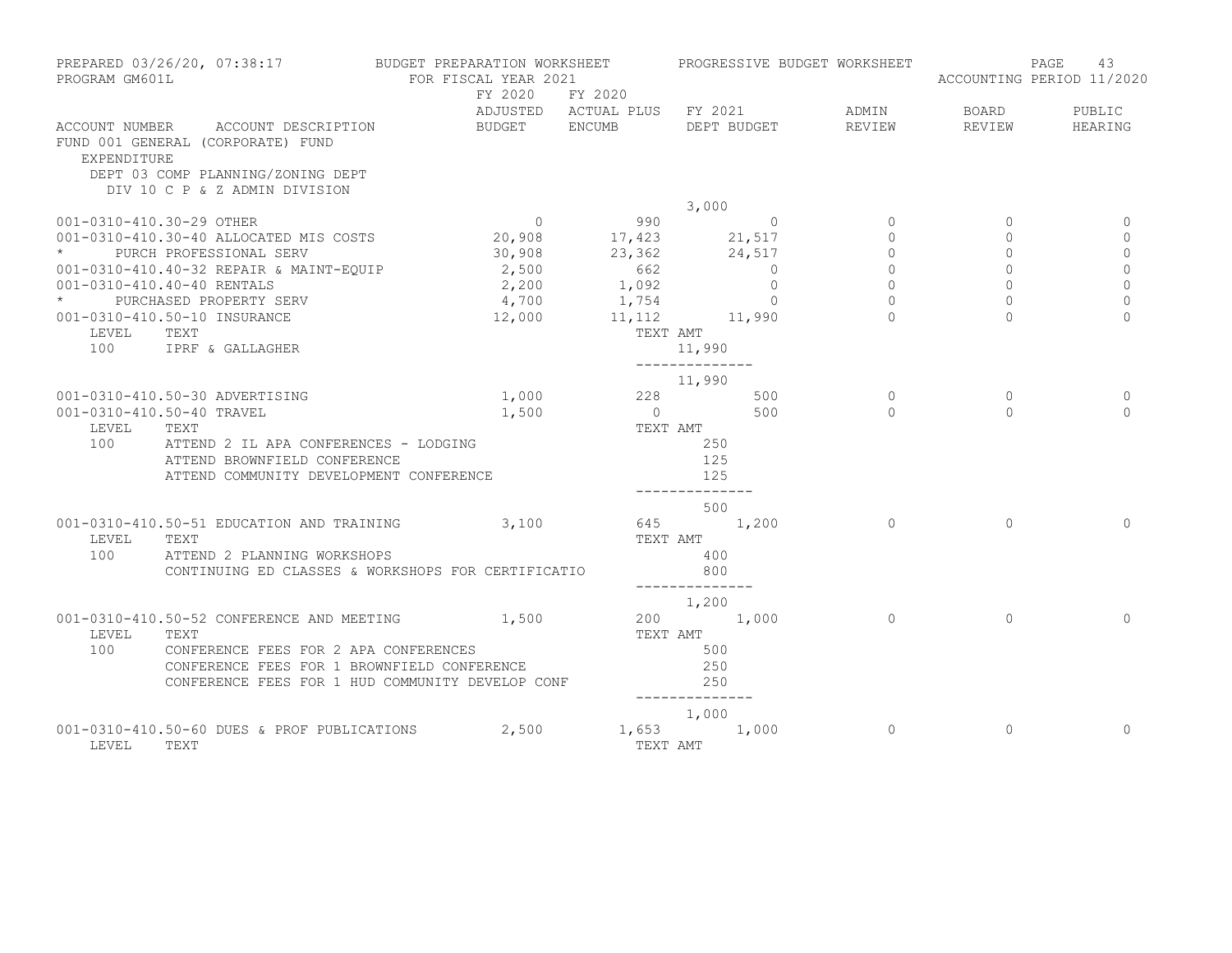PREPARED 03/26/20, 07:38:17 — BUDGET PREPARATION WORKSHEET — PROGRESSIVE BUDGET WORKSHEET
PROGRAM GM601L — FOR FISCAL YEAR 2021 — ACCOUNTING PERIOD 11/2020

FUND 001 GENERAL (CORPORATE) FUND
EXPENDITURE
DEPT 03 COMP PLANNING/ZONING DEPT
DIV 10 C P & Z ADMIN DIVISION

| ACCOUNT NUMBER | ACCOUNT DESCRIPTION | FY 2020 ADJUSTED BUDGET | FY 2020 ACTUAL PLUS ENCUMB | FY 2021 DEPT BUDGET | ADMIN REVIEW | BOARD REVIEW | PUBLIC HEARING |
|---|---|---|---|---|---|---|---|
| | | | | 3,000 | | | |
| 001-0310-410.30-29 | OTHER | 0 | 990 | 0 | 0 | 0 | 0 |
| 001-0310-410.30-40 | ALLOCATED MIS COSTS | 20,908 | 17,423 | 21,517 | 0 | 0 | 0 |
| * | PURCH PROFESSIONAL SERV | 30,908 | 23,362 | 24,517 | 0 | 0 | 0 |
| 001-0310-410.40-32 | REPAIR & MAINT-EQUIP | 2,500 | 662 | 0 | 0 | 0 | 0 |
| 001-0310-410.40-40 | RENTALS | 2,200 | 1,092 | 0 | 0 | 0 | 0 |
| * | PURCHASED PROPERTY SERV | 4,700 | 1,754 | 0 | 0 | 0 | 0 |
| 001-0310-410.50-10 | INSURANCE | 12,000 | 11,112 | 11,990 | 0 | 0 | 0 |
| LEVEL | TEXT | | TEXT AMT | | | | |
| 100 | IPRF & GALLAGHER | | | 11,990 | | | |
| | | | | 11,990 | | | |
| 001-0310-410.50-30 | ADVERTISING | 1,000 | 228 | 500 | 0 | 0 | 0 |
| 001-0310-410.50-40 | TRAVEL | 1,500 | 0 | 500 | 0 | 0 | 0 |
| LEVEL | TEXT | | TEXT AMT | | | | |
| 100 | ATTEND 2 IL APA CONFERENCES - LODGING | | | 250 | | | |
| | ATTEND BROWNFIELD CONFERENCE | | | 125 | | | |
| | ATTEND COMMUNITY DEVELOPMENT CONFERENCE | | | 125 | | | |
| | | | | 500 | | | |
| 001-0310-410.50-51 | EDUCATION AND TRAINING | 3,100 | 645 | 1,200 | 0 | 0 | 0 |
| LEVEL | TEXT | | TEXT AMT | | | | |
| 100 | ATTEND 2 PLANNING WORKSHOPS | | | 400 | | | |
| | CONTINUING ED CLASSES & WORKSHOPS FOR CERTIFICATIO | | | 800 | | | |
| | | | | 1,200 | | | |
| 001-0310-410.50-52 | CONFERENCE AND MEETING | 1,500 | 200 | 1,000 | 0 | 0 | 0 |
| LEVEL | TEXT | | TEXT AMT | | | | |
| 100 | CONFERENCE FEES FOR 2 APA CONFERENCES | | | 500 | | | |
| | CONFERENCE FEES FOR 1 BROWNFIELD CONFERENCE | | | 250 | | | |
| | CONFERENCE FEES FOR 1 HUD COMMUNITY DEVELOP CONF | | | 250 | | | |
| | | | | 1,000 | | | |
| 001-0310-410.50-60 | DUES & PROF PUBLICATIONS | 2,500 | 1,653 | 1,000 | 0 | 0 | 0 |
| LEVEL | TEXT | | TEXT AMT | | | | |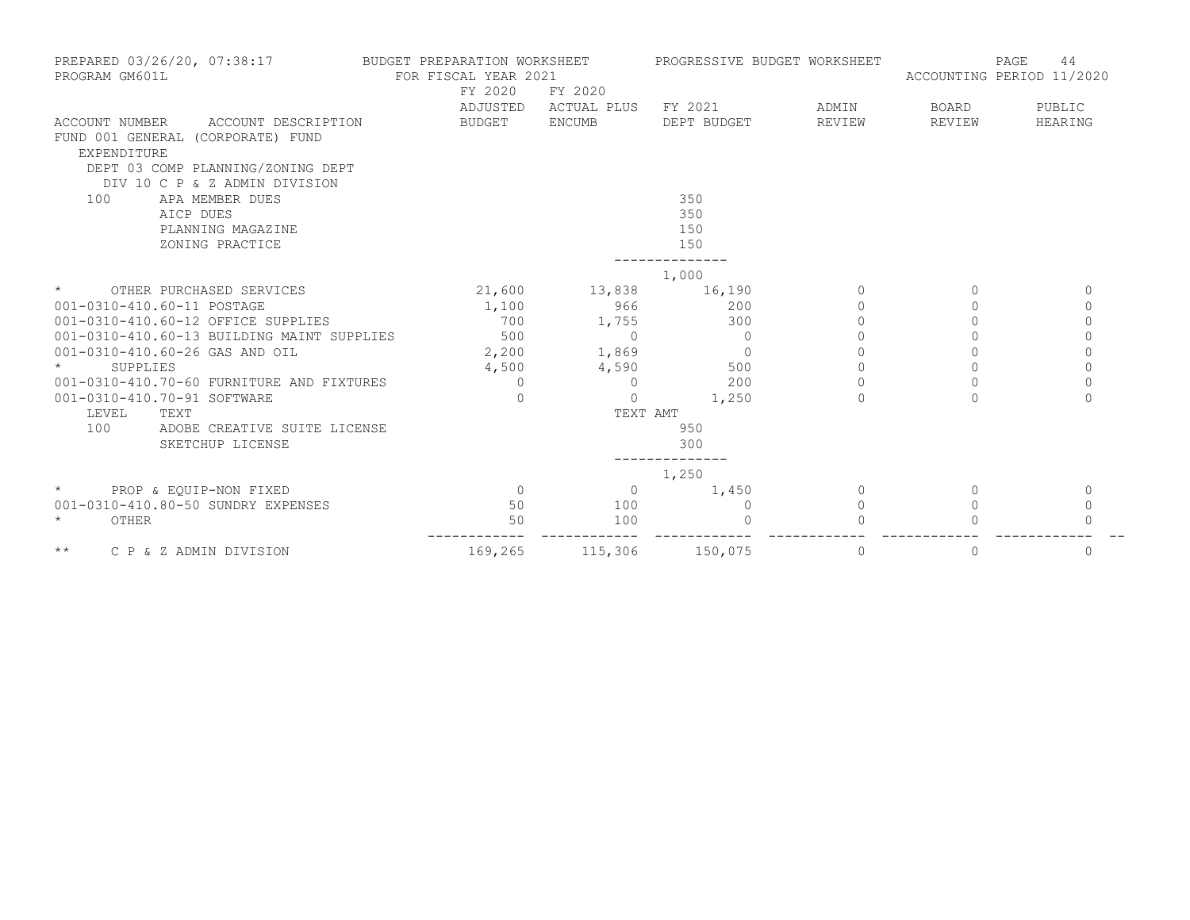PREPARED 03/26/20, 07:38:17 BUDGET PREPARATION WORKSHEET PROGRESSIVE BUDGET WORKSHEET
PROGRAM GM601L FOR FISCAL YEAR 2021 ACCOUNTING PERIOD 11/2020

| ACCOUNT NUMBER ACCOUNT DESCRIPTION | FY 2020 ADJUSTED BUDGET | FY 2020 ACTUAL PLUS ENCUMB | FY 2021 DEPT BUDGET | ADMIN REVIEW | BOARD REVIEW | PUBLIC HEARING |
|---|---|---|---|---|---|---|
| FUND 001 GENERAL (CORPORATE) FUND | | | | | | |
| EXPENDITURE | | | | | | |
| DEPT 03 COMP PLANNING/ZONING DEPT | | | | | | |
| DIV 10 C P & Z ADMIN DIVISION | | | | | | |
| 100 APA MEMBER DUES | | | 350 | | | |
| AICP DUES | | | 350 | | | |
| PLANNING MAGAZINE | | | 150 | | | |
| ZONING PRACTICE | | | 150 | | | |
| | | | -------------- | | | |
| | | | 1,000 | | | |
| * OTHER PURCHASED SERVICES | 21,600 | 13,838 | 16,190 | 0 | 0 | 0 |
| 001-0310-410.60-11 POSTAGE | 1,100 | 966 | 200 | 0 | 0 | 0 |
| 001-0310-410.60-12 OFFICE SUPPLIES | 700 | 1,755 | 300 | 0 | 0 | 0 |
| 001-0310-410.60-13 BUILDING MAINT SUPPLIES | 500 | 0 | 0 | 0 | 0 | 0 |
| 001-0310-410.60-26 GAS AND OIL | 2,200 | 1,869 | 0 | 0 | 0 | 0 |
| * SUPPLIES | 4,500 | 4,590 | 500 | 0 | 0 | 0 |
| 001-0310-410.70-60 FURNITURE AND FIXTURES | 0 | 0 | 200 | 0 | 0 | 0 |
| 001-0310-410.70-91 SOFTWARE | 0 | 0 | 1,250 | 0 | 0 | 0 |
| LEVEL TEXT | | TEXT AMT | | | | |
| 100 ADOBE CREATIVE SUITE LICENSE | | | 950 | | | |
| SKETCHUP LICENSE | | | 300 | | | |
| | | | -------------- | | | |
| | | | 1,250 | | | |
| * PROP & EQUIP-NON FIXED | 0 | 0 | 1,450 | 0 | 0 | 0 |
| 001-0310-410.80-50 SUNDRY EXPENSES | 50 | 100 | 0 | 0 | 0 | 0 |
| * OTHER | 50 | 100 | 0 | 0 | 0 | 0 |
| ** C P & Z ADMIN DIVISION | 169,265 | 115,306 | 150,075 | 0 | 0 | 0 |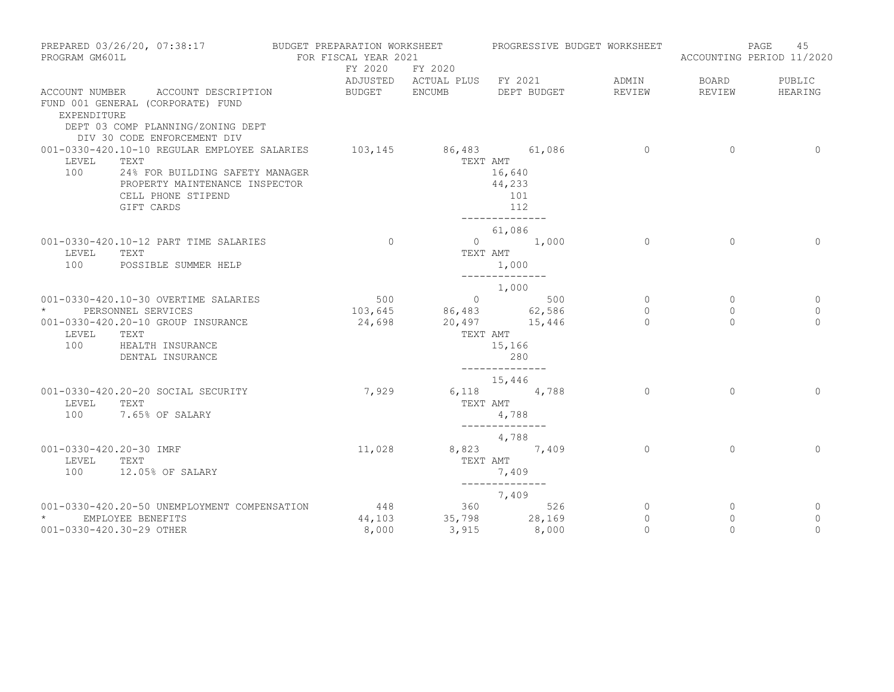PREPARED 03/26/20, 07:38:17 BUDGET PREPARATION WORKSHEET PROGRESSIVE BUDGET WORKSHEET
PROGRAM GM601L FOR FISCAL YEAR 2021 ACCOUNTING PERIOD 11/2020

FUND 001 GENERAL (CORPORATE) FUND
EXPENDITURE
DEPT 03 COMP PLANNING/ZONING DEPT
DIV 30 CODE ENFORCEMENT DIV

| ACCOUNT NUMBER | ACCOUNT DESCRIPTION | FY 2020 ADJUSTED BUDGET | FY 2020 ACTUAL PLUS ENCUMB | FY 2021 DEPT BUDGET | ADMIN REVIEW | BOARD REVIEW | PUBLIC HEARING |
|---|---|---|---|---|---|---|---|
| 001-0330-420.10-10 | REGULAR EMPLOYEE SALARIES | 103,145 | 86,483 | 61,086 | 0 | 0 | 0 |
| LEVEL | TEXT | | TEXT AMT | | | | |
| 100 | 24% FOR BUILDING SAFETY MANAGER | | | 16,640 | | | |
| | PROPERTY MAINTENANCE INSPECTOR | | | 44,233 | | | |
| | CELL PHONE STIPEND | | | 101 | | | |
| | GIFT CARDS | | | 112 | | | |
| | | | | 61,086 | | | |
| 001-0330-420.10-12 | PART TIME SALARIES | 0 | 0 | 1,000 | 0 | 0 | 0 |
| LEVEL | TEXT | | TEXT AMT | | | | |
| 100 | POSSIBLE SUMMER HELP | | | 1,000 | | | |
| | | | | 1,000 | | | |
| 001-0330-420.10-30 | OVERTIME SALARIES | 500 | 0 | 500 | 0 | 0 | 0 |
| * | PERSONNEL SERVICES | 103,645 | 86,483 | 62,586 | 0 | 0 | 0 |
| 001-0330-420.20-10 | GROUP INSURANCE | 24,698 | 20,497 | 15,446 | 0 | 0 | 0 |
| LEVEL | TEXT | | TEXT AMT | | | | |
| 100 | HEALTH INSURANCE | | | 15,166 | | | |
| | DENTAL INSURANCE | | | 280 | | | |
| | | | | 15,446 | | | |
| 001-0330-420.20-20 | SOCIAL SECURITY | 7,929 | 6,118 | 4,788 | 0 | 0 | 0 |
| LEVEL | TEXT | | TEXT AMT | | | | |
| 100 | 7.65% OF SALARY | | | 4,788 | | | |
| | | | | 4,788 | | | |
| 001-0330-420.20-30 | IMRF | 11,028 | 8,823 | 7,409 | 0 | 0 | 0 |
| LEVEL | TEXT | | TEXT AMT | | | | |
| 100 | 12.05% OF SALARY | | | 7,409 | | | |
| | | | | 7,409 | | | |
| 001-0330-420.20-50 | UNEMPLOYMENT COMPENSATION | 448 | 360 | 526 | 0 | 0 | 0 |
| * | EMPLOYEE BENEFITS | 44,103 | 35,798 | 28,169 | 0 | 0 | 0 |
| 001-0330-420.30-29 | OTHER | 8,000 | 3,915 | 8,000 | 0 | 0 | 0 |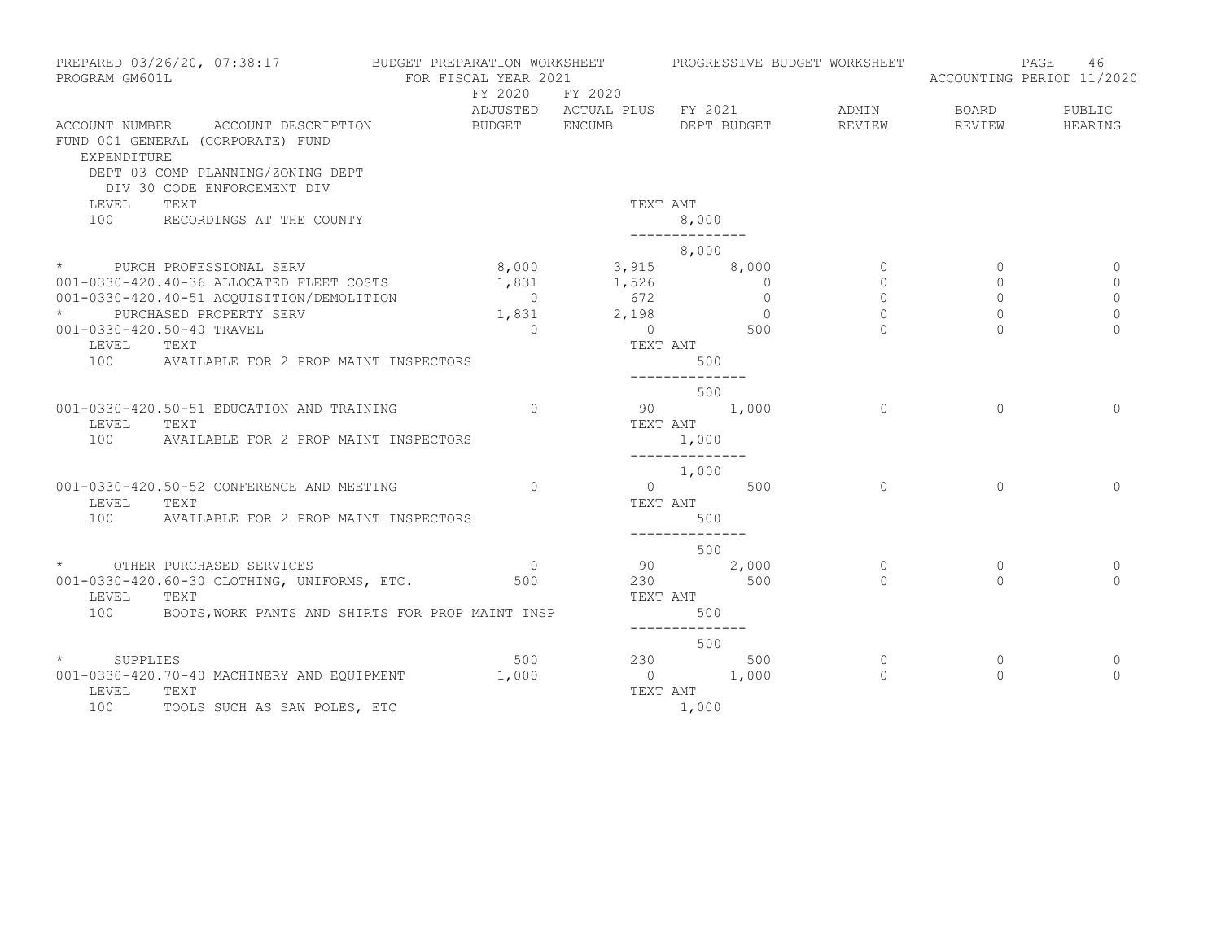PREPARED 03/26/20, 07:38:17 BUDGET PREPARATION WORKSHEET PROGRESSIVE BUDGET WORKSHEET
PROGRAM GM601L FOR FISCAL YEAR 2021 ACCOUNTING PERIOD 11/2020

| ACCOUNT NUMBER ACCOUNT DESCRIPTION | FY 2020 ADJUSTED BUDGET | FY 2020 ACTUAL PLUS ENCUMB | FY 2021 DEPT BUDGET | ADMIN REVIEW | BOARD REVIEW | PUBLIC HEARING |
|---|---|---|---|---|---|---|
| FUND 001 GENERAL (CORPORATE) FUND | | | | | | |
| EXPENDITURE | | | | | | |
| DEPT 03 COMP PLANNING/ZONING DEPT | | | | | | |
| DIV 30 CODE ENFORCEMENT DIV | | | | | | |
| LEVEL TEXT | | TEXT AMT | | | | |
| 100 RECORDINGS AT THE COUNTY | | | 8,000 | | | |
| | | | 8,000 | | | |
| * PURCH PROFESSIONAL SERV | 8,000 | 3,915 | 8,000 | 0 | 0 | 0 |
| 001-0330-420.40-36 ALLOCATED FLEET COSTS | 1,831 | 1,526 | 0 | 0 | 0 | 0 |
| 001-0330-420.40-51 ACQUISITION/DEMOLITION | 0 | 672 | 0 | 0 | 0 | 0 |
| * PURCHASED PROPERTY SERV | 1,831 | 2,198 | 0 | 0 | 0 | 0 |
| 001-0330-420.50-40 TRAVEL | 0 | 0 | 500 | 0 | 0 | 0 |
| LEVEL TEXT | | TEXT AMT | | | | |
| 100 AVAILABLE FOR 2 PROP MAINT INSPECTORS | | | 500 | | | |
| | | | 500 | | | |
| 001-0330-420.50-51 EDUCATION AND TRAINING | 0 | 90 | 1,000 | 0 | 0 | 0 |
| LEVEL TEXT | | TEXT AMT | | | | |
| 100 AVAILABLE FOR 2 PROP MAINT INSPECTORS | | | 1,000 | | | |
| | | | 1,000 | | | |
| 001-0330-420.50-52 CONFERENCE AND MEETING | 0 | 0 | 500 | 0 | 0 | 0 |
| LEVEL TEXT | | TEXT AMT | | | | |
| 100 AVAILABLE FOR 2 PROP MAINT INSPECTORS | | | 500 | | | |
| | | | 500 | | | |
| * OTHER PURCHASED SERVICES | 0 | 90 | 2,000 | 0 | 0 | 0 |
| 001-0330-420.60-30 CLOTHING, UNIFORMS, ETC. | 500 | 230 | 500 | 0 | 0 | 0 |
| LEVEL TEXT | | TEXT AMT | | | | |
| 100 BOOTS,WORK PANTS AND SHIRTS FOR PROP MAINT INSP | | | 500 | | | |
| | | | 500 | | | |
| * SUPPLIES | 500 | 230 | 500 | 0 | 0 | 0 |
| 001-0330-420.70-40 MACHINERY AND EQUIPMENT | 1,000 | 0 | 1,000 | 0 | 0 | 0 |
| LEVEL TEXT | | TEXT AMT | | | | |
| 100 TOOLS SUCH AS SAW POLES, ETC | | | 1,000 | | | |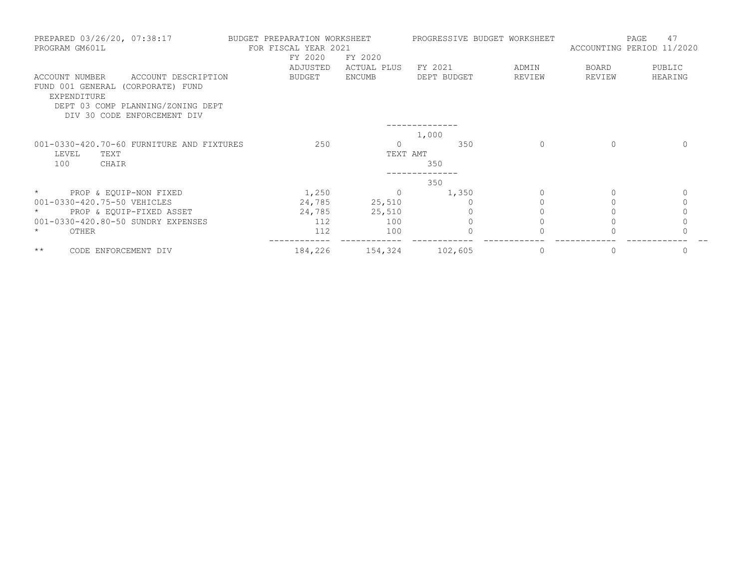PREPARED 03/26/20, 07:38:17 BUDGET PREPARATION WORKSHEET PROGRESSIVE BUDGET WORKSHEET
PROGRAM GM601L FOR FISCAL YEAR 2021 ACCOUNTING PERIOD 11/2020

FUND 001 GENERAL (CORPORATE) FUND
EXPENDITURE
DEPT 03 COMP PLANNING/ZONING DEPT
DIV 30 CODE ENFORCEMENT DIV

| ACCOUNT NUMBER ACCOUNT DESCRIPTION | FY 2020 ADJUSTED BUDGET | FY 2020 ACTUAL PLUS ENCUMB | FY 2021 DEPT BUDGET | ADMIN REVIEW | BOARD REVIEW | PUBLIC HEARING |
|---|---|---|---|---|---|---|
| | | | 1,000 | | | |
| 001-0330-420.70-60 FURNITURE AND FIXTURES | 250 | 0 | 350 | 0 | 0 | 0 |
| LEVEL TEXT | | TEXT AMT | | | | |
| 100 CHAIR | | | 350 | | | |
| | | | 350 | | | |
| * PROP & EQUIP-NON FIXED | 1,250 | 0 | 1,350 | 0 | 0 | 0 |
| 001-0330-420.75-50 VEHICLES | 24,785 | 25,510 | 0 | 0 | 0 | 0 |
| * PROP & EQUIP-FIXED ASSET | 24,785 | 25,510 | 0 | 0 | 0 | 0 |
| 001-0330-420.80-50 SUNDRY EXPENSES | 112 | 100 | 0 | 0 | 0 | 0 |
| * OTHER | 112 | 100 | 0 | 0 | 0 | 0 |
| ** CODE ENFORCEMENT DIV | 184,226 | 154,324 | 102,605 | 0 | 0 | 0 |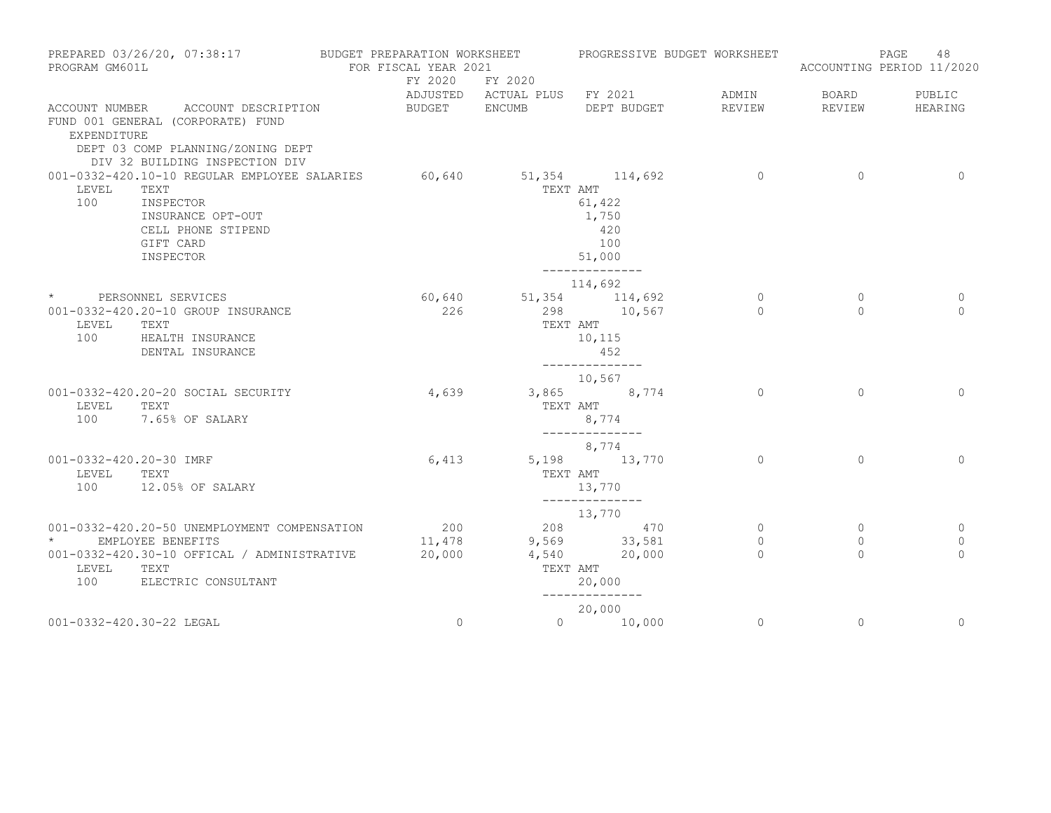PREPARED 03/26/20, 07:38:17 BUDGET PREPARATION WORKSHEET PROGRESSIVE BUDGET WORKSHEET

PROGRAM GM601L FOR FISCAL YEAR 2021 ACCOUNTING PERIOD 11/2020

FUND 001 GENERAL (CORPORATE) FUND

EXPENDITURE

DEPT 03 COMP PLANNING/ZONING DEPT

DIV 32 BUILDING INSPECTION DIV

| ACCOUNT NUMBER | ACCOUNT DESCRIPTION | FY 2020 ADJUSTED BUDGET | FY 2020 ACTUAL PLUS ENCUMB | FY 2021 DEPT BUDGET | ADMIN REVIEW | BOARD REVIEW | PUBLIC HEARING |
|---|---|---|---|---|---|---|---|
| 001-0332-420.10-10 | REGULAR EMPLOYEE SALARIES | 60,640 | 51,354 | 114,692 | 0 | 0 | 0 |
| LEVEL | TEXT | | TEXT AMT | | | | |
| 100 | INSPECTOR | | | 61,422 | | | |
| | INSURANCE OPT-OUT | | | 1,750 | | | |
| | CELL PHONE STIPEND | | | 420 | | | |
| | GIFT CARD | | | 100 | | | |
| | INSPECTOR | | | 51,000 | | | |
| | | | | 114,692 | | | |
| * | PERSONNEL SERVICES | 60,640 | 51,354 | 114,692 | 0 | 0 | 0 |
| 001-0332-420.20-10 | GROUP INSURANCE | 226 | 298 | 10,567 | 0 | 0 | 0 |
| LEVEL | TEXT | | TEXT AMT | | | | |
| 100 | HEALTH INSURANCE | | | 10,115 | | | |
| | DENTAL INSURANCE | | | 452 | | | |
| | | | | 10,567 | | | |
| 001-0332-420.20-20 | SOCIAL SECURITY | 4,639 | 3,865 | 8,774 | 0 | 0 | 0 |
| LEVEL | TEXT | | TEXT AMT | | | | |
| 100 | 7.65% OF SALARY | | | 8,774 | | | |
| | | | | 8,774 | | | |
| 001-0332-420.20-30 | IMRF | 6,413 | 5,198 | 13,770 | 0 | 0 | 0 |
| LEVEL | TEXT | | TEXT AMT | | | | |
| 100 | 12.05% OF SALARY | | | 13,770 | | | |
| | | | | 13,770 | | | |
| 001-0332-420.20-50 | UNEMPLOYMENT COMPENSATION | 200 | 208 | 470 | 0 | 0 | 0 |
| * | EMPLOYEE BENEFITS | 11,478 | 9,569 | 33,581 | 0 | 0 | 0 |
| 001-0332-420.30-10 | OFFICAL / ADMINISTRATIVE | 20,000 | 4,540 | 20,000 | 0 | 0 | 0 |
| LEVEL | TEXT | | TEXT AMT | | | | |
| 100 | ELECTRIC CONSULTANT | | | 20,000 | | | |
| | | | | 20,000 | | | |
| 001-0332-420.30-22 | LEGAL | 0 | 0 | 10,000 | 0 | 0 | 0 |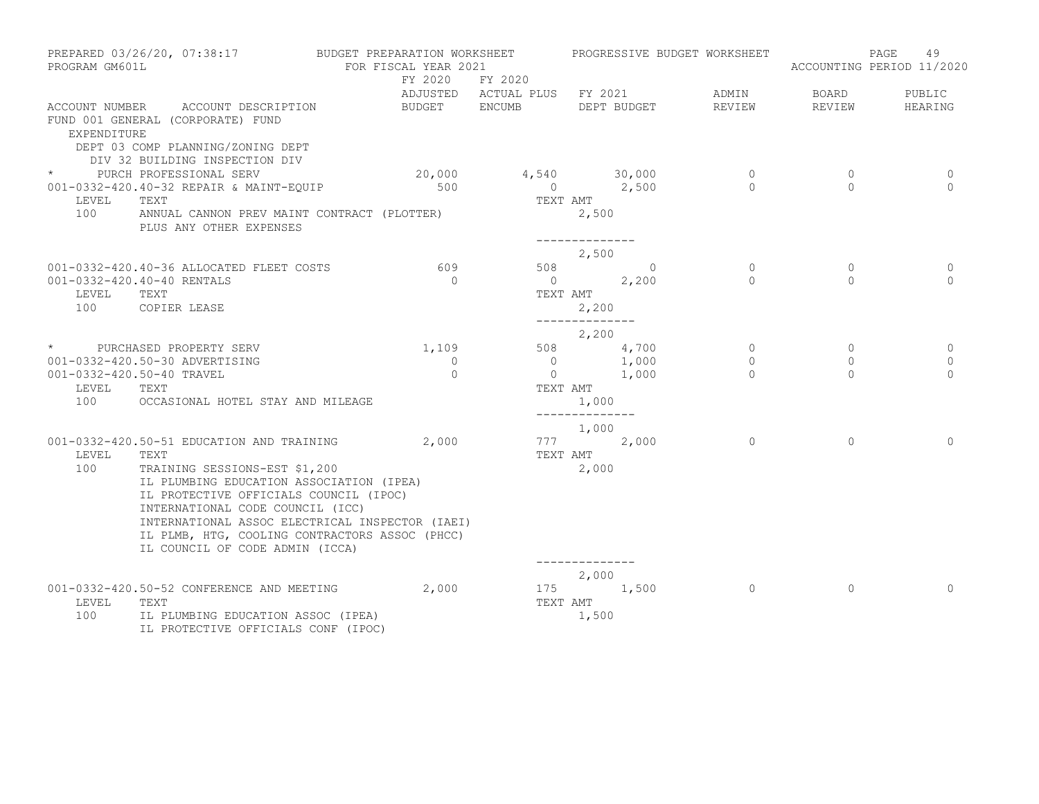BUDGET PREPARATION WORKSHEET — PROGRESSIVE BUDGET WORKSHEET

FOR FISCAL YEAR 2021

PREPARED 03/26/20, 07:38:17
PROGRAM GM601L
ACCOUNTING PERIOD 11/2020

FUND 001 GENERAL (CORPORATE) FUND
EXPENDITURE
DEPT 03 COMP PLANNING/ZONING DEPT
DIV 32 BUILDING INSPECTION DIV

| ACCOUNT NUMBER | ACCOUNT DESCRIPTION | FY 2020 ADJUSTED BUDGET | FY 2020 ACTUAL PLUS ENCUMB | FY 2021 DEPT BUDGET | ADMIN REVIEW | BOARD REVIEW | PUBLIC HEARING |
|---|---|---|---|---|---|---|---|
| * | PURCH PROFESSIONAL SERV | 20,000 | 4,540 | 30,000 | 0 | 0 | 0 |
| 001-0332-420.40-32 | REPAIR & MAINT-EQUIP | 500 | 0 | 2,500 | 0 | 0 | 0 |
| LEVEL | TEXT | | TEXT AMT | | | | |
| 100 | ANNUAL CANNON PREV MAINT CONTRACT (PLOTTER) PLUS ANY OTHER EXPENSES | | | 2,500 | | | |
| | | | | 2,500 | | | |
| 001-0332-420.40-36 | ALLOCATED FLEET COSTS | 609 | 508 | 0 | 0 | 0 | 0 |
| 001-0332-420.40-40 | RENTALS | 0 | 0 | 2,200 | 0 | 0 | 0 |
| LEVEL | TEXT | | TEXT AMT | | | | |
| 100 | COPIER LEASE | | | 2,200 | | | |
| | | | | 2,200 | | | |
| * | PURCHASED PROPERTY SERV | 1,109 | 508 | 4,700 | 0 | 0 | 0 |
| 001-0332-420.50-30 | ADVERTISING | 0 | 0 | 1,000 | 0 | 0 | 0 |
| 001-0332-420.50-40 | TRAVEL | 0 | 0 | 1,000 | 0 | 0 | 0 |
| LEVEL | TEXT | | TEXT AMT | | | | |
| 100 | OCCASIONAL HOTEL STAY AND MILEAGE | | | 1,000 | | | |
| | | | | 1,000 | | | |
| 001-0332-420.50-51 | EDUCATION AND TRAINING | 2,000 | 777 | 2,000 | 0 | 0 | 0 |
| LEVEL | TEXT | | TEXT AMT | | | | |
| 100 | TRAINING SESSIONS-EST $1,200<br>IL PLUMBING EDUCATION ASSOCIATION (IPEA)<br>IL PROTECTIVE OFFICIALS COUNCIL (IPOC)<br>INTERNATIONAL CODE COUNCIL (ICC)<br>INTERNATIONAL ASSOC ELECTRICAL INSPECTOR (IAEI)<br>IL PLMB, HTG, COOLING CONTRACTORS ASSOC (PHCC)<br>IL COUNCIL OF CODE ADMIN (ICCA) | | | 2,000 | | | |
| | | | | 2,000 | | | |
| 001-0332-420.50-52 | CONFERENCE AND MEETING | 2,000 | 175 | 1,500 | 0 | 0 | 0 |
| LEVEL | TEXT | | TEXT AMT | | | | |
| 100 | IL PLUMBING EDUCATION ASSOC (IPEA)<br>IL PROTECTIVE OFFICIALS CONF (IPOC) | | | 1,500 | | | |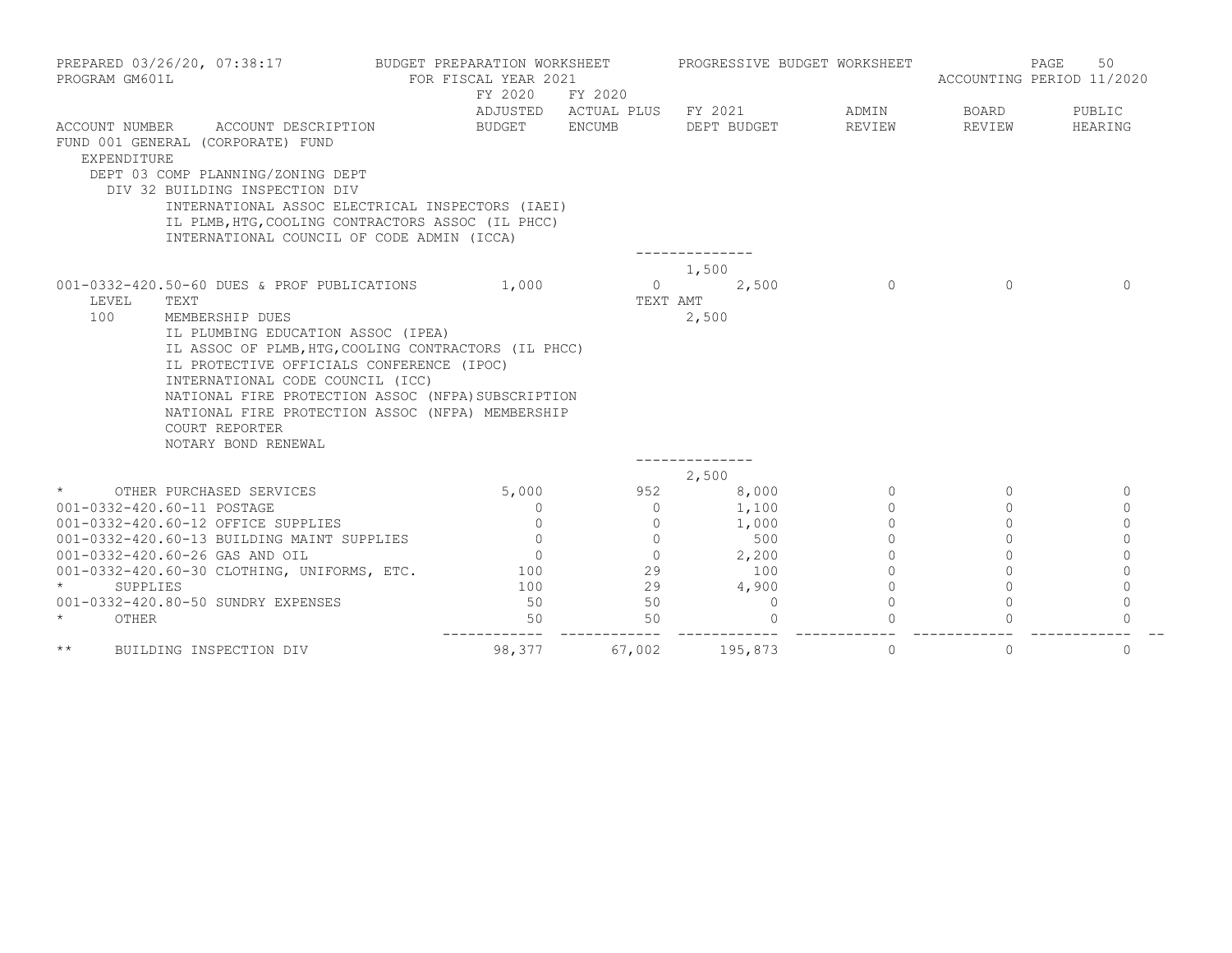PREPARED 03/26/20, 07:38:17 — BUDGET PREPARATION WORKSHEET — PROGRESSIVE BUDGET WORKSHEET
PROGRAM GM601L — FOR FISCAL YEAR 2021 — ACCOUNTING PERIOD 11/2020

FUND 001 GENERAL (CORPORATE) FUND
EXPENDITURE
DEPT 03 COMP PLANNING/ZONING DEPT
DIV 32 BUILDING INSPECTION DIV

INTERNATIONAL ASSOC ELECTRICAL INSPECTORS (IAEI)
IL PLMB,HTG,COOLING CONTRACTORS ASSOC (IL PHCC)
INTERNATIONAL COUNCIL OF CODE ADMIN (ICCA)

| ACCOUNT NUMBER / ACCOUNT DESCRIPTION | FY 2020 ADJUSTED BUDGET | FY 2020 ACTUAL PLUS ENCUMB | FY 2021 DEPT BUDGET | ADMIN REVIEW | BOARD REVIEW | PUBLIC HEARING |
|---|---|---|---|---|---|---|
| | | | 1,500 | | | |
| 001-0332-420.50-60 DUES & PROF PUBLICATIONS | 1,000 | 0 | 2,500 | 0 | 0 | 0 |

| LEVEL | TEXT | TEXT AMT |
|---|---|---|
| 100 | MEMBERSHIP DUES | 2,500 |
| | IL PLUMBING EDUCATION ASSOC (IPEA) | |
| | IL ASSOC OF PLMB,HTG,COOLING CONTRACTORS (IL PHCC) | |
| | IL PROTECTIVE OFFICIALS CONFERENCE (IPOC) | |
| | INTERNATIONAL CODE COUNCIL (ICC) | |
| | NATIONAL FIRE PROTECTION ASSOC (NFPA)SUBSCRIPTION | |
| | NATIONAL FIRE PROTECTION ASSOC (NFPA) MEMBERSHIP | |
| | COURT REPORTER | |
| | NOTARY BOND RENEWAL | |
| | | 2,500 |

| ACCOUNT NUMBER / ACCOUNT DESCRIPTION | FY 2020 ADJUSTED BUDGET | FY 2020 ACTUAL PLUS ENCUMB | FY 2021 DEPT BUDGET | ADMIN REVIEW | BOARD REVIEW | PUBLIC HEARING |
|---|---|---|---|---|---|---|
| * OTHER PURCHASED SERVICES | 5,000 | 952 | 8,000 | 0 | 0 | 0 |
| 001-0332-420.60-11 POSTAGE | 0 | 0 | 1,100 | 0 | 0 | 0 |
| 001-0332-420.60-12 OFFICE SUPPLIES | 0 | 0 | 1,000 | 0 | 0 | 0 |
| 001-0332-420.60-13 BUILDING MAINT SUPPLIES | 0 | 0 | 500 | 0 | 0 | 0 |
| 001-0332-420.60-26 GAS AND OIL | 0 | 0 | 2,200 | 0 | 0 | 0 |
| 001-0332-420.60-30 CLOTHING, UNIFORMS, ETC. | 100 | 29 | 100 | 0 | 0 | 0 |
| * SUPPLIES | 100 | 29 | 4,900 | 0 | 0 | 0 |
| 001-0332-420.80-50 SUNDRY EXPENSES | 50 | 50 | 0 | 0 | 0 | 0 |
| * OTHER | 50 | 50 | 0 | 0 | 0 | 0 |
| ** BUILDING INSPECTION DIV | 98,377 | 67,002 | 195,873 | 0 | 0 | 0 |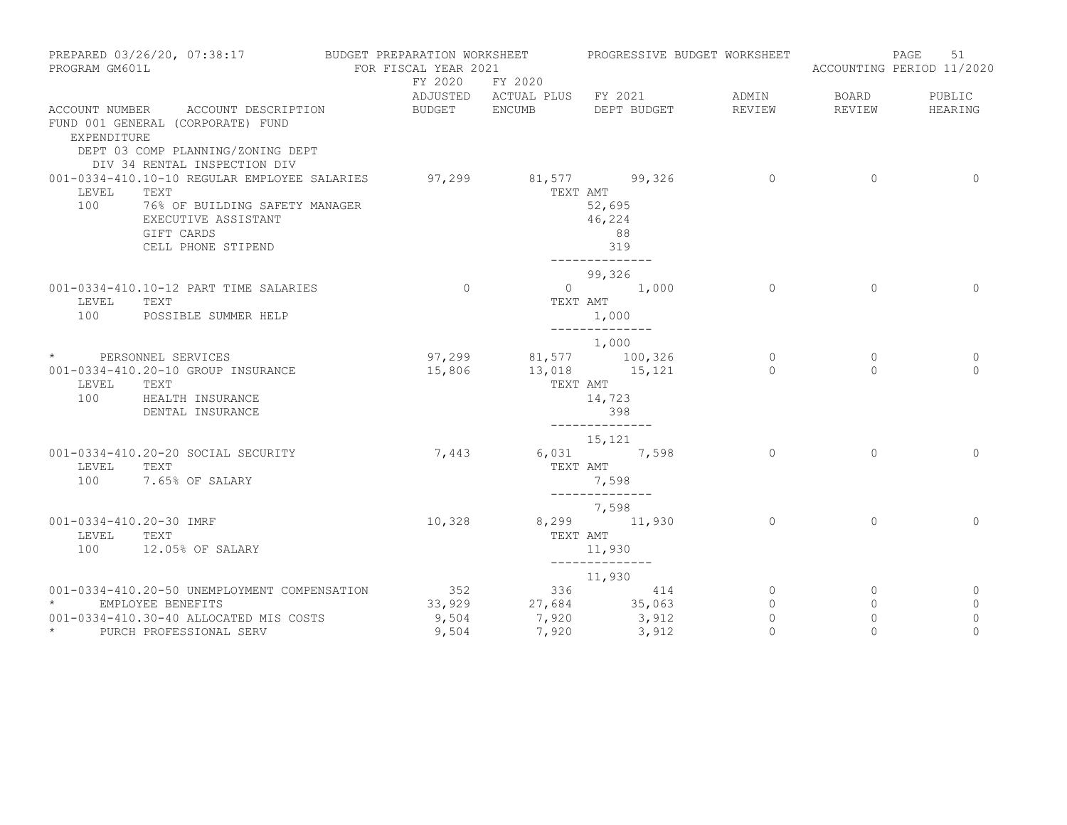PREPARED 03/26/20, 07:38:17 BUDGET PREPARATION WORKSHEET PROGRESSIVE BUDGET WORKSHEET
PROGRAM GM601L FOR FISCAL YEAR 2021 ACCOUNTING PERIOD 11/2020

FUND 001 GENERAL (CORPORATE) FUND
EXPENDITURE
DEPT 03 COMP PLANNING/ZONING DEPT
DIV 34 RENTAL INSPECTION DIV

| ACCOUNT NUMBER | ACCOUNT DESCRIPTION | FY 2020 ADJUSTED BUDGET | FY 2020 ACTUAL PLUS ENCUMB | FY 2021 DEPT BUDGET | ADMIN REVIEW | BOARD REVIEW | PUBLIC HEARING |
|---|---|---|---|---|---|---|---|
| 001-0334-410.10-10 | REGULAR EMPLOYEE SALARIES | 97,299 | 81,577 | 99,326 | 0 | 0 | 0 |
| LEVEL 100 | TEXT | | TEXT AMT | | | | |
| | 76% OF BUILDING SAFETY MANAGER | | | 52,695 | | | |
| | EXECUTIVE ASSISTANT | | | 46,224 | | | |
| | GIFT CARDS | | | 88 | | | |
| | CELL PHONE STIPEND | | | 319 | | | |
| | | | | 99,326 | | | |
| 001-0334-410.10-12 | PART TIME SALARIES | 0 | 0 | 1,000 | 0 | 0 | 0 |
| LEVEL 100 | TEXT | | TEXT AMT | | | | |
| | POSSIBLE SUMMER HELP | | | 1,000 | | | |
| | | | | 1,000 | | | |
| * | PERSONNEL SERVICES | 97,299 | 81,577 | 100,326 | 0 | 0 | 0 |
| 001-0334-410.20-10 | GROUP INSURANCE | 15,806 | 13,018 | 15,121 | 0 | 0 | 0 |
| LEVEL 100 | TEXT | | TEXT AMT | | | | |
| | HEALTH INSURANCE | | | 14,723 | | | |
| | DENTAL INSURANCE | | | 398 | | | |
| | | | | 15,121 | | | |
| 001-0334-410.20-20 | SOCIAL SECURITY | 7,443 | 6,031 | 7,598 | 0 | 0 | 0 |
| LEVEL 100 | TEXT | | TEXT AMT | | | | |
| | 7.65% OF SALARY | | | 7,598 | | | |
| | | | | 7,598 | | | |
| 001-0334-410.20-30 | IMRF | 10,328 | 8,299 | 11,930 | 0 | 0 | 0 |
| LEVEL 100 | TEXT | | TEXT AMT | | | | |
| | 12.05% OF SALARY | | | 11,930 | | | |
| | | | | 11,930 | | | |
| 001-0334-410.20-50 | UNEMPLOYMENT COMPENSATION | 352 | 336 | 414 | 0 | 0 | 0 |
| * | EMPLOYEE BENEFITS | 33,929 | 27,684 | 35,063 | 0 | 0 | 0 |
| 001-0334-410.30-40 | ALLOCATED MIS COSTS | 9,504 | 7,920 | 3,912 | 0 | 0 | 0 |
| * | PURCH PROFESSIONAL SERV | 9,504 | 7,920 | 3,912 | 0 | 0 | 0 |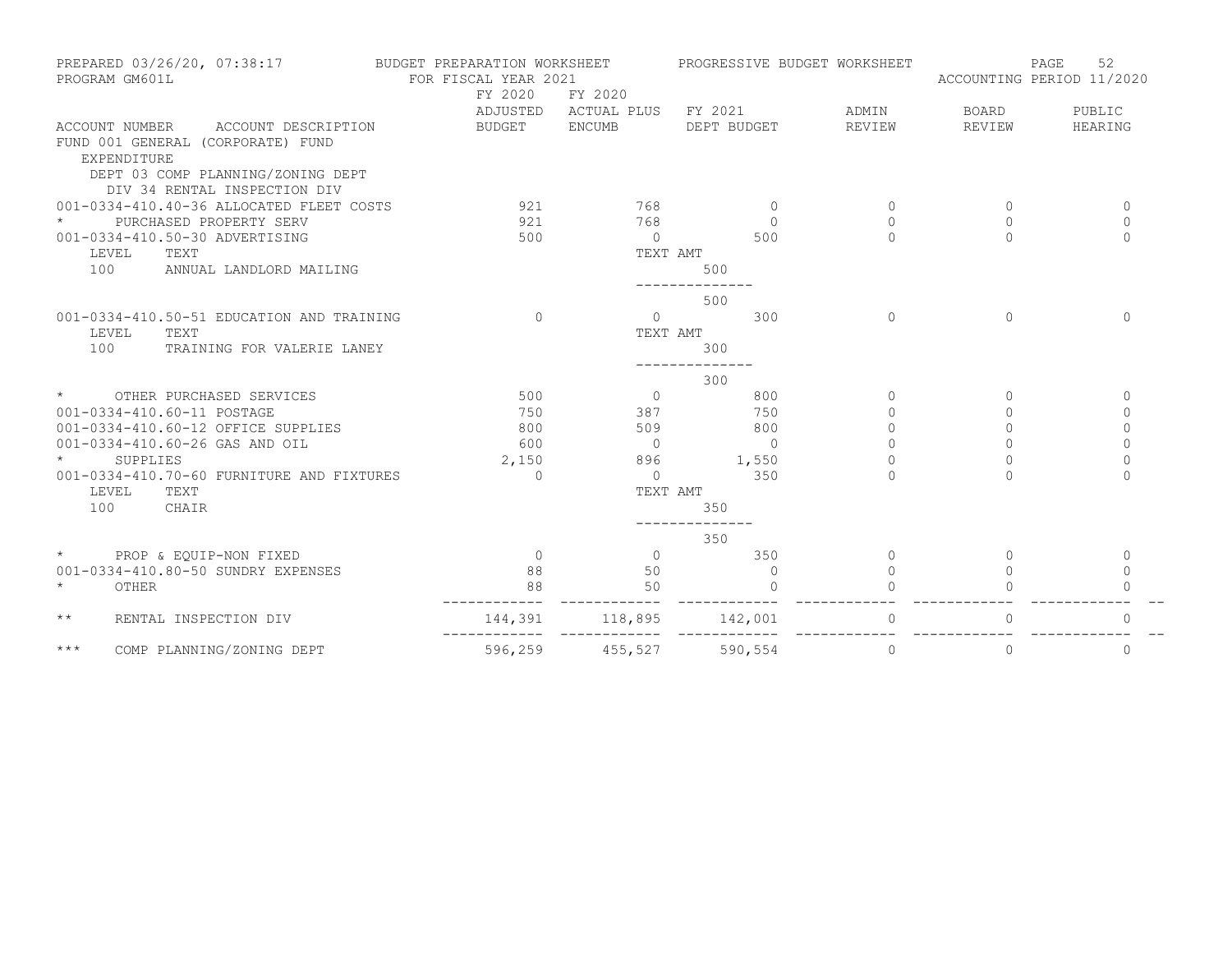PREPARED 03/26/20, 07:38:17 BUDGET PREPARATION WORKSHEET PROGRESSIVE BUDGET WORKSHEET
PROGRAM GM601L FOR FISCAL YEAR 2021 ACCOUNTING PERIOD 11/2020

| ACCOUNT NUMBER ACCOUNT DESCRIPTION | FY 2020 ADJUSTED BUDGET | FY 2020 ACTUAL PLUS ENCUMB | FY 2021 DEPT BUDGET | ADMIN REVIEW | BOARD REVIEW | PUBLIC HEARING |
|---|---|---|---|---|---|---|
| FUND 001 GENERAL (CORPORATE) FUND | | | | | | |
| EXPENDITURE | | | | | | |
| DEPT 03 COMP PLANNING/ZONING DEPT | | | | | | |
| DIV 34 RENTAL INSPECTION DIV | | | | | | |
| 001-0334-410.40-36 ALLOCATED FLEET COSTS | 921 | 768 | 0 | 0 | 0 | 0 |
| * PURCHASED PROPERTY SERV | 921 | 768 | 0 | 0 | 0 | 0 |
| 001-0334-410.50-30 ADVERTISING | 500 | 0 | 500 | 0 | 0 | 0 |
| LEVEL TEXT | | TEXT AMT | | | | |
| 100 ANNUAL LANDLORD MAILING | | | 500 | | | |
| | | | 500 | | | |
| 001-0334-410.50-51 EDUCATION AND TRAINING | 0 | 0 | 300 | 0 | 0 | 0 |
| LEVEL TEXT | | TEXT AMT | | | | |
| 100 TRAINING FOR VALERIE LANEY | | | 300 | | | |
| | | | 300 | | | |
| * OTHER PURCHASED SERVICES | 500 | 0 | 800 | 0 | 0 | 0 |
| 001-0334-410.60-11 POSTAGE | 750 | 387 | 750 | 0 | 0 | 0 |
| 001-0334-410.60-12 OFFICE SUPPLIES | 800 | 509 | 800 | 0 | 0 | 0 |
| 001-0334-410.60-26 GAS AND OIL | 600 | 0 | 0 | 0 | 0 | 0 |
| * SUPPLIES | 2,150 | 896 | 1,550 | 0 | 0 | 0 |
| 001-0334-410.70-60 FURNITURE AND FIXTURES | 0 | 0 | 350 | 0 | 0 | 0 |
| LEVEL TEXT | | TEXT AMT | | | | |
| 100 CHAIR | | | 350 | | | |
| | | | 350 | | | |
| * PROP & EQUIP-NON FIXED | 0 | 0 | 350 | 0 | 0 | 0 |
| 001-0334-410.80-50 SUNDRY EXPENSES | 88 | 50 | 0 | 0 | 0 | 0 |
| * OTHER | 88 | 50 | 0 | 0 | 0 | 0 |
| ** RENTAL INSPECTION DIV | 144,391 | 118,895 | 142,001 | 0 | 0 | 0 |
| *** COMP PLANNING/ZONING DEPT | 596,259 | 455,527 | 590,554 | 0 | 0 | 0 |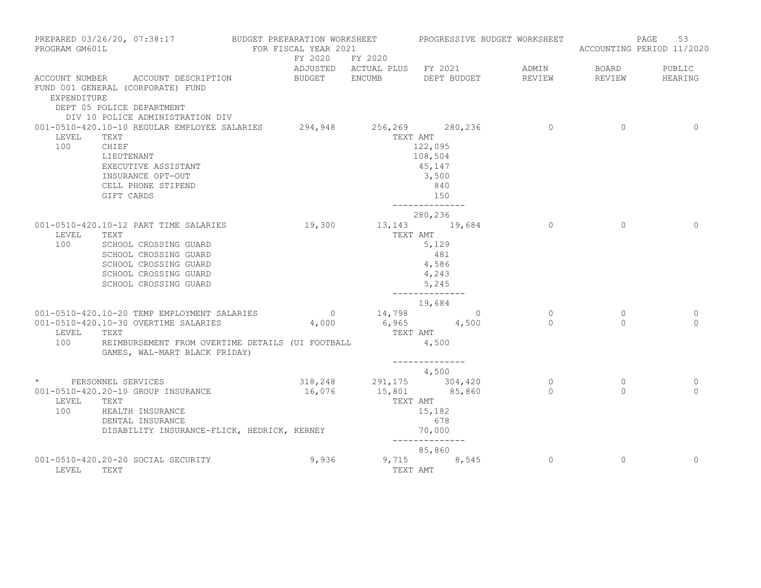PREPARED 03/26/20, 07:38:17 BUDGET PREPARATION WORKSHEET PROGRESSIVE BUDGET WORKSHEET
PROGRAM GM601L FOR FISCAL YEAR 2021 ACCOUNTING PERIOD 11/2020

| ACCOUNT NUMBER | ACCOUNT DESCRIPTION | FY 2020 ADJUSTED BUDGET | FY 2020 ACTUAL PLUS ENCUMB | FY 2021 DEPT BUDGET | ADMIN REVIEW | BOARD REVIEW | PUBLIC HEARING |
|---|---|---|---|---|---|---|---|
| FUND 001 GENERAL (CORPORATE) FUND | | | | | | | |
| EXPENDITURE | | | | | | | |
| DEPT 05 POLICE DEPARTMENT | | | | | | | |
| DIV 10 POLICE ADMINISTRATION DIV | | | | | | | |
| 001-0510-420.10-10 | REGULAR EMPLOYEE SALARIES | 294,948 | 256,269 | 280,236 | 0 | 0 | 0 |
| LEVEL | TEXT | | | TEXT AMT | | | |
| 100 | CHIEF | | | 122,095 | | | |
| | LIEUTENANT | | | 108,504 | | | |
| | EXECUTIVE ASSISTANT | | | 45,147 | | | |
| | INSURANCE OPT-OUT | | | 3,500 | | | |
| | CELL PHONE STIPEND | | | 840 | | | |
| | GIFT CARDS | | | 150 | | | |
| | | | | 280,236 | | | |
| 001-0510-420.10-12 | PART TIME SALARIES | 19,300 | 13,143 | 19,684 | 0 | 0 | 0 |
| LEVEL | TEXT | | | TEXT AMT | | | |
| 100 | SCHOOL CROSSING GUARD | | | 5,129 | | | |
| | SCHOOL CROSSING GUARD | | | 481 | | | |
| | SCHOOL CROSSING GUARD | | | 4,586 | | | |
| | SCHOOL CROSSING GUARD | | | 4,243 | | | |
| | SCHOOL CROSSING GUARD | | | 5,245 | | | |
| | | | | 19,684 | | | |
| 001-0510-420.10-20 | TEMP EMPLOYMENT SALARIES | 0 | 14,798 | 0 | 0 | 0 | 0 |
| 001-0510-420.10-30 | OVERTIME SALARIES | 4,000 | 6,965 | 4,500 | 0 | 0 | 0 |
| LEVEL | TEXT | | | TEXT AMT | | | |
| 100 | REIMBURSEMENT FROM OVERTIME DETAILS (UI FOOTBALL GAMES, WAL-MART BLACK FRIDAY) | | | 4,500 | | | |
| | | | | 4,500 | | | |
| * | PERSONNEL SERVICES | 318,248 | 291,175 | 304,420 | 0 | 0 | 0 |
| 001-0510-420.20-10 | GROUP INSURANCE | 16,076 | 15,801 | 85,860 | 0 | 0 | 0 |
| LEVEL | TEXT | | | TEXT AMT | | | |
| 100 | HEALTH INSURANCE | | | 15,182 | | | |
| | DENTAL INSURANCE | | | 678 | | | |
| | DISABILITY INSURANCE-FLICK, HEDRICK, KERNEY | | | 70,000 | | | |
| | | | | 85,860 | | | |
| 001-0510-420.20-20 | SOCIAL SECURITY | 9,936 | 9,715 | 8,545 | 0 | 0 | 0 |
| LEVEL | TEXT | | | TEXT AMT | | | |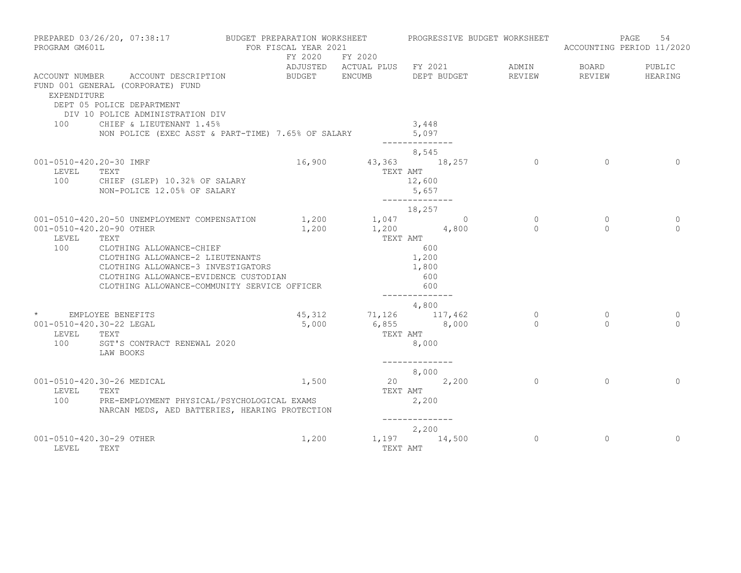PREPARED 03/26/20, 07:38:17 — BUDGET PREPARATION WORKSHEET — PROGRESSIVE BUDGET WORKSHEET
PROGRAM GM601L — FOR FISCAL YEAR 2021 — ACCOUNTING PERIOD 11/2020

FUND 001 GENERAL (CORPORATE) FUND
EXPENDITURE
DEPT 05 POLICE DEPARTMENT
DIV 10 POLICE ADMINISTRATION DIV

| ACCOUNT NUMBER | ACCOUNT DESCRIPTION | FY 2020 ADJUSTED BUDGET | FY 2020 ACTUAL PLUS ENCUMB | FY 2021 DEPT BUDGET | ADMIN REVIEW | BOARD REVIEW | PUBLIC HEARING |
|---|---|---|---|---|---|---|---|
| 100 | CHIEF & LIEUTENANT 1.45% | | | 3,448 | | | |
| | NON POLICE (EXEC ASST & PART-TIME) 7.65% OF SALARY | | | 5,097 | | | |
| | | | | -------------- | | | |
| | | | | 8,545 | | | |
| 001-0510-420.20-30 | IMRF | 16,900 | 43,363 | 18,257 | 0 | 0 | 0 |
| LEVEL | TEXT | | | TEXT AMT | | | |
| 100 | CHIEF (SLEP) 10.32% OF SALARY | | | 12,600 | | | |
| | NON-POLICE 12.05% OF SALARY | | | 5,657 | | | |
| | | | | -------------- | | | |
| | | | | 18,257 | | | |
| 001-0510-420.20-50 | UNEMPLOYMENT COMPENSATION | 1,200 | 1,047 | 0 | 0 | 0 | 0 |
| 001-0510-420.20-90 | OTHER | 1,200 | 1,200 | 4,800 | 0 | 0 | 0 |
| LEVEL | TEXT | | | TEXT AMT | | | |
| 100 | CLOTHING ALLOWANCE-CHIEF | | | 600 | | | |
| | CLOTHING ALLOWANCE-2 LIEUTENANTS | | | 1,200 | | | |
| | CLOTHING ALLOWANCE-3 INVESTIGATORS | | | 1,800 | | | |
| | CLOTHING ALLOWANCE-EVIDENCE CUSTODIAN | | | 600 | | | |
| | CLOTHING ALLOWANCE-COMMUNITY SERVICE OFFICER | | | 600 | | | |
| | | | | -------------- | | | |
| | | | | 4,800 | | | |
| * | EMPLOYEE BENEFITS | 45,312 | 71,126 | 117,462 | 0 | 0 | 0 |
| 001-0510-420.30-22 | LEGAL | 5,000 | 6,855 | 8,000 | 0 | 0 | 0 |
| LEVEL | TEXT | | | TEXT AMT | | | |
| 100 | SGT'S CONTRACT RENEWAL 2020 | | | 8,000 | | | |
| | LAW BOOKS | | | | | | |
| | | | | -------------- | | | |
| | | | | 8,000 | | | |
| 001-0510-420.30-26 | MEDICAL | 1,500 | 20 | 2,200 | 0 | 0 | 0 |
| LEVEL | TEXT | | | TEXT AMT | | | |
| 100 | PRE-EMPLOYMENT PHYSICAL/PSYCHOLOGICAL EXAMS | | | 2,200 | | | |
| | NARCAN MEDS, AED BATTERIES, HEARING PROTECTION | | | | | | |
| | | | | -------------- | | | |
| | | | | 2,200 | | | |
| 001-0510-420.30-29 | OTHER | 1,200 | 1,197 | 14,500 | 0 | 0 | 0 |
| LEVEL | TEXT | | | TEXT AMT | | | |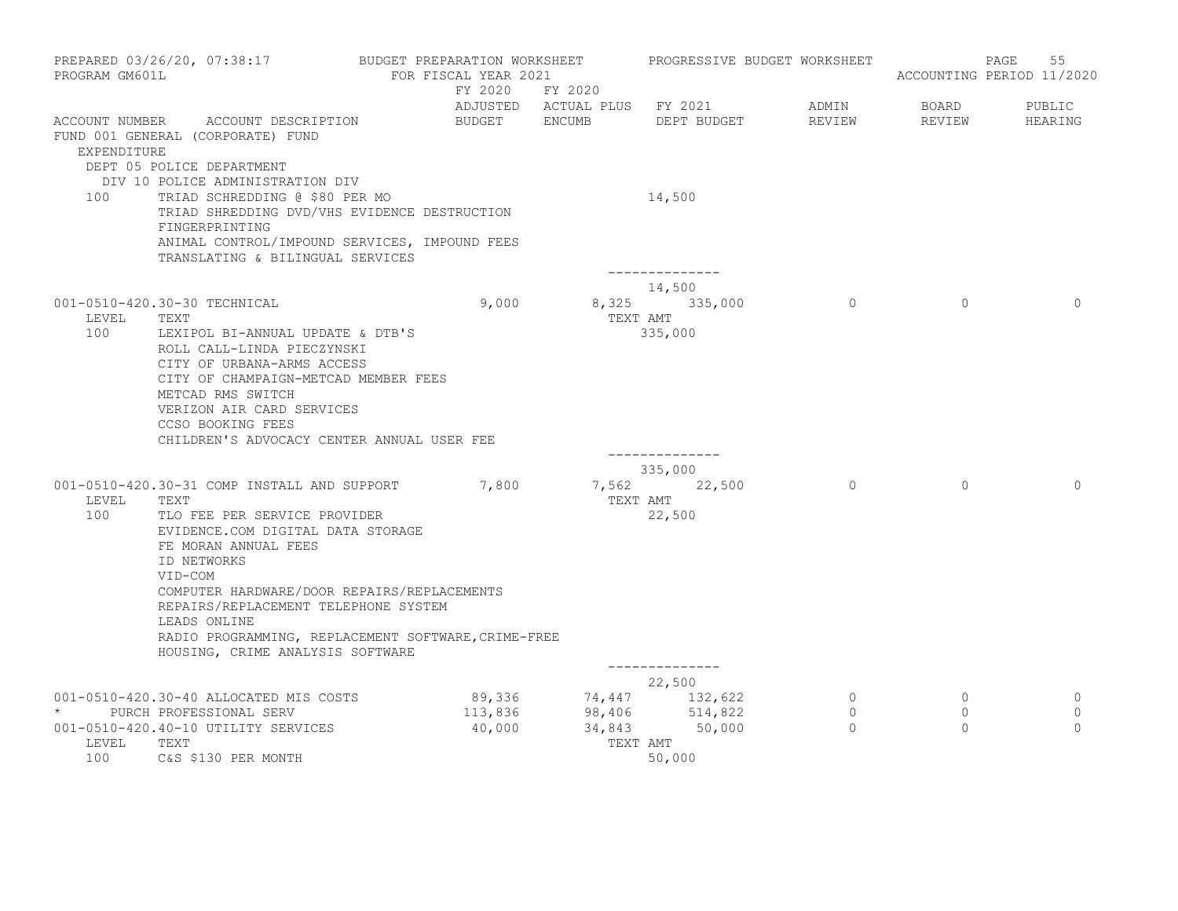| ACCOUNT NUMBER | ACCOUNT DESCRIPTION | FY 2020 ADJUSTED BUDGET | FY 2020 ACTUAL PLUS ENCUMB | FY 2021 DEPT BUDGET | ADMIN REVIEW | BOARD REVIEW | PUBLIC HEARING |
|---|---|---|---|---|---|---|---|
| FUND 001 GENERAL (CORPORATE) FUND | | | | | | | |
| EXPENDITURE | | | | | | | |
| DEPT 05 POLICE DEPARTMENT | | | | | | | |
| DIV 10 POLICE ADMINISTRATION DIV | | | | | | | |
| 100 | TRIAD SCHREDDING @ $80 PER MO | | | 14,500 | | | |
| | TRIAD SHREDDING DVD/VHS EVIDENCE DESTRUCTION | | | | | | |
| | FINGERPRINTING | | | | | | |
| | ANIMAL CONTROL/IMPOUND SERVICES, IMPOUND FEES | | | | | | |
| | TRANSLATING & BILINGUAL SERVICES | | | | | | |
| | | | | -------------- | | | |
| | | | | 14,500 | | | |
| 001-0510-420.30-30 | TECHNICAL | 9,000 | 8,325 | 335,000 | 0 | 0 | 0 |
| LEVEL | TEXT | | | TEXT AMT | | | |
| 100 | LEXIPOL BI-ANNUAL UPDATE & DTB'S | | | 335,000 | | | |
| | ROLL CALL-LINDA PIECZYNSKI | | | | | | |
| | CITY OF URBANA-ARMS ACCESS | | | | | | |
| | CITY OF CHAMPAIGN-METCAD MEMBER FEES | | | | | | |
| | METCAD RMS SWITCH | | | | | | |
| | VERIZON AIR CARD SERVICES | | | | | | |
| | CCSO BOOKING FEES | | | | | | |
| | CHILDREN'S ADVOCACY CENTER ANNUAL USER FEE | | | | | | |
| | | | | -------------- | | | |
| | | | | 335,000 | | | |
| 001-0510-420.30-31 | COMP INSTALL AND SUPPORT | 7,800 | 7,562 | 22,500 | 0 | 0 | 0 |
| LEVEL | TEXT | | | TEXT AMT | | | |
| 100 | TLO FEE PER SERVICE PROVIDER | | | 22,500 | | | |
| | EVIDENCE.COM DIGITAL DATA STORAGE | | | | | | |
| | FE MORAN ANNUAL FEES | | | | | | |
| | ID NETWORKS | | | | | | |
| | VID-COM | | | | | | |
| | COMPUTER HARDWARE/DOOR REPAIRS/REPLACEMENTS | | | | | | |
| | REPAIRS/REPLACEMENT TELEPHONE SYSTEM | | | | | | |
| | LEADS ONLINE | | | | | | |
| | RADIO PROGRAMMING, REPLACEMENT SOFTWARE,CRIME-FREE | | | | | | |
| | HOUSING, CRIME ANALYSIS SOFTWARE | | | | | | |
| | | | | -------------- | | | |
| | | | | 22,500 | | | |
| 001-0510-420.30-40 | ALLOCATED MIS COSTS | 89,336 | 74,447 | 132,622 | 0 | 0 | 0 |
| * | PURCH PROFESSIONAL SERV | 113,836 | 98,406 | 514,822 | 0 | 0 | 0 |
| 001-0510-420.40-10 | UTILITY SERVICES | 40,000 | 34,843 | 50,000 | 0 | 0 | 0 |
| LEVEL | TEXT | | | TEXT AMT | | | |
| 100 | C&S $130 PER MONTH | | | 50,000 | | | |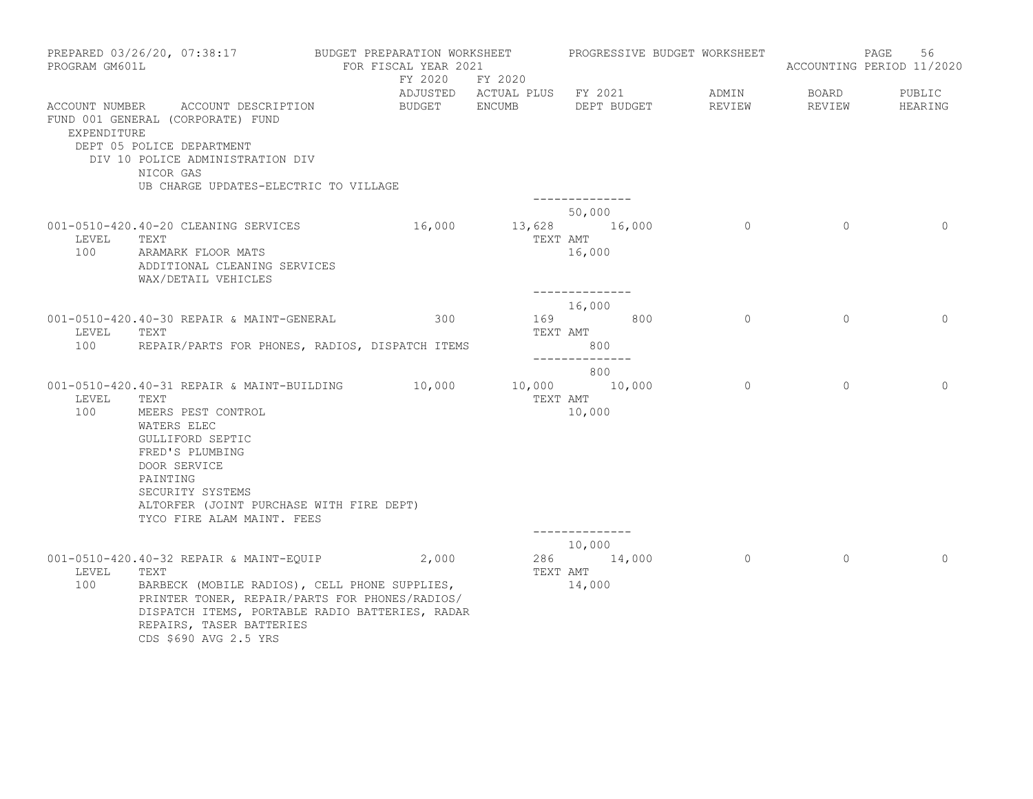PREPARED 03/26/20, 07:38:17 BUDGET PREPARATION WORKSHEET PROGRESSIVE BUDGET WORKSHEET
PROGRAM GM601L FOR FISCAL YEAR 2021 ACCOUNTING PERIOD 11/2020

| ACCOUNT NUMBER | ACCOUNT DESCRIPTION | FY 2020 ADJUSTED BUDGET | FY 2020 ACTUAL PLUS ENCUMB | FY 2021 DEPT BUDGET | ADMIN REVIEW | BOARD REVIEW | PUBLIC HEARING |
|---|---|---|---|---|---|---|---|

FUND 001 GENERAL (CORPORATE) FUND
EXPENDITURE
DEPT 05 POLICE DEPARTMENT
DIV 10 POLICE ADMINISTRATION DIV

NICOR GAS
UB CHARGE UPDATES-ELECTRIC TO VILLAGE

50,000

| ACCOUNT NUMBER | ACCOUNT DESCRIPTION | FY 2020 ADJUSTED BUDGET | FY 2020 ACTUAL PLUS ENCUMB | FY 2021 DEPT BUDGET | ADMIN REVIEW | BOARD REVIEW | PUBLIC HEARING |
|---|---|---|---|---|---|---|---|
| 001-0510-420.40-20 | CLEANING SERVICES | 16,000 | 13,628 | 16,000 | 0 | 0 | 0 |

| LEVEL | TEXT | TEXT AMT |
|---|---|---|
| 100 | ARAMARK FLOOR MATS<br>ADDITIONAL CLEANING SERVICES<br>WAX/DETAIL VEHICLES | 16,000 |

16,000

| ACCOUNT NUMBER | ACCOUNT DESCRIPTION | FY 2020 ADJUSTED BUDGET | FY 2020 ACTUAL PLUS ENCUMB | FY 2021 DEPT BUDGET | ADMIN REVIEW | BOARD REVIEW | PUBLIC HEARING |
|---|---|---|---|---|---|---|---|
| 001-0510-420.40-30 | REPAIR & MAINT-GENERAL | 300 | 169 | 800 | 0 | 0 | 0 |

| LEVEL | TEXT | TEXT AMT |
|---|---|---|
| 100 | REPAIR/PARTS FOR PHONES, RADIOS, DISPATCH ITEMS | 800 |

800

| ACCOUNT NUMBER | ACCOUNT DESCRIPTION | FY 2020 ADJUSTED BUDGET | FY 2020 ACTUAL PLUS ENCUMB | FY 2021 DEPT BUDGET | ADMIN REVIEW | BOARD REVIEW | PUBLIC HEARING |
|---|---|---|---|---|---|---|---|
| 001-0510-420.40-31 | REPAIR & MAINT-BUILDING | 10,000 | 10,000 | 10,000 | 0 | 0 | 0 |

| LEVEL | TEXT | TEXT AMT |
|---|---|---|
| 100 | MEERS PEST CONTROL<br>WATERS ELEC<br>GULLIFORD SEPTIC<br>FRED'S PLUMBING<br>DOOR SERVICE<br>PAINTING<br>SECURITY SYSTEMS<br>ALTORFER (JOINT PURCHASE WITH FIRE DEPT)<br>TYCO FIRE ALAM MAINT. FEES | 10,000 |

10,000

| ACCOUNT NUMBER | ACCOUNT DESCRIPTION | FY 2020 ADJUSTED BUDGET | FY 2020 ACTUAL PLUS ENCUMB | FY 2021 DEPT BUDGET | ADMIN REVIEW | BOARD REVIEW | PUBLIC HEARING |
|---|---|---|---|---|---|---|---|
| 001-0510-420.40-32 | REPAIR & MAINT-EQUIP | 2,000 | 286 | 14,000 | 0 | 0 | 0 |

| LEVEL | TEXT | TEXT AMT |
|---|---|---|
| 100 | BARBECK (MOBILE RADIOS), CELL PHONE SUPPLIES,<br>PRINTER TONER, REPAIR/PARTS FOR PHONES/RADIOS/<br>DISPATCH ITEMS, PORTABLE RADIO BATTERIES, RADAR<br>REPAIRS, TASER BATTERIES<br>CDS $690 AVG 2.5 YRS | 14,000 |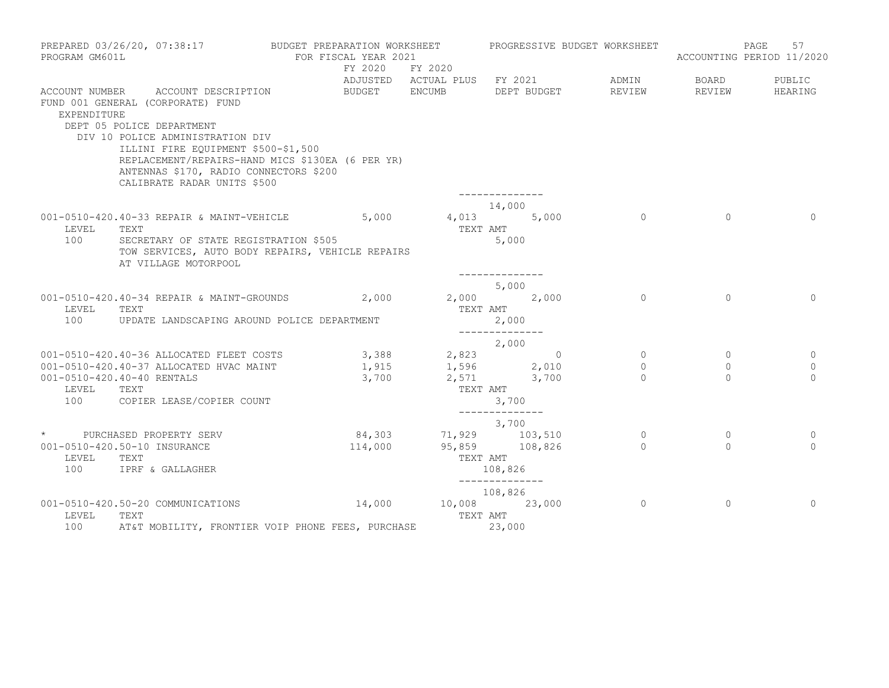PREPARED 03/26/20, 07:38:17 BUDGET PREPARATION WORKSHEET PROGRESSIVE BUDGET WORKSHEET
PROGRAM GM601L FOR FISCAL YEAR 2021 ACCOUNTING PERIOD 11/2020

FUND 001 GENERAL (CORPORATE) FUND
EXPENDITURE
DEPT 05 POLICE DEPARTMENT
DIV 10 POLICE ADMINISTRATION DIV

| ACCOUNT NUMBER | ACCOUNT DESCRIPTION | FY 2020 ADJUSTED BUDGET | FY 2020 ACTUAL PLUS ENCUMB | FY 2021 DEPT BUDGET | ADMIN REVIEW | BOARD REVIEW | PUBLIC HEARING |
|---|---|---|---|---|---|---|---|
| | ILLINI FIRE EQUIPMENT $500-$1,500 | | | | | | |
| | REPLACEMENT/REPAIRS-HAND MICS $130EA (6 PER YR) | | | | | | |
| | ANTENNAS $170, RADIO CONNECTORS $200 | | | | | | |
| | CALIBRATE RADAR UNITS $500 | | | | | | |
| | | | | -------------- | | | |
| | | | | 14,000 | | | |
| 001-0510-420.40-33 | REPAIR & MAINT-VEHICLE | 5,000 | 4,013 | 5,000 | 0 | 0 | 0 |
| LEVEL | TEXT | | | TEXT AMT | | | |
| 100 | SECRETARY OF STATE REGISTRATION $505 | | | 5,000 | | | |
| | TOW SERVICES, AUTO BODY REPAIRS, VEHICLE REPAIRS | | | | | | |
| | AT VILLAGE MOTORPOOL | | | | | | |
| | | | | -------------- | | | |
| | | | | 5,000 | | | |
| 001-0510-420.40-34 | REPAIR & MAINT-GROUNDS | 2,000 | 2,000 | 2,000 | 0 | 0 | 0 |
| LEVEL | TEXT | | | TEXT AMT | | | |
| 100 | UPDATE LANDSCAPING AROUND POLICE DEPARTMENT | | | 2,000 | | | |
| | | | | -------------- | | | |
| | | | | 2,000 | | | |
| 001-0510-420.40-36 | ALLOCATED FLEET COSTS | 3,388 | 2,823 | 0 | 0 | 0 | 0 |
| 001-0510-420.40-37 | ALLOCATED HVAC MAINT | 1,915 | 1,596 | 2,010 | 0 | 0 | 0 |
| 001-0510-420.40-40 | RENTALS | 3,700 | 2,571 | 3,700 | 0 | 0 | 0 |
| LEVEL | TEXT | | | TEXT AMT | | | |
| 100 | COPIER LEASE/COPIER COUNT | | | 3,700 | | | |
| | | | | -------------- | | | |
| | | | | 3,700 | | | |
| * | PURCHASED PROPERTY SERV | 84,303 | 71,929 | 103,510 | 0 | 0 | 0 |
| 001-0510-420.50-10 | INSURANCE | 114,000 | 95,859 | 108,826 | 0 | 0 | 0 |
| LEVEL | TEXT | | | TEXT AMT | | | |
| 100 | IPRF & GALLAGHER | | | 108,826 | | | |
| | | | | -------------- | | | |
| | | | | 108,826 | | | |
| 001-0510-420.50-20 | COMMUNICATIONS | 14,000 | 10,008 | 23,000 | 0 | 0 | 0 |
| LEVEL | TEXT | | | TEXT AMT | | | |
| 100 | AT&T MOBILITY, FRONTIER VOIP PHONE FEES, PURCHASE | | | 23,000 | | | |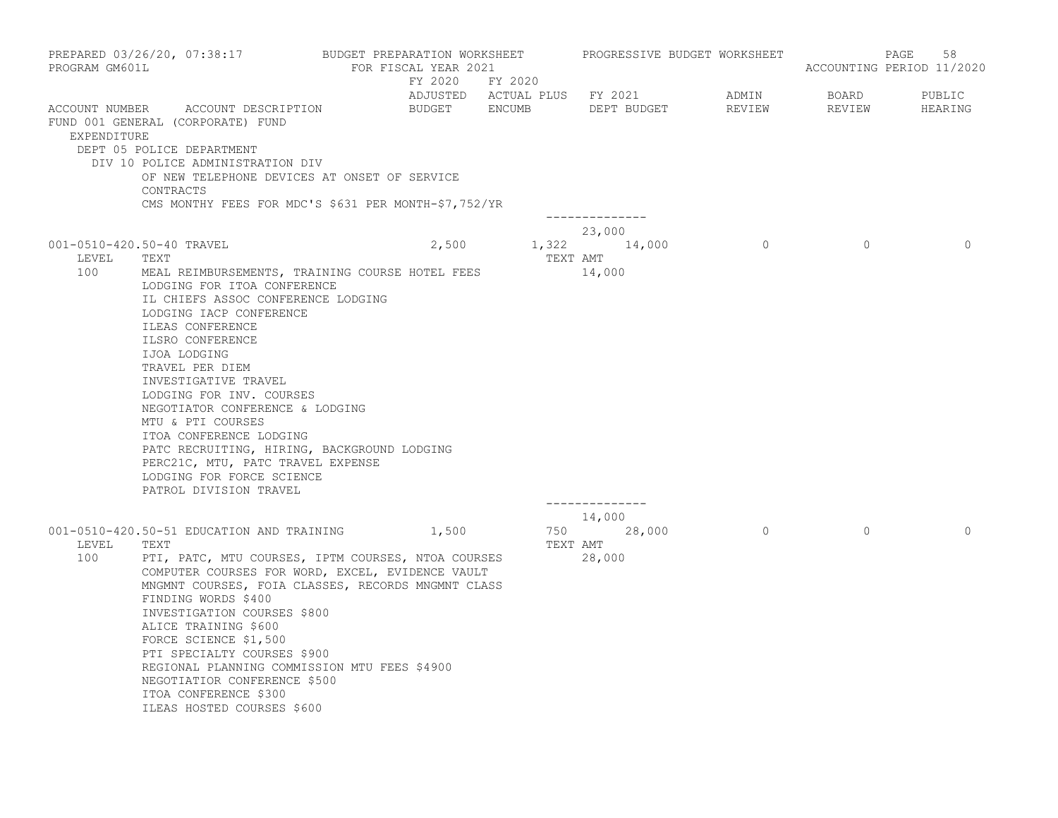PREPARED 03/26/20, 07:38:17 BUDGET PREPARATION WORKSHEET PROGRESSIVE BUDGET WORKSHEET
PROGRAM GM601L FOR FISCAL YEAR 2021 ACCOUNTING PERIOD 11/2020

| ACCOUNT NUMBER | ACCOUNT DESCRIPTION | FY 2020 ADJUSTED BUDGET | FY 2020 ACTUAL PLUS ENCUMB | FY 2021 DEPT BUDGET | ADMIN REVIEW | BOARD REVIEW | PUBLIC HEARING |
|---|---|---|---|---|---|---|---|

FUND 001 GENERAL (CORPORATE) FUND
EXPENDITURE
DEPT 05 POLICE DEPARTMENT
DIV 10 POLICE ADMINISTRATION DIV

OF NEW TELEPHONE DEVICES AT ONSET OF SERVICE
CONTRACTS
CMS MONTHY FEES FOR MDC'S $631 PER MONTH-$7,752/YR

--------------
23,000

| ACCOUNT NUMBER | ACCOUNT DESCRIPTION | FY 2020 ADJUSTED BUDGET | FY 2020 ACTUAL PLUS ENCUMB | FY 2021 DEPT BUDGET | ADMIN REVIEW | BOARD REVIEW | PUBLIC HEARING |
|---|---|---|---|---|---|---|---|
| 001-0510-420.50-40 | TRAVEL | 2,500 | 1,322 | 14,000 | 0 | 0 | 0 |

| LEVEL | TEXT | TEXT AMT |
|---|---|---|
| 100 | MEAL REIMBURSEMENTS, TRAINING COURSE HOTEL FEES | 14,000 |

LODGING FOR ITOA CONFERENCE
IL CHIEFS ASSOC CONFERENCE LODGING
LODGING IACP CONFERENCE
ILEAS CONFERENCE
ILSRO CONFERENCE
IJOA LODGING
TRAVEL PER DIEM
INVESTIGATIVE TRAVEL
LODGING FOR INV. COURSES
NEGOTIATOR CONFERENCE & LODGING
MTU & PTI COURSES
ITOA CONFERENCE LODGING
PATC RECRUITING, HIRING, BACKGROUND LODGING
PERC21C, MTU, PATC TRAVEL EXPENSE
LODGING FOR FORCE SCIENCE
PATROL DIVISION TRAVEL

--------------
14,000

| ACCOUNT NUMBER | ACCOUNT DESCRIPTION | FY 2020 ADJUSTED BUDGET | FY 2020 ACTUAL PLUS ENCUMB | FY 2021 DEPT BUDGET | ADMIN REVIEW | BOARD REVIEW | PUBLIC HEARING |
|---|---|---|---|---|---|---|---|
| 001-0510-420.50-51 | EDUCATION AND TRAINING | 1,500 | 750 | 28,000 | 0 | 0 | 0 |

| LEVEL | TEXT | TEXT AMT |
|---|---|---|
| 100 | PTI, PATC, MTU COURSES, IPTM COURSES, NTOA COURSES | 28,000 |

COMPUTER COURSES FOR WORD, EXCEL, EVIDENCE VAULT
MNGMNT COURSES, FOIA CLASSES, RECORDS MNGMNT CLASS
FINDING WORDS $400
INVESTIGATION COURSES $800
ALICE TRAINING $600
FORCE SCIENCE $1,500
PTI SPECIALTY COURSES $900
REGIONAL PLANNING COMMISSION MTU FEES $4900
NEGOTIATIOR CONFERENCE $500
ITOA CONFERENCE $300
ILEAS HOSTED COURSES $600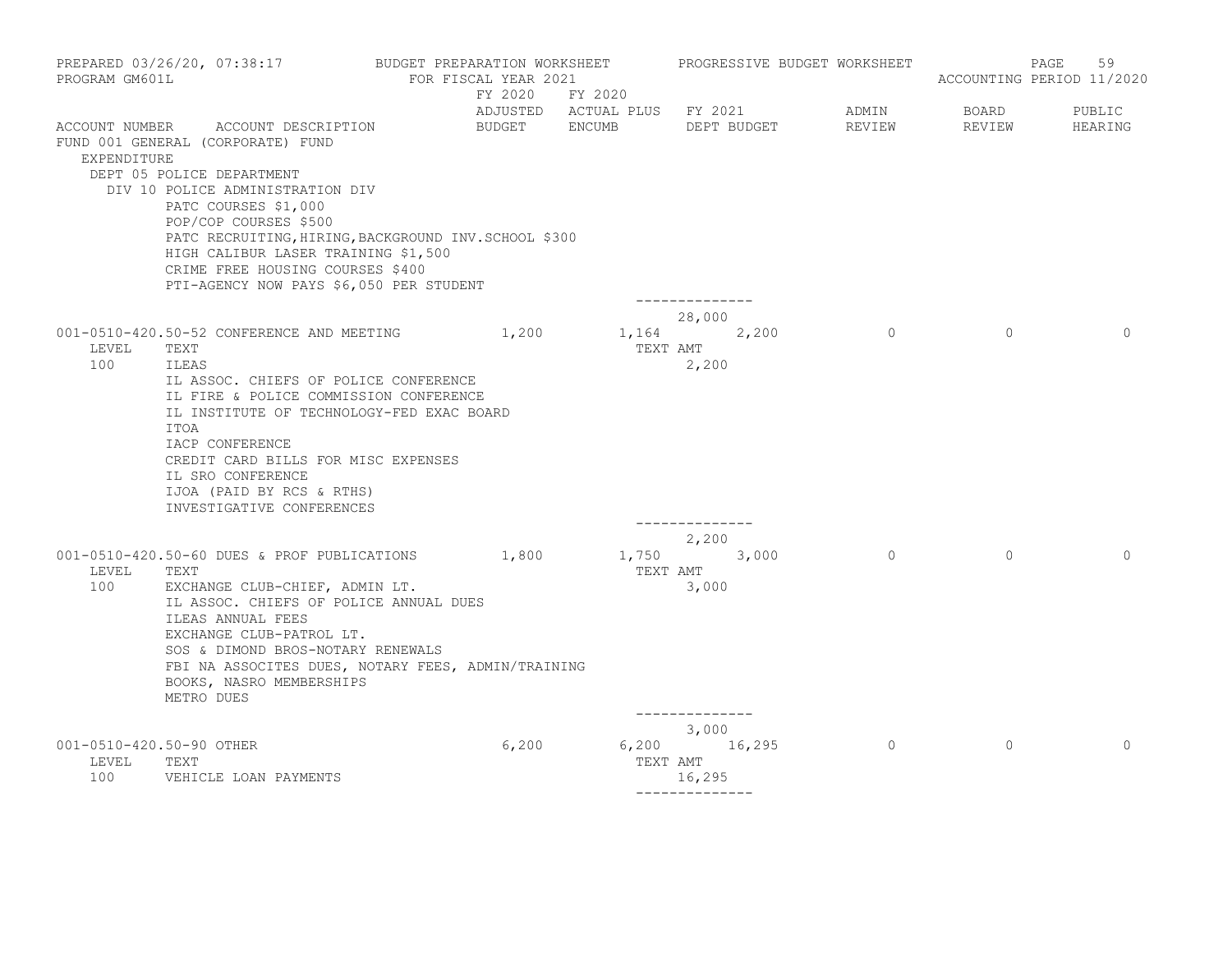PREPARED 03/26/20, 07:38:17 BUDGET PREPARATION WORKSHEET PROGRESSIVE BUDGET WORKSHEET
PROGRAM GM601L FOR FISCAL YEAR 2021 ACCOUNTING PERIOD 11/2020

| ACCOUNT NUMBER | ACCOUNT DESCRIPTION | FY 2020 ADJUSTED BUDGET | FY 2020 ACTUAL PLUS ENCUMB | FY 2021 DEPT BUDGET | ADMIN REVIEW | BOARD REVIEW | PUBLIC HEARING |
|---|---|---|---|---|---|---|---|

FUND 001 GENERAL (CORPORATE) FUND
EXPENDITURE
DEPT 05 POLICE DEPARTMENT
DIV 10 POLICE ADMINISTRATION DIV

PATC COURSES $1,000
POP/COP COURSES $500
PATC RECRUITING,HIRING,BACKGROUND INV.SCHOOL $300
HIGH CALIBUR LASER TRAINING $1,500
CRIME FREE HOUSING COURSES $400
PTI-AGENCY NOW PAYS $6,050 PER STUDENT

--------------
28,000

| ACCOUNT NUMBER | ACCOUNT DESCRIPTION | FY 2020 ADJUSTED BUDGET | FY 2020 ACTUAL PLUS ENCUMB | FY 2021 DEPT BUDGET | ADMIN REVIEW | BOARD REVIEW | PUBLIC HEARING |
|---|---|---|---|---|---|---|---|
| 001-0510-420.50-52 | CONFERENCE AND MEETING | 1,200 | 1,164 | 2,200 | 0 | 0 | 0 |

LEVEL TEXT — TEXT AMT
100 ILEAS — 2,200

IL ASSOC. CHIEFS OF POLICE CONFERENCE
IL FIRE & POLICE COMMISSION CONFERENCE
IL INSTITUTE OF TECHNOLOGY-FED EXAC BOARD
ITOA
IACP CONFERENCE
CREDIT CARD BILLS FOR MISC EXPENSES
IL SRO CONFERENCE
IJOA (PAID BY RCS & RTHS)
INVESTIGATIVE CONFERENCES

--------------
2,200

| ACCOUNT NUMBER | ACCOUNT DESCRIPTION | FY 2020 ADJUSTED BUDGET | FY 2020 ACTUAL PLUS ENCUMB | FY 2021 DEPT BUDGET | ADMIN REVIEW | BOARD REVIEW | PUBLIC HEARING |
|---|---|---|---|---|---|---|---|
| 001-0510-420.50-60 | DUES & PROF PUBLICATIONS | 1,800 | 1,750 | 3,000 | 0 | 0 | 0 |

LEVEL TEXT — TEXT AMT
100 EXCHANGE CLUB-CHIEF, ADMIN LT. — 3,000

IL ASSOC. CHIEFS OF POLICE ANNUAL DUES
ILEAS ANNUAL FEES
EXCHANGE CLUB-PATROL LT.
SOS & DIMOND BROS-NOTARY RENEWALS
FBI NA ASSOCITES DUES, NOTARY FEES, ADMIN/TRAINING
BOOKS, NASRO MEMBERSHIPS
METRO DUES

--------------
3,000

| ACCOUNT NUMBER | ACCOUNT DESCRIPTION | FY 2020 ADJUSTED BUDGET | FY 2020 ACTUAL PLUS ENCUMB | FY 2021 DEPT BUDGET | ADMIN REVIEW | BOARD REVIEW | PUBLIC HEARING |
|---|---|---|---|---|---|---|---|
| 001-0510-420.50-90 | OTHER | 6,200 | 6,200 | 16,295 | 0 | 0 | 0 |

LEVEL TEXT — TEXT AMT
100 VEHICLE LOAN PAYMENTS — 16,295

--------------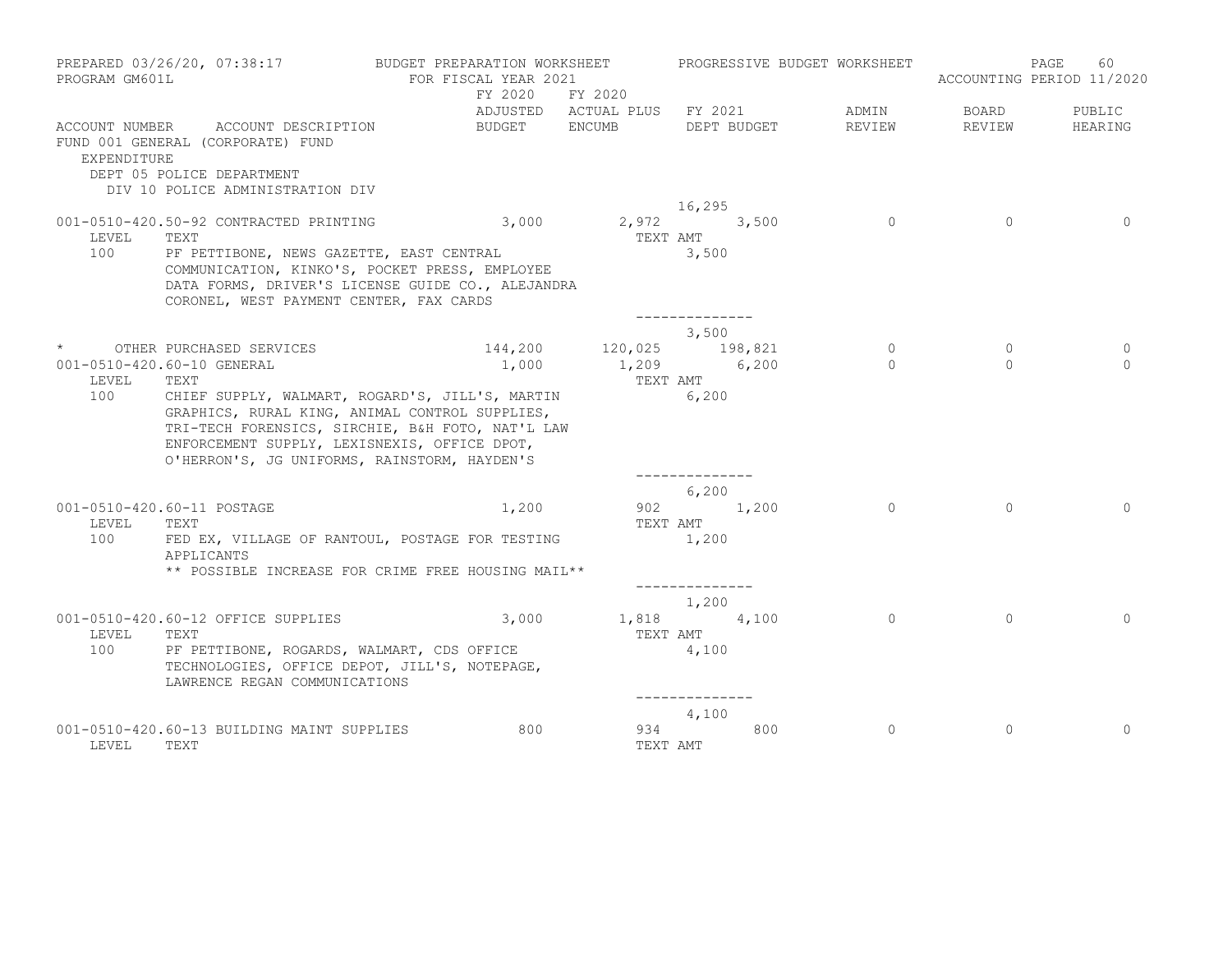PREPARED 03/26/20, 07:38:17 BUDGET PREPARATION WORKSHEET PROGRESSIVE BUDGET WORKSHEET
PROGRAM GM601L FOR FISCAL YEAR 2021 ACCOUNTING PERIOD 11/2020

FUND 001 GENERAL (CORPORATE) FUND
EXPENDITURE
DEPT 05 POLICE DEPARTMENT
DIV 10 POLICE ADMINISTRATION DIV

| ACCOUNT NUMBER | ACCOUNT DESCRIPTION | FY 2020 ADJUSTED BUDGET | FY 2020 ACTUAL PLUS ENCUMB | FY 2021 DEPT BUDGET | ADMIN REVIEW | BOARD REVIEW | PUBLIC HEARING |
|---|---|---|---|---|---|---|---|
| | | | | 16,295 | | | |
| 001-0510-420.50-92 | CONTRACTED PRINTING | 3,000 | 2,972 | 3,500 | 0 | 0 | 0 |
| LEVEL | TEXT | | | TEXT AMT | | | |
| 100 | PF PETTIBONE, NEWS GAZETTE, EAST CENTRAL COMMUNICATION, KINKO'S, POCKET PRESS, EMPLOYEE DATA FORMS, DRIVER'S LICENSE GUIDE CO., ALEJANDRA CORONEL, WEST PAYMENT CENTER, FAX CARDS | | | 3,500 | | | |
| | | | | 3,500 | | | |
| * | OTHER PURCHASED SERVICES | 144,200 | 120,025 | 198,821 | 0 | 0 | 0 |
| 001-0510-420.60-10 | GENERAL | 1,000 | 1,209 | 6,200 | 0 | 0 | 0 |
| LEVEL | TEXT | | | TEXT AMT | | | |
| 100 | CHIEF SUPPLY, WALMART, ROGARD'S, JILL'S, MARTIN GRAPHICS, RURAL KING, ANIMAL CONTROL SUPPLIES, TRI-TECH FORENSICS, SIRCHIE, B&H FOTO, NAT'L LAW ENFORCEMENT SUPPLY, LEXISNEXIS, OFFICE DPOT, O'HERRON'S, JG UNIFORMS, RAINSTORM, HAYDEN'S | | | 6,200 | | | |
| | | | | 6,200 | | | |
| 001-0510-420.60-11 | POSTAGE | 1,200 | 902 | 1,200 | 0 | 0 | 0 |
| LEVEL | TEXT | | | TEXT AMT | | | |
| 100 | FED EX, VILLAGE OF RANTOUL, POSTAGE FOR TESTING APPLICANTS ** POSSIBLE INCREASE FOR CRIME FREE HOUSING MAIL** | | | 1,200 | | | |
| | | | | 1,200 | | | |
| 001-0510-420.60-12 | OFFICE SUPPLIES | 3,000 | 1,818 | 4,100 | 0 | 0 | 0 |
| LEVEL | TEXT | | | TEXT AMT | | | |
| 100 | PF PETTIBONE, ROGARDS, WALMART, CDS OFFICE TECHNOLOGIES, OFFICE DEPOT, JILL'S, NOTEPAGE, LAWRENCE REGAN COMMUNICATIONS | | | 4,100 | | | |
| | | | | 4,100 | | | |
| 001-0510-420.60-13 | BUILDING MAINT SUPPLIES | 800 | 934 | 800 | 0 | 0 | 0 |
| LEVEL | TEXT | | | TEXT AMT | | | |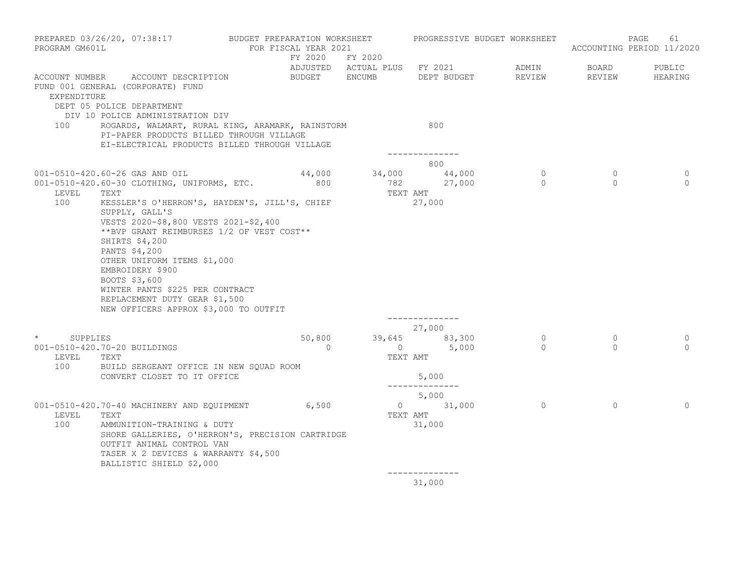PREPARED 03/26/20, 07:38:17 — BUDGET PREPARATION WORKSHEET — PROGRESSIVE BUDGET WORKSHEET
PROGRAM GM601L — FOR FISCAL YEAR 2021 — ACCOUNTING PERIOD 11/2020

FUND 001 GENERAL (CORPORATE) FUND
EXPENDITURE
DEPT 05 POLICE DEPARTMENT
DIV 10 POLICE ADMINISTRATION DIV

| ACCOUNT NUMBER | ACCOUNT DESCRIPTION | FY 2020 ADJUSTED BUDGET | FY 2020 ACTUAL PLUS ENCUMB | FY 2021 DEPT BUDGET | ADMIN REVIEW | BOARD REVIEW | PUBLIC HEARING |
|---|---|---|---|---|---|---|---|
| 100 | ROGARDS, WALMART, RURAL KING, ARAMARK, RAINSTORM | | | 800 | | | |
| | PI-PAPER PRODUCTS BILLED THROUGH VILLAGE | | | | | | |
| | EI-ELECTRICAL PRODUCTS BILLED THROUGH VILLAGE | | | | | | |
| | | | | 800 | | | |
| 001-0510-420.60-26 | GAS AND OIL | 44,000 | 34,000 | 44,000 | 0 | 0 | 0 |
| 001-0510-420.60-30 | CLOTHING, UNIFORMS, ETC. | 800 | 782 | 27,000 | 0 | 0 | 0 |
| LEVEL | TEXT | | | TEXT AMT | | | |
| 100 | KESSLER'S O'HERRON'S, HAYDEN'S, JILL'S, CHIEF SUPPLY, GALL'S | | | 27,000 | | | |
| | VESTS 2020-$8,800 VESTS 2021-$2,400 | | | | | | |
| | **BVP GRANT REIMBURSES 1/2 OF VEST COST** | | | | | | |
| | SHIRTS $4,200 | | | | | | |
| | PANTS $4,200 | | | | | | |
| | OTHER UNIFORM ITEMS $1,000 | | | | | | |
| | EMBROIDERY $900 | | | | | | |
| | BOOTS $3,600 | | | | | | |
| | WINTER PANTS $225 PER CONTRACT | | | | | | |
| | REPLACEMENT DUTY GEAR $1,500 | | | | | | |
| | NEW OFFICERS APPROX $3,000 TO OUTFIT | | | | | | |
| | | | | 27,000 | | | |
| * | SUPPLIES | 50,800 | 39,645 | 83,300 | 0 | 0 | 0 |
| 001-0510-420.70-20 | BUILDINGS | 0 | 0 | 5,000 | 0 | 0 | 0 |
| LEVEL | TEXT | | | TEXT AMT | | | |
| 100 | BUILD SERGEANT OFFICE IN NEW SQUAD ROOM | | | | | | |
| | CONVERT CLOSET TO IT OFFICE | | | 5,000 | | | |
| | | | | 5,000 | | | |
| 001-0510-420.70-40 | MACHINERY AND EQUIPMENT | 6,500 | 0 | 31,000 | 0 | 0 | 0 |
| LEVEL | TEXT | | | TEXT AMT | | | |
| 100 | AMMUNITION-TRAINING & DUTY | | | 31,000 | | | |
| | SHORE GALLERIES, O'HERRON'S, PRECISION CARTRIDGE | | | | | | |
| | OUTFIT ANIMAL CONTROL VAN | | | | | | |
| | TASER X 2 DEVICES & WARRANTY $4,500 | | | | | | |
| | BALLISTIC SHIELD $2,000 | | | | | | |
| | | | | 31,000 | | | |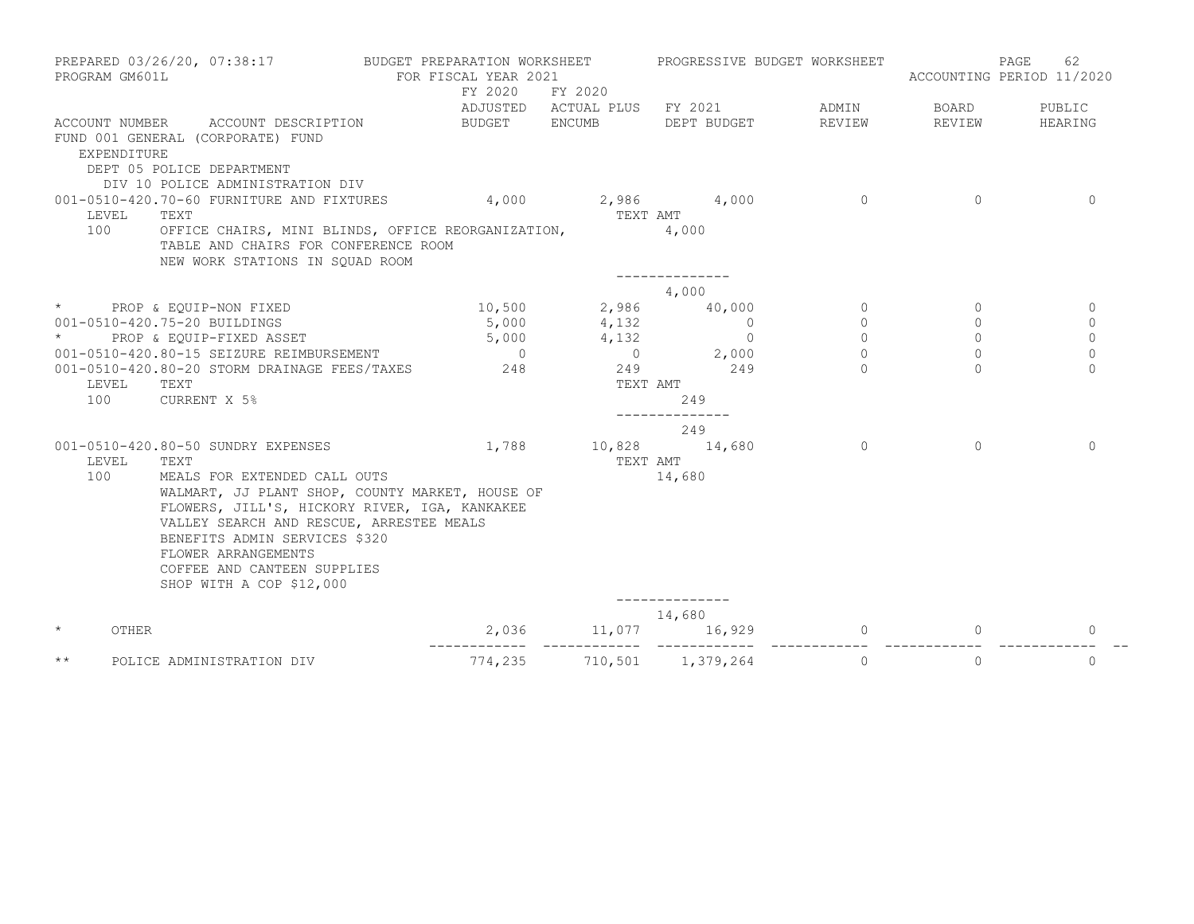PREPARED 03/26/20, 07:38:17 BUDGET PREPARATION WORKSHEET PROGRESSIVE BUDGET WORKSHEET
PROGRAM GM601L FOR FISCAL YEAR 2021 ACCOUNTING PERIOD 11/2020

| ACCOUNT NUMBER | ACCOUNT DESCRIPTION | FY 2020 ADJUSTED BUDGET | FY 2020 ACTUAL PLUS ENCUMB | FY 2021 DEPT BUDGET | ADMIN REVIEW | BOARD REVIEW | PUBLIC HEARING |
|---|---|---|---|---|---|---|---|
| FUND 001 GENERAL (CORPORATE) FUND | | | | | | | |
| EXPENDITURE | | | | | | | |
| DEPT 05 POLICE DEPARTMENT | | | | | | | |
| DIV 10 POLICE ADMINISTRATION DIV | | | | | | | |
| 001-0510-420.70-60 | FURNITURE AND FIXTURES | 4,000 | 2,986 | 4,000 | 0 | 0 | 0 |
| LEVEL 100 | TEXT: OFFICE CHAIRS, MINI BLINDS, OFFICE REORGANIZATION, TABLE AND CHAIRS FOR CONFERENCE ROOM NEW WORK STATIONS IN SQUAD ROOM | | TEXT AMT | 4,000 | | | |
| | | | | 4,000 | | | |
| * | PROP & EQUIP-NON FIXED | 10,500 | 2,986 | 40,000 | 0 | 0 | 0 |
| 001-0510-420.75-20 | BUILDINGS | 5,000 | 4,132 | 0 | 0 | 0 | 0 |
| * | PROP & EQUIP-FIXED ASSET | 5,000 | 4,132 | 0 | 0 | 0 | 0 |
| 001-0510-420.80-15 | SEIZURE REIMBURSEMENT | 0 | 0 | 2,000 | 0 | 0 | 0 |
| 001-0510-420.80-20 | STORM DRAINAGE FEES/TAXES | 248 | 249 | 249 | 0 | 0 | 0 |
| LEVEL 100 | TEXT: CURRENT X 5% | | TEXT AMT | 249 | | | |
| | | | | 249 | | | |
| 001-0510-420.80-50 | SUNDRY EXPENSES | 1,788 | 10,828 | 14,680 | 0 | 0 | 0 |
| LEVEL 100 | TEXT: MEALS FOR EXTENDED CALL OUTS WALMART, JJ PLANT SHOP, COUNTY MARKET, HOUSE OF FLOWERS, JILL'S, HICKORY RIVER, IGA, KANKAKEE VALLEY SEARCH AND RESCUE, ARRESTEE MEALS BENEFITS ADMIN SERVICES $320 FLOWER ARRANGEMENTS COFFEE AND CANTEEN SUPPLIES SHOP WITH A COP $12,000 | | TEXT AMT | 14,680 | | | |
| | | | | 14,680 | | | |
| * | OTHER | 2,036 | 11,077 | 16,929 | 0 | 0 | 0 |
| ** | POLICE ADMINISTRATION DIV | 774,235 | 710,501 | 1,379,264 | 0 | 0 | 0 |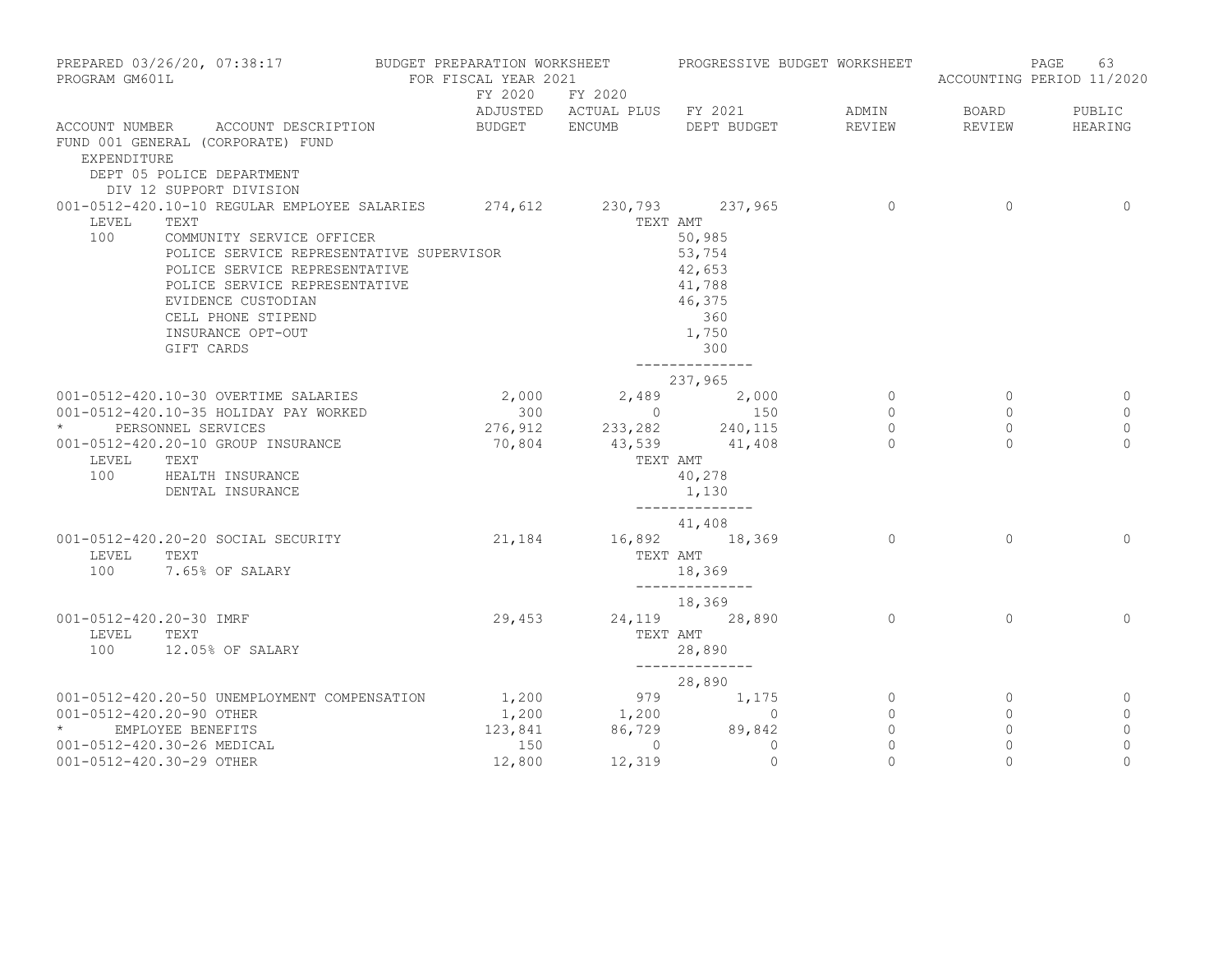PREPARED 03/26/20, 07:38:17 — BUDGET PREPARATION WORKSHEET — PROGRESSIVE BUDGET WORKSHEET
PROGRAM GM601L — FOR FISCAL YEAR 2021 — ACCOUNTING PERIOD 11/2020

FUND 001 GENERAL (CORPORATE) FUND

EXPENDITURE

DEPT 05 POLICE DEPARTMENT

DIV 12 SUPPORT DIVISION

| ACCOUNT NUMBER | ACCOUNT DESCRIPTION | FY 2020 ADJUSTED BUDGET | FY 2020 ACTUAL PLUS ENCUMB | FY 2021 DEPT BUDGET | ADMIN REVIEW | BOARD REVIEW | PUBLIC HEARING |
|---|---|---|---|---|---|---|---|
| 001-0512-420.10-10 | REGULAR EMPLOYEE SALARIES | 274,612 | 230,793 | 237,965 | 0 | 0 | 0 |
| LEVEL 100 | TEXT | | TEXT AMT | | | | |
| | COMMUNITY SERVICE OFFICER | | | 50,985 | | | |
| | POLICE SERVICE REPRESENTATIVE SUPERVISOR | | | 53,754 | | | |
| | POLICE SERVICE REPRESENTATIVE | | | 42,653 | | | |
| | POLICE SERVICE REPRESENTATIVE | | | 41,788 | | | |
| | EVIDENCE CUSTODIAN | | | 46,375 | | | |
| | CELL PHONE STIPEND | | | 360 | | | |
| | INSURANCE OPT-OUT | | | 1,750 | | | |
| | GIFT CARDS | | | 300 | | | |
| | | | | 237,965 | | | |
| 001-0512-420.10-30 | OVERTIME SALARIES | 2,000 | 2,489 | 2,000 | 0 | 0 | 0 |
| 001-0512-420.10-35 | HOLIDAY PAY WORKED | 300 | 0 | 150 | 0 | 0 | 0 |
| * | PERSONNEL SERVICES | 276,912 | 233,282 | 240,115 | 0 | 0 | 0 |
| 001-0512-420.20-10 | GROUP INSURANCE | 70,804 | 43,539 | 41,408 | 0 | 0 | 0 |
| LEVEL 100 | TEXT | | TEXT AMT | | | | |
| | HEALTH INSURANCE | | | 40,278 | | | |
| | DENTAL INSURANCE | | | 1,130 | | | |
| | | | | 41,408 | | | |
| 001-0512-420.20-20 | SOCIAL SECURITY | 21,184 | 16,892 | 18,369 | 0 | 0 | 0 |
| LEVEL 100 | TEXT | | TEXT AMT | | | | |
| | 7.65% OF SALARY | | | 18,369 | | | |
| | | | | 18,369 | | | |
| 001-0512-420.20-30 | IMRF | 29,453 | 24,119 | 28,890 | 0 | 0 | 0 |
| LEVEL 100 | TEXT | | TEXT AMT | | | | |
| | 12.05% OF SALARY | | | 28,890 | | | |
| | | | | 28,890 | | | |
| 001-0512-420.20-50 | UNEMPLOYMENT COMPENSATION | 1,200 | 979 | 1,175 | 0 | 0 | 0 |
| 001-0512-420.20-90 | OTHER | 1,200 | 1,200 | 0 | 0 | 0 | 0 |
| * | EMPLOYEE BENEFITS | 123,841 | 86,729 | 89,842 | 0 | 0 | 0 |
| 001-0512-420.30-26 | MEDICAL | 150 | 0 | 0 | 0 | 0 | 0 |
| 001-0512-420.30-29 | OTHER | 12,800 | 12,319 | 0 | 0 | 0 | 0 |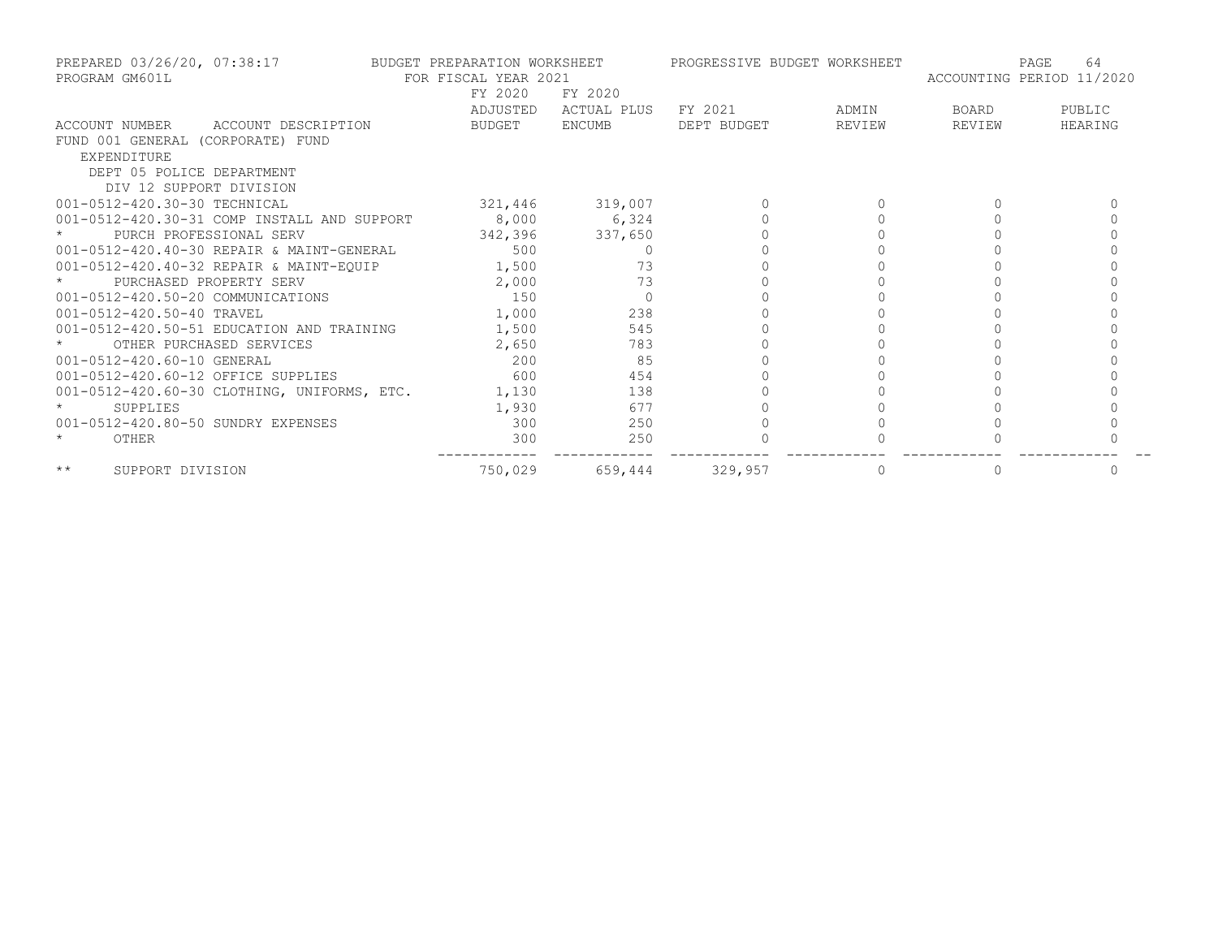PREPARED 03/26/20, 07:38:17 BUDGET PREPARATION WORKSHEET PROGRESSIVE BUDGET WORKSHEET
PROGRAM GM601L FOR FISCAL YEAR 2021 ACCOUNTING PERIOD 11/2020

| ACCOUNT NUMBER ACCOUNT DESCRIPTION | FY 2020 ADJUSTED BUDGET | FY 2020 ACTUAL PLUS ENCUMB | FY 2021 DEPT BUDGET | ADMIN REVIEW | BOARD REVIEW | PUBLIC HEARING |
|---|---|---|---|---|---|---|
| FUND 001 GENERAL (CORPORATE) FUND | | | | | | |
| EXPENDITURE | | | | | | |
| DEPT 05 POLICE DEPARTMENT | | | | | | |
| DIV 12 SUPPORT DIVISION | | | | | | |
| 001-0512-420.30-30 TECHNICAL | 321,446 | 319,007 | 0 | 0 | 0 | 0 |
| 001-0512-420.30-31 COMP INSTALL AND SUPPORT | 8,000 | 6,324 | 0 | 0 | 0 | 0 |
| * PURCH PROFESSIONAL SERV | 342,396 | 337,650 | 0 | 0 | 0 | 0 |
| 001-0512-420.40-30 REPAIR & MAINT-GENERAL | 500 | 0 | 0 | 0 | 0 | 0 |
| 001-0512-420.40-32 REPAIR & MAINT-EQUIP | 1,500 | 73 | 0 | 0 | 0 | 0 |
| * PURCHASED PROPERTY SERV | 2,000 | 73 | 0 | 0 | 0 | 0 |
| 001-0512-420.50-20 COMMUNICATIONS | 150 | 0 | 0 | 0 | 0 | 0 |
| 001-0512-420.50-40 TRAVEL | 1,000 | 238 | 0 | 0 | 0 | 0 |
| 001-0512-420.50-51 EDUCATION AND TRAINING | 1,500 | 545 | 0 | 0 | 0 | 0 |
| * OTHER PURCHASED SERVICES | 2,650 | 783 | 0 | 0 | 0 | 0 |
| 001-0512-420.60-10 GENERAL | 200 | 85 | 0 | 0 | 0 | 0 |
| 001-0512-420.60-12 OFFICE SUPPLIES | 600 | 454 | 0 | 0 | 0 | 0 |
| 001-0512-420.60-30 CLOTHING, UNIFORMS, ETC. | 1,130 | 138 | 0 | 0 | 0 | 0 |
| * SUPPLIES | 1,930 | 677 | 0 | 0 | 0 | 0 |
| 001-0512-420.80-50 SUNDRY EXPENSES | 300 | 250 | 0 | 0 | 0 | 0 |
| * OTHER | 300 | 250 | 0 | 0 | 0 | 0 |
| ** SUPPORT DIVISION | 750,029 | 659,444 | 329,957 | 0 | 0 | 0 |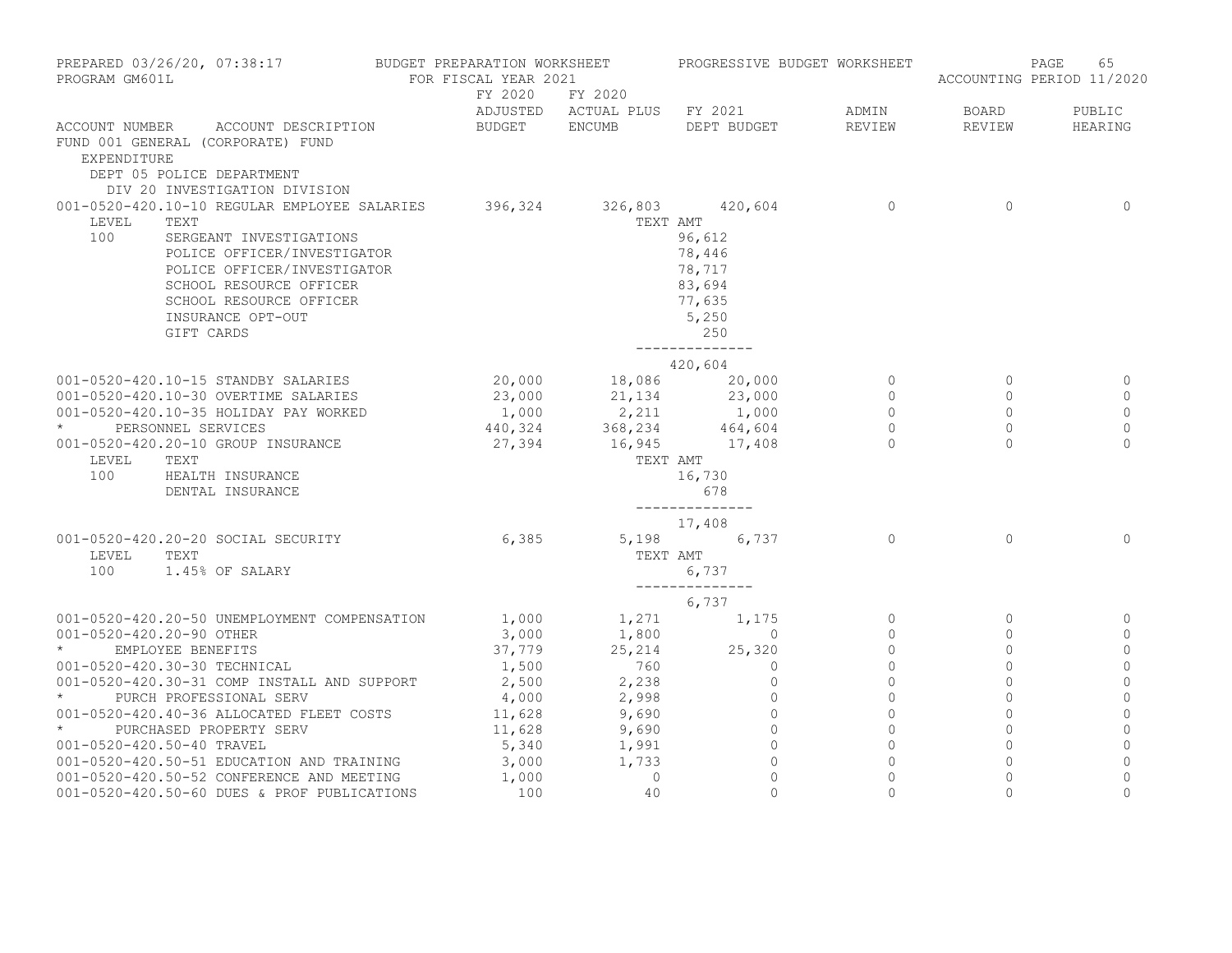PREPARED 03/26/20, 07:38:17 BUDGET PREPARATION WORKSHEET PROGRESSIVE BUDGET WORKSHEET
PROGRAM GM601L FOR FISCAL YEAR 2021 ACCOUNTING PERIOD 11/2020

FUND 001 GENERAL (CORPORATE) FUND
EXPENDITURE
DEPT 05 POLICE DEPARTMENT
DIV 20 INVESTIGATION DIVISION

| ACCOUNT NUMBER | ACCOUNT DESCRIPTION | FY 2020 ADJUSTED BUDGET | FY 2020 ACTUAL PLUS ENCUMB | FY 2021 DEPT BUDGET | ADMIN REVIEW | BOARD REVIEW | PUBLIC HEARING |
|---|---|---|---|---|---|---|---|
| 001-0520-420.10-10 | REGULAR EMPLOYEE SALARIES | 396,324 | 326,803 | 420,604 | 0 | 0 | 0 |
| LEVEL | TEXT | | TEXT AMT | | | | |
| 100 | SERGEANT INVESTIGATIONS | | | 96,612 | | | |
| | POLICE OFFICER/INVESTIGATOR | | | 78,446 | | | |
| | POLICE OFFICER/INVESTIGATOR | | | 78,717 | | | |
| | SCHOOL RESOURCE OFFICER | | | 83,694 | | | |
| | SCHOOL RESOURCE OFFICER | | | 77,635 | | | |
| | INSURANCE OPT-OUT | | | 5,250 | | | |
| | GIFT CARDS | | | 250 | | | |
| | | | | 420,604 | | | |
| 001-0520-420.10-15 | STANDBY SALARIES | 20,000 | 18,086 | 20,000 | 0 | 0 | 0 |
| 001-0520-420.10-30 | OVERTIME SALARIES | 23,000 | 21,134 | 23,000 | 0 | 0 | 0 |
| 001-0520-420.10-35 | HOLIDAY PAY WORKED | 1,000 | 2,211 | 1,000 | 0 | 0 | 0 |
| * | PERSONNEL SERVICES | 440,324 | 368,234 | 464,604 | 0 | 0 | 0 |
| 001-0520-420.20-10 | GROUP INSURANCE | 27,394 | 16,945 | 17,408 | 0 | 0 | 0 |
| LEVEL | TEXT | | TEXT AMT | | | | |
| 100 | HEALTH INSURANCE | | | 16,730 | | | |
| | DENTAL INSURANCE | | | 678 | | | |
| | | | | 17,408 | | | |
| 001-0520-420.20-20 | SOCIAL SECURITY | 6,385 | 5,198 | 6,737 | 0 | 0 | 0 |
| LEVEL | TEXT | | TEXT AMT | | | | |
| 100 | 1.45% OF SALARY | | | 6,737 | | | |
| | | | | 6,737 | | | |
| 001-0520-420.20-50 | UNEMPLOYMENT COMPENSATION | 1,000 | 1,271 | 1,175 | 0 | 0 | 0 |
| 001-0520-420.20-90 | OTHER | 3,000 | 1,800 | 0 | 0 | 0 | 0 |
| * | EMPLOYEE BENEFITS | 37,779 | 25,214 | 25,320 | 0 | 0 | 0 |
| 001-0520-420.30-30 | TECHNICAL | 1,500 | 760 | 0 | 0 | 0 | 0 |
| 001-0520-420.30-31 | COMP INSTALL AND SUPPORT | 2,500 | 2,238 | 0 | 0 | 0 | 0 |
| * | PURCH PROFESSIONAL SERV | 4,000 | 2,998 | 0 | 0 | 0 | 0 |
| 001-0520-420.40-36 | ALLOCATED FLEET COSTS | 11,628 | 9,690 | 0 | 0 | 0 | 0 |
| * | PURCHASED PROPERTY SERV | 11,628 | 9,690 | 0 | 0 | 0 | 0 |
| 001-0520-420.50-40 | TRAVEL | 5,340 | 1,991 | 0 | 0 | 0 | 0 |
| 001-0520-420.50-51 | EDUCATION AND TRAINING | 3,000 | 1,733 | 0 | 0 | 0 | 0 |
| 001-0520-420.50-52 | CONFERENCE AND MEETING | 1,000 | 0 | 0 | 0 | 0 | 0 |
| 001-0520-420.50-60 | DUES & PROF PUBLICATIONS | 100 | 40 | 0 | 0 | 0 | 0 |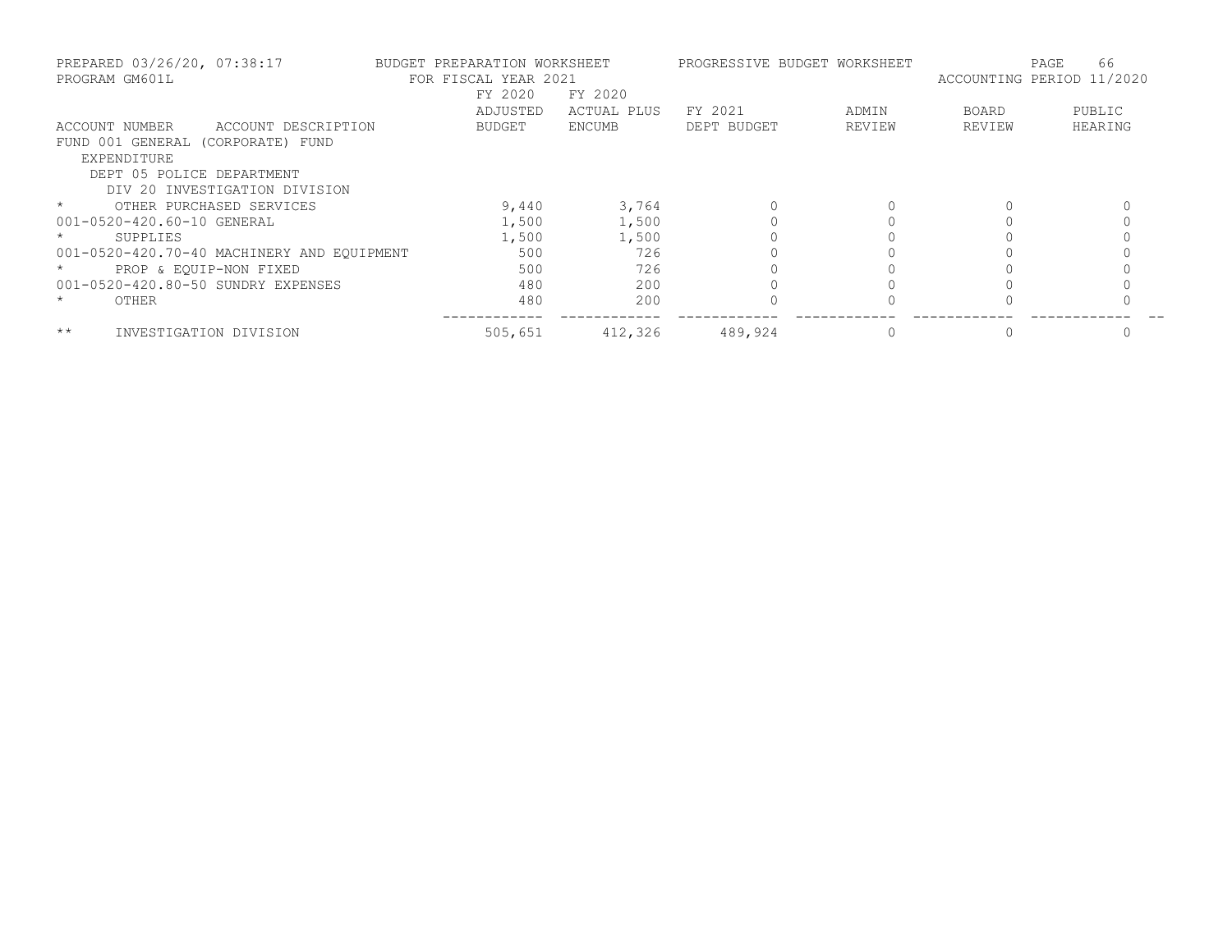PREPARED 03/26/20, 07:38:17 BUDGET PREPARATION WORKSHEET PROGRESSIVE BUDGET WORKSHEET
PROGRAM GM601L FOR FISCAL YEAR 2021 ACCOUNTING PERIOD 11/2020

| ACCOUNT NUMBER | ACCOUNT DESCRIPTION | FY 2020 ADJUSTED BUDGET | FY 2020 ACTUAL PLUS ENCUMB | FY 2021 DEPT BUDGET | ADMIN REVIEW | BOARD REVIEW | PUBLIC HEARING |
|---|---|---|---|---|---|---|---|
| FUND 001 GENERAL (CORPORATE) FUND | | | | | | | |
| EXPENDITURE | | | | | | | |
| DEPT 05 POLICE DEPARTMENT | | | | | | | |
| DIV 20 INVESTIGATION DIVISION | | | | | | | |
| * | OTHER PURCHASED SERVICES | 9,440 | 3,764 | 0 | 0 | 0 | 0 |
| 001-0520-420.60-10 | GENERAL | 1,500 | 1,500 | 0 | 0 | 0 | 0 |
| * | SUPPLIES | 1,500 | 1,500 | 0 | 0 | 0 | 0 |
| 001-0520-420.70-40 | MACHINERY AND EQUIPMENT | 500 | 726 | 0 | 0 | 0 | 0 |
| * | PROP & EQUIP-NON FIXED | 500 | 726 | 0 | 0 | 0 | 0 |
| 001-0520-420.80-50 | SUNDRY EXPENSES | 480 | 200 | 0 | 0 | 0 | 0 |
| * | OTHER | 480 | 200 | 0 | 0 | 0 | 0 |
| ** | INVESTIGATION DIVISION | 505,651 | 412,326 | 489,924 | 0 | 0 | 0 |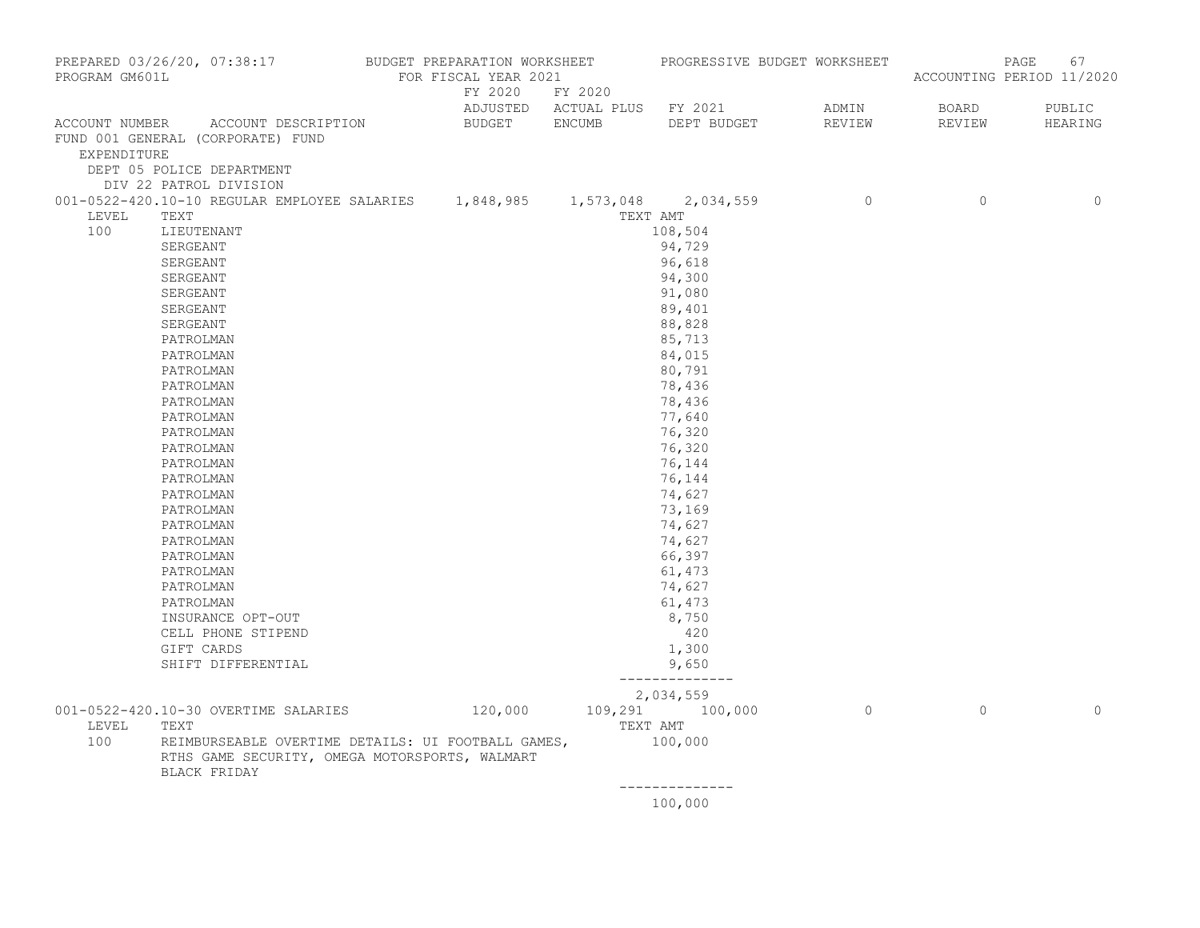PREPARED 03/26/20, 07:38:17 BUDGET PREPARATION WORKSHEET PROGRESSIVE BUDGET WORKSHEET
PROGRAM GM601L FOR FISCAL YEAR 2021 ACCOUNTING PERIOD 11/2020

| ACCOUNT NUMBER | ACCOUNT DESCRIPTION | FY 2020 ADJUSTED BUDGET | FY 2020 ACTUAL PLUS ENCUMB | FY 2021 DEPT BUDGET | ADMIN REVIEW | BOARD REVIEW | PUBLIC HEARING |
|---|---|---|---|---|---|---|---|

FUND 001 GENERAL (CORPORATE) FUND
EXPENDITURE
DEPT 05 POLICE DEPARTMENT
DIV 22 PATROL DIVISION

| ACCOUNT NUMBER | ACCOUNT DESCRIPTION | FY 2020 ADJUSTED BUDGET | FY 2020 ACTUAL PLUS ENCUMB | FY 2021 DEPT BUDGET | ADMIN REVIEW | BOARD REVIEW | PUBLIC HEARING |
|---|---|---|---|---|---|---|---|
| 001-0522-420.10-10 | REGULAR EMPLOYEE SALARIES | 1,848,985 | 1,573,048 | 2,034,559 | 0 | 0 | 0 |

| LEVEL | TEXT | TEXT AMT |
|---|---|---|
| 100 | LIEUTENANT | 108,504 |
| | SERGEANT | 94,729 |
| | SERGEANT | 96,618 |
| | SERGEANT | 94,300 |
| | SERGEANT | 91,080 |
| | SERGEANT | 89,401 |
| | SERGEANT | 88,828 |
| | PATROLMAN | 85,713 |
| | PATROLMAN | 84,015 |
| | PATROLMAN | 80,791 |
| | PATROLMAN | 78,436 |
| | PATROLMAN | 78,436 |
| | PATROLMAN | 77,640 |
| | PATROLMAN | 76,320 |
| | PATROLMAN | 76,320 |
| | PATROLMAN | 76,144 |
| | PATROLMAN | 76,144 |
| | PATROLMAN | 74,627 |
| | PATROLMAN | 73,169 |
| | PATROLMAN | 74,627 |
| | PATROLMAN | 74,627 |
| | PATROLMAN | 66,397 |
| | PATROLMAN | 61,473 |
| | PATROLMAN | 74,627 |
| | PATROLMAN | 61,473 |
| | INSURANCE OPT-OUT | 8,750 |
| | CELL PHONE STIPEND | 420 |
| | GIFT CARDS | 1,300 |
| | SHIFT DIFFERENTIAL | 9,650 |
| | | 2,034,559 |

| ACCOUNT NUMBER | ACCOUNT DESCRIPTION | FY 2020 ADJUSTED BUDGET | FY 2020 ACTUAL PLUS ENCUMB | FY 2021 DEPT BUDGET | ADMIN REVIEW | BOARD REVIEW | PUBLIC HEARING |
|---|---|---|---|---|---|---|---|
| 001-0522-420.10-30 | OVERTIME SALARIES | 120,000 | 109,291 | 100,000 | 0 | 0 | 0 |

| LEVEL | TEXT | TEXT AMT |
|---|---|---|
| 100 | REIMBURSEABLE OVERTIME DETAILS: UI FOOTBALL GAMES, RTHS GAME SECURITY, OMEGA MOTORSPORTS, WALMART BLACK FRIDAY | 100,000 |
| | | 100,000 |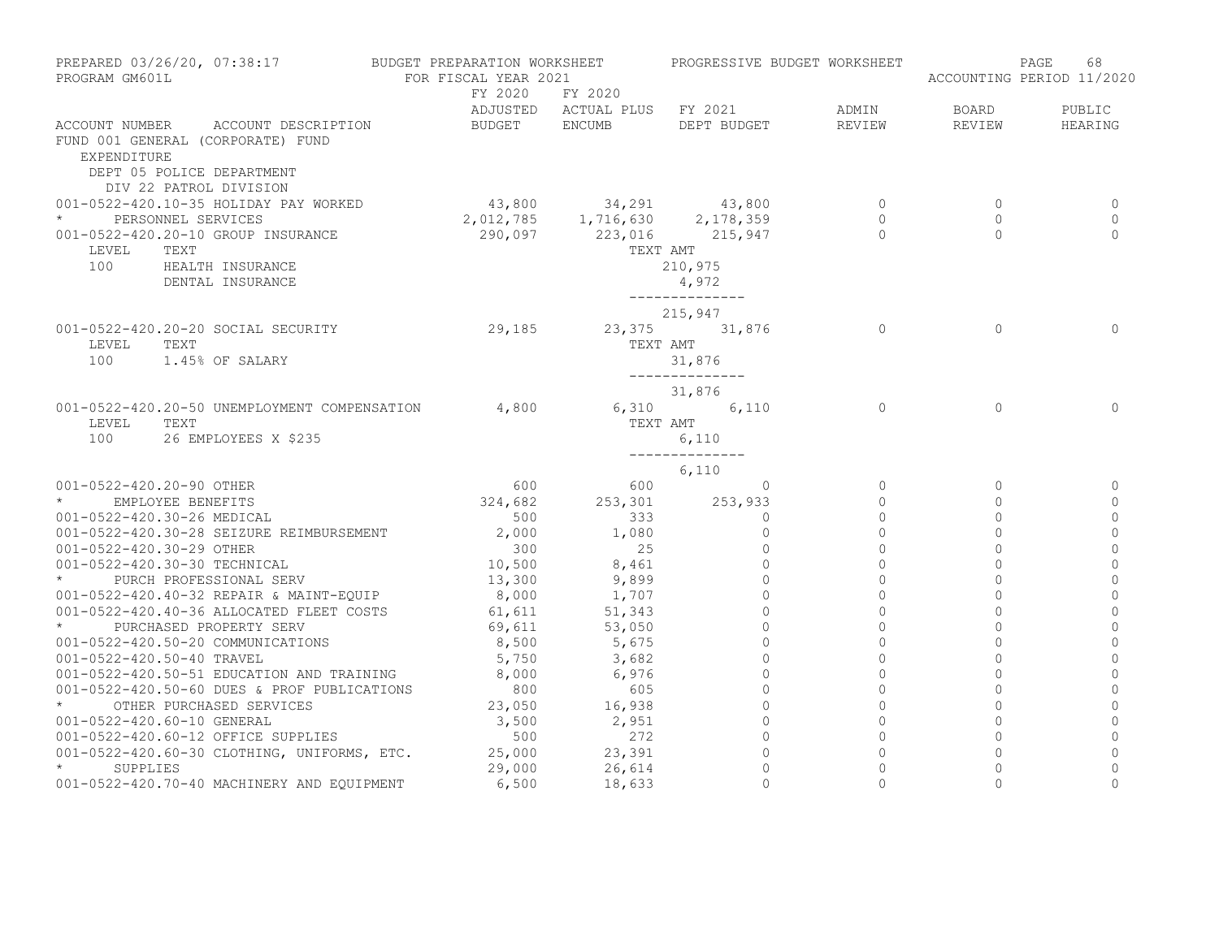PREPARED 03/26/20, 07:38:17 — BUDGET PREPARATION WORKSHEET — PROGRESSIVE BUDGET WORKSHEET
PROGRAM GM601L — FOR FISCAL YEAR 2021 — ACCOUNTING PERIOD 11/2020

FUND 001 GENERAL (CORPORATE) FUND
EXPENDITURE
DEPT 05 POLICE DEPARTMENT
DIV 22 PATROL DIVISION

| ACCOUNT NUMBER | ACCOUNT DESCRIPTION | FY 2020 ADJUSTED BUDGET | FY 2020 ACTUAL PLUS ENCUMB | FY 2021 DEPT BUDGET | ADMIN REVIEW | BOARD REVIEW | PUBLIC HEARING |
|---|---|---|---|---|---|---|---|
| 001-0522-420.10-35 | HOLIDAY PAY WORKED | 43,800 | 34,291 | 43,800 | 0 | 0 | 0 |
| * | PERSONNEL SERVICES | 2,012,785 | 1,716,630 | 2,178,359 | 0 | 0 | 0 |
| 001-0522-420.20-10 | GROUP INSURANCE | 290,097 | 223,016 | 215,947 | 0 | 0 | 0 |
| LEVEL | TEXT | | TEXT AMT | | | | |
| 100 | HEALTH INSURANCE | | | 210,975 | | | |
| | DENTAL INSURANCE | | | 4,972 | | | |
| | | | | 215,947 | | | |
| 001-0522-420.20-20 | SOCIAL SECURITY | 29,185 | 23,375 | 31,876 | 0 | 0 | 0 |
| LEVEL | TEXT | | TEXT AMT | | | | |
| 100 | 1.45% OF SALARY | | | 31,876 | | | |
| | | | | 31,876 | | | |
| 001-0522-420.20-50 | UNEMPLOYMENT COMPENSATION | 4,800 | 6,310 | 6,110 | 0 | 0 | 0 |
| LEVEL | TEXT | | TEXT AMT | | | | |
| 100 | 26 EMPLOYEES X $235 | | | 6,110 | | | |
| | | | | 6,110 | | | |
| 001-0522-420.20-90 | OTHER | 600 | 600 | 0 | 0 | 0 | 0 |
| * | EMPLOYEE BENEFITS | 324,682 | 253,301 | 253,933 | 0 | 0 | 0 |
| 001-0522-420.30-26 | MEDICAL | 500 | 333 | 0 | 0 | 0 | 0 |
| 001-0522-420.30-28 | SEIZURE REIMBURSEMENT | 2,000 | 1,080 | 0 | 0 | 0 | 0 |
| 001-0522-420.30-29 | OTHER | 300 | 25 | 0 | 0 | 0 | 0 |
| 001-0522-420.30-30 | TECHNICAL | 10,500 | 8,461 | 0 | 0 | 0 | 0 |
| * | PURCH PROFESSIONAL SERV | 13,300 | 9,899 | 0 | 0 | 0 | 0 |
| 001-0522-420.40-32 | REPAIR & MAINT-EQUIP | 8,000 | 1,707 | 0 | 0 | 0 | 0 |
| 001-0522-420.40-36 | ALLOCATED FLEET COSTS | 61,611 | 51,343 | 0 | 0 | 0 | 0 |
| * | PURCHASED PROPERTY SERV | 69,611 | 53,050 | 0 | 0 | 0 | 0 |
| 001-0522-420.50-20 | COMMUNICATIONS | 8,500 | 5,675 | 0 | 0 | 0 | 0 |
| 001-0522-420.50-40 | TRAVEL | 5,750 | 3,682 | 0 | 0 | 0 | 0 |
| 001-0522-420.50-51 | EDUCATION AND TRAINING | 8,000 | 6,976 | 0 | 0 | 0 | 0 |
| 001-0522-420.50-60 | DUES & PROF PUBLICATIONS | 800 | 605 | 0 | 0 | 0 | 0 |
| * | OTHER PURCHASED SERVICES | 23,050 | 16,938 | 0 | 0 | 0 | 0 |
| 001-0522-420.60-10 | GENERAL | 3,500 | 2,951 | 0 | 0 | 0 | 0 |
| 001-0522-420.60-12 | OFFICE SUPPLIES | 500 | 272 | 0 | 0 | 0 | 0 |
| 001-0522-420.60-30 | CLOTHING, UNIFORMS, ETC. | 25,000 | 23,391 | 0 | 0 | 0 | 0 |
| * | SUPPLIES | 29,000 | 26,614 | 0 | 0 | 0 | 0 |
| 001-0522-420.70-40 | MACHINERY AND EQUIPMENT | 6,500 | 18,633 | 0 | 0 | 0 | 0 |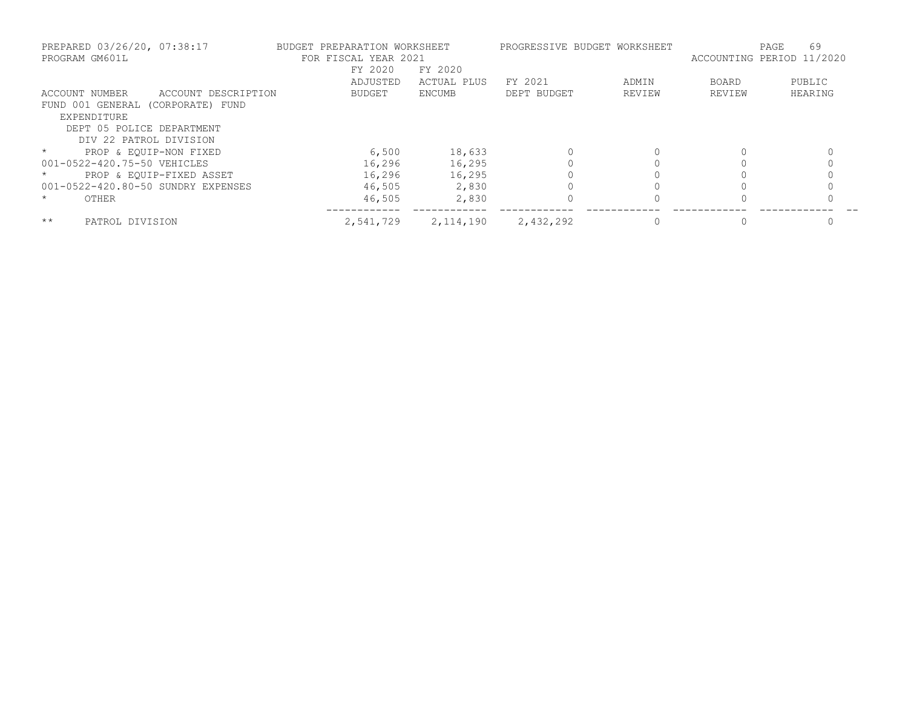PREPARED 03/26/20, 07:38:17 — PROGRAM GM601L

BUDGET PREPARATION WORKSHEET — FOR FISCAL YEAR 2021

PROGRESSIVE BUDGET WORKSHEET

ACCOUNTING PERIOD 11/2020

| ACCOUNT NUMBER ACCOUNT DESCRIPTION | FY 2020 ADJUSTED BUDGET | FY 2020 ACTUAL PLUS ENCUMB | FY 2021 DEPT BUDGET | ADMIN REVIEW | BOARD REVIEW | PUBLIC HEARING |
|---|---|---|---|---|---|---|
| FUND 001 GENERAL (CORPORATE) FUND | | | | | | |
| EXPENDITURE | | | | | | |
| DEPT 05 POLICE DEPARTMENT | | | | | | |
| DIV 22 PATROL DIVISION | | | | | | |
| * PROP & EQUIP-NON FIXED | 6,500 | 18,633 | 0 | 0 | 0 | 0 |
| 001-0522-420.75-50 VEHICLES | 16,296 | 16,295 | 0 | 0 | 0 | 0 |
| * PROP & EQUIP-FIXED ASSET | 16,296 | 16,295 | 0 | 0 | 0 | 0 |
| 001-0522-420.80-50 SUNDRY EXPENSES | 46,505 | 2,830 | 0 | 0 | 0 | 0 |
| * OTHER | 46,505 | 2,830 | 0 | 0 | 0 | 0 |
| ** PATROL DIVISION | 2,541,729 | 2,114,190 | 2,432,292 | 0 | 0 | 0 |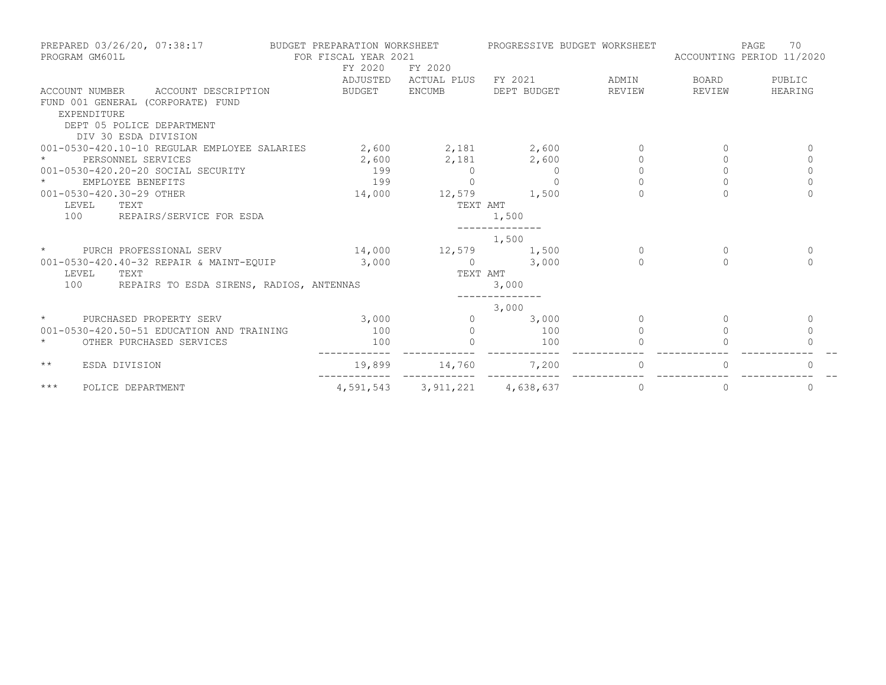PREPARED 03/26/20, 07:38:17 BUDGET PREPARATION WORKSHEET PROGRESSIVE BUDGET WORKSHEET
PROGRAM GM601L FOR FISCAL YEAR 2021 ACCOUNTING PERIOD 11/2020

FUND 001 GENERAL (CORPORATE) FUND
EXPENDITURE
DEPT 05 POLICE DEPARTMENT
DIV 30 ESDA DIVISION

| ACCOUNT NUMBER | ACCOUNT DESCRIPTION | FY 2020 ADJUSTED BUDGET | FY 2020 ACTUAL PLUS ENCUMB | FY 2021 DEPT BUDGET | ADMIN REVIEW | BOARD REVIEW | PUBLIC HEARING |
|---|---|---|---|---|---|---|---|
| 001-0530-420.10-10 | REGULAR EMPLOYEE SALARIES | 2,600 | 2,181 | 2,600 | 0 | 0 | 0 |
| * | PERSONNEL SERVICES | 2,600 | 2,181 | 2,600 | 0 | 0 | 0 |
| 001-0530-420.20-20 | SOCIAL SECURITY | 199 | 0 | 0 | 0 | 0 | 0 |
| * | EMPLOYEE BENEFITS | 199 | 0 | 0 | 0 | 0 | 0 |
| 001-0530-420.30-29 | OTHER | 14,000 | 12,579 | 1,500 | 0 | 0 | 0 |
| LEVEL TEXT | | | TEXT AMT | | | | |
| 100 | REPAIRS/SERVICE FOR ESDA | | | 1,500 | | | |
| | | | | 1,500 | | | |
| * | PURCH PROFESSIONAL SERV | 14,000 | 12,579 | 1,500 | 0 | 0 | 0 |
| 001-0530-420.40-32 | REPAIR & MAINT-EQUIP | 3,000 | 0 | 3,000 | 0 | 0 | 0 |
| LEVEL TEXT | | | TEXT AMT | | | | |
| 100 | REPAIRS TO ESDA SIRENS, RADIOS, ANTENNAS | | | 3,000 | | | |
| | | | | 3,000 | | | |
| * | PURCHASED PROPERTY SERV | 3,000 | 0 | 3,000 | 0 | 0 | 0 |
| 001-0530-420.50-51 | EDUCATION AND TRAINING | 100 | 0 | 100 | 0 | 0 | 0 |
| * | OTHER PURCHASED SERVICES | 100 | 0 | 100 | 0 | 0 | 0 |
| ** | ESDA DIVISION | 19,899 | 14,760 | 7,200 | 0 | 0 | 0 |
| *** | POLICE DEPARTMENT | 4,591,543 | 3,911,221 | 4,638,637 | 0 | 0 | 0 |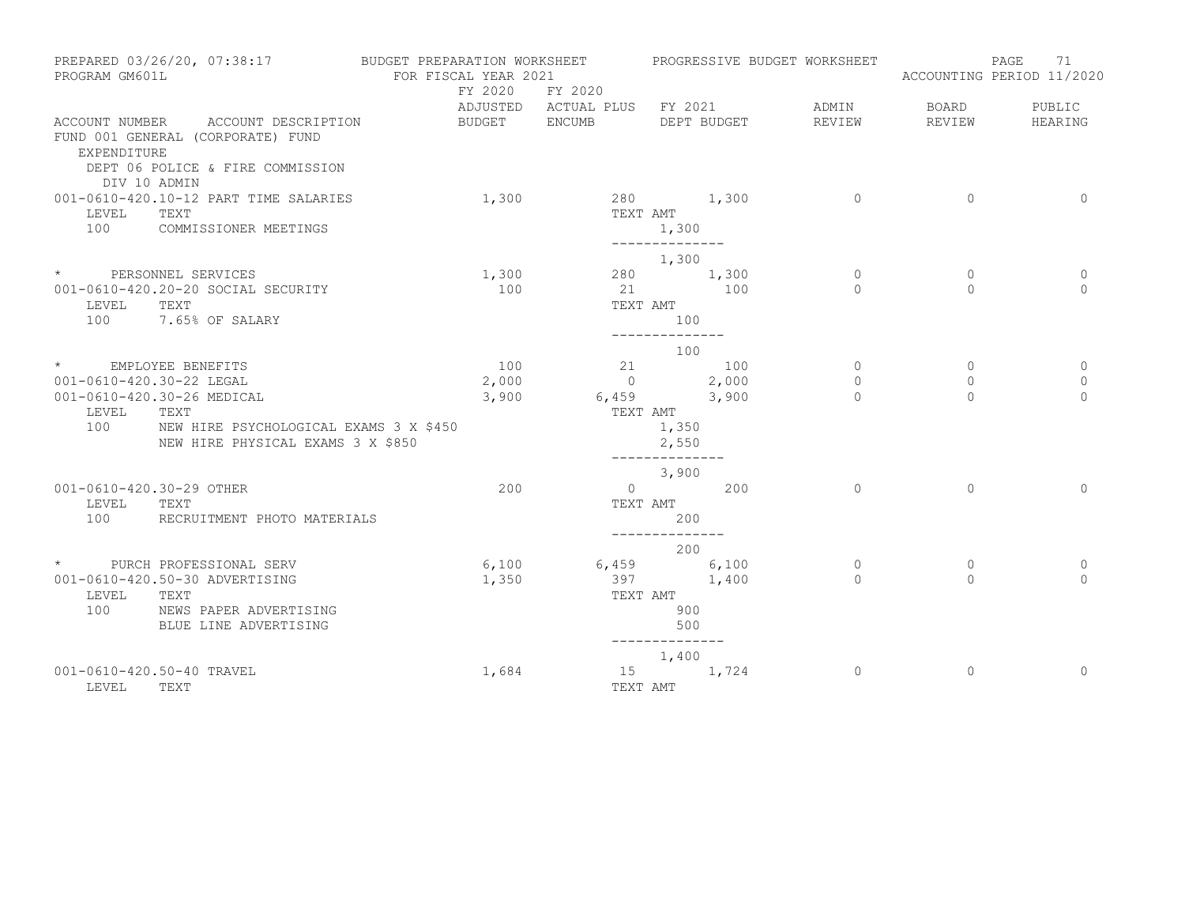PREPARED 03/26/20, 07:38:17 BUDGET PREPARATION WORKSHEET PROGRESSIVE BUDGET WORKSHEET
PROGRAM GM601L FOR FISCAL YEAR 2021 ACCOUNTING PERIOD 11/2020

FUND 001 GENERAL (CORPORATE) FUND
EXPENDITURE
DEPT 06 POLICE & FIRE COMMISSION
DIV 10 ADMIN

| ACCOUNT NUMBER | ACCOUNT DESCRIPTION | FY 2020 ADJUSTED BUDGET | FY 2020 ACTUAL PLUS ENCUMB | FY 2021 DEPT BUDGET | ADMIN REVIEW | BOARD REVIEW | PUBLIC HEARING |
|---|---|---|---|---|---|---|---|
| 001-0610-420.10-12 | PART TIME SALARIES | 1,300 | 280 | 1,300 | 0 | 0 | 0 |
| LEVEL | TEXT | | TEXT AMT | | | | |
| 100 | COMMISSIONER MEETINGS | | | 1,300 | | | |
| | | | | 1,300 | | | |
| * | PERSONNEL SERVICES | 1,300 | 280 | 1,300 | 0 | 0 | 0 |
| 001-0610-420.20-20 | SOCIAL SECURITY | 100 | 21 | 100 | 0 | 0 | 0 |
| LEVEL | TEXT | | TEXT AMT | | | | |
| 100 | 7.65% OF SALARY | | | 100 | | | |
| | | | | 100 | | | |
| * | EMPLOYEE BENEFITS | 100 | 21 | 100 | 0 | 0 | 0 |
| 001-0610-420.30-22 | LEGAL | 2,000 | 0 | 2,000 | 0 | 0 | 0 |
| 001-0610-420.30-26 | MEDICAL | 3,900 | 6,459 | 3,900 | 0 | 0 | 0 |
| LEVEL | TEXT | | TEXT AMT | | | | |
| 100 | NEW HIRE PSYCHOLOGICAL EXAMS 3 X $450 | | | 1,350 | | | |
| | NEW HIRE PHYSICAL EXAMS 3 X $850 | | | 2,550 | | | |
| | | | | 3,900 | | | |
| 001-0610-420.30-29 | OTHER | 200 | 0 | 200 | 0 | 0 | 0 |
| LEVEL | TEXT | | TEXT AMT | | | | |
| 100 | RECRUITMENT PHOTO MATERIALS | | | 200 | | | |
| | | | | 200 | | | |
| * | PURCH PROFESSIONAL SERV | 6,100 | 6,459 | 6,100 | 0 | 0 | 0 |
| 001-0610-420.50-30 | ADVERTISING | 1,350 | 397 | 1,400 | 0 | 0 | 0 |
| LEVEL | TEXT | | TEXT AMT | | | | |
| 100 | NEWS PAPER ADVERTISING | | | 900 | | | |
| | BLUE LINE ADVERTISING | | | 500 | | | |
| | | | | 1,400 | | | |
| 001-0610-420.50-40 | TRAVEL | 1,684 | 15 | 1,724 | 0 | 0 | 0 |
| LEVEL | TEXT | | TEXT AMT | | | | |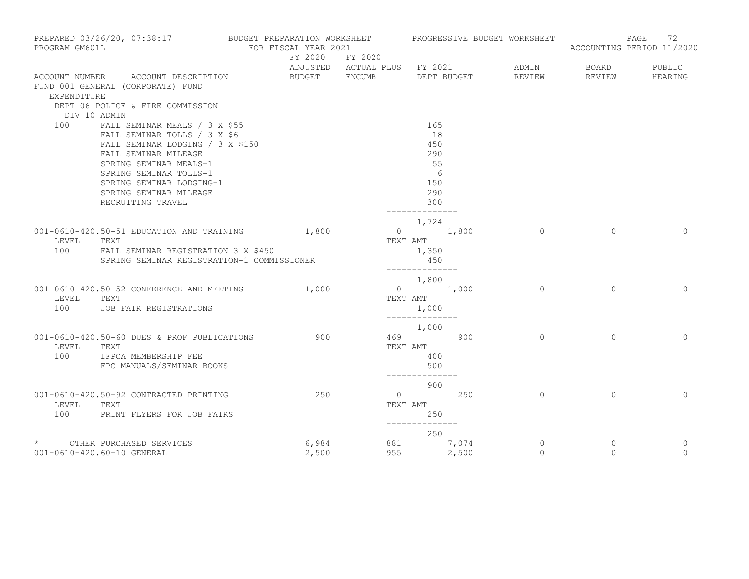PREPARED 03/26/20, 07:38:17 BUDGET PREPARATION WORKSHEET PROGRESSIVE BUDGET WORKSHEET
PROGRAM GM601L FOR FISCAL YEAR 2021 ACCOUNTING PERIOD 11/2020

FUND 001 GENERAL (CORPORATE) FUND
EXPENDITURE
DEPT 06 POLICE & FIRE COMMISSION
DIV 10 ADMIN

| ACCOUNT NUMBER | ACCOUNT DESCRIPTION | FY 2020 ADJUSTED BUDGET | FY 2020 ACTUAL PLUS ENCUMB | FY 2021 DEPT BUDGET | ADMIN REVIEW | BOARD REVIEW | PUBLIC HEARING |
|---|---|---|---|---|---|---|---|
| 100 | FALL SEMINAR MEALS / 3 X $55 | | | 165 | | | |
| | FALL SEMINAR TOLLS / 3 X $6 | | | 18 | | | |
| | FALL SEMINAR LODGING / 3 X $150 | | | 450 | | | |
| | FALL SEMINAR MILEAGE | | | 290 | | | |
| | SPRING SEMINAR MEALS-1 | | | 55 | | | |
| | SPRING SEMINAR TOLLS-1 | | | 6 | | | |
| | SPRING SEMINAR LODGING-1 | | | 150 | | | |
| | SPRING SEMINAR MILEAGE | | | 290 | | | |
| | RECRUITING TRAVEL | | | 300 | | | |
| | | | | 1,724 | | | |
| 001-0610-420.50-51 | EDUCATION AND TRAINING | 1,800 | 0 | 1,800 | 0 | 0 | 0 |
| LEVEL | TEXT | | | TEXT AMT | | | |
| 100 | FALL SEMINAR REGISTRATION 3 X $450 | | | 1,350 | | | |
| | SPRING SEMINAR REGISTRATION-1 COMMISSIONER | | | 450 | | | |
| | | | | 1,800 | | | |
| 001-0610-420.50-52 | CONFERENCE AND MEETING | 1,000 | 0 | 1,000 | 0 | 0 | 0 |
| LEVEL | TEXT | | | TEXT AMT | | | |
| 100 | JOB FAIR REGISTRATIONS | | | 1,000 | | | |
| | | | | 1,000 | | | |
| 001-0610-420.50-60 | DUES & PROF PUBLICATIONS | 900 | 469 | 900 | 0 | 0 | 0 |
| LEVEL | TEXT | | | TEXT AMT | | | |
| 100 | IFPCA MEMBERSHIP FEE | | | 400 | | | |
| | FPC MANUALS/SEMINAR BOOKS | | | 500 | | | |
| | | | | 900 | | | |
| 001-0610-420.50-92 | CONTRACTED PRINTING | 250 | 0 | 250 | 0 | 0 | 0 |
| LEVEL | TEXT | | | TEXT AMT | | | |
| 100 | PRINT FLYERS FOR JOB FAIRS | | | 250 | | | |
| | | | | 250 | | | |
| * | OTHER PURCHASED SERVICES | 6,984 | 881 | 7,074 | 0 | 0 | 0 |
| 001-0610-420.60-10 | GENERAL | 2,500 | 955 | 2,500 | 0 | 0 | 0 |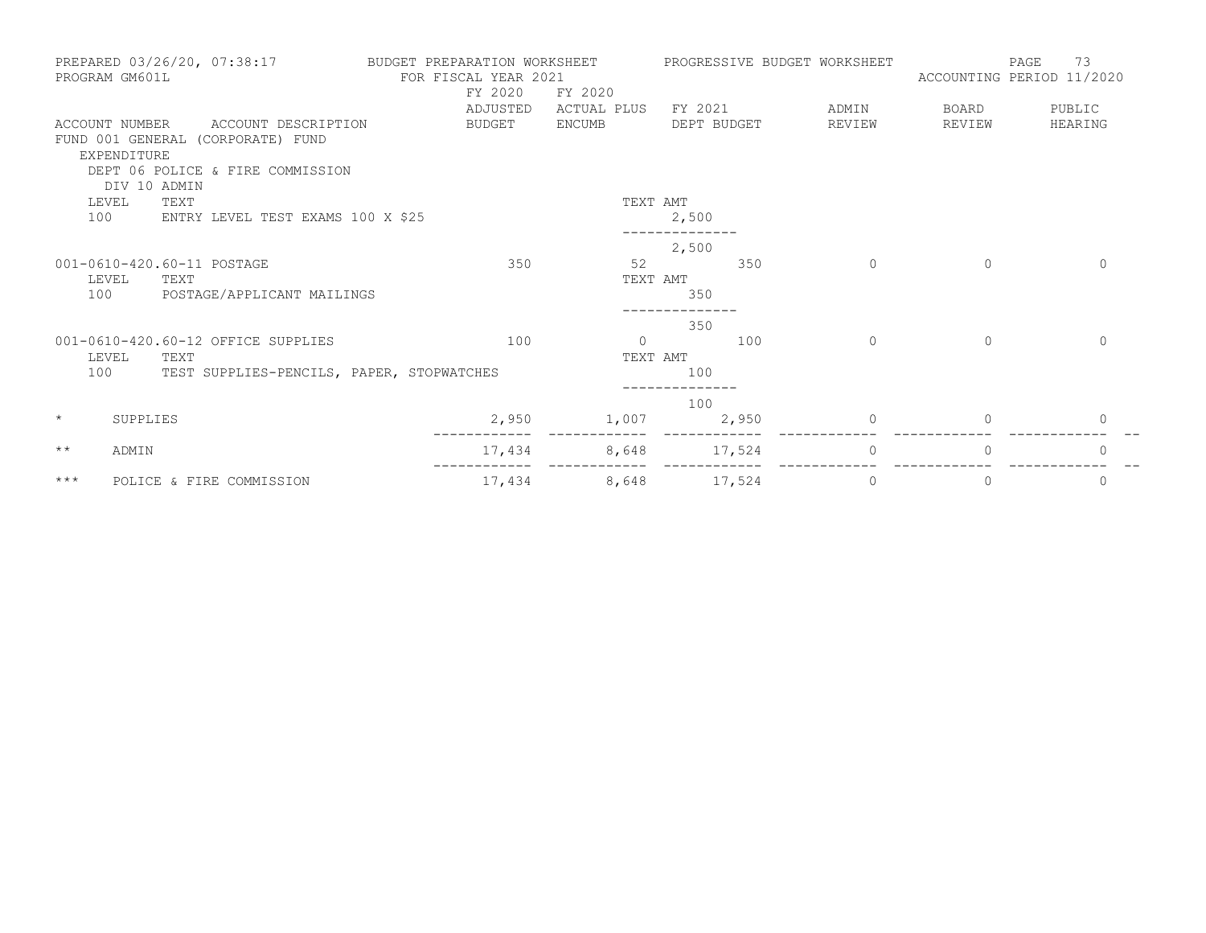PREPARED 03/26/20, 07:38:17 BUDGET PREPARATION WORKSHEET PROGRESSIVE BUDGET WORKSHEET PAGE 73
PROGRAM GM601L FOR FISCAL YEAR 2021 ACCOUNTING PERIOD 11/2020

| ACCOUNT NUMBER | ACCOUNT DESCRIPTION | FY 2020 ADJUSTED BUDGET | FY 2020 ACTUAL PLUS ENCUMB | FY 2021 DEPT BUDGET | ADMIN REVIEW | BOARD REVIEW | PUBLIC HEARING |
|---|---|---|---|---|---|---|---|
| FUND 001 GENERAL (CORPORATE) FUND | | | | | | | |
| EXPENDITURE | | | | | | | |
| DEPT 06 POLICE & FIRE COMMISSION | | | | | | | |
| DIV 10 ADMIN | | | | | | | |
| LEVEL 100 | TEXT: ENTRY LEVEL TEST EXAMS 100 X $25 | | TEXT AMT | 2,500 | | | |
| | | | | 2,500 | | | |
| 001-0610-420.60-11 | POSTAGE | 350 | 52 | 350 | 0 | 0 | 0 |
| LEVEL 100 | TEXT: POSTAGE/APPLICANT MAILINGS | | TEXT AMT | 350 | | | |
| | | | | 350 | | | |
| 001-0610-420.60-12 | OFFICE SUPPLIES | 100 | 0 | 100 | 0 | 0 | 0 |
| LEVEL 100 | TEXT: TEST SUPPLIES-PENCILS, PAPER, STOPWATCHES | | TEXT AMT | 100 | | | |
| | | | | 100 | | | |
| * | SUPPLIES | 2,950 | 1,007 | 2,950 | 0 | 0 | 0 |
| ** | ADMIN | 17,434 | 8,648 | 17,524 | 0 | 0 | 0 |
| *** | POLICE & FIRE COMMISSION | 17,434 | 8,648 | 17,524 | 0 | 0 | 0 |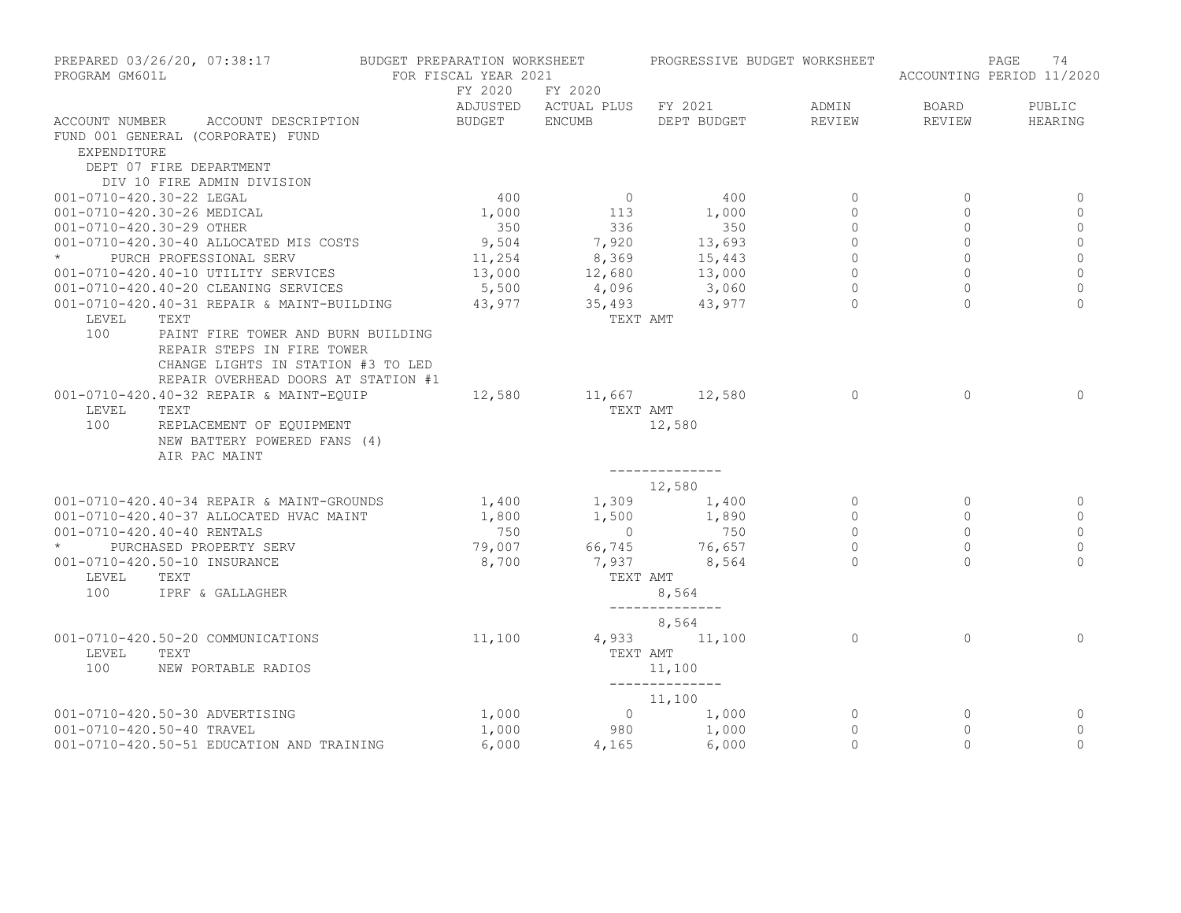PREPARED 03/26/20, 07:38:17 — BUDGET PREPARATION WORKSHEET — PROGRESSIVE BUDGET WORKSHEET — PAGE 74

PROGRAM GM601L — FOR FISCAL YEAR 2021 — ACCOUNTING PERIOD 11/2020

FUND 001 GENERAL (CORPORATE) FUND
EXPENDITURE
DEPT 07 FIRE DEPARTMENT
DIV 10 FIRE ADMIN DIVISION

| ACCOUNT NUMBER | ACCOUNT DESCRIPTION | FY 2020 ADJUSTED BUDGET | FY 2020 ACTUAL PLUS ENCUMB | FY 2021 DEPT BUDGET | ADMIN REVIEW | BOARD REVIEW | PUBLIC HEARING |
|---|---|---|---|---|---|---|---|
| 001-0710-420.30-22 | LEGAL | 400 | 0 | 400 | 0 | 0 | 0 |
| 001-0710-420.30-26 | MEDICAL | 1,000 | 113 | 1,000 | 0 | 0 | 0 |
| 001-0710-420.30-29 | OTHER | 350 | 336 | 350 | 0 | 0 | 0 |
| 001-0710-420.30-40 | ALLOCATED MIS COSTS | 9,504 | 7,920 | 13,693 | 0 | 0 | 0 |
| * | PURCH PROFESSIONAL SERV | 11,254 | 8,369 | 15,443 | 0 | 0 | 0 |
| 001-0710-420.40-10 | UTILITY SERVICES | 13,000 | 12,680 | 13,000 | 0 | 0 | 0 |
| 001-0710-420.40-20 | CLEANING SERVICES | 5,500 | 4,096 | 3,060 | 0 | 0 | 0 |
| 001-0710-420.40-31 | REPAIR & MAINT-BUILDING | 43,977 | 35,493 | 43,977 | 0 | 0 | 0 |
| LEVEL | TEXT | | TEXT AMT | | | | |
| 100 | PAINT FIRE TOWER AND BURN BUILDING<br>REPAIR STEPS IN FIRE TOWER<br>CHANGE LIGHTS IN STATION #3 TO LED<br>REPAIR OVERHEAD DOORS AT STATION #1 | | | | | | |
| 001-0710-420.40-32 | REPAIR & MAINT-EQUIP | 12,580 | 11,667 | 12,580 | 0 | 0 | 0 |
| LEVEL | TEXT | | TEXT AMT | | | | |
| 100 | REPLACEMENT OF EQUIPMENT<br>NEW BATTERY POWERED FANS (4)<br>AIR PAC MAINT | | | 12,580 | | | |
| | | | | 12,580 | | | |
| 001-0710-420.40-34 | REPAIR & MAINT-GROUNDS | 1,400 | 1,309 | 1,400 | 0 | 0 | 0 |
| 001-0710-420.40-37 | ALLOCATED HVAC MAINT | 1,800 | 1,500 | 1,890 | 0 | 0 | 0 |
| 001-0710-420.40-40 | RENTALS | 750 | 0 | 750 | 0 | 0 | 0 |
| * | PURCHASED PROPERTY SERV | 79,007 | 66,745 | 76,657 | 0 | 0 | 0 |
| 001-0710-420.50-10 | INSURANCE | 8,700 | 7,937 | 8,564 | 0 | 0 | 0 |
| LEVEL | TEXT | | TEXT AMT | | | | |
| 100 | IPRF & GALLAGHER | | | 8,564 | | | |
| | | | | 8,564 | | | |
| 001-0710-420.50-20 | COMMUNICATIONS | 11,100 | 4,933 | 11,100 | 0 | 0 | 0 |
| LEVEL | TEXT | | TEXT AMT | | | | |
| 100 | NEW PORTABLE RADIOS | | | 11,100 | | | |
| | | | | 11,100 | | | |
| 001-0710-420.50-30 | ADVERTISING | 1,000 | 0 | 1,000 | 0 | 0 | 0 |
| 001-0710-420.50-40 | TRAVEL | 1,000 | 980 | 1,000 | 0 | 0 | 0 |
| 001-0710-420.50-51 | EDUCATION AND TRAINING | 6,000 | 4,165 | 6,000 | 0 | 0 | 0 |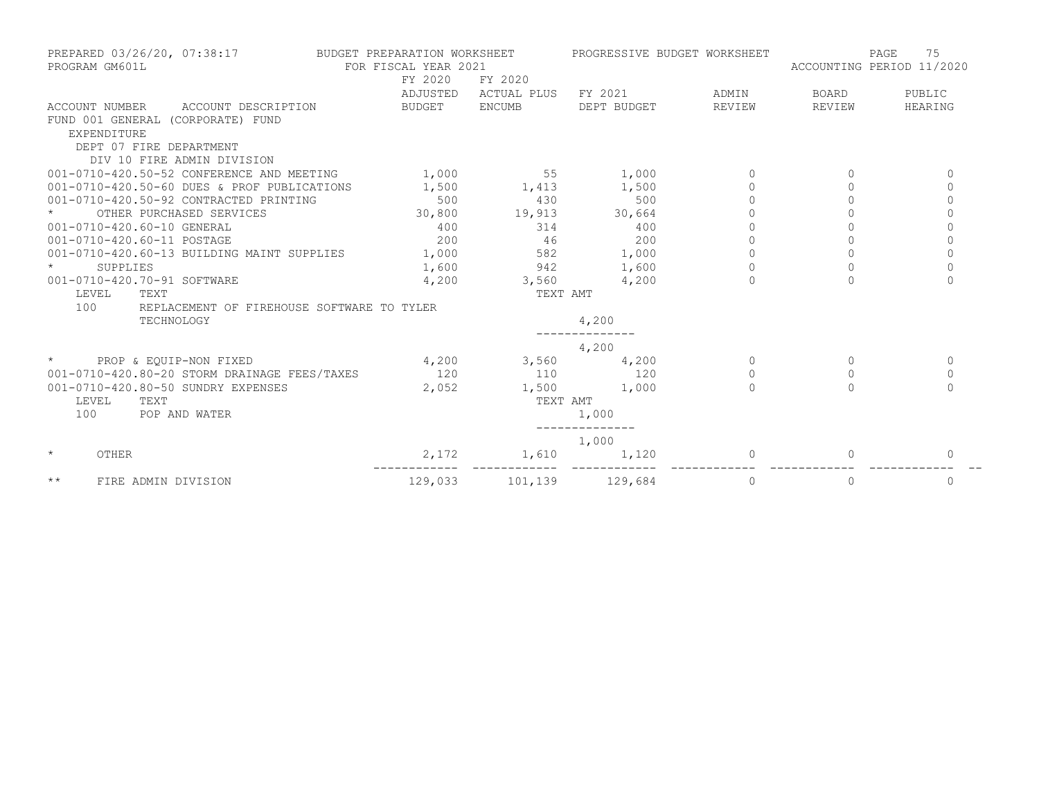PREPARED 03/26/20, 07:38:17 BUDGET PREPARATION WORKSHEET PROGRESSIVE BUDGET WORKSHEET
PROGRAM GM601L FOR FISCAL YEAR 2021 ACCOUNTING PERIOD 11/2020

| ACCOUNT NUMBER | ACCOUNT DESCRIPTION | FY 2020 ADJUSTED BUDGET | FY 2020 ACTUAL PLUS ENCUMB | FY 2021 DEPT BUDGET | ADMIN REVIEW | BOARD REVIEW | PUBLIC HEARING |
|---|---|---|---|---|---|---|---|
| FUND 001 GENERAL (CORPORATE) FUND | | | | | | | |
| EXPENDITURE | | | | | | | |
| DEPT 07 FIRE DEPARTMENT | | | | | | | |
| DIV 10 FIRE ADMIN DIVISION | | | | | | | |
| 001-0710-420.50-52 | CONFERENCE AND MEETING | 1,000 | 55 | 1,000 | 0 | 0 | 0 |
| 001-0710-420.50-60 | DUES & PROF PUBLICATIONS | 1,500 | 1,413 | 1,500 | 0 | 0 | 0 |
| 001-0710-420.50-92 | CONTRACTED PRINTING | 500 | 430 | 500 | 0 | 0 | 0 |
| * | OTHER PURCHASED SERVICES | 30,800 | 19,913 | 30,664 | 0 | 0 | 0 |
| 001-0710-420.60-10 | GENERAL | 400 | 314 | 400 | 0 | 0 | 0 |
| 001-0710-420.60-11 | POSTAGE | 200 | 46 | 200 | 0 | 0 | 0 |
| 001-0710-420.60-13 | BUILDING MAINT SUPPLIES | 1,000 | 582 | 1,000 | 0 | 0 | 0 |
| * | SUPPLIES | 1,600 | 942 | 1,600 | 0 | 0 | 0 |
| 001-0710-420.70-91 | SOFTWARE | 4,200 | 3,560 | 4,200 | 0 | 0 | 0 |
| LEVEL | TEXT | | TEXT AMT | | | | |
| 100 | REPLACEMENT OF FIREHOUSE SOFTWARE TO TYLER TECHNOLOGY | | | 4,200 | | | |
| | | | | 4,200 | | | |
| * | PROP & EQUIP-NON FIXED | 4,200 | 3,560 | 4,200 | 0 | 0 | 0 |
| 001-0710-420.80-20 | STORM DRAINAGE FEES/TAXES | 120 | 110 | 120 | 0 | 0 | 0 |
| 001-0710-420.80-50 | SUNDRY EXPENSES | 2,052 | 1,500 | 1,000 | 0 | 0 | 0 |
| LEVEL | TEXT | | TEXT AMT | | | | |
| 100 | POP AND WATER | | | 1,000 | | | |
| | | | | 1,000 | | | |
| * | OTHER | 2,172 | 1,610 | 1,120 | 0 | 0 | 0 |
| ** | FIRE ADMIN DIVISION | 129,033 | 101,139 | 129,684 | 0 | 0 | 0 |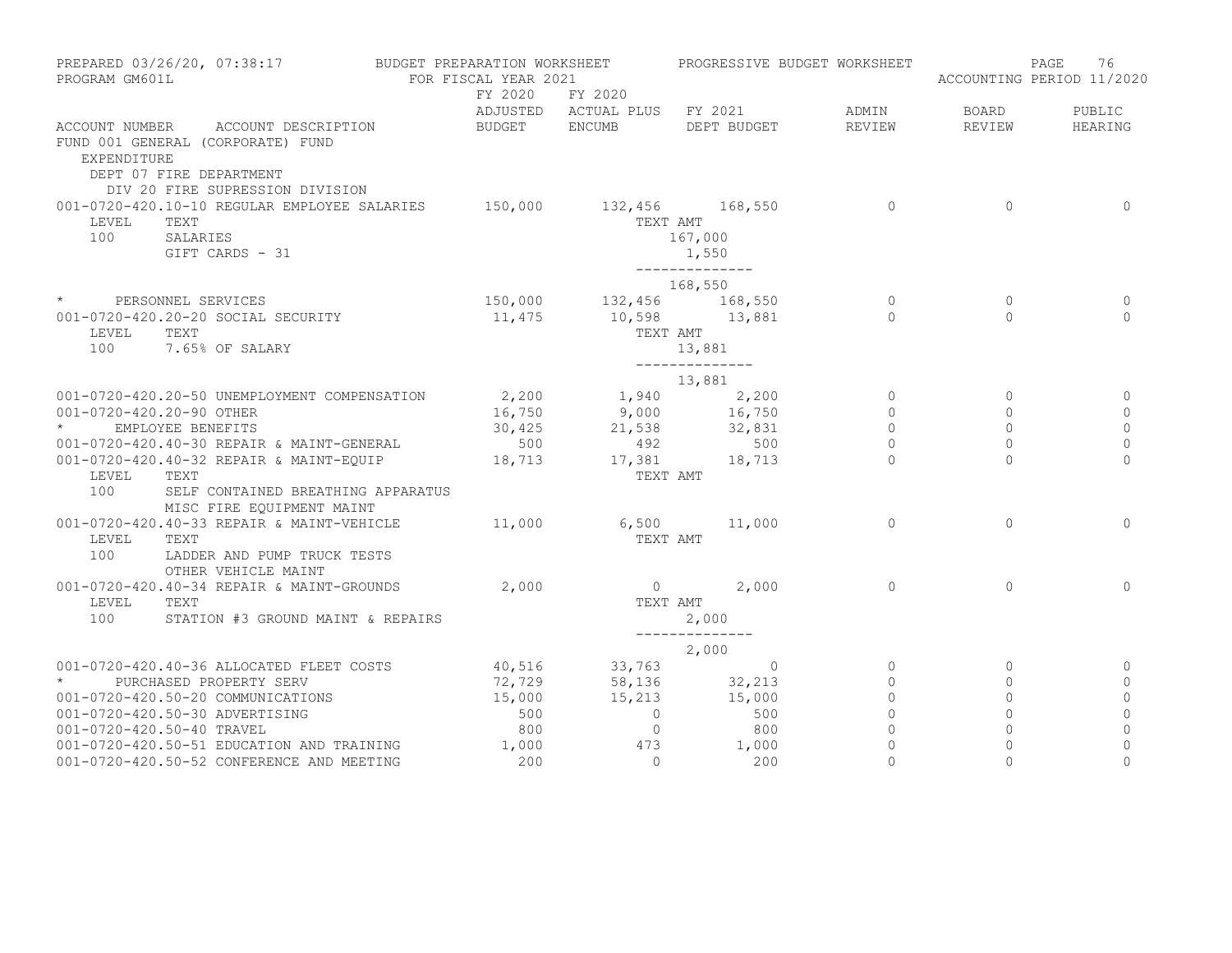PREPARED 03/26/20, 07:38:17 — BUDGET PREPARATION WORKSHEET — PROGRESSIVE BUDGET WORKSHEET
PROGRAM GM601L — FOR FISCAL YEAR 2021 — ACCOUNTING PERIOD 11/2020

FUND 001 GENERAL (CORPORATE) FUND
EXPENDITURE
DEPT 07 FIRE DEPARTMENT
DIV 20 FIRE SUPRESSION DIVISION

| ACCOUNT NUMBER | ACCOUNT DESCRIPTION | FY 2020 ADJUSTED BUDGET | FY 2020 ACTUAL PLUS ENCUMB | FY 2021 DEPT BUDGET | ADMIN REVIEW | BOARD REVIEW | PUBLIC HEARING |
|---|---|---|---|---|---|---|---|
| 001-0720-420.10-10 | REGULAR EMPLOYEE SALARIES | 150,000 | 132,456 | 168,550 | 0 | 0 | 0 |
| LEVEL | TEXT | | TEXT AMT | | | | |
| 100 | SALARIES | | | 167,000 | | | |
| | GIFT CARDS - 31 | | | 1,550 | | | |
| | | | | 168,550 | | | |
| * | PERSONNEL SERVICES | 150,000 | 132,456 | 168,550 | 0 | 0 | 0 |
| 001-0720-420.20-20 | SOCIAL SECURITY | 11,475 | 10,598 | 13,881 | 0 | 0 | 0 |
| LEVEL | TEXT | | TEXT AMT | | | | |
| 100 | 7.65% OF SALARY | | | 13,881 | | | |
| | | | | 13,881 | | | |
| 001-0720-420.20-50 | UNEMPLOYMENT COMPENSATION | 2,200 | 1,940 | 2,200 | 0 | 0 | 0 |
| 001-0720-420.20-90 | OTHER | 16,750 | 9,000 | 16,750 | 0 | 0 | 0 |
| * | EMPLOYEE BENEFITS | 30,425 | 21,538 | 32,831 | 0 | 0 | 0 |
| 001-0720-420.40-30 | REPAIR & MAINT-GENERAL | 500 | 492 | 500 | 0 | 0 | 0 |
| 001-0720-420.40-32 | REPAIR & MAINT-EQUIP | 18,713 | 17,381 | 18,713 | 0 | 0 | 0 |
| LEVEL | TEXT | | TEXT AMT | | | | |
| 100 | SELF CONTAINED BREATHING APPARATUS | | | | | | |
| | MISC FIRE EQUIPMENT MAINT | | | | | | |
| 001-0720-420.40-33 | REPAIR & MAINT-VEHICLE | 11,000 | 6,500 | 11,000 | 0 | 0 | 0 |
| LEVEL | TEXT | | TEXT AMT | | | | |
| 100 | LADDER AND PUMP TRUCK TESTS | | | | | | |
| | OTHER VEHICLE MAINT | | | | | | |
| 001-0720-420.40-34 | REPAIR & MAINT-GROUNDS | 2,000 | 0 | 2,000 | 0 | 0 | 0 |
| LEVEL | TEXT | | TEXT AMT | | | | |
| 100 | STATION #3 GROUND MAINT & REPAIRS | | | 2,000 | | | |
| | | | | 2,000 | | | |
| 001-0720-420.40-36 | ALLOCATED FLEET COSTS | 40,516 | 33,763 | 0 | 0 | 0 | 0 |
| * | PURCHASED PROPERTY SERV | 72,729 | 58,136 | 32,213 | 0 | 0 | 0 |
| 001-0720-420.50-20 | COMMUNICATIONS | 15,000 | 15,213 | 15,000 | 0 | 0 | 0 |
| 001-0720-420.50-30 | ADVERTISING | 500 | 0 | 500 | 0 | 0 | 0 |
| 001-0720-420.50-40 | TRAVEL | 800 | 0 | 800 | 0 | 0 | 0 |
| 001-0720-420.50-51 | EDUCATION AND TRAINING | 1,000 | 473 | 1,000 | 0 | 0 | 0 |
| 001-0720-420.50-52 | CONFERENCE AND MEETING | 200 | 0 | 200 | 0 | 0 | 0 |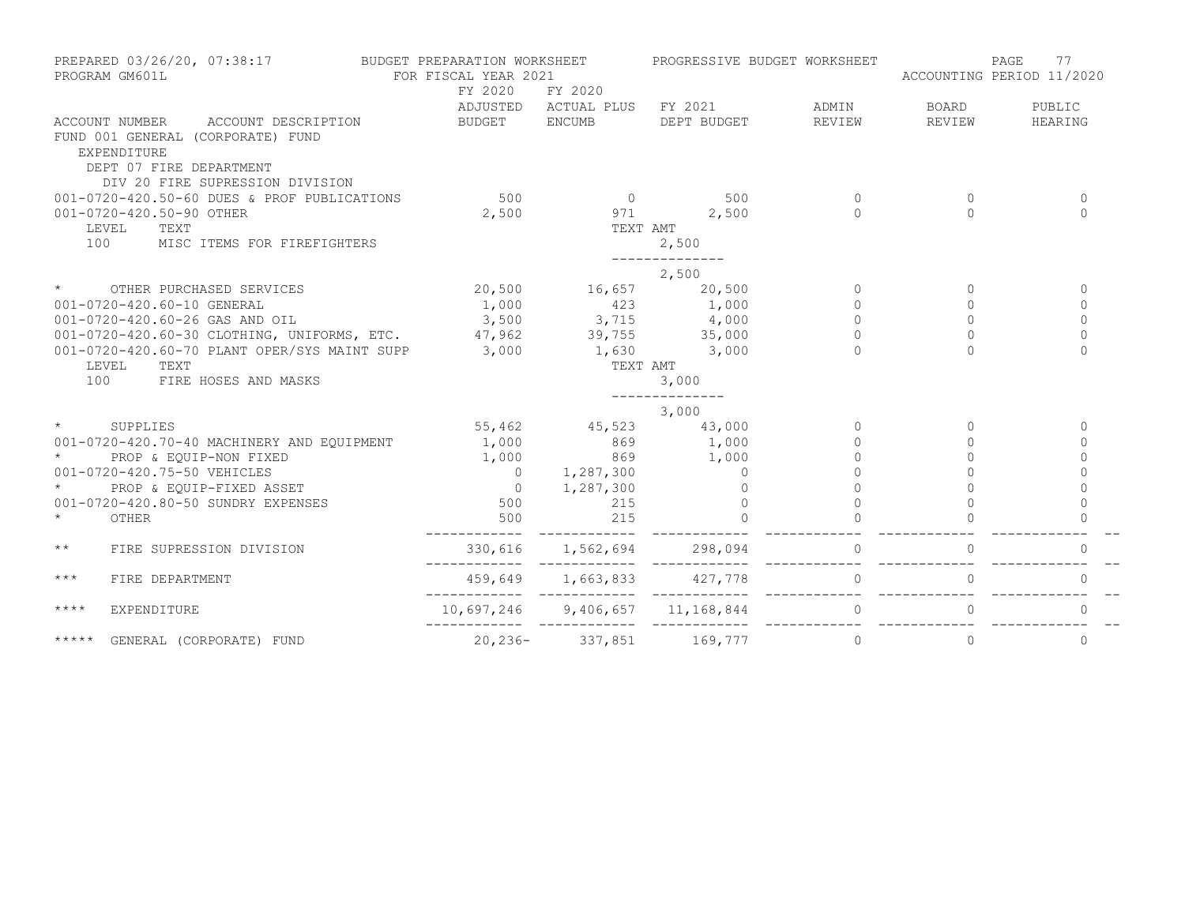PREPARED 03/26/20, 07:38:17 BUDGET PREPARATION WORKSHEET PROGRESSIVE BUDGET WORKSHEET
PROGRAM GM601L FOR FISCAL YEAR 2021 ACCOUNTING PERIOD 11/2020

| ACCOUNT NUMBER ACCOUNT DESCRIPTION | FY 2020 ADJUSTED BUDGET | FY 2020 ACTUAL PLUS ENCUMB | FY 2021 DEPT BUDGET | ADMIN REVIEW | BOARD REVIEW | PUBLIC HEARING |
|---|---|---|---|---|---|---|
| FUND 001 GENERAL (CORPORATE) FUND | | | | | | |
| EXPENDITURE | | | | | | |
| DEPT 07 FIRE DEPARTMENT | | | | | | |
| DIV 20 FIRE SUPRESSION DIVISION | | | | | | |
| 001-0720-420.50-60 DUES & PROF PUBLICATIONS | 500 | 0 | 500 | 0 | 0 | 0 |
| 001-0720-420.50-90 OTHER | 2,500 | 971 | 2,500 | 0 | 0 | 0 |
| LEVEL TEXT | | TEXT AMT | | | | |
| 100 MISC ITEMS FOR FIREFIGHTERS | | | 2,500 | | | |
| | | | 2,500 | | | |
| * OTHER PURCHASED SERVICES | 20,500 | 16,657 | 20,500 | 0 | 0 | 0 |
| 001-0720-420.60-10 GENERAL | 1,000 | 423 | 1,000 | 0 | 0 | 0 |
| 001-0720-420.60-26 GAS AND OIL | 3,500 | 3,715 | 4,000 | 0 | 0 | 0 |
| 001-0720-420.60-30 CLOTHING, UNIFORMS, ETC. | 47,962 | 39,755 | 35,000 | 0 | 0 | 0 |
| 001-0720-420.60-70 PLANT OPER/SYS MAINT SUPP | 3,000 | 1,630 | 3,000 | 0 | 0 | 0 |
| LEVEL TEXT | | TEXT AMT | | | | |
| 100 FIRE HOSES AND MASKS | | | 3,000 | | | |
| | | | 3,000 | | | |
| * SUPPLIES | 55,462 | 45,523 | 43,000 | 0 | 0 | 0 |
| 001-0720-420.70-40 MACHINERY AND EQUIPMENT | 1,000 | 869 | 1,000 | 0 | 0 | 0 |
| * PROP & EQUIP-NON FIXED | 1,000 | 869 | 1,000 | 0 | 0 | 0 |
| 001-0720-420.75-50 VEHICLES | 0 | 1,287,300 | 0 | 0 | 0 | 0 |
| * PROP & EQUIP-FIXED ASSET | 0 | 1,287,300 | 0 | 0 | 0 | 0 |
| 001-0720-420.80-50 SUNDRY EXPENSES | 500 | 215 | 0 | 0 | 0 | 0 |
| * OTHER | 500 | 215 | 0 | 0 | 0 | 0 |
| ** FIRE SUPRESSION DIVISION | 330,616 | 1,562,694 | 298,094 | 0 | 0 | 0 |
| *** FIRE DEPARTMENT | 459,649 | 1,663,833 | 427,778 | 0 | 0 | 0 |
| **** EXPENDITURE | 10,697,246 | 9,406,657 | 11,168,844 | 0 | 0 | 0 |
| ***** GENERAL (CORPORATE) FUND | 20,236- | 337,851 | 169,777 | 0 | 0 | 0 |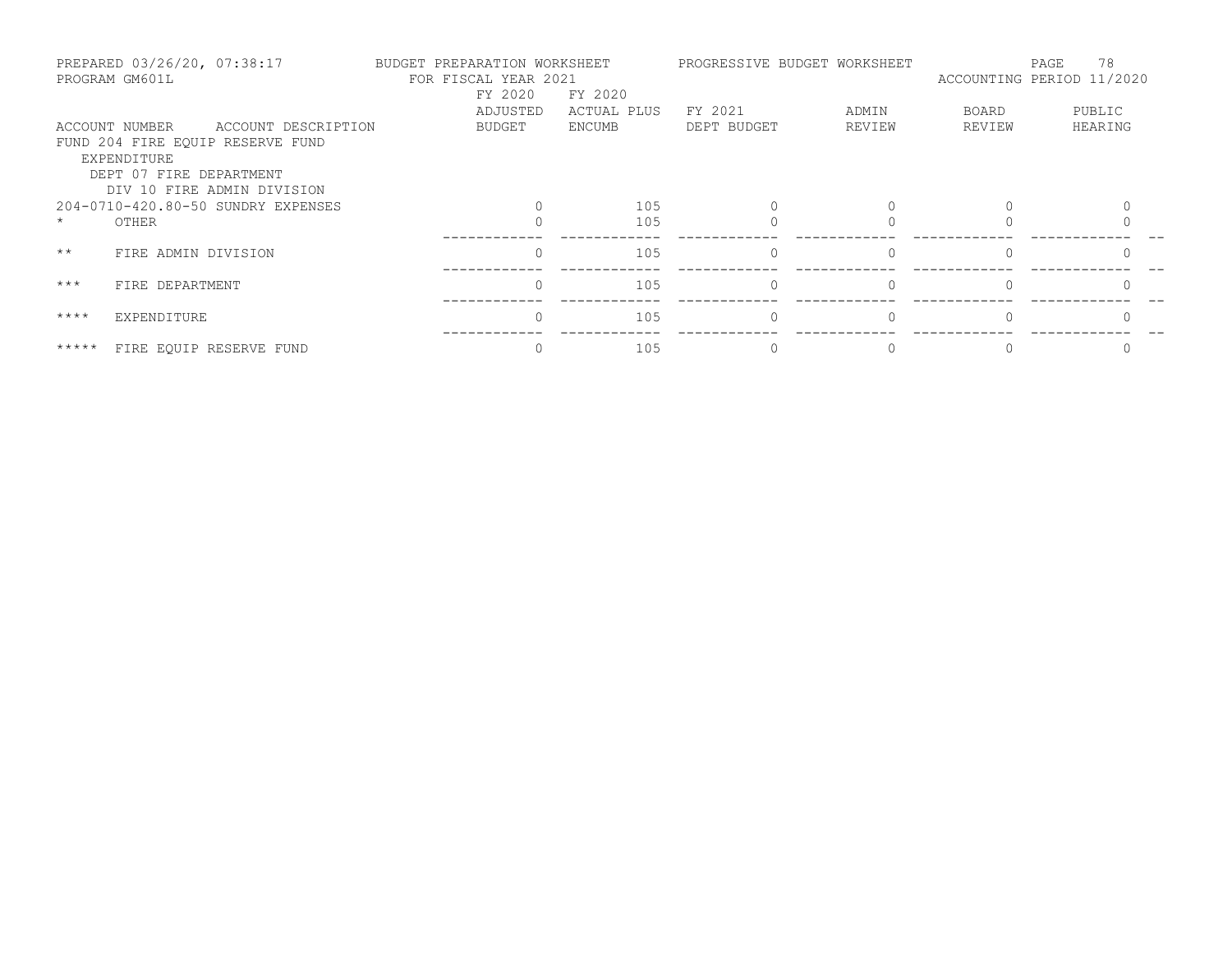PREPARED 03/26/20, 07:38:17 — BUDGET PREPARATION WORKSHEET — PROGRESSIVE BUDGET WORKSHEET
PROGRAM GM601L — FOR FISCAL YEAR 2021 — ACCOUNTING PERIOD 11/2020

| ACCOUNT NUMBER | ACCOUNT DESCRIPTION | FY 2020 ADJUSTED BUDGET | FY 2020 ACTUAL PLUS ENCUMB | FY 2021 DEPT BUDGET | ADMIN REVIEW | BOARD REVIEW | PUBLIC HEARING |
|---|---|---|---|---|---|---|---|
| FUND 204 FIRE EQUIP RESERVE FUND | | | | | | | |
| EXPENDITURE | | | | | | | |
| DEPT 07 FIRE DEPARTMENT | | | | | | | |
| DIV 10 FIRE ADMIN DIVISION | | | | | | | |
| 204-0710-420.80-50 | SUNDRY EXPENSES | 0 | 105 | 0 | 0 | 0 | 0 |
| * | OTHER | 0 | 105 | 0 | 0 | 0 | 0 |
| ** | FIRE ADMIN DIVISION | 0 | 105 | 0 | 0 | 0 | 0 |
| *** | FIRE DEPARTMENT | 0 | 105 | 0 | 0 | 0 | 0 |
| **** | EXPENDITURE | 0 | 105 | 0 | 0 | 0 | 0 |
| ***** | FIRE EQUIP RESERVE FUND | 0 | 105 | 0 | 0 | 0 | 0 |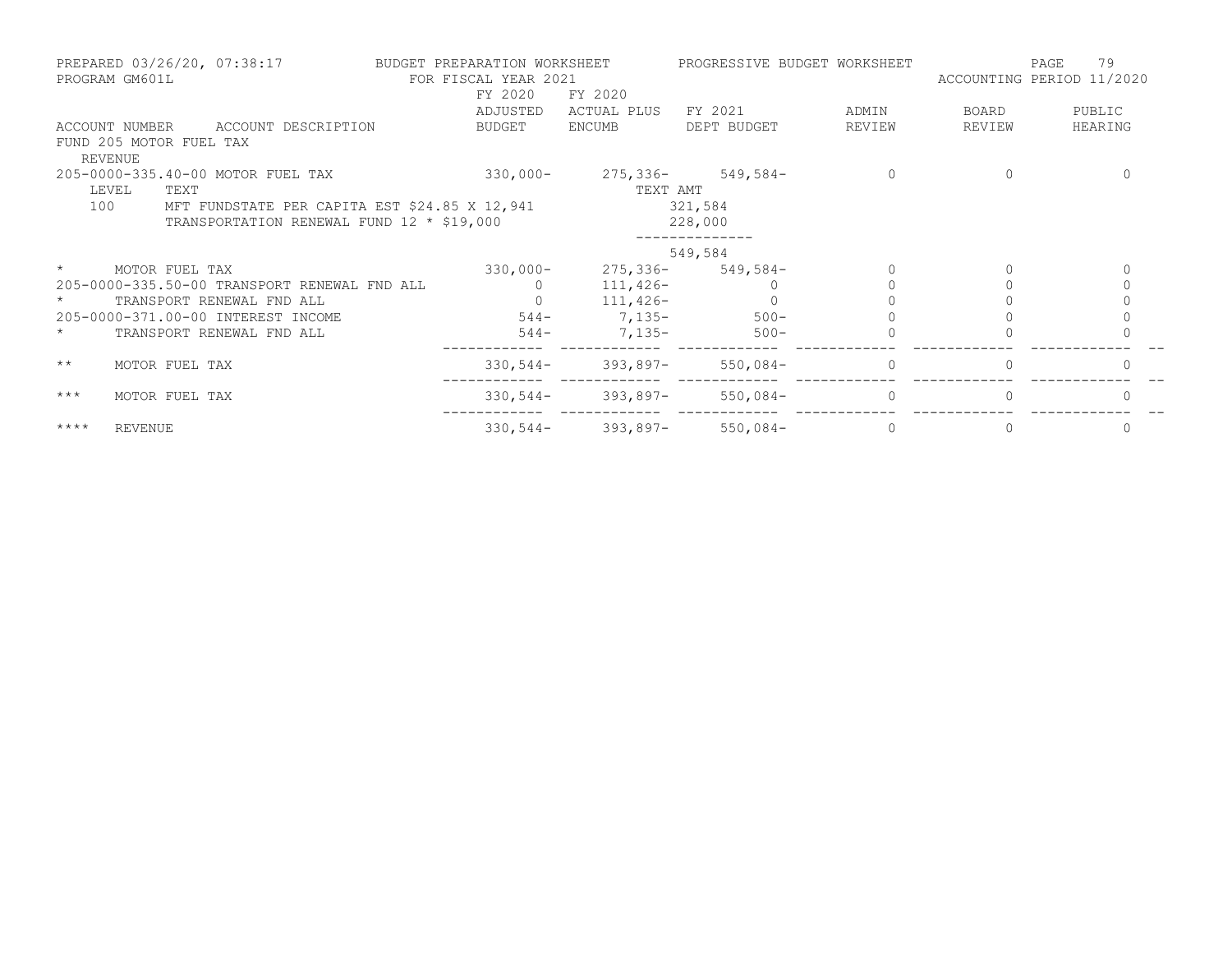PREPARED 03/26/20, 07:38:17 — BUDGET PREPARATION WORKSHEET — PROGRESSIVE BUDGET WORKSHEET

PROGRAM GM601L — FOR FISCAL YEAR 2021 — ACCOUNTING PERIOD 11/2020

| ACCOUNT NUMBER | ACCOUNT DESCRIPTION | FY 2020 ADJUSTED BUDGET | FY 2020 ACTUAL PLUS ENCUMB | FY 2021 DEPT BUDGET | ADMIN REVIEW | BOARD REVIEW | PUBLIC HEARING |
|---|---|---|---|---|---|---|---|
| FUND 205 MOTOR FUEL TAX | | | | | | | |
| REVENUE | | | | | | | |
| 205-0000-335.40-00 | MOTOR FUEL TAX | 330,000- | 275,336- | 549,584- | 0 | 0 | 0 |
| LEVEL | TEXT | | | TEXT AMT | | | |
| 100 | MFT FUNDSTATE PER CAPITA EST $24.85 X 12,941 | | | 321,584 | | | |
| | TRANSPORTATION RENEWAL FUND 12 * $19,000 | | | 228,000 | | | |
| | | | | 549,584 | | | |
| * | MOTOR FUEL TAX | 330,000- | 275,336- | 549,584- | 0 | 0 | 0 |
| 205-0000-335.50-00 | TRANSPORT RENEWAL FND ALL | 0 | 111,426- | 0 | 0 | 0 | 0 |
| * | TRANSPORT RENEWAL FND ALL | 0 | 111,426- | 0 | 0 | 0 | 0 |
| 205-0000-371.00-00 | INTEREST INCOME | 544- | 7,135- | 500- | 0 | 0 | 0 |
| * | TRANSPORT RENEWAL FND ALL | 544- | 7,135- | 500- | 0 | 0 | 0 |
| ** | MOTOR FUEL TAX | 330,544- | 393,897- | 550,084- | 0 | 0 | 0 |
| *** | MOTOR FUEL TAX | 330,544- | 393,897- | 550,084- | 0 | 0 | 0 |
| **** | REVENUE | 330,544- | 393,897- | 550,084- | 0 | 0 | 0 |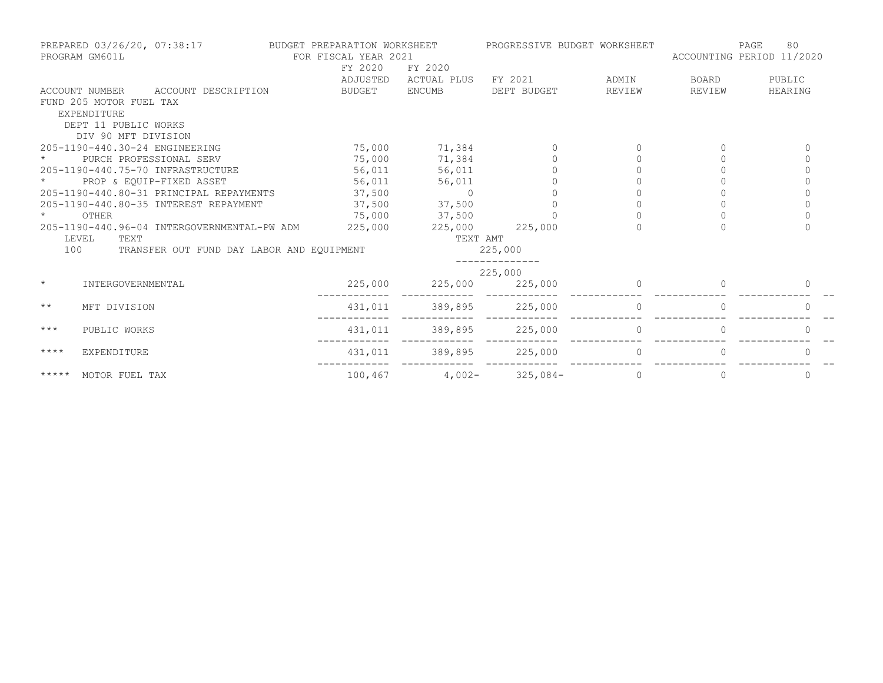PREPARED 03/26/20, 07:38:17 BUDGET PREPARATION WORKSHEET PROGRESSIVE BUDGET WORKSHEET
PROGRAM GM601L FOR FISCAL YEAR 2021 ACCOUNTING PERIOD 11/2020

| ACCOUNT NUMBER ACCOUNT DESCRIPTION | FY 2020 ADJUSTED BUDGET | FY 2020 ACTUAL PLUS ENCUMB | FY 2021 DEPT BUDGET | ADMIN REVIEW | BOARD REVIEW | PUBLIC HEARING |
|---|---|---|---|---|---|---|
| FUND 205 MOTOR FUEL TAX | | | | | | |
| EXPENDITURE | | | | | | |
| DEPT 11 PUBLIC WORKS | | | | | | |
| DIV 90 MFT DIVISION | | | | | | |
| 205-1190-440.30-24 ENGINEERING | 75,000 | 71,384 | 0 | 0 | 0 | 0 |
| * PURCH PROFESSIONAL SERV | 75,000 | 71,384 | 0 | 0 | 0 | 0 |
| 205-1190-440.75-70 INFRASTRUCTURE | 56,011 | 56,011 | 0 | 0 | 0 | 0 |
| * PROP & EQUIP-FIXED ASSET | 56,011 | 56,011 | 0 | 0 | 0 | 0 |
| 205-1190-440.80-31 PRINCIPAL REPAYMENTS | 37,500 | 0 | 0 | 0 | 0 | 0 |
| 205-1190-440.80-35 INTEREST REPAYMENT | 37,500 | 37,500 | 0 | 0 | 0 | 0 |
| * OTHER | 75,000 | 37,500 | 0 | 0 | 0 | 0 |
| 205-1190-440.96-04 INTERGOVERNMENTAL-PW ADM | 225,000 | 225,000 | 225,000 | 0 | 0 | 0 |
| LEVEL TEXT | | TEXT AMT | | | | |
| 100 TRANSFER OUT FUND DAY LABOR AND EQUIPMENT | | | 225,000 | | | |
| | | | 225,000 | | | |
| * INTERGOVERNMENTAL | 225,000 | 225,000 | 225,000 | 0 | 0 | 0 |
| ** MFT DIVISION | 431,011 | 389,895 | 225,000 | 0 | 0 | 0 |
| *** PUBLIC WORKS | 431,011 | 389,895 | 225,000 | 0 | 0 | 0 |
| **** EXPENDITURE | 431,011 | 389,895 | 225,000 | 0 | 0 | 0 |
| ***** MOTOR FUEL TAX | 100,467 | 4,002- | 325,084- | 0 | 0 | 0 |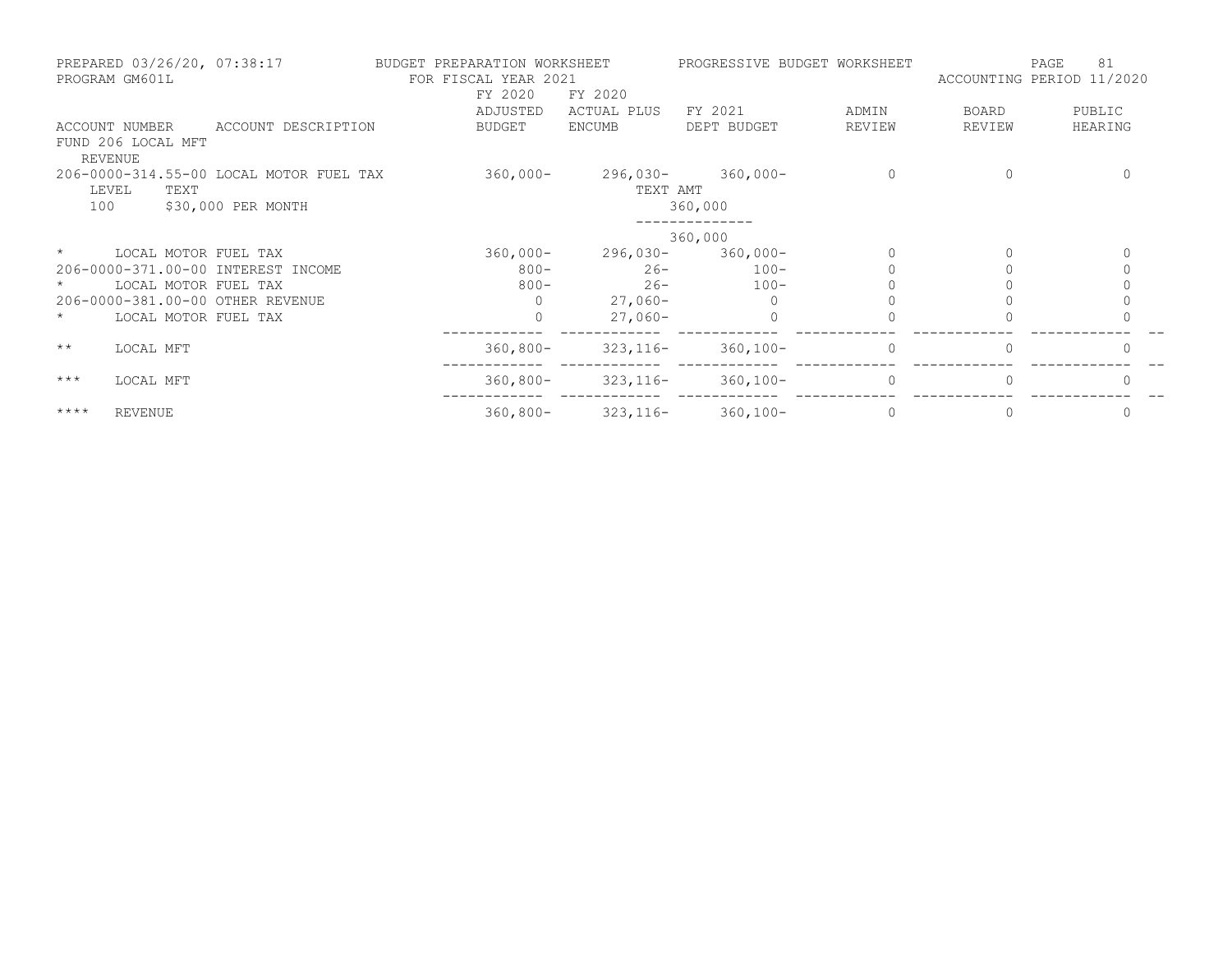PREPARED 03/26/20, 07:38:17 — BUDGET PREPARATION WORKSHEET — PROGRESSIVE BUDGET WORKSHEET
PROGRAM GM601L — FOR FISCAL YEAR 2021 — ACCOUNTING PERIOD 11/2020

| ACCOUNT NUMBER | ACCOUNT DESCRIPTION | FY 2020 ADJUSTED BUDGET | FY 2020 ACTUAL PLUS ENCUMB | FY 2021 DEPT BUDGET | ADMIN REVIEW | BOARD REVIEW | PUBLIC HEARING |
|---|---|---|---|---|---|---|---|
| FUND 206 LOCAL MFT | | | | | | | |
| REVENUE | | | | | | | |
| 206-0000-314.55-00 | LOCAL MOTOR FUEL TAX | 360,000- | 296,030- | 360,000- | 0 | 0 | 0 |
| LEVEL | TEXT | | TEXT AMT | | | | |
| 100 | $30,000 PER MONTH | | | 360,000 | | | |
| | | | | 360,000 | | | |
| * | LOCAL MOTOR FUEL TAX | 360,000- | 296,030- | 360,000- | 0 | 0 | 0 |
| 206-0000-371.00-00 | INTEREST INCOME | 800- | 26- | 100- | 0 | 0 | 0 |
| * | LOCAL MOTOR FUEL TAX | 800- | 26- | 100- | 0 | 0 | 0 |
| 206-0000-381.00-00 | OTHER REVENUE | 0 | 27,060- | 0 | 0 | 0 | 0 |
| * | LOCAL MOTOR FUEL TAX | 0 | 27,060- | 0 | 0 | 0 | 0 |
| ** | LOCAL MFT | 360,800- | 323,116- | 360,100- | 0 | 0 | 0 |
| *** | LOCAL MFT | 360,800- | 323,116- | 360,100- | 0 | 0 | 0 |
| **** | REVENUE | 360,800- | 323,116- | 360,100- | 0 | 0 | 0 |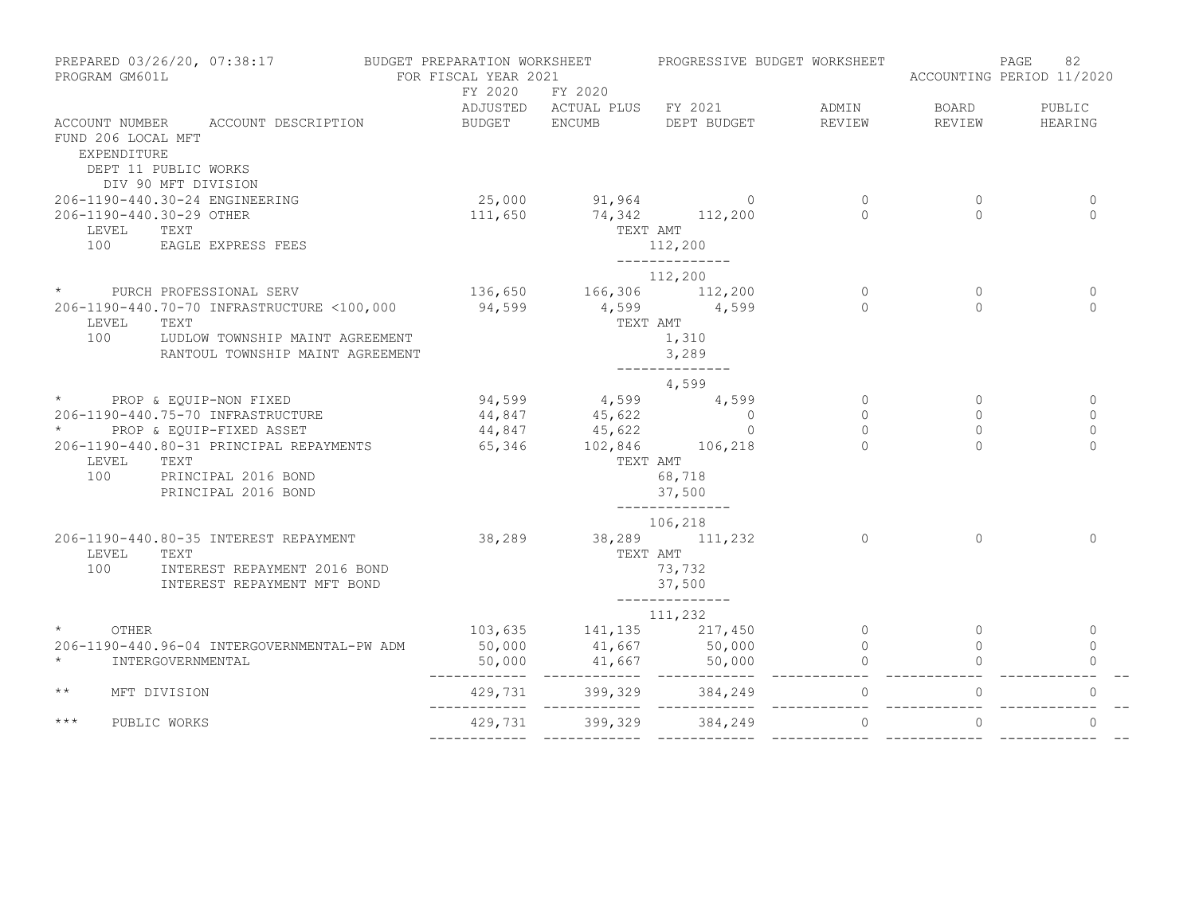PREPARED 03/26/20, 07:38:17 BUDGET PREPARATION WORKSHEET PROGRESSIVE BUDGET WORKSHEET
PROGRAM GM601L FOR FISCAL YEAR 2021 ACCOUNTING PERIOD 11/2020

| ACCOUNT NUMBER ACCOUNT DESCRIPTION | FY 2020 ADJUSTED BUDGET | FY 2020 ACTUAL PLUS ENCUMB | FY 2021 DEPT BUDGET | ADMIN REVIEW | BOARD REVIEW | PUBLIC HEARING |
|---|---|---|---|---|---|---|
| FUND 206 LOCAL MFT | | | | | | |
| EXPENDITURE | | | | | | |
| DEPT 11 PUBLIC WORKS | | | | | | |
| DIV 90 MFT DIVISION | | | | | | |
| 206-1190-440.30-24 ENGINEERING | 25,000 | 91,964 | 0 | 0 | 0 | 0 |
| 206-1190-440.30-29 OTHER | 111,650 | 74,342 | 112,200 | 0 | 0 | 0 |
| LEVEL TEXT | | TEXT AMT | | | | |
| 100 EAGLE EXPRESS FEES | | | 112,200 | | | |
| | | | 112,200 | | | |
| * PURCH PROFESSIONAL SERV | 136,650 | 166,306 | 112,200 | 0 | 0 | 0 |
| 206-1190-440.70-70 INFRASTRUCTURE <100,000 | 94,599 | 4,599 | 4,599 | 0 | 0 | 0 |
| LEVEL TEXT | | TEXT AMT | | | | |
| 100 LUDLOW TOWNSHIP MAINT AGREEMENT | | | 1,310 | | | |
| RANTOUL TOWNSHIP MAINT AGREEMENT | | | 3,289 | | | |
| | | | 4,599 | | | |
| * PROP & EQUIP-NON FIXED | 94,599 | 4,599 | 4,599 | 0 | 0 | 0 |
| 206-1190-440.75-70 INFRASTRUCTURE | 44,847 | 45,622 | 0 | 0 | 0 | 0 |
| * PROP & EQUIP-FIXED ASSET | 44,847 | 45,622 | 0 | 0 | 0 | 0 |
| 206-1190-440.80-31 PRINCIPAL REPAYMENTS | 65,346 | 102,846 | 106,218 | 0 | 0 | 0 |
| LEVEL TEXT | | TEXT AMT | | | | |
| 100 PRINCIPAL 2016 BOND | | | 68,718 | | | |
| PRINCIPAL 2016 BOND | | | 37,500 | | | |
| | | | 106,218 | | | |
| 206-1190-440.80-35 INTEREST REPAYMENT | 38,289 | 38,289 | 111,232 | 0 | 0 | 0 |
| LEVEL TEXT | | TEXT AMT | | | | |
| 100 INTEREST REPAYMENT 2016 BOND | | | 73,732 | | | |
| INTEREST REPAYMENT MFT BOND | | | 37,500 | | | |
| | | | 111,232 | | | |
| * OTHER | 103,635 | 141,135 | 217,450 | 0 | 0 | 0 |
| 206-1190-440.96-04 INTERGOVERNMENTAL-PW ADM | 50,000 | 41,667 | 50,000 | 0 | 0 | 0 |
| * INTERGOVERNMENTAL | 50,000 | 41,667 | 50,000 | 0 | 0 | 0 |
| ** MFT DIVISION | 429,731 | 399,329 | 384,249 | 0 | 0 | 0 |
| *** PUBLIC WORKS | 429,731 | 399,329 | 384,249 | 0 | 0 | 0 |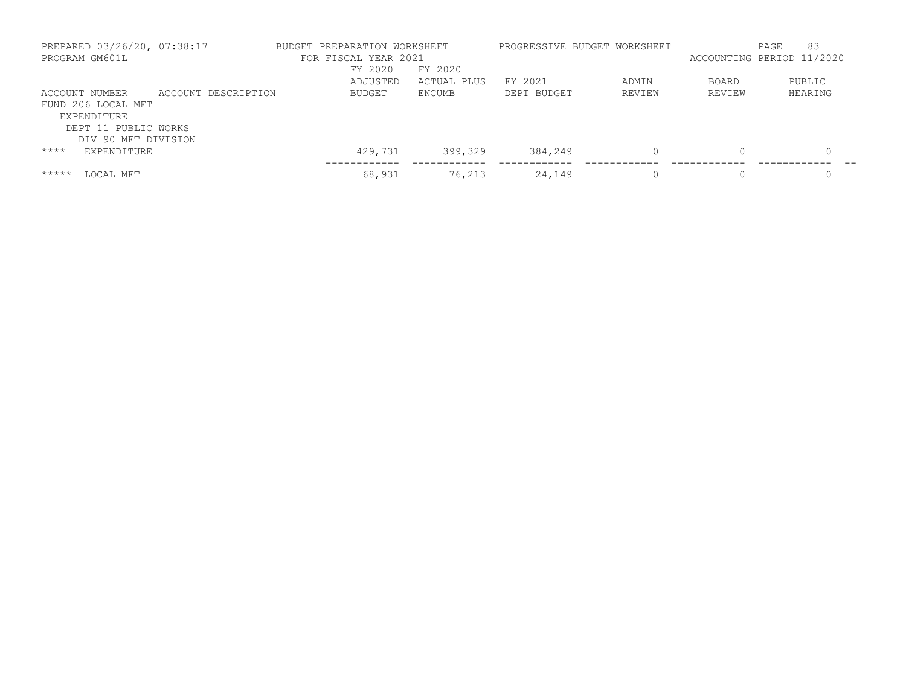BUDGET PREPARATION WORKSHEET — PROGRESSIVE BUDGET WORKSHEET
FOR FISCAL YEAR 2021

PREPARED 03/26/20, 07:38:17
PROGRAM GM601L
ACCOUNTING PERIOD 11/2020

| ACCOUNT NUMBER | ACCOUNT DESCRIPTION | FY 2020 ADJUSTED BUDGET | FY 2020 ACTUAL PLUS ENCUMB | FY 2021 DEPT BUDGET | ADMIN REVIEW | BOARD REVIEW | PUBLIC HEARING |
|---|---|---|---|---|---|---|---|
| FUND 206 LOCAL MFT | | | | | | | |
| EXPENDITURE | | | | | | | |
| DEPT 11 PUBLIC WORKS | | | | | | | |
| DIV 90 MFT DIVISION | | | | | | | |
| **** EXPENDITURE | | 429,731 | 399,329 | 384,249 | 0 | 0 | 0 |
| ***** LOCAL MFT | | 68,931 | 76,213 | 24,149 | 0 | 0 | 0 |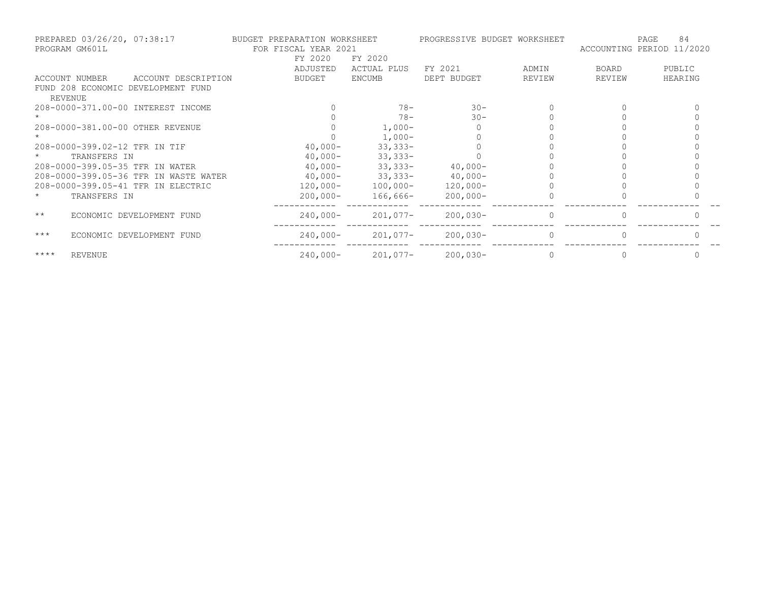PREPARED 03/26/20, 07:38:17 BUDGET PREPARATION WORKSHEET PROGRESSIVE BUDGET WORKSHEET
PROGRAM GM601L FOR FISCAL YEAR 2021 ACCOUNTING PERIOD 11/2020

| ACCOUNT NUMBER | ACCOUNT DESCRIPTION | FY 2020 ADJUSTED BUDGET | FY 2020 ACTUAL PLUS ENCUMB | FY 2021 DEPT BUDGET | ADMIN REVIEW | BOARD REVIEW | PUBLIC HEARING |
|---|---|---|---|---|---|---|---|
| FUND 208 ECONOMIC DEVELOPMENT FUND | | | | | | | |
| REVENUE | | | | | | | |
| 208-0000-371.00-00 | INTEREST INCOME | 0 | 78- | 30- | 0 | 0 | 0 |
| * | | 0 | 78- | 30- | 0 | 0 | 0 |
| 208-0000-381.00-00 | OTHER REVENUE | 0 | 1,000- | 0 | 0 | 0 | 0 |
| * | | 0 | 1,000- | 0 | 0 | 0 | 0 |
| 208-0000-399.02-12 | TFR IN TIF | 40,000- | 33,333- | 0 | 0 | 0 | 0 |
| * | TRANSFERS IN | 40,000- | 33,333- | 0 | 0 | 0 | 0 |
| 208-0000-399.05-35 | TFR IN WATER | 40,000- | 33,333- | 40,000- | 0 | 0 | 0 |
| 208-0000-399.05-36 | TFR IN WASTE WATER | 40,000- | 33,333- | 40,000- | 0 | 0 | 0 |
| 208-0000-399.05-41 | TFR IN ELECTRIC | 120,000- | 100,000- | 120,000- | 0 | 0 | 0 |
| * | TRANSFERS IN | 200,000- | 166,666- | 200,000- | 0 | 0 | 0 |
| ** | ECONOMIC DEVELOPMENT FUND | 240,000- | 201,077- | 200,030- | 0 | 0 | 0 |
| *** | ECONOMIC DEVELOPMENT FUND | 240,000- | 201,077- | 200,030- | 0 | 0 | 0 |
| **** | REVENUE | 240,000- | 201,077- | 200,030- | 0 | 0 | 0 |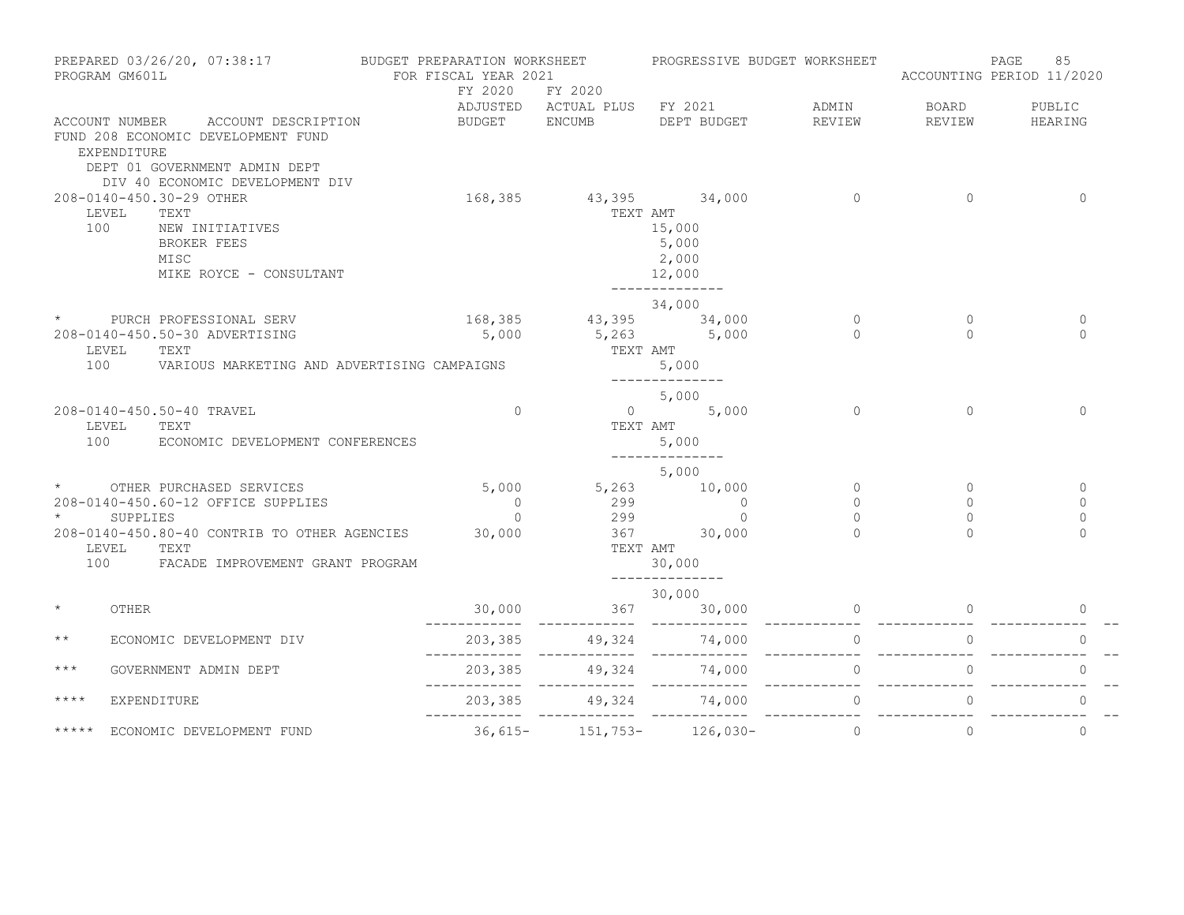PREPARED 03/26/20, 07:38:17 BUDGET PREPARATION WORKSHEET PROGRESSIVE BUDGET WORKSHEET
PROGRAM GM601L FOR FISCAL YEAR 2021 ACCOUNTING PERIOD 11/2020

| ACCOUNT NUMBER | ACCOUNT DESCRIPTION | FY 2020 ADJUSTED BUDGET | FY 2020 ACTUAL PLUS ENCUMB | FY 2021 DEPT BUDGET | ADMIN REVIEW | BOARD REVIEW | PUBLIC HEARING |
|---|---|---|---|---|---|---|---|
| FUND 208 ECONOMIC DEVELOPMENT FUND | | | | | | | |
| EXPENDITURE | | | | | | | |
| DEPT 01 GOVERNMENT ADMIN DEPT | | | | | | | |
| DIV 40 ECONOMIC DEVELOPMENT DIV | | | | | | | |
| 208-0140-450.30-29 | OTHER | 168,385 | 43,395 | 34,000 | 0 | 0 | 0 |
| LEVEL | TEXT | | TEXT AMT | | | | |
| 100 | NEW INITIATIVES | | | 15,000 | | | |
| | BROKER FEES | | | 5,000 | | | |
| | MISC | | | 2,000 | | | |
| | MIKE ROYCE - CONSULTANT | | | 12,000 | | | |
| | | | | 34,000 | | | |
| * | PURCH PROFESSIONAL SERV | 168,385 | 43,395 | 34,000 | 0 | 0 | 0 |
| 208-0140-450.50-30 | ADVERTISING | 5,000 | 5,263 | 5,000 | 0 | 0 | 0 |
| LEVEL | TEXT | | TEXT AMT | | | | |
| 100 | VARIOUS MARKETING AND ADVERTISING CAMPAIGNS | | | 5,000 | | | |
| | | | | 5,000 | | | |
| 208-0140-450.50-40 | TRAVEL | 0 | 0 | 5,000 | 0 | 0 | 0 |
| LEVEL | TEXT | | TEXT AMT | | | | |
| 100 | ECONOMIC DEVELOPMENT CONFERENCES | | | 5,000 | | | |
| | | | | 5,000 | | | |
| * | OTHER PURCHASED SERVICES | 5,000 | 5,263 | 10,000 | 0 | 0 | 0 |
| 208-0140-450.60-12 | OFFICE SUPPLIES | 0 | 299 | 0 | 0 | 0 | 0 |
| * | SUPPLIES | 0 | 299 | 0 | 0 | 0 | 0 |
| 208-0140-450.80-40 | CONTRIB TO OTHER AGENCIES | 30,000 | 367 | 30,000 | 0 | 0 | 0 |
| LEVEL | TEXT | | TEXT AMT | | | | |
| 100 | FACADE IMPROVEMENT GRANT PROGRAM | | | 30,000 | | | |
| | | | | 30,000 | | | |
| * | OTHER | 30,000 | 367 | 30,000 | 0 | 0 | 0 |
| ** | ECONOMIC DEVELOPMENT DIV | 203,385 | 49,324 | 74,000 | 0 | 0 | 0 |
| *** | GOVERNMENT ADMIN DEPT | 203,385 | 49,324 | 74,000 | 0 | 0 | 0 |
| **** | EXPENDITURE | 203,385 | 49,324 | 74,000 | 0 | 0 | 0 |
| ***** | ECONOMIC DEVELOPMENT FUND | 36,615- | 151,753- | 126,030- | 0 | 0 | 0 |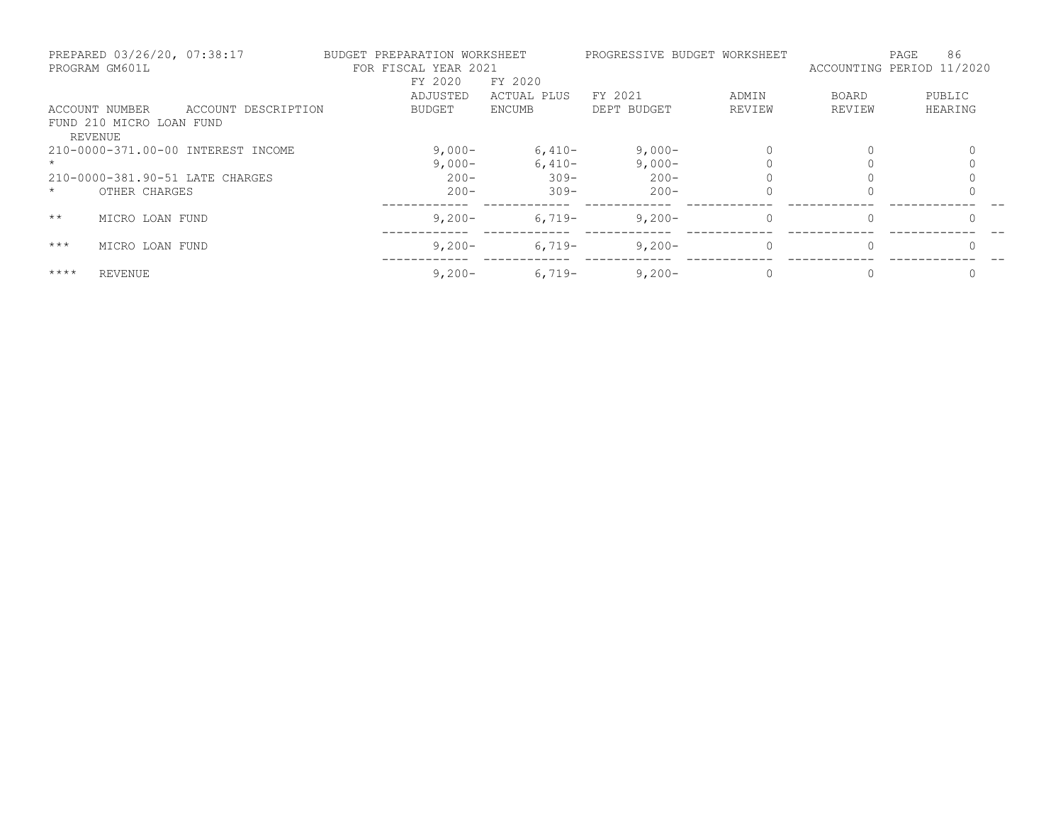PREPARED 03/26/20, 07:38:17 BUDGET PREPARATION WORKSHEET PROGRESSIVE BUDGET WORKSHEET
PROGRAM GM601L FOR FISCAL YEAR 2021 ACCOUNTING PERIOD 11/2020

| ACCOUNT NUMBER | ACCOUNT DESCRIPTION | FY 2020 ADJUSTED BUDGET | FY 2020 ACTUAL PLUS ENCUMB | FY 2021 DEPT BUDGET | ADMIN REVIEW | BOARD REVIEW | PUBLIC HEARING |
|---|---|---|---|---|---|---|---|
| FUND 210 MICRO LOAN FUND | | | | | | | |
| REVENUE | | | | | | | |
| 210-0000-371.00-00 | INTEREST INCOME | 9,000- | 6,410- | 9,000- | 0 | 0 | 0 |
| * | | 9,000- | 6,410- | 9,000- | 0 | 0 | 0 |
| 210-0000-381.90-51 | LATE CHARGES | 200- | 309- | 200- | 0 | 0 | 0 |
| * | OTHER CHARGES | 200- | 309- | 200- | 0 | 0 | 0 |
| ** | MICRO LOAN FUND | 9,200- | 6,719- | 9,200- | 0 | 0 | 0 |
| *** | MICRO LOAN FUND | 9,200- | 6,719- | 9,200- | 0 | 0 | 0 |
| **** | REVENUE | 9,200- | 6,719- | 9,200- | 0 | 0 | 0 |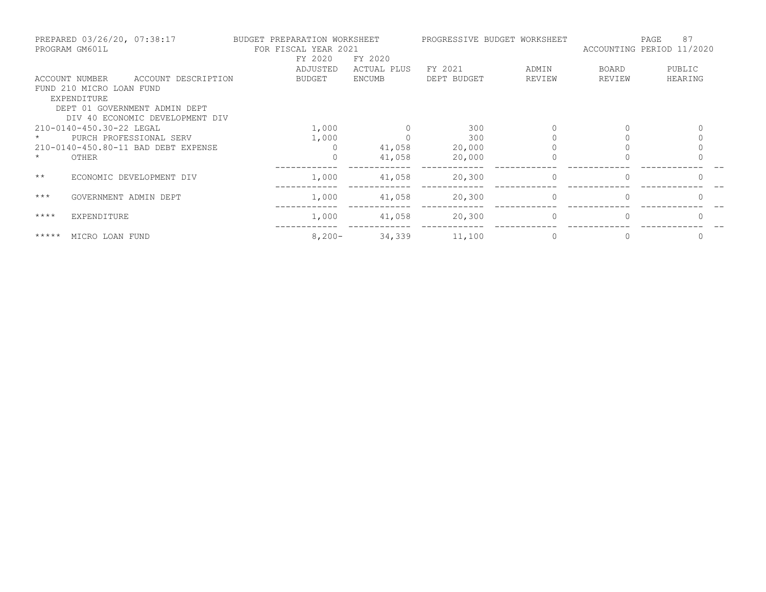PREPARED 03/26/20, 07:38:17 BUDGET PREPARATION WORKSHEET PROGRESSIVE BUDGET WORKSHEET
PROGRAM GM601L FOR FISCAL YEAR 2021 ACCOUNTING PERIOD 11/2020

| ACCOUNT NUMBER | ACCOUNT DESCRIPTION | FY 2020 ADJUSTED BUDGET | FY 2020 ACTUAL PLUS ENCUMB | FY 2021 DEPT BUDGET | ADMIN REVIEW | BOARD REVIEW | PUBLIC HEARING |
|---|---|---|---|---|---|---|---|
| FUND 210 MICRO LOAN FUND | | | | | | | |
| EXPENDITURE | | | | | | | |
| DEPT 01 GOVERNMENT ADMIN DEPT | | | | | | | |
| DIV 40 ECONOMIC DEVELOPMENT DIV | | | | | | | |
| 210-0140-450.30-22 | LEGAL | 1,000 | 0 | 300 | 0 | 0 | 0 |
| * | PURCH PROFESSIONAL SERV | 1,000 | 0 | 300 | 0 | 0 | 0 |
| 210-0140-450.80-11 | BAD DEBT EXPENSE | 0 | 41,058 | 20,000 | 0 | 0 | 0 |
| * | OTHER | 0 | 41,058 | 20,000 | 0 | 0 | 0 |
| ** | ECONOMIC DEVELOPMENT DIV | 1,000 | 41,058 | 20,300 | 0 | 0 | 0 |
| *** | GOVERNMENT ADMIN DEPT | 1,000 | 41,058 | 20,300 | 0 | 0 | 0 |
| **** | EXPENDITURE | 1,000 | 41,058 | 20,300 | 0 | 0 | 0 |
| ***** | MICRO LOAN FUND | 8,200- | 34,339 | 11,100 | 0 | 0 | 0 |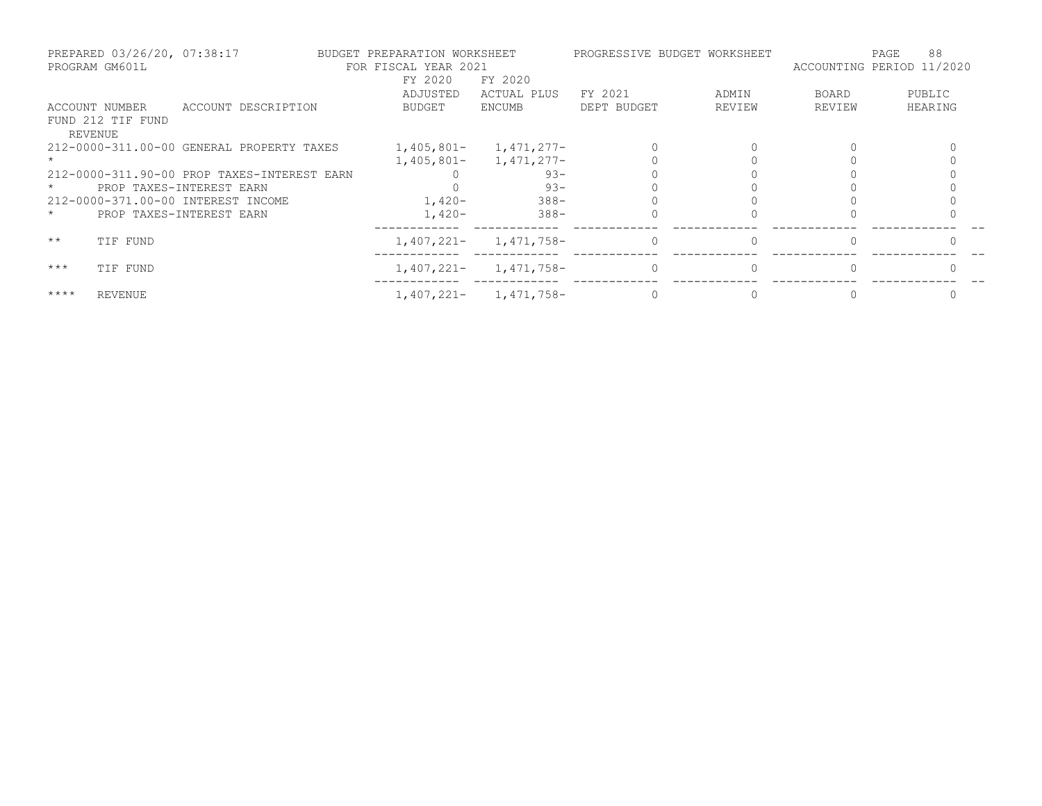PREPARED 03/26/20, 07:38:17 BUDGET PREPARATION WORKSHEET PROGRESSIVE BUDGET WORKSHEET
PROGRAM GM601L FOR FISCAL YEAR 2021 ACCOUNTING PERIOD 11/2020

| ACCOUNT NUMBER | ACCOUNT DESCRIPTION | FY 2020 ADJUSTED BUDGET | FY 2020 ACTUAL PLUS ENCUMB | FY 2021 DEPT BUDGET | ADMIN REVIEW | BOARD REVIEW | PUBLIC HEARING |
|---|---|---|---|---|---|---|---|
| FUND 212 TIF FUND | | | | | | | |
| REVENUE | | | | | | | |
| 212-0000-311.00-00 | GENERAL PROPERTY TAXES | 1,405,801- | 1,471,277- | 0 | 0 | 0 | 0 |
| * | | 1,405,801- | 1,471,277- | 0 | 0 | 0 | 0 |
| 212-0000-311.90-00 | PROP TAXES-INTEREST EARN | 0 | 93- | 0 | 0 | 0 | 0 |
| * | PROP TAXES-INTEREST EARN | 0 | 93- | 0 | 0 | 0 | 0 |
| 212-0000-371.00-00 | INTEREST INCOME | 1,420- | 388- | 0 | 0 | 0 | 0 |
| * | PROP TAXES-INTEREST EARN | 1,420- | 388- | 0 | 0 | 0 | 0 |
| ** | TIF FUND | 1,407,221- | 1,471,758- | 0 | 0 | 0 | 0 |
| *** | TIF FUND | 1,407,221- | 1,471,758- | 0 | 0 | 0 | 0 |
| **** | REVENUE | 1,407,221- | 1,471,758- | 0 | 0 | 0 | 0 |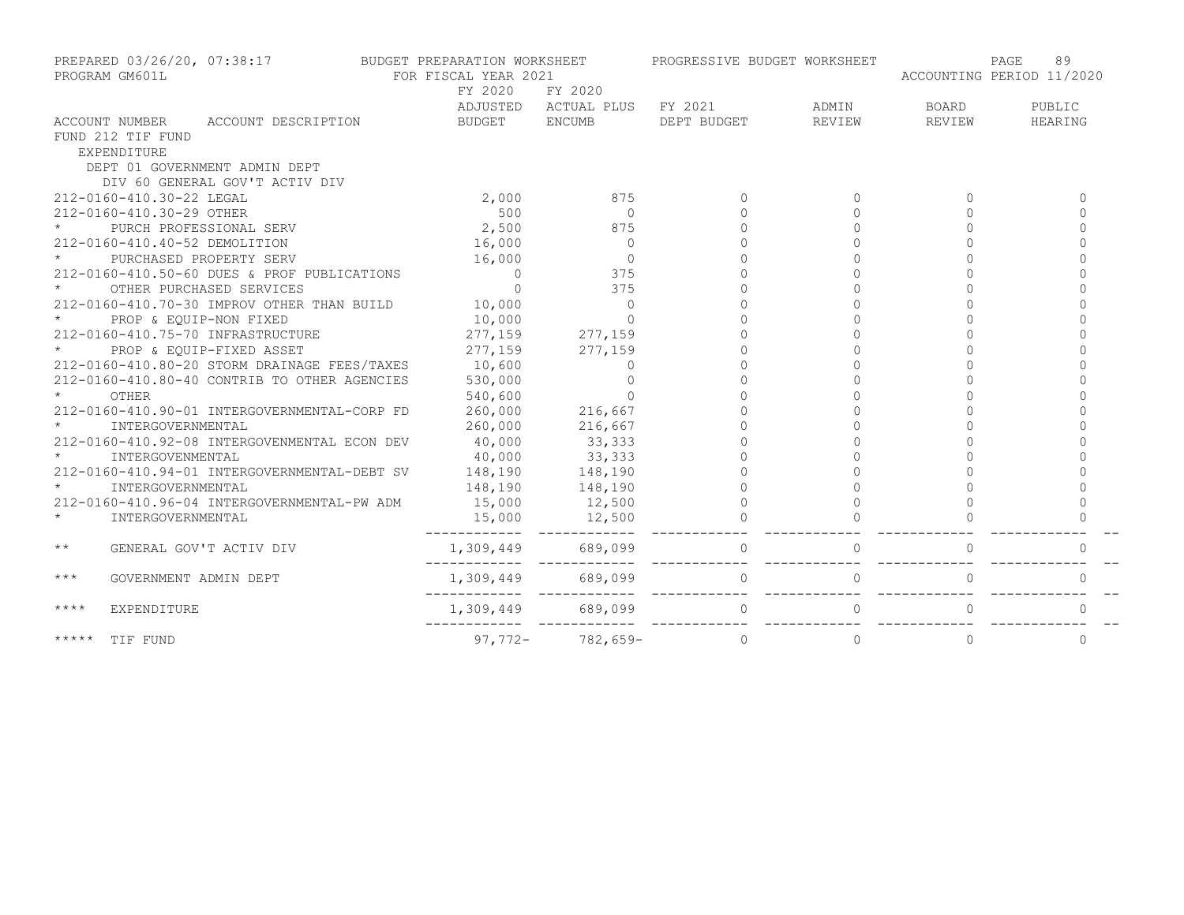PREPARED 03/26/20, 07:38:17 BUDGET PREPARATION WORKSHEET PROGRESSIVE BUDGET WORKSHEET
PROGRAM GM601L FOR FISCAL YEAR 2021 ACCOUNTING PERIOD 11/2020

| ACCOUNT NUMBER ACCOUNT DESCRIPTION | FY 2020 ADJUSTED BUDGET | FY 2020 ACTUAL PLUS ENCUMB | FY 2021 DEPT BUDGET | ADMIN REVIEW | BOARD REVIEW | PUBLIC HEARING |
|---|---|---|---|---|---|---|
| FUND 212 TIF FUND | | | | | | |
| EXPENDITURE | | | | | | |
| DEPT 01 GOVERNMENT ADMIN DEPT | | | | | | |
| DIV 60 GENERAL GOV'T ACTIV DIV | | | | | | |
| 212-0160-410.30-22 LEGAL | 2,000 | 875 | 0 | 0 | 0 | 0 |
| 212-0160-410.30-29 OTHER | 500 | 0 | 0 | 0 | 0 | 0 |
| * PURCH PROFESSIONAL SERV | 2,500 | 875 | 0 | 0 | 0 | 0 |
| 212-0160-410.40-52 DEMOLITION | 16,000 | 0 | 0 | 0 | 0 | 0 |
| * PURCHASED PROPERTY SERV | 16,000 | 0 | 0 | 0 | 0 | 0 |
| 212-0160-410.50-60 DUES & PROF PUBLICATIONS | 0 | 375 | 0 | 0 | 0 | 0 |
| * OTHER PURCHASED SERVICES | 0 | 375 | 0 | 0 | 0 | 0 |
| 212-0160-410.70-30 IMPROV OTHER THAN BUILD | 10,000 | 0 | 0 | 0 | 0 | 0 |
| * PROP & EQUIP-NON FIXED | 10,000 | 0 | 0 | 0 | 0 | 0 |
| 212-0160-410.75-70 INFRASTRUCTURE | 277,159 | 277,159 | 0 | 0 | 0 | 0 |
| * PROP & EQUIP-FIXED ASSET | 277,159 | 277,159 | 0 | 0 | 0 | 0 |
| 212-0160-410.80-20 STORM DRAINAGE FEES/TAXES | 10,600 | 0 | 0 | 0 | 0 | 0 |
| 212-0160-410.80-40 CONTRIB TO OTHER AGENCIES | 530,000 | 0 | 0 | 0 | 0 | 0 |
| * OTHER | 540,600 | 0 | 0 | 0 | 0 | 0 |
| 212-0160-410.90-01 INTERGOVERNMENTAL-CORP FD | 260,000 | 216,667 | 0 | 0 | 0 | 0 |
| * INTERGOVERNMENTAL | 260,000 | 216,667 | 0 | 0 | 0 | 0 |
| 212-0160-410.92-08 INTERGOVENMENTAL ECON DEV | 40,000 | 33,333 | 0 | 0 | 0 | 0 |
| * INTERGOVENMENTAL | 40,000 | 33,333 | 0 | 0 | 0 | 0 |
| 212-0160-410.94-01 INTERGOVERNMENTAL-DEBT SV | 148,190 | 148,190 | 0 | 0 | 0 | 0 |
| * INTERGOVERNMENTAL | 148,190 | 148,190 | 0 | 0 | 0 | 0 |
| 212-0160-410.96-04 INTERGOVERNMENTAL-PW ADM | 15,000 | 12,500 | 0 | 0 | 0 | 0 |
| * INTERGOVERNMENTAL | 15,000 | 12,500 | 0 | 0 | 0 | 0 |
| ** GENERAL GOV'T ACTIV DIV | 1,309,449 | 689,099 | 0 | 0 | 0 | 0 |
| *** GOVERNMENT ADMIN DEPT | 1,309,449 | 689,099 | 0 | 0 | 0 | 0 |
| **** EXPENDITURE | 1,309,449 | 689,099 | 0 | 0 | 0 | 0 |
| ***** TIF FUND | 97,772- | 782,659- | 0 | 0 | 0 | 0 |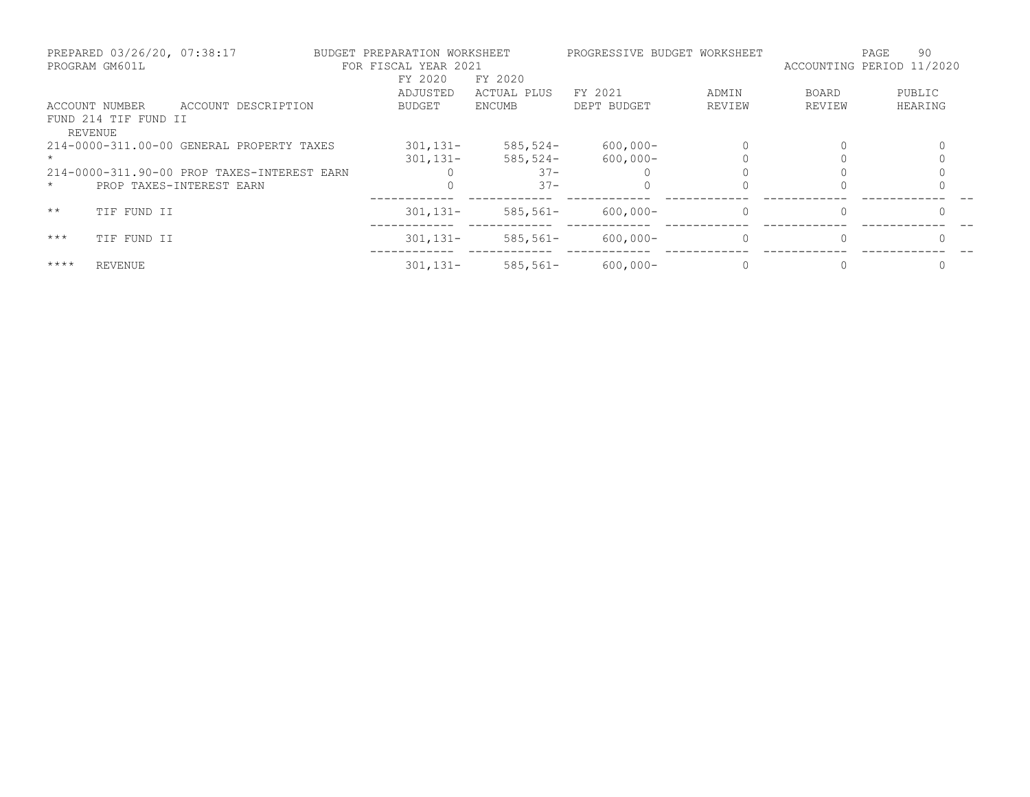PREPARED 03/26/20, 07:38:17 — BUDGET PREPARATION WORKSHEET — PROGRESSIVE BUDGET WORKSHEET

PROGRAM GM601L — FOR FISCAL YEAR 2021 — ACCOUNTING PERIOD 11/2020

| ACCOUNT NUMBER | ACCOUNT DESCRIPTION | FY 2020 ADJUSTED BUDGET | FY 2020 ACTUAL PLUS ENCUMB | FY 2021 DEPT BUDGET | ADMIN REVIEW | BOARD REVIEW | PUBLIC HEARING |
|---|---|---|---|---|---|---|---|
| FUND 214 TIF FUND II | | | | | | | |
| REVENUE | | | | | | | |
| 214-0000-311.00-00 | GENERAL PROPERTY TAXES | 301,131- | 585,524- | 600,000- | 0 | 0 | 0 |
| * | | 301,131- | 585,524- | 600,000- | 0 | 0 | 0 |
| 214-0000-311.90-00 | PROP TAXES-INTEREST EARN | 0 | 37- | 0 | 0 | 0 | 0 |
| * | PROP TAXES-INTEREST EARN | 0 | 37- | 0 | 0 | 0 | 0 |
| ** | TIF FUND II | 301,131- | 585,561- | 600,000- | 0 | 0 | 0 |
| *** | TIF FUND II | 301,131- | 585,561- | 600,000- | 0 | 0 | 0 |
| **** | REVENUE | 301,131- | 585,561- | 600,000- | 0 | 0 | 0 |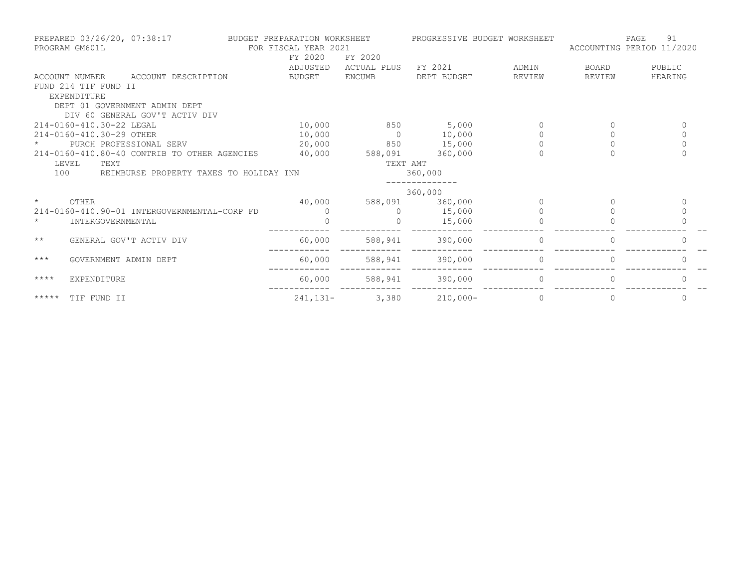PREPARED 03/26/20, 07:38:17 BUDGET PREPARATION WORKSHEET PROGRESSIVE BUDGET WORKSHEET
PROGRAM GM601L FOR FISCAL YEAR 2021 ACCOUNTING PERIOD 11/2020

| ACCOUNT NUMBER | ACCOUNT DESCRIPTION | FY 2020 ADJUSTED BUDGET | FY 2020 ACTUAL PLUS ENCUMB | FY 2021 DEPT BUDGET | ADMIN REVIEW | BOARD REVIEW | PUBLIC HEARING |
|---|---|---|---|---|---|---|---|
| FUND 214 TIF FUND II | | | | | | | |
| EXPENDITURE | | | | | | | |
| DEPT 01 GOVERNMENT ADMIN DEPT | | | | | | | |
| DIV 60 GENERAL GOV'T ACTIV DIV | | | | | | | |
| 214-0160-410.30-22 | LEGAL | 10,000 | 850 | 5,000 | 0 | 0 | 0 |
| 214-0160-410.30-29 | OTHER | 10,000 | 0 | 10,000 | 0 | 0 | 0 |
| * | PURCH PROFESSIONAL SERV | 20,000 | 850 | 15,000 | 0 | 0 | 0 |
| 214-0160-410.80-40 | CONTRIB TO OTHER AGENCIES | 40,000 | 588,091 | 360,000 | 0 | 0 | 0 |
| LEVEL | TEXT | | TEXT AMT | | | | |
| 100 | REIMBURSE PROPERTY TAXES TO HOLIDAY INN | | | 360,000 | | | |
| | | | | 360,000 | | | |
| * | OTHER | 40,000 | 588,091 | 360,000 | 0 | 0 | 0 |
| 214-0160-410.90-01 | INTERGOVERNMENTAL-CORP FD | 0 | 0 | 15,000 | 0 | 0 | 0 |
| * | INTERGOVERNMENTAL | 0 | 0 | 15,000 | 0 | 0 | 0 |
| ** | GENERAL GOV'T ACTIV DIV | 60,000 | 588,941 | 390,000 | 0 | 0 | 0 |
| *** | GOVERNMENT ADMIN DEPT | 60,000 | 588,941 | 390,000 | 0 | 0 | 0 |
| **** | EXPENDITURE | 60,000 | 588,941 | 390,000 | 0 | 0 | 0 |
| ***** | TIF FUND II | 241,131- | 3,380 | 210,000- | 0 | 0 | 0 |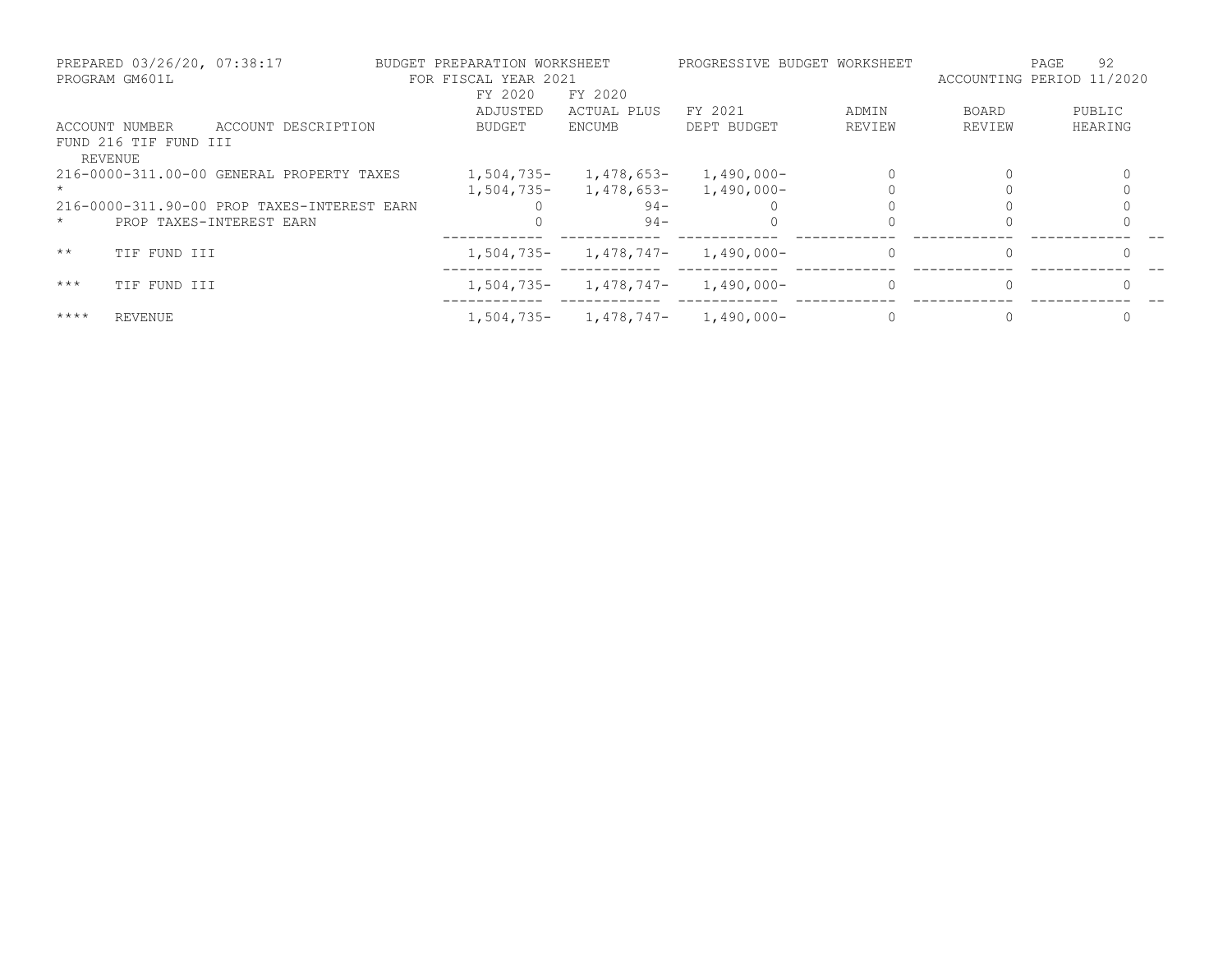PREPARED 03/26/20, 07:38:17 — BUDGET PREPARATION WORKSHEET — PROGRESSIVE BUDGET WORKSHEET

PROGRAM GM601L — FOR FISCAL YEAR 2021 — ACCOUNTING PERIOD 11/2020

| ACCOUNT NUMBER | ACCOUNT DESCRIPTION | FY 2020 ADJUSTED BUDGET | FY 2020 ACTUAL PLUS ENCUMB | FY 2021 DEPT BUDGET | ADMIN REVIEW | BOARD REVIEW | PUBLIC HEARING |
|---|---|---|---|---|---|---|---|
| FUND 216 TIF FUND III | | | | | | | |
| REVENUE | | | | | | | |
| 216-0000-311.00-00 | GENERAL PROPERTY TAXES | 1,504,735- | 1,478,653- | 1,490,000- | 0 | 0 | 0 |
| * | | 1,504,735- | 1,478,653- | 1,490,000- | 0 | 0 | 0 |
| 216-0000-311.90-00 | PROP TAXES-INTEREST EARN | 0 | 94- | 0 | 0 | 0 | 0 |
| * | PROP TAXES-INTEREST EARN | 0 | 94- | 0 | 0 | 0 | 0 |
| ** | TIF FUND III | 1,504,735- | 1,478,747- | 1,490,000- | 0 | 0 | 0 |
| *** | TIF FUND III | 1,504,735- | 1,478,747- | 1,490,000- | 0 | 0 | 0 |
| **** | REVENUE | 1,504,735- | 1,478,747- | 1,490,000- | 0 | 0 | 0 |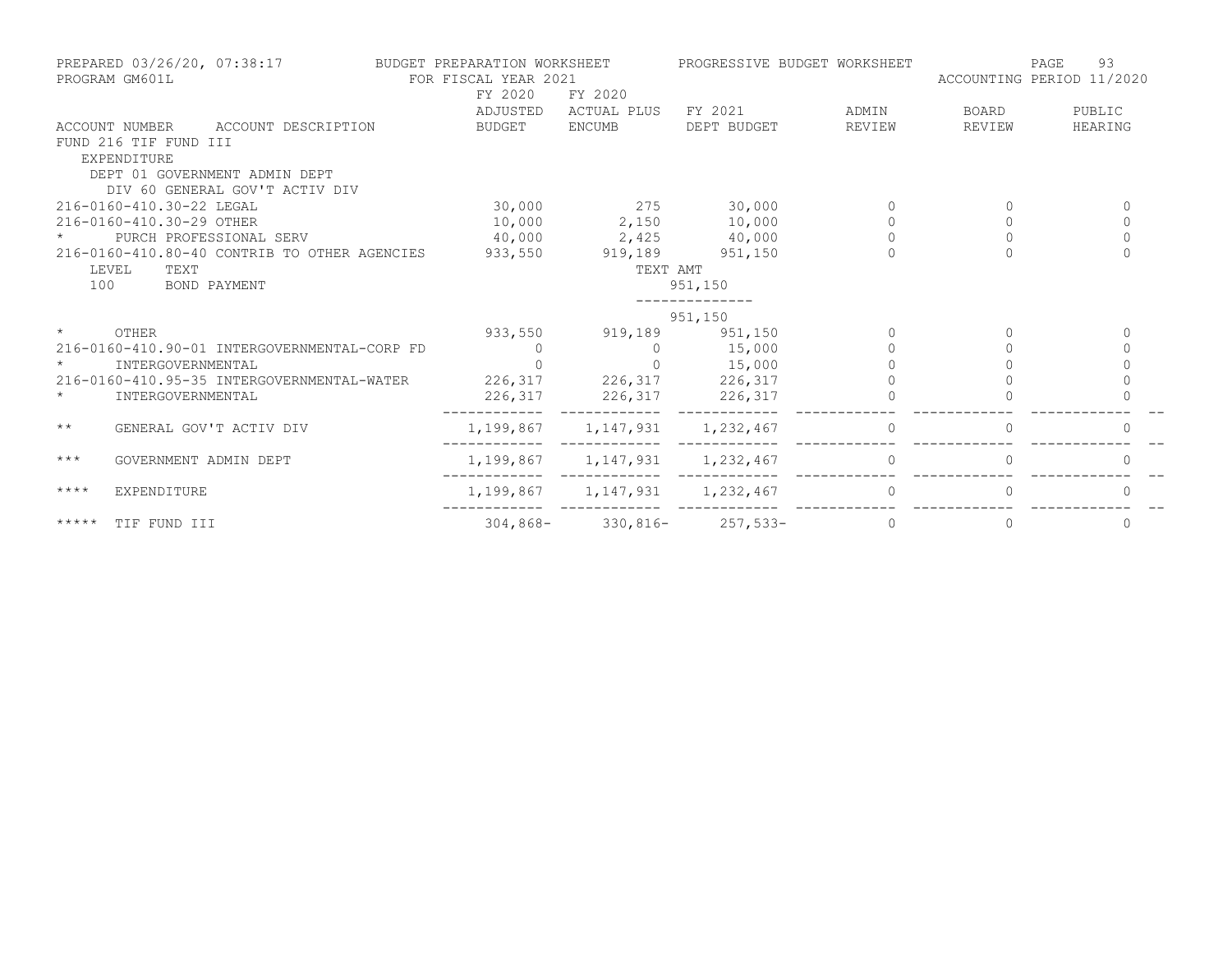PREPARED 03/26/20, 07:38:17 BUDGET PREPARATION WORKSHEET PROGRESSIVE BUDGET WORKSHEET
PROGRAM GM601L FOR FISCAL YEAR 2021 ACCOUNTING PERIOD 11/2020

| ACCOUNT NUMBER ACCOUNT DESCRIPTION | FY 2020 ADJUSTED BUDGET | FY 2020 ACTUAL PLUS ENCUMB | FY 2021 DEPT BUDGET | ADMIN REVIEW | BOARD REVIEW | PUBLIC HEARING |
|---|---|---|---|---|---|---|
| FUND 216 TIF FUND III | | | | | | |
| EXPENDITURE | | | | | | |
| DEPT 01 GOVERNMENT ADMIN DEPT | | | | | | |
| DIV 60 GENERAL GOV'T ACTIV DIV | | | | | | |
| 216-0160-410.30-22 LEGAL | 30,000 | 275 | 30,000 | 0 | 0 | 0 |
| 216-0160-410.30-29 OTHER | 10,000 | 2,150 | 10,000 | 0 | 0 | 0 |
| * PURCH PROFESSIONAL SERV | 40,000 | 2,425 | 40,000 | 0 | 0 | 0 |
| 216-0160-410.80-40 CONTRIB TO OTHER AGENCIES | 933,550 | 919,189 | 951,150 | 0 | 0 | 0 |
| LEVEL TEXT | | TEXT AMT | | | | |
| 100 BOND PAYMENT | | | 951,150 | | | |
| | | | 951,150 | | | |
| * OTHER | 933,550 | 919,189 | 951,150 | 0 | 0 | 0 |
| 216-0160-410.90-01 INTERGOVERNMENTAL-CORP FD | 0 | 0 | 15,000 | 0 | 0 | 0 |
| * INTERGOVERNMENTAL | 0 | 0 | 15,000 | 0 | 0 | 0 |
| 216-0160-410.95-35 INTERGOVERNMENTAL-WATER | 226,317 | 226,317 | 226,317 | 0 | 0 | 0 |
| * INTERGOVERNMENTAL | 226,317 | 226,317 | 226,317 | 0 | 0 | 0 |
| ** GENERAL GOV'T ACTIV DIV | 1,199,867 | 1,147,931 | 1,232,467 | 0 | 0 | 0 |
| *** GOVERNMENT ADMIN DEPT | 1,199,867 | 1,147,931 | 1,232,467 | 0 | 0 | 0 |
| **** EXPENDITURE | 1,199,867 | 1,147,931 | 1,232,467 | 0 | 0 | 0 |
| ***** TIF FUND III | 304,868- | 330,816- | 257,533- | 0 | 0 | 0 |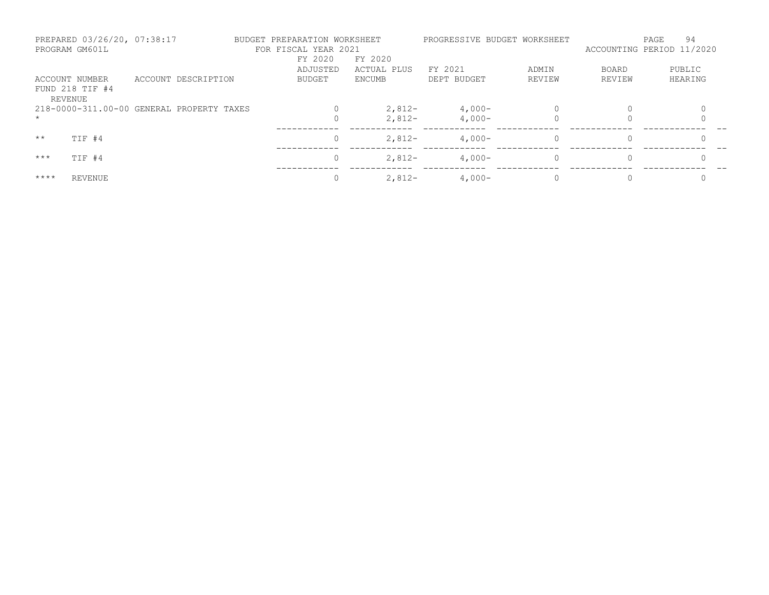PREPARED 03/26/20, 07:38:17 BUDGET PREPARATION WORKSHEET PROGRESSIVE BUDGET WORKSHEET

PROGRAM GM601L FOR FISCAL YEAR 2021 ACCOUNTING PERIOD 11/2020

| ACCOUNT NUMBER | ACCOUNT DESCRIPTION | FY 2020 ADJUSTED BUDGET | FY 2020 ACTUAL PLUS ENCUMB | FY 2021 DEPT BUDGET | ADMIN REVIEW | BOARD REVIEW | PUBLIC HEARING |
|---|---|---|---|---|---|---|---|
| FUND 218 TIF #4 | | | | | | | |
| REVENUE | | | | | | | |
| 218-0000-311.00-00 | GENERAL PROPERTY TAXES | 0 | 2,812- | 4,000- | 0 | 0 | 0 |
| * | | 0 | 2,812- | 4,000- | 0 | 0 | 0 |
| ** | TIF #4 | 0 | 2,812- | 4,000- | 0 | 0 | 0 |
| *** | TIF #4 | 0 | 2,812- | 4,000- | 0 | 0 | 0 |
| **** | REVENUE | 0 | 2,812- | 4,000- | 0 | 0 | 0 |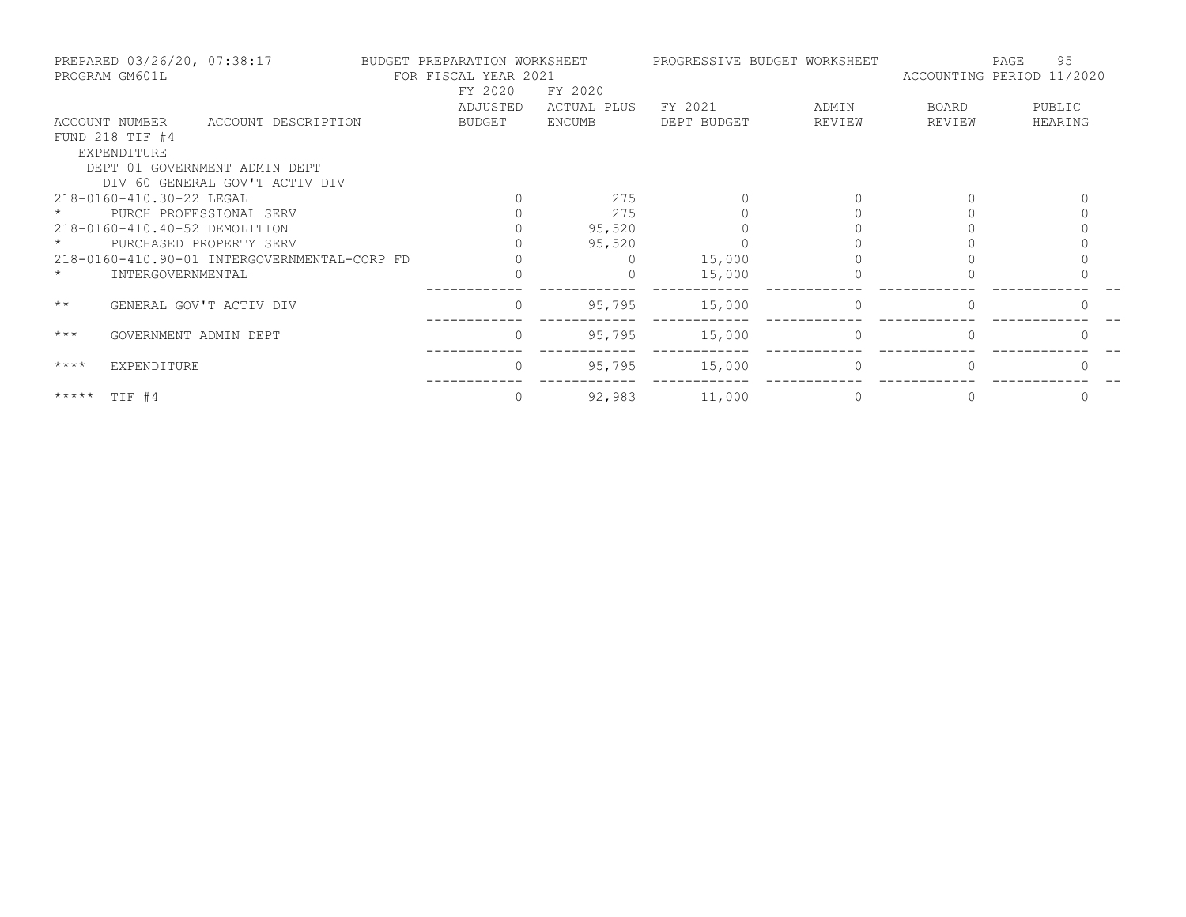PREPARED 03/26/20, 07:38:17 BUDGET PREPARATION WORKSHEET PROGRESSIVE BUDGET WORKSHEET
PROGRAM GM601L FOR FISCAL YEAR 2021 ACCOUNTING PERIOD 11/2020

| ACCOUNT NUMBER | ACCOUNT DESCRIPTION | FY 2020 ADJUSTED BUDGET | FY 2020 ACTUAL PLUS ENCUMB | FY 2021 DEPT BUDGET | ADMIN REVIEW | BOARD REVIEW | PUBLIC HEARING |
|---|---|---|---|---|---|---|---|
| FUND 218 TIF #4 | | | | | | | |
| EXPENDITURE | | | | | | | |
| DEPT 01 GOVERNMENT ADMIN DEPT | | | | | | | |
| DIV 60 GENERAL GOV'T ACTIV DIV | | | | | | | |
| 218-0160-410.30-22 | LEGAL | 0 | 275 | 0 | 0 | 0 | 0 |
| * | PURCH PROFESSIONAL SERV | 0 | 275 | 0 | 0 | 0 | 0 |
| 218-0160-410.40-52 | DEMOLITION | 0 | 95,520 | 0 | 0 | 0 | 0 |
| * | PURCHASED PROPERTY SERV | 0 | 95,520 | 0 | 0 | 0 | 0 |
| 218-0160-410.90-01 | INTERGOVERNMENTAL-CORP FD | 0 | 0 | 15,000 | 0 | 0 | 0 |
| * | INTERGOVERNMENTAL | 0 | 0 | 15,000 | 0 | 0 | 0 |
| ** | GENERAL GOV'T ACTIV DIV | 0 | 95,795 | 15,000 | 0 | 0 | 0 |
| *** | GOVERNMENT ADMIN DEPT | 0 | 95,795 | 15,000 | 0 | 0 | 0 |
| **** | EXPENDITURE | 0 | 95,795 | 15,000 | 0 | 0 | 0 |
| ***** | TIF #4 | 0 | 92,983 | 11,000 | 0 | 0 | 0 |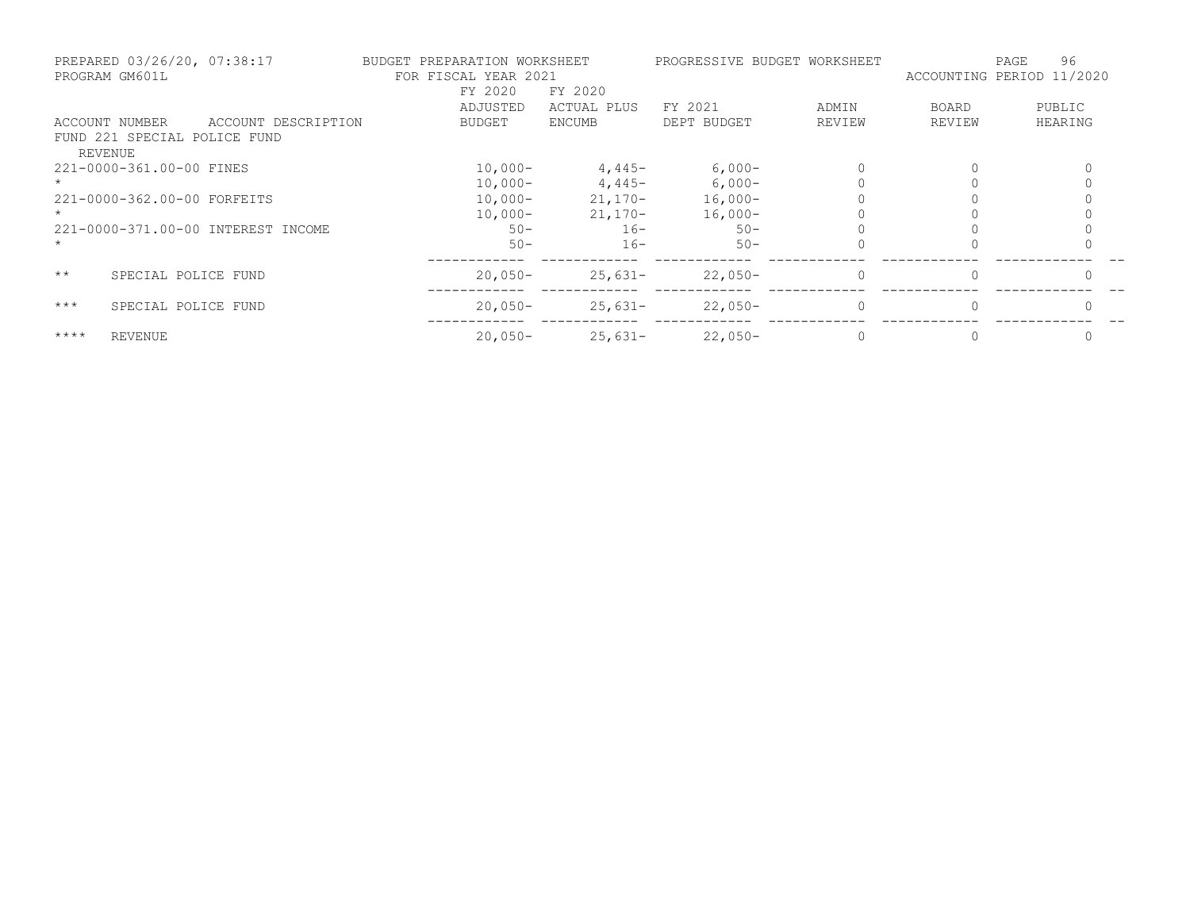PREPARED 03/26/20, 07:38:17 BUDGET PREPARATION WORKSHEET PROGRESSIVE BUDGET WORKSHEET
PROGRAM GM601L FOR FISCAL YEAR 2021 ACCOUNTING PERIOD 11/2020

| ACCOUNT NUMBER | ACCOUNT DESCRIPTION | FY 2020 ADJUSTED BUDGET | FY 2020 ACTUAL PLUS ENCUMB | FY 2021 DEPT BUDGET | ADMIN REVIEW | BOARD REVIEW | PUBLIC HEARING |
|---|---|---|---|---|---|---|---|
| FUND 221 SPECIAL POLICE FUND | | | | | | | |
| REVENUE | | | | | | | |
| 221-0000-361.00-00 | FINES | 10,000- | 4,445- | 6,000- | 0 | 0 | 0 |
| * | | 10,000- | 4,445- | 6,000- | 0 | 0 | 0 |
| 221-0000-362.00-00 | FORFEITS | 10,000- | 21,170- | 16,000- | 0 | 0 | 0 |
| * | | 10,000- | 21,170- | 16,000- | 0 | 0 | 0 |
| 221-0000-371.00-00 | INTEREST INCOME | 50- | 16- | 50- | 0 | 0 | 0 |
| * | | 50- | 16- | 50- | 0 | 0 | 0 |
| ** | SPECIAL POLICE FUND | 20,050- | 25,631- | 22,050- | 0 | 0 | 0 |
| *** | SPECIAL POLICE FUND | 20,050- | 25,631- | 22,050- | 0 | 0 | 0 |
| **** | REVENUE | 20,050- | 25,631- | 22,050- | 0 | 0 | 0 |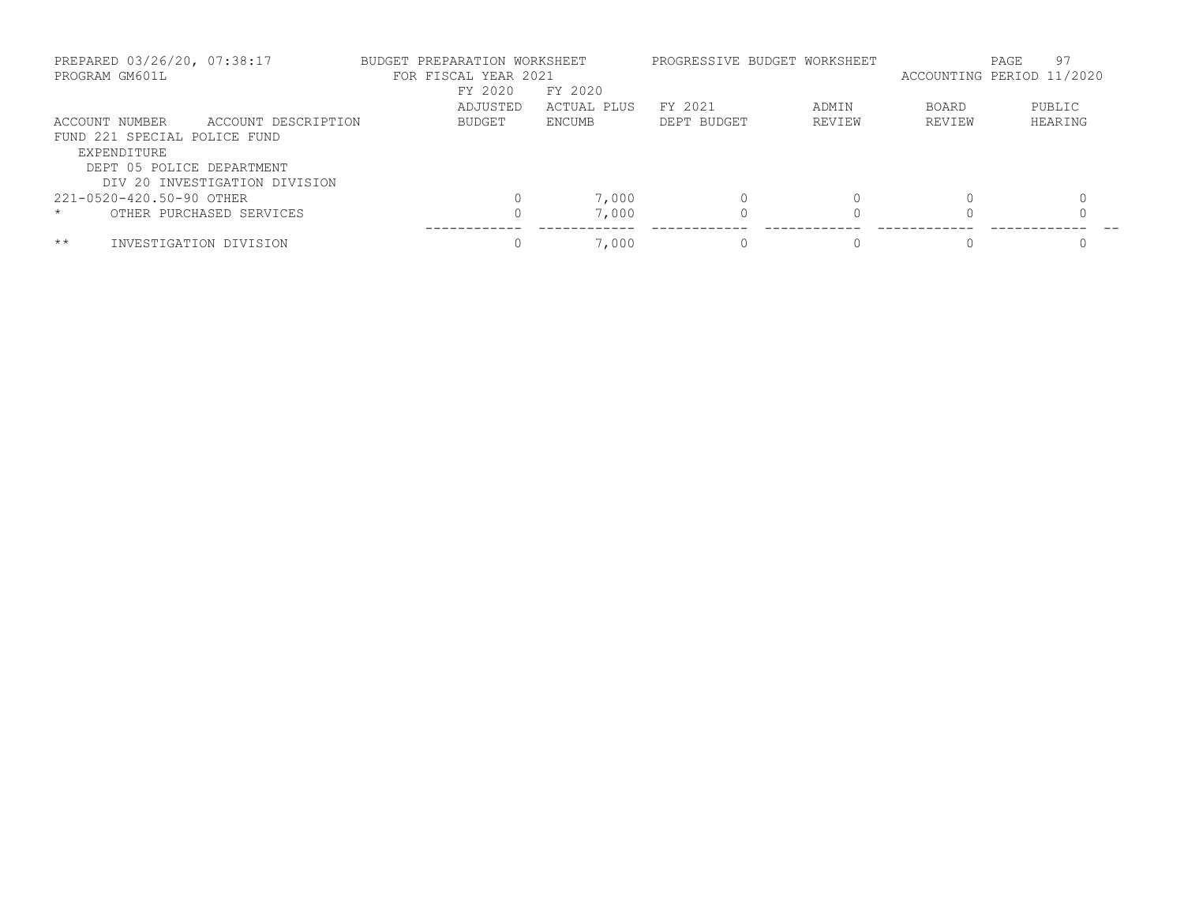PREPARED 03/26/20, 07:38:17 — BUDGET PREPARATION WORKSHEET — FOR FISCAL YEAR 2021 — PROGRESSIVE BUDGET WORKSHEET
PROGRAM GM601L — ACCOUNTING PERIOD 11/2020

| ACCOUNT NUMBER | ACCOUNT DESCRIPTION | FY 2020 ADJUSTED BUDGET | FY 2020 ACTUAL PLUS ENCUMB | FY 2021 DEPT BUDGET | ADMIN REVIEW | BOARD REVIEW | PUBLIC HEARING |
|---|---|---|---|---|---|---|---|
| FUND 221 SPECIAL POLICE FUND | | | | | | | |
| EXPENDITURE | | | | | | | |
| DEPT 05 POLICE DEPARTMENT | | | | | | | |
| DIV 20 INVESTIGATION DIVISION | | | | | | | |
| 221-0520-420.50-90 | OTHER | 0 | 7,000 | 0 | 0 | 0 | 0 |
| * | OTHER PURCHASED SERVICES | 0 | 7,000 | 0 | 0 | 0 | 0 |
| ** | INVESTIGATION DIVISION | 0 | 7,000 | 0 | 0 | 0 | 0 |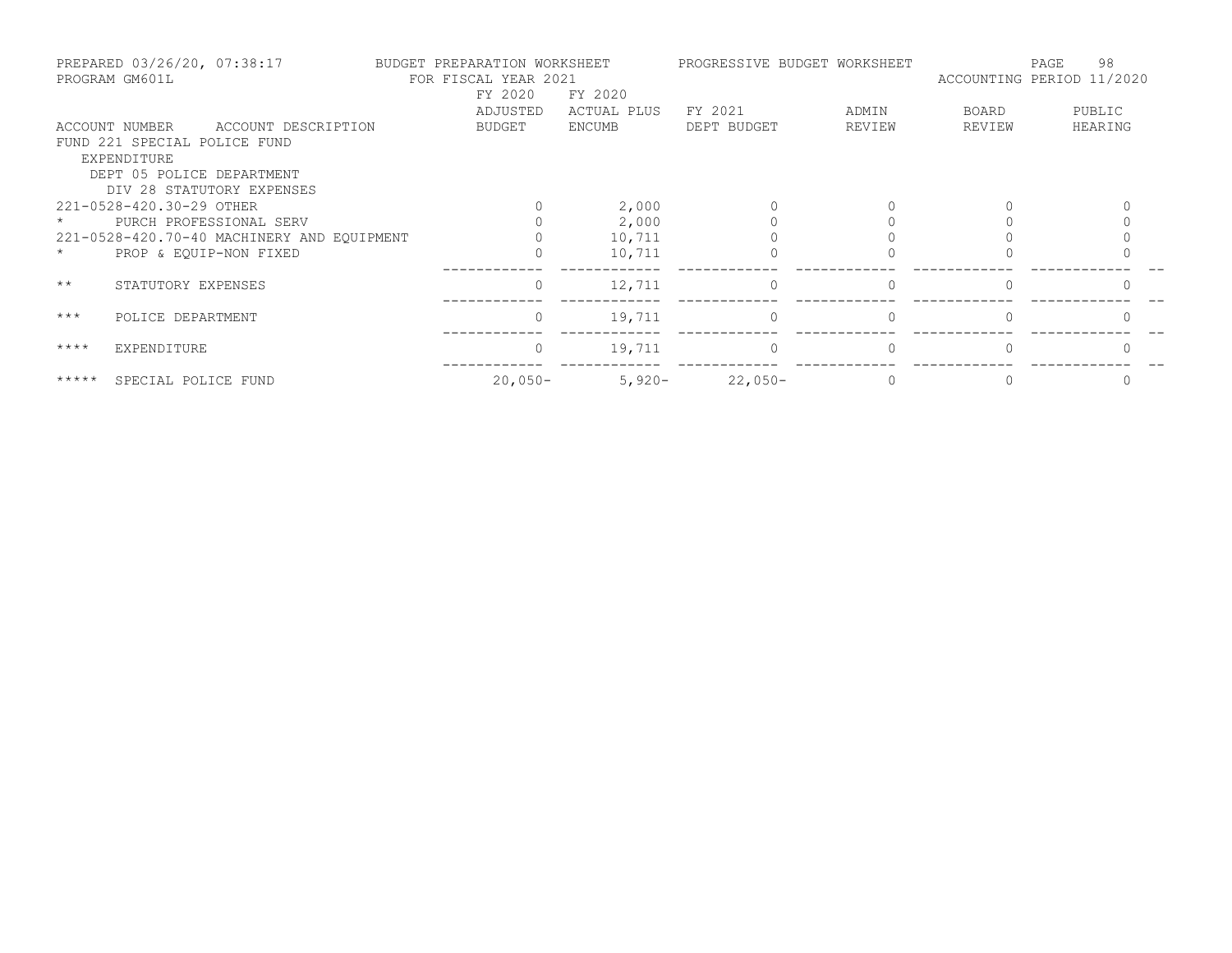PREPARED 03/26/20, 07:38:17 BUDGET PREPARATION WORKSHEET PROGRESSIVE BUDGET WORKSHEET
PROGRAM GM601L FOR FISCAL YEAR 2021 ACCOUNTING PERIOD 11/2020

| ACCOUNT NUMBER ACCOUNT DESCRIPTION | FY 2020 ADJUSTED BUDGET | FY 2020 ACTUAL PLUS ENCUMB | FY 2021 DEPT BUDGET | ADMIN REVIEW | BOARD REVIEW | PUBLIC HEARING |
|---|---|---|---|---|---|---|
| FUND 221 SPECIAL POLICE FUND | | | | | | |
| EXPENDITURE | | | | | | |
| DEPT 05 POLICE DEPARTMENT | | | | | | |
| DIV 28 STATUTORY EXPENSES | | | | | | |
| 221-0528-420.30-29 OTHER | 0 | 2,000 | 0 | 0 | 0 | 0 |
| * PURCH PROFESSIONAL SERV | 0 | 2,000 | 0 | 0 | 0 | 0 |
| 221-0528-420.70-40 MACHINERY AND EQUIPMENT | 0 | 10,711 | 0 | 0 | 0 | 0 |
| * PROP & EQUIP-NON FIXED | 0 | 10,711 | 0 | 0 | 0 | 0 |
| ** STATUTORY EXPENSES | 0 | 12,711 | 0 | 0 | 0 | 0 |
| *** POLICE DEPARTMENT | 0 | 19,711 | 0 | 0 | 0 | 0 |
| **** EXPENDITURE | 0 | 19,711 | 0 | 0 | 0 | 0 |
| ***** SPECIAL POLICE FUND | 20,050- | 5,920- | 22,050- | 0 | 0 | 0 |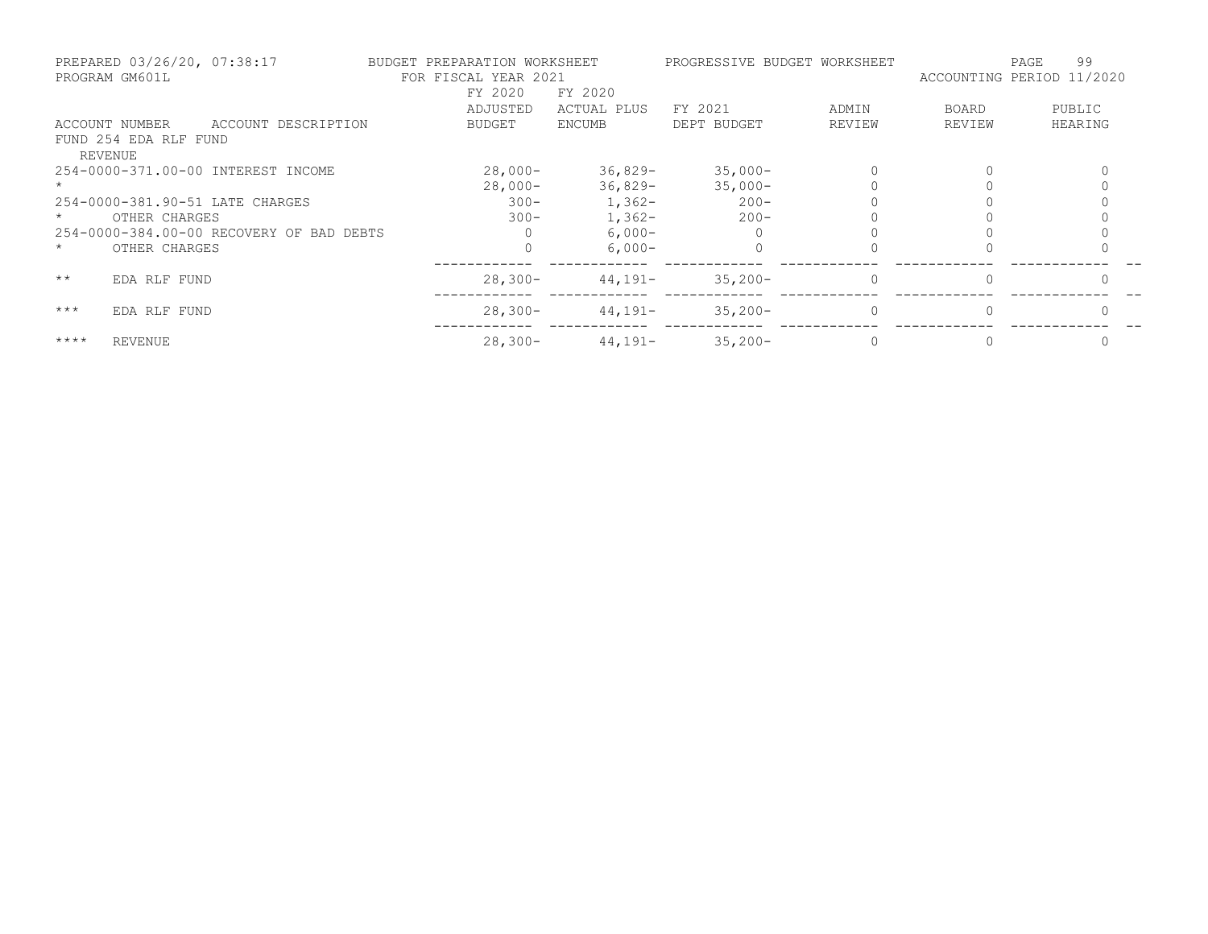PREPARED 03/26/20, 07:38:17 BUDGET PREPARATION WORKSHEET PROGRESSIVE BUDGET WORKSHEET
PROGRAM GM601L FOR FISCAL YEAR 2021 ACCOUNTING PERIOD 11/2020

| ACCOUNT NUMBER | ACCOUNT DESCRIPTION | FY 2020 ADJUSTED BUDGET | FY 2020 ACTUAL PLUS ENCUMB | FY 2021 DEPT BUDGET | ADMIN REVIEW | BOARD REVIEW | PUBLIC HEARING |
|---|---|---|---|---|---|---|---|
| FUND 254 EDA RLF FUND | | | | | | | |
| REVENUE | | | | | | | |
| 254-0000-371.00-00 | INTEREST INCOME | 28,000- | 36,829- | 35,000- | 0 | 0 | 0 |
| * | | 28,000- | 36,829- | 35,000- | 0 | 0 | 0 |
| 254-0000-381.90-51 | LATE CHARGES | 300- | 1,362- | 200- | 0 | 0 | 0 |
| * | OTHER CHARGES | 300- | 1,362- | 200- | 0 | 0 | 0 |
| 254-0000-384.00-00 | RECOVERY OF BAD DEBTS | 0 | 6,000- | 0 | 0 | 0 | 0 |
| * | OTHER CHARGES | 0 | 6,000- | 0 | 0 | 0 | 0 |
| ** | EDA RLF FUND | 28,300- | 44,191- | 35,200- | 0 | 0 | 0 |
| *** | EDA RLF FUND | 28,300- | 44,191- | 35,200- | 0 | 0 | 0 |
| **** | REVENUE | 28,300- | 44,191- | 35,200- | 0 | 0 | 0 |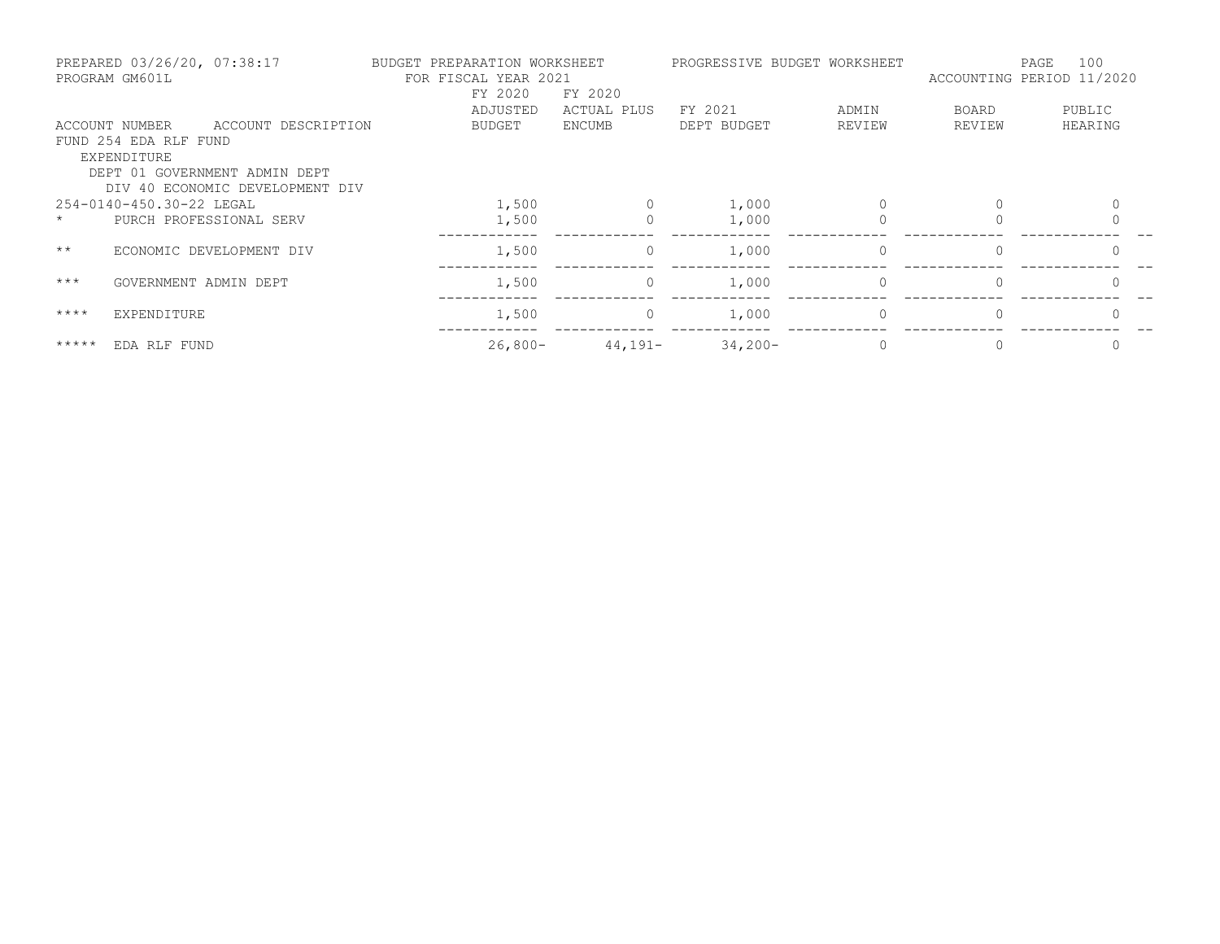PREPARED 03/26/20, 07:38:17 BUDGET PREPARATION WORKSHEET PROGRESSIVE BUDGET WORKSHEET
PROGRAM GM601L FOR FISCAL YEAR 2021 ACCOUNTING PERIOD 11/2020

| ACCOUNT NUMBER | ACCOUNT DESCRIPTION | FY 2020 ADJUSTED BUDGET | FY 2020 ACTUAL PLUS ENCUMB | FY 2021 DEPT BUDGET | ADMIN REVIEW | BOARD REVIEW | PUBLIC HEARING |
|---|---|---|---|---|---|---|---|
| FUND 254 EDA RLF FUND | | | | | | | |
| EXPENDITURE | | | | | | | |
| DEPT 01 GOVERNMENT ADMIN DEPT | | | | | | | |
| DIV 40 ECONOMIC DEVELOPMENT DIV | | | | | | | |
| 254-0140-450.30-22 | LEGAL | 1,500 | 0 | 1,000 | 0 | 0 | 0 |
| * | PURCH PROFESSIONAL SERV | 1,500 | 0 | 1,000 | 0 | 0 | 0 |
| ** | ECONOMIC DEVELOPMENT DIV | 1,500 | 0 | 1,000 | 0 | 0 | 0 |
| *** | GOVERNMENT ADMIN DEPT | 1,500 | 0 | 1,000 | 0 | 0 | 0 |
| **** | EXPENDITURE | 1,500 | 0 | 1,000 | 0 | 0 | 0 |
| ***** | EDA RLF FUND | 26,800- | 44,191- | 34,200- | 0 | 0 | 0 |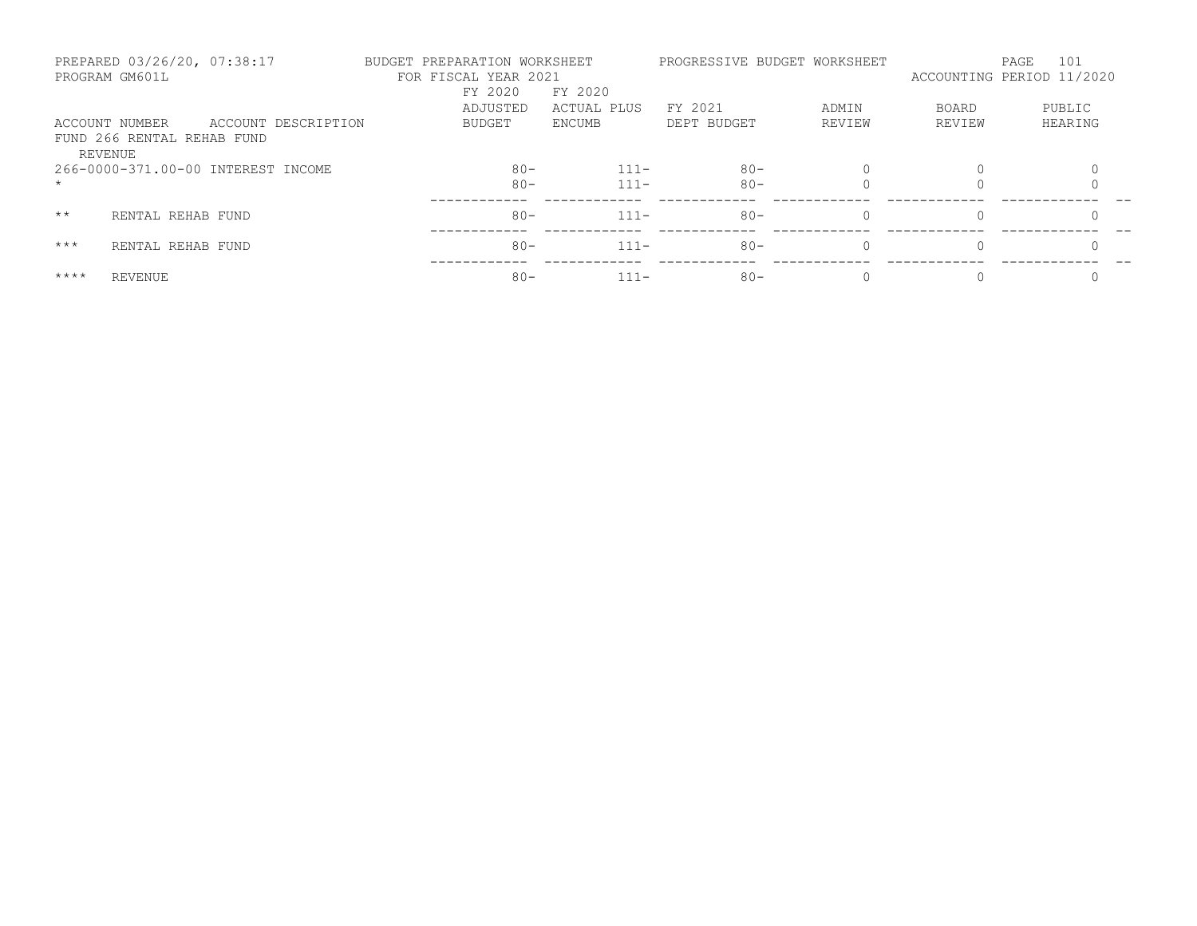BUDGET PREPARATION WORKSHEET
FOR FISCAL YEAR 2021

PROGRESSIVE BUDGET WORKSHEET

ACCOUNTING PERIOD 11/2020

| ACCOUNT NUMBER | ACCOUNT DESCRIPTION | FY 2020 ADJUSTED BUDGET | FY 2020 ACTUAL PLUS ENCUMB | FY 2021 DEPT BUDGET | ADMIN REVIEW | BOARD REVIEW | PUBLIC HEARING |
|---|---|---|---|---|---|---|---|
| FUND 266 RENTAL REHAB FUND | | | | | | | |
| REVENUE | | | | | | | |
| 266-0000-371.00-00 | INTEREST INCOME | 80- | 111- | 80- | 0 | 0 | 0 |
| * | | 80- | 111- | 80- | 0 | 0 | 0 |
| ** | RENTAL REHAB FUND | 80- | 111- | 80- | 0 | 0 | 0 |
| *** | RENTAL REHAB FUND | 80- | 111- | 80- | 0 | 0 | 0 |
| **** | REVENUE | 80- | 111- | 80- | 0 | 0 | 0 |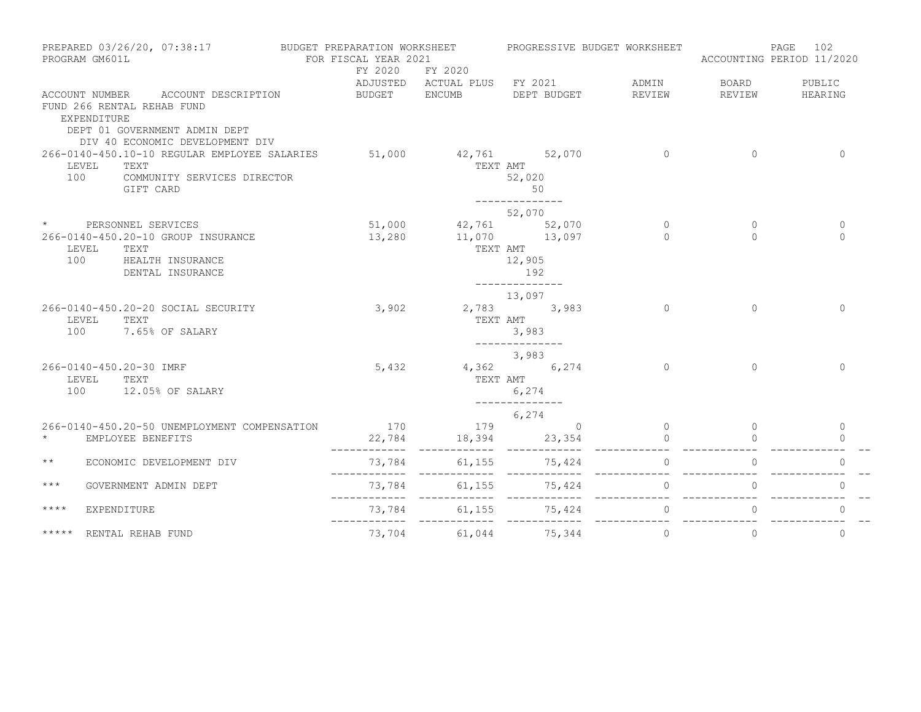PREPARED 03/26/20, 07:38:17 — BUDGET PREPARATION WORKSHEET — PROGRESSIVE BUDGET WORKSHEET
PROGRAM GM601L — FOR FISCAL YEAR 2021 — ACCOUNTING PERIOD 11/2020

| ACCOUNT NUMBER | ACCOUNT DESCRIPTION | FY 2020 ADJUSTED BUDGET | FY 2020 ACTUAL PLUS ENCUMB | FY 2021 DEPT BUDGET | ADMIN REVIEW | BOARD REVIEW | PUBLIC HEARING |
|---|---|---|---|---|---|---|---|
| FUND 266 RENTAL REHAB FUND | | | | | | | |
| EXPENDITURE | | | | | | | |
| DEPT 01 GOVERNMENT ADMIN DEPT | | | | | | | |
| DIV 40 ECONOMIC DEVELOPMENT DIV | | | | | | | |
| 266-0140-450.10-10 | REGULAR EMPLOYEE SALARIES | 51,000 | 42,761 | 52,070 | 0 | 0 | 0 |
| LEVEL TEXT | | | TEXT AMT | | | | |
| 100 | COMMUNITY SERVICES DIRECTOR | | | 52,020 | | | |
| | GIFT CARD | | | 50 | | | |
| | | | | 52,070 | | | |
| * | PERSONNEL SERVICES | 51,000 | 42,761 | 52,070 | 0 | 0 | 0 |
| 266-0140-450.20-10 | GROUP INSURANCE | 13,280 | 11,070 | 13,097 | 0 | 0 | 0 |
| LEVEL TEXT | | | TEXT AMT | | | | |
| 100 | HEALTH INSURANCE | | | 12,905 | | | |
| | DENTAL INSURANCE | | | 192 | | | |
| | | | | 13,097 | | | |
| 266-0140-450.20-20 | SOCIAL SECURITY | 3,902 | 2,783 | 3,983 | 0 | 0 | 0 |
| LEVEL TEXT | | | TEXT AMT | | | | |
| 100 | 7.65% OF SALARY | | | 3,983 | | | |
| | | | | 3,983 | | | |
| 266-0140-450.20-30 | IMRF | 5,432 | 4,362 | 6,274 | 0 | 0 | 0 |
| LEVEL TEXT | | | TEXT AMT | | | | |
| 100 | 12.05% OF SALARY | | | 6,274 | | | |
| | | | | 6,274 | | | |
| 266-0140-450.20-50 | UNEMPLOYMENT COMPENSATION | 170 | 179 | 0 | 0 | 0 | 0 |
| * | EMPLOYEE BENEFITS | 22,784 | 18,394 | 23,354 | 0 | 0 | 0 |
| ** | ECONOMIC DEVELOPMENT DIV | 73,784 | 61,155 | 75,424 | 0 | 0 | 0 |
| *** | GOVERNMENT ADMIN DEPT | 73,784 | 61,155 | 75,424 | 0 | 0 | 0 |
| **** | EXPENDITURE | 73,784 | 61,155 | 75,424 | 0 | 0 | 0 |
| ***** | RENTAL REHAB FUND | 73,704 | 61,044 | 75,344 | 0 | 0 | 0 |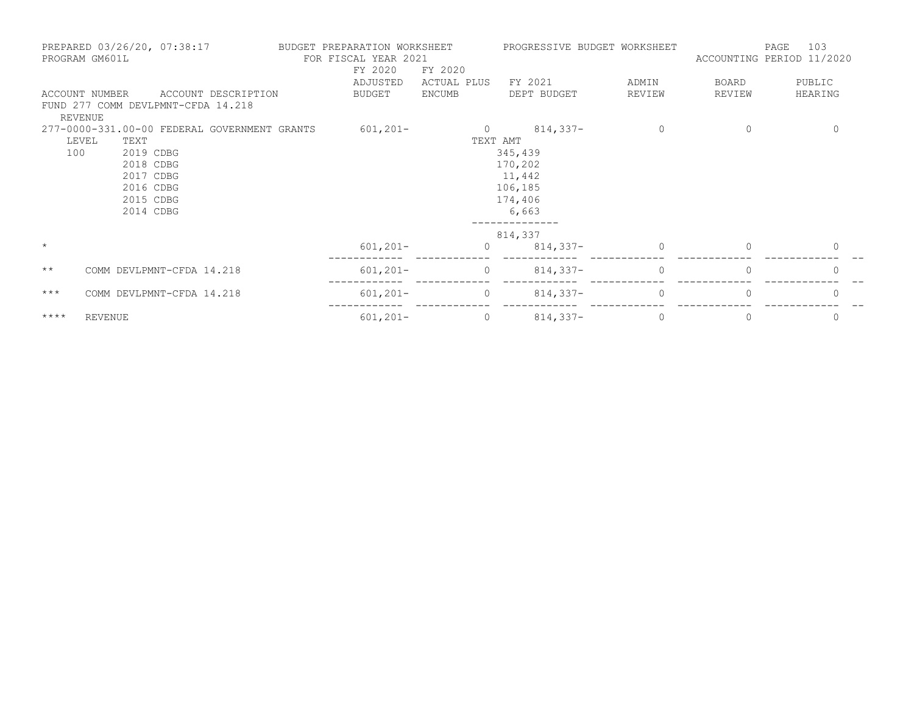PREPARED 03/26/20, 07:38:17 BUDGET PREPARATION WORKSHEET PROGRESSIVE BUDGET WORKSHEET
PROGRAM GM601L FOR FISCAL YEAR 2021 ACCOUNTING PERIOD 11/2020

| ACCOUNT NUMBER | ACCOUNT DESCRIPTION | FY 2020 ADJUSTED BUDGET | FY 2020 ACTUAL PLUS ENCUMB | FY 2021 DEPT BUDGET | ADMIN REVIEW | BOARD REVIEW | PUBLIC HEARING |
|---|---|---|---|---|---|---|---|
| FUND 277 COMM DEVLPMNT-CFDA 14.218 | | | | | | | |
| REVENUE | | | | | | | |
| 277-0000-331.00-00 | FEDERAL GOVERNMENT GRANTS | 601,201- | 0 | 814,337- | 0 | 0 | 0 |
| LEVEL | TEXT | | TEXT AMT | | | | |
| 100 | 2019 CDBG | | | 345,439 | | | |
| | 2018 CDBG | | | 170,202 | | | |
| | 2017 CDBG | | | 11,442 | | | |
| | 2016 CDBG | | | 106,185 | | | |
| | 2015 CDBG | | | 174,406 | | | |
| | 2014 CDBG | | | 6,663 | | | |
| | | | | 814,337 | | | |
| * | | 601,201- | 0 | 814,337- | 0 | 0 | 0 |
| ** | COMM DEVLPMNT-CFDA 14.218 | 601,201- | 0 | 814,337- | 0 | 0 | 0 |
| *** | COMM DEVLPMNT-CFDA 14.218 | 601,201- | 0 | 814,337- | 0 | 0 | 0 |
| **** | REVENUE | 601,201- | 0 | 814,337- | 0 | 0 | 0 |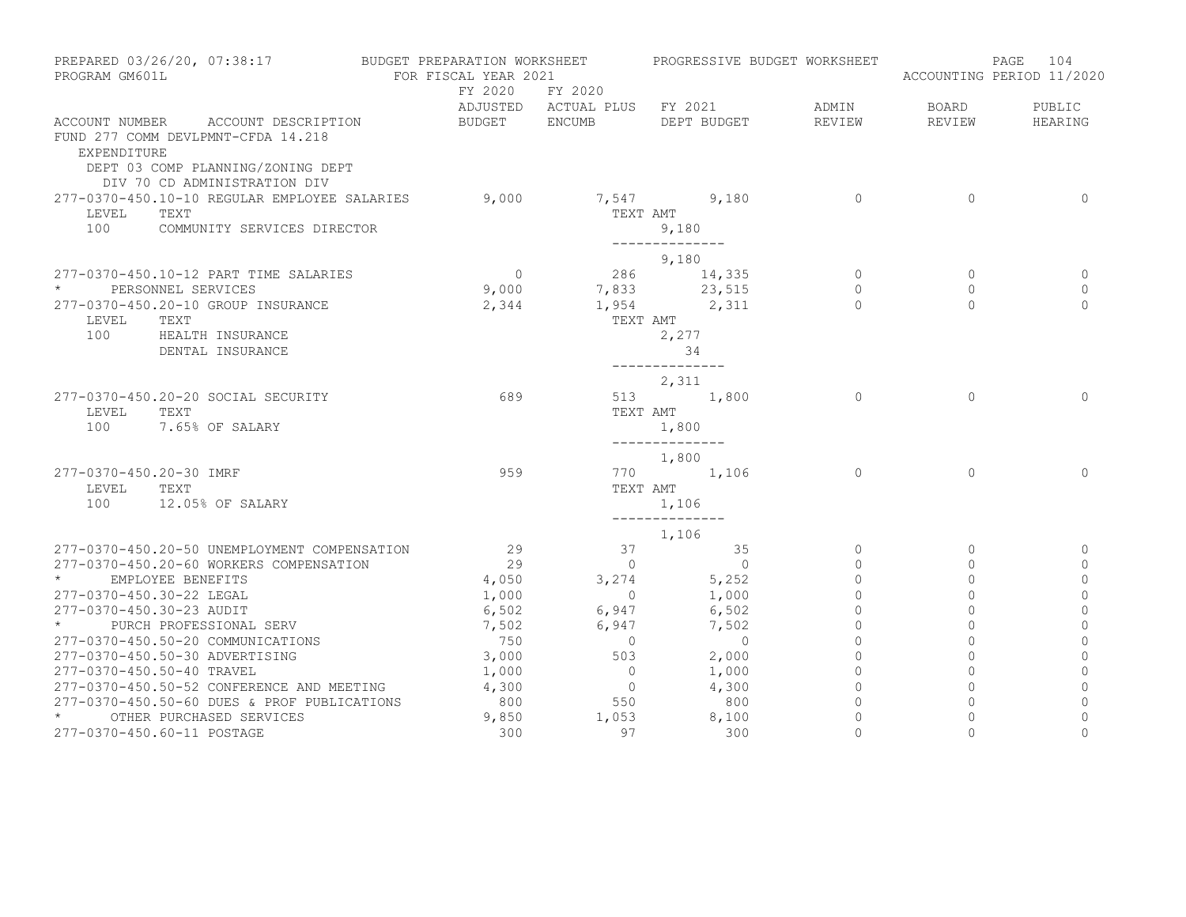PREPARED 03/26/20, 07:38:17 BUDGET PREPARATION WORKSHEET PROGRESSIVE BUDGET WORKSHEET
PROGRAM GM601L FOR FISCAL YEAR 2021 ACCOUNTING PERIOD 11/2020

| ACCOUNT NUMBER ACCOUNT DESCRIPTION | FY 2020 ADJUSTED BUDGET | FY 2020 ACTUAL PLUS ENCUMB | FY 2021 DEPT BUDGET | ADMIN REVIEW | BOARD REVIEW | PUBLIC HEARING |
|---|---|---|---|---|---|---|
| FUND 277 COMM DEVLPMNT-CFDA 14.218 | | | | | | |
| EXPENDITURE | | | | | | |
| DEPT 03 COMP PLANNING/ZONING DEPT | | | | | | |
| DIV 70 CD ADMINISTRATION DIV | | | | | | |
| 277-0370-450.10-10 REGULAR EMPLOYEE SALARIES | 9,000 | 7,547 | 9,180 | 0 | 0 | 0 |
| LEVEL TEXT | | TEXT AMT | | | | |
| 100 COMMUNITY SERVICES DIRECTOR | | | 9,180 | | | |
| | | | -------------- | | | |
| | | | 9,180 | | | |
| 277-0370-450.10-12 PART TIME SALARIES | 0 | 286 | 14,335 | 0 | 0 | 0 |
| * PERSONNEL SERVICES | 9,000 | 7,833 | 23,515 | 0 | 0 | 0 |
| 277-0370-450.20-10 GROUP INSURANCE | 2,344 | 1,954 | 2,311 | 0 | 0 | 0 |
| LEVEL TEXT | | TEXT AMT | | | | |
| 100 HEALTH INSURANCE | | | 2,277 | | | |
| DENTAL INSURANCE | | | 34 | | | |
| | | | -------------- | | | |
| | | | 2,311 | | | |
| 277-0370-450.20-20 SOCIAL SECURITY | 689 | 513 | 1,800 | 0 | 0 | 0 |
| LEVEL TEXT | | TEXT AMT | | | | |
| 100 7.65% OF SALARY | | | 1,800 | | | |
| | | | -------------- | | | |
| | | | 1,800 | | | |
| 277-0370-450.20-30 IMRF | 959 | 770 | 1,106 | 0 | 0 | 0 |
| LEVEL TEXT | | TEXT AMT | | | | |
| 100 12.05% OF SALARY | | | 1,106 | | | |
| | | | -------------- | | | |
| | | | 1,106 | | | |
| 277-0370-450.20-50 UNEMPLOYMENT COMPENSATION | 29 | 37 | 35 | 0 | 0 | 0 |
| 277-0370-450.20-60 WORKERS COMPENSATION | 29 | 0 | 0 | 0 | 0 | 0 |
| * EMPLOYEE BENEFITS | 4,050 | 3,274 | 5,252 | 0 | 0 | 0 |
| 277-0370-450.30-22 LEGAL | 1,000 | 0 | 1,000 | 0 | 0 | 0 |
| 277-0370-450.30-23 AUDIT | 6,502 | 6,947 | 6,502 | 0 | 0 | 0 |
| * PURCH PROFESSIONAL SERV | 7,502 | 6,947 | 7,502 | 0 | 0 | 0 |
| 277-0370-450.50-20 COMMUNICATIONS | 750 | 0 | 0 | 0 | 0 | 0 |
| 277-0370-450.50-30 ADVERTISING | 3,000 | 503 | 2,000 | 0 | 0 | 0 |
| 277-0370-450.50-40 TRAVEL | 1,000 | 0 | 1,000 | 0 | 0 | 0 |
| 277-0370-450.50-52 CONFERENCE AND MEETING | 4,300 | 0 | 4,300 | 0 | 0 | 0 |
| 277-0370-450.50-60 DUES & PROF PUBLICATIONS | 800 | 550 | 800 | 0 | 0 | 0 |
| * OTHER PURCHASED SERVICES | 9,850 | 1,053 | 8,100 | 0 | 0 | 0 |
| 277-0370-450.60-11 POSTAGE | 300 | 97 | 300 | 0 | 0 | 0 |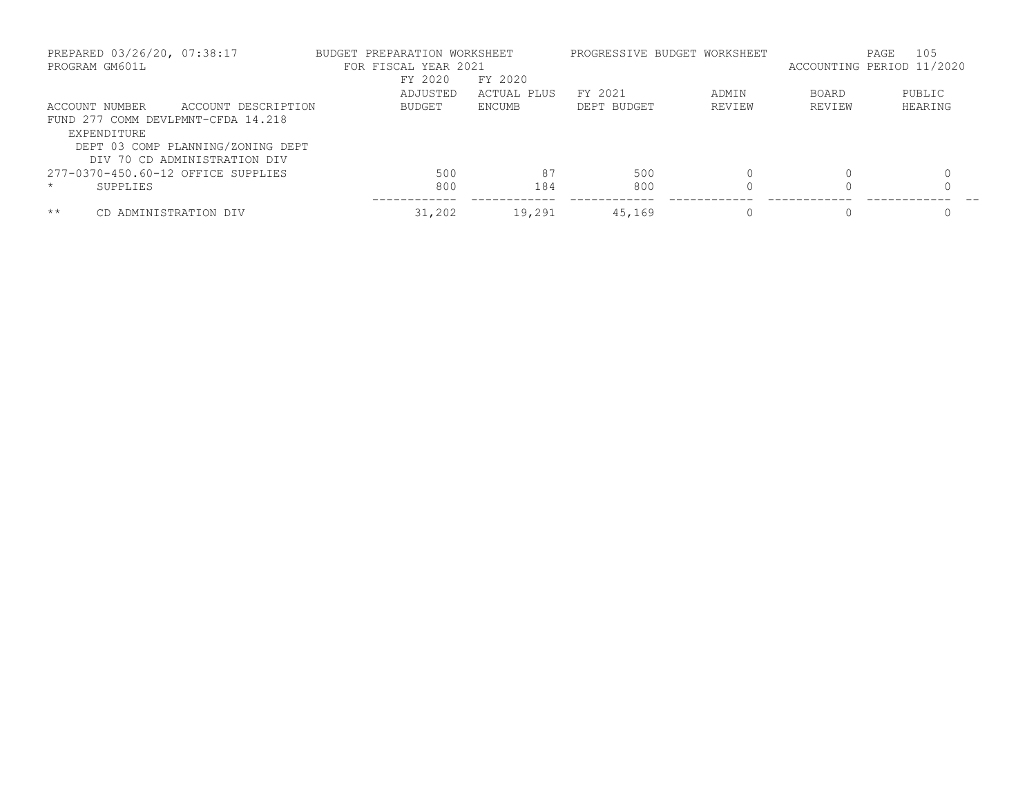PREPARED 03/26/20, 07:38:17 — BUDGET PREPARATION WORKSHEET — PROGRESSIVE BUDGET WORKSHEET
PROGRAM GM601L — FOR FISCAL YEAR 2021 — ACCOUNTING PERIOD 11/2020

| ACCOUNT NUMBER | ACCOUNT DESCRIPTION | FY 2020 ADJUSTED BUDGET | FY 2020 ACTUAL PLUS ENCUMB | FY 2021 DEPT BUDGET | ADMIN REVIEW | BOARD REVIEW | PUBLIC HEARING |
|---|---|---|---|---|---|---|---|
| FUND 277 COMM DEVLPMNT-CFDA 14.218 | | | | | | | |
| EXPENDITURE | | | | | | | |
| DEPT 03 COMP PLANNING/ZONING DEPT | | | | | | | |
| DIV 70 CD ADMINISTRATION DIV | | | | | | | |
| 277-0370-450.60-12 | OFFICE SUPPLIES | 500 | 87 | 500 | 0 | 0 | 0 |
| * | SUPPLIES | 800 | 184 | 800 | 0 | 0 | 0 |
| ** | CD ADMINISTRATION DIV | 31,202 | 19,291 | 45,169 | 0 | 0 | 0 |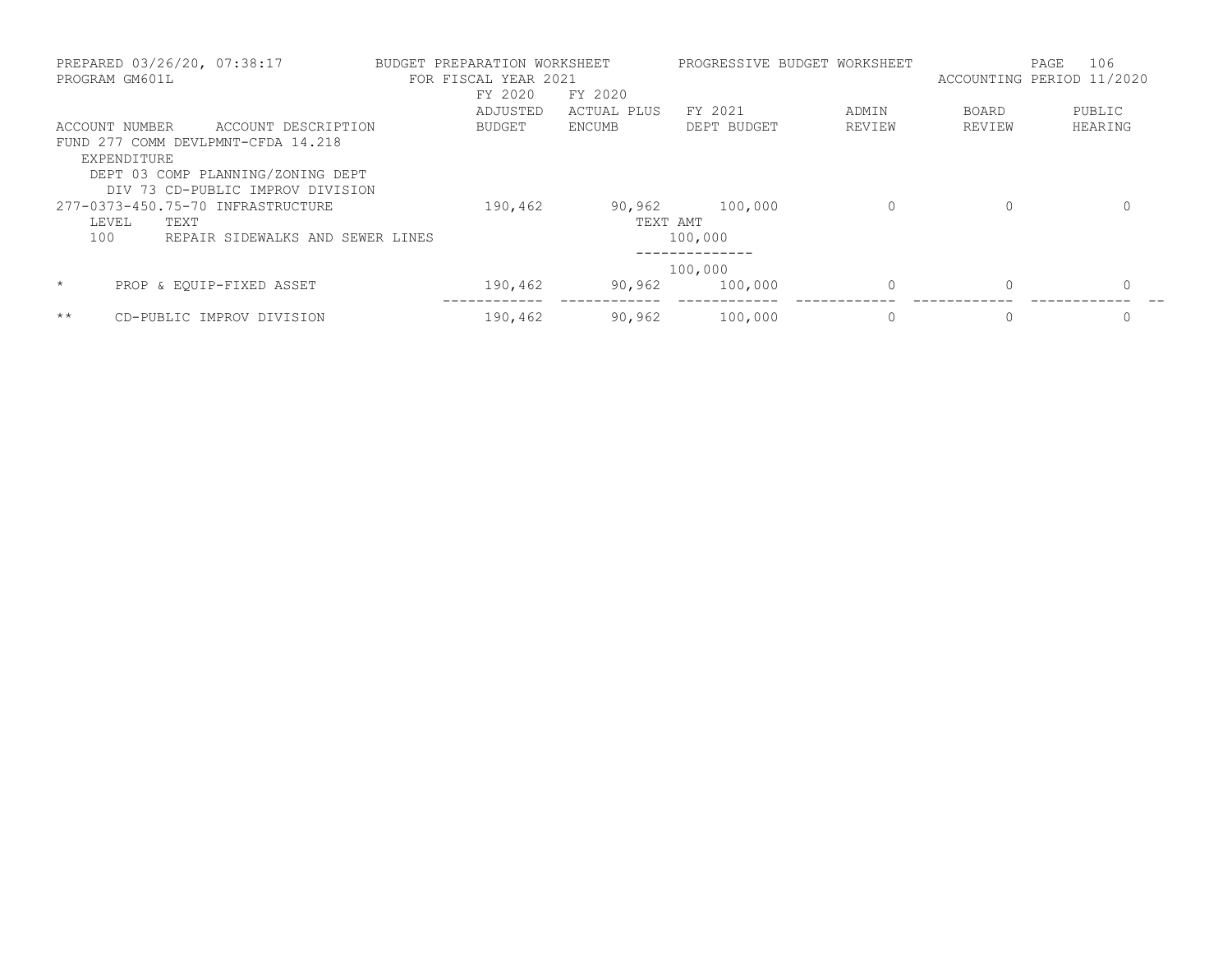PREPARED 03/26/20, 07:38:17 BUDGET PREPARATION WORKSHEET PROGRESSIVE BUDGET WORKSHEET
PROGRAM GM601L FOR FISCAL YEAR 2021 ACCOUNTING PERIOD 11/2020

| ACCOUNT NUMBER | ACCOUNT DESCRIPTION | FY 2020 ADJUSTED BUDGET | FY 2020 ACTUAL PLUS ENCUMB | FY 2021 DEPT BUDGET | ADMIN REVIEW | BOARD REVIEW | PUBLIC HEARING |
|---|---|---|---|---|---|---|---|
| FUND 277 COMM DEVLPMNT-CFDA 14.218 | | | | | | | |
| EXPENDITURE | | | | | | | |
| DEPT 03 COMP PLANNING/ZONING DEPT | | | | | | | |
| DIV 73 CD-PUBLIC IMPROV DIVISION | | | | | | | |
| 277-0373-450.75-70 | INFRASTRUCTURE | 190,462 | 90,962 | 100,000 | 0 | 0 | 0 |
| LEVEL | TEXT | | TEXT AMT | | | | |
| 100 | REPAIR SIDEWALKS AND SEWER LINES | | | 100,000 | | | |
| | | | | 100,000 | | | |
| * | PROP & EQUIP-FIXED ASSET | 190,462 | 90,962 | 100,000 | 0 | 0 | 0 |
| ** | CD-PUBLIC IMPROV DIVISION | 190,462 | 90,962 | 100,000 | 0 | 0 | 0 |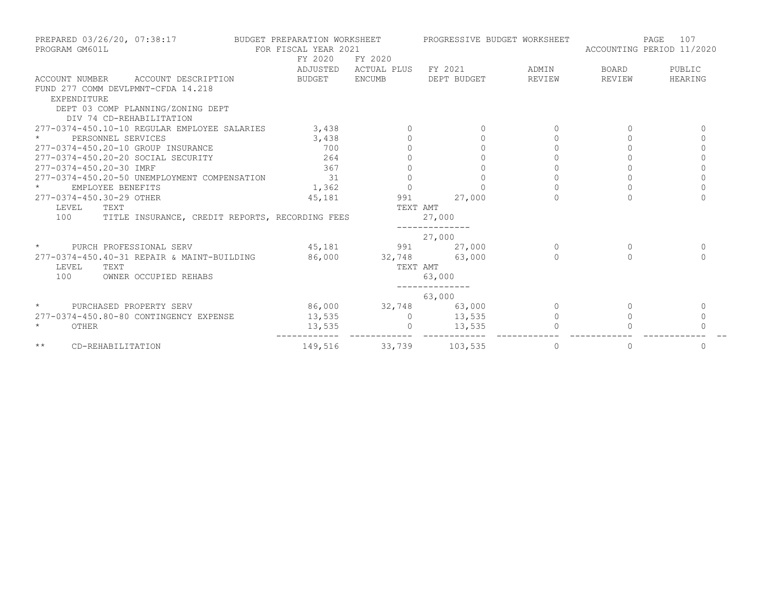PREPARED 03/26/20, 07:38:17 BUDGET PREPARATION WORKSHEET PROGRESSIVE BUDGET WORKSHEET
PROGRAM GM601L FOR FISCAL YEAR 2021 ACCOUNTING PERIOD 11/2020

| ACCOUNT NUMBER ACCOUNT DESCRIPTION | FY 2020 ADJUSTED BUDGET | FY 2020 ACTUAL PLUS ENCUMB | FY 2021 DEPT BUDGET | ADMIN REVIEW | BOARD REVIEW | PUBLIC HEARING |
|---|---|---|---|---|---|---|
| FUND 277 COMM DEVLPMNT-CFDA 14.218 | | | | | | |
| EXPENDITURE | | | | | | |
| DEPT 03 COMP PLANNING/ZONING DEPT | | | | | | |
| DIV 74 CD-REHABILITATION | | | | | | |
| 277-0374-450.10-10 REGULAR EMPLOYEE SALARIES | 3,438 | 0 | 0 | 0 | 0 | 0 |
| * PERSONNEL SERVICES | 3,438 | 0 | 0 | 0 | 0 | 0 |
| 277-0374-450.20-10 GROUP INSURANCE | 700 | 0 | 0 | 0 | 0 | 0 |
| 277-0374-450.20-20 SOCIAL SECURITY | 264 | 0 | 0 | 0 | 0 | 0 |
| 277-0374-450.20-30 IMRF | 367 | 0 | 0 | 0 | 0 | 0 |
| 277-0374-450.20-50 UNEMPLOYMENT COMPENSATION | 31 | 0 | 0 | 0 | 0 | 0 |
| * EMPLOYEE BENEFITS | 1,362 | 0 | 0 | 0 | 0 | 0 |
| 277-0374-450.30-29 OTHER | 45,181 | 991 | 27,000 | 0 | 0 | 0 |
| LEVEL TEXT | | TEXT AMT | | | | |
| 100 TITLE INSURANCE, CREDIT REPORTS, RECORDING FEES | | | 27,000 | | | |
| | | | 27,000 | | | |
| * PURCH PROFESSIONAL SERV | 45,181 | 991 | 27,000 | 0 | 0 | 0 |
| 277-0374-450.40-31 REPAIR & MAINT-BUILDING | 86,000 | 32,748 | 63,000 | 0 | 0 | 0 |
| LEVEL TEXT | | TEXT AMT | | | | |
| 100 OWNER OCCUPIED REHABS | | | 63,000 | | | |
| | | | 63,000 | | | |
| * PURCHASED PROPERTY SERV | 86,000 | 32,748 | 63,000 | 0 | 0 | 0 |
| 277-0374-450.80-80 CONTINGENCY EXPENSE | 13,535 | 0 | 13,535 | 0 | 0 | 0 |
| * OTHER | 13,535 | 0 | 13,535 | 0 | 0 | 0 |
| ** CD-REHABILITATION | 149,516 | 33,739 | 103,535 | 0 | 0 | 0 |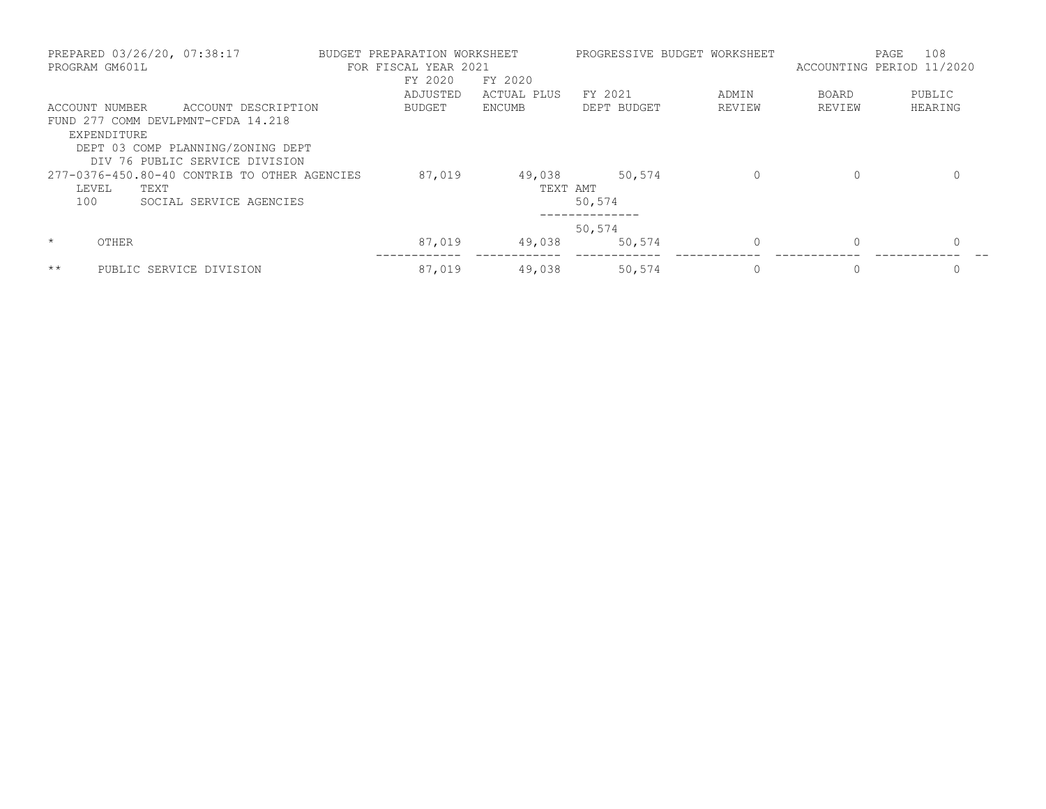PREPARED 03/26/20, 07:38:17 BUDGET PREPARATION WORKSHEET PROGRESSIVE BUDGET WORKSHEET

PROGRAM GM601L FOR FISCAL YEAR 2021 ACCOUNTING PERIOD 11/2020

| ACCOUNT NUMBER | ACCOUNT DESCRIPTION | FY 2020 ADJUSTED BUDGET | FY 2020 ACTUAL PLUS ENCUMB | FY 2021 DEPT BUDGET | ADMIN REVIEW | BOARD REVIEW | PUBLIC HEARING |
|---|---|---|---|---|---|---|---|
| FUND 277 COMM DEVLPMNT-CFDA 14.218 | | | | | | | |
| EXPENDITURE | | | | | | | |
| DEPT 03 COMP PLANNING/ZONING DEPT | | | | | | | |
| DIV 76 PUBLIC SERVICE DIVISION | | | | | | | |
| 277-0376-450.80-40 | CONTRIB TO OTHER AGENCIES | 87,019 | 49,038 | 50,574 | 0 | 0 | 0 |
| LEVEL | TEXT | | TEXT AMT | | | | |
| 100 | SOCIAL SERVICE AGENCIES | | | 50,574 | | | |
| | | | | 50,574 | | | |
| * | OTHER | 87,019 | 49,038 | 50,574 | 0 | 0 | 0 |
| ** | PUBLIC SERVICE DIVISION | 87,019 | 49,038 | 50,574 | 0 | 0 | 0 |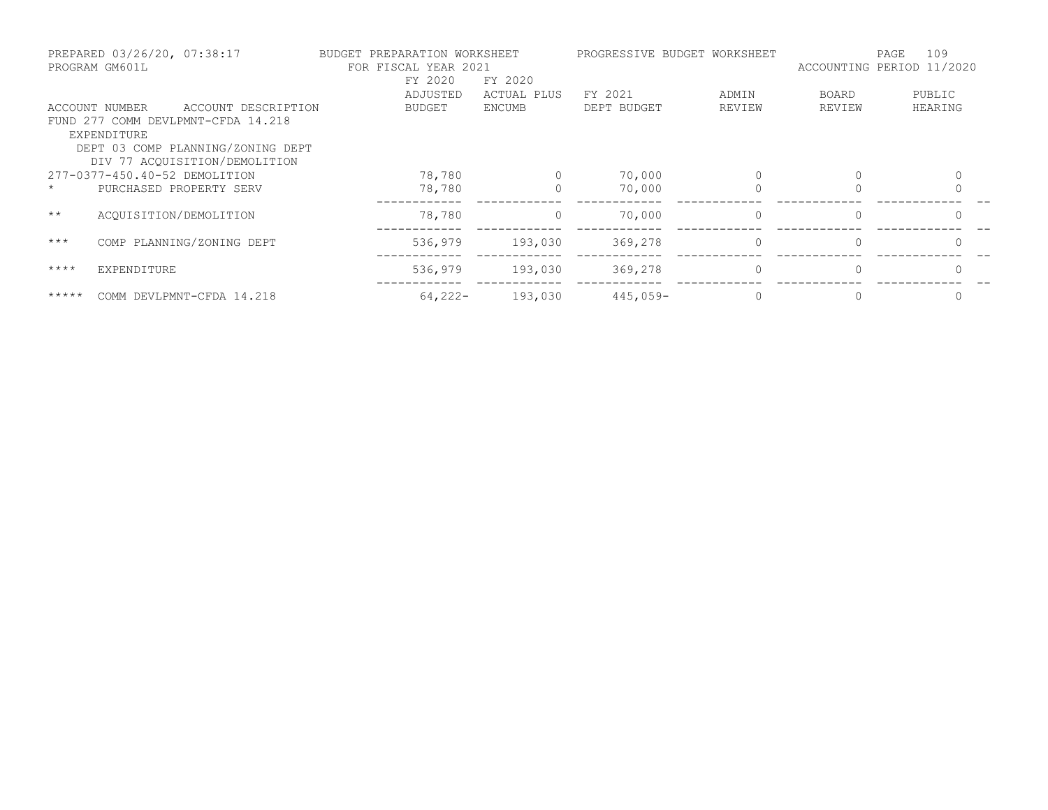PREPARED 03/26/20, 07:38:17 BUDGET PREPARATION WORKSHEET PROGRESSIVE BUDGET WORKSHEET

PROGRAM GM601L FOR FISCAL YEAR 2021 ACCOUNTING PERIOD 11/2020

| ACCOUNT NUMBER | ACCOUNT DESCRIPTION | FY 2020 ADJUSTED BUDGET | FY 2020 ACTUAL PLUS ENCUMB | FY 2021 DEPT BUDGET | ADMIN REVIEW | BOARD REVIEW | PUBLIC HEARING |
|---|---|---|---|---|---|---|---|
| FUND 277 COMM DEVLPMNT-CFDA 14.218 | | | | | | | |
| EXPENDITURE | | | | | | | |
| DEPT 03 COMP PLANNING/ZONING DEPT | | | | | | | |
| DIV 77 ACQUISITION/DEMOLITION | | | | | | | |
| 277-0377-450.40-52 | DEMOLITION | 78,780 | 0 | 70,000 | 0 | 0 | 0 |
| * | PURCHASED PROPERTY SERV | 78,780 | 0 | 70,000 | 0 | 0 | 0 |
| ** | ACQUISITION/DEMOLITION | 78,780 | 0 | 70,000 | 0 | 0 | 0 |
| *** | COMP PLANNING/ZONING DEPT | 536,979 | 193,030 | 369,278 | 0 | 0 | 0 |
| **** | EXPENDITURE | 536,979 | 193,030 | 369,278 | 0 | 0 | 0 |
| ***** | COMM DEVLPMNT-CFDA 14.218 | 64,222- | 193,030 | 445,059- | 0 | 0 | 0 |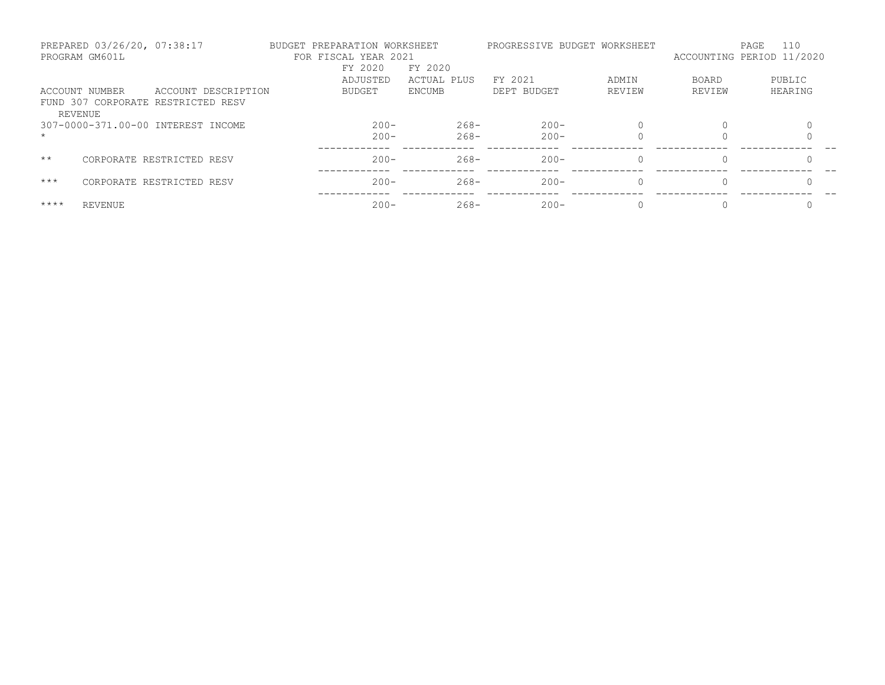PREPARED 03/26/20, 07:38:17 — BUDGET PREPARATION WORKSHEET — PROGRESSIVE BUDGET WORKSHEET
PROGRAM GM601L — FOR FISCAL YEAR 2021 — ACCOUNTING PERIOD 11/2020

| ACCOUNT NUMBER | ACCOUNT DESCRIPTION | FY 2020 ADJUSTED BUDGET | FY 2020 ACTUAL PLUS ENCUMB | FY 2021 DEPT BUDGET | ADMIN REVIEW | BOARD REVIEW | PUBLIC HEARING |
|---|---|---|---|---|---|---|---|
| FUND 307 CORPORATE RESTRICTED RESV | | | | | | | |
| REVENUE | | | | | | | |
| 307-0000-371.00-00 | INTEREST INCOME | 200- | 268- | 200- | 0 | 0 | 0 |
| * | | 200- | 268- | 200- | 0 | 0 | 0 |
| ** | CORPORATE RESTRICTED RESV | 200- | 268- | 200- | 0 | 0 | 0 |
| *** | CORPORATE RESTRICTED RESV | 200- | 268- | 200- | 0 | 0 | 0 |
| **** | REVENUE | 200- | 268- | 200- | 0 | 0 | 0 |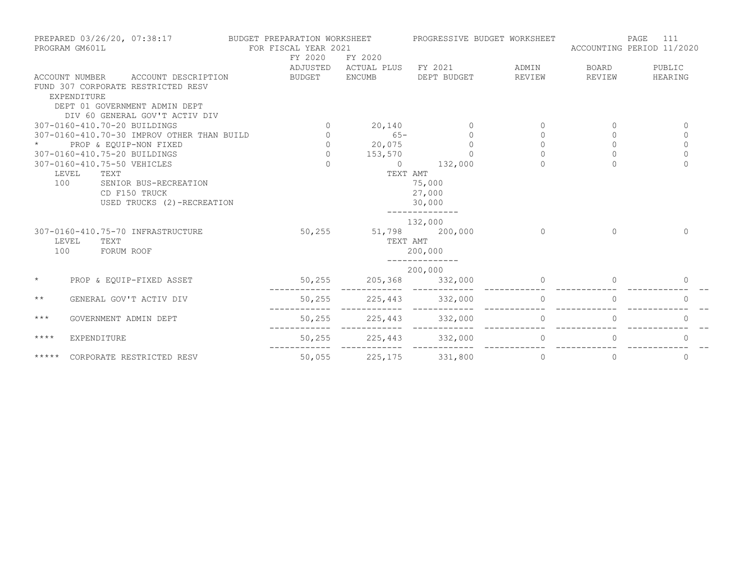PREPARED 03/26/20, 07:38:17 — BUDGET PREPARATION WORKSHEET — PROGRESSIVE BUDGET WORKSHEET

PROGRAM GM601L — FOR FISCAL YEAR 2021 — ACCOUNTING PERIOD 11/2020

| ACCOUNT NUMBER | ACCOUNT DESCRIPTION | FY 2020 ADJUSTED BUDGET | FY 2020 ACTUAL PLUS ENCUMB | FY 2021 DEPT BUDGET | ADMIN REVIEW | BOARD REVIEW | PUBLIC HEARING |
|---|---|---|---|---|---|---|---|
| FUND 307 CORPORATE RESTRICTED RESV | | | | | | | |
| EXPENDITURE | | | | | | | |
| DEPT 01 GOVERNMENT ADMIN DEPT | | | | | | | |
| DIV 60 GENERAL GOV'T ACTIV DIV | | | | | | | |
| 307-0160-410.70-20 | BUILDINGS | 0 | 20,140 | 0 | 0 | 0 | 0 |
| 307-0160-410.70-30 | IMPROV OTHER THAN BUILD | 0 | 65- | 0 | 0 | 0 | 0 |
| * | PROP & EQUIP-NON FIXED | 0 | 20,075 | 0 | 0 | 0 | 0 |
| 307-0160-410.75-20 | BUILDINGS | 0 | 153,570 | 0 | 0 | 0 | 0 |
| 307-0160-410.75-50 | VEHICLES | 0 | 0 | 132,000 | 0 | 0 | 0 |
| LEVEL 100 | TEXT | | TEXT AMT | | | | |
| | SENIOR BUS-RECREATION | | | 75,000 | | | |
| | CD F150 TRUCK | | | 27,000 | | | |
| | USED TRUCKS (2)-RECREATION | | | 30,000 | | | |
| | | | | 132,000 | | | |
| 307-0160-410.75-70 | INFRASTRUCTURE | 50,255 | 51,798 | 200,000 | 0 | 0 | 0 |
| LEVEL 100 | TEXT | | TEXT AMT | | | | |
| | FORUM ROOF | | | 200,000 | | | |
| | | | | 200,000 | | | |
| * | PROP & EQUIP-FIXED ASSET | 50,255 | 205,368 | 332,000 | 0 | 0 | 0 |
| ** | GENERAL GOV'T ACTIV DIV | 50,255 | 225,443 | 332,000 | 0 | 0 | 0 |
| *** | GOVERNMENT ADMIN DEPT | 50,255 | 225,443 | 332,000 | 0 | 0 | 0 |
| **** | EXPENDITURE | 50,255 | 225,443 | 332,000 | 0 | 0 | 0 |
| ***** | CORPORATE RESTRICTED RESV | 50,055 | 225,175 | 331,800 | 0 | 0 | 0 |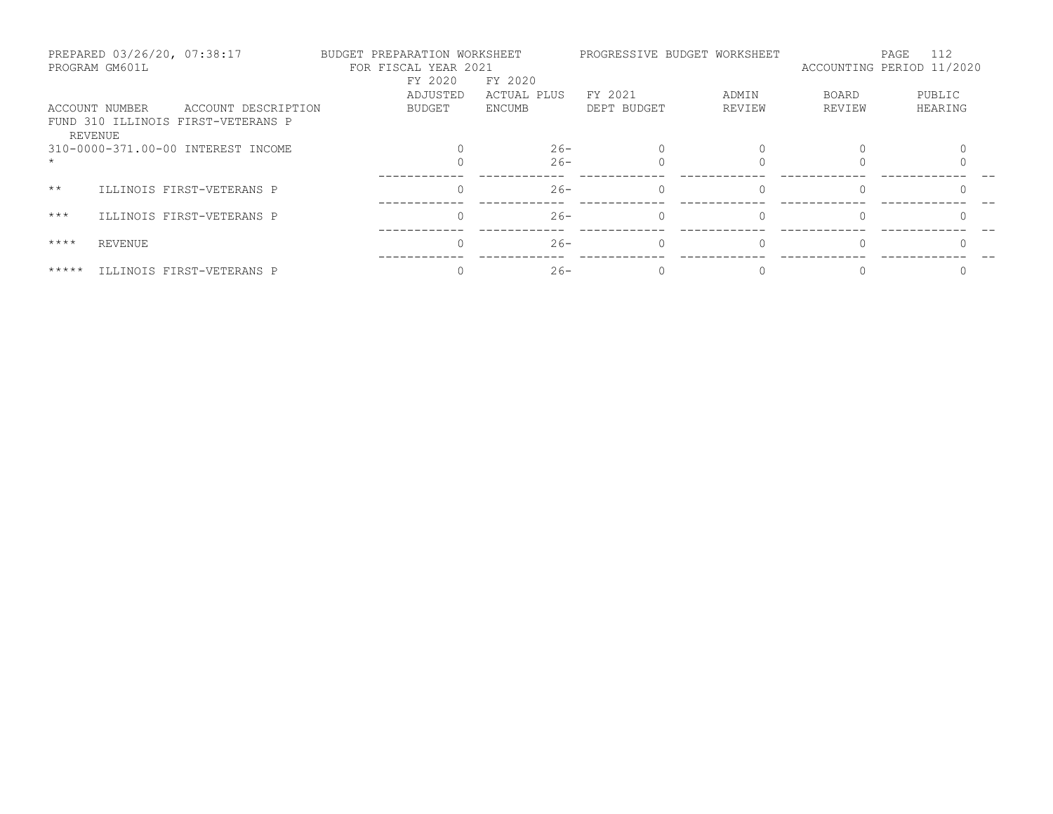PREPARED 03/26/20, 07:38:17 BUDGET PREPARATION WORKSHEET PROGRESSIVE BUDGET WORKSHEET
PROGRAM GM601L FOR FISCAL YEAR 2021 ACCOUNTING PERIOD 11/2020

| ACCOUNT NUMBER | ACCOUNT DESCRIPTION | FY 2020 ADJUSTED BUDGET | FY 2020 ACTUAL PLUS ENCUMB | FY 2021 DEPT BUDGET | ADMIN REVIEW | BOARD REVIEW | PUBLIC HEARING |
|---|---|---|---|---|---|---|---|
| FUND 310 ILLINOIS FIRST-VETERANS P | | | | | | | |
| REVENUE | | | | | | | |
| 310-0000-371.00-00 | INTEREST INCOME | 0 | 26- | 0 | 0 | 0 | 0 |
| * | | 0 | 26- | 0 | 0 | 0 | 0 |
| ** | ILLINOIS FIRST-VETERANS P | 0 | 26- | 0 | 0 | 0 | 0 |
| *** | ILLINOIS FIRST-VETERANS P | 0 | 26- | 0 | 0 | 0 | 0 |
| **** | REVENUE | 0 | 26- | 0 | 0 | 0 | 0 |
| ***** | ILLINOIS FIRST-VETERANS P | 0 | 26- | 0 | 0 | 0 | 0 |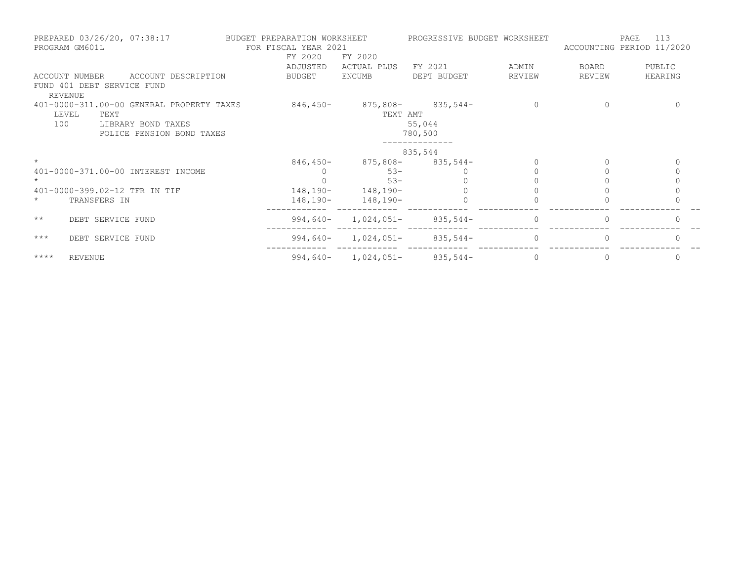PREPARED 03/26/20, 07:38:17 — BUDGET PREPARATION WORKSHEET — PROGRESSIVE BUDGET WORKSHEET
PROGRAM GM601L — FOR FISCAL YEAR 2021 — ACCOUNTING PERIOD 11/2020

| ACCOUNT NUMBER | ACCOUNT DESCRIPTION | FY 2020 ADJUSTED BUDGET | FY 2020 ACTUAL PLUS ENCUMB | FY 2021 DEPT BUDGET | ADMIN REVIEW | BOARD REVIEW | PUBLIC HEARING |
|---|---|---|---|---|---|---|---|
| FUND 401 DEBT SERVICE FUND | | | | | | | |
| REVENUE | | | | | | | |
| 401-0000-311.00-00 | GENERAL PROPERTY TAXES | 846,450- | 875,808- | 835,544- | 0 | 0 | 0 |
| LEVEL | TEXT | | TEXT AMT | | | | |
| 100 | LIBRARY BOND TAXES | | | 55,044 | | | |
| | POLICE PENSION BOND TAXES | | | 780,500 | | | |
| | | | | 835,544 | | | |
| * | | 846,450- | 875,808- | 835,544- | 0 | 0 | 0 |
| 401-0000-371.00-00 | INTEREST INCOME | 0 | 53- | 0 | 0 | 0 | 0 |
| * | | 0 | 53- | 0 | 0 | 0 | 0 |
| 401-0000-399.02-12 | TFR IN TIF | 148,190- | 148,190- | 0 | 0 | 0 | 0 |
| * | TRANSFERS IN | 148,190- | 148,190- | 0 | 0 | 0 | 0 |
| ** | DEBT SERVICE FUND | 994,640- | 1,024,051- | 835,544- | 0 | 0 | 0 |
| *** | DEBT SERVICE FUND | 994,640- | 1,024,051- | 835,544- | 0 | 0 | 0 |
| **** | REVENUE | 994,640- | 1,024,051- | 835,544- | 0 | 0 | 0 |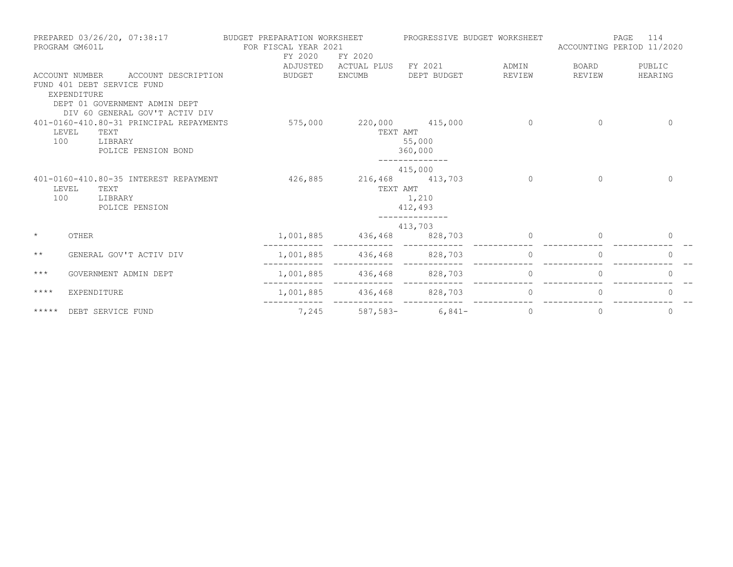PREPARED 03/26/20, 07:38:17 — BUDGET PREPARATION WORKSHEET — PROGRESSIVE BUDGET WORKSHEET
PROGRAM GM601L — FOR FISCAL YEAR 2021 — ACCOUNTING PERIOD 11/2020

FUND 401 DEBT SERVICE FUND
EXPENDITURE
DEPT 01 GOVERNMENT ADMIN DEPT
DIV 60 GENERAL GOV'T ACTIV DIV

| ACCOUNT NUMBER | ACCOUNT DESCRIPTION | FY 2020 ADJUSTED BUDGET | FY 2020 ACTUAL PLUS ENCUMB | FY 2021 DEPT BUDGET | ADMIN REVIEW | BOARD REVIEW | PUBLIC HEARING |
|---|---|---|---|---|---|---|---|
| 401-0160-410.80-31 | PRINCIPAL REPAYMENTS | 575,000 | 220,000 | 415,000 | 0 | 0 | 0 |
| LEVEL | TEXT | | TEXT AMT | | | | |
| 100 | LIBRARY | | | 55,000 | | | |
| | POLICE PENSION BOND | | | 360,000 | | | |
| | | | | 415,000 | | | |
| 401-0160-410.80-35 | INTEREST REPAYMENT | 426,885 | 216,468 | 413,703 | 0 | 0 | 0 |
| LEVEL | TEXT | | TEXT AMT | | | | |
| 100 | LIBRARY | | | 1,210 | | | |
| | POLICE PENSION | | | 412,493 | | | |
| | | | | 413,703 | | | |
| * | OTHER | 1,001,885 | 436,468 | 828,703 | 0 | 0 | 0 |
| ** | GENERAL GOV'T ACTIV DIV | 1,001,885 | 436,468 | 828,703 | 0 | 0 | 0 |
| *** | GOVERNMENT ADMIN DEPT | 1,001,885 | 436,468 | 828,703 | 0 | 0 | 0 |
| **** | EXPENDITURE | 1,001,885 | 436,468 | 828,703 | 0 | 0 | 0 |
| ***** | DEBT SERVICE FUND | 7,245 | 587,583- | 6,841- | 0 | 0 | 0 |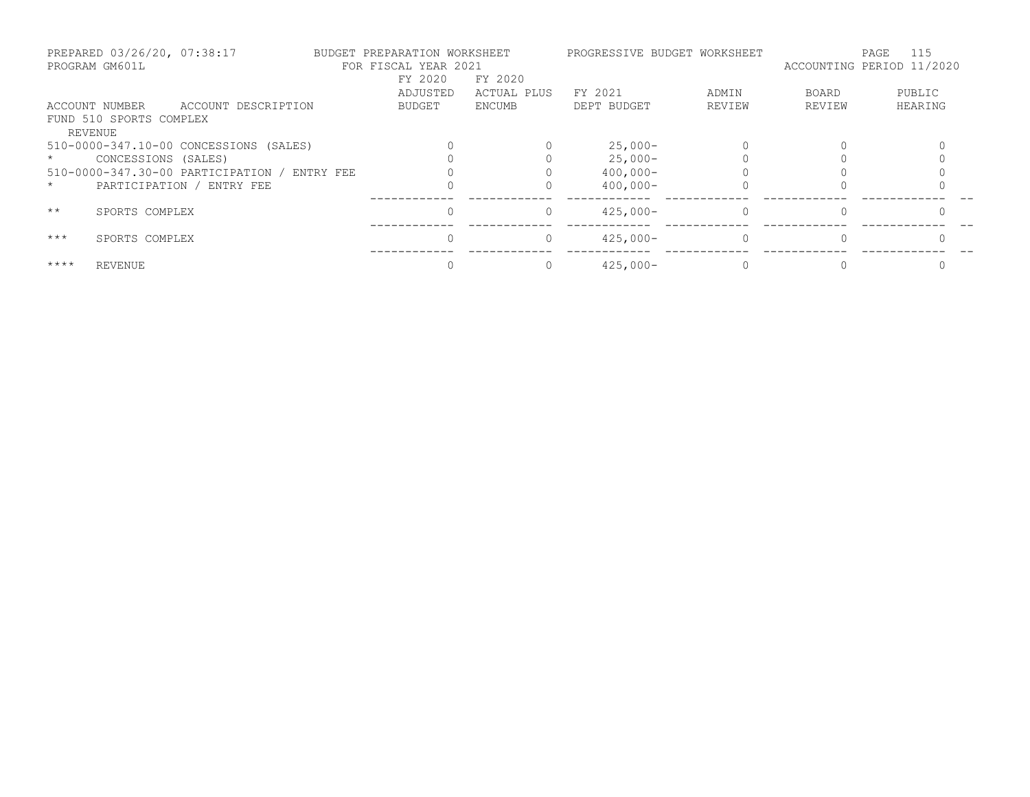PREPARED 03/26/20, 07:38:17 — BUDGET PREPARATION WORKSHEET — PROGRESSIVE BUDGET WORKSHEET
PROGRAM GM601L — FOR FISCAL YEAR 2021 — ACCOUNTING PERIOD 11/2020

| ACCOUNT NUMBER | ACCOUNT DESCRIPTION | FY 2020 ADJUSTED BUDGET | FY 2020 ACTUAL PLUS ENCUMB | FY 2021 DEPT BUDGET | ADMIN REVIEW | BOARD REVIEW | PUBLIC HEARING |
|---|---|---|---|---|---|---|---|
| FUND 510 SPORTS COMPLEX | | | | | | | |
| REVENUE | | | | | | | |
| 510-0000-347.10-00 | CONCESSIONS (SALES) | 0 | 0 | 25,000- | 0 | 0 | 0 |
| * | CONCESSIONS (SALES) | 0 | 0 | 25,000- | 0 | 0 | 0 |
| 510-0000-347.30-00 | PARTICIPATION / ENTRY FEE | 0 | 0 | 400,000- | 0 | 0 | 0 |
| * | PARTICIPATION / ENTRY FEE | 0 | 0 | 400,000- | 0 | 0 | 0 |
| ** | SPORTS COMPLEX | 0 | 0 | 425,000- | 0 | 0 | 0 |
| *** | SPORTS COMPLEX | 0 | 0 | 425,000- | 0 | 0 | 0 |
| **** | REVENUE | 0 | 0 | 425,000- | 0 | 0 | 0 |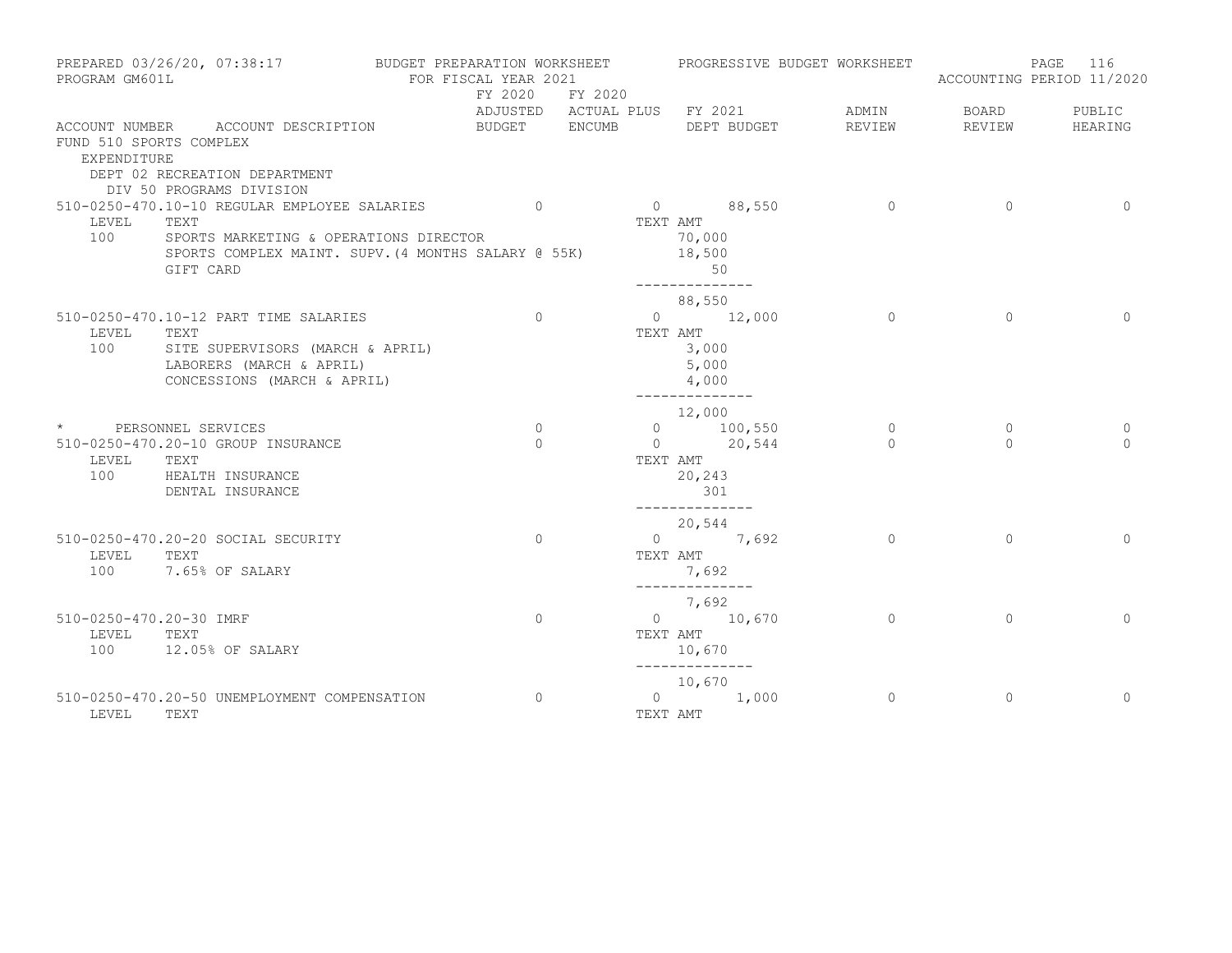PREPARED 03/26/20, 07:38:17 BUDGET PREPARATION WORKSHEET PROGRESSIVE BUDGET WORKSHEET
PROGRAM GM601L FOR FISCAL YEAR 2021 ACCOUNTING PERIOD 11/2020

| ACCOUNT NUMBER | ACCOUNT DESCRIPTION | FY 2020 ADJUSTED BUDGET | FY 2020 ACTUAL PLUS ENCUMB | FY 2021 DEPT BUDGET | ADMIN REVIEW | BOARD REVIEW | PUBLIC HEARING |
|---|---|---|---|---|---|---|---|
| FUND 510 SPORTS COMPLEX | | | | | | | |
| EXPENDITURE | | | | | | | |
| | DEPT 02 RECREATION DEPARTMENT | | | | | | |
| | DIV 50 PROGRAMS DIVISION | | | | | | |
| 510-0250-470.10-10 | REGULAR EMPLOYEE SALARIES | 0 | 0 | 88,550 | 0 | 0 | 0 |
| LEVEL | TEXT | | | TEXT AMT | | | |
| 100 | SPORTS MARKETING & OPERATIONS DIRECTOR | | | 70,000 | | | |
| | SPORTS COMPLEX MAINT. SUPV.(4 MONTHS SALARY @ 55K) | | | 18,500 | | | |
| | GIFT CARD | | | 50 | | | |
| | | | | 88,550 | | | |
| 510-0250-470.10-12 | PART TIME SALARIES | 0 | 0 | 12,000 | 0 | 0 | 0 |
| LEVEL | TEXT | | | TEXT AMT | | | |
| 100 | SITE SUPERVISORS (MARCH & APRIL) | | | 3,000 | | | |
| | LABORERS (MARCH & APRIL) | | | 5,000 | | | |
| | CONCESSIONS (MARCH & APRIL) | | | 4,000 | | | |
| | | | | 12,000 | | | |
| * | PERSONNEL SERVICES | 0 | 0 | 100,550 | 0 | 0 | 0 |
| 510-0250-470.20-10 | GROUP INSURANCE | 0 | 0 | 20,544 | 0 | 0 | 0 |
| LEVEL | TEXT | | | TEXT AMT | | | |
| 100 | HEALTH INSURANCE | | | 20,243 | | | |
| | DENTAL INSURANCE | | | 301 | | | |
| | | | | 20,544 | | | |
| 510-0250-470.20-20 | SOCIAL SECURITY | 0 | 0 | 7,692 | 0 | 0 | 0 |
| LEVEL | TEXT | | | TEXT AMT | | | |
| 100 | 7.65% OF SALARY | | | 7,692 | | | |
| | | | | 7,692 | | | |
| 510-0250-470.20-30 | IMRF | 0 | 0 | 10,670 | 0 | 0 | 0 |
| LEVEL | TEXT | | | TEXT AMT | | | |
| 100 | 12.05% OF SALARY | | | 10,670 | | | |
| | | | | 10,670 | | | |
| 510-0250-470.20-50 | UNEMPLOYMENT COMPENSATION | 0 | 0 | 1,000 | 0 | 0 | 0 |
| LEVEL | TEXT | | | TEXT AMT | | | |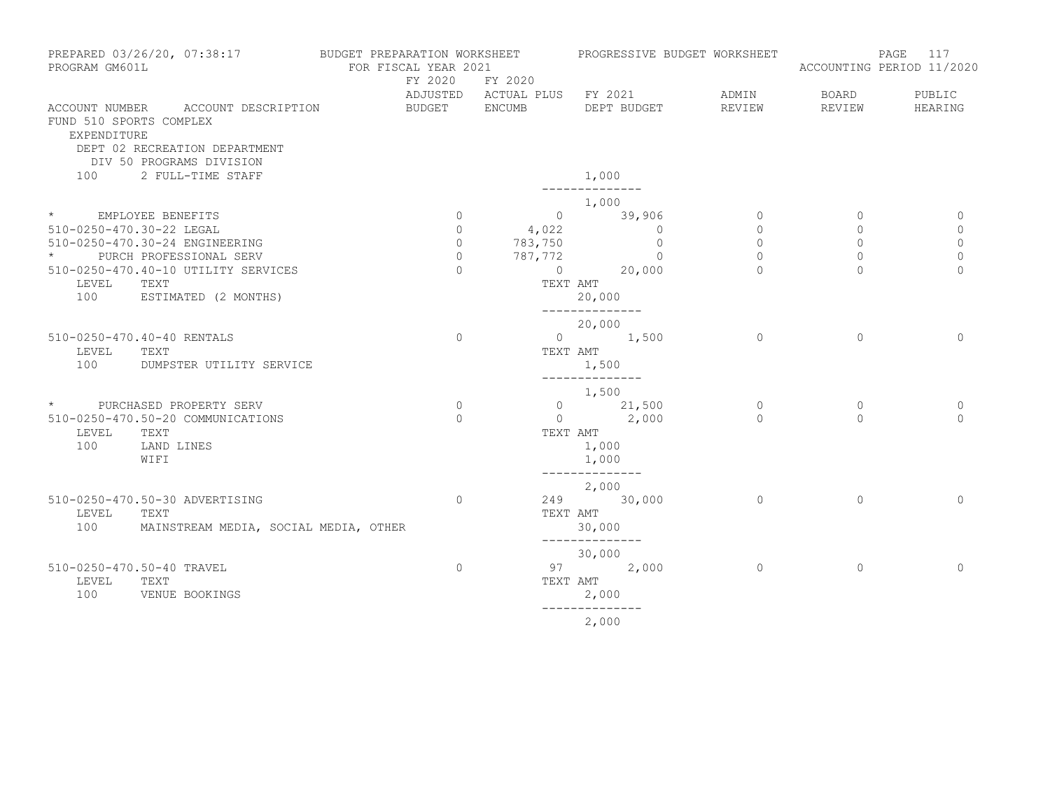PREPARED 03/26/20, 07:38:17 BUDGET PREPARATION WORKSHEET PROGRESSIVE BUDGET WORKSHEET
PROGRAM GM601L FOR FISCAL YEAR 2021 ACCOUNTING PERIOD 11/2020

| ACCOUNT NUMBER | ACCOUNT DESCRIPTION | FY 2020 ADJUSTED BUDGET | FY 2020 ACTUAL PLUS ENCUMB | FY 2021 DEPT BUDGET | ADMIN REVIEW | BOARD REVIEW | PUBLIC HEARING |
|---|---|---|---|---|---|---|---|
| FUND 510 SPORTS COMPLEX | | | | | | | |
| EXPENDITURE | | | | | | | |
| DEPT 02 RECREATION DEPARTMENT | | | | | | | |
| DIV 50 PROGRAMS DIVISION | | | | | | | |
| 100 | 2 FULL-TIME STAFF | | | 1,000 | | | |
| | | | | -------------- | | | |
| | | | | 1,000 | | | |
| * | EMPLOYEE BENEFITS | 0 | 0 | 39,906 | 0 | 0 | 0 |
| 510-0250-470.30-22 | LEGAL | 0 | 4,022 | 0 | 0 | 0 | 0 |
| 510-0250-470.30-24 | ENGINEERING | 0 | 783,750 | 0 | 0 | 0 | 0 |
| * | PURCH PROFESSIONAL SERV | 0 | 787,772 | 0 | 0 | 0 | 0 |
| 510-0250-470.40-10 | UTILITY SERVICES | 0 | 0 | 20,000 | 0 | 0 | 0 |
| LEVEL | TEXT | | TEXT AMT | | | | |
| 100 | ESTIMATED (2 MONTHS) | | | 20,000 | | | |
| | | | | -------------- | | | |
| | | | | 20,000 | | | |
| 510-0250-470.40-40 | RENTALS | 0 | 0 | 1,500 | 0 | 0 | 0 |
| LEVEL | TEXT | | TEXT AMT | | | | |
| 100 | DUMPSTER UTILITY SERVICE | | | 1,500 | | | |
| | | | | -------------- | | | |
| | | | | 1,500 | | | |
| * | PURCHASED PROPERTY SERV | 0 | 0 | 21,500 | 0 | 0 | 0 |
| 510-0250-470.50-20 | COMMUNICATIONS | 0 | 0 | 2,000 | 0 | 0 | 0 |
| LEVEL | TEXT | | TEXT AMT | | | | |
| 100 | LAND LINES | | | 1,000 | | | |
| | WIFI | | | 1,000 | | | |
| | | | | -------------- | | | |
| | | | | 2,000 | | | |
| 510-0250-470.50-30 | ADVERTISING | 0 | 249 | 30,000 | 0 | 0 | 0 |
| LEVEL | TEXT | | TEXT AMT | | | | |
| 100 | MAINSTREAM MEDIA, SOCIAL MEDIA, OTHER | | | 30,000 | | | |
| | | | | -------------- | | | |
| | | | | 30,000 | | | |
| 510-0250-470.50-40 | TRAVEL | 0 | 97 | 2,000 | 0 | 0 | 0 |
| LEVEL | TEXT | | TEXT AMT | | | | |
| 100 | VENUE BOOKINGS | | | 2,000 | | | |
| | | | | -------------- | | | |
| | | | | 2,000 | | | |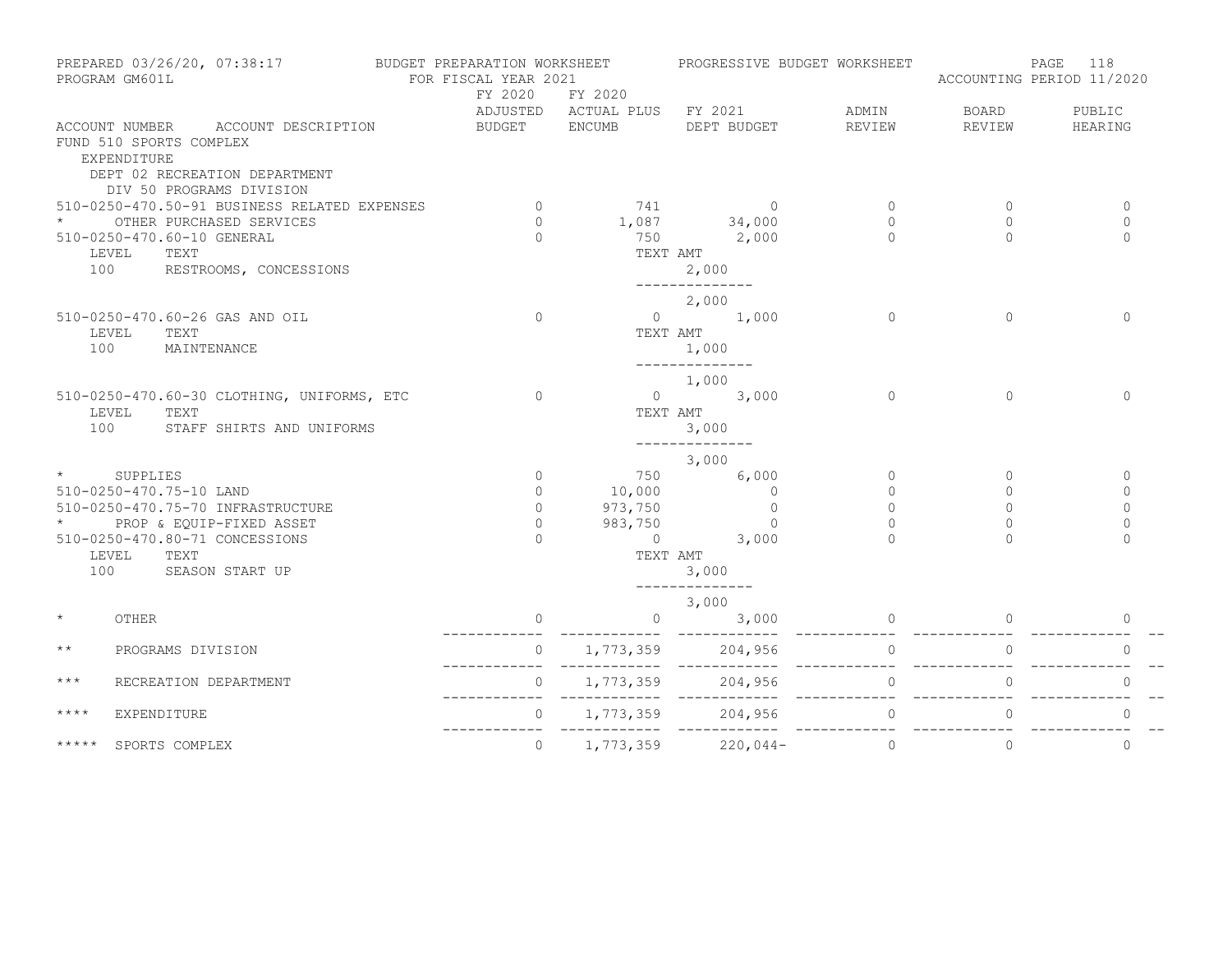PREPARED 03/26/20, 07:38:17 BUDGET PREPARATION WORKSHEET PROGRESSIVE BUDGET WORKSHEET
PROGRAM GM601L FOR FISCAL YEAR 2021 ACCOUNTING PERIOD 11/2020

| ACCOUNT NUMBER ACCOUNT DESCRIPTION | FY 2020 ADJUSTED BUDGET | FY 2020 ACTUAL PLUS ENCUMB | FY 2021 DEPT BUDGET | ADMIN REVIEW | BOARD REVIEW | PUBLIC HEARING |
|---|---|---|---|---|---|---|
| FUND 510 SPORTS COMPLEX | | | | | | |
| EXPENDITURE | | | | | | |
| DEPT 02 RECREATION DEPARTMENT | | | | | | |
| DIV 50 PROGRAMS DIVISION | | | | | | |
| 510-0250-470.50-91 BUSINESS RELATED EXPENSES | 0 | 741 | 0 | 0 | 0 | 0 |
| * OTHER PURCHASED SERVICES | 0 | 1,087 | 34,000 | 0 | 0 | 0 |
| 510-0250-470.60-10 GENERAL | 0 | 750 | 2,000 | 0 | 0 | 0 |
| LEVEL TEXT | | TEXT AMT | | | | |
| 100 RESTROOMS, CONCESSIONS | | | 2,000 | | | |
| | | | 2,000 | | | |
| 510-0250-470.60-26 GAS AND OIL | 0 | 0 | 1,000 | 0 | 0 | 0 |
| LEVEL TEXT | | TEXT AMT | | | | |
| 100 MAINTENANCE | | | 1,000 | | | |
| | | | 1,000 | | | |
| 510-0250-470.60-30 CLOTHING, UNIFORMS, ETC | 0 | 0 | 3,000 | 0 | 0 | 0 |
| LEVEL TEXT | | TEXT AMT | | | | |
| 100 STAFF SHIRTS AND UNIFORMS | | | 3,000 | | | |
| | | | 3,000 | | | |
| * SUPPLIES | 0 | 750 | 6,000 | 0 | 0 | 0 |
| 510-0250-470.75-10 LAND | 0 | 10,000 | 0 | 0 | 0 | 0 |
| 510-0250-470.75-70 INFRASTRUCTURE | 0 | 973,750 | 0 | 0 | 0 | 0 |
| * PROP & EQUIP-FIXED ASSET | 0 | 983,750 | 0 | 0 | 0 | 0 |
| 510-0250-470.80-71 CONCESSIONS | 0 | 0 | 3,000 | 0 | 0 | 0 |
| LEVEL TEXT | | TEXT AMT | | | | |
| 100 SEASON START UP | | | 3,000 | | | |
| | | | 3,000 | | | |
| * OTHER | 0 | 0 | 3,000 | 0 | 0 | 0 |
| ** PROGRAMS DIVISION | 0 | 1,773,359 | 204,956 | 0 | 0 | 0 |
| *** RECREATION DEPARTMENT | 0 | 1,773,359 | 204,956 | 0 | 0 | 0 |
| **** EXPENDITURE | 0 | 1,773,359 | 204,956 | 0 | 0 | 0 |
| ***** SPORTS COMPLEX | 0 | 1,773,359 | 220,044- | 0 | 0 | 0 |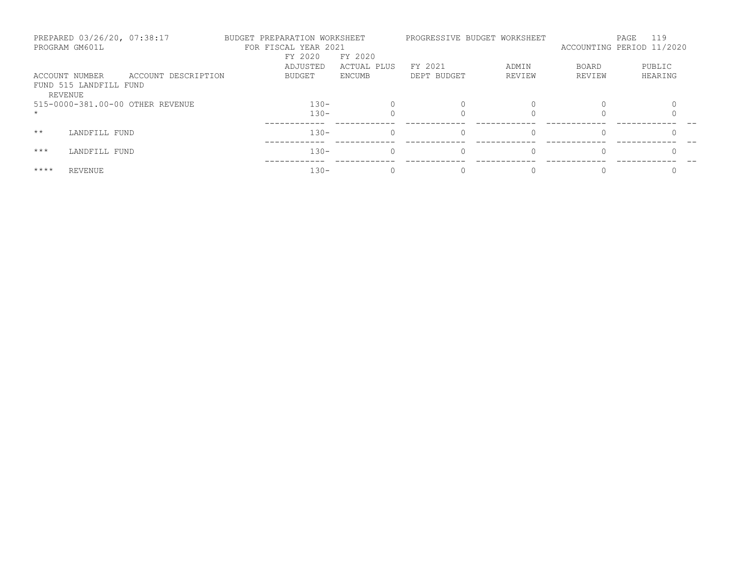PREPARED 03/26/20, 07:38:17 BUDGET PREPARATION WORKSHEET PROGRESSIVE BUDGET WORKSHEET
PROGRAM GM601L FOR FISCAL YEAR 2021 ACCOUNTING PERIOD 11/2020

| ACCOUNT NUMBER | ACCOUNT DESCRIPTION | FY 2020 ADJUSTED BUDGET | FY 2020 ACTUAL PLUS ENCUMB | FY 2021 DEPT BUDGET | ADMIN REVIEW | BOARD REVIEW | PUBLIC HEARING |
|---|---|---|---|---|---|---|---|
| FUND 515 LANDFILL FUND | | | | | | | |
| REVENUE | | | | | | | |
| 515-0000-381.00-00 | OTHER REVENUE | 130- | 0 | 0 | 0 | 0 | 0 |
| * | | 130- | 0 | 0 | 0 | 0 | 0 |
| ** | LANDFILL FUND | 130- | 0 | 0 | 0 | 0 | 0 |
| *** | LANDFILL FUND | 130- | 0 | 0 | 0 | 0 | 0 |
| **** | REVENUE | 130- | 0 | 0 | 0 | 0 | 0 |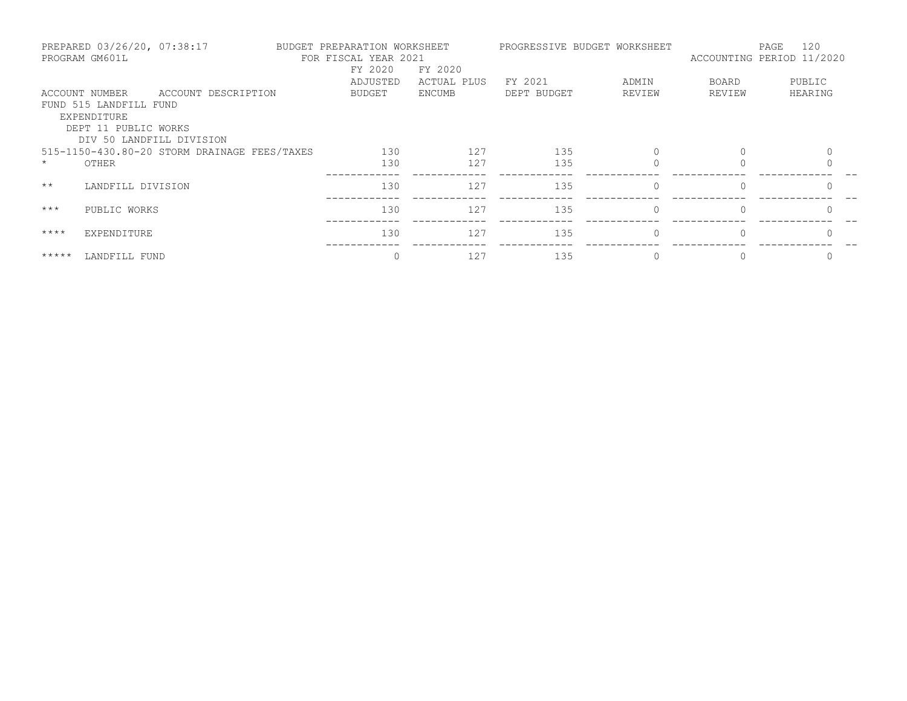PREPARED 03/26/20, 07:38:17 — BUDGET PREPARATION WORKSHEET — PROGRESSIVE BUDGET WORKSHEET
PROGRAM GM601L — FOR FISCAL YEAR 2021 — ACCOUNTING PERIOD 11/2020

| ACCOUNT NUMBER ACCOUNT DESCRIPTION | FY 2020 ADJUSTED BUDGET | FY 2020 ACTUAL PLUS ENCUMB | FY 2021 DEPT BUDGET | ADMIN REVIEW | BOARD REVIEW | PUBLIC HEARING |
|---|---|---|---|---|---|---|
| FUND 515 LANDFILL FUND | | | | | | |
| EXPENDITURE | | | | | | |
| DEPT 11 PUBLIC WORKS | | | | | | |
| DIV 50 LANDFILL DIVISION | | | | | | |
| 515-1150-430.80-20 STORM DRAINAGE FEES/TAXES | 130 | 127 | 135 | 0 | 0 | 0 |
| * OTHER | 130 | 127 | 135 | 0 | 0 | 0 |
| ** LANDFILL DIVISION | 130 | 127 | 135 | 0 | 0 | 0 |
| *** PUBLIC WORKS | 130 | 127 | 135 | 0 | 0 | 0 |
| **** EXPENDITURE | 130 | 127 | 135 | 0 | 0 | 0 |
| ***** LANDFILL FUND | 0 | 127 | 135 | 0 | 0 | 0 |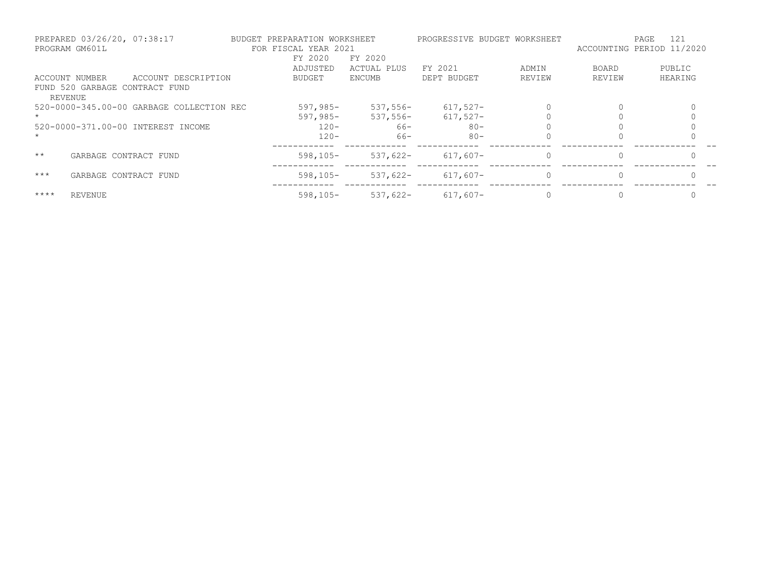PREPARED 03/26/20, 07:38:17 — BUDGET PREPARATION WORKSHEET — PROGRESSIVE BUDGET WORKSHEET
PROGRAM GM601L — FOR FISCAL YEAR 2021 — ACCOUNTING PERIOD 11/2020

| ACCOUNT NUMBER | ACCOUNT DESCRIPTION | FY 2020 ADJUSTED BUDGET | FY 2020 ACTUAL PLUS ENCUMB | FY 2021 DEPT BUDGET | ADMIN REVIEW | BOARD REVIEW | PUBLIC HEARING |
|---|---|---|---|---|---|---|---|
| FUND 520 GARBAGE CONTRACT FUND | | | | | | | |
| REVENUE | | | | | | | |
| 520-0000-345.00-00 | GARBAGE COLLECTION REC | 597,985- | 537,556- | 617,527- | 0 | 0 | 0 |
| * | | 597,985- | 537,556- | 617,527- | 0 | 0 | 0 |
| 520-0000-371.00-00 | INTEREST INCOME | 120- | 66- | 80- | 0 | 0 | 0 |
| * | | 120- | 66- | 80- | 0 | 0 | 0 |
| ** | GARBAGE CONTRACT FUND | 598,105- | 537,622- | 617,607- | 0 | 0 | 0 |
| *** | GARBAGE CONTRACT FUND | 598,105- | 537,622- | 617,607- | 0 | 0 | 0 |
| **** | REVENUE | 598,105- | 537,622- | 617,607- | 0 | 0 | 0 |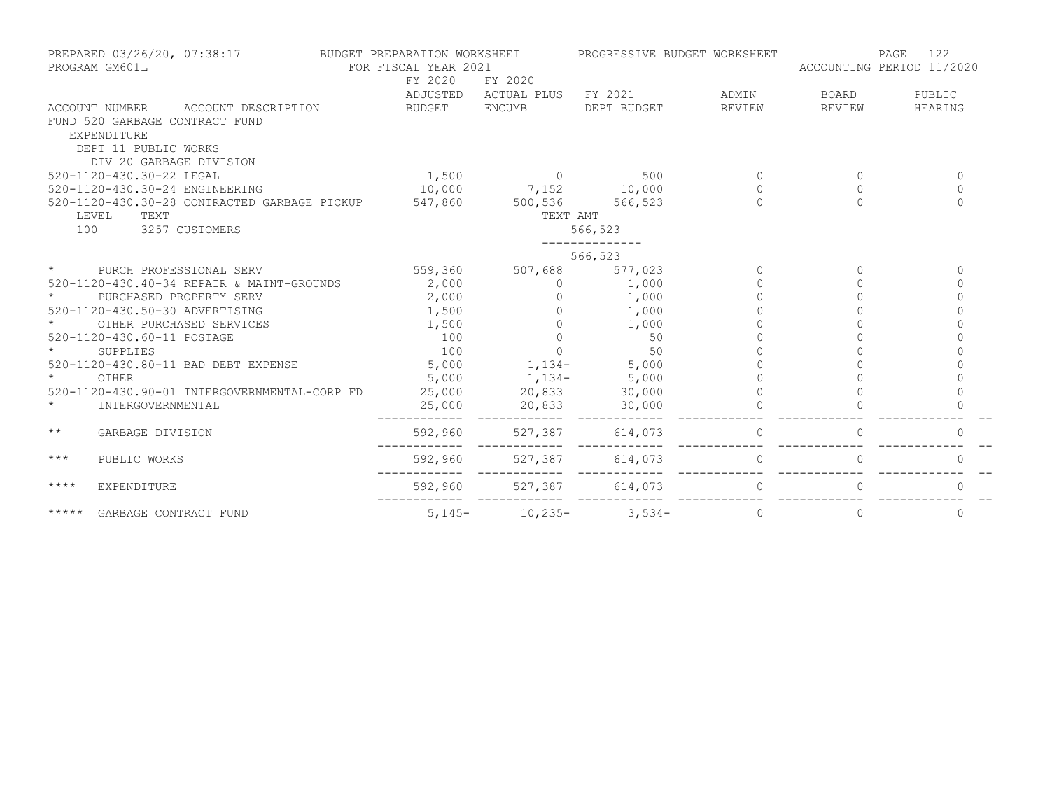PREPARED 03/26/20, 07:38:17 BUDGET PREPARATION WORKSHEET PROGRESSIVE BUDGET WORKSHEET
PROGRAM GM601L FOR FISCAL YEAR 2021 ACCOUNTING PERIOD 11/2020

| ACCOUNT NUMBER | ACCOUNT DESCRIPTION | FY 2020 ADJUSTED BUDGET | FY 2020 ACTUAL PLUS ENCUMB | FY 2021 DEPT BUDGET | ADMIN REVIEW | BOARD REVIEW | PUBLIC HEARING |
|---|---|---|---|---|---|---|---|
| FUND 520 GARBAGE CONTRACT FUND | | | | | | | |
| EXPENDITURE | | | | | | | |
| DEPT 11 PUBLIC WORKS | | | | | | | |
| DIV 20 GARBAGE DIVISION | | | | | | | |
| 520-1120-430.30-22 | LEGAL | 1,500 | 0 | 500 | 0 | 0 | 0 |
| 520-1120-430.30-24 | ENGINEERING | 10,000 | 7,152 | 10,000 | 0 | 0 | 0 |
| 520-1120-430.30-28 | CONTRACTED GARBAGE PICKUP | 547,860 | 500,536 | 566,523 | 0 | 0 | 0 |
| LEVEL 100 | TEXT: 3257 CUSTOMERS | | TEXT AMT | 566,523 | | | |
| | | | | 566,523 | | | |
| * | PURCH PROFESSIONAL SERV | 559,360 | 507,688 | 577,023 | 0 | 0 | 0 |
| 520-1120-430.40-34 | REPAIR & MAINT-GROUNDS | 2,000 | 0 | 1,000 | 0 | 0 | 0 |
| * | PURCHASED PROPERTY SERV | 2,000 | 0 | 1,000 | 0 | 0 | 0 |
| 520-1120-430.50-30 | ADVERTISING | 1,500 | 0 | 1,000 | 0 | 0 | 0 |
| * | OTHER PURCHASED SERVICES | 1,500 | 0 | 1,000 | 0 | 0 | 0 |
| 520-1120-430.60-11 | POSTAGE | 100 | 0 | 50 | 0 | 0 | 0 |
| * | SUPPLIES | 100 | 0 | 50 | 0 | 0 | 0 |
| 520-1120-430.80-11 | BAD DEBT EXPENSE | 5,000 | 1,134- | 5,000 | 0 | 0 | 0 |
| * | OTHER | 5,000 | 1,134- | 5,000 | 0 | 0 | 0 |
| 520-1120-430.90-01 | INTERGOVERNMENTAL-CORP FD | 25,000 | 20,833 | 30,000 | 0 | 0 | 0 |
| * | INTERGOVERNMENTAL | 25,000 | 20,833 | 30,000 | 0 | 0 | 0 |
| ** | GARBAGE DIVISION | 592,960 | 527,387 | 614,073 | 0 | 0 | 0 |
| *** | PUBLIC WORKS | 592,960 | 527,387 | 614,073 | 0 | 0 | 0 |
| **** | EXPENDITURE | 592,960 | 527,387 | 614,073 | 0 | 0 | 0 |
| ***** | GARBAGE CONTRACT FUND | 5,145- | 10,235- | 3,534- | 0 | 0 | 0 |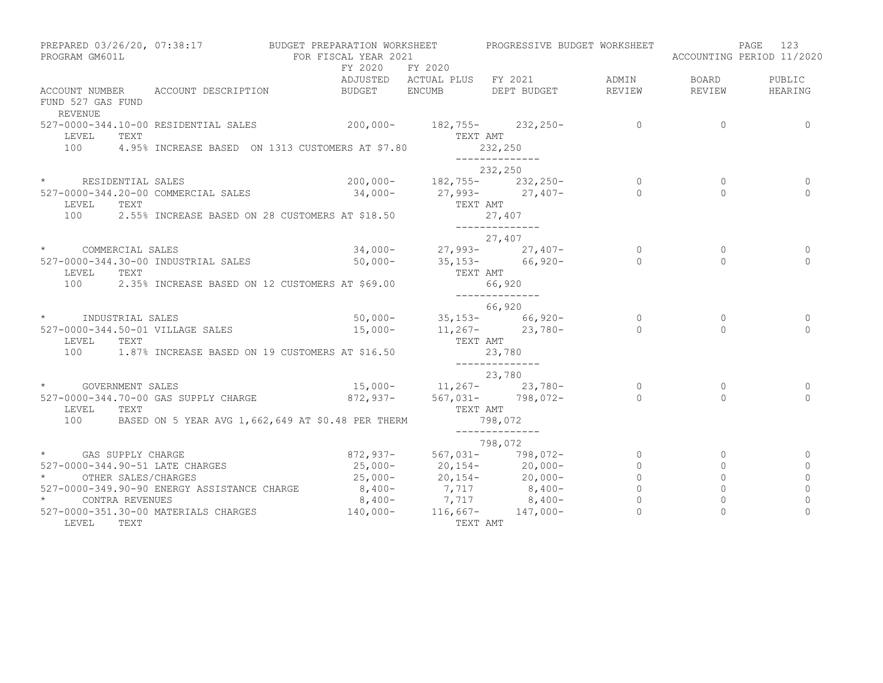PREPARED 03/26/20, 07:38:17 — BUDGET PREPARATION WORKSHEET — PROGRESSIVE BUDGET WORKSHEET
PROGRAM GM601L — FOR FISCAL YEAR 2021 — ACCOUNTING PERIOD 11/2020

FUND 527 GAS FUND

REVENUE

| ACCOUNT NUMBER | ACCOUNT DESCRIPTION | FY 2020 ADJUSTED BUDGET | FY 2020 ACTUAL PLUS ENCUMB | FY 2021 DEPT BUDGET | ADMIN REVIEW | BOARD REVIEW | PUBLIC HEARING |
|---|---|---|---|---|---|---|---|
| 527-0000-344.10-00 | RESIDENTIAL SALES | 200,000- | 182,755- | 232,250- | 0 | 0 | 0 |
| LEVEL 100 | TEXT: 4.95% INCREASE BASED ON 1313 CUSTOMERS AT $7.80 | | TEXT AMT | 232,250 | | | |
| | | | | 232,250 | | | |
| * | RESIDENTIAL SALES | 200,000- | 182,755- | 232,250- | 0 | 0 | 0 |
| 527-0000-344.20-00 | COMMERCIAL SALES | 34,000- | 27,993- | 27,407- | 0 | 0 | 0 |
| LEVEL 100 | TEXT: 2.55% INCREASE BASED ON 28 CUSTOMERS AT $18.50 | | TEXT AMT | 27,407 | | | |
| | | | | 27,407 | | | |
| * | COMMERCIAL SALES | 34,000- | 27,993- | 27,407- | 0 | 0 | 0 |
| 527-0000-344.30-00 | INDUSTRIAL SALES | 50,000- | 35,153- | 66,920- | 0 | 0 | 0 |
| LEVEL 100 | TEXT: 2.35% INCREASE BASED ON 12 CUSTOMERS AT $69.00 | | TEXT AMT | 66,920 | | | |
| | | | | 66,920 | | | |
| * | INDUSTRIAL SALES | 50,000- | 35,153- | 66,920- | 0 | 0 | 0 |
| 527-0000-344.50-01 | VILLAGE SALES | 15,000- | 11,267- | 23,780- | 0 | 0 | 0 |
| LEVEL 100 | TEXT: 1.87% INCREASE BASED ON 19 CUSTOMERS AT $16.50 | | TEXT AMT | 23,780 | | | |
| | | | | 23,780 | | | |
| * | GOVERNMENT SALES | 15,000- | 11,267- | 23,780- | 0 | 0 | 0 |
| 527-0000-344.70-00 | GAS SUPPLY CHARGE | 872,937- | 567,031- | 798,072- | 0 | 0 | 0 |
| LEVEL 100 | TEXT: BASED ON 5 YEAR AVG 1,662,649 AT $0.48 PER THERM | | TEXT AMT | 798,072 | | | |
| | | | | 798,072 | | | |
| * | GAS SUPPLY CHARGE | 872,937- | 567,031- | 798,072- | 0 | 0 | 0 |
| 527-0000-344.90-51 | LATE CHARGES | 25,000- | 20,154- | 20,000- | 0 | 0 | 0 |
| * | OTHER SALES/CHARGES | 25,000- | 20,154- | 20,000- | 0 | 0 | 0 |
| 527-0000-349.90-90 | ENERGY ASSISTANCE CHARGE | 8,400- | 7,717 | 8,400- | 0 | 0 | 0 |
| * | CONTRA REVENUES | 8,400- | 7,717 | 8,400- | 0 | 0 | 0 |
| 527-0000-351.30-00 | MATERIALS CHARGES | 140,000- | 116,667- | 147,000- | 0 | 0 | 0 |
| LEVEL | TEXT | | TEXT AMT | | | | |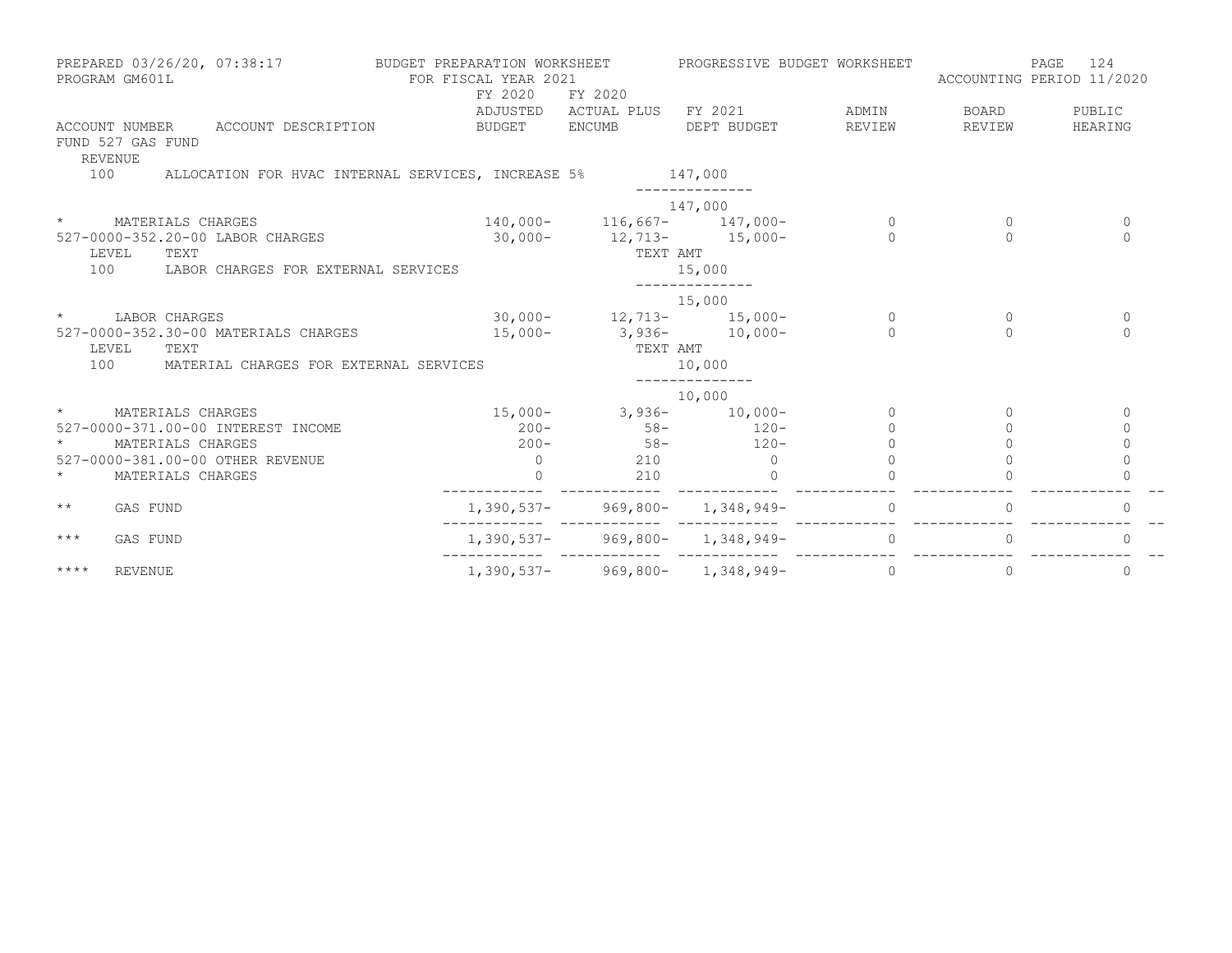PREPARED 03/26/20, 07:38:17 BUDGET PREPARATION WORKSHEET PROGRESSIVE BUDGET WORKSHEET PAGE 124
PROGRAM GM601L FOR FISCAL YEAR 2021 ACCOUNTING PERIOD 11/2020

| ACCOUNT NUMBER | ACCOUNT DESCRIPTION | FY 2020 ADJUSTED BUDGET | FY 2020 ACTUAL PLUS ENCUMB | FY 2021 DEPT BUDGET | ADMIN REVIEW | BOARD REVIEW | PUBLIC HEARING |
|---|---|---|---|---|---|---|---|
| FUND 527 GAS FUND | | | | | | | |
| REVENUE | | | | | | | |
| 100 | ALLOCATION FOR HVAC INTERNAL SERVICES, INCREASE 5% | | | 147,000 | | | |
| | | | | 147,000 | | | |
| * | MATERIALS CHARGES | 140,000- | 116,667- | 147,000- | 0 | 0 | 0 |
| 527-0000-352.20-00 | LABOR CHARGES | 30,000- | 12,713- | 15,000- | 0 | 0 | 0 |
| LEVEL | TEXT | | TEXT AMT | | | | |
| 100 | LABOR CHARGES FOR EXTERNAL SERVICES | | | 15,000 | | | |
| | | | | 15,000 | | | |
| * | LABOR CHARGES | 30,000- | 12,713- | 15,000- | 0 | 0 | 0 |
| 527-0000-352.30-00 | MATERIALS CHARGES | 15,000- | 3,936- | 10,000- | 0 | 0 | 0 |
| LEVEL | TEXT | | TEXT AMT | | | | |
| 100 | MATERIAL CHARGES FOR EXTERNAL SERVICES | | | 10,000 | | | |
| | | | | 10,000 | | | |
| * | MATERIALS CHARGES | 15,000- | 3,936- | 10,000- | 0 | 0 | 0 |
| 527-0000-371.00-00 | INTEREST INCOME | 200- | 58- | 120- | 0 | 0 | 0 |
| * | MATERIALS CHARGES | 200- | 58- | 120- | 0 | 0 | 0 |
| 527-0000-381.00-00 | OTHER REVENUE | 0 | 210 | 0 | 0 | 0 | 0 |
| * | MATERIALS CHARGES | 0 | 210 | 0 | 0 | 0 | 0 |
| ** | GAS FUND | 1,390,537- | 969,800- | 1,348,949- | 0 | 0 | 0 |
| *** | GAS FUND | 1,390,537- | 969,800- | 1,348,949- | 0 | 0 | 0 |
| **** | REVENUE | 1,390,537- | 969,800- | 1,348,949- | 0 | 0 | 0 |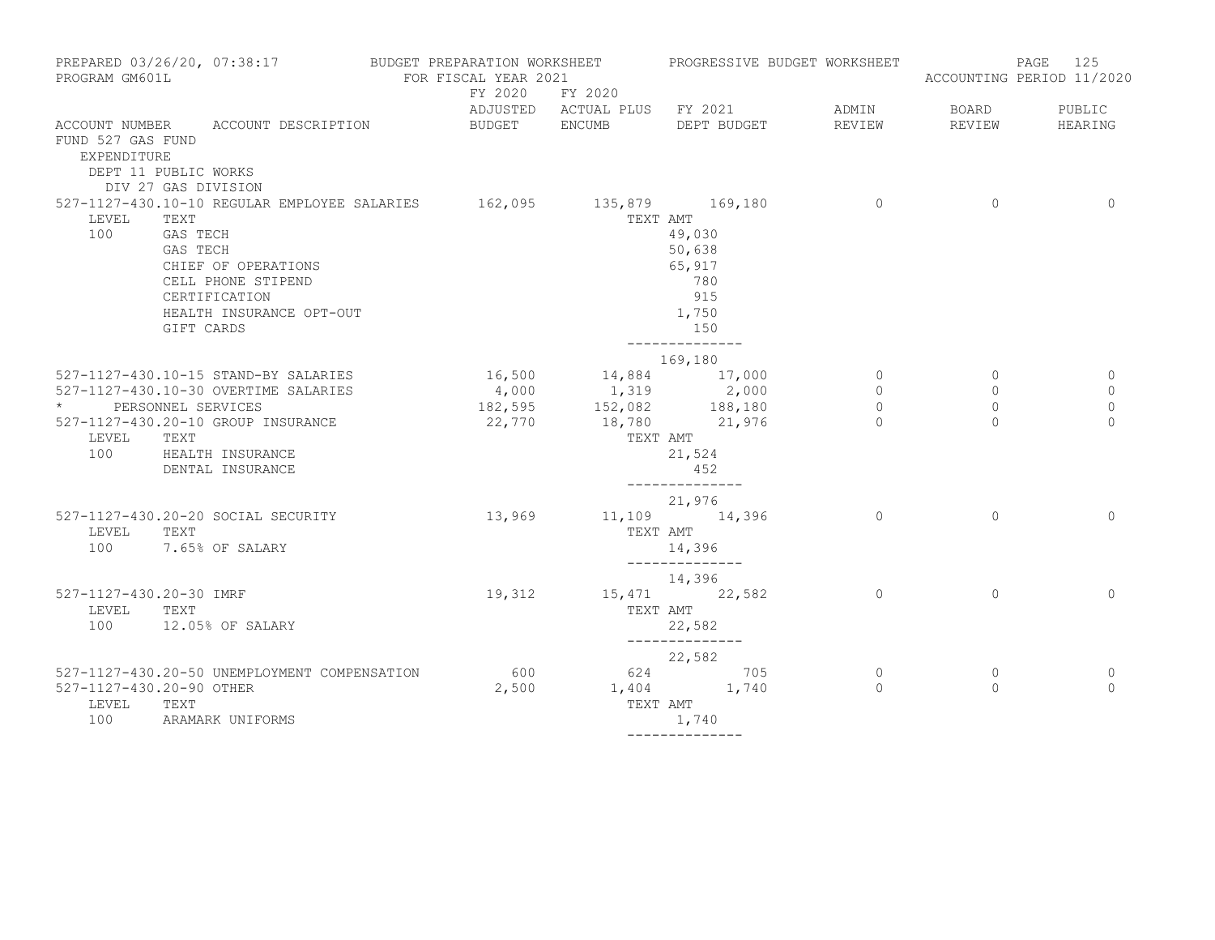PREPARED 03/26/20, 07:38:17 BUDGET PREPARATION WORKSHEET PROGRESSIVE BUDGET WORKSHEET
PROGRAM GM601L FOR FISCAL YEAR 2021 ACCOUNTING PERIOD 11/2020

| ACCOUNT NUMBER | ACCOUNT DESCRIPTION | FY 2020 ADJUSTED BUDGET | FY 2020 ACTUAL PLUS ENCUMB | FY 2021 DEPT BUDGET | ADMIN REVIEW | BOARD REVIEW | PUBLIC HEARING |
|---|---|---|---|---|---|---|---|
| FUND 527 GAS FUND | | | | | | | |
| EXPENDITURE | | | | | | | |
| DEPT 11 PUBLIC WORKS | | | | | | | |
| DIV 27 GAS DIVISION | | | | | | | |
| 527-1127-430.10-10 | REGULAR EMPLOYEE SALARIES | 162,095 | 135,879 | 169,180 | 0 | 0 | 0 |
| LEVEL | TEXT | | TEXT AMT | | | | |
| 100 | GAS TECH | | | 49,030 | | | |
| | GAS TECH | | | 50,638 | | | |
| | CHIEF OF OPERATIONS | | | 65,917 | | | |
| | CELL PHONE STIPEND | | | 780 | | | |
| | CERTIFICATION | | | 915 | | | |
| | HEALTH INSURANCE OPT-OUT | | | 1,750 | | | |
| | GIFT CARDS | | | 150 | | | |
| | | | | 169,180 | | | |
| 527-1127-430.10-15 | STAND-BY SALARIES | 16,500 | 14,884 | 17,000 | 0 | 0 | 0 |
| 527-1127-430.10-30 | OVERTIME SALARIES | 4,000 | 1,319 | 2,000 | 0 | 0 | 0 |
| * | PERSONNEL SERVICES | 182,595 | 152,082 | 188,180 | 0 | 0 | 0 |
| 527-1127-430.20-10 | GROUP INSURANCE | 22,770 | 18,780 | 21,976 | 0 | 0 | 0 |
| LEVEL | TEXT | | TEXT AMT | | | | |
| 100 | HEALTH INSURANCE | | | 21,524 | | | |
| | DENTAL INSURANCE | | | 452 | | | |
| | | | | 21,976 | | | |
| 527-1127-430.20-20 | SOCIAL SECURITY | 13,969 | 11,109 | 14,396 | 0 | 0 | 0 |
| LEVEL | TEXT | | TEXT AMT | | | | |
| 100 | 7.65% OF SALARY | | | 14,396 | | | |
| | | | | 14,396 | | | |
| 527-1127-430.20-30 | IMRF | 19,312 | 15,471 | 22,582 | 0 | 0 | 0 |
| LEVEL | TEXT | | TEXT AMT | | | | |
| 100 | 12.05% OF SALARY | | | 22,582 | | | |
| | | | | 22,582 | | | |
| 527-1127-430.20-50 | UNEMPLOYMENT COMPENSATION | 600 | 624 | 705 | 0 | 0 | 0 |
| 527-1127-430.20-90 | OTHER | 2,500 | 1,404 | 1,740 | 0 | 0 | 0 |
| LEVEL | TEXT | | TEXT AMT | | | | |
| 100 | ARAMARK UNIFORMS | | | 1,740 | | | |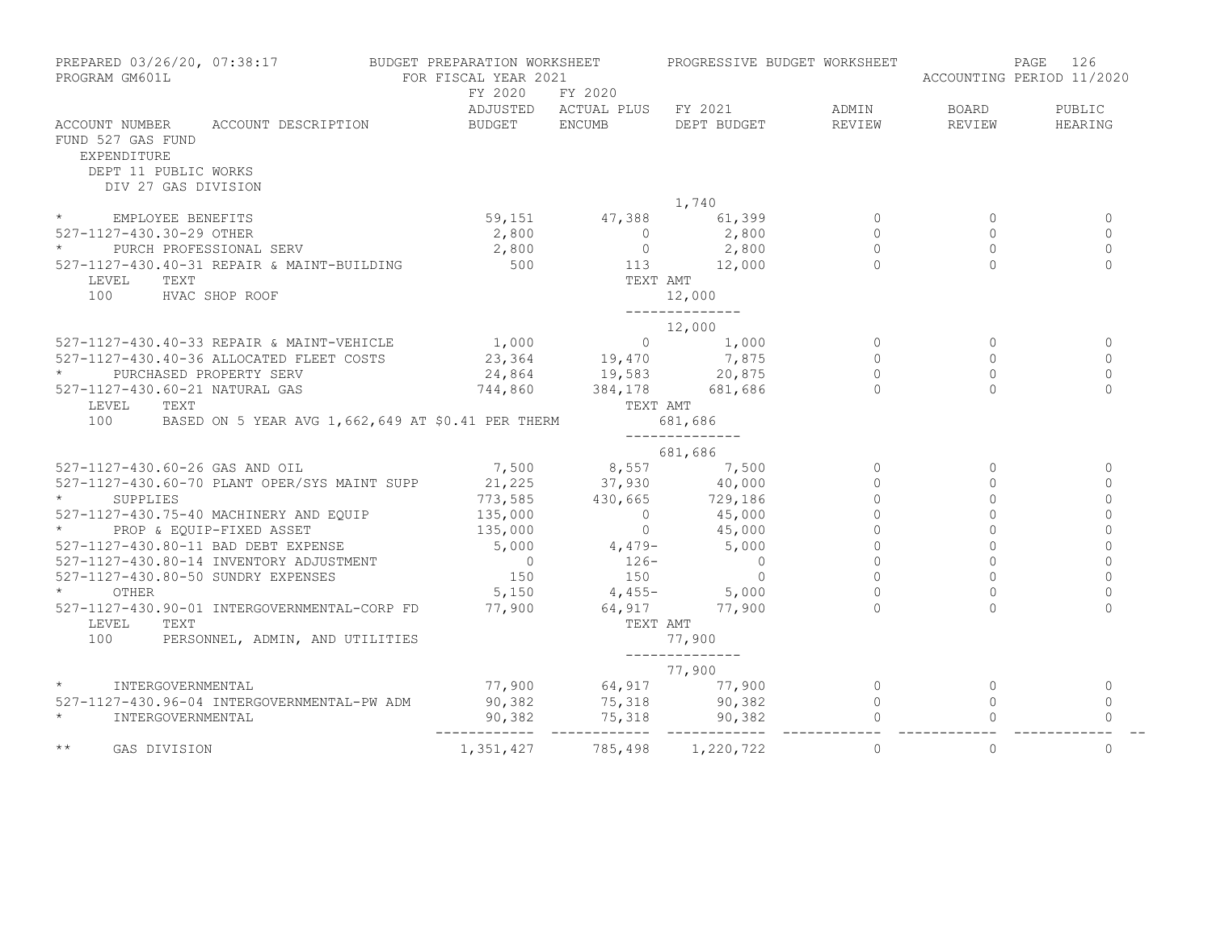PREPARED 03/26/20, 07:38:17 BUDGET PREPARATION WORKSHEET PROGRESSIVE BUDGET WORKSHEET
PROGRAM GM601L FOR FISCAL YEAR 2021 ACCOUNTING PERIOD 11/2020

FUND 527 GAS FUND
EXPENDITURE
DEPT 11 PUBLIC WORKS
DIV 27 GAS DIVISION

| ACCOUNT NUMBER ACCOUNT DESCRIPTION | FY 2020 ADJUSTED BUDGET | FY 2020 ACTUAL PLUS ENCUMB | FY 2021 DEPT BUDGET | ADMIN REVIEW | BOARD REVIEW | PUBLIC HEARING |
|---|---|---|---|---|---|---|
| | | | 1,740 | | | |
| * EMPLOYEE BENEFITS | 59,151 | 47,388 | 61,399 | 0 | 0 | 0 |
| 527-1127-430.30-29 OTHER | 2,800 | 0 | 2,800 | 0 | 0 | 0 |
| * PURCH PROFESSIONAL SERV | 2,800 | 0 | 2,800 | 0 | 0 | 0 |
| 527-1127-430.40-31 REPAIR & MAINT-BUILDING | 500 | 113 | 12,000 | 0 | 0 | 0 |
| LEVEL TEXT | | TEXT AMT | | | | |
| 100 HVAC SHOP ROOF | | | 12,000 | | | |
| | | | 12,000 | | | |
| 527-1127-430.40-33 REPAIR & MAINT-VEHICLE | 1,000 | 0 | 1,000 | 0 | 0 | 0 |
| 527-1127-430.40-36 ALLOCATED FLEET COSTS | 23,364 | 19,470 | 7,875 | 0 | 0 | 0 |
| * PURCHASED PROPERTY SERV | 24,864 | 19,583 | 20,875 | 0 | 0 | 0 |
| 527-1127-430.60-21 NATURAL GAS | 744,860 | 384,178 | 681,686 | 0 | 0 | 0 |
| LEVEL TEXT | | TEXT AMT | | | | |
| 100 BASED ON 5 YEAR AVG 1,662,649 AT $0.41 PER THERM | | | 681,686 | | | |
| | | | 681,686 | | | |
| 527-1127-430.60-26 GAS AND OIL | 7,500 | 8,557 | 7,500 | 0 | 0 | 0 |
| 527-1127-430.60-70 PLANT OPER/SYS MAINT SUPP | 21,225 | 37,930 | 40,000 | 0 | 0 | 0 |
| * SUPPLIES | 773,585 | 430,665 | 729,186 | 0 | 0 | 0 |
| 527-1127-430.75-40 MACHINERY AND EQUIP | 135,000 | 0 | 45,000 | 0 | 0 | 0 |
| * PROP & EQUIP-FIXED ASSET | 135,000 | 0 | 45,000 | 0 | 0 | 0 |
| 527-1127-430.80-11 BAD DEBT EXPENSE | 5,000 | 4,479- | 5,000 | 0 | 0 | 0 |
| 527-1127-430.80-14 INVENTORY ADJUSTMENT | 0 | 126- | 0 | 0 | 0 | 0 |
| 527-1127-430.80-50 SUNDRY EXPENSES | 150 | 150 | 0 | 0 | 0 | 0 |
| * OTHER | 5,150 | 4,455- | 5,000 | 0 | 0 | 0 |
| 527-1127-430.90-01 INTERGOVERNMENTAL-CORP FD | 77,900 | 64,917 | 77,900 | 0 | 0 | 0 |
| LEVEL TEXT | | TEXT AMT | | | | |
| 100 PERSONNEL, ADMIN, AND UTILITIES | | | 77,900 | | | |
| | | | 77,900 | | | |
| * INTERGOVERNMENTAL | 77,900 | 64,917 | 77,900 | 0 | 0 | 0 |
| 527-1127-430.96-04 INTERGOVERNMENTAL-PW ADM | 90,382 | 75,318 | 90,382 | 0 | 0 | 0 |
| * INTERGOVERNMENTAL | 90,382 | 75,318 | 90,382 | 0 | 0 | 0 |
| ** GAS DIVISION | 1,351,427 | 785,498 | 1,220,722 | 0 | 0 | 0 |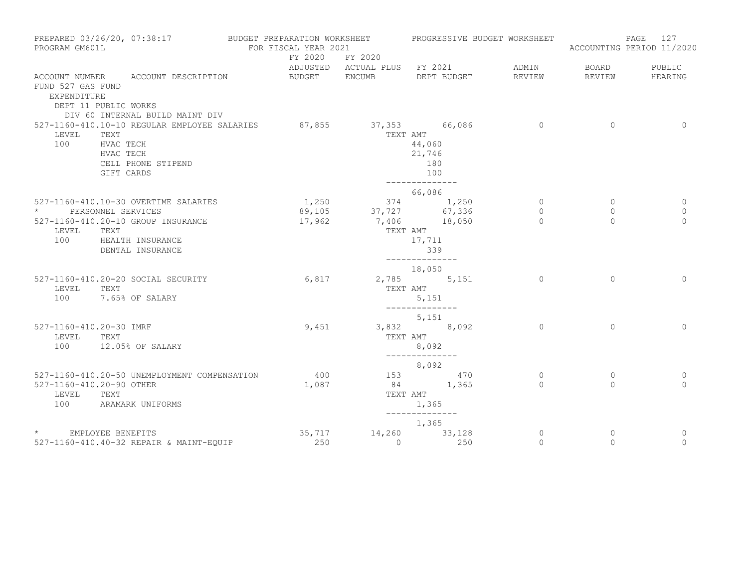PREPARED 03/26/20, 07:38:17 — BUDGET PREPARATION WORKSHEET — PROGRESSIVE BUDGET WORKSHEET
PROGRAM GM601L — FOR FISCAL YEAR 2021 — ACCOUNTING PERIOD 11/2020

FUND 527 GAS FUND
EXPENDITURE
DEPT 11 PUBLIC WORKS
DIV 60 INTERNAL BUILD MAINT DIV

| ACCOUNT NUMBER | ACCOUNT DESCRIPTION | FY 2020 ADJUSTED BUDGET | FY 2020 ACTUAL PLUS ENCUMB | FY 2021 DEPT BUDGET | ADMIN REVIEW | BOARD REVIEW | PUBLIC HEARING |
|---|---|---|---|---|---|---|---|
| 527-1160-410.10-10 | REGULAR EMPLOYEE SALARIES | 87,855 | 37,353 | 66,086 | 0 | 0 | 0 |
| LEVEL 100 | TEXT: HVAC TECH | | TEXT AMT | 44,060 | | | |
| | HVAC TECH | | | 21,746 | | | |
| | CELL PHONE STIPEND | | | 180 | | | |
| | GIFT CARDS | | | 100 | | | |
| | | | | 66,086 | | | |
| 527-1160-410.10-30 | OVERTIME SALARIES | 1,250 | 374 | 1,250 | 0 | 0 | 0 |
| * | PERSONNEL SERVICES | 89,105 | 37,727 | 67,336 | 0 | 0 | 0 |
| 527-1160-410.20-10 | GROUP INSURANCE | 17,962 | 7,406 | 18,050 | 0 | 0 | 0 |
| LEVEL 100 | TEXT: HEALTH INSURANCE | | TEXT AMT | 17,711 | | | |
| | DENTAL INSURANCE | | | 339 | | | |
| | | | | 18,050 | | | |
| 527-1160-410.20-20 | SOCIAL SECURITY | 6,817 | 2,785 | 5,151 | 0 | 0 | 0 |
| LEVEL 100 | TEXT: 7.65% OF SALARY | | TEXT AMT | 5,151 | | | |
| | | | | 5,151 | | | |
| 527-1160-410.20-30 | IMRF | 9,451 | 3,832 | 8,092 | 0 | 0 | 0 |
| LEVEL 100 | TEXT: 12.05% OF SALARY | | TEXT AMT | 8,092 | | | |
| | | | | 8,092 | | | |
| 527-1160-410.20-50 | UNEMPLOYMENT COMPENSATION | 400 | 153 | 470 | 0 | 0 | 0 |
| 527-1160-410.20-90 | OTHER | 1,087 | 84 | 1,365 | 0 | 0 | 0 |
| LEVEL 100 | TEXT: ARAMARK UNIFORMS | | TEXT AMT | 1,365 | | | |
| | | | | 1,365 | | | |
| * | EMPLOYEE BENEFITS | 35,717 | 14,260 | 33,128 | 0 | 0 | 0 |
| 527-1160-410.40-32 | REPAIR & MAINT-EQUIP | 250 | 0 | 250 | 0 | 0 | 0 |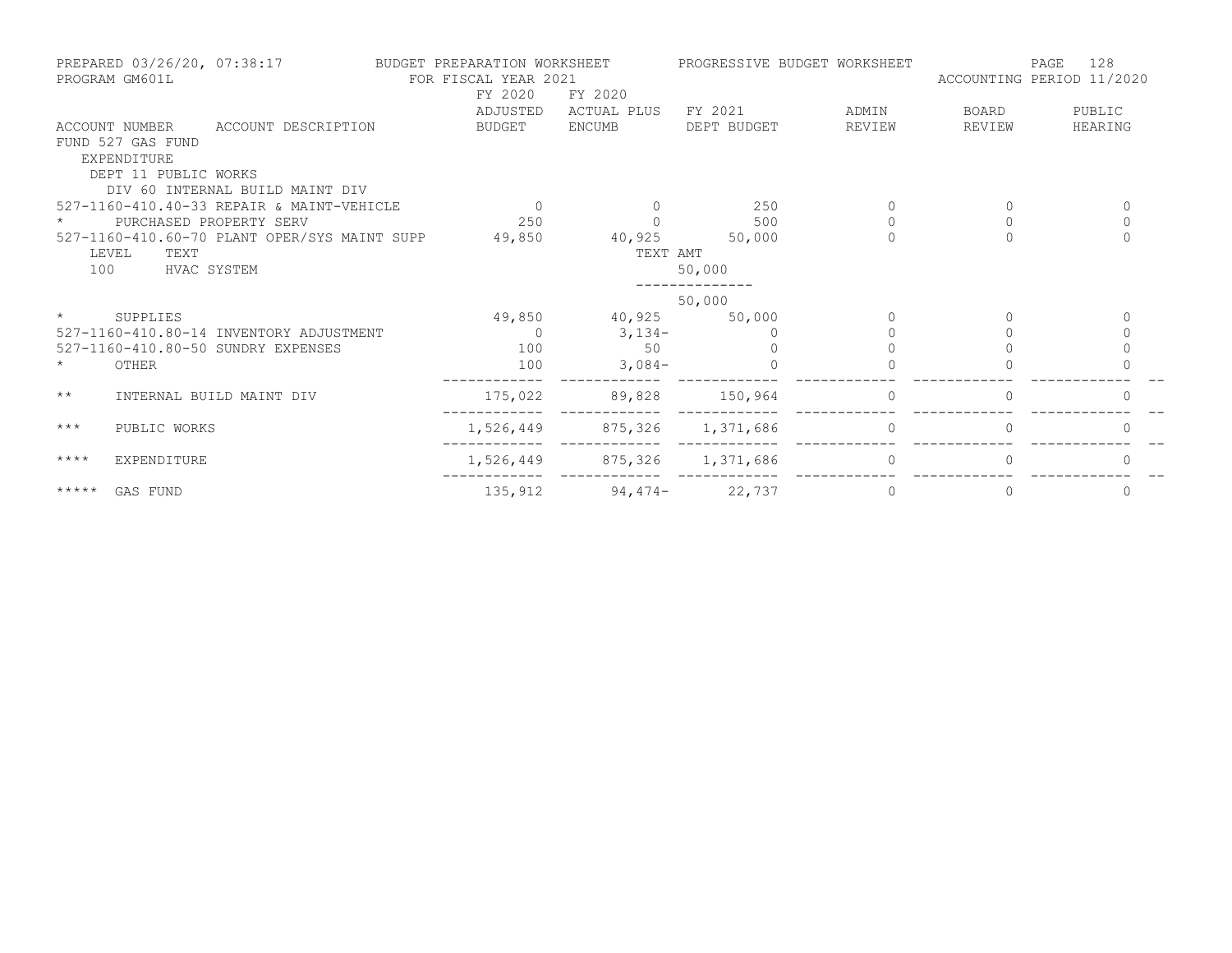PREPARED 03/26/20, 07:38:17 — BUDGET PREPARATION WORKSHEET — PROGRESSIVE BUDGET WORKSHEET
PROGRAM GM601L — FOR FISCAL YEAR 2021 — ACCOUNTING PERIOD 11/2020

| ACCOUNT NUMBER ACCOUNT DESCRIPTION | FY 2020 ADJUSTED BUDGET | FY 2020 ACTUAL PLUS ENCUMB | FY 2021 DEPT BUDGET | ADMIN REVIEW | BOARD REVIEW | PUBLIC HEARING |
|---|---|---|---|---|---|---|
| FUND 527 GAS FUND | | | | | | |
| EXPENDITURE | | | | | | |
| DEPT 11 PUBLIC WORKS | | | | | | |
| DIV 60 INTERNAL BUILD MAINT DIV | | | | | | |
| 527-1160-410.40-33 REPAIR & MAINT-VEHICLE | 0 | 0 | 250 | 0 | 0 | 0 |
| * PURCHASED PROPERTY SERV | 250 | 0 | 500 | 0 | 0 | 0 |
| 527-1160-410.60-70 PLANT OPER/SYS MAINT SUPP | 49,850 | 40,925 | 50,000 | 0 | 0 | 0 |
| LEVEL TEXT | | TEXT AMT | | | | |
| 100 HVAC SYSTEM | | | 50,000 | | | |
| | | | 50,000 | | | |
| * SUPPLIES | 49,850 | 40,925 | 50,000 | 0 | 0 | 0 |
| 527-1160-410.80-14 INVENTORY ADJUSTMENT | 0 | 3,134- | 0 | 0 | 0 | 0 |
| 527-1160-410.80-50 SUNDRY EXPENSES | 100 | 50 | 0 | 0 | 0 | 0 |
| * OTHER | 100 | 3,084- | 0 | 0 | 0 | 0 |
| ** INTERNAL BUILD MAINT DIV | 175,022 | 89,828 | 150,964 | 0 | 0 | 0 |
| *** PUBLIC WORKS | 1,526,449 | 875,326 | 1,371,686 | 0 | 0 | 0 |
| **** EXPENDITURE | 1,526,449 | 875,326 | 1,371,686 | 0 | 0 | 0 |
| ***** GAS FUND | 135,912 | 94,474- | 22,737 | 0 | 0 | 0 |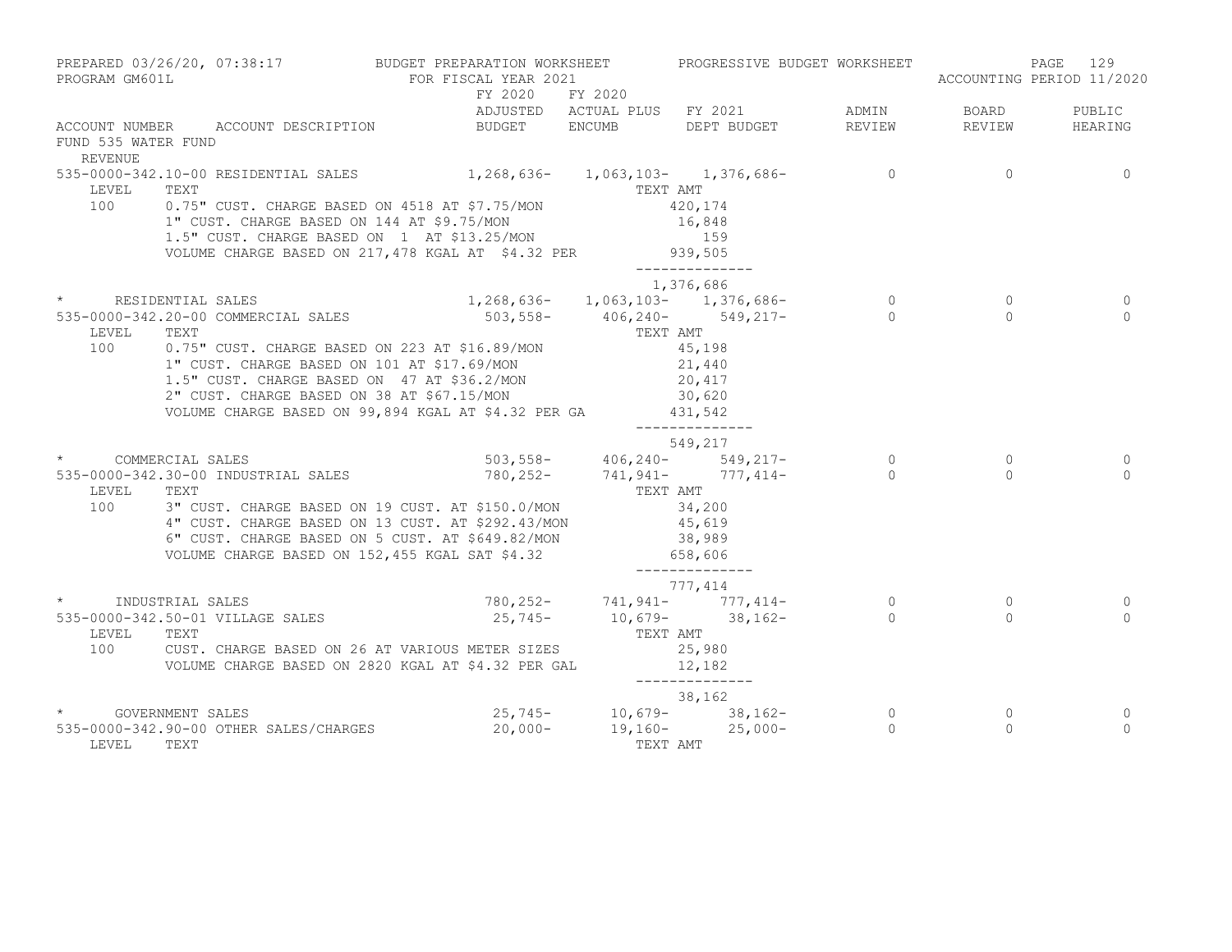PREPARED 03/26/20, 07:38:17 BUDGET PREPARATION WORKSHEET PROGRESSIVE BUDGET WORKSHEET
PROGRAM GM601L FOR FISCAL YEAR 2021 ACCOUNTING PERIOD 11/2020

| ACCOUNT NUMBER | ACCOUNT DESCRIPTION | FY 2020 ADJUSTED BUDGET | FY 2020 ACTUAL PLUS ENCUMB | FY 2021 DEPT BUDGET | ADMIN REVIEW | BOARD REVIEW | PUBLIC HEARING |
|---|---|---|---|---|---|---|---|
| FUND 535 WATER FUND | | | | | | | |
| REVENUE | | | | | | | |
| 535-0000-342.10-00 | RESIDENTIAL SALES | 1,268,636- | 1,063,103- | 1,376,686- | 0 | 0 | 0 |
| LEVEL | TEXT | | TEXT AMT | | | | |
| 100 | 0.75" CUST. CHARGE BASED ON 4518 AT $7.75/MON | | | 420,174 | | | |
| | 1" CUST. CHARGE BASED ON 144 AT $9.75/MON | | | 16,848 | | | |
| | 1.5" CUST. CHARGE BASED ON 1 AT $13.25/MON | | | 159 | | | |
| | VOLUME CHARGE BASED ON 217,478 KGAL AT $4.32 PER | | | 939,505 | | | |
| | | | | 1,376,686 | | | |
| * | RESIDENTIAL SALES | 1,268,636- | 1,063,103- | 1,376,686- | 0 | 0 | 0 |
| 535-0000-342.20-00 | COMMERCIAL SALES | 503,558- | 406,240- | 549,217- | 0 | 0 | 0 |
| LEVEL | TEXT | | TEXT AMT | | | | |
| 100 | 0.75" CUST. CHARGE BASED ON 223 AT $16.89/MON | | | 45,198 | | | |
| | 1" CUST. CHARGE BASED ON 101 AT $17.69/MON | | | 21,440 | | | |
| | 1.5" CUST. CHARGE BASED ON 47 AT $36.2/MON | | | 20,417 | | | |
| | 2" CUST. CHARGE BASED ON 38 AT $67.15/MON | | | 30,620 | | | |
| | VOLUME CHARGE BASED ON 99,894 KGAL AT $4.32 PER GA | | | 431,542 | | | |
| | | | | 549,217 | | | |
| * | COMMERCIAL SALES | 503,558- | 406,240- | 549,217- | 0 | 0 | 0 |
| 535-0000-342.30-00 | INDUSTRIAL SALES | 780,252- | 741,941- | 777,414- | 0 | 0 | 0 |
| LEVEL | TEXT | | TEXT AMT | | | | |
| 100 | 3" CUST. CHARGE BASED ON 19 CUST. AT $150.0/MON | | | 34,200 | | | |
| | 4" CUST. CHARGE BASED ON 13 CUST. AT $292.43/MON | | | 45,619 | | | |
| | 6" CUST. CHARGE BASED ON 5 CUST. AT $649.82/MON | | | 38,989 | | | |
| | VOLUME CHARGE BASED ON 152,455 KGAL SAT $4.32 | | | 658,606 | | | |
| | | | | 777,414 | | | |
| * | INDUSTRIAL SALES | 780,252- | 741,941- | 777,414- | 0 | 0 | 0 |
| 535-0000-342.50-01 | VILLAGE SALES | 25,745- | 10,679- | 38,162- | 0 | 0 | 0 |
| LEVEL | TEXT | | TEXT AMT | | | | |
| 100 | CUST. CHARGE BASED ON 26 AT VARIOUS METER SIZES | | | 25,980 | | | |
| | VOLUME CHARGE BASED ON 2820 KGAL AT $4.32 PER GAL | | | 12,182 | | | |
| | | | | 38,162 | | | |
| * | GOVERNMENT SALES | 25,745- | 10,679- | 38,162- | 0 | 0 | 0 |
| 535-0000-342.90-00 | OTHER SALES/CHARGES | 20,000- | 19,160- | 25,000- | 0 | 0 | 0 |
| LEVEL | TEXT | | TEXT AMT | | | | |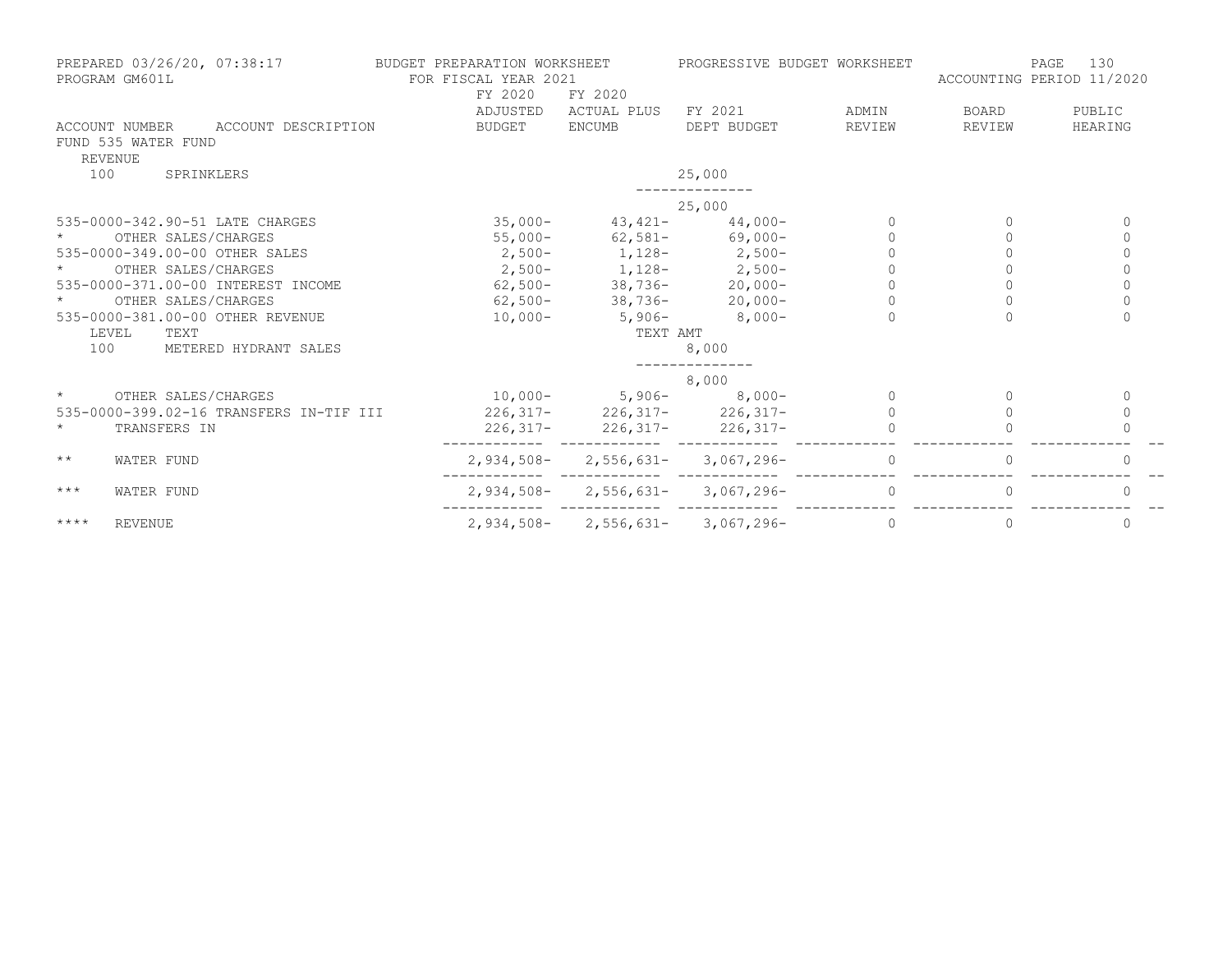PREPARED 03/26/20, 07:38:17 BUDGET PREPARATION WORKSHEET PROGRESSIVE BUDGET WORKSHEET
PROGRAM GM601L FOR FISCAL YEAR 2021 ACCOUNTING PERIOD 11/2020

| ACCOUNT NUMBER | ACCOUNT DESCRIPTION | FY 2020 ADJUSTED BUDGET | FY 2020 ACTUAL PLUS ENCUMB | FY 2021 DEPT BUDGET | ADMIN REVIEW | BOARD REVIEW | PUBLIC HEARING |
|---|---|---|---|---|---|---|---|
| FUND 535 WATER FUND | | | | | | | |
| REVENUE | | | | | | | |
| 100 | SPRINKLERS | | | 25,000 | | | |
| | | | | 25,000 | | | |
| 535-0000-342.90-51 | LATE CHARGES | 35,000- | 43,421- | 44,000- | 0 | 0 | 0 |
| * | OTHER SALES/CHARGES | 55,000- | 62,581- | 69,000- | 0 | 0 | 0 |
| 535-0000-349.00-00 | OTHER SALES | 2,500- | 1,128- | 2,500- | 0 | 0 | 0 |
| * | OTHER SALES/CHARGES | 2,500- | 1,128- | 2,500- | 0 | 0 | 0 |
| 535-0000-371.00-00 | INTEREST INCOME | 62,500- | 38,736- | 20,000- | 0 | 0 | 0 |
| * | OTHER SALES/CHARGES | 62,500- | 38,736- | 20,000- | 0 | 0 | 0 |
| 535-0000-381.00-00 | OTHER REVENUE | 10,000- | 5,906- | 8,000- | 0 | 0 | 0 |
| LEVEL | TEXT | | TEXT AMT | | | | |
| 100 | METERED HYDRANT SALES | | | 8,000 | | | |
| | | | | 8,000 | | | |
| * | OTHER SALES/CHARGES | 10,000- | 5,906- | 8,000- | 0 | 0 | 0 |
| 535-0000-399.02-16 | TRANSFERS IN-TIF III | 226,317- | 226,317- | 226,317- | 0 | 0 | 0 |
| * | TRANSFERS IN | 226,317- | 226,317- | 226,317- | 0 | 0 | 0 |
| ** | WATER FUND | 2,934,508- | 2,556,631- | 3,067,296- | 0 | 0 | 0 |
| *** | WATER FUND | 2,934,508- | 2,556,631- | 3,067,296- | 0 | 0 | 0 |
| **** | REVENUE | 2,934,508- | 2,556,631- | 3,067,296- | 0 | 0 | 0 |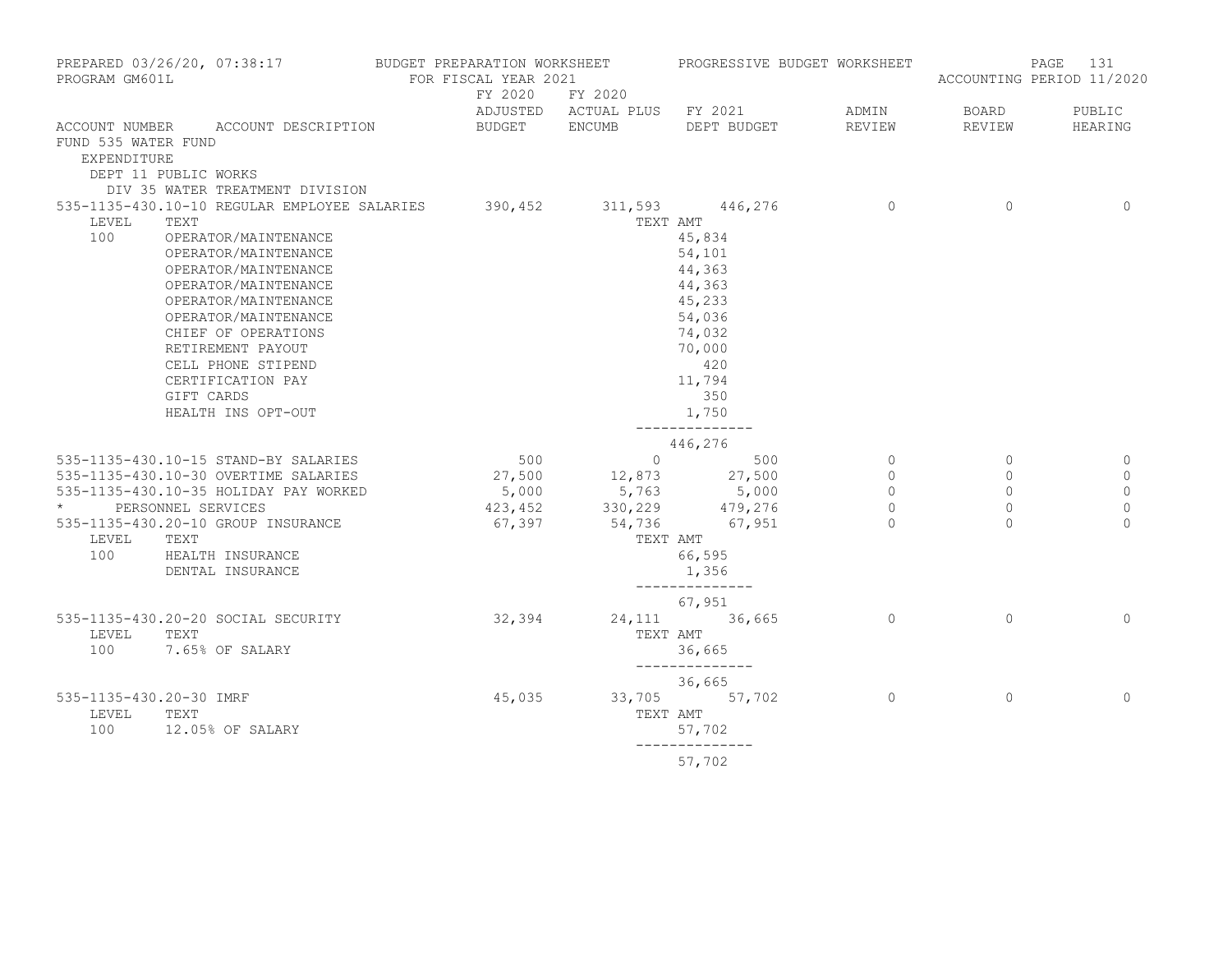PREPARED 03/26/20, 07:38:17 BUDGET PREPARATION WORKSHEET PROGRESSIVE BUDGET WORKSHEET
PROGRAM GM601L FOR FISCAL YEAR 2021 ACCOUNTING PERIOD 11/2020

| ACCOUNT NUMBER | ACCOUNT DESCRIPTION | FY 2020 ADJUSTED BUDGET | FY 2020 ACTUAL PLUS ENCUMB | FY 2021 DEPT BUDGET | ADMIN REVIEW | BOARD REVIEW | PUBLIC HEARING |
|---|---|---|---|---|---|---|---|
| FUND 535 WATER FUND | | | | | | | |
| EXPENDITURE | | | | | | | |
| DEPT 11 PUBLIC WORKS | | | | | | | |
| DIV 35 WATER TREATMENT DIVISION | | | | | | | |
| 535-1135-430.10-10 | REGULAR EMPLOYEE SALARIES | 390,452 | 311,593 | 446,276 | 0 | 0 | 0 |
| LEVEL | TEXT | | TEXT AMT | | | | |
| 100 | OPERATOR/MAINTENANCE | | | 45,834 | | | |
| | OPERATOR/MAINTENANCE | | | 54,101 | | | |
| | OPERATOR/MAINTENANCE | | | 44,363 | | | |
| | OPERATOR/MAINTENANCE | | | 44,363 | | | |
| | OPERATOR/MAINTENANCE | | | 45,233 | | | |
| | OPERATOR/MAINTENANCE | | | 54,036 | | | |
| | CHIEF OF OPERATIONS | | | 74,032 | | | |
| | RETIREMENT PAYOUT | | | 70,000 | | | |
| | CELL PHONE STIPEND | | | 420 | | | |
| | CERTIFICATION PAY | | | 11,794 | | | |
| | GIFT CARDS | | | 350 | | | |
| | HEALTH INS OPT-OUT | | | 1,750 | | | |
| | | | | 446,276 | | | |
| 535-1135-430.10-15 | STAND-BY SALARIES | 500 | 0 | 500 | 0 | 0 | 0 |
| 535-1135-430.10-30 | OVERTIME SALARIES | 27,500 | 12,873 | 27,500 | 0 | 0 | 0 |
| 535-1135-430.10-35 | HOLIDAY PAY WORKED | 5,000 | 5,763 | 5,000 | 0 | 0 | 0 |
| * | PERSONNEL SERVICES | 423,452 | 330,229 | 479,276 | 0 | 0 | 0 |
| 535-1135-430.20-10 | GROUP INSURANCE | 67,397 | 54,736 | 67,951 | 0 | 0 | 0 |
| LEVEL | TEXT | | TEXT AMT | | | | |
| 100 | HEALTH INSURANCE | | | 66,595 | | | |
| | DENTAL INSURANCE | | | 1,356 | | | |
| | | | | 67,951 | | | |
| 535-1135-430.20-20 | SOCIAL SECURITY | 32,394 | 24,111 | 36,665 | 0 | 0 | 0 |
| LEVEL | TEXT | | TEXT AMT | | | | |
| 100 | 7.65% OF SALARY | | | 36,665 | | | |
| | | | | 36,665 | | | |
| 535-1135-430.20-30 | IMRF | 45,035 | 33,705 | 57,702 | 0 | 0 | 0 |
| LEVEL | TEXT | | TEXT AMT | | | | |
| 100 | 12.05% OF SALARY | | | 57,702 | | | |
| | | | | 57,702 | | | |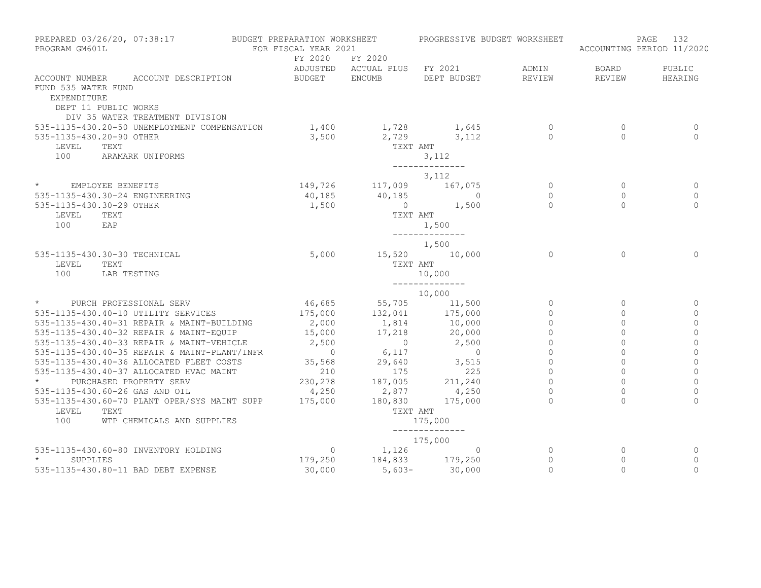PREPARED 03/26/20, 07:38:17 BUDGET PREPARATION WORKSHEET PROGRESSIVE BUDGET WORKSHEET
PROGRAM GM601L FOR FISCAL YEAR 2021 ACCOUNTING PERIOD 11/2020

| ACCOUNT NUMBER ACCOUNT DESCRIPTION | FY 2020 ADJUSTED BUDGET | FY 2020 ACTUAL PLUS ENCUMB | FY 2021 DEPT BUDGET | ADMIN REVIEW | BOARD REVIEW | PUBLIC HEARING |
|---|---|---|---|---|---|---|
| FUND 535 WATER FUND | | | | | | |
| EXPENDITURE | | | | | | |
| DEPT 11 PUBLIC WORKS | | | | | | |
| DIV 35 WATER TREATMENT DIVISION | | | | | | |
| 535-1135-430.20-50 UNEMPLOYMENT COMPENSATION | 1,400 | 1,728 | 1,645 | 0 | 0 | 0 |
| 535-1135-430.20-90 OTHER | 3,500 | 2,729 | 3,112 | 0 | 0 | 0 |
| LEVEL TEXT | | TEXT AMT | | | | |
| 100 ARAMARK UNIFORMS | | | 3,112 | | | |
| | | | 3,112 | | | |
| * EMPLOYEE BENEFITS | 149,726 | 117,009 | 167,075 | 0 | 0 | 0 |
| 535-1135-430.30-24 ENGINEERING | 40,185 | 40,185 | 0 | 0 | 0 | 0 |
| 535-1135-430.30-29 OTHER | 1,500 | 0 | 1,500 | 0 | 0 | 0 |
| LEVEL TEXT | | TEXT AMT | | | | |
| 100 EAP | | | 1,500 | | | |
| | | | 1,500 | | | |
| 535-1135-430.30-30 TECHNICAL | 5,000 | 15,520 | 10,000 | 0 | 0 | 0 |
| LEVEL TEXT | | TEXT AMT | | | | |
| 100 LAB TESTING | | | 10,000 | | | |
| | | | 10,000 | | | |
| * PURCH PROFESSIONAL SERV | 46,685 | 55,705 | 11,500 | 0 | 0 | 0 |
| 535-1135-430.40-10 UTILITY SERVICES | 175,000 | 132,041 | 175,000 | 0 | 0 | 0 |
| 535-1135-430.40-31 REPAIR & MAINT-BUILDING | 2,000 | 1,814 | 10,000 | 0 | 0 | 0 |
| 535-1135-430.40-32 REPAIR & MAINT-EQUIP | 15,000 | 17,218 | 20,000 | 0 | 0 | 0 |
| 535-1135-430.40-33 REPAIR & MAINT-VEHICLE | 2,500 | 0 | 2,500 | 0 | 0 | 0 |
| 535-1135-430.40-35 REPAIR & MAINT-PLANT/INFR | 0 | 6,117 | 0 | 0 | 0 | 0 |
| 535-1135-430.40-36 ALLOCATED FLEET COSTS | 35,568 | 29,640 | 3,515 | 0 | 0 | 0 |
| 535-1135-430.40-37 ALLOCATED HVAC MAINT | 210 | 175 | 225 | 0 | 0 | 0 |
| * PURCHASED PROPERTY SERV | 230,278 | 187,005 | 211,240 | 0 | 0 | 0 |
| 535-1135-430.60-26 GAS AND OIL | 4,250 | 2,877 | 4,250 | 0 | 0 | 0 |
| 535-1135-430.60-70 PLANT OPER/SYS MAINT SUPP | 175,000 | 180,830 | 175,000 | 0 | 0 | 0 |
| LEVEL TEXT | | TEXT AMT | | | | |
| 100 WTP CHEMICALS AND SUPPLIES | | | 175,000 | | | |
| | | | 175,000 | | | |
| 535-1135-430.60-80 INVENTORY HOLDING | 0 | 1,126 | 0 | 0 | 0 | 0 |
| * SUPPLIES | 179,250 | 184,833 | 179,250 | 0 | 0 | 0 |
| 535-1135-430.80-11 BAD DEBT EXPENSE | 30,000 | 5,603- | 30,000 | 0 | 0 | 0 |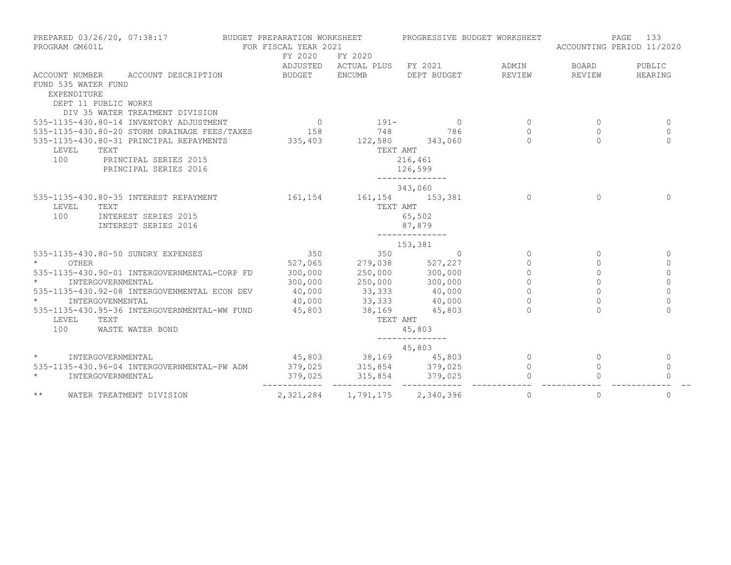PREPARED 03/26/20, 07:38:17 BUDGET PREPARATION WORKSHEET PROGRESSIVE BUDGET WORKSHEET
PROGRAM GM601L FOR FISCAL YEAR 2021 ACCOUNTING PERIOD 11/2020

FUND 535 WATER FUND
EXPENDITURE
DEPT 11 PUBLIC WORKS
DIV 35 WATER TREATMENT DIVISION

| ACCOUNT NUMBER | ACCOUNT DESCRIPTION | FY 2020 ADJUSTED BUDGET | FY 2020 ACTUAL PLUS ENCUMB | FY 2021 DEPT BUDGET | ADMIN REVIEW | BOARD REVIEW | PUBLIC HEARING |
|---|---|---|---|---|---|---|---|
| 535-1135-430.80-14 | INVENTORY ADJUSTMENT | 0 | 191- | 0 | 0 | 0 | 0 |
| 535-1135-430.80-20 | STORM DRAINAGE FEES/TAXES | 158 | 748 | 786 | 0 | 0 | 0 |
| 535-1135-430.80-31 | PRINCIPAL REPAYMENTS | 335,403 | 122,580 | 343,060 | 0 | 0 | 0 |
| LEVEL 100 | TEXT: PRINCIPAL SERIES 2015 | | TEXT AMT | 216,461 | | | |
| | PRINCIPAL SERIES 2016 | | | 126,599 | | | |
| | | | | 343,060 | | | |
| 535-1135-430.80-35 | INTEREST REPAYMENT | 161,154 | 161,154 | 153,381 | 0 | 0 | 0 |
| LEVEL 100 | TEXT: INTEREST SERIES 2015 | | TEXT AMT | 65,502 | | | |
| | INTEREST SERIES 2016 | | | 87,879 | | | |
| | | | | 153,381 | | | |
| 535-1135-430.80-50 | SUNDRY EXPENSES | 350 | 350 | 0 | 0 | 0 | 0 |
| * | OTHER | 527,065 | 279,038 | 527,227 | 0 | 0 | 0 |
| 535-1135-430.90-01 | INTERGOVERNMENTAL-CORP FD | 300,000 | 250,000 | 300,000 | 0 | 0 | 0 |
| * | INTERGOVERNMENTAL | 300,000 | 250,000 | 300,000 | 0 | 0 | 0 |
| 535-1135-430.92-08 | INTERGOVENMENTAL ECON DEV | 40,000 | 33,333 | 40,000 | 0 | 0 | 0 |
| * | INTERGOVENMENTAL | 40,000 | 33,333 | 40,000 | 0 | 0 | 0 |
| 535-1135-430.95-36 | INTERGOVERNMENTAL-WW FUND | 45,803 | 38,169 | 45,803 | 0 | 0 | 0 |
| LEVEL 100 | TEXT: WASTE WATER BOND | | TEXT AMT | 45,803 | | | |
| | | | | 45,803 | | | |
| * | INTERGOVERNMENTAL | 45,803 | 38,169 | 45,803 | 0 | 0 | 0 |
| 535-1135-430.96-04 | INTERGOVERNMENTAL-PW ADM | 379,025 | 315,854 | 379,025 | 0 | 0 | 0 |
| * | INTERGOVERNMENTAL | 379,025 | 315,854 | 379,025 | 0 | 0 | 0 |
| ** | WATER TREATMENT DIVISION | 2,321,284 | 1,791,175 | 2,340,396 | 0 | 0 | 0 |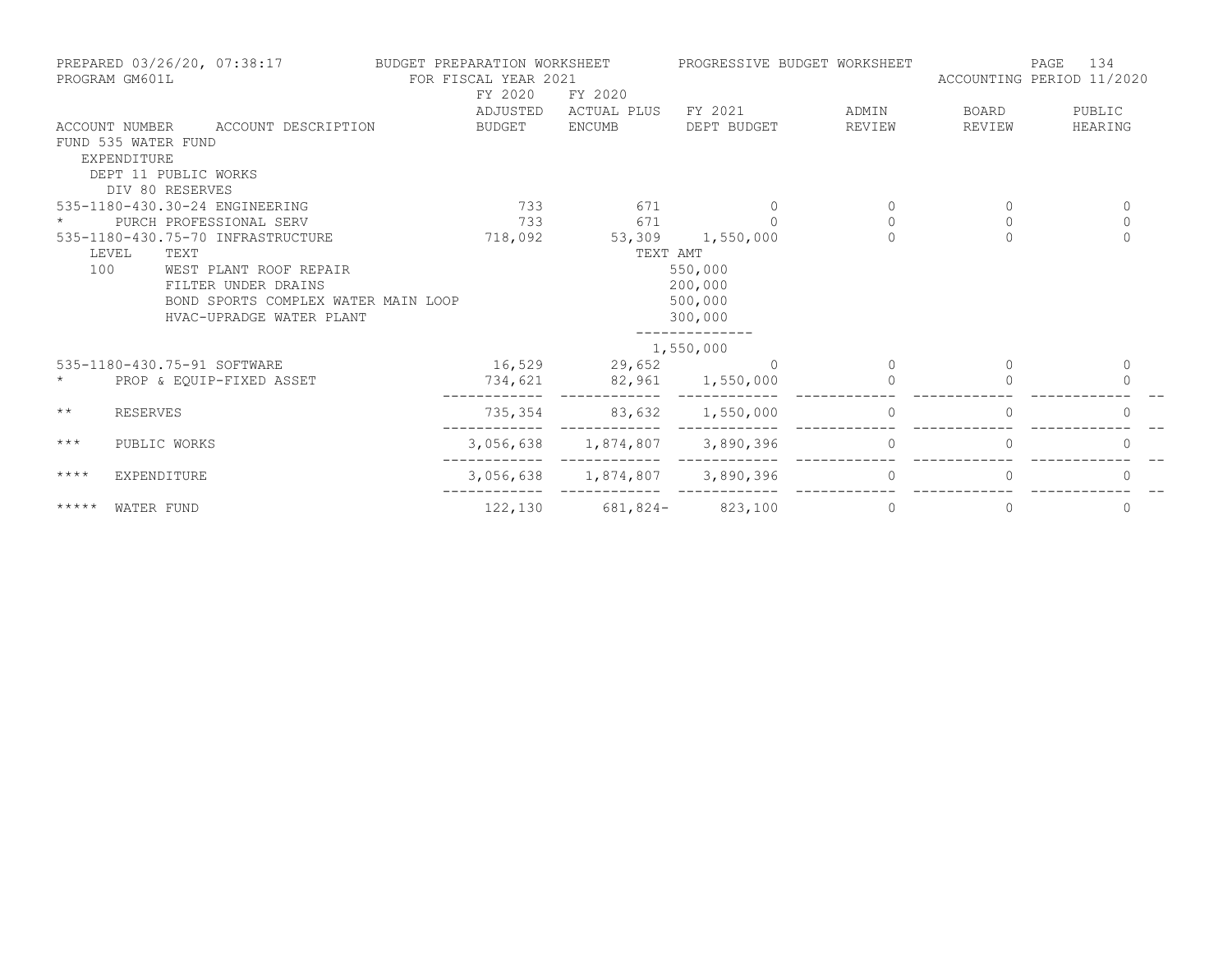PREPARED 03/26/20, 07:38:17 BUDGET PREPARATION WORKSHEET PROGRESSIVE BUDGET WORKSHEET
PROGRAM GM601L FOR FISCAL YEAR 2021 ACCOUNTING PERIOD 11/2020

| ACCOUNT NUMBER | ACCOUNT DESCRIPTION | FY 2020 ADJUSTED BUDGET | FY 2020 ACTUAL PLUS ENCUMB | FY 2021 DEPT BUDGET | ADMIN REVIEW | BOARD REVIEW | PUBLIC HEARING |
|---|---|---|---|---|---|---|---|
| FUND 535 WATER FUND | | | | | | | |
| EXPENDITURE | | | | | | | |
| DEPT 11 PUBLIC WORKS | | | | | | | |
| DIV 80 RESERVES | | | | | | | |
| 535-1180-430.30-24 | ENGINEERING | 733 | 671 | 0 | 0 | 0 | 0 |
| * | PURCH PROFESSIONAL SERV | 733 | 671 | 0 | 0 | 0 | 0 |
| 535-1180-430.75-70 | INFRASTRUCTURE | 718,092 | 53,309 | 1,550,000 | 0 | 0 | 0 |
| LEVEL 100 | TEXT | | TEXT AMT | | | | |
| | WEST PLANT ROOF REPAIR | | | 550,000 | | | |
| | FILTER UNDER DRAINS | | | 200,000 | | | |
| | BOND SPORTS COMPLEX WATER MAIN LOOP | | | 500,000 | | | |
| | HVAC-UPRADGE WATER PLANT | | | 300,000 | | | |
| | | | | 1,550,000 | | | |
| 535-1180-430.75-91 | SOFTWARE | 16,529 | 29,652 | 0 | 0 | 0 | 0 |
| * | PROP & EQUIP-FIXED ASSET | 734,621 | 82,961 | 1,550,000 | 0 | 0 | 0 |
| ** | RESERVES | 735,354 | 83,632 | 1,550,000 | 0 | 0 | 0 |
| *** | PUBLIC WORKS | 3,056,638 | 1,874,807 | 3,890,396 | 0 | 0 | 0 |
| **** | EXPENDITURE | 3,056,638 | 1,874,807 | 3,890,396 | 0 | 0 | 0 |
| ***** | WATER FUND | 122,130 | 681,824- | 823,100 | 0 | 0 | 0 |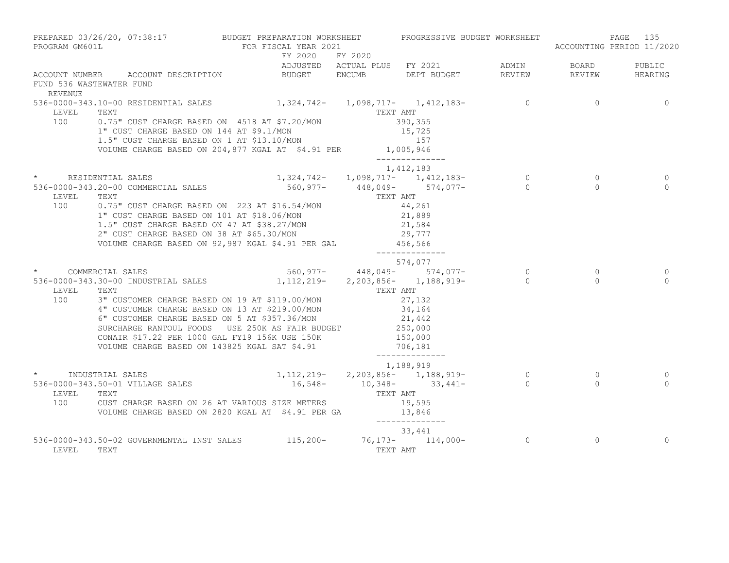PREPARED 03/26/20, 07:38:17 BUDGET PREPARATION WORKSHEET PROGRESSIVE BUDGET WORKSHEET
PROGRAM GM601L FOR FISCAL YEAR 2021 ACCOUNTING PERIOD 11/2020

| ACCOUNT NUMBER ACCOUNT DESCRIPTION | FY 2020 ADJUSTED BUDGET | FY 2020 ACTUAL PLUS ENCUMB | FY 2021 DEPT BUDGET | ADMIN REVIEW | BOARD REVIEW | PUBLIC HEARING |
|---|---|---|---|---|---|---|
| FUND 536 WASTEWATER FUND | | | | | | |
| REVENUE | | | | | | |
| 536-0000-343.10-00 RESIDENTIAL SALES | 1,324,742- | 1,098,717- | 1,412,183- | 0 | 0 | 0 |

| LEVEL | TEXT | TEXT AMT |
|---|---|---|
| 100 | 0.75" CUST CHARGE BASED ON 4518 AT $7.20/MON | 390,355 |
| | 1" CUST CHARGE BASED ON 144 AT $9.1/MON | 15,725 |
| | 1.5" CUST CHARGE BASED ON 1 AT $13.10/MON | 157 |
| | VOLUME CHARGE BASED ON 204,877 KGAL AT $4.91 PER | 1,005,946 |
| | | 1,412,183 |

| ACCOUNT NUMBER ACCOUNT DESCRIPTION | FY 2020 ADJUSTED BUDGET | FY 2020 ACTUAL PLUS ENCUMB | FY 2021 DEPT BUDGET | ADMIN REVIEW | BOARD REVIEW | PUBLIC HEARING |
|---|---|---|---|---|---|---|
| * RESIDENTIAL SALES | 1,324,742- | 1,098,717- | 1,412,183- | 0 | 0 | 0 |
| 536-0000-343.20-00 COMMERCIAL SALES | 560,977- | 448,049- | 574,077- | 0 | 0 | 0 |

| LEVEL | TEXT | TEXT AMT |
|---|---|---|
| 100 | 0.75" CUST CHARGE BASED ON 223 AT $16.54/MON | 44,261 |
| | 1" CUST CHARGE BASED ON 101 AT $18.06/MON | 21,889 |
| | 1.5" CUST CHARGE BASED ON 47 AT $38.27/MON | 21,584 |
| | 2" CUST CHARGE BASED ON 38 AT $65.30/MON | 29,777 |
| | VOLUME CHARGE BASED ON 92,987 KGAL $4.91 PER GAL | 456,566 |
| | | 574,077 |

| ACCOUNT NUMBER ACCOUNT DESCRIPTION | FY 2020 ADJUSTED BUDGET | FY 2020 ACTUAL PLUS ENCUMB | FY 2021 DEPT BUDGET | ADMIN REVIEW | BOARD REVIEW | PUBLIC HEARING |
|---|---|---|---|---|---|---|
| * COMMERCIAL SALES | 560,977- | 448,049- | 574,077- | 0 | 0 | 0 |
| 536-0000-343.30-00 INDUSTRIAL SALES | 1,112,219- | 2,203,856- | 1,188,919- | 0 | 0 | 0 |

| LEVEL | TEXT | TEXT AMT |
|---|---|---|
| 100 | 3" CUSTOMER CHARGE BASED ON 19 AT $119.00/MON | 27,132 |
| | 4" CUSTOMER CHARGE BASED ON 13 AT $219.00/MON | 34,164 |
| | 6" CUSTOMER CHARGE BASED ON 5 AT $357.36/MON | 21,442 |
| | SURCHARGE RANTOUL FOODS USE 250K AS FAIR BUDGET | 250,000 |
| | CONAIR $17.22 PER 1000 GAL FY19 156K USE 150K | 150,000 |
| | VOLUME CHARGE BASED ON 143825 KGAL SAT $4.91 | 706,181 |
| | | 1,188,919 |

| ACCOUNT NUMBER ACCOUNT DESCRIPTION | FY 2020 ADJUSTED BUDGET | FY 2020 ACTUAL PLUS ENCUMB | FY 2021 DEPT BUDGET | ADMIN REVIEW | BOARD REVIEW | PUBLIC HEARING |
|---|---|---|---|---|---|---|
| * INDUSTRIAL SALES | 1,112,219- | 2,203,856- | 1,188,919- | 0 | 0 | 0 |
| 536-0000-343.50-01 VILLAGE SALES | 16,548- | 10,348- | 33,441- | 0 | 0 | 0 |

| LEVEL | TEXT | TEXT AMT |
|---|---|---|
| 100 | CUST CHARGE BASED ON 26 AT VARIOUS SIZE METERS | 19,595 |
| | VOLUME CHARGE BASED ON 2820 KGAL AT $4.91 PER GA | 13,846 |
| | | 33,441 |

| ACCOUNT NUMBER ACCOUNT DESCRIPTION | FY 2020 ADJUSTED BUDGET | FY 2020 ACTUAL PLUS ENCUMB | FY 2021 DEPT BUDGET | ADMIN REVIEW | BOARD REVIEW | PUBLIC HEARING |
|---|---|---|---|---|---|---|
| 536-0000-343.50-02 GOVERNMENTAL INST SALES | 115,200- | 76,173- | 114,000- | 0 | 0 | 0 |

| LEVEL | TEXT | TEXT AMT |
|---|---|---|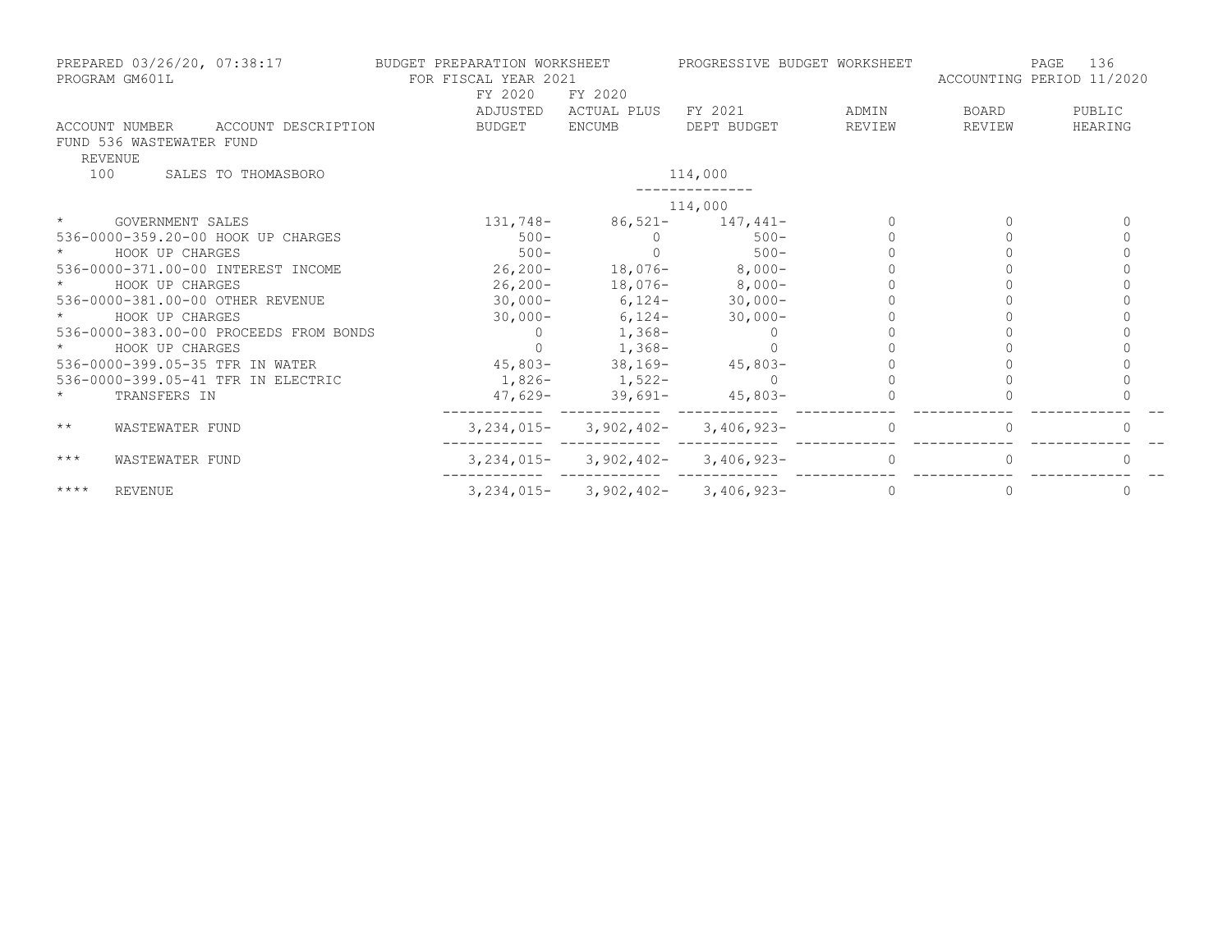PREPARED 03/26/20, 07:38:17 BUDGET PREPARATION WORKSHEET PROGRESSIVE BUDGET WORKSHEET
PROGRAM GM601L FOR FISCAL YEAR 2021 ACCOUNTING PERIOD 11/2020

| ACCOUNT NUMBER ACCOUNT DESCRIPTION | FY 2020 ADJUSTED BUDGET | FY 2020 ACTUAL PLUS ENCUMB | FY 2021 DEPT BUDGET | ADMIN REVIEW | BOARD REVIEW | PUBLIC HEARING |
|---|---|---|---|---|---|---|
| FUND 536 WASTEWATER FUND | | | | | | |
| REVENUE | | | | | | |
| 100 SALES TO THOMASBORO | | | 114,000 | | | |
| | | | 114,000 | | | |
| * GOVERNMENT SALES | 131,748- | 86,521- | 147,441- | 0 | 0 | 0 |
| 536-0000-359.20-00 HOOK UP CHARGES | 500- | 0 | 500- | 0 | 0 | 0 |
| * HOOK UP CHARGES | 500- | 0 | 500- | 0 | 0 | 0 |
| 536-0000-371.00-00 INTEREST INCOME | 26,200- | 18,076- | 8,000- | 0 | 0 | 0 |
| * HOOK UP CHARGES | 26,200- | 18,076- | 8,000- | 0 | 0 | 0 |
| 536-0000-381.00-00 OTHER REVENUE | 30,000- | 6,124- | 30,000- | 0 | 0 | 0 |
| * HOOK UP CHARGES | 30,000- | 6,124- | 30,000- | 0 | 0 | 0 |
| 536-0000-383.00-00 PROCEEDS FROM BONDS | 0 | 1,368- | 0 | 0 | 0 | 0 |
| * HOOK UP CHARGES | 0 | 1,368- | 0 | 0 | 0 | 0 |
| 536-0000-399.05-35 TFR IN WATER | 45,803- | 38,169- | 45,803- | 0 | 0 | 0 |
| 536-0000-399.05-41 TFR IN ELECTRIC | 1,826- | 1,522- | 0 | 0 | 0 | 0 |
| * TRANSFERS IN | 47,629- | 39,691- | 45,803- | 0 | 0 | 0 |
| ** WASTEWATER FUND | 3,234,015- | 3,902,402- | 3,406,923- | 0 | 0 | 0 |
| *** WASTEWATER FUND | 3,234,015- | 3,902,402- | 3,406,923- | 0 | 0 | 0 |
| **** REVENUE | 3,234,015- | 3,902,402- | 3,406,923- | 0 | 0 | 0 |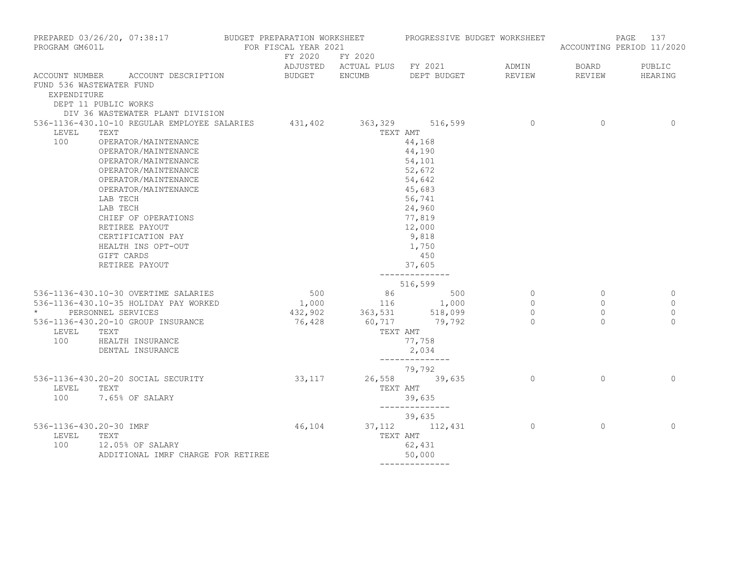PREPARED 03/26/20, 07:38:17 — BUDGET PREPARATION WORKSHEET — PROGRESSIVE BUDGET WORKSHEET
PROGRAM GM601L — FOR FISCAL YEAR 2021 — ACCOUNTING PERIOD 11/2020

| ACCOUNT NUMBER | ACCOUNT DESCRIPTION | FY 2020 ADJUSTED BUDGET | FY 2020 ACTUAL PLUS ENCUMB | FY 2021 DEPT BUDGET | ADMIN REVIEW | BOARD REVIEW | PUBLIC HEARING |
|---|---|---|---|---|---|---|---|
| FUND 536 WASTEWATER FUND | | | | | | | |
| EXPENDITURE | | | | | | | |
| DEPT 11 PUBLIC WORKS | | | | | | | |
| DIV 36 WASTEWATER PLANT DIVISION | | | | | | | |
| 536-1136-430.10-10 | REGULAR EMPLOYEE SALARIES | 431,402 | 363,329 | 516,599 | 0 | 0 | 0 |
| LEVEL | TEXT | | | TEXT AMT | | | |
| 100 | OPERATOR/MAINTENANCE | | | 44,168 | | | |
| | OPERATOR/MAINTENANCE | | | 44,190 | | | |
| | OPERATOR/MAINTENANCE | | | 54,101 | | | |
| | OPERATOR/MAINTENANCE | | | 52,672 | | | |
| | OPERATOR/MAINTENANCE | | | 54,642 | | | |
| | OPERATOR/MAINTENANCE | | | 45,683 | | | |
| | LAB TECH | | | 56,741 | | | |
| | LAB TECH | | | 24,960 | | | |
| | CHIEF OF OPERATIONS | | | 77,819 | | | |
| | RETIREE PAYOUT | | | 12,000 | | | |
| | CERTIFICATION PAY | | | 9,818 | | | |
| | HEALTH INS OPT-OUT | | | 1,750 | | | |
| | GIFT CARDS | | | 450 | | | |
| | RETIREE PAYOUT | | | 37,605 | | | |
| | | | | 516,599 | | | |
| 536-1136-430.10-30 | OVERTIME SALARIES | 500 | 86 | 500 | 0 | 0 | 0 |
| 536-1136-430.10-35 | HOLIDAY PAY WORKED | 1,000 | 116 | 1,000 | 0 | 0 | 0 |
| * | PERSONNEL SERVICES | 432,902 | 363,531 | 518,099 | 0 | 0 | 0 |
| 536-1136-430.20-10 | GROUP INSURANCE | 76,428 | 60,717 | 79,792 | 0 | 0 | 0 |
| LEVEL | TEXT | | | TEXT AMT | | | |
| 100 | HEALTH INSURANCE | | | 77,758 | | | |
| | DENTAL INSURANCE | | | 2,034 | | | |
| | | | | 79,792 | | | |
| 536-1136-430.20-20 | SOCIAL SECURITY | 33,117 | 26,558 | 39,635 | 0 | 0 | 0 |
| LEVEL | TEXT | | | TEXT AMT | | | |
| 100 | 7.65% OF SALARY | | | 39,635 | | | |
| | | | | 39,635 | | | |
| 536-1136-430.20-30 | IMRF | 46,104 | 37,112 | 112,431 | 0 | 0 | 0 |
| LEVEL | TEXT | | | TEXT AMT | | | |
| 100 | 12.05% OF SALARY | | | 62,431 | | | |
| | ADDITIONAL IMRF CHARGE FOR RETIREE | | | 50,000 | | | |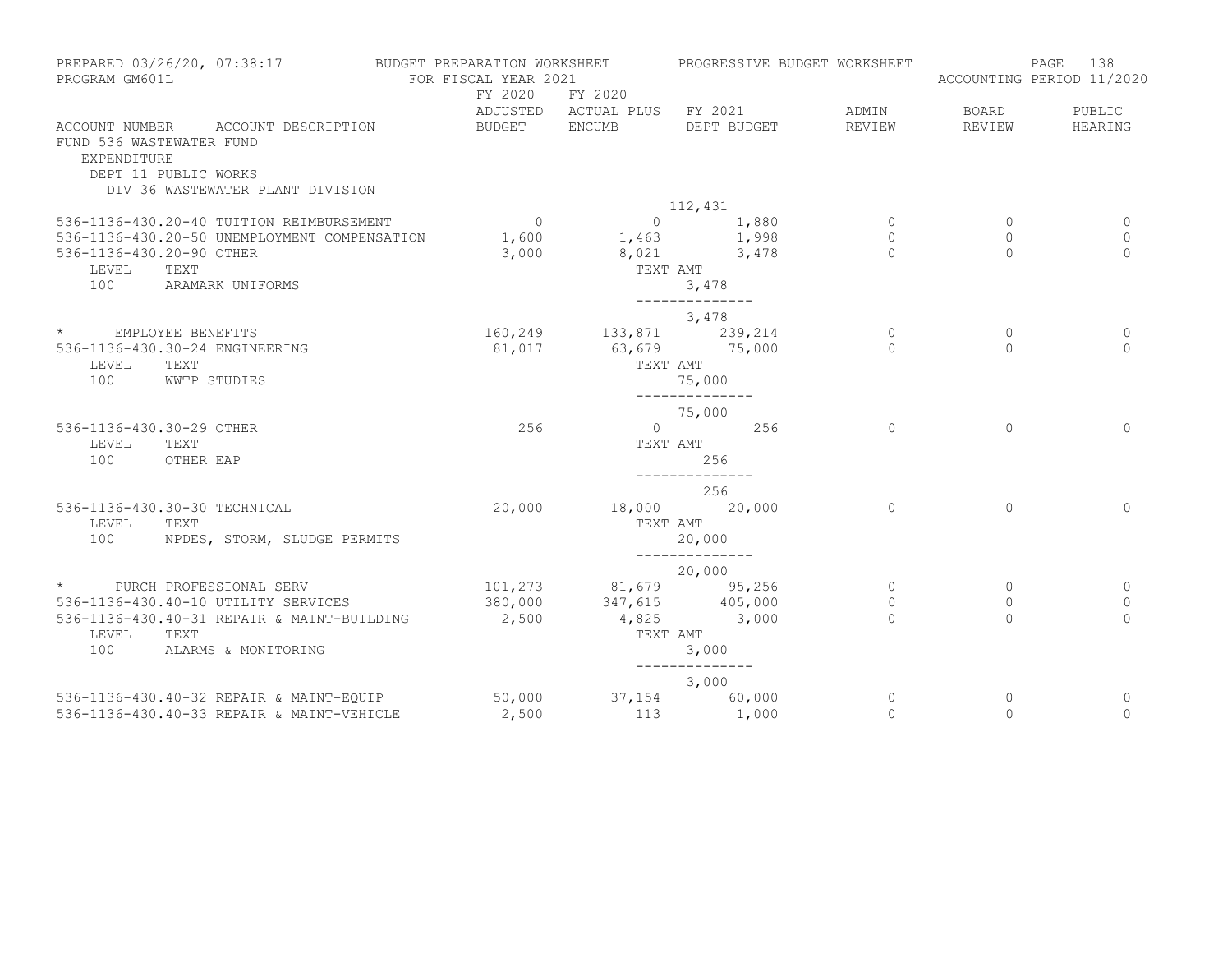PREPARED 03/26/20, 07:38:17 — BUDGET PREPARATION WORKSHEET — PROGRESSIVE BUDGET WORKSHEET
PROGRAM GM601L — FOR FISCAL YEAR 2021 — ACCOUNTING PERIOD 11/2020

FUND 536 WASTEWATER FUND
EXPENDITURE
DEPT 11 PUBLIC WORKS
DIV 36 WASTEWATER PLANT DIVISION

| ACCOUNT NUMBER ACCOUNT DESCRIPTION | FY 2020 ADJUSTED BUDGET | FY 2020 ACTUAL PLUS ENCUMB | FY 2021 DEPT BUDGET | ADMIN REVIEW | BOARD REVIEW | PUBLIC HEARING |
|---|---|---|---|---|---|---|
| | | | 112,431 | | | |
| 536-1136-430.20-40 TUITION REIMBURSEMENT | 0 | 0 | 1,880 | 0 | 0 | 0 |
| 536-1136-430.20-50 UNEMPLOYMENT COMPENSATION | 1,600 | 1,463 | 1,998 | 0 | 0 | 0 |
| 536-1136-430.20-90 OTHER | 3,000 | 8,021 | 3,478 | 0 | 0 | 0 |
| LEVEL TEXT | | TEXT AMT | | | | |
| 100 ARAMARK UNIFORMS | | | 3,478 | | | |
| | | | 3,478 | | | |
| * EMPLOYEE BENEFITS | 160,249 | 133,871 | 239,214 | 0 | 0 | 0 |
| 536-1136-430.30-24 ENGINEERING | 81,017 | 63,679 | 75,000 | 0 | 0 | 0 |
| LEVEL TEXT | | TEXT AMT | | | | |
| 100 WWTP STUDIES | | | 75,000 | | | |
| | | | 75,000 | | | |
| 536-1136-430.30-29 OTHER | 256 | 0 | 256 | 0 | 0 | 0 |
| LEVEL TEXT | | TEXT AMT | | | | |
| 100 OTHER EAP | | | 256 | | | |
| | | | 256 | | | |
| 536-1136-430.30-30 TECHNICAL | 20,000 | 18,000 | 20,000 | 0 | 0 | 0 |
| LEVEL TEXT | | TEXT AMT | | | | |
| 100 NPDES, STORM, SLUDGE PERMITS | | | 20,000 | | | |
| | | | 20,000 | | | |
| * PURCH PROFESSIONAL SERV | 101,273 | 81,679 | 95,256 | 0 | 0 | 0 |
| 536-1136-430.40-10 UTILITY SERVICES | 380,000 | 347,615 | 405,000 | 0 | 0 | 0 |
| 536-1136-430.40-31 REPAIR & MAINT-BUILDING | 2,500 | 4,825 | 3,000 | 0 | 0 | 0 |
| LEVEL TEXT | | TEXT AMT | | | | |
| 100 ALARMS & MONITORING | | | 3,000 | | | |
| | | | 3,000 | | | |
| 536-1136-430.40-32 REPAIR & MAINT-EQUIP | 50,000 | 37,154 | 60,000 | 0 | 0 | 0 |
| 536-1136-430.40-33 REPAIR & MAINT-VEHICLE | 2,500 | 113 | 1,000 | 0 | 0 | 0 |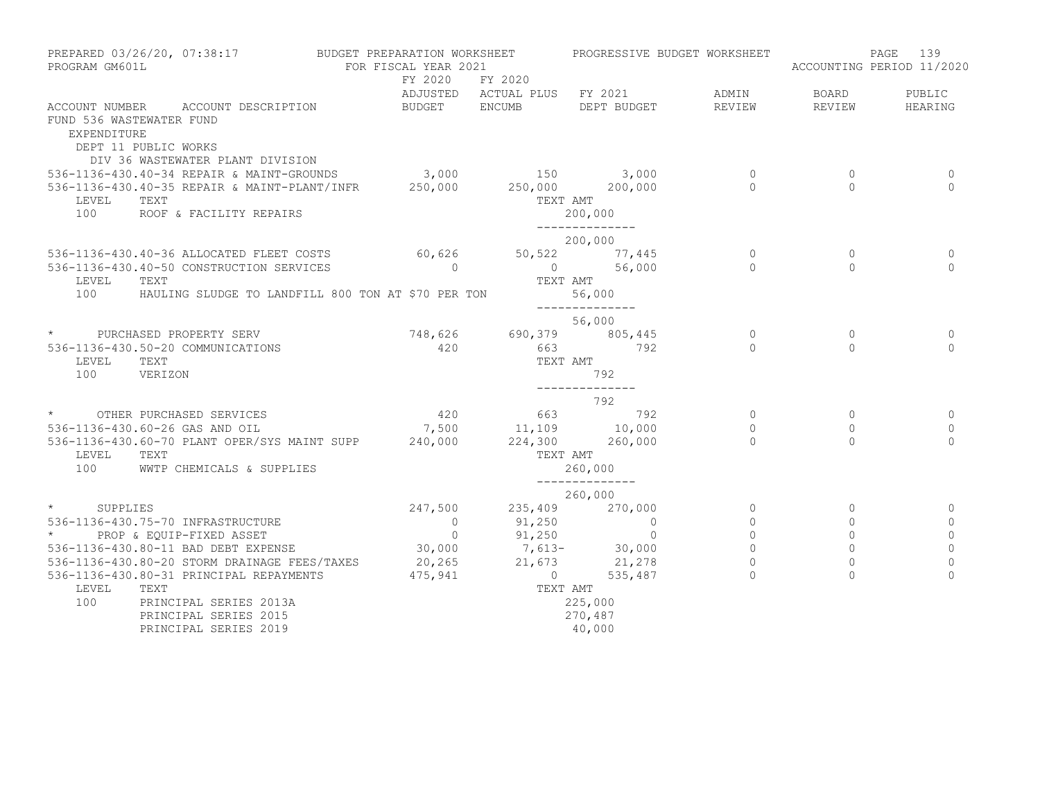PREPARED 03/26/20, 07:38:17 — BUDGET PREPARATION WORKSHEET — PROGRESSIVE BUDGET WORKSHEET
PROGRAM GM601L — FOR FISCAL YEAR 2021 — ACCOUNTING PERIOD 11/2020

FUND 536 WASTEWATER FUND
EXPENDITURE
DEPT 11 PUBLIC WORKS
DIV 36 WASTEWATER PLANT DIVISION

| ACCOUNT NUMBER | ACCOUNT DESCRIPTION | FY 2020 ADJUSTED BUDGET | FY 2020 ACTUAL PLUS ENCUMB | FY 2021 DEPT BUDGET | ADMIN REVIEW | BOARD REVIEW | PUBLIC HEARING |
|---|---|---|---|---|---|---|---|
| 536-1136-430.40-34 | REPAIR & MAINT-GROUNDS | 3,000 | 150 | 3,000 | 0 | 0 | 0 |
| 536-1136-430.40-35 | REPAIR & MAINT-PLANT/INFR | 250,000 | 250,000 | 200,000 | 0 | 0 | 0 |
| LEVEL 100 | TEXT: ROOF & FACILITY REPAIRS | | TEXT AMT | 200,000 | | | |
| | | | | 200,000 | | | |
| 536-1136-430.40-36 | ALLOCATED FLEET COSTS | 60,626 | 50,522 | 77,445 | 0 | 0 | 0 |
| 536-1136-430.40-50 | CONSTRUCTION SERVICES | 0 | 0 | 56,000 | 0 | 0 | 0 |
| LEVEL 100 | TEXT: HAULING SLUDGE TO LANDFILL 800 TON AT $70 PER TON | | TEXT AMT | 56,000 | | | |
| | | | | 56,000 | | | |
| * | PURCHASED PROPERTY SERV | 748,626 | 690,379 | 805,445 | 0 | 0 | 0 |
| 536-1136-430.50-20 | COMMUNICATIONS | 420 | 663 | 792 | 0 | 0 | 0 |
| LEVEL 100 | TEXT: VERIZON | | TEXT AMT | 792 | | | |
| | | | | 792 | | | |
| * | OTHER PURCHASED SERVICES | 420 | 663 | 792 | 0 | 0 | 0 |
| 536-1136-430.60-26 | GAS AND OIL | 7,500 | 11,109 | 10,000 | 0 | 0 | 0 |
| 536-1136-430.60-70 | PLANT OPER/SYS MAINT SUPP | 240,000 | 224,300 | 260,000 | 0 | 0 | 0 |
| LEVEL 100 | TEXT: WWTP CHEMICALS & SUPPLIES | | TEXT AMT | 260,000 | | | |
| | | | | 260,000 | | | |
| * | SUPPLIES | 247,500 | 235,409 | 270,000 | 0 | 0 | 0 |
| 536-1136-430.75-70 | INFRASTRUCTURE | 0 | 91,250 | 0 | 0 | 0 | 0 |
| * | PROP & EQUIP-FIXED ASSET | 0 | 91,250 | 0 | 0 | 0 | 0 |
| 536-1136-430.80-11 | BAD DEBT EXPENSE | 30,000 | 7,613- | 30,000 | 0 | 0 | 0 |
| 536-1136-430.80-20 | STORM DRAINAGE FEES/TAXES | 20,265 | 21,673 | 21,278 | 0 | 0 | 0 |
| 536-1136-430.80-31 | PRINCIPAL REPAYMENTS | 475,941 | 0 | 535,487 | 0 | 0 | 0 |
| LEVEL 100 | TEXT: PRINCIPAL SERIES 2013A | | TEXT AMT | 225,000 | | | |
| | PRINCIPAL SERIES 2015 | | | 270,487 | | | |
| | PRINCIPAL SERIES 2019 | | | 40,000 | | | |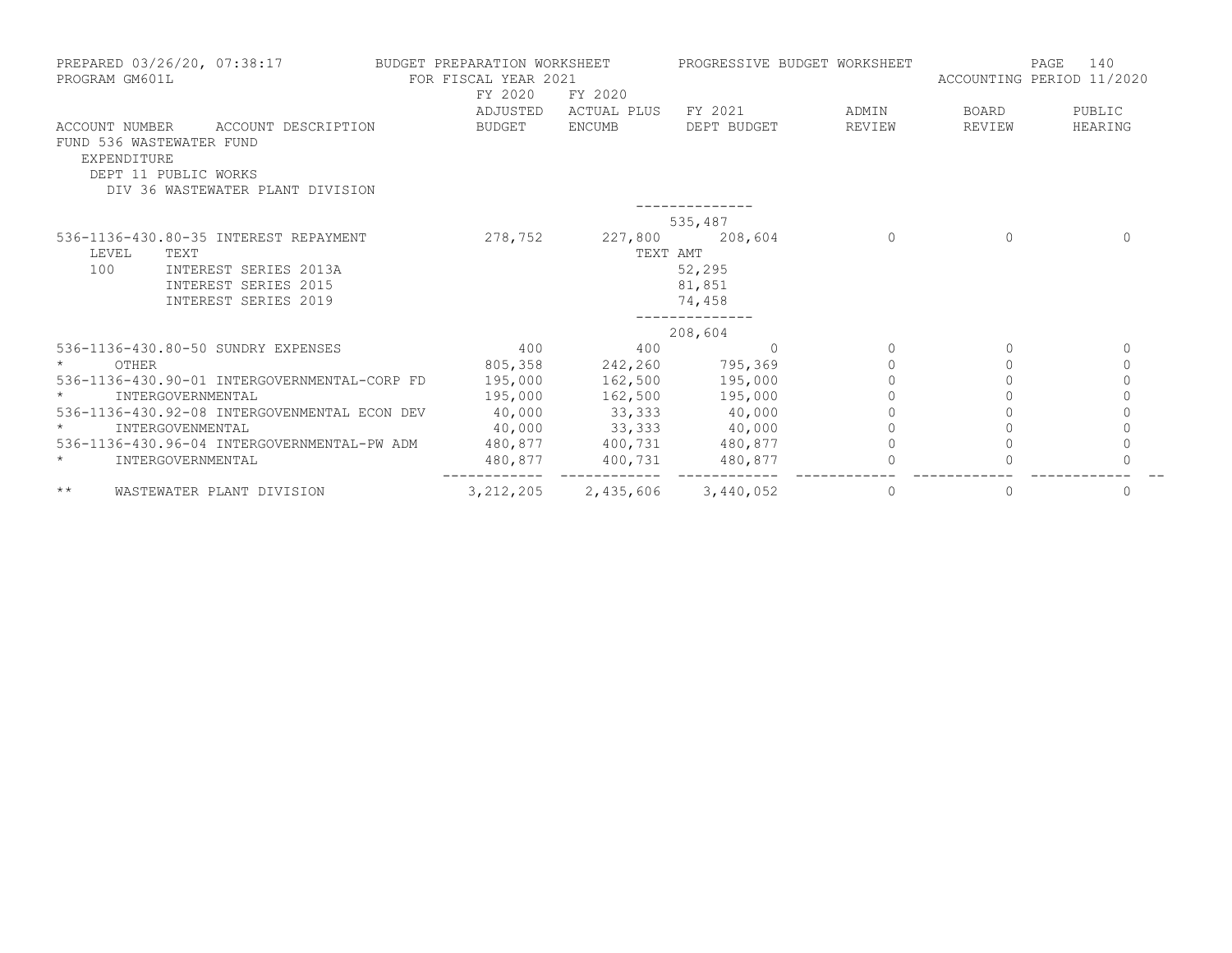PREPARED 03/26/20, 07:38:17 — BUDGET PREPARATION WORKSHEET — PROGRESSIVE BUDGET WORKSHEET
PROGRAM GM601L — FOR FISCAL YEAR 2021 — ACCOUNTING PERIOD 11/2020

FUND 536 WASTEWATER FUND
EXPENDITURE
DEPT 11 PUBLIC WORKS
DIV 36 WASTEWATER PLANT DIVISION

| ACCOUNT NUMBER ACCOUNT DESCRIPTION | FY 2020 ADJUSTED BUDGET | FY 2020 ACTUAL PLUS ENCUMB | FY 2021 DEPT BUDGET | ADMIN REVIEW | BOARD REVIEW | PUBLIC HEARING |
|---|---|---|---|---|---|---|
| | | | -------------- | | | |
| | | | 535,487 | | | |
| 536-1136-430.80-35 INTEREST REPAYMENT | 278,752 | 227,800 | 208,604 | 0 | 0 | 0 |
| LEVEL TEXT | | TEXT AMT | | | | |
| 100 INTEREST SERIES 2013A | | | 52,295 | | | |
| INTEREST SERIES 2015 | | | 81,851 | | | |
| INTEREST SERIES 2019 | | | 74,458 | | | |
| | | | -------------- | | | |
| | | | 208,604 | | | |
| 536-1136-430.80-50 SUNDRY EXPENSES | 400 | 400 | 0 | 0 | 0 | 0 |
| * OTHER | 805,358 | 242,260 | 795,369 | 0 | 0 | 0 |
| 536-1136-430.90-01 INTERGOVERNMENTAL-CORP FD | 195,000 | 162,500 | 195,000 | 0 | 0 | 0 |
| * INTERGOVERNMENTAL | 195,000 | 162,500 | 195,000 | 0 | 0 | 0 |
| 536-1136-430.92-08 INTERGOVENMENTAL ECON DEV | 40,000 | 33,333 | 40,000 | 0 | 0 | 0 |
| * INTERGOVENMENTAL | 40,000 | 33,333 | 40,000 | 0 | 0 | 0 |
| 536-1136-430.96-04 INTERGOVERNMENTAL-PW ADM | 480,877 | 400,731 | 480,877 | 0 | 0 | 0 |
| * INTERGOVERNMENTAL | 480,877 | 400,731 | 480,877 | 0 | 0 | 0 |
| ** WASTEWATER PLANT DIVISION | 3,212,205 | 2,435,606 | 3,440,052 | 0 | 0 | 0 |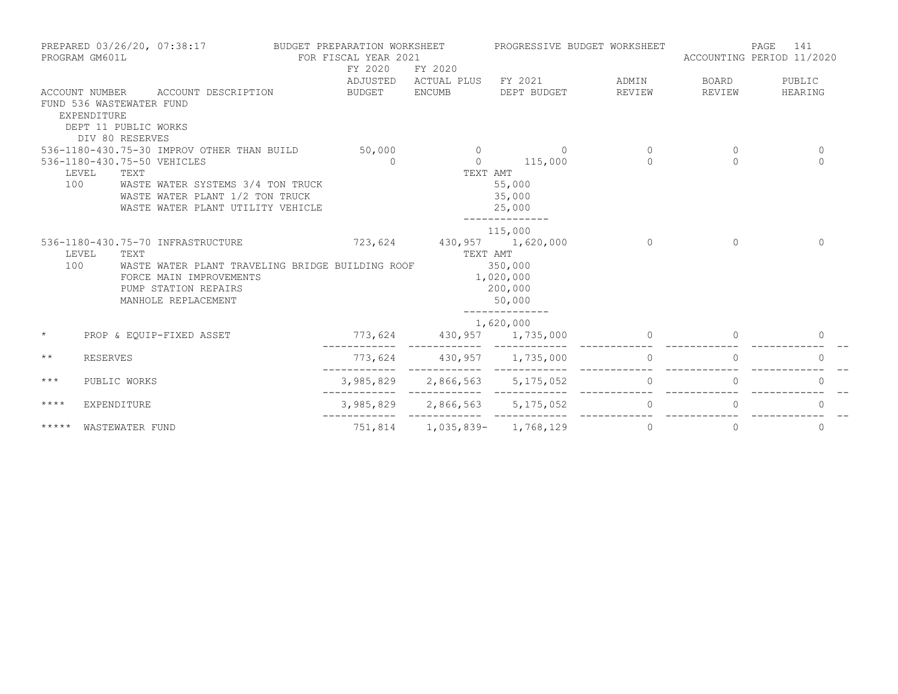PREPARED 03/26/20, 07:38:17 BUDGET PREPARATION WORKSHEET PROGRESSIVE BUDGET WORKSHEET
PROGRAM GM601L FOR FISCAL YEAR 2021 ACCOUNTING PERIOD 11/2020

| ACCOUNT NUMBER | ACCOUNT DESCRIPTION | FY 2020 ADJUSTED BUDGET | FY 2020 ACTUAL PLUS ENCUMB | FY 2021 DEPT BUDGET | ADMIN REVIEW | BOARD REVIEW | PUBLIC HEARING |
|---|---|---|---|---|---|---|---|
| FUND 536 WASTEWATER FUND | | | | | | | |
| EXPENDITURE | | | | | | | |
| DEPT 11 PUBLIC WORKS | | | | | | | |
| DIV 80 RESERVES | | | | | | | |
| 536-1180-430.75-30 | IMPROV OTHER THAN BUILD | 50,000 | 0 | 0 | 0 | 0 | 0 |
| 536-1180-430.75-50 | VEHICLES | 0 | 0 | 115,000 | 0 | 0 | 0 |
| LEVEL | TEXT | | TEXT AMT | | | | |
| 100 | WASTE WATER SYSTEMS 3/4 TON TRUCK | | | 55,000 | | | |
| | WASTE WATER PLANT 1/2 TON TRUCK | | | 35,000 | | | |
| | WASTE WATER PLANT UTILITY VEHICLE | | | 25,000 | | | |
| | | | | 115,000 | | | |
| 536-1180-430.75-70 | INFRASTRUCTURE | 723,624 | 430,957 | 1,620,000 | 0 | 0 | 0 |
| LEVEL | TEXT | | TEXT AMT | | | | |
| 100 | WASTE WATER PLANT TRAVELING BRIDGE BUILDING ROOF | | | 350,000 | | | |
| | FORCE MAIN IMPROVEMENTS | | | 1,020,000 | | | |
| | PUMP STATION REPAIRS | | | 200,000 | | | |
| | MANHOLE REPLACEMENT | | | 50,000 | | | |
| | | | | 1,620,000 | | | |
| * | PROP & EQUIP-FIXED ASSET | 773,624 | 430,957 | 1,735,000 | 0 | 0 | 0 |
| ** | RESERVES | 773,624 | 430,957 | 1,735,000 | 0 | 0 | 0 |
| *** | PUBLIC WORKS | 3,985,829 | 2,866,563 | 5,175,052 | 0 | 0 | 0 |
| **** | EXPENDITURE | 3,985,829 | 2,866,563 | 5,175,052 | 0 | 0 | 0 |
| ***** | WASTEWATER FUND | 751,814 | 1,035,839- | 1,768,129 | 0 | 0 | 0 |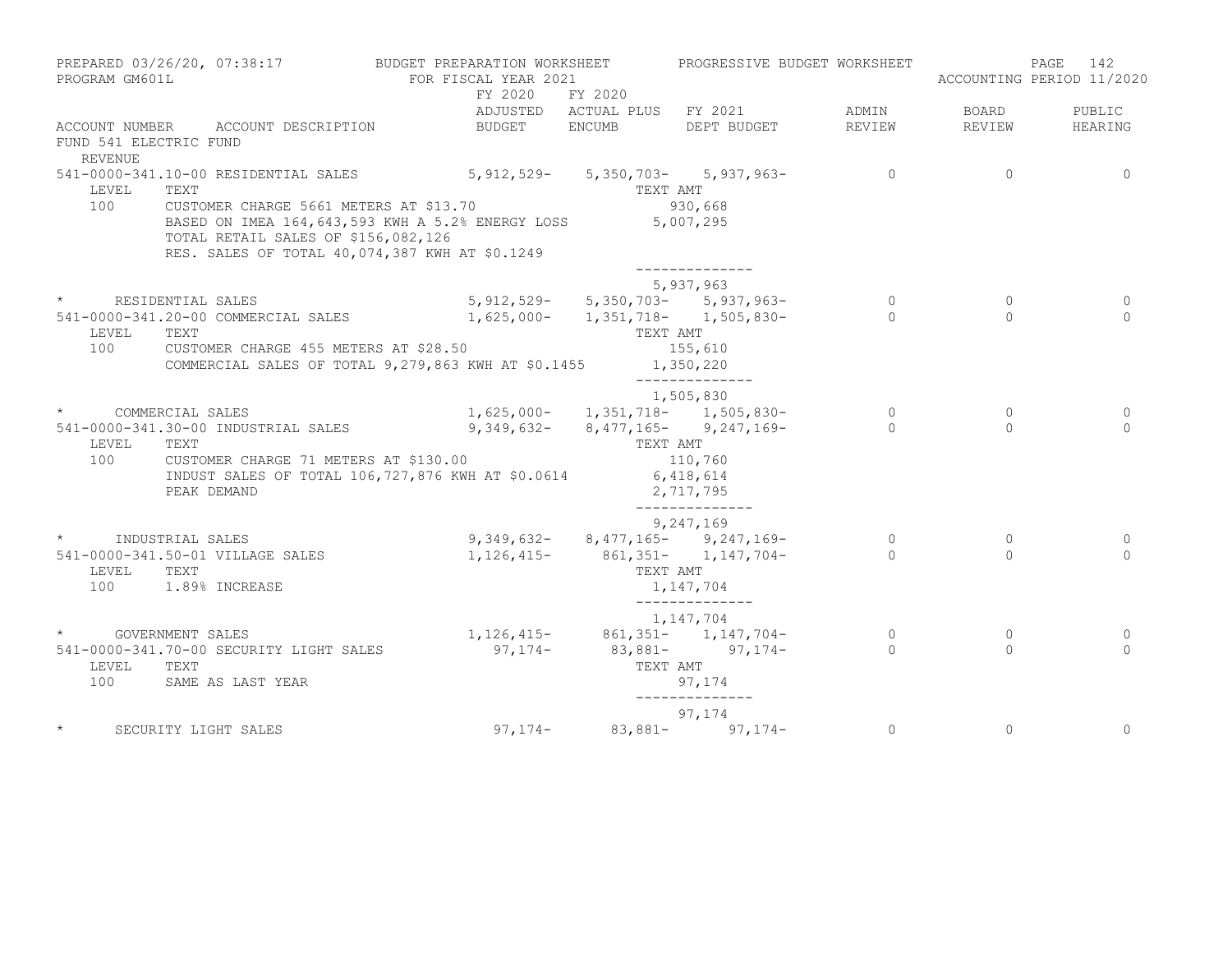PREPARED 03/26/20, 07:38:17 — BUDGET PREPARATION WORKSHEET — PROGRESSIVE BUDGET WORKSHEET
PROGRAM GM601L — FOR FISCAL YEAR 2021 — ACCOUNTING PERIOD 11/2020

FUND 541 ELECTRIC FUND

REVENUE

| ACCOUNT NUMBER | ACCOUNT DESCRIPTION | FY 2020 ADJUSTED BUDGET | FY 2020 ACTUAL PLUS ENCUMB | FY 2021 DEPT BUDGET | ADMIN REVIEW | BOARD REVIEW | PUBLIC HEARING |
|---|---|---|---|---|---|---|---|
| 541-0000-341.10-00 | RESIDENTIAL SALES | 5,912,529- | 5,350,703- | 5,937,963- | 0 | 0 | 0 |
| LEVEL | TEXT | | | TEXT AMT | | | |
| 100 | CUSTOMER CHARGE 5661 METERS AT $13.70 | | | 930,668 | | | |
| | BASED ON IMEA 164,643,593 KWH A 5.2% ENERGY LOSS | | | 5,007,295 | | | |
| | TOTAL RETAIL SALES OF $156,082,126 | | | | | | |
| | RES. SALES OF TOTAL 40,074,387 KWH AT $0.1249 | | | | | | |
| | | | | 5,937,963 | | | |
| * | RESIDENTIAL SALES | 5,912,529- | 5,350,703- | 5,937,963- | 0 | 0 | 0 |
| 541-0000-341.20-00 | COMMERCIAL SALES | 1,625,000- | 1,351,718- | 1,505,830- | 0 | 0 | 0 |
| LEVEL | TEXT | | | TEXT AMT | | | |
| 100 | CUSTOMER CHARGE 455 METERS AT $28.50 | | | 155,610 | | | |
| | COMMERCIAL SALES OF TOTAL 9,279,863 KWH AT $0.1455 | | | 1,350,220 | | | |
| | | | | 1,505,830 | | | |
| * | COMMERCIAL SALES | 1,625,000- | 1,351,718- | 1,505,830- | 0 | 0 | 0 |
| 541-0000-341.30-00 | INDUSTRIAL SALES | 9,349,632- | 8,477,165- | 9,247,169- | 0 | 0 | 0 |
| LEVEL | TEXT | | | TEXT AMT | | | |
| 100 | CUSTOMER CHARGE 71 METERS AT $130.00 | | | 110,760 | | | |
| | INDUST SALES OF TOTAL 106,727,876 KWH AT $0.0614 | | | 6,418,614 | | | |
| | PEAK DEMAND | | | 2,717,795 | | | |
| | | | | 9,247,169 | | | |
| * | INDUSTRIAL SALES | 9,349,632- | 8,477,165- | 9,247,169- | 0 | 0 | 0 |
| 541-0000-341.50-01 | VILLAGE SALES | 1,126,415- | 861,351- | 1,147,704- | 0 | 0 | 0 |
| LEVEL | TEXT | | | TEXT AMT | | | |
| 100 | 1.89% INCREASE | | | 1,147,704 | | | |
| | | | | 1,147,704 | | | |
| * | GOVERNMENT SALES | 1,126,415- | 861,351- | 1,147,704- | 0 | 0 | 0 |
| 541-0000-341.70-00 | SECURITY LIGHT SALES | 97,174- | 83,881- | 97,174- | 0 | 0 | 0 |
| LEVEL | TEXT | | | TEXT AMT | | | |
| 100 | SAME AS LAST YEAR | | | 97,174 | | | |
| | | | | 97,174 | | | |
| * | SECURITY LIGHT SALES | 97,174- | 83,881- | 97,174- | 0 | 0 | 0 |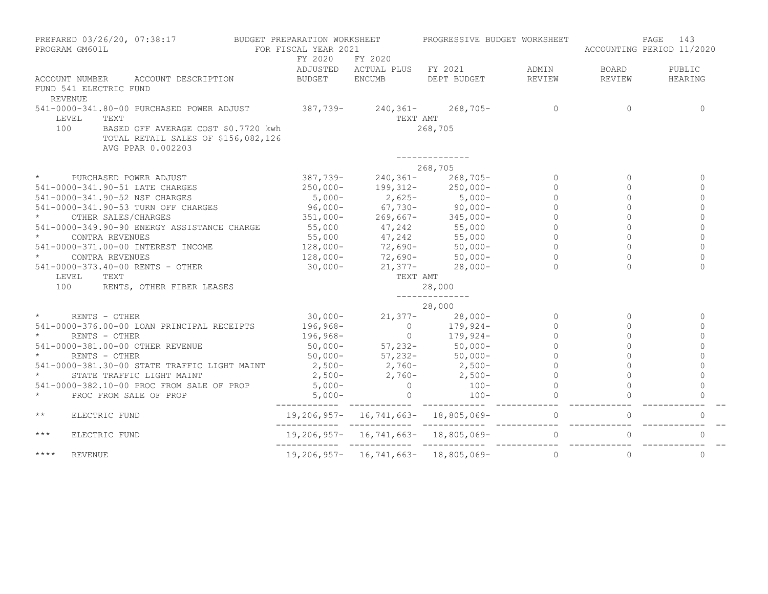PREPARED 03/26/20, 07:38:17 — BUDGET PREPARATION WORKSHEET — PROGRESSIVE BUDGET WORKSHEET
PROGRAM GM601L — FOR FISCAL YEAR 2021 — ACCOUNTING PERIOD 11/2020

FUND 541 ELECTRIC FUND

REVENUE

| ACCOUNT NUMBER ACCOUNT DESCRIPTION | FY 2020 ADJUSTED BUDGET | FY 2020 ACTUAL PLUS ENCUMB | FY 2021 DEPT BUDGET | ADMIN REVIEW | BOARD REVIEW | PUBLIC HEARING |
|---|---|---|---|---|---|---|
| 541-0000-341.80-00 PURCHASED POWER ADJUST | 387,739- | 240,361- | 268,705- | 0 | 0 | 0 |
| LEVEL TEXT | | TEXT AMT | | | | |
| 100 BASED OFF AVERAGE COST $0.7720 kwh TOTAL RETAIL SALES OF $156,082,126 AVG PPAR 0.002203 | | | 268,705 | | | |
| | | | -------------- | | | |
| | | | 268,705 | | | |
| * PURCHASED POWER ADJUST | 387,739- | 240,361- | 268,705- | 0 | 0 | 0 |
| 541-0000-341.90-51 LATE CHARGES | 250,000- | 199,312- | 250,000- | 0 | 0 | 0 |
| 541-0000-341.90-52 NSF CHARGES | 5,000- | 2,625- | 5,000- | 0 | 0 | 0 |
| 541-0000-341.90-53 TURN OFF CHARGES | 96,000- | 67,730- | 90,000- | 0 | 0 | 0 |
| * OTHER SALES/CHARGES | 351,000- | 269,667- | 345,000- | 0 | 0 | 0 |
| 541-0000-349.90-90 ENERGY ASSISTANCE CHARGE | 55,000 | 47,242 | 55,000 | 0 | 0 | 0 |
| * CONTRA REVENUES | 55,000 | 47,242 | 55,000 | 0 | 0 | 0 |
| 541-0000-371.00-00 INTEREST INCOME | 128,000- | 72,690- | 50,000- | 0 | 0 | 0 |
| * CONTRA REVENUES | 128,000- | 72,690- | 50,000- | 0 | 0 | 0 |
| 541-0000-373.40-00 RENTS - OTHER | 30,000- | 21,377- | 28,000- | 0 | 0 | 0 |
| LEVEL TEXT | | TEXT AMT | | | | |
| 100 RENTS, OTHER FIBER LEASES | | | 28,000 | | | |
| | | | -------------- | | | |
| | | | 28,000 | | | |
| * RENTS - OTHER | 30,000- | 21,377- | 28,000- | 0 | 0 | 0 |
| 541-0000-376.00-00 LOAN PRINCIPAL RECEIPTS | 196,968- | 0 | 179,924- | 0 | 0 | 0 |
| * RENTS - OTHER | 196,968- | 0 | 179,924- | 0 | 0 | 0 |
| 541-0000-381.00-00 OTHER REVENUE | 50,000- | 57,232- | 50,000- | 0 | 0 | 0 |
| * RENTS - OTHER | 50,000- | 57,232- | 50,000- | 0 | 0 | 0 |
| 541-0000-381.30-00 STATE TRAFFIC LIGHT MAINT | 2,500- | 2,760- | 2,500- | 0 | 0 | 0 |
| * STATE TRAFFIC LIGHT MAINT | 2,500- | 2,760- | 2,500- | 0 | 0 | 0 |
| 541-0000-382.10-00 PROC FROM SALE OF PROP | 5,000- | 0 | 100- | 0 | 0 | 0 |
| * PROC FROM SALE OF PROP | 5,000- | 0 | 100- | 0 | 0 | 0 |
| ** ELECTRIC FUND | 19,206,957- | 16,741,663- | 18,805,069- | 0 | 0 | 0 |
| *** ELECTRIC FUND | 19,206,957- | 16,741,663- | 18,805,069- | 0 | 0 | 0 |
| **** REVENUE | 19,206,957- | 16,741,663- | 18,805,069- | 0 | 0 | 0 |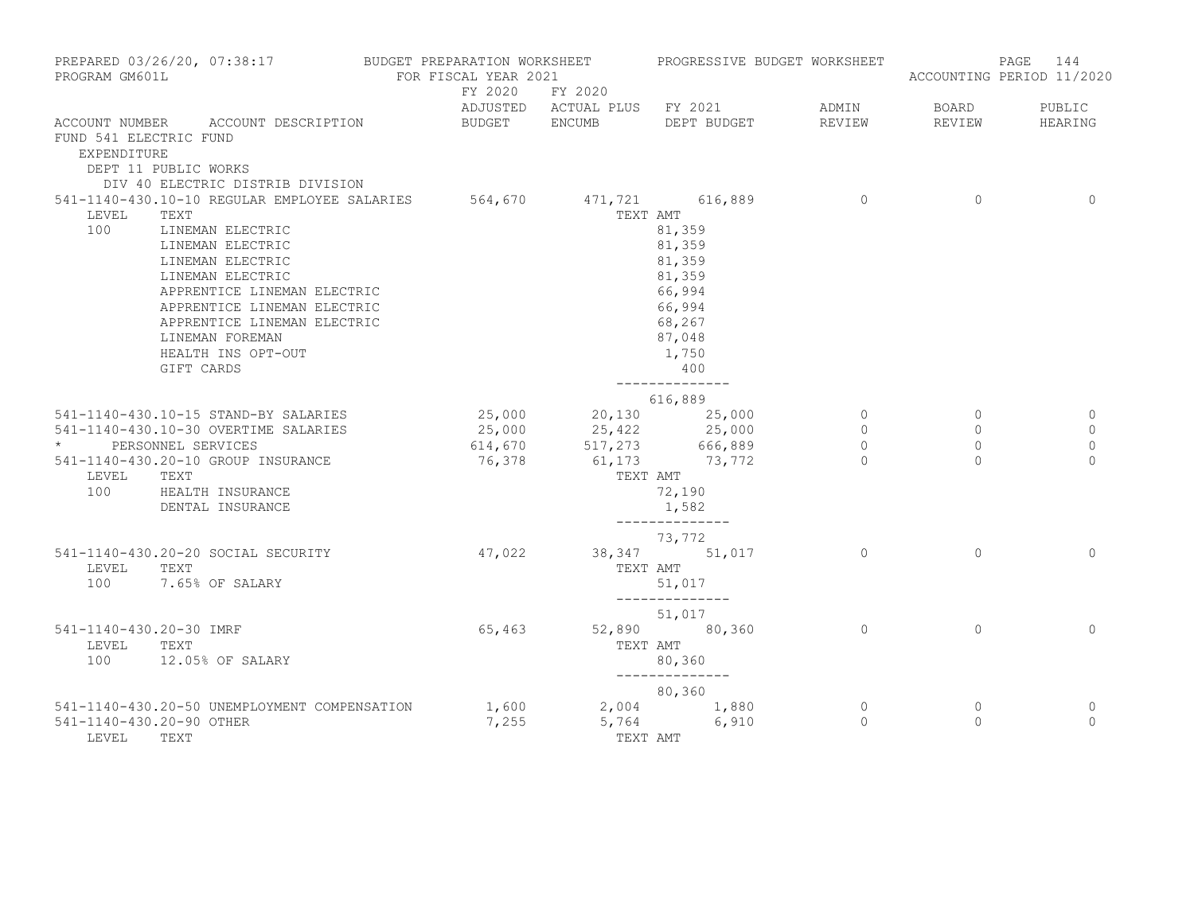PREPARED 03/26/20, 07:38:17 BUDGET PREPARATION WORKSHEET PROGRESSIVE BUDGET WORKSHEET
PROGRAM GM601L FOR FISCAL YEAR 2021 ACCOUNTING PERIOD 11/2020

| ACCOUNT NUMBER | ACCOUNT DESCRIPTION | FY 2020 ADJUSTED BUDGET | FY 2020 ACTUAL PLUS ENCUMB | FY 2021 DEPT BUDGET | ADMIN REVIEW | BOARD REVIEW | PUBLIC HEARING |
|---|---|---|---|---|---|---|---|
| FUND 541 ELECTRIC FUND | | | | | | | |
| EXPENDITURE | | | | | | | |
| DEPT 11 PUBLIC WORKS | | | | | | | |
| DIV 40 ELECTRIC DISTRIB DIVISION | | | | | | | |
| 541-1140-430.10-10 | REGULAR EMPLOYEE SALARIES | 564,670 | 471,721 | 616,889 | 0 | 0 | 0 |
| LEVEL | TEXT | | TEXT AMT | | | | |
| 100 | LINEMAN ELECTRIC | | | 81,359 | | | |
| | LINEMAN ELECTRIC | | | 81,359 | | | |
| | LINEMAN ELECTRIC | | | 81,359 | | | |
| | LINEMAN ELECTRIC | | | 81,359 | | | |
| | APPRENTICE LINEMAN ELECTRIC | | | 66,994 | | | |
| | APPRENTICE LINEMAN ELECTRIC | | | 66,994 | | | |
| | APPRENTICE LINEMAN ELECTRIC | | | 68,267 | | | |
| | LINEMAN FOREMAN | | | 87,048 | | | |
| | HEALTH INS OPT-OUT | | | 1,750 | | | |
| | GIFT CARDS | | | 400 | | | |
| | | | | 616,889 | | | |
| 541-1140-430.10-15 | STAND-BY SALARIES | 25,000 | 20,130 | 25,000 | 0 | 0 | 0 |
| 541-1140-430.10-30 | OVERTIME SALARIES | 25,000 | 25,422 | 25,000 | 0 | 0 | 0 |
| * | PERSONNEL SERVICES | 614,670 | 517,273 | 666,889 | 0 | 0 | 0 |
| 541-1140-430.20-10 | GROUP INSURANCE | 76,378 | 61,173 | 73,772 | 0 | 0 | 0 |
| LEVEL | TEXT | | TEXT AMT | | | | |
| 100 | HEALTH INSURANCE | | | 72,190 | | | |
| | DENTAL INSURANCE | | | 1,582 | | | |
| | | | | 73,772 | | | |
| 541-1140-430.20-20 | SOCIAL SECURITY | 47,022 | 38,347 | 51,017 | 0 | 0 | 0 |
| LEVEL | TEXT | | TEXT AMT | | | | |
| 100 | 7.65% OF SALARY | | | 51,017 | | | |
| | | | | 51,017 | | | |
| 541-1140-430.20-30 | IMRF | 65,463 | 52,890 | 80,360 | 0 | 0 | 0 |
| LEVEL | TEXT | | TEXT AMT | | | | |
| 100 | 12.05% OF SALARY | | | 80,360 | | | |
| | | | | 80,360 | | | |
| 541-1140-430.20-50 | UNEMPLOYMENT COMPENSATION | 1,600 | 2,004 | 1,880 | 0 | 0 | 0 |
| 541-1140-430.20-90 | OTHER | 7,255 | 5,764 | 6,910 | 0 | 0 | 0 |
| LEVEL | TEXT | | TEXT AMT | | | | |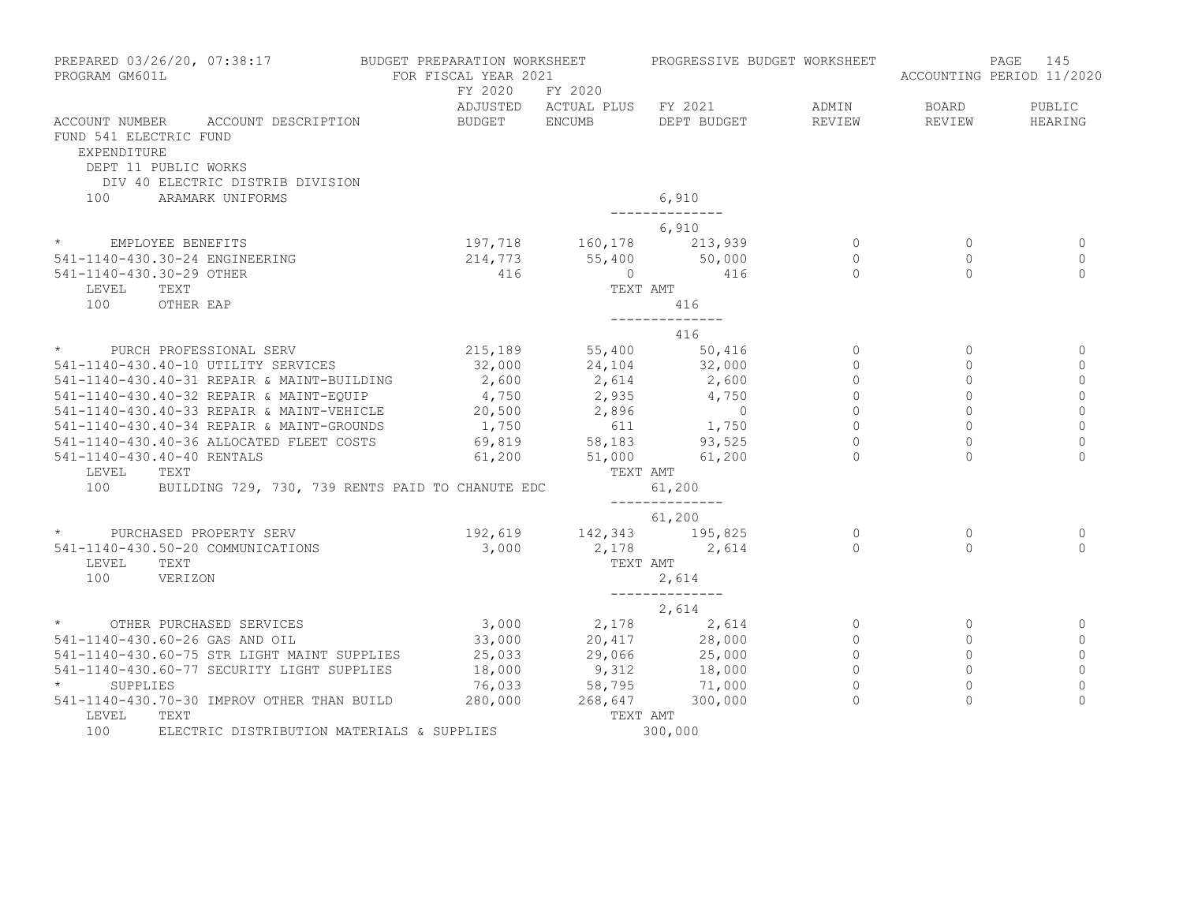PREPARED 03/26/20, 07:38:17 BUDGET PREPARATION WORKSHEET PROGRESSIVE BUDGET WORKSHEET
PROGRAM GM601L FOR FISCAL YEAR 2021 ACCOUNTING PERIOD 11/2020

FUND 541 ELECTRIC FUND
EXPENDITURE
DEPT 11 PUBLIC WORKS
DIV 40 ELECTRIC DISTRIB DIVISION

| ACCOUNT NUMBER | ACCOUNT DESCRIPTION | FY 2020 ADJUSTED BUDGET | FY 2020 ACTUAL PLUS ENCUMB | FY 2021 DEPT BUDGET | ADMIN REVIEW | BOARD REVIEW | PUBLIC HEARING |
|---|---|---|---|---|---|---|---|
| 100 | ARAMARK UNIFORMS | | | 6,910 | | | |
| | | | | 6,910 | | | |
| * | EMPLOYEE BENEFITS | 197,718 | 160,178 | 213,939 | 0 | 0 | 0 |
| 541-1140-430.30-24 | ENGINEERING | 214,773 | 55,400 | 50,000 | 0 | 0 | 0 |
| 541-1140-430.30-29 | OTHER | 416 | 0 | 416 | 0 | 0 | 0 |
| LEVEL | TEXT | | TEXT AMT | | | | |
| 100 | OTHER EAP | | | 416 | | | |
| | | | | 416 | | | |
| * | PURCH PROFESSIONAL SERV | 215,189 | 55,400 | 50,416 | 0 | 0 | 0 |
| 541-1140-430.40-10 | UTILITY SERVICES | 32,000 | 24,104 | 32,000 | 0 | 0 | 0 |
| 541-1140-430.40-31 | REPAIR & MAINT-BUILDING | 2,600 | 2,614 | 2,600 | 0 | 0 | 0 |
| 541-1140-430.40-32 | REPAIR & MAINT-EQUIP | 4,750 | 2,935 | 4,750 | 0 | 0 | 0 |
| 541-1140-430.40-33 | REPAIR & MAINT-VEHICLE | 20,500 | 2,896 | 0 | 0 | 0 | 0 |
| 541-1140-430.40-34 | REPAIR & MAINT-GROUNDS | 1,750 | 611 | 1,750 | 0 | 0 | 0 |
| 541-1140-430.40-36 | ALLOCATED FLEET COSTS | 69,819 | 58,183 | 93,525 | 0 | 0 | 0 |
| 541-1140-430.40-40 | RENTALS | 61,200 | 51,000 | 61,200 | 0 | 0 | 0 |
| LEVEL | TEXT | | TEXT AMT | | | | |
| 100 | BUILDING 729, 730, 739 RENTS PAID TO CHANUTE EDC | | | 61,200 | | | |
| | | | | 61,200 | | | |
| * | PURCHASED PROPERTY SERV | 192,619 | 142,343 | 195,825 | 0 | 0 | 0 |
| 541-1140-430.50-20 | COMMUNICATIONS | 3,000 | 2,178 | 2,614 | 0 | 0 | 0 |
| LEVEL | TEXT | | TEXT AMT | | | | |
| 100 | VERIZON | | | 2,614 | | | |
| | | | | 2,614 | | | |
| * | OTHER PURCHASED SERVICES | 3,000 | 2,178 | 2,614 | 0 | 0 | 0 |
| 541-1140-430.60-26 | GAS AND OIL | 33,000 | 20,417 | 28,000 | 0 | 0 | 0 |
| 541-1140-430.60-75 | STR LIGHT MAINT SUPPLIES | 25,033 | 29,066 | 25,000 | 0 | 0 | 0 |
| 541-1140-430.60-77 | SECURITY LIGHT SUPPLIES | 18,000 | 9,312 | 18,000 | 0 | 0 | 0 |
| * | SUPPLIES | 76,033 | 58,795 | 71,000 | 0 | 0 | 0 |
| 541-1140-430.70-30 | IMPROV OTHER THAN BUILD | 280,000 | 268,647 | 300,000 | 0 | 0 | 0 |
| LEVEL | TEXT | | TEXT AMT | | | | |
| 100 | ELECTRIC DISTRIBUTION MATERIALS & SUPPLIES | | | 300,000 | | | |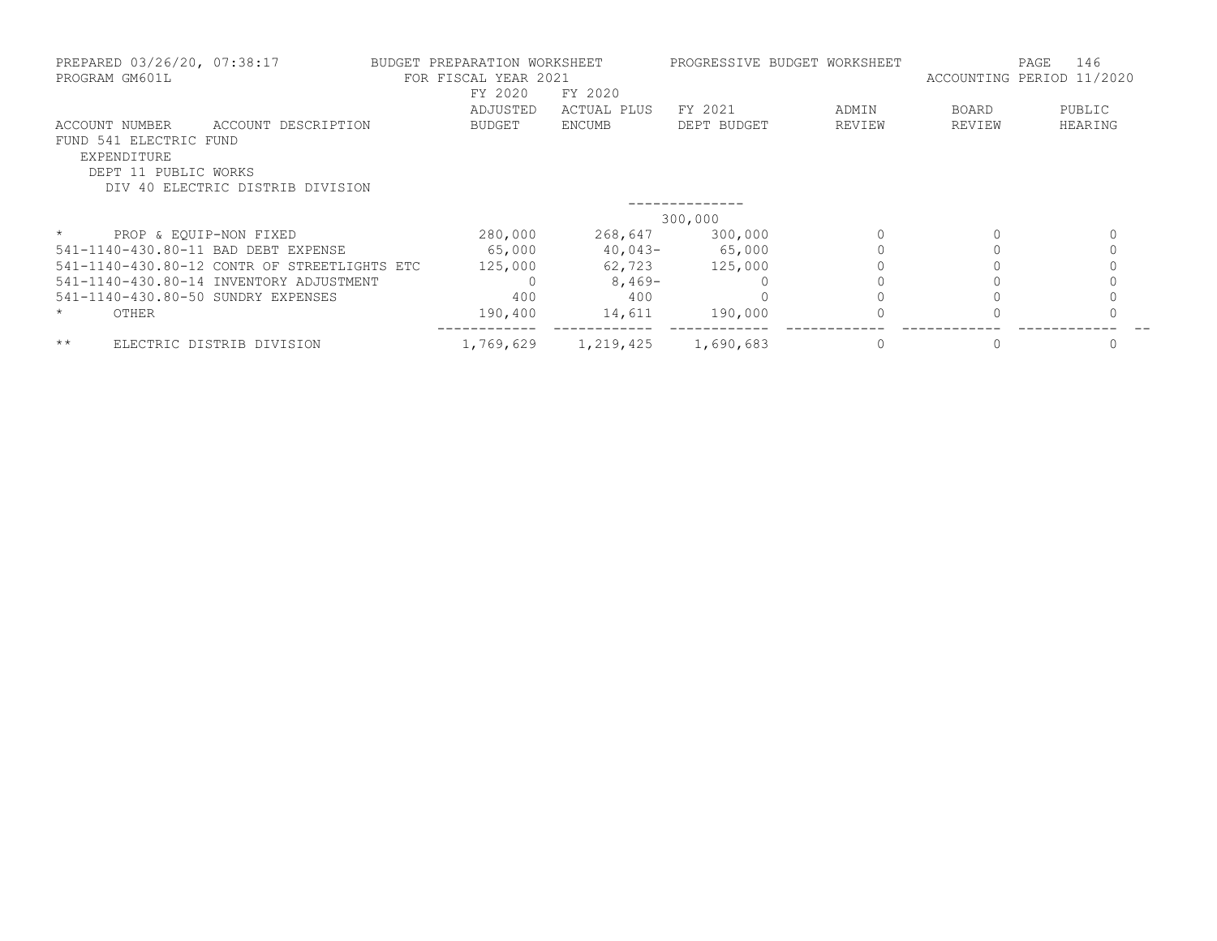PREPARED 03/26/20, 07:38:17 BUDGET PREPARATION WORKSHEET PROGRESSIVE BUDGET WORKSHEET
PROGRAM GM601L FOR FISCAL YEAR 2021 ACCOUNTING PERIOD 11/2020

FUND 541 ELECTRIC FUND
EXPENDITURE
DEPT 11 PUBLIC WORKS
DIV 40 ELECTRIC DISTRIB DIVISION

| ACCOUNT NUMBER | ACCOUNT DESCRIPTION | FY 2020 ADJUSTED BUDGET | FY 2020 ACTUAL PLUS ENCUMB | FY 2021 DEPT BUDGET | ADMIN REVIEW | BOARD REVIEW | PUBLIC HEARING |
|---|---|---|---|---|---|---|---|
| | | | | 300,000 | | | |
| * | PROP & EQUIP-NON FIXED | 280,000 | 268,647 | 300,000 | 0 | 0 | 0 |
| 541-1140-430.80-11 | BAD DEBT EXPENSE | 65,000 | 40,043- | 65,000 | 0 | 0 | 0 |
| 541-1140-430.80-12 | CONTR OF STREETLIGHTS ETC | 125,000 | 62,723 | 125,000 | 0 | 0 | 0 |
| 541-1140-430.80-14 | INVENTORY ADJUSTMENT | 0 | 8,469- | 0 | 0 | 0 | 0 |
| 541-1140-430.80-50 | SUNDRY EXPENSES | 400 | 400 | 0 | 0 | 0 | 0 |
| * | OTHER | 190,400 | 14,611 | 190,000 | 0 | 0 | 0 |
| ** | ELECTRIC DISTRIB DIVISION | 1,769,629 | 1,219,425 | 1,690,683 | 0 | 0 | 0 |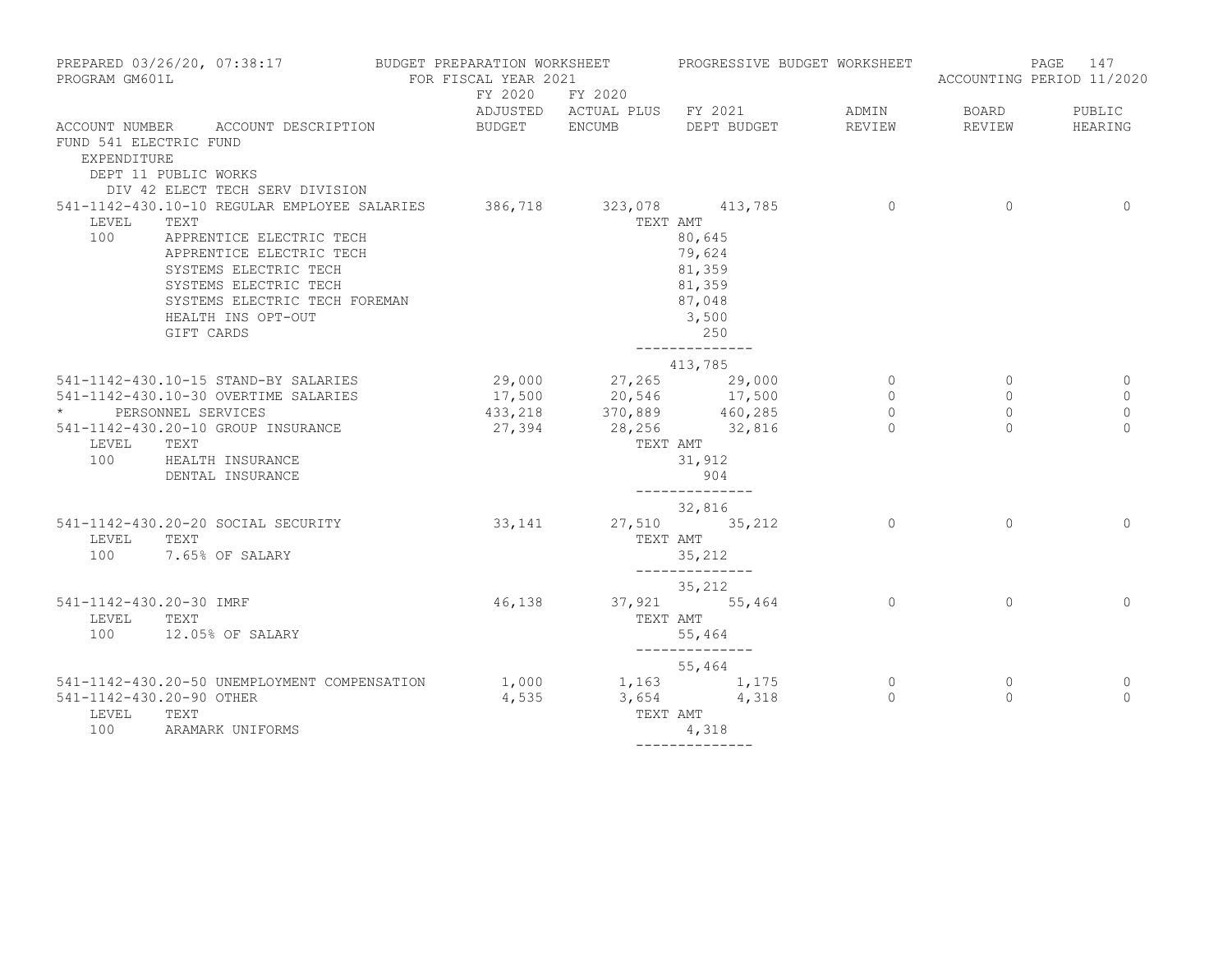PREPARED 03/26/20, 07:38:17 — BUDGET PREPARATION WORKSHEET — PROGRESSIVE BUDGET WORKSHEET
PROGRAM GM601L — FOR FISCAL YEAR 2021 — ACCOUNTING PERIOD 11/2020

FUND 541 ELECTRIC FUND
EXPENDITURE
DEPT 11 PUBLIC WORKS
DIV 42 ELECT TECH SERV DIVISION

| ACCOUNT NUMBER | ACCOUNT DESCRIPTION | FY 2020 ADJUSTED BUDGET | FY 2020 ACTUAL PLUS ENCUMB | FY 2021 DEPT BUDGET | ADMIN REVIEW | BOARD REVIEW | PUBLIC HEARING |
|---|---|---|---|---|---|---|---|
| 541-1142-430.10-10 | REGULAR EMPLOYEE SALARIES | 386,718 | 323,078 | 413,785 | 0 | 0 | 0 |
| LEVEL | TEXT | | | TEXT AMT | | | |
| 100 | APPRENTICE ELECTRIC TECH | | | 80,645 | | | |
| | APPRENTICE ELECTRIC TECH | | | 79,624 | | | |
| | SYSTEMS ELECTRIC TECH | | | 81,359 | | | |
| | SYSTEMS ELECTRIC TECH | | | 81,359 | | | |
| | SYSTEMS ELECTRIC TECH FOREMAN | | | 87,048 | | | |
| | HEALTH INS OPT-OUT | | | 3,500 | | | |
| | GIFT CARDS | | | 250 | | | |
| | | | | 413,785 | | | |
| 541-1142-430.10-15 | STAND-BY SALARIES | 29,000 | 27,265 | 29,000 | 0 | 0 | 0 |
| 541-1142-430.10-30 | OVERTIME SALARIES | 17,500 | 20,546 | 17,500 | 0 | 0 | 0 |
| * | PERSONNEL SERVICES | 433,218 | 370,889 | 460,285 | 0 | 0 | 0 |
| 541-1142-430.20-10 | GROUP INSURANCE | 27,394 | 28,256 | 32,816 | 0 | 0 | 0 |
| LEVEL | TEXT | | | TEXT AMT | | | |
| 100 | HEALTH INSURANCE | | | 31,912 | | | |
| | DENTAL INSURANCE | | | 904 | | | |
| | | | | 32,816 | | | |
| 541-1142-430.20-20 | SOCIAL SECURITY | 33,141 | 27,510 | 35,212 | 0 | 0 | 0 |
| LEVEL | TEXT | | | TEXT AMT | | | |
| 100 | 7.65% OF SALARY | | | 35,212 | | | |
| | | | | 35,212 | | | |
| 541-1142-430.20-30 | IMRF | 46,138 | 37,921 | 55,464 | 0 | 0 | 0 |
| LEVEL | TEXT | | | TEXT AMT | | | |
| 100 | 12.05% OF SALARY | | | 55,464 | | | |
| | | | | 55,464 | | | |
| 541-1142-430.20-50 | UNEMPLOYMENT COMPENSATION | 1,000 | 1,163 | 1,175 | 0 | 0 | 0 |
| 541-1142-430.20-90 | OTHER | 4,535 | 3,654 | 4,318 | 0 | 0 | 0 |
| LEVEL | TEXT | | | TEXT AMT | | | |
| 100 | ARAMARK UNIFORMS | | | 4,318 | | | |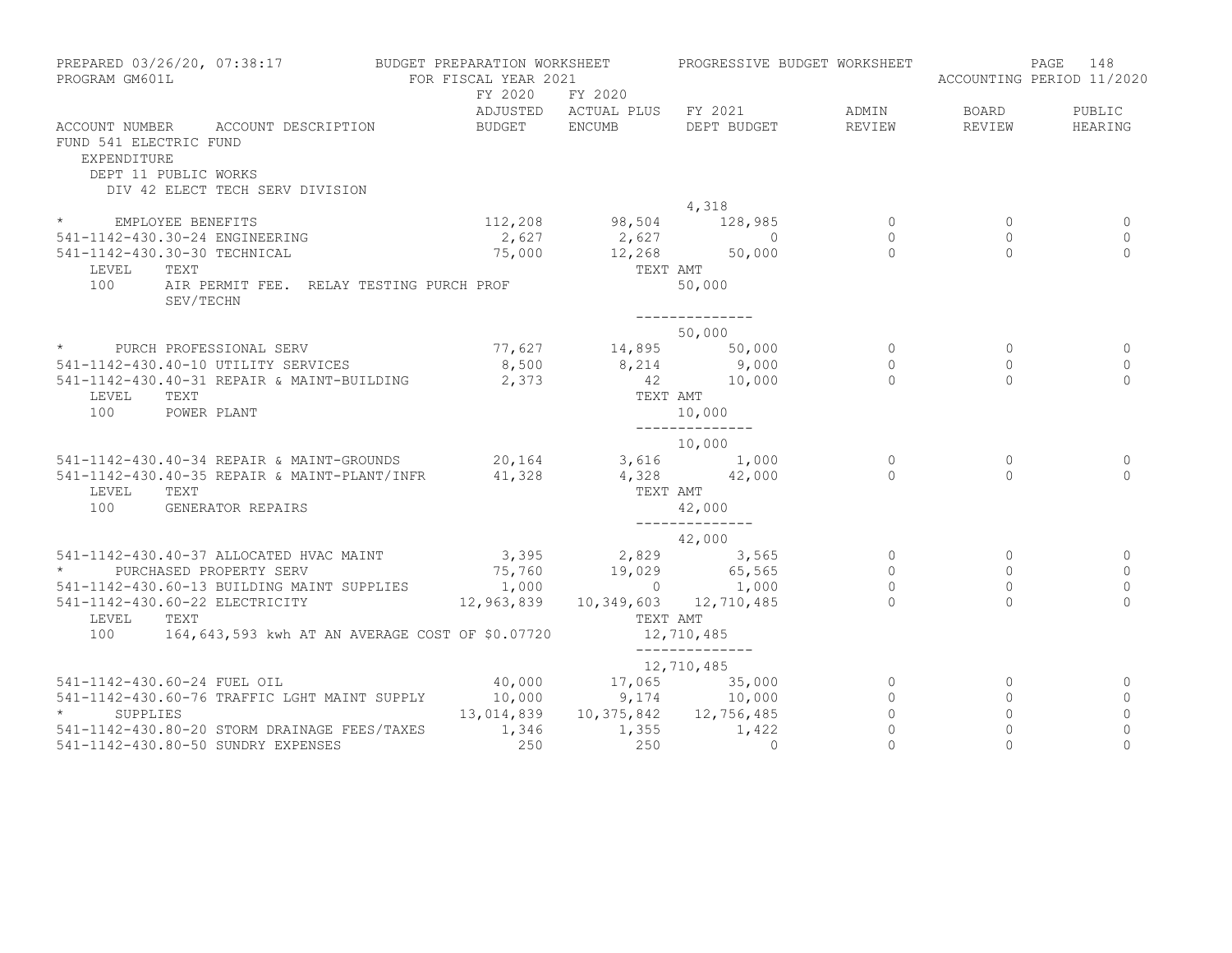PREPARED 03/26/20, 07:38:17 — BUDGET PREPARATION WORKSHEET — PROGRESSIVE BUDGET WORKSHEET
PROGRAM GM601L — FOR FISCAL YEAR 2021 — ACCOUNTING PERIOD 11/2020

FUND 541 ELECTRIC FUND
EXPENDITURE
DEPT 11 PUBLIC WORKS
DIV 42 ELECT TECH SERV DIVISION

| ACCOUNT NUMBER | ACCOUNT DESCRIPTION | FY 2020 ADJUSTED BUDGET | FY 2020 ACTUAL PLUS ENCUMB | FY 2021 DEPT BUDGET | ADMIN REVIEW | BOARD REVIEW | PUBLIC HEARING |
|---|---|---|---|---|---|---|---|
| | | | | 4,318 | | | |
| * | EMPLOYEE BENEFITS | 112,208 | 98,504 | 128,985 | 0 | 0 | 0 |
| 541-1142-430.30-24 | ENGINEERING | 2,627 | 2,627 | 0 | 0 | 0 | 0 |
| 541-1142-430.30-30 | TECHNICAL | 75,000 | 12,268 | 50,000 | 0 | 0 | 0 |
| LEVEL | TEXT | | TEXT AMT | | | | |
| 100 | AIR PERMIT FEE. RELAY TESTING PURCH PROF SEV/TECHN | | | 50,000 | | | |
| | | | | -------------- | | | |
| | | | | 50,000 | | | |
| * | PURCH PROFESSIONAL SERV | 77,627 | 14,895 | 50,000 | 0 | 0 | 0 |
| 541-1142-430.40-10 | UTILITY SERVICES | 8,500 | 8,214 | 9,000 | 0 | 0 | 0 |
| 541-1142-430.40-31 | REPAIR & MAINT-BUILDING | 2,373 | 42 | 10,000 | 0 | 0 | 0 |
| LEVEL | TEXT | | TEXT AMT | | | | |
| 100 | POWER PLANT | | | 10,000 | | | |
| | | | | -------------- | | | |
| | | | | 10,000 | | | |
| 541-1142-430.40-34 | REPAIR & MAINT-GROUNDS | 20,164 | 3,616 | 1,000 | 0 | 0 | 0 |
| 541-1142-430.40-35 | REPAIR & MAINT-PLANT/INFR | 41,328 | 4,328 | 42,000 | 0 | 0 | 0 |
| LEVEL | TEXT | | TEXT AMT | | | | |
| 100 | GENERATOR REPAIRS | | | 42,000 | | | |
| | | | | -------------- | | | |
| | | | | 42,000 | | | |
| 541-1142-430.40-37 | ALLOCATED HVAC MAINT | 3,395 | 2,829 | 3,565 | 0 | 0 | 0 |
| * | PURCHASED PROPERTY SERV | 75,760 | 19,029 | 65,565 | 0 | 0 | 0 |
| 541-1142-430.60-13 | BUILDING MAINT SUPPLIES | 1,000 | 0 | 1,000 | 0 | 0 | 0 |
| 541-1142-430.60-22 | ELECTRICITY | 12,963,839 | 10,349,603 | 12,710,485 | 0 | 0 | 0 |
| LEVEL | TEXT | | TEXT AMT | | | | |
| 100 | 164,643,593 kwh AT AN AVERAGE COST OF $0.07720 | | | 12,710,485 | | | |
| | | | | -------------- | | | |
| | | | | 12,710,485 | | | |
| 541-1142-430.60-24 | FUEL OIL | 40,000 | 17,065 | 35,000 | 0 | 0 | 0 |
| 541-1142-430.60-76 | TRAFFIC LGHT MAINT SUPPLY | 10,000 | 9,174 | 10,000 | 0 | 0 | 0 |
| * | SUPPLIES | 13,014,839 | 10,375,842 | 12,756,485 | 0 | 0 | 0 |
| 541-1142-430.80-20 | STORM DRAINAGE FEES/TAXES | 1,346 | 1,355 | 1,422 | 0 | 0 | 0 |
| 541-1142-430.80-50 | SUNDRY EXPENSES | 250 | 250 | 0 | 0 | 0 | 0 |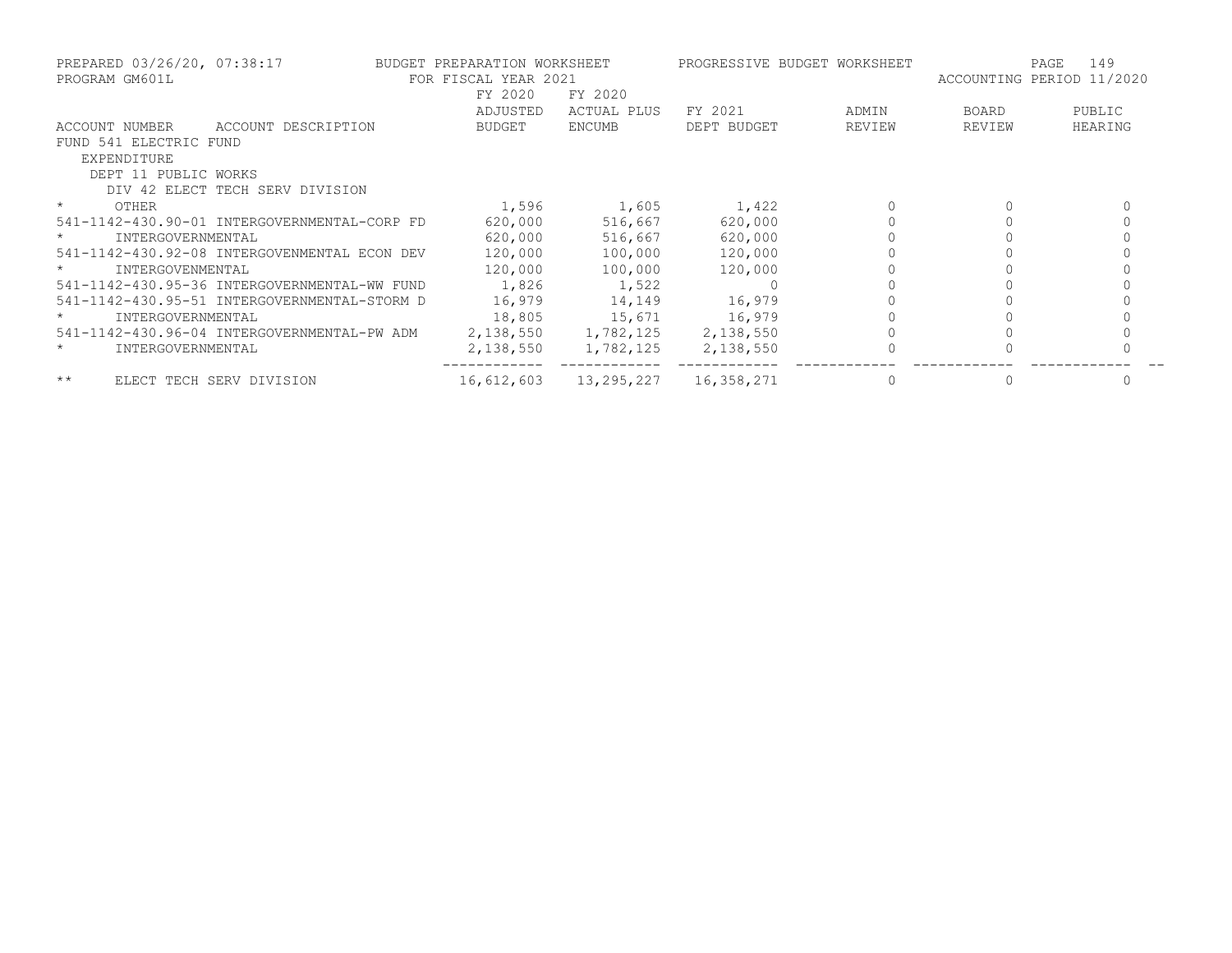PREPARED 03/26/20, 07:38:17 — BUDGET PREPARATION WORKSHEET — PROGRESSIVE BUDGET WORKSHEET
PROGRAM GM601L — FOR FISCAL YEAR 2021 — ACCOUNTING PERIOD 11/2020

| ACCOUNT NUMBER | ACCOUNT DESCRIPTION | FY 2020 ADJUSTED BUDGET | FY 2020 ACTUAL PLUS ENCUMB | FY 2021 DEPT BUDGET | ADMIN REVIEW | BOARD REVIEW | PUBLIC HEARING |
|---|---|---|---|---|---|---|---|
| FUND 541 ELECTRIC FUND | | | | | | | |
| EXPENDITURE | | | | | | | |
| DEPT 11 PUBLIC WORKS | | | | | | | |
| DIV 42 ELECT TECH SERV DIVISION | | | | | | | |
| * | OTHER | 1,596 | 1,605 | 1,422 | 0 | 0 | 0 |
| 541-1142-430.90-01 | INTERGOVERNMENTAL-CORP FD | 620,000 | 516,667 | 620,000 | 0 | 0 | 0 |
| * | INTERGOVERNMENTAL | 620,000 | 516,667 | 620,000 | 0 | 0 | 0 |
| 541-1142-430.92-08 | INTERGOVENMENTAL ECON DEV | 120,000 | 100,000 | 120,000 | 0 | 0 | 0 |
| * | INTERGOVENMENTAL | 120,000 | 100,000 | 120,000 | 0 | 0 | 0 |
| 541-1142-430.95-36 | INTERGOVERNMENTAL-WW FUND | 1,826 | 1,522 | 0 | 0 | 0 | 0 |
| 541-1142-430.95-51 | INTERGOVERNMENTAL-STORM D | 16,979 | 14,149 | 16,979 | 0 | 0 | 0 |
| * | INTERGOVERNMENTAL | 18,805 | 15,671 | 16,979 | 0 | 0 | 0 |
| 541-1142-430.96-04 | INTERGOVERNMENTAL-PW ADM | 2,138,550 | 1,782,125 | 2,138,550 | 0 | 0 | 0 |
| * | INTERGOVERNMENTAL | 2,138,550 | 1,782,125 | 2,138,550 | 0 | 0 | 0 |
| ** | ELECT TECH SERV DIVISION | 16,612,603 | 13,295,227 | 16,358,271 | 0 | 0 | 0 |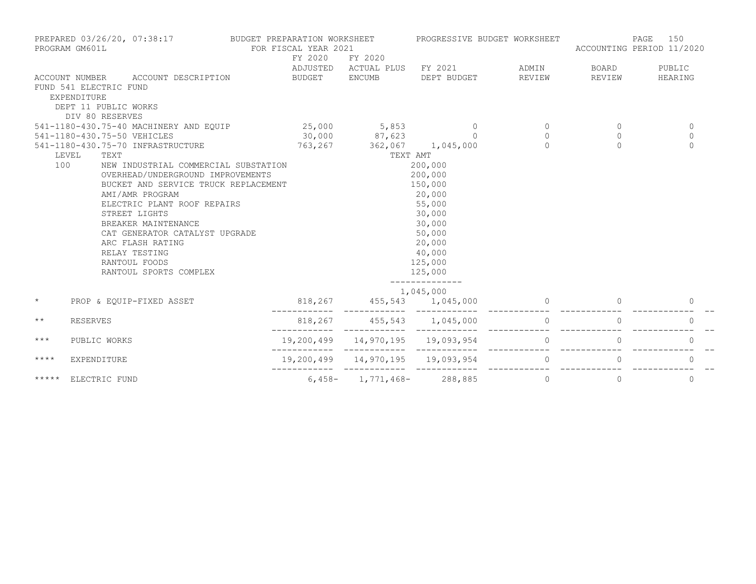PREPARED 03/26/20, 07:38:17 BUDGET PREPARATION WORKSHEET PROGRESSIVE BUDGET WORKSHEET
PROGRAM GM601L FOR FISCAL YEAR 2021 ACCOUNTING PERIOD 11/2020

| ACCOUNT NUMBER | ACCOUNT DESCRIPTION | FY 2020 ADJUSTED BUDGET | FY 2020 ACTUAL PLUS ENCUMB | FY 2021 DEPT BUDGET | ADMIN REVIEW | BOARD REVIEW | PUBLIC HEARING |
|---|---|---|---|---|---|---|---|
| FUND 541 ELECTRIC FUND | | | | | | | |
| EXPENDITURE | | | | | | | |
| DEPT 11 PUBLIC WORKS | | | | | | | |
| DIV 80 RESERVES | | | | | | | |
| 541-1180-430.75-40 | MACHINERY AND EQUIP | 25,000 | 5,853 | 0 | 0 | 0 | 0 |
| 541-1180-430.75-50 | VEHICLES | 30,000 | 87,623 | 0 | 0 | 0 | 0 |
| 541-1180-430.75-70 | INFRASTRUCTURE | 763,267 | 362,067 | 1,045,000 | 0 | 0 | 0 |

| LEVEL | TEXT | TEXT AMT |
|---|---|---|
| 100 | NEW INDUSTRIAL COMMERCIAL SUBSTATION | 200,000 |
| | OVERHEAD/UNDERGROUND IMPROVEMENTS | 200,000 |
| | BUCKET AND SERVICE TRUCK REPLACEMENT | 150,000 |
| | AMI/AMR PROGRAM | 20,000 |
| | ELECTRIC PLANT ROOF REPAIRS | 55,000 |
| | STREET LIGHTS | 30,000 |
| | BREAKER MAINTENANCE | 30,000 |
| | CAT GENERATOR CATALYST UPGRADE | 50,000 |
| | ARC FLASH RATING | 20,000 |
| | RELAY TESTING | 40,000 |
| | RANTOUL FOODS | 125,000 |
| | RANTOUL SPORTS COMPLEX | 125,000 |
| | | 1,045,000 |

| | | FY 2020 ADJUSTED BUDGET | FY 2020 ACTUAL PLUS ENCUMB | FY 2021 DEPT BUDGET | ADMIN REVIEW | BOARD REVIEW | PUBLIC HEARING |
|---|---|---|---|---|---|---|---|
| * | PROP & EQUIP-FIXED ASSET | 818,267 | 455,543 | 1,045,000 | 0 | 0 | 0 |
| ** | RESERVES | 818,267 | 455,543 | 1,045,000 | 0 | 0 | 0 |
| *** | PUBLIC WORKS | 19,200,499 | 14,970,195 | 19,093,954 | 0 | 0 | 0 |
| **** | EXPENDITURE | 19,200,499 | 14,970,195 | 19,093,954 | 0 | 0 | 0 |
| ***** | ELECTRIC FUND | 6,458- | 1,771,468- | 288,885 | 0 | 0 | 0 |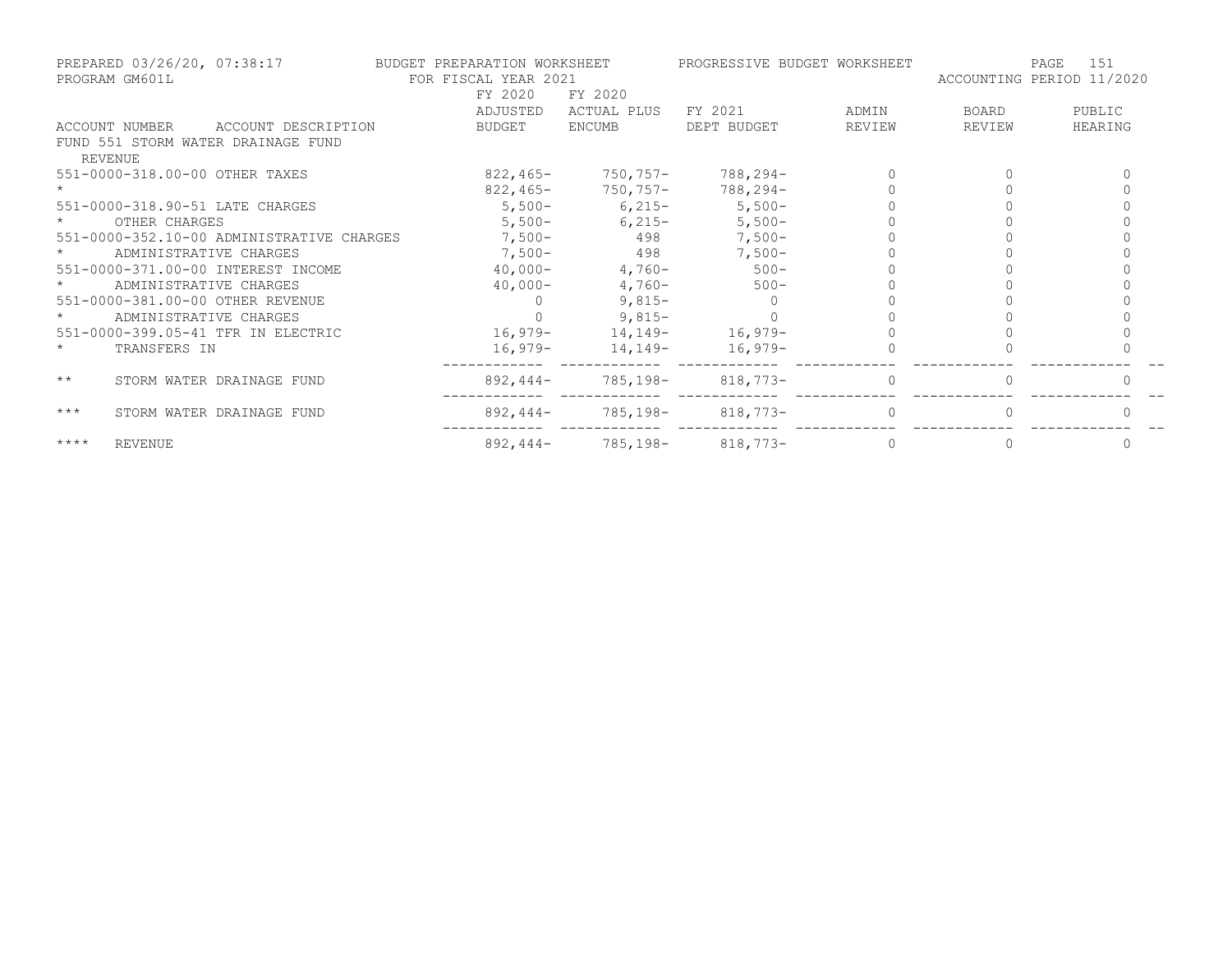PREPARED 03/26/20, 07:38:17 BUDGET PREPARATION WORKSHEET PROGRESSIVE BUDGET WORKSHEET
PROGRAM GM601L FOR FISCAL YEAR 2021 ACCOUNTING PERIOD 11/2020

| ACCOUNT NUMBER ACCOUNT DESCRIPTION | FY 2020 ADJUSTED BUDGET | FY 2020 ACTUAL PLUS ENCUMB | FY 2021 DEPT BUDGET | ADMIN REVIEW | BOARD REVIEW | PUBLIC HEARING |
|---|---|---|---|---|---|---|
| FUND 551 STORM WATER DRAINAGE FUND | | | | | | |
| REVENUE | | | | | | |
| 551-0000-318.00-00 OTHER TAXES | 822,465- | 750,757- | 788,294- | 0 | 0 | 0 |
| * | 822,465- | 750,757- | 788,294- | 0 | 0 | 0 |
| 551-0000-318.90-51 LATE CHARGES | 5,500- | 6,215- | 5,500- | 0 | 0 | 0 |
| * OTHER CHARGES | 5,500- | 6,215- | 5,500- | 0 | 0 | 0 |
| 551-0000-352.10-00 ADMINISTRATIVE CHARGES | 7,500- | 498 | 7,500- | 0 | 0 | 0 |
| * ADMINISTRATIVE CHARGES | 7,500- | 498 | 7,500- | 0 | 0 | 0 |
| 551-0000-371.00-00 INTEREST INCOME | 40,000- | 4,760- | 500- | 0 | 0 | 0 |
| * ADMINISTRATIVE CHARGES | 40,000- | 4,760- | 500- | 0 | 0 | 0 |
| 551-0000-381.00-00 OTHER REVENUE | 0 | 9,815- | 0 | 0 | 0 | 0 |
| * ADMINISTRATIVE CHARGES | 0 | 9,815- | 0 | 0 | 0 | 0 |
| 551-0000-399.05-41 TFR IN ELECTRIC | 16,979- | 14,149- | 16,979- | 0 | 0 | 0 |
| * TRANSFERS IN | 16,979- | 14,149- | 16,979- | 0 | 0 | 0 |
| ** STORM WATER DRAINAGE FUND | 892,444- | 785,198- | 818,773- | 0 | 0 | 0 |
| *** STORM WATER DRAINAGE FUND | 892,444- | 785,198- | 818,773- | 0 | 0 | 0 |
| **** REVENUE | 892,444- | 785,198- | 818,773- | 0 | 0 | 0 |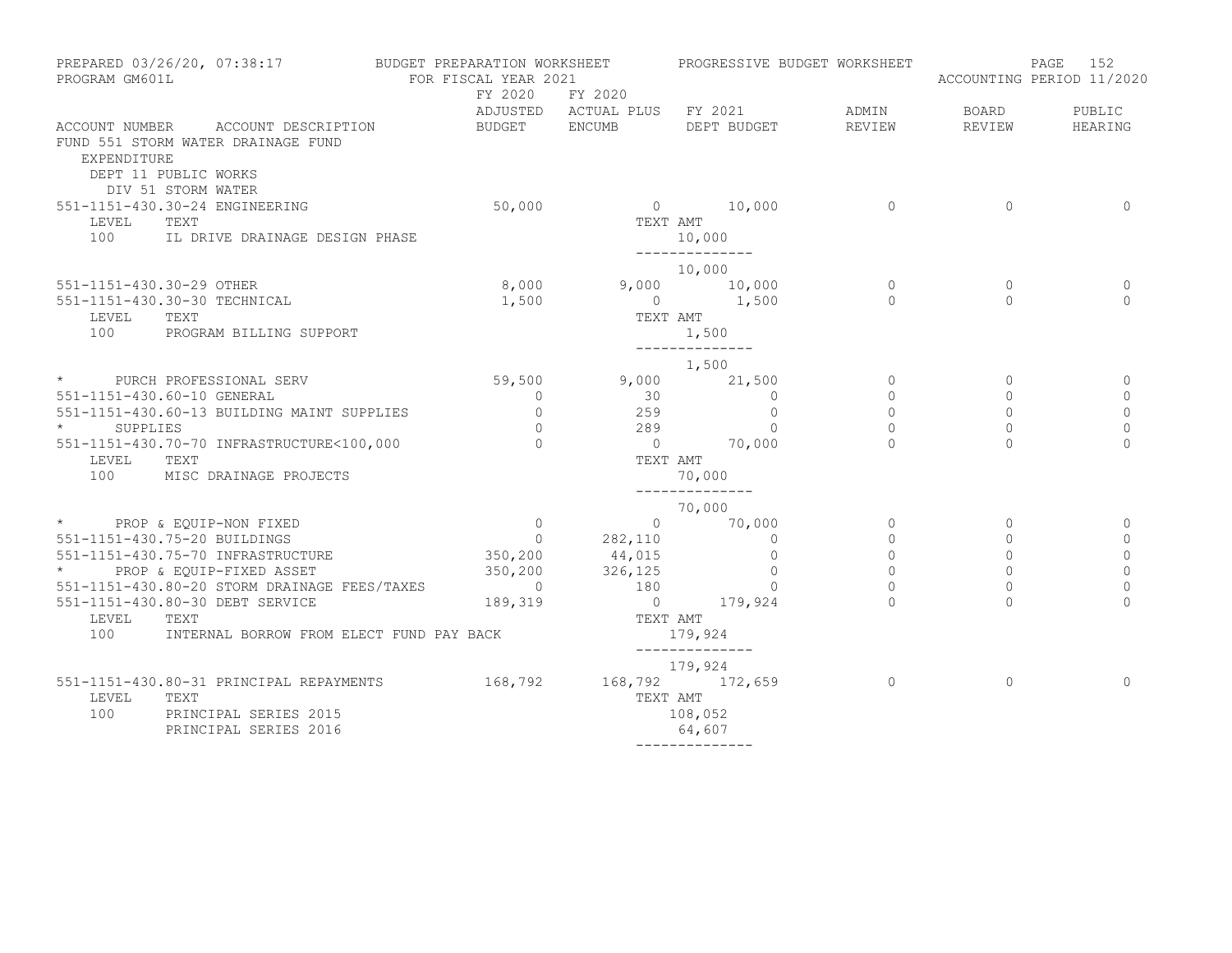PREPARED 03/26/20, 07:38:17 BUDGET PREPARATION WORKSHEET PROGRESSIVE BUDGET WORKSHEET
PROGRAM GM601L FOR FISCAL YEAR 2021 ACCOUNTING PERIOD 11/2020

FUND 551 STORM WATER DRAINAGE FUND
EXPENDITURE
DEPT 11 PUBLIC WORKS
DIV 51 STORM WATER

| ACCOUNT NUMBER ACCOUNT DESCRIPTION | FY 2020 ADJUSTED BUDGET | FY 2020 ACTUAL PLUS ENCUMB | FY 2021 DEPT BUDGET | ADMIN REVIEW | BOARD REVIEW | PUBLIC HEARING |
|---|---|---|---|---|---|---|
| 551-1151-430.30-24 ENGINEERING | 50,000 | 0 | 10,000 | 0 | 0 | 0 |
| LEVEL TEXT | | TEXT AMT | | | | |
| 100 IL DRIVE DRAINAGE DESIGN PHASE | | | 10,000 | | | |
| | | | 10,000 | | | |
| 551-1151-430.30-29 OTHER | 8,000 | 9,000 | 10,000 | 0 | 0 | 0 |
| 551-1151-430.30-30 TECHNICAL | 1,500 | 0 | 1,500 | 0 | 0 | 0 |
| LEVEL TEXT | | TEXT AMT | | | | |
| 100 PROGRAM BILLING SUPPORT | | | 1,500 | | | |
| | | | 1,500 | | | |
| * PURCH PROFESSIONAL SERV | 59,500 | 9,000 | 21,500 | 0 | 0 | 0 |
| 551-1151-430.60-10 GENERAL | 0 | 30 | 0 | 0 | 0 | 0 |
| 551-1151-430.60-13 BUILDING MAINT SUPPLIES | 0 | 259 | 0 | 0 | 0 | 0 |
| * SUPPLIES | 0 | 289 | 0 | 0 | 0 | 0 |
| 551-1151-430.70-70 INFRASTRUCTURE<100,000 | 0 | 0 | 70,000 | 0 | 0 | 0 |
| LEVEL TEXT | | TEXT AMT | | | | |
| 100 MISC DRAINAGE PROJECTS | | | 70,000 | | | |
| | | | 70,000 | | | |
| * PROP & EQUIP-NON FIXED | 0 | 0 | 70,000 | 0 | 0 | 0 |
| 551-1151-430.75-20 BUILDINGS | 0 | 282,110 | 0 | 0 | 0 | 0 |
| 551-1151-430.75-70 INFRASTRUCTURE | 350,200 | 44,015 | 0 | 0 | 0 | 0 |
| * PROP & EQUIP-FIXED ASSET | 350,200 | 326,125 | 0 | 0 | 0 | 0 |
| 551-1151-430.80-20 STORM DRAINAGE FEES/TAXES | 0 | 180 | 0 | 0 | 0 | 0 |
| 551-1151-430.80-30 DEBT SERVICE | 189,319 | 0 | 179,924 | 0 | 0 | 0 |
| LEVEL TEXT | | TEXT AMT | | | | |
| 100 INTERNAL BORROW FROM ELECT FUND PAY BACK | | | 179,924 | | | |
| | | | 179,924 | | | |
| 551-1151-430.80-31 PRINCIPAL REPAYMENTS | 168,792 | 168,792 | 172,659 | 0 | 0 | 0 |
| LEVEL TEXT | | TEXT AMT | | | | |
| 100 PRINCIPAL SERIES 2015 | | | 108,052 | | | |
| PRINCIPAL SERIES 2016 | | | 64,607 | | | |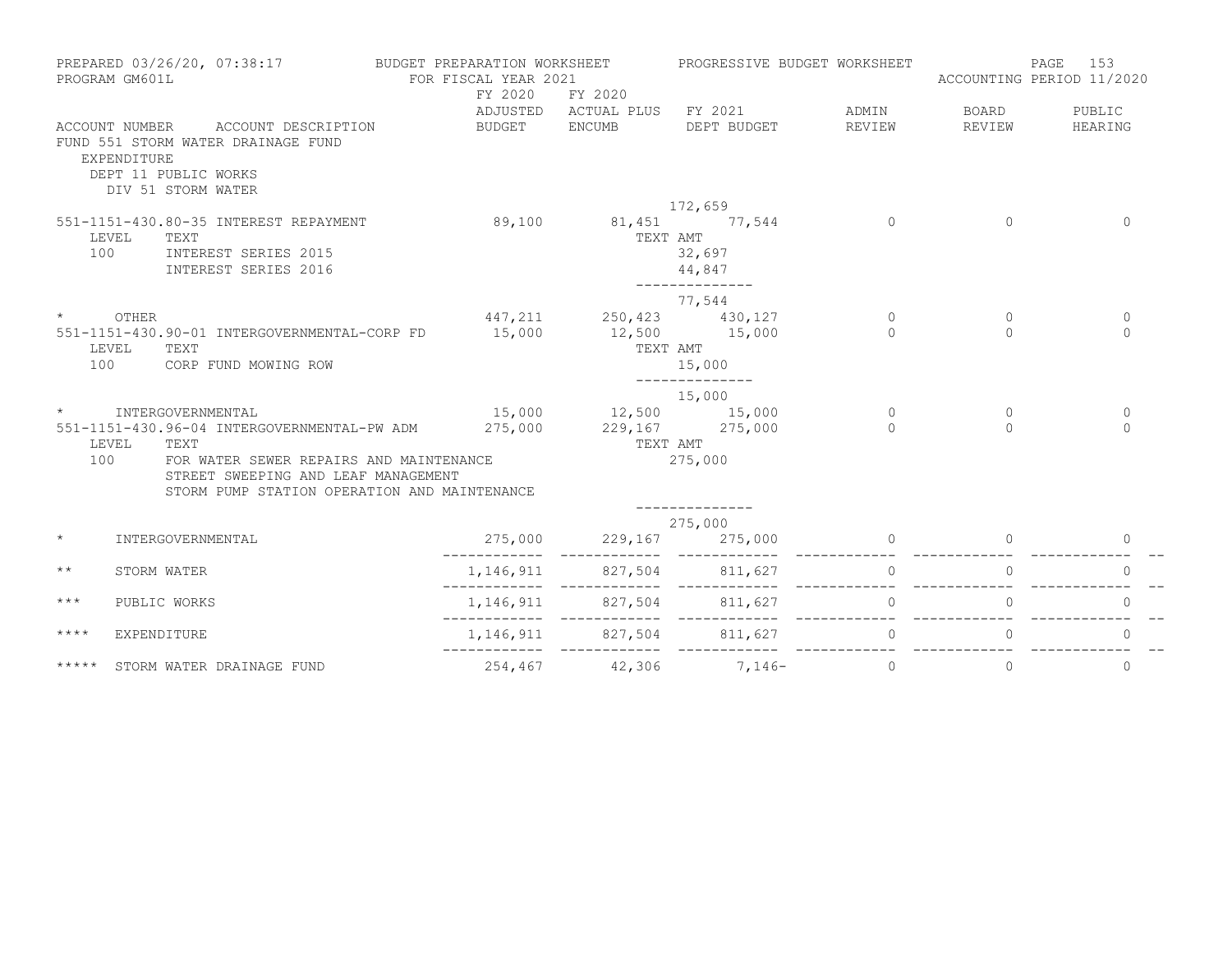PREPARED 03/26/20, 07:38:17 — BUDGET PREPARATION WORKSHEET — PROGRESSIVE BUDGET WORKSHEET
PROGRAM GM601L — FOR FISCAL YEAR 2021 — ACCOUNTING PERIOD 11/2020

FUND 551 STORM WATER DRAINAGE FUND
EXPENDITURE
DEPT 11 PUBLIC WORKS
DIV 51 STORM WATER

| ACCOUNT NUMBER / ACCOUNT DESCRIPTION | FY 2020 ADJUSTED BUDGET | FY 2020 ACTUAL PLUS ENCUMB | FY 2021 DEPT BUDGET | ADMIN REVIEW | BOARD REVIEW | PUBLIC HEARING |
|---|---|---|---|---|---|---|
| | | | 172,659 | | | |
| 551-1151-430.80-35 INTEREST REPAYMENT | 89,100 | 81,451 | 77,544 | 0 | 0 | 0 |
| LEVEL TEXT | | TEXT AMT | | | | |
| 100 INTEREST SERIES 2015 | | | 32,697 | | | |
| INTEREST SERIES 2016 | | | 44,847 | | | |
| | | | 77,544 | | | |
| * OTHER | 447,211 | 250,423 | 430,127 | 0 | 0 | 0 |
| 551-1151-430.90-01 INTERGOVERNMENTAL-CORP FD | 15,000 | 12,500 | 15,000 | 0 | 0 | 0 |
| LEVEL TEXT | | TEXT AMT | | | | |
| 100 CORP FUND MOWING ROW | | | 15,000 | | | |
| | | | 15,000 | | | |
| * INTERGOVERNMENTAL | 15,000 | 12,500 | 15,000 | 0 | 0 | 0 |
| 551-1151-430.96-04 INTERGOVERNMENTAL-PW ADM | 275,000 | 229,167 | 275,000 | 0 | 0 | 0 |
| LEVEL TEXT | | TEXT AMT | | | | |
| 100 FOR WATER SEWER REPAIRS AND MAINTENANCE | | | 275,000 | | | |
| STREET SWEEPING AND LEAF MANAGEMENT | | | | | | |
| STORM PUMP STATION OPERATION AND MAINTENANCE | | | | | | |
| | | | 275,000 | | | |
| * INTERGOVERNMENTAL | 275,000 | 229,167 | 275,000 | 0 | 0 | 0 |
| ** STORM WATER | 1,146,911 | 827,504 | 811,627 | 0 | 0 | 0 |
| *** PUBLIC WORKS | 1,146,911 | 827,504 | 811,627 | 0 | 0 | 0 |
| **** EXPENDITURE | 1,146,911 | 827,504 | 811,627 | 0 | 0 | 0 |
| ***** STORM WATER DRAINAGE FUND | 254,467 | 42,306 | 7,146- | 0 | 0 | 0 |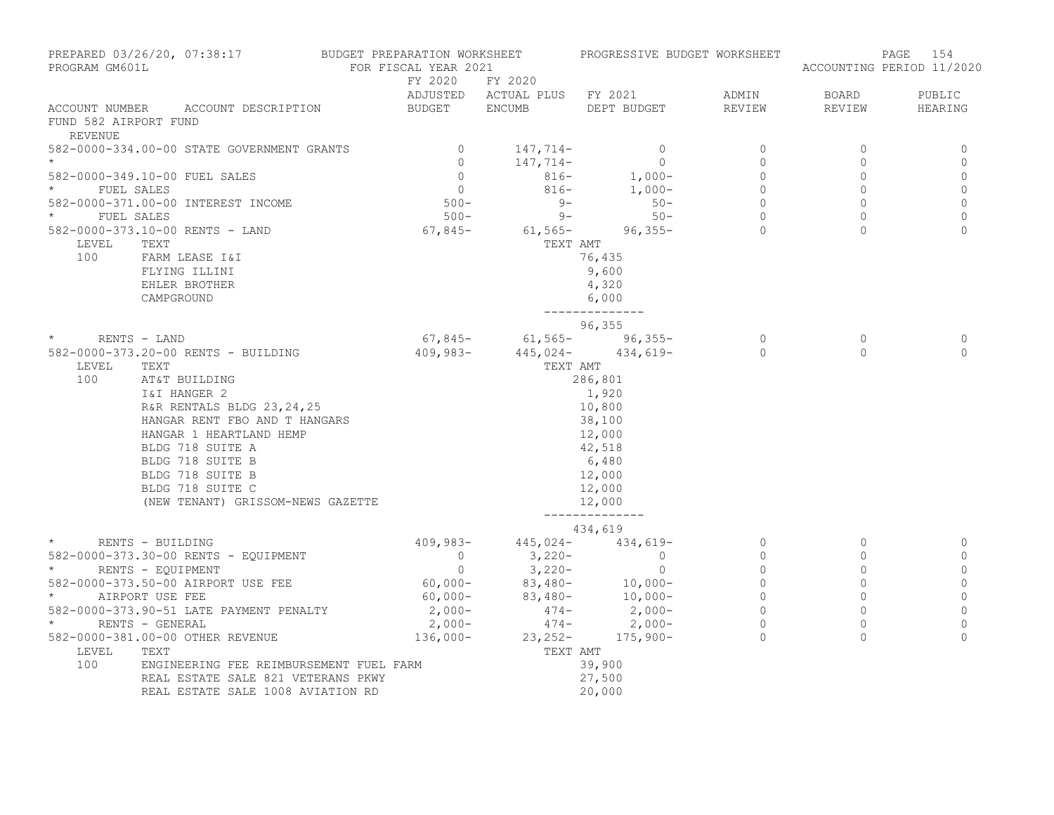PREPARED 03/26/20, 07:38:17 BUDGET PREPARATION WORKSHEET PROGRESSIVE BUDGET WORKSHEET
PROGRAM GM601L FOR FISCAL YEAR 2021 ACCOUNTING PERIOD 11/2020

| ACCOUNT NUMBER ACCOUNT DESCRIPTION | FY 2020 ADJUSTED BUDGET | FY 2020 ACTUAL PLUS ENCUMB | FY 2021 DEPT BUDGET | ADMIN REVIEW | BOARD REVIEW | PUBLIC HEARING |
|---|---|---|---|---|---|---|
| FUND 582 AIRPORT FUND | | | | | | |
| REVENUE | | | | | | |
| 582-0000-334.00-00 STATE GOVERNMENT GRANTS | 0 | 147,714- | 0 | 0 | 0 | 0 |
| * | 0 | 147,714- | 0 | 0 | 0 | 0 |
| 582-0000-349.10-00 FUEL SALES | 0 | 816- | 1,000- | 0 | 0 | 0 |
| * FUEL SALES | 0 | 816- | 1,000- | 0 | 0 | 0 |
| 582-0000-371.00-00 INTEREST INCOME | 500- | 9- | 50- | 0 | 0 | 0 |
| * FUEL SALES | 500- | 9- | 50- | 0 | 0 | 0 |
| 582-0000-373.10-00 RENTS - LAND | 67,845- | 61,565- | 96,355- | 0 | 0 | 0 |
| LEVEL TEXT | | | TEXT AMT | | | |
| 100 FARM LEASE I&I | | | 76,435 | | | |
| FLYING ILLINI | | | 9,600 | | | |
| EHLER BROTHER | | | 4,320 | | | |
| CAMPGROUND | | | 6,000 | | | |
| | | | 96,355 | | | |
| * RENTS - LAND | 67,845- | 61,565- | 96,355- | 0 | 0 | 0 |
| 582-0000-373.20-00 RENTS - BUILDING | 409,983- | 445,024- | 434,619- | 0 | 0 | |
| LEVEL TEXT | | | TEXT AMT | | | |
| 100 AT&T BUILDING | | | 286,801 | | | |
| I&I HANGER 2 | | | 1,920 | | | |
| R&R RENTALS BLDG 23,24,25 | | | 10,800 | | | |
| HANGAR RENT FBO AND T HANGARS | | | 38,100 | | | |
| HANGAR 1 HEARTLAND HEMP | | | 12,000 | | | |
| BLDG 718 SUITE A | | | 42,518 | | | |
| BLDG 718 SUITE B | | | 6,480 | | | |
| BLDG 718 SUITE B | | | 12,000 | | | |
| BLDG 718 SUITE C | | | 12,000 | | | |
| (NEW TENANT) GRISSOM-NEWS GAZETTE | | | 12,000 | | | |
| | | | 434,619 | | | |
| * RENTS - BUILDING | 409,983- | 445,024- | 434,619- | 0 | 0 | 0 |
| 582-0000-373.30-00 RENTS - EQUIPMENT | 0 | 3,220- | 0 | 0 | 0 | 0 |
| * RENTS - EQUIPMENT | 0 | 3,220- | 0 | 0 | 0 | 0 |
| 582-0000-373.50-00 AIRPORT USE FEE | 60,000- | 83,480- | 10,000- | 0 | 0 | 0 |
| * AIRPORT USE FEE | 60,000- | 83,480- | 10,000- | 0 | 0 | 0 |
| 582-0000-373.90-51 LATE PAYMENT PENALTY | 2,000- | 474- | 2,000- | 0 | 0 | 0 |
| * RENTS - GENERAL | 2,000- | 474- | 2,000- | 0 | 0 | 0 |
| 582-0000-381.00-00 OTHER REVENUE | 136,000- | 23,252- | 175,900- | 0 | 0 | 0 |
| LEVEL TEXT | | | TEXT AMT | | | |
| 100 ENGINEERING FEE REIMBURSEMENT FUEL FARM | | | 39,900 | | | |
| REAL ESTATE SALE 821 VETERANS PKWY | | | 27,500 | | | |
| REAL ESTATE SALE 1008 AVIATION RD | | | 20,000 | | | |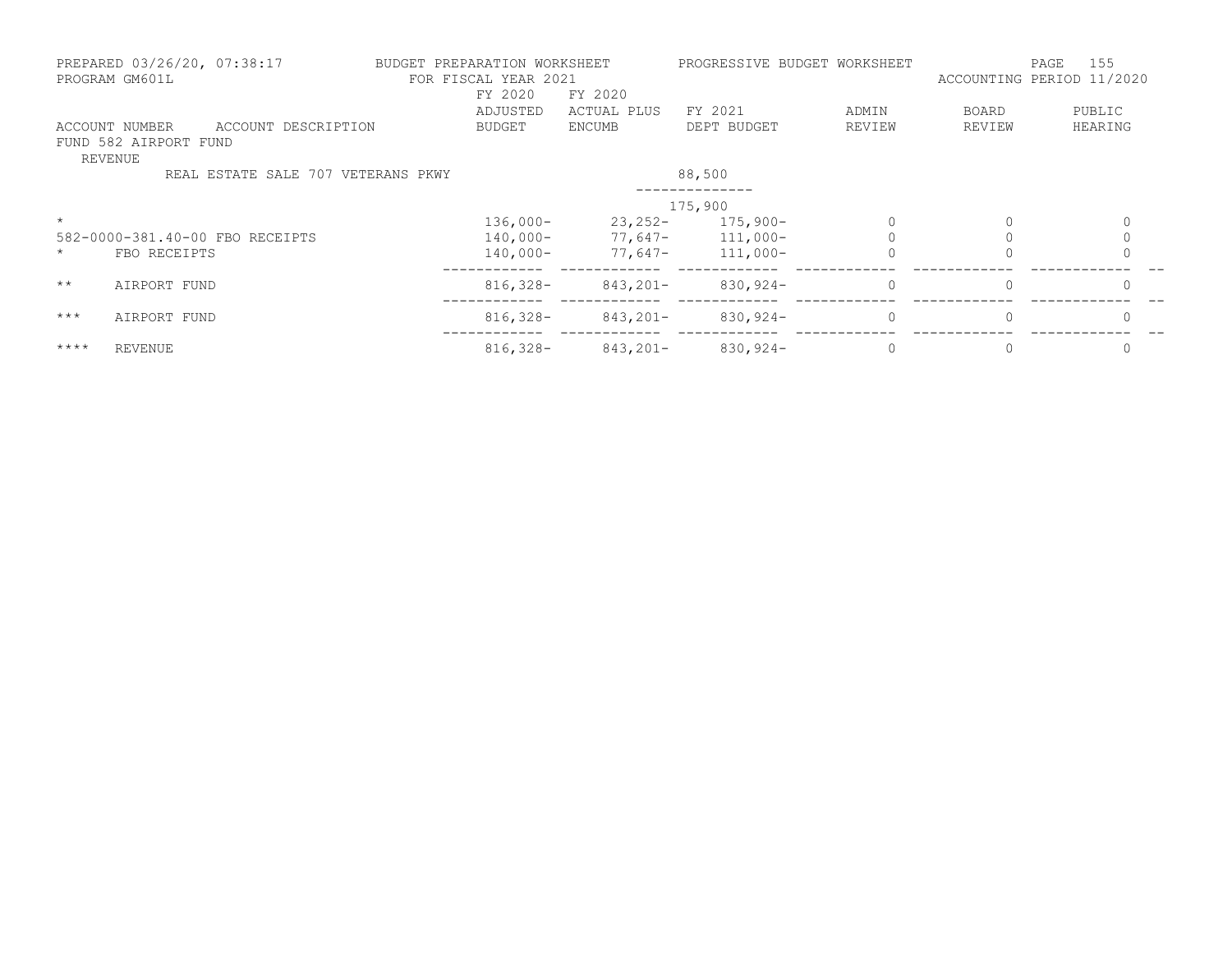PREPARED 03/26/20, 07:38:17 BUDGET PREPARATION WORKSHEET PROGRESSIVE BUDGET WORKSHEET
PROGRAM GM601L FOR FISCAL YEAR 2021 ACCOUNTING PERIOD 11/2020

| ACCOUNT NUMBER | ACCOUNT DESCRIPTION | FY 2020 ADJUSTED BUDGET | FY 2020 ACTUAL PLUS ENCUMB | FY 2021 DEPT BUDGET | ADMIN REVIEW | BOARD REVIEW | PUBLIC HEARING |
|---|---|---|---|---|---|---|---|
| FUND 582 AIRPORT FUND | | | | | | | |
| REVENUE | | | | | | | |
| | REAL ESTATE SALE 707 VETERANS PKWY | | | 88,500 | | | |
| | | | | -------------- | | | |
| | | | | 175,900 | | | |
| * | | 136,000- | 23,252- | 175,900- | 0 | 0 | 0 |
| 582-0000-381.40-00 | FBO RECEIPTS | 140,000- | 77,647- | 111,000- | 0 | 0 | 0 |
| * | FBO RECEIPTS | 140,000- | 77,647- | 111,000- | 0 | 0 | 0 |
| ** | AIRPORT FUND | 816,328- | 843,201- | 830,924- | 0 | 0 | 0 |
| *** | AIRPORT FUND | 816,328- | 843,201- | 830,924- | 0 | 0 | 0 |
| **** | REVENUE | 816,328- | 843,201- | 830,924- | 0 | 0 | 0 |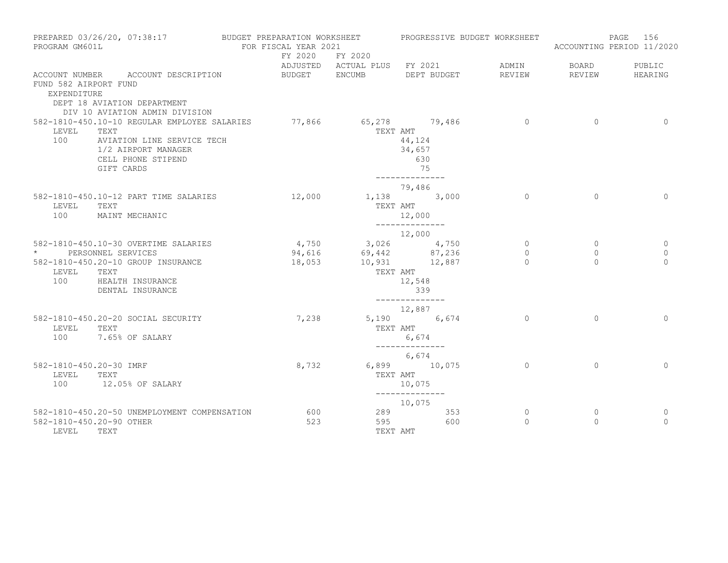PREPARED 03/26/20, 07:38:17 BUDGET PREPARATION WORKSHEET PROGRESSIVE BUDGET WORKSHEET
PROGRAM GM601L FOR FISCAL YEAR 2021 ACCOUNTING PERIOD 11/2020

| ACCOUNT NUMBER ACCOUNT DESCRIPTION | FY 2020 ADJUSTED BUDGET | FY 2020 ACTUAL PLUS ENCUMB | FY 2021 DEPT BUDGET | ADMIN REVIEW | BOARD REVIEW | PUBLIC HEARING |
|---|---|---|---|---|---|---|
| FUND 582 AIRPORT FUND | | | | | | |
| EXPENDITURE | | | | | | |
| DEPT 18 AVIATION DEPARTMENT | | | | | | |
| DIV 10 AVIATION ADMIN DIVISION | | | | | | |
| 582-1810-450.10-10 REGULAR EMPLOYEE SALARIES | 77,866 | 65,278 | 79,486 | 0 | 0 | 0 |
| LEVEL TEXT | | TEXT AMT | | | | |
| 100 AVIATION LINE SERVICE TECH | | | 44,124 | | | |
| 1/2 AIRPORT MANAGER | | | 34,657 | | | |
| CELL PHONE STIPEND | | | 630 | | | |
| GIFT CARDS | | | 75 | | | |
| | | | 79,486 | | | |
| 582-1810-450.10-12 PART TIME SALARIES | 12,000 | 1,138 | 3,000 | 0 | 0 | 0 |
| LEVEL TEXT | | TEXT AMT | | | | |
| 100 MAINT MECHANIC | | | 12,000 | | | |
| | | | 12,000 | | | |
| 582-1810-450.10-30 OVERTIME SALARIES | 4,750 | 3,026 | 4,750 | 0 | 0 | 0 |
| * PERSONNEL SERVICES | 94,616 | 69,442 | 87,236 | 0 | 0 | 0 |
| 582-1810-450.20-10 GROUP INSURANCE | 18,053 | 10,931 | 12,887 | 0 | 0 | 0 |
| LEVEL TEXT | | TEXT AMT | | | | |
| 100 HEALTH INSURANCE | | | 12,548 | | | |
| DENTAL INSURANCE | | | 339 | | | |
| | | | 12,887 | | | |
| 582-1810-450.20-20 SOCIAL SECURITY | 7,238 | 5,190 | 6,674 | 0 | 0 | 0 |
| LEVEL TEXT | | TEXT AMT | | | | |
| 100 7.65% OF SALARY | | | 6,674 | | | |
| | | | 6,674 | | | |
| 582-1810-450.20-30 IMRF | 8,732 | 6,899 | 10,075 | 0 | 0 | 0 |
| LEVEL TEXT | | TEXT AMT | | | | |
| 100 12.05% OF SALARY | | | 10,075 | | | |
| | | | 10,075 | | | |
| 582-1810-450.20-50 UNEMPLOYMENT COMPENSATION | 600 | 289 | 353 | 0 | 0 | 0 |
| 582-1810-450.20-90 OTHER | 523 | 595 | 600 | 0 | 0 | 0 |
| LEVEL TEXT | | TEXT AMT | | | | |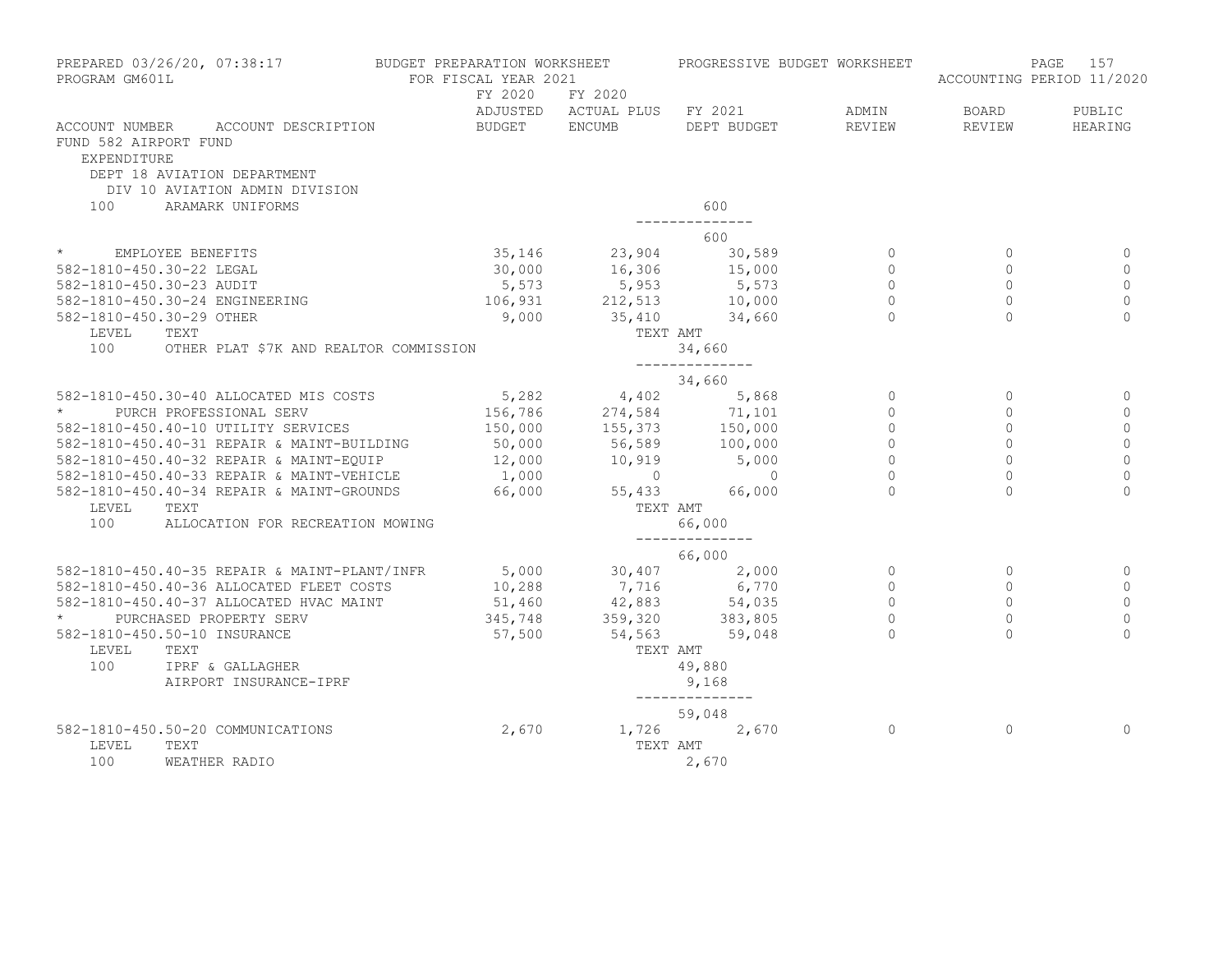PREPARED 03/26/20, 07:38:17 BUDGET PREPARATION WORKSHEET PROGRESSIVE BUDGET WORKSHEET
PROGRAM GM601L FOR FISCAL YEAR 2021 ACCOUNTING PERIOD 11/2020

| ACCOUNT NUMBER | ACCOUNT DESCRIPTION | FY 2020 ADJUSTED BUDGET | FY 2020 ACTUAL PLUS ENCUMB | FY 2021 DEPT BUDGET | ADMIN REVIEW | BOARD REVIEW | PUBLIC HEARING |
|---|---|---|---|---|---|---|---|
| FUND 582 AIRPORT FUND | | | | | | | |
| EXPENDITURE | | | | | | | |
| DEPT 18 AVIATION DEPARTMENT | | | | | | | |
| DIV 10 AVIATION ADMIN DIVISION | | | | | | | |
| 100 | ARAMARK UNIFORMS | | | 600 | | | |
| | | | | -------------- | | | |
| | | | | 600 | | | |
| * | EMPLOYEE BENEFITS | 35,146 | 23,904 | 30,589 | 0 | 0 | 0 |
| 582-1810-450.30-22 | LEGAL | 30,000 | 16,306 | 15,000 | 0 | 0 | 0 |
| 582-1810-450.30-23 | AUDIT | 5,573 | 5,953 | 5,573 | 0 | 0 | 0 |
| 582-1810-450.30-24 | ENGINEERING | 106,931 | 212,513 | 10,000 | 0 | 0 | 0 |
| 582-1810-450.30-29 | OTHER | 9,000 | 35,410 | 34,660 | 0 | 0 | 0 |
| LEVEL | TEXT | | TEXT AMT | | | | |
| 100 | OTHER PLAT $7K AND REALTOR COMMISSION | | | 34,660 | | | |
| | | | | -------------- | | | |
| | | | | 34,660 | | | |
| 582-1810-450.30-40 | ALLOCATED MIS COSTS | 5,282 | 4,402 | 5,868 | 0 | 0 | 0 |
| * | PURCH PROFESSIONAL SERV | 156,786 | 274,584 | 71,101 | 0 | 0 | 0 |
| 582-1810-450.40-10 | UTILITY SERVICES | 150,000 | 155,373 | 150,000 | 0 | 0 | 0 |
| 582-1810-450.40-31 | REPAIR & MAINT-BUILDING | 50,000 | 56,589 | 100,000 | 0 | 0 | 0 |
| 582-1810-450.40-32 | REPAIR & MAINT-EQUIP | 12,000 | 10,919 | 5,000 | 0 | 0 | 0 |
| 582-1810-450.40-33 | REPAIR & MAINT-VEHICLE | 1,000 | 0 | 0 | 0 | 0 | 0 |
| 582-1810-450.40-34 | REPAIR & MAINT-GROUNDS | 66,000 | 55,433 | 66,000 | 0 | 0 | 0 |
| LEVEL | TEXT | | TEXT AMT | | | | |
| 100 | ALLOCATION FOR RECREATION MOWING | | | 66,000 | | | |
| | | | | -------------- | | | |
| | | | | 66,000 | | | |
| 582-1810-450.40-35 | REPAIR & MAINT-PLANT/INFR | 5,000 | 30,407 | 2,000 | 0 | 0 | 0 |
| 582-1810-450.40-36 | ALLOCATED FLEET COSTS | 10,288 | 7,716 | 6,770 | 0 | 0 | 0 |
| 582-1810-450.40-37 | ALLOCATED HVAC MAINT | 51,460 | 42,883 | 54,035 | 0 | 0 | 0 |
| * | PURCHASED PROPERTY SERV | 345,748 | 359,320 | 383,805 | 0 | 0 | 0 |
| 582-1810-450.50-10 | INSURANCE | 57,500 | 54,563 | 59,048 | 0 | 0 | 0 |
| LEVEL | TEXT | | TEXT AMT | | | | |
| 100 | IPRF & GALLAGHER | | | 49,880 | | | |
| | AIRPORT INSURANCE-IPRF | | | 9,168 | | | |
| | | | | -------------- | | | |
| | | | | 59,048 | | | |
| 582-1810-450.50-20 | COMMUNICATIONS | 2,670 | 1,726 | 2,670 | 0 | 0 | 0 |
| LEVEL | TEXT | | TEXT AMT | | | | |
| 100 | WEATHER RADIO | | | 2,670 | | | |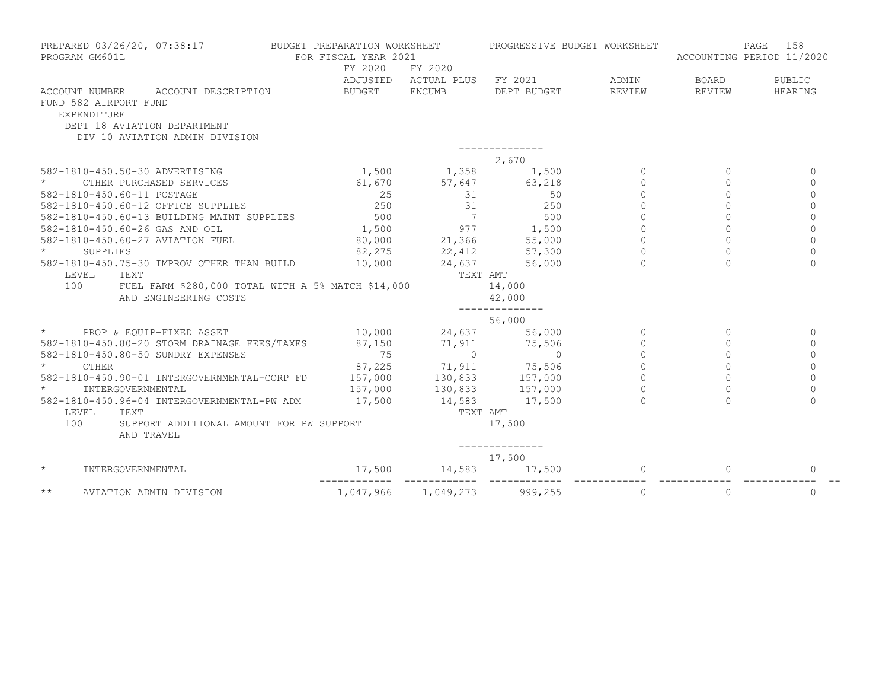PREPARED 03/26/20, 07:38:17 — BUDGET PREPARATION WORKSHEET — PROGRESSIVE BUDGET WORKSHEET
PROGRAM GM601L — FOR FISCAL YEAR 2021 — ACCOUNTING PERIOD 11/2020

FUND 582 AIRPORT FUND
EXPENDITURE
DEPT 18 AVIATION DEPARTMENT
DIV 10 AVIATION ADMIN DIVISION

| ACCOUNT NUMBER ACCOUNT DESCRIPTION | FY 2020 ADJUSTED BUDGET | FY 2020 ACTUAL PLUS ENCUMB | FY 2021 DEPT BUDGET | ADMIN REVIEW | BOARD REVIEW | PUBLIC HEARING |
|---|---|---|---|---|---|---|
| | | | -------------- | | | |
| | | | 2,670 | | | |
| 582-1810-450.50-30 ADVERTISING | 1,500 | 1,358 | 1,500 | 0 | 0 | 0 |
| * OTHER PURCHASED SERVICES | 61,670 | 57,647 | 63,218 | 0 | 0 | 0 |
| 582-1810-450.60-11 POSTAGE | 25 | 31 | 50 | 0 | 0 | 0 |
| 582-1810-450.60-12 OFFICE SUPPLIES | 250 | 31 | 250 | 0 | 0 | 0 |
| 582-1810-450.60-13 BUILDING MAINT SUPPLIES | 500 | 7 | 500 | 0 | 0 | 0 |
| 582-1810-450.60-26 GAS AND OIL | 1,500 | 977 | 1,500 | 0 | 0 | 0 |
| 582-1810-450.60-27 AVIATION FUEL | 80,000 | 21,366 | 55,000 | 0 | 0 | 0 |
| * SUPPLIES | 82,275 | 22,412 | 57,300 | 0 | 0 | 0 |
| 582-1810-450.75-30 IMPROV OTHER THAN BUILD | 10,000 | 24,637 | 56,000 | 0 | 0 | 0 |
| LEVEL TEXT | | TEXT AMT | | | | |
| 100 FUEL FARM $280,000 TOTAL WITH A 5% MATCH $14,000 | | | 14,000 | | | |
| AND ENGINEERING COSTS | | | 42,000 | | | |
| | | | -------------- | | | |
| | | | 56,000 | | | |
| * PROP & EQUIP-FIXED ASSET | 10,000 | 24,637 | 56,000 | 0 | 0 | 0 |
| 582-1810-450.80-20 STORM DRAINAGE FEES/TAXES | 87,150 | 71,911 | 75,506 | 0 | 0 | 0 |
| 582-1810-450.80-50 SUNDRY EXPENSES | 75 | 0 | 0 | 0 | 0 | 0 |
| * OTHER | 87,225 | 71,911 | 75,506 | 0 | 0 | 0 |
| 582-1810-450.90-01 INTERGOVERNMENTAL-CORP FD | 157,000 | 130,833 | 157,000 | 0 | 0 | 0 |
| * INTERGOVERNMENTAL | 157,000 | 130,833 | 157,000 | 0 | 0 | 0 |
| 582-1810-450.96-04 INTERGOVERNMENTAL-PW ADM | 17,500 | 14,583 | 17,500 | 0 | 0 | 0 |
| LEVEL TEXT | | TEXT AMT | | | | |
| 100 SUPPORT ADDITIONAL AMOUNT FOR PW SUPPORT AND TRAVEL | | | 17,500 | | | |
| | | | -------------- | | | |
| | | | 17,500 | | | |
| * INTERGOVERNMENTAL | 17,500 | 14,583 | 17,500 | 0 | 0 | 0 |
| ** AVIATION ADMIN DIVISION | 1,047,966 | 1,049,273 | 999,255 | 0 | 0 | 0 |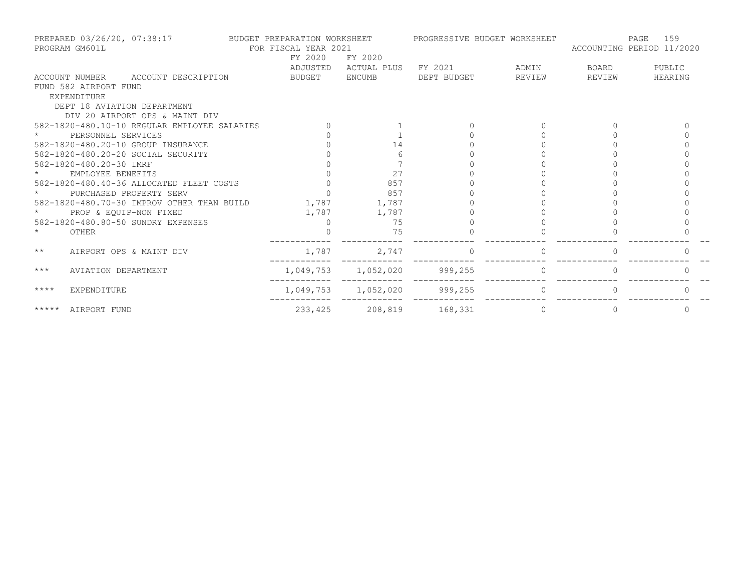PREPARED 03/26/20, 07:38:17 — BUDGET PREPARATION WORKSHEET — PROGRESSIVE BUDGET WORKSHEET

PROGRAM GM601L — FOR FISCAL YEAR 2021 — ACCOUNTING PERIOD 11/2020

| ACCOUNT NUMBER ACCOUNT DESCRIPTION | FY 2020 ADJUSTED BUDGET | FY 2020 ACTUAL PLUS ENCUMB | FY 2021 DEPT BUDGET | ADMIN REVIEW | BOARD REVIEW | PUBLIC HEARING |
|---|---|---|---|---|---|---|
| FUND 582 AIRPORT FUND | | | | | | |
| EXPENDITURE | | | | | | |
| DEPT 18 AVIATION DEPARTMENT | | | | | | |
| DIV 20 AIRPORT OPS & MAINT DIV | | | | | | |
| 582-1820-480.10-10 REGULAR EMPLOYEE SALARIES | 0 | 1 | 0 | 0 | 0 | 0 |
| * PERSONNEL SERVICES | 0 | 1 | 0 | 0 | 0 | 0 |
| 582-1820-480.20-10 GROUP INSURANCE | 0 | 14 | 0 | 0 | 0 | 0 |
| 582-1820-480.20-20 SOCIAL SECURITY | 0 | 6 | 0 | 0 | 0 | 0 |
| 582-1820-480.20-30 IMRF | 0 | 7 | 0 | 0 | 0 | 0 |
| * EMPLOYEE BENEFITS | 0 | 27 | 0 | 0 | 0 | 0 |
| 582-1820-480.40-36 ALLOCATED FLEET COSTS | 0 | 857 | 0 | 0 | 0 | 0 |
| * PURCHASED PROPERTY SERV | 0 | 857 | 0 | 0 | 0 | 0 |
| 582-1820-480.70-30 IMPROV OTHER THAN BUILD | 1,787 | 1,787 | 0 | 0 | 0 | 0 |
| * PROP & EQUIP-NON FIXED | 1,787 | 1,787 | 0 | 0 | 0 | 0 |
| 582-1820-480.80-50 SUNDRY EXPENSES | 0 | 75 | 0 | 0 | 0 | 0 |
| * OTHER | 0 | 75 | 0 | 0 | 0 | 0 |
| ** AIRPORT OPS & MAINT DIV | 1,787 | 2,747 | 0 | 0 | 0 | 0 |
| *** AVIATION DEPARTMENT | 1,049,753 | 1,052,020 | 999,255 | 0 | 0 | 0 |
| **** EXPENDITURE | 1,049,753 | 1,052,020 | 999,255 | 0 | 0 | 0 |
| ***** AIRPORT FUND | 233,425 | 208,819 | 168,331 | 0 | 0 | 0 |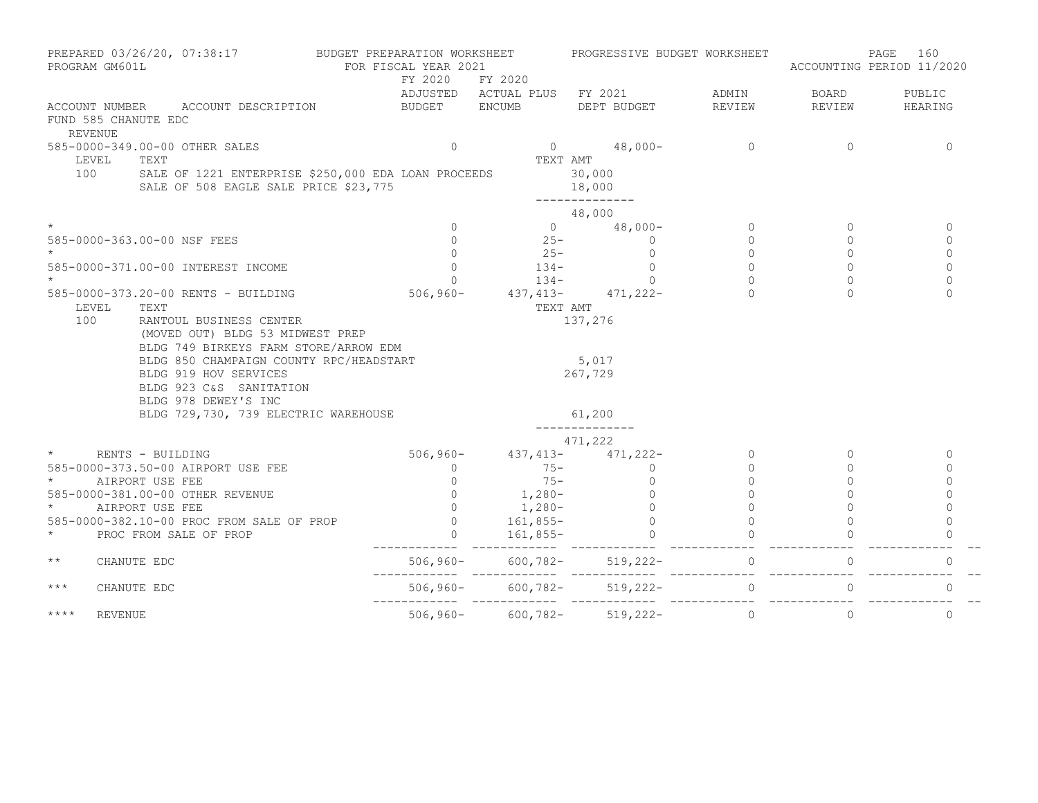PREPARED 03/26/20, 07:38:17 BUDGET PREPARATION WORKSHEET PROGRESSIVE BUDGET WORKSHEET
PROGRAM GM601L FOR FISCAL YEAR 2021 ACCOUNTING PERIOD 11/2020

| ACCOUNT NUMBER | ACCOUNT DESCRIPTION | FY 2020 ADJUSTED BUDGET | FY 2020 ACTUAL PLUS ENCUMB | FY 2021 DEPT BUDGET | ADMIN REVIEW | BOARD REVIEW | PUBLIC HEARING |
|---|---|---|---|---|---|---|---|
| FUND 585 CHANUTE EDC | | | | | | | |
| REVENUE | | | | | | | |
| 585-0000-349.00-00 | OTHER SALES | 0 | 0 | 48,000- | 0 | 0 | 0 |
| LEVEL | TEXT | | TEXT AMT | | | | |
| 100 | SALE OF 1221 ENTERPRISE $250,000 EDA LOAN PROCEEDS | | | 30,000 | | | |
| | SALE OF 508 EAGLE SALE PRICE $23,775 | | | 18,000 | | | |
| | | | | 48,000 | | | |
| * | | 0 | 0 | 48,000- | 0 | 0 | 0 |
| 585-0000-363.00-00 | NSF FEES | 0 | 25- | 0 | 0 | 0 | 0 |
| * | | 0 | 25- | 0 | 0 | 0 | 0 |
| 585-0000-371.00-00 | INTEREST INCOME | 0 | 134- | 0 | 0 | 0 | 0 |
| * | | 0 | 134- | 0 | 0 | 0 | 0 |
| 585-0000-373.20-00 | RENTS - BUILDING | 506,960- | 437,413- | 471,222- | 0 | 0 | 0 |
| LEVEL | TEXT | | TEXT AMT | | | | |
| 100 | RANTOUL BUSINESS CENTER | | | 137,276 | | | |
| | (MOVED OUT) BLDG 53 MIDWEST PREP | | | | | | |
| | BLDG 749 BIRKEYS FARM STORE/ARROW EDM | | | | | | |
| | BLDG 850 CHAMPAIGN COUNTY RPC/HEADSTART | | | 5,017 | | | |
| | BLDG 919 HOV SERVICES | | | 267,729 | | | |
| | BLDG 923 C&S SANITATION | | | | | | |
| | BLDG 978 DEWEY'S INC | | | | | | |
| | BLDG 729,730, 739 ELECTRIC WAREHOUSE | | | 61,200 | | | |
| | | | | 471,222 | | | |
| * | RENTS - BUILDING | 506,960- | 437,413- | 471,222- | 0 | 0 | 0 |
| 585-0000-373.50-00 | AIRPORT USE FEE | 0 | 75- | 0 | 0 | 0 | 0 |
| * | AIRPORT USE FEE | 0 | 75- | 0 | 0 | 0 | 0 |
| 585-0000-381.00-00 | OTHER REVENUE | 0 | 1,280- | 0 | 0 | 0 | 0 |
| * | AIRPORT USE FEE | 0 | 1,280- | 0 | 0 | 0 | 0 |
| 585-0000-382.10-00 | PROC FROM SALE OF PROP | 0 | 161,855- | 0 | 0 | 0 | 0 |
| * | PROC FROM SALE OF PROP | 0 | 161,855- | 0 | 0 | 0 | 0 |
| ** | CHANUTE EDC | 506,960- | 600,782- | 519,222- | 0 | 0 | 0 |
| *** | CHANUTE EDC | 506,960- | 600,782- | 519,222- | 0 | 0 | 0 |
| **** | REVENUE | 506,960- | 600,782- | 519,222- | 0 | 0 | 0 |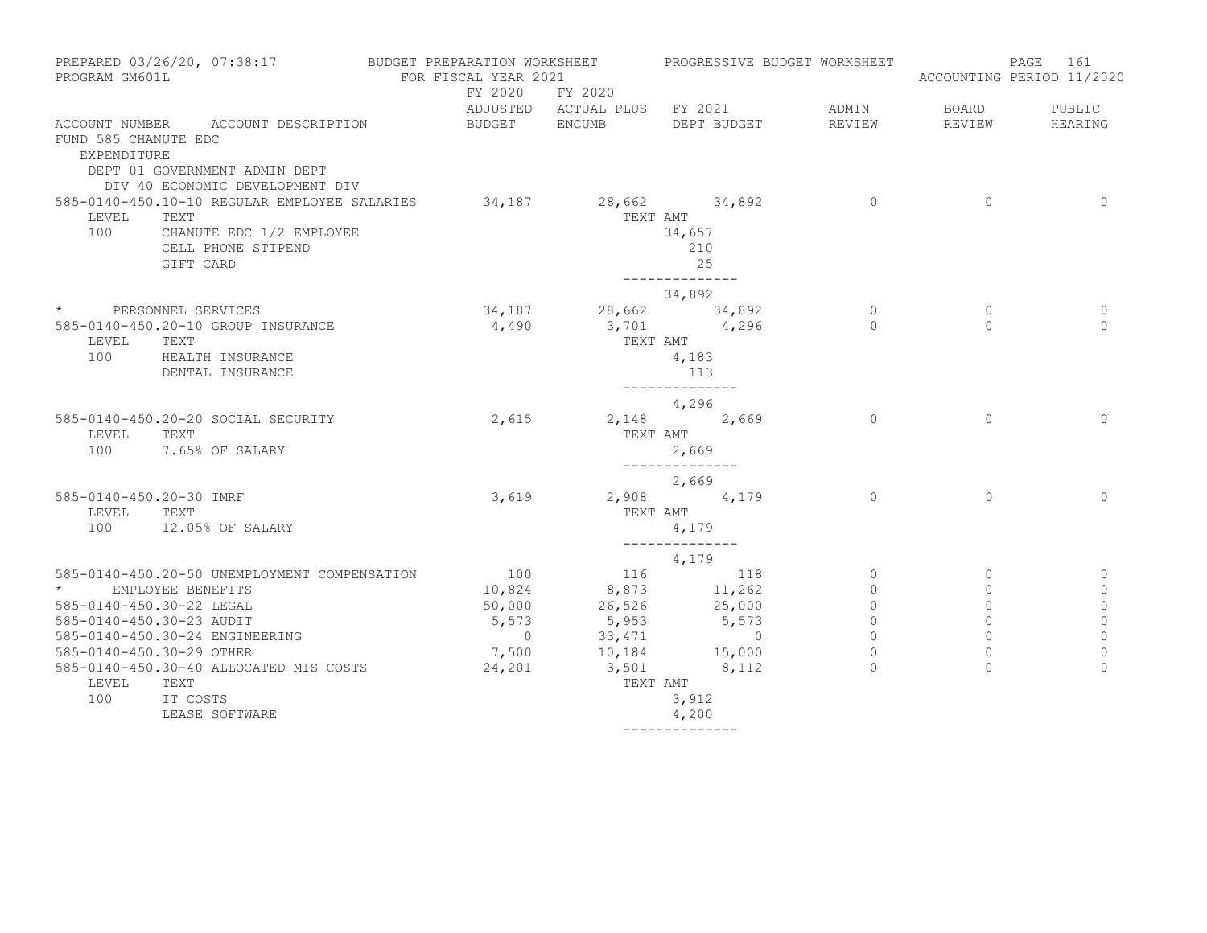PREPARED 03/26/20, 07:38:17 — BUDGET PREPARATION WORKSHEET — PROGRESSIVE BUDGET WORKSHEET
PROGRAM GM601L — FOR FISCAL YEAR 2021 — ACCOUNTING PERIOD 11/2020

FUND 585 CHANUTE EDC
EXPENDITURE
DEPT 01 GOVERNMENT ADMIN DEPT
DIV 40 ECONOMIC DEVELOPMENT DIV

| ACCOUNT NUMBER | ACCOUNT DESCRIPTION | FY 2020 ADJUSTED BUDGET | FY 2020 ACTUAL PLUS ENCUMB | FY 2021 DEPT BUDGET | ADMIN REVIEW | BOARD REVIEW | PUBLIC HEARING |
|---|---|---|---|---|---|---|---|
| 585-0140-450.10-10 | REGULAR EMPLOYEE SALARIES | 34,187 | 28,662 | 34,892 | 0 | 0 | 0 |
| LEVEL 100 | TEXT: CHANUTE EDC 1/2 EMPLOYEE | | | TEXT AMT 34,657 | | | |
| | CELL PHONE STIPEND | | | 210 | | | |
| | GIFT CARD | | | 25 | | | |
| | | | | 34,892 | | | |
| * | PERSONNEL SERVICES | 34,187 | 28,662 | 34,892 | 0 | 0 | 0 |
| 585-0140-450.20-10 | GROUP INSURANCE | 4,490 | 3,701 | 4,296 | 0 | 0 | 0 |
| LEVEL 100 | TEXT: HEALTH INSURANCE | | | TEXT AMT 4,183 | | | |
| | DENTAL INSURANCE | | | 113 | | | |
| | | | | 4,296 | | | |
| 585-0140-450.20-20 | SOCIAL SECURITY | 2,615 | 2,148 | 2,669 | 0 | 0 | 0 |
| LEVEL 100 | TEXT: 7.65% OF SALARY | | | TEXT AMT 2,669 | | | |
| | | | | 2,669 | | | |
| 585-0140-450.20-30 | IMRF | 3,619 | 2,908 | 4,179 | 0 | 0 | 0 |
| LEVEL 100 | TEXT: 12.05% OF SALARY | | | TEXT AMT 4,179 | | | |
| | | | | 4,179 | | | |
| 585-0140-450.20-50 | UNEMPLOYMENT COMPENSATION | 100 | 116 | 118 | 0 | 0 | 0 |
| * | EMPLOYEE BENEFITS | 10,824 | 8,873 | 11,262 | 0 | 0 | 0 |
| 585-0140-450.30-22 | LEGAL | 50,000 | 26,526 | 25,000 | 0 | 0 | 0 |
| 585-0140-450.30-23 | AUDIT | 5,573 | 5,953 | 5,573 | 0 | 0 | 0 |
| 585-0140-450.30-24 | ENGINEERING | 0 | 33,471 | 0 | 0 | 0 | 0 |
| 585-0140-450.30-29 | OTHER | 7,500 | 10,184 | 15,000 | 0 | 0 | 0 |
| 585-0140-450.30-40 | ALLOCATED MIS COSTS | 24,201 | 3,501 | 8,112 | 0 | 0 | 0 |
| LEVEL 100 | TEXT: IT COSTS | | | TEXT AMT 3,912 | | | |
| | LEASE SOFTWARE | | | 4,200 | | | |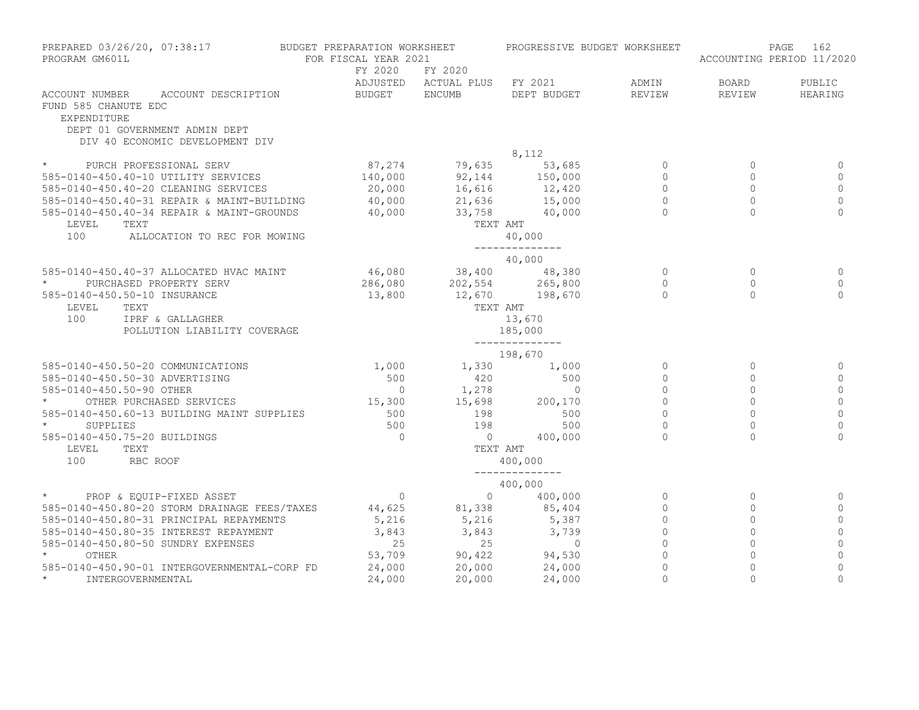PREPARED 03/26/20, 07:38:17 BUDGET PREPARATION WORKSHEET PROGRESSIVE BUDGET WORKSHEET
PROGRAM GM601L FOR FISCAL YEAR 2021 ACCOUNTING PERIOD 11/2020

FUND 585 CHANUTE EDC
EXPENDITURE
DEPT 01 GOVERNMENT ADMIN DEPT
DIV 40 ECONOMIC DEVELOPMENT DIV

| ACCOUNT NUMBER ACCOUNT DESCRIPTION | FY 2020 ADJUSTED BUDGET | FY 2020 ACTUAL PLUS ENCUMB | FY 2021 DEPT BUDGET | ADMIN REVIEW | BOARD REVIEW | PUBLIC HEARING |
|---|---|---|---|---|---|---|
| | | | 8,112 | | | |
| * PURCH PROFESSIONAL SERV | 87,274 | 79,635 | 53,685 | 0 | 0 | 0 |
| 585-0140-450.40-10 UTILITY SERVICES | 140,000 | 92,144 | 150,000 | 0 | 0 | 0 |
| 585-0140-450.40-20 CLEANING SERVICES | 20,000 | 16,616 | 12,420 | 0 | 0 | 0 |
| 585-0140-450.40-31 REPAIR & MAINT-BUILDING | 40,000 | 21,636 | 15,000 | 0 | 0 | 0 |
| 585-0140-450.40-34 REPAIR & MAINT-GROUNDS | 40,000 | 33,758 | 40,000 | 0 | 0 | 0 |
| LEVEL TEXT | | TEXT AMT | | | | |
| 100 ALLOCATION TO REC FOR MOWING | | | 40,000 | | | |
| | | | -------------- | | | |
| | | | 40,000 | | | |
| 585-0140-450.40-37 ALLOCATED HVAC MAINT | 46,080 | 38,400 | 48,380 | 0 | 0 | 0 |
| * PURCHASED PROPERTY SERV | 286,080 | 202,554 | 265,800 | 0 | 0 | 0 |
| 585-0140-450.50-10 INSURANCE | 13,800 | 12,670 | 198,670 | 0 | 0 | 0 |
| LEVEL TEXT | | TEXT AMT | | | | |
| 100 IPRF & GALLAGHER | | | 13,670 | | | |
| POLLUTION LIABILITY COVERAGE | | | 185,000 | | | |
| | | | -------------- | | | |
| | | | 198,670 | | | |
| 585-0140-450.50-20 COMMUNICATIONS | 1,000 | 1,330 | 1,000 | 0 | 0 | 0 |
| 585-0140-450.50-30 ADVERTISING | 500 | 420 | 500 | 0 | 0 | 0 |
| 585-0140-450.50-90 OTHER | 0 | 1,278 | 0 | 0 | 0 | 0 |
| * OTHER PURCHASED SERVICES | 15,300 | 15,698 | 200,170 | 0 | 0 | 0 |
| 585-0140-450.60-13 BUILDING MAINT SUPPLIES | 500 | 198 | 500 | 0 | 0 | 0 |
| * SUPPLIES | 500 | 198 | 500 | 0 | 0 | 0 |
| 585-0140-450.75-20 BUILDINGS | 0 | 0 | 400,000 | 0 | 0 | 0 |
| LEVEL TEXT | | TEXT AMT | | | | |
| 100 RBC ROOF | | | 400,000 | | | |
| | | | -------------- | | | |
| | | | 400,000 | | | |
| * PROP & EQUIP-FIXED ASSET | 0 | 0 | 400,000 | 0 | 0 | 0 |
| 585-0140-450.80-20 STORM DRAINAGE FEES/TAXES | 44,625 | 81,338 | 85,404 | 0 | 0 | 0 |
| 585-0140-450.80-31 PRINCIPAL REPAYMENTS | 5,216 | 5,216 | 5,387 | 0 | 0 | 0 |
| 585-0140-450.80-35 INTEREST REPAYMENT | 3,843 | 3,843 | 3,739 | 0 | 0 | 0 |
| 585-0140-450.80-50 SUNDRY EXPENSES | 25 | 25 | 0 | 0 | 0 | 0 |
| * OTHER | 53,709 | 90,422 | 94,530 | 0 | 0 | 0 |
| 585-0140-450.90-01 INTERGOVERNMENTAL-CORP FD | 24,000 | 20,000 | 24,000 | 0 | 0 | 0 |
| * INTERGOVERNMENTAL | 24,000 | 20,000 | 24,000 | 0 | 0 | 0 |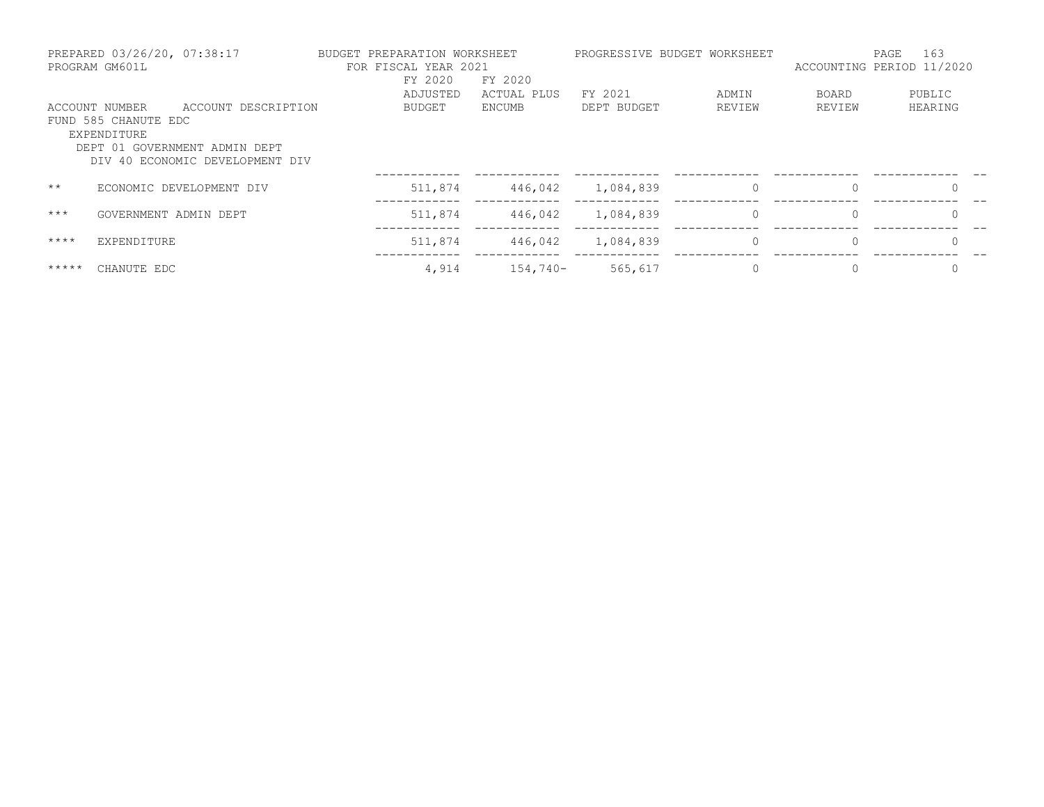PREPARED 03/26/20, 07:38:17
PROGRAM GM601L

BUDGET PREPARATION WORKSHEET
FOR FISCAL YEAR 2021

PROGRESSIVE BUDGET WORKSHEET

ACCOUNTING PERIOD 11/2020

| ACCOUNT NUMBER | ACCOUNT DESCRIPTION | FY 2020 ADJUSTED BUDGET | FY 2020 ACTUAL PLUS ENCUMB | FY 2021 DEPT BUDGET | ADMIN REVIEW | BOARD REVIEW | PUBLIC HEARING |
|---|---|---|---|---|---|---|---|
| FUND 585 CHANUTE EDC | | | | | | | |
| EXPENDITURE | | | | | | | |
| DEPT 01 GOVERNMENT ADMIN DEPT | | | | | | | |
| DIV 40 ECONOMIC DEVELOPMENT DIV | | | | | | | |
| ** | ECONOMIC DEVELOPMENT DIV | 511,874 | 446,042 | 1,084,839 | 0 | 0 | 0 |
| *** | GOVERNMENT ADMIN DEPT | 511,874 | 446,042 | 1,084,839 | 0 | 0 | 0 |
| **** | EXPENDITURE | 511,874 | 446,042 | 1,084,839 | 0 | 0 | 0 |
| ***** | CHANUTE EDC | 4,914 | 154,740- | 565,617 | 0 | 0 | 0 |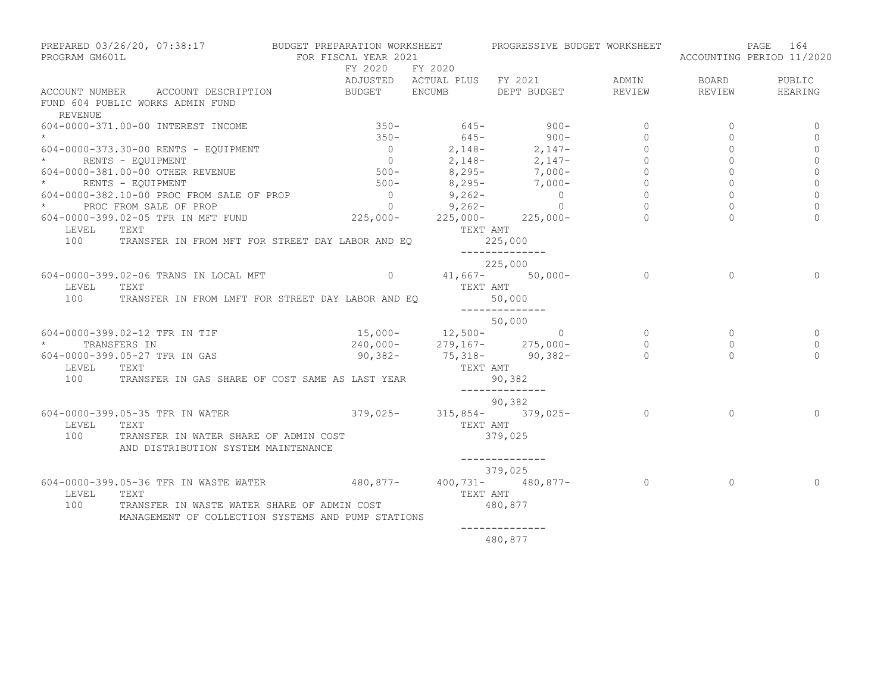PREPARED 03/26/20, 07:38:17 — BUDGET PREPARATION WORKSHEET — PROGRESSIVE BUDGET WORKSHEET
PROGRAM GM601L — FOR FISCAL YEAR 2021 — ACCOUNTING PERIOD 11/2020

| ACCOUNT NUMBER | ACCOUNT DESCRIPTION | FY 2020 ADJUSTED BUDGET | FY 2020 ACTUAL PLUS ENCUMB | FY 2021 DEPT BUDGET | ADMIN REVIEW | BOARD REVIEW | PUBLIC HEARING |
|---|---|---|---|---|---|---|---|
| FUND 604 PUBLIC WORKS ADMIN FUND | | | | | | | |
| REVENUE | | | | | | | |
| 604-0000-371.00-00 | INTEREST INCOME | 350- | 645- | 900- | 0 | 0 | 0 |
| * | | 350- | 645- | 900- | 0 | 0 | 0 |
| 604-0000-373.30-00 | RENTS - EQUIPMENT | 0 | 2,148- | 2,147- | 0 | 0 | 0 |
| * | RENTS - EQUIPMENT | 0 | 2,148- | 2,147- | 0 | 0 | 0 |
| 604-0000-381.00-00 | OTHER REVENUE | 500- | 8,295- | 7,000- | 0 | 0 | 0 |
| * | RENTS - EQUIPMENT | 500- | 8,295- | 7,000- | 0 | 0 | 0 |
| 604-0000-382.10-00 | PROC FROM SALE OF PROP | 0 | 9,262- | 0 | 0 | 0 | 0 |
| * | PROC FROM SALE OF PROP | 0 | 9,262- | 0 | 0 | 0 | 0 |
| 604-0000-399.02-05 | TFR IN MFT FUND | 225,000- | 225,000- | 225,000- | 0 | 0 | 0 |
| LEVEL 100 | TEXT: TRANSFER IN FROM MFT FOR STREET DAY LABOR AND EQ | | | TEXT AMT: 225,000 | | | |
| | | | | 225,000 | | | |
| 604-0000-399.02-06 | TRANS IN LOCAL MFT | 0 | 41,667- | 50,000- | 0 | 0 | 0 |
| LEVEL 100 | TEXT: TRANSFER IN FROM LMFT FOR STREET DAY LABOR AND EQ | | | TEXT AMT: 50,000 | | | |
| | | | | 50,000 | | | |
| 604-0000-399.02-12 | TFR IN TIF | 15,000- | 12,500- | 0 | 0 | 0 | 0 |
| * | TRANSFERS IN | 240,000- | 279,167- | 275,000- | 0 | 0 | 0 |
| 604-0000-399.05-27 | TFR IN GAS | 90,382- | 75,318- | 90,382- | 0 | 0 | 0 |
| LEVEL 100 | TEXT: TRANSFER IN GAS SHARE OF COST SAME AS LAST YEAR | | | TEXT AMT: 90,382 | | | |
| | | | | 90,382 | | | |
| 604-0000-399.05-35 | TFR IN WATER | 379,025- | 315,854- | 379,025- | 0 | 0 | 0 |
| LEVEL 100 | TEXT: TRANSFER IN WATER SHARE OF ADMIN COST AND DISTRIBUTION SYSTEM MAINTENANCE | | | TEXT AMT: 379,025 | | | |
| | | | | 379,025 | | | |
| 604-0000-399.05-36 | TFR IN WASTE WATER | 480,877- | 400,731- | 480,877- | 0 | 0 | 0 |
| LEVEL 100 | TEXT: TRANSFER IN WASTE WATER SHARE OF ADMIN COST MANAGEMENT OF COLLECTION SYSTEMS AND PUMP STATIONS | | | TEXT AMT: 480,877 | | | |
| | | | | 480,877 | | | |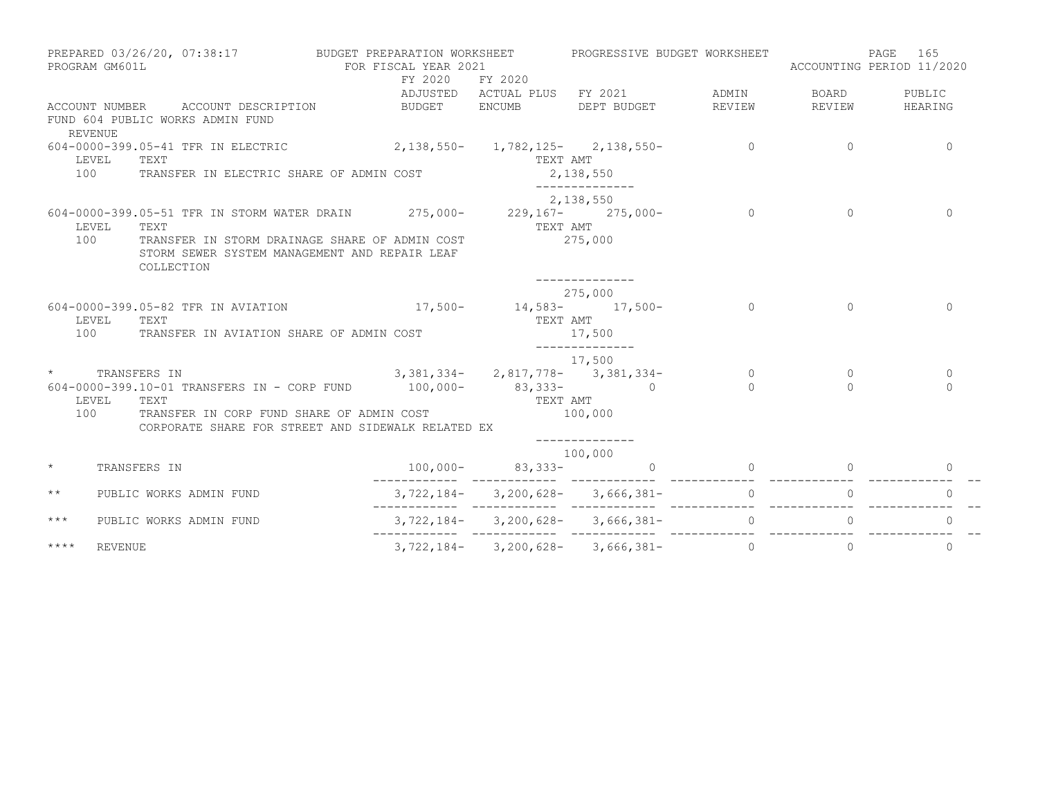PREPARED 03/26/20, 07:38:17 BUDGET PREPARATION WORKSHEET PROGRESSIVE BUDGET WORKSHEET
PROGRAM GM601L FOR FISCAL YEAR 2021 ACCOUNTING PERIOD 11/2020

| ACCOUNT NUMBER | ACCOUNT DESCRIPTION | FY 2020 ADJUSTED BUDGET | FY 2020 ACTUAL PLUS ENCUMB | FY 2021 DEPT BUDGET | ADMIN REVIEW | BOARD REVIEW | PUBLIC HEARING |
|---|---|---|---|---|---|---|---|
| FUND 604 PUBLIC WORKS ADMIN FUND | | | | | | | |
| REVENUE | | | | | | | |
| 604-0000-399.05-41 | TFR IN ELECTRIC | 2,138,550- | 1,782,125- | 2,138,550- | 0 | 0 | 0 |
| LEVEL 100 | TEXT: TRANSFER IN ELECTRIC SHARE OF ADMIN COST | | TEXT AMT | 2,138,550 | | | |
| | | | | 2,138,550 | | | |
| 604-0000-399.05-51 | TFR IN STORM WATER DRAIN | 275,000- | 229,167- | 275,000- | 0 | 0 | 0 |
| LEVEL 100 | TEXT: TRANSFER IN STORM DRAINAGE SHARE OF ADMIN COST STORM SEWER SYSTEM MANAGEMENT AND REPAIR LEAF COLLECTION | | TEXT AMT | 275,000 | | | |
| | | | | 275,000 | | | |
| 604-0000-399.05-82 | TFR IN AVIATION | 17,500- | 14,583- | 17,500- | 0 | 0 | 0 |
| LEVEL 100 | TEXT: TRANSFER IN AVIATION SHARE OF ADMIN COST | | TEXT AMT | 17,500 | | | |
| | | | | 17,500 | | | |
| * | TRANSFERS IN | 3,381,334- | 2,817,778- | 3,381,334- | 0 | 0 | 0 |
| 604-0000-399.10-01 | TRANSFERS IN - CORP FUND | 100,000- | 83,333- | 0 | 0 | 0 | 0 |
| LEVEL 100 | TEXT: TRANSFER IN CORP FUND SHARE OF ADMIN COST CORPORATE SHARE FOR STREET AND SIDEWALK RELATED EX | | TEXT AMT | 100,000 | | | |
| | | | | 100,000 | | | |
| * | TRANSFERS IN | 100,000- | 83,333- | 0 | 0 | 0 | 0 |
| ** | PUBLIC WORKS ADMIN FUND | 3,722,184- | 3,200,628- | 3,666,381- | 0 | 0 | 0 |
| *** | PUBLIC WORKS ADMIN FUND | 3,722,184- | 3,200,628- | 3,666,381- | 0 | 0 | 0 |
| **** | REVENUE | 3,722,184- | 3,200,628- | 3,666,381- | 0 | 0 | 0 |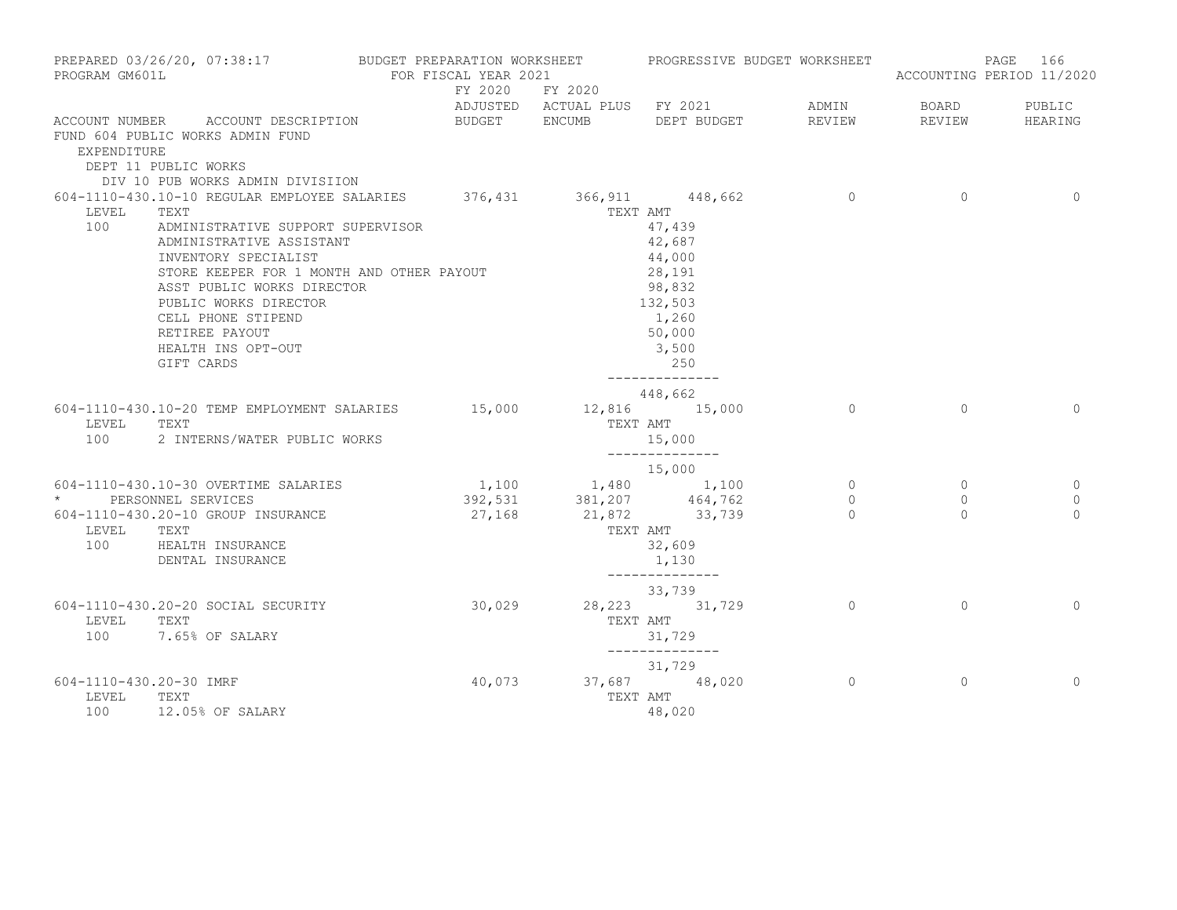PREPARED 03/26/20, 07:38:17 BUDGET PREPARATION WORKSHEET PROGRESSIVE BUDGET WORKSHEET
PROGRAM GM601L FOR FISCAL YEAR 2021 ACCOUNTING PERIOD 11/2020

FUND 604 PUBLIC WORKS ADMIN FUND

EXPENDITURE

DEPT 11 PUBLIC WORKS

DIV 10 PUB WORKS ADMIN DIVISIION

| ACCOUNT NUMBER | ACCOUNT DESCRIPTION | FY 2020 ADJUSTED BUDGET | FY 2020 ACTUAL PLUS ENCUMB | FY 2021 DEPT BUDGET | ADMIN REVIEW | BOARD REVIEW | PUBLIC HEARING |
|---|---|---|---|---|---|---|---|
| 604-1110-430.10-10 | REGULAR EMPLOYEE SALARIES | 376,431 | 366,911 | 448,662 | 0 | 0 | 0 |
| LEVEL | TEXT | | | TEXT AMT | | | |
| 100 | ADMINISTRATIVE SUPPORT SUPERVISOR | | | 47,439 | | | |
| | ADMINISTRATIVE ASSISTANT | | | 42,687 | | | |
| | INVENTORY SPECIALIST | | | 44,000 | | | |
| | STORE KEEPER FOR 1 MONTH AND OTHER PAYOUT | | | 28,191 | | | |
| | ASST PUBLIC WORKS DIRECTOR | | | 98,832 | | | |
| | PUBLIC WORKS DIRECTOR | | | 132,503 | | | |
| | CELL PHONE STIPEND | | | 1,260 | | | |
| | RETIREE PAYOUT | | | 50,000 | | | |
| | HEALTH INS OPT-OUT | | | 3,500 | | | |
| | GIFT CARDS | | | 250 | | | |
| | | | | 448,662 | | | |
| 604-1110-430.10-20 | TEMP EMPLOYMENT SALARIES | 15,000 | 12,816 | 15,000 | 0 | 0 | 0 |
| LEVEL | TEXT | | | TEXT AMT | | | |
| 100 | 2 INTERNS/WATER PUBLIC WORKS | | | 15,000 | | | |
| | | | | 15,000 | | | |
| 604-1110-430.10-30 | OVERTIME SALARIES | 1,100 | 1,480 | 1,100 | 0 | 0 | 0 |
| * | PERSONNEL SERVICES | 392,531 | 381,207 | 464,762 | 0 | 0 | 0 |
| 604-1110-430.20-10 | GROUP INSURANCE | 27,168 | 21,872 | 33,739 | 0 | 0 | 0 |
| LEVEL | TEXT | | | TEXT AMT | | | |
| 100 | HEALTH INSURANCE | | | 32,609 | | | |
| | DENTAL INSURANCE | | | 1,130 | | | |
| | | | | 33,739 | | | |
| 604-1110-430.20-20 | SOCIAL SECURITY | 30,029 | 28,223 | 31,729 | 0 | 0 | 0 |
| LEVEL | TEXT | | | TEXT AMT | | | |
| 100 | 7.65% OF SALARY | | | 31,729 | | | |
| | | | | 31,729 | | | |
| 604-1110-430.20-30 | IMRF | 40,073 | 37,687 | 48,020 | 0 | 0 | 0 |
| LEVEL | TEXT | | | TEXT AMT | | | |
| 100 | 12.05% OF SALARY | | | 48,020 | | | |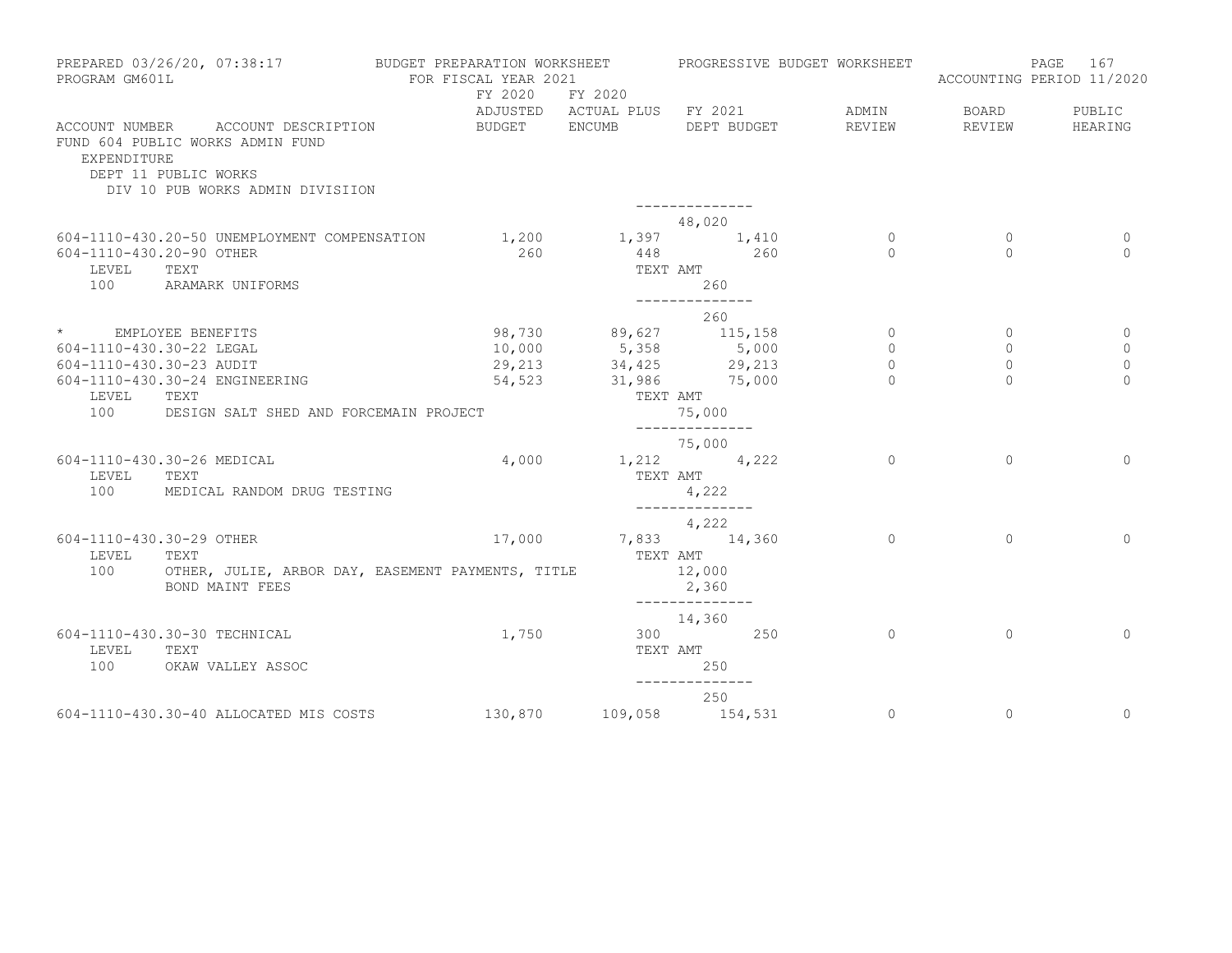PREPARED 03/26/20, 07:38:17 BUDGET PREPARATION WORKSHEET PROGRESSIVE BUDGET WORKSHEET
PROGRAM GM601L FOR FISCAL YEAR 2021 ACCOUNTING PERIOD 11/2020

FUND 604 PUBLIC WORKS ADMIN FUND
EXPENDITURE
DEPT 11 PUBLIC WORKS
DIV 10 PUB WORKS ADMIN DIVISIION

| ACCOUNT NUMBER | ACCOUNT DESCRIPTION | FY 2020 ADJUSTED BUDGET | FY 2020 ACTUAL PLUS ENCUMB | FY 2021 DEPT BUDGET | ADMIN REVIEW | BOARD REVIEW | PUBLIC HEARING |
|---|---|---|---|---|---|---|---|
| | | | | -------------- | | | |
| | | | | 48,020 | | | |
| 604-1110-430.20-50 | UNEMPLOYMENT COMPENSATION | 1,200 | 1,397 | 1,410 | 0 | 0 | 0 |
| 604-1110-430.20-90 | OTHER | 260 | 448 | 260 | 0 | 0 | 0 |
| LEVEL | TEXT | | | TEXT AMT | | | |
| 100 | ARAMARK UNIFORMS | | | 260 | | | |
| | | | | -------------- | | | |
| | | | | 260 | | | |
| * | EMPLOYEE BENEFITS | 98,730 | 89,627 | 115,158 | 0 | 0 | 0 |
| 604-1110-430.30-22 | LEGAL | 10,000 | 5,358 | 5,000 | 0 | 0 | 0 |
| 604-1110-430.30-23 | AUDIT | 29,213 | 34,425 | 29,213 | 0 | 0 | 0 |
| 604-1110-430.30-24 | ENGINEERING | 54,523 | 31,986 | 75,000 | 0 | 0 | 0 |
| LEVEL | TEXT | | | TEXT AMT | | | |
| 100 | DESIGN SALT SHED AND FORCEMAIN PROJECT | | | 75,000 | | | |
| | | | | -------------- | | | |
| | | | | 75,000 | | | |
| 604-1110-430.30-26 | MEDICAL | 4,000 | 1,212 | 4,222 | 0 | 0 | 0 |
| LEVEL | TEXT | | | TEXT AMT | | | |
| 100 | MEDICAL RANDOM DRUG TESTING | | | 4,222 | | | |
| | | | | -------------- | | | |
| | | | | 4,222 | | | |
| 604-1110-430.30-29 | OTHER | 17,000 | 7,833 | 14,360 | 0 | 0 | 0 |
| LEVEL | TEXT | | | TEXT AMT | | | |
| 100 | OTHER, JULIE, ARBOR DAY, EASEMENT PAYMENTS, TITLE | | | 12,000 | | | |
| | BOND MAINT FEES | | | 2,360 | | | |
| | | | | -------------- | | | |
| | | | | 14,360 | | | |
| 604-1110-430.30-30 | TECHNICAL | 1,750 | 300 | 250 | 0 | 0 | 0 |
| LEVEL | TEXT | | | TEXT AMT | | | |
| 100 | OKAW VALLEY ASSOC | | | 250 | | | |
| | | | | -------------- | | | |
| | | | | 250 | | | |
| 604-1110-430.30-40 | ALLOCATED MIS COSTS | 130,870 | 109,058 | 154,531 | 0 | 0 | 0 |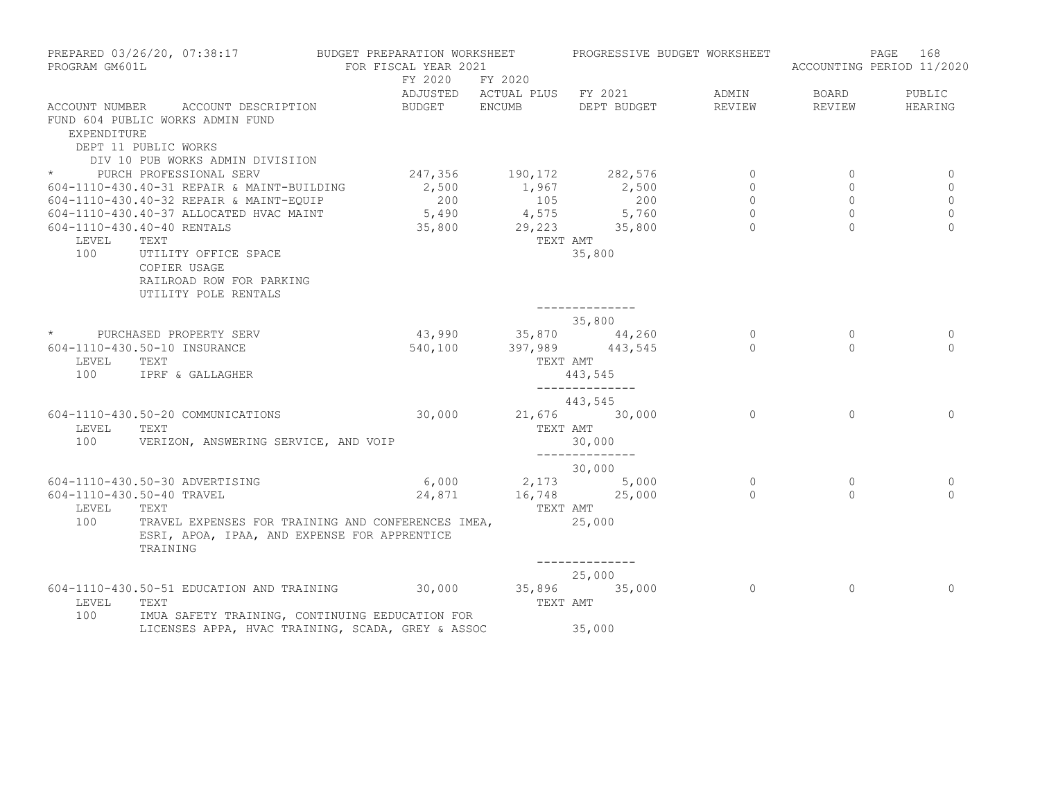PREPARED 03/26/20, 07:38:17 BUDGET PREPARATION WORKSHEET PROGRESSIVE BUDGET WORKSHEET
PROGRAM GM601L FOR FISCAL YEAR 2021 ACCOUNTING PERIOD 11/2020

FUND 604 PUBLIC WORKS ADMIN FUND
EXPENDITURE
DEPT 11 PUBLIC WORKS
DIV 10 PUB WORKS ADMIN DIVISIION

| ACCOUNT NUMBER | ACCOUNT DESCRIPTION | FY 2020 ADJUSTED BUDGET | FY 2020 ACTUAL PLUS ENCUMB | FY 2021 DEPT BUDGET | ADMIN REVIEW | BOARD REVIEW | PUBLIC HEARING |
|---|---|---|---|---|---|---|---|
| * | PURCH PROFESSIONAL SERV | 247,356 | 190,172 | 282,576 | 0 | 0 | 0 |
| 604-1110-430.40-31 | REPAIR & MAINT-BUILDING | 2,500 | 1,967 | 2,500 | 0 | 0 | 0 |
| 604-1110-430.40-32 | REPAIR & MAINT-EQUIP | 200 | 105 | 200 | 0 | 0 | 0 |
| 604-1110-430.40-37 | ALLOCATED HVAC MAINT | 5,490 | 4,575 | 5,760 | 0 | 0 | 0 |
| 604-1110-430.40-40 | RENTALS | 35,800 | 29,223 | 35,800 | 0 | 0 | 0 |
| LEVEL | TEXT | | TEXT AMT | | | | |
| 100 | UTILITY OFFICE SPACE<br>COPIER USAGE<br>RAILROAD ROW FOR PARKING<br>UTILITY POLE RENTALS | | | 35,800 | | | |
| | | | | 35,800 | | | |
| * | PURCHASED PROPERTY SERV | 43,990 | 35,870 | 44,260 | 0 | 0 | 0 |
| 604-1110-430.50-10 | INSURANCE | 540,100 | 397,989 | 443,545 | 0 | 0 | 0 |
| LEVEL | TEXT | | TEXT AMT | | | | |
| 100 | IPRF & GALLAGHER | | | 443,545 | | | |
| | | | | 443,545 | | | |
| 604-1110-430.50-20 | COMMUNICATIONS | 30,000 | 21,676 | 30,000 | 0 | 0 | 0 |
| LEVEL | TEXT | | TEXT AMT | | | | |
| 100 | VERIZON, ANSWERING SERVICE, AND VOIP | | | 30,000 | | | |
| | | | | 30,000 | | | |
| 604-1110-430.50-30 | ADVERTISING | 6,000 | 2,173 | 5,000 | 0 | 0 | 0 |
| 604-1110-430.50-40 | TRAVEL | 24,871 | 16,748 | 25,000 | 0 | 0 | 0 |
| LEVEL | TEXT | | TEXT AMT | | | | |
| 100 | TRAVEL EXPENSES FOR TRAINING AND CONFERENCES IMEA, ESRI, APOA, IPAA, AND EXPENSE FOR APPRENTICE TRAINING | | | 25,000 | | | |
| | | | | 25,000 | | | |
| 604-1110-430.50-51 | EDUCATION AND TRAINING | 30,000 | 35,896 | 35,000 | 0 | 0 | 0 |
| LEVEL | TEXT | | TEXT AMT | | | | |
| 100 | IMUA SAFETY TRAINING, CONTINUING EEDUCATION FOR LICENSES APPA, HVAC TRAINING, SCADA, GREY & ASSOC | | | 35,000 | | | |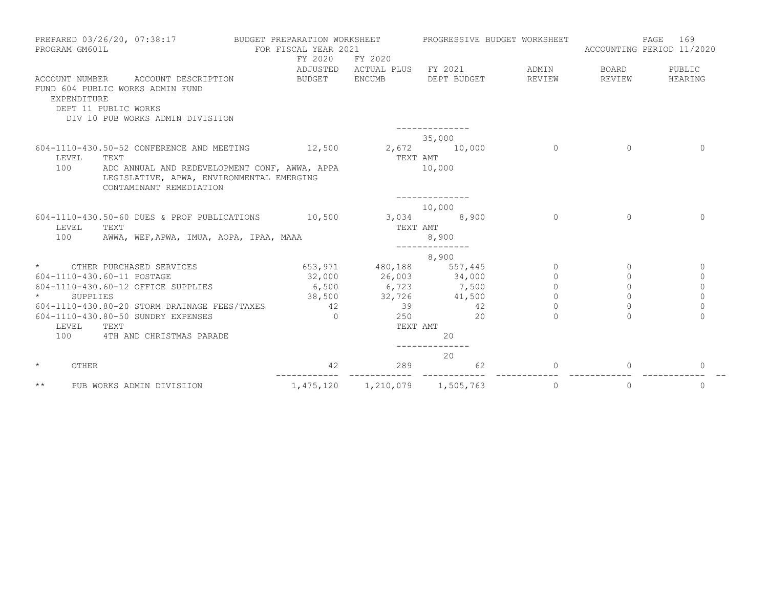PREPARED 03/26/20, 07:38:17 — BUDGET PREPARATION WORKSHEET — PROGRESSIVE BUDGET WORKSHEET

PROGRAM GM601L — FOR FISCAL YEAR 2021 — ACCOUNTING PERIOD 11/2020

FUND 604 PUBLIC WORKS ADMIN FUND
EXPENDITURE
DEPT 11 PUBLIC WORKS
DIV 10 PUB WORKS ADMIN DIVISIION

| ACCOUNT NUMBER | ACCOUNT DESCRIPTION | FY 2020 ADJUSTED BUDGET | FY 2020 ACTUAL PLUS ENCUMB | FY 2021 DEPT BUDGET | ADMIN REVIEW | BOARD REVIEW | PUBLIC HEARING |
|---|---|---|---|---|---|---|---|
| | | | | 35,000 | | | |
| 604-1110-430.50-52 | CONFERENCE AND MEETING | 12,500 | 2,672 | 10,000 | 0 | 0 | 0 |
| LEVEL 100 | TEXT: ADC ANNUAL AND REDEVELOPMENT CONF, AWWA, APPA LEGISLATIVE, APWA, ENVIRONMENTAL EMERGING CONTAMINANT REMEDIATION | | TEXT AMT | 10,000 | | | |
| | | | | 10,000 | | | |
| 604-1110-430.50-60 | DUES & PROF PUBLICATIONS | 10,500 | 3,034 | 8,900 | 0 | 0 | 0 |
| LEVEL 100 | TEXT: AWWA, WEF,APWA, IMUA, AOPA, IPAA, MAAA | | TEXT AMT | 8,900 | | | |
| | | | | 8,900 | | | |
| * | OTHER PURCHASED SERVICES | 653,971 | 480,188 | 557,445 | 0 | 0 | 0 |
| 604-1110-430.60-11 | POSTAGE | 32,000 | 26,003 | 34,000 | 0 | 0 | 0 |
| 604-1110-430.60-12 | OFFICE SUPPLIES | 6,500 | 6,723 | 7,500 | 0 | 0 | 0 |
| * | SUPPLIES | 38,500 | 32,726 | 41,500 | 0 | 0 | 0 |
| 604-1110-430.80-20 | STORM DRAINAGE FEES/TAXES | 42 | 39 | 42 | 0 | 0 | 0 |
| 604-1110-430.80-50 | SUNDRY EXPENSES | 0 | 250 | 20 | 0 | 0 | 0 |
| LEVEL 100 | TEXT: 4TH AND CHRISTMAS PARADE | | TEXT AMT | 20 | | | |
| | | | | 20 | | | |
| * | OTHER | 42 | 289 | 62 | 0 | 0 | 0 |
| ** | PUB WORKS ADMIN DIVISIION | 1,475,120 | 1,210,079 | 1,505,763 | 0 | 0 | 0 |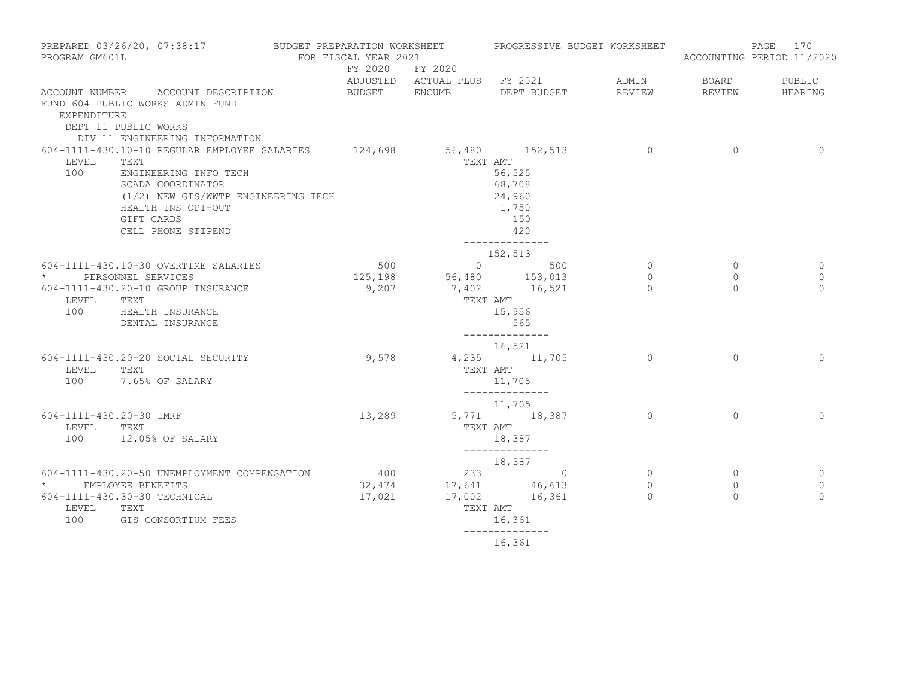PREPARED 03/26/20, 07:38:17 BUDGET PREPARATION WORKSHEET PROGRESSIVE BUDGET WORKSHEET
PROGRAM GM601L FOR FISCAL YEAR 2021 ACCOUNTING PERIOD 11/2020

| ACCOUNT NUMBER | ACCOUNT DESCRIPTION | FY 2020 ADJUSTED BUDGET | FY 2020 ACTUAL PLUS ENCUMB | FY 2021 DEPT BUDGET | ADMIN REVIEW | BOARD REVIEW | PUBLIC HEARING |
|---|---|---|---|---|---|---|---|
| FUND 604 PUBLIC WORKS ADMIN FUND | | | | | | | |
| EXPENDITURE | | | | | | | |
| DEPT 11 PUBLIC WORKS | | | | | | | |
| DIV 11 ENGINEERING INFORMATION | | | | | | | |
| 604-1111-430.10-10 | REGULAR EMPLOYEE SALARIES | 124,698 | 56,480 | 152,513 | 0 | 0 | 0 |
| LEVEL | TEXT | | TEXT AMT | | | | |
| 100 | ENGINEERING INFO TECH | | | 56,525 | | | |
| | SCADA COORDINATOR | | | 68,708 | | | |
| | (1/2) NEW GIS/WWTP ENGINEERING TECH | | | 24,960 | | | |
| | HEALTH INS OPT-OUT | | | 1,750 | | | |
| | GIFT CARDS | | | 150 | | | |
| | CELL PHONE STIPEND | | | 420 | | | |
| | | | | 152,513 | | | |
| 604-1111-430.10-30 | OVERTIME SALARIES | 500 | 0 | 500 | 0 | 0 | 0 |
| * | PERSONNEL SERVICES | 125,198 | 56,480 | 153,013 | 0 | 0 | 0 |
| 604-1111-430.20-10 | GROUP INSURANCE | 9,207 | 7,402 | 16,521 | 0 | 0 | 0 |
| LEVEL | TEXT | | TEXT AMT | | | | |
| 100 | HEALTH INSURANCE | | | 15,956 | | | |
| | DENTAL INSURANCE | | | 565 | | | |
| | | | | 16,521 | | | |
| 604-1111-430.20-20 | SOCIAL SECURITY | 9,578 | 4,235 | 11,705 | 0 | 0 | 0 |
| LEVEL | TEXT | | TEXT AMT | | | | |
| 100 | 7.65% OF SALARY | | | 11,705 | | | |
| | | | | 11,705 | | | |
| 604-1111-430.20-30 | IMRF | 13,289 | 5,771 | 18,387 | 0 | 0 | 0 |
| LEVEL | TEXT | | TEXT AMT | | | | |
| 100 | 12.05% OF SALARY | | | 18,387 | | | |
| | | | | 18,387 | | | |
| 604-1111-430.20-50 | UNEMPLOYMENT COMPENSATION | 400 | 233 | 0 | 0 | 0 | 0 |
| * | EMPLOYEE BENEFITS | 32,474 | 17,641 | 46,613 | 0 | 0 | 0 |
| 604-1111-430.30-30 | TECHNICAL | 17,021 | 17,002 | 16,361 | 0 | 0 | 0 |
| LEVEL | TEXT | | TEXT AMT | | | | |
| 100 | GIS CONSORTIUM FEES | | | 16,361 | | | |
| | | | | 16,361 | | | |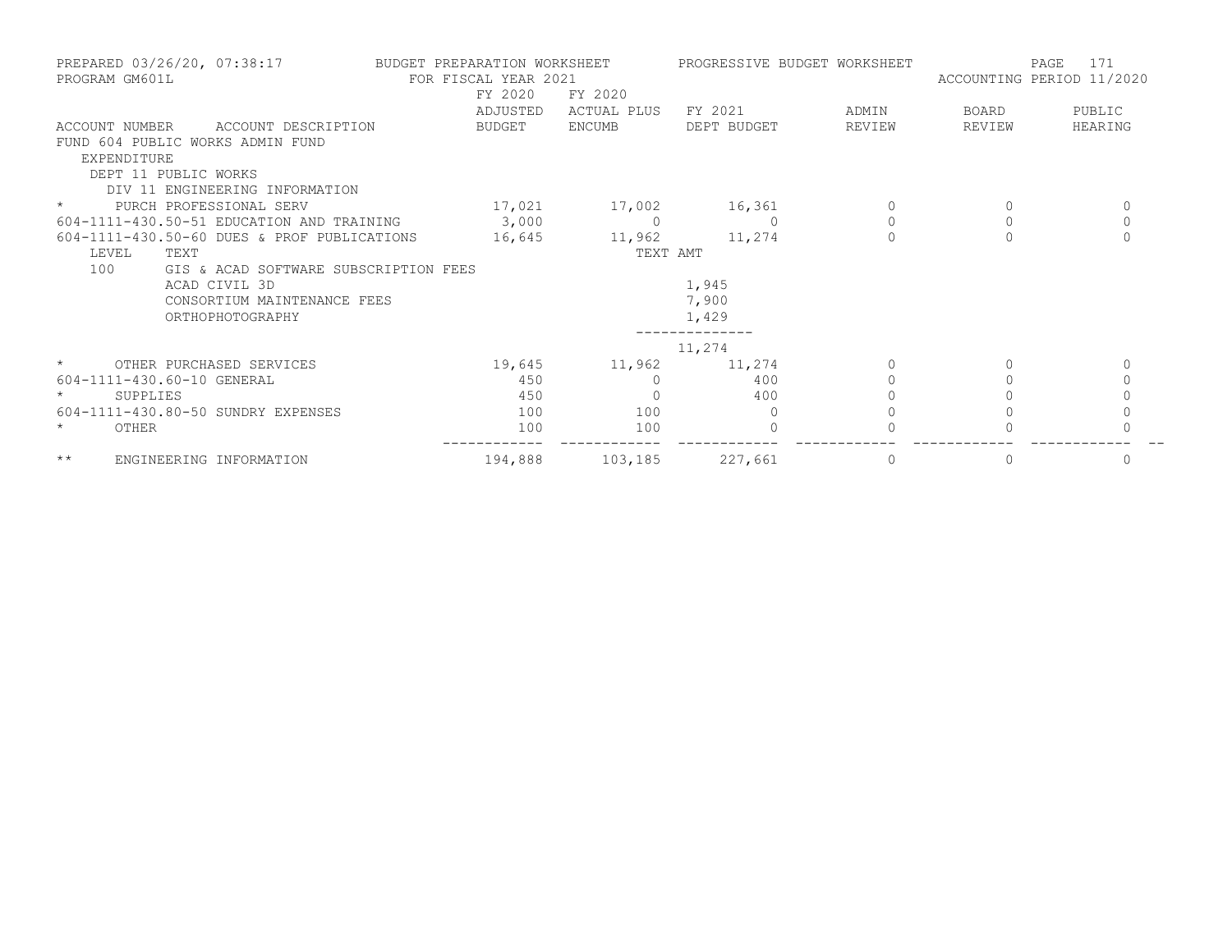PREPARED 03/26/20, 07:38:17 BUDGET PREPARATION WORKSHEET PROGRESSIVE BUDGET WORKSHEET
PROGRAM GM601L FOR FISCAL YEAR 2021 ACCOUNTING PERIOD 11/2020

| ACCOUNT NUMBER ACCOUNT DESCRIPTION | FY 2020 ADJUSTED BUDGET | FY 2020 ACTUAL PLUS ENCUMB | FY 2021 DEPT BUDGET | ADMIN REVIEW | BOARD REVIEW | PUBLIC HEARING |
|---|---|---|---|---|---|---|
| FUND 604 PUBLIC WORKS ADMIN FUND | | | | | | |
| EXPENDITURE | | | | | | |
| DEPT 11 PUBLIC WORKS | | | | | | |
| DIV 11 ENGINEERING INFORMATION | | | | | | |
| * PURCH PROFESSIONAL SERV | 17,021 | 17,002 | 16,361 | 0 | 0 | 0 |
| 604-1111-430.50-51 EDUCATION AND TRAINING | 3,000 | 0 | 0 | 0 | 0 | 0 |
| 604-1111-430.50-60 DUES & PROF PUBLICATIONS | 16,645 | 11,962 | 11,274 | 0 | 0 | 0 |
| LEVEL TEXT | | TEXT AMT | | | | |
| 100 GIS & ACAD SOFTWARE SUBSCRIPTION FEES | | | | | | |
| ACAD CIVIL 3D | | | 1,945 | | | |
| CONSORTIUM MAINTENANCE FEES | | | 7,900 | | | |
| ORTHOPHOTOGRAPHY | | | 1,429 | | | |
| | | | 11,274 | | | |
| * OTHER PURCHASED SERVICES | 19,645 | 11,962 | 11,274 | 0 | 0 | 0 |
| 604-1111-430.60-10 GENERAL | 450 | 0 | 400 | 0 | 0 | 0 |
| * SUPPLIES | 450 | 0 | 400 | 0 | 0 | 0 |
| 604-1111-430.80-50 SUNDRY EXPENSES | 100 | 100 | 0 | 0 | 0 | 0 |
| * OTHER | 100 | 100 | 0 | 0 | 0 | 0 |
| ** ENGINEERING INFORMATION | 194,888 | 103,185 | 227,661 | 0 | 0 | 0 |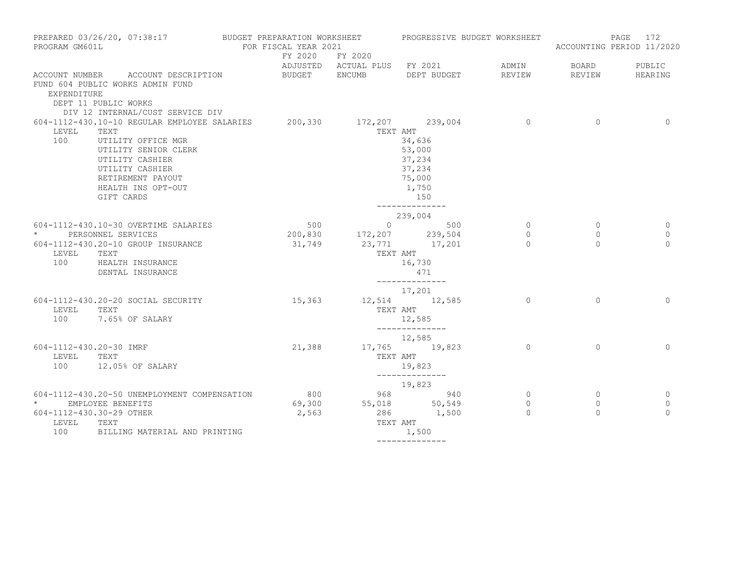PREPARED 03/26/20, 07:38:17 BUDGET PREPARATION WORKSHEET PROGRESSIVE BUDGET WORKSHEET
PROGRAM GM601L FOR FISCAL YEAR 2021 ACCOUNTING PERIOD 11/2020

| ACCOUNT NUMBER | ACCOUNT DESCRIPTION | FY 2020 ADJUSTED BUDGET | FY 2020 ACTUAL PLUS ENCUMB | FY 2021 DEPT BUDGET | ADMIN REVIEW | BOARD REVIEW | PUBLIC HEARING |
|---|---|---|---|---|---|---|---|
| FUND 604 PUBLIC WORKS ADMIN FUND | | | | | | | |
| EXPENDITURE | | | | | | | |
| DEPT 11 PUBLIC WORKS | | | | | | | |
| DIV 12 INTERNAL/CUST SERVICE DIV | | | | | | | |
| 604-1112-430.10-10 | REGULAR EMPLOYEE SALARIES | 200,330 | 172,207 | 239,004 | 0 | 0 | 0 |
| LEVEL | TEXT | | | TEXT AMT | | | |
| 100 | UTILITY OFFICE MGR | | | 34,636 | | | |
| | UTILITY SENIOR CLERK | | | 53,000 | | | |
| | UTILITY CASHIER | | | 37,234 | | | |
| | UTILITY CASHIER | | | 37,234 | | | |
| | RETIREMENT PAYOUT | | | 75,000 | | | |
| | HEALTH INS OPT-OUT | | | 1,750 | | | |
| | GIFT CARDS | | | 150 | | | |
| | | | | 239,004 | | | |
| 604-1112-430.10-30 | OVERTIME SALARIES | 500 | 0 | 500 | 0 | 0 | 0 |
| * | PERSONNEL SERVICES | 200,830 | 172,207 | 239,504 | 0 | 0 | 0 |
| 604-1112-430.20-10 | GROUP INSURANCE | 31,749 | 23,771 | 17,201 | 0 | 0 | 0 |
| LEVEL | TEXT | | | TEXT AMT | | | |
| 100 | HEALTH INSURANCE | | | 16,730 | | | |
| | DENTAL INSURANCE | | | 471 | | | |
| | | | | 17,201 | | | |
| 604-1112-430.20-20 | SOCIAL SECURITY | 15,363 | 12,514 | 12,585 | 0 | 0 | 0 |
| LEVEL | TEXT | | | TEXT AMT | | | |
| 100 | 7.65% OF SALARY | | | 12,585 | | | |
| | | | | 12,585 | | | |
| 604-1112-430.20-30 | IMRF | 21,388 | 17,765 | 19,823 | 0 | 0 | 0 |
| LEVEL | TEXT | | | TEXT AMT | | | |
| 100 | 12.05% OF SALARY | | | 19,823 | | | |
| | | | | 19,823 | | | |
| 604-1112-430.20-50 | UNEMPLOYMENT COMPENSATION | 800 | 968 | 940 | 0 | 0 | 0 |
| * | EMPLOYEE BENEFITS | 69,300 | 55,018 | 50,549 | 0 | 0 | 0 |
| 604-1112-430.30-29 | OTHER | 2,563 | 286 | 1,500 | 0 | 0 | 0 |
| LEVEL | TEXT | | | TEXT AMT | | | |
| 100 | BILLING MATERIAL AND PRINTING | | | 1,500 | | | |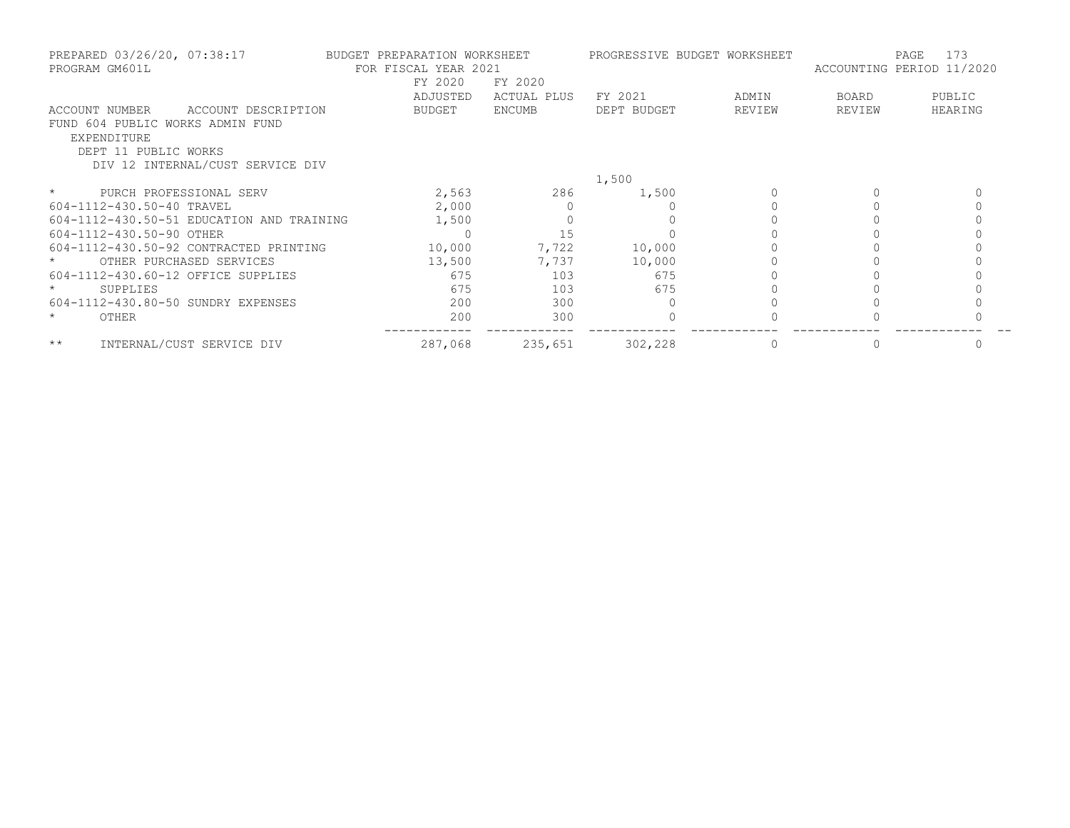PREPARED 03/26/20, 07:38:17 BUDGET PREPARATION WORKSHEET PROGRESSIVE BUDGET WORKSHEET
PROGRAM GM601L FOR FISCAL YEAR 2021 ACCOUNTING PERIOD 11/2020

| ACCOUNT NUMBER ACCOUNT DESCRIPTION | FY 2020 ADJUSTED BUDGET | FY 2020 ACTUAL PLUS ENCUMB | FY 2021 DEPT BUDGET | ADMIN REVIEW | BOARD REVIEW | PUBLIC HEARING |
|---|---|---|---|---|---|---|
| FUND 604 PUBLIC WORKS ADMIN FUND | | | | | | |
| EXPENDITURE | | | | | | |
| DEPT 11 PUBLIC WORKS | | | | | | |
| DIV 12 INTERNAL/CUST SERVICE DIV | | | | | | |
| | | | 1,500 | | | |
| * PURCH PROFESSIONAL SERV | 2,563 | 286 | 1,500 | 0 | 0 | 0 |
| 604-1112-430.50-40 TRAVEL | 2,000 | 0 | 0 | 0 | 0 | 0 |
| 604-1112-430.50-51 EDUCATION AND TRAINING | 1,500 | 0 | 0 | 0 | 0 | 0 |
| 604-1112-430.50-90 OTHER | 0 | 15 | 0 | 0 | 0 | 0 |
| 604-1112-430.50-92 CONTRACTED PRINTING | 10,000 | 7,722 | 10,000 | 0 | 0 | 0 |
| * OTHER PURCHASED SERVICES | 13,500 | 7,737 | 10,000 | 0 | 0 | 0 |
| 604-1112-430.60-12 OFFICE SUPPLIES | 675 | 103 | 675 | 0 | 0 | 0 |
| * SUPPLIES | 675 | 103 | 675 | 0 | 0 | 0 |
| 604-1112-430.80-50 SUNDRY EXPENSES | 200 | 300 | 0 | 0 | 0 | 0 |
| * OTHER | 200 | 300 | 0 | 0 | 0 | 0 |
| ** INTERNAL/CUST SERVICE DIV | 287,068 | 235,651 | 302,228 | 0 | 0 | 0 |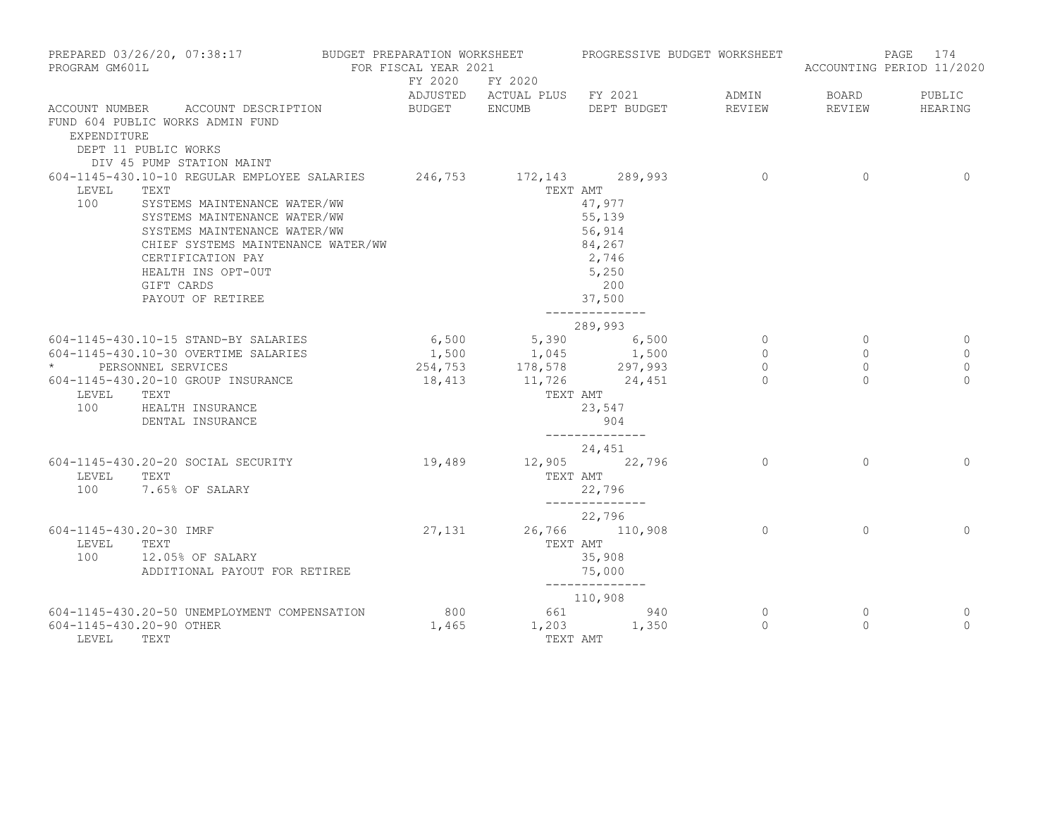PREPARED 03/26/20, 07:38:17 BUDGET PREPARATION WORKSHEET PROGRESSIVE BUDGET WORKSHEET
PROGRAM GM601L FOR FISCAL YEAR 2021 ACCOUNTING PERIOD 11/2020

| ACCOUNT NUMBER | ACCOUNT DESCRIPTION | FY 2020 ADJUSTED BUDGET | FY 2020 ACTUAL PLUS ENCUMB | FY 2021 DEPT BUDGET | ADMIN REVIEW | BOARD REVIEW | PUBLIC HEARING |
|---|---|---|---|---|---|---|---|
| FUND 604 PUBLIC WORKS ADMIN FUND | | | | | | | |
| EXPENDITURE | | | | | | | |
| DEPT 11 PUBLIC WORKS | | | | | | | |
| DIV 45 PUMP STATION MAINT | | | | | | | |
| 604-1145-430.10-10 | REGULAR EMPLOYEE SALARIES | 246,753 | 172,143 | 289,993 | 0 | 0 | 0 |
| LEVEL | TEXT | | | TEXT AMT | | | |
| 100 | SYSTEMS MAINTENANCE WATER/WW | | | 47,977 | | | |
| | SYSTEMS MAINTENANCE WATER/WW | | | 55,139 | | | |
| | SYSTEMS MAINTENANCE WATER/WW | | | 56,914 | | | |
| | CHIEF SYSTEMS MAINTENANCE WATER/WW | | | 84,267 | | | |
| | CERTIFICATION PAY | | | 2,746 | | | |
| | HEALTH INS OPT-OUT | | | 5,250 | | | |
| | GIFT CARDS | | | 200 | | | |
| | PAYOUT OF RETIREE | | | 37,500 | | | |
| | | | | 289,993 | | | |
| 604-1145-430.10-15 | STAND-BY SALARIES | 6,500 | 5,390 | 6,500 | 0 | 0 | 0 |
| 604-1145-430.10-30 | OVERTIME SALARIES | 1,500 | 1,045 | 1,500 | 0 | 0 | 0 |
| * | PERSONNEL SERVICES | 254,753 | 178,578 | 297,993 | 0 | 0 | 0 |
| 604-1145-430.20-10 | GROUP INSURANCE | 18,413 | 11,726 | 24,451 | 0 | 0 | 0 |
| LEVEL | TEXT | | | TEXT AMT | | | |
| 100 | HEALTH INSURANCE | | | 23,547 | | | |
| | DENTAL INSURANCE | | | 904 | | | |
| | | | | 24,451 | | | |
| 604-1145-430.20-20 | SOCIAL SECURITY | 19,489 | 12,905 | 22,796 | 0 | 0 | 0 |
| LEVEL | TEXT | | | TEXT AMT | | | |
| 100 | 7.65% OF SALARY | | | 22,796 | | | |
| | | | | 22,796 | | | |
| 604-1145-430.20-30 | IMRF | 27,131 | 26,766 | 110,908 | 0 | 0 | 0 |
| LEVEL | TEXT | | | TEXT AMT | | | |
| 100 | 12.05% OF SALARY | | | 35,908 | | | |
| | ADDITIONAL PAYOUT FOR RETIREE | | | 75,000 | | | |
| | | | | 110,908 | | | |
| 604-1145-430.20-50 | UNEMPLOYMENT COMPENSATION | 800 | 661 | 940 | 0 | 0 | 0 |
| 604-1145-430.20-90 | OTHER | 1,465 | 1,203 | 1,350 | 0 | 0 | 0 |
| LEVEL | TEXT | | | TEXT AMT | | | |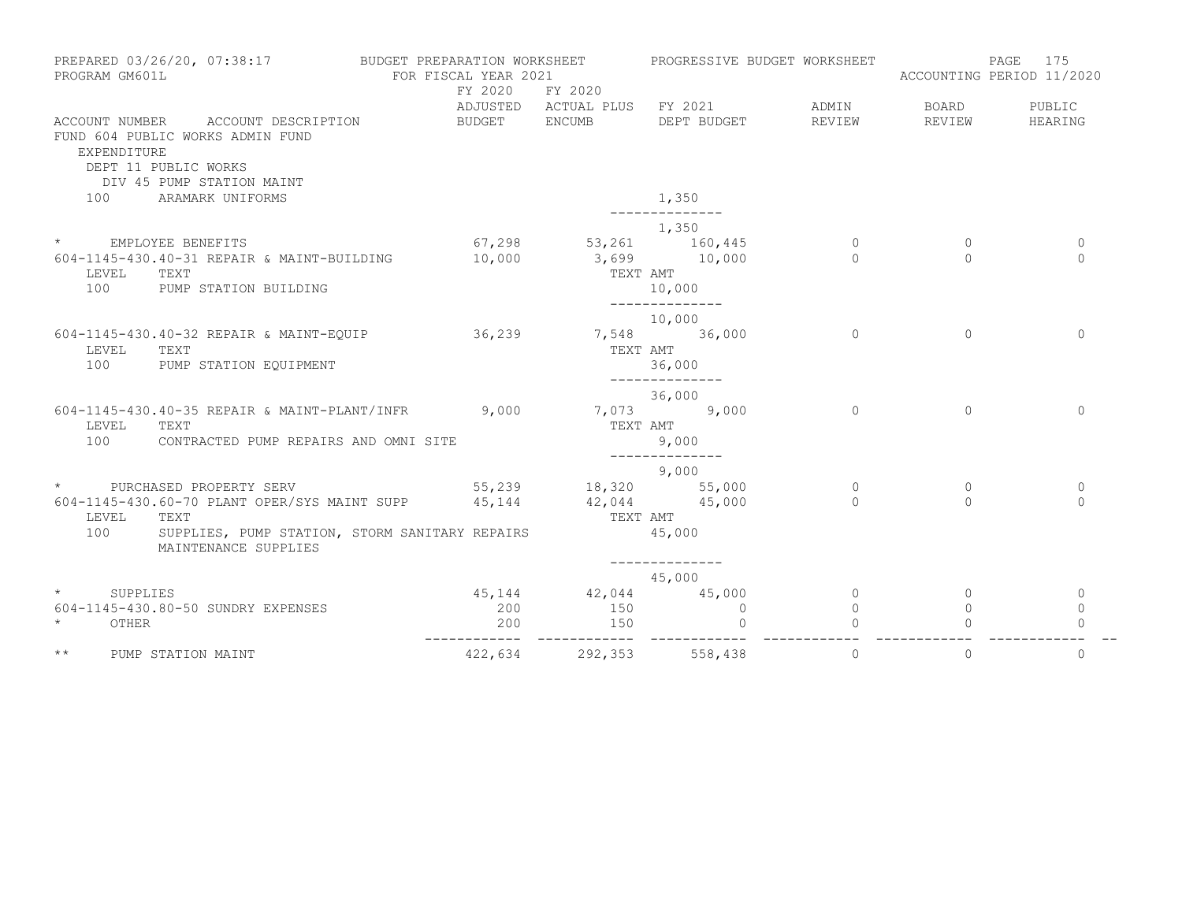PREPARED 03/26/20, 07:38:17 — BUDGET PREPARATION WORKSHEET — PROGRESSIVE BUDGET WORKSHEET
PROGRAM GM601L — FOR FISCAL YEAR 2021 — ACCOUNTING PERIOD 11/2020

FUND 604 PUBLIC WORKS ADMIN FUND
EXPENDITURE
DEPT 11 PUBLIC WORKS
DIV 45 PUMP STATION MAINT

| ACCOUNT NUMBER / ACCOUNT DESCRIPTION | FY 2020 ADJUSTED BUDGET | FY 2020 ACTUAL PLUS ENCUMB | FY 2021 DEPT BUDGET | ADMIN REVIEW | BOARD REVIEW | PUBLIC HEARING |
|---|---|---|---|---|---|---|
| 100 ARAMARK UNIFORMS | | | 1,350 | | | |
| | | | 1,350 | | | |
| * EMPLOYEE BENEFITS | 67,298 | 53,261 | 160,445 | 0 | 0 | 0 |
| 604-1145-430.40-31 REPAIR & MAINT-BUILDING | 10,000 | 3,699 | 10,000 | 0 | 0 | |
| LEVEL TEXT | | | TEXT AMT | | | |
| 100 PUMP STATION BUILDING | | | 10,000 | | | |
| | | | 10,000 | | | |
| 604-1145-430.40-32 REPAIR & MAINT-EQUIP | 36,239 | 7,548 | 36,000 | 0 | 0 | 0 |
| LEVEL TEXT | | | TEXT AMT | | | |
| 100 PUMP STATION EQUIPMENT | | | 36,000 | | | |
| | | | 36,000 | | | |
| 604-1145-430.40-35 REPAIR & MAINT-PLANT/INFR | 9,000 | 7,073 | 9,000 | 0 | 0 | 0 |
| LEVEL TEXT | | | TEXT AMT | | | |
| 100 CONTRACTED PUMP REPAIRS AND OMNI SITE | | | 9,000 | | | |
| | | | 9,000 | | | |
| * PURCHASED PROPERTY SERV | 55,239 | 18,320 | 55,000 | 0 | 0 | 0 |
| 604-1145-430.60-70 PLANT OPER/SYS MAINT SUPP | 45,144 | 42,044 | 45,000 | 0 | 0 | 0 |
| LEVEL TEXT | | | TEXT AMT | | | |
| 100 SUPPLIES, PUMP STATION, STORM SANITARY REPAIRS MAINTENANCE SUPPLIES | | | 45,000 | | | |
| | | | 45,000 | | | |
| * SUPPLIES | 45,144 | 42,044 | 45,000 | 0 | 0 | 0 |
| 604-1145-430.80-50 SUNDRY EXPENSES | 200 | 150 | 0 | 0 | 0 | 0 |
| * OTHER | 200 | 150 | 0 | 0 | 0 | 0 |
| ** PUMP STATION MAINT | 422,634 | 292,353 | 558,438 | 0 | 0 | 0 |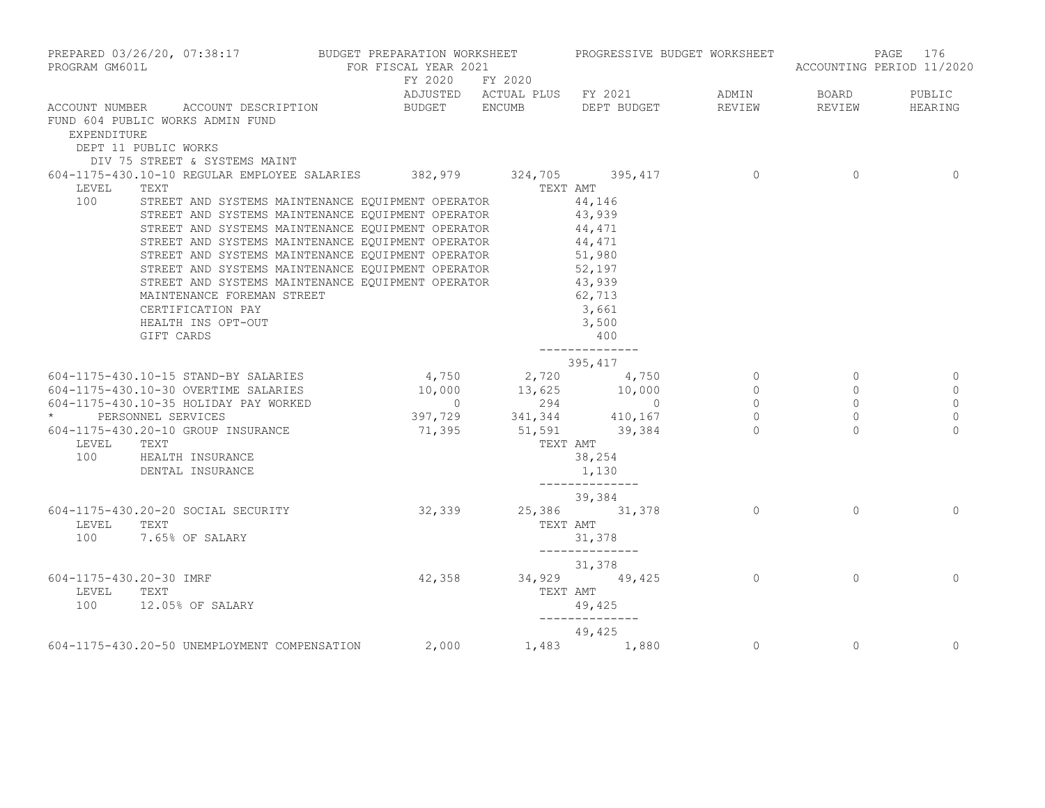PREPARED 03/26/20, 07:38:17 BUDGET PREPARATION WORKSHEET PROGRESSIVE BUDGET WORKSHEET
PROGRAM GM601L FOR FISCAL YEAR 2021 ACCOUNTING PERIOD 11/2020

| ACCOUNT NUMBER | ACCOUNT DESCRIPTION | FY 2020 ADJUSTED BUDGET | FY 2020 ACTUAL PLUS ENCUMB | FY 2021 DEPT BUDGET | ADMIN REVIEW | BOARD REVIEW | PUBLIC HEARING |
|---|---|---|---|---|---|---|---|
| FUND 604 PUBLIC WORKS ADMIN FUND | | | | | | | |
| EXPENDITURE | | | | | | | |
| DEPT 11 PUBLIC WORKS | | | | | | | |
| DIV 75 STREET & SYSTEMS MAINT | | | | | | | |
| 604-1175-430.10-10 | REGULAR EMPLOYEE SALARIES | 382,979 | 324,705 | 395,417 | 0 | 0 | 0 |
| LEVEL | TEXT | | | TEXT AMT | | | |
| 100 | STREET AND SYSTEMS MAINTENANCE EQUIPMENT OPERATOR | | | 44,146 | | | |
| | STREET AND SYSTEMS MAINTENANCE EQUIPMENT OPERATOR | | | 43,939 | | | |
| | STREET AND SYSTEMS MAINTENANCE EQUIPMENT OPERATOR | | | 44,471 | | | |
| | STREET AND SYSTEMS MAINTENANCE EQUIPMENT OPERATOR | | | 44,471 | | | |
| | STREET AND SYSTEMS MAINTENANCE EQUIPMENT OPERATOR | | | 51,980 | | | |
| | STREET AND SYSTEMS MAINTENANCE EQUIPMENT OPERATOR | | | 52,197 | | | |
| | STREET AND SYSTEMS MAINTENANCE EQUIPMENT OPERATOR | | | 43,939 | | | |
| | MAINTENANCE FOREMAN STREET | | | 62,713 | | | |
| | CERTIFICATION PAY | | | 3,661 | | | |
| | HEALTH INS OPT-OUT | | | 3,500 | | | |
| | GIFT CARDS | | | 400 | | | |
| | | | | 395,417 | | | |
| 604-1175-430.10-15 | STAND-BY SALARIES | 4,750 | 2,720 | 4,750 | 0 | 0 | 0 |
| 604-1175-430.10-30 | OVERTIME SALARIES | 10,000 | 13,625 | 10,000 | 0 | 0 | 0 |
| 604-1175-430.10-35 | HOLIDAY PAY WORKED | 0 | 294 | 0 | 0 | 0 | 0 |
| * | PERSONNEL SERVICES | 397,729 | 341,344 | 410,167 | 0 | 0 | 0 |
| 604-1175-430.20-10 | GROUP INSURANCE | 71,395 | 51,591 | 39,384 | 0 | 0 | 0 |
| LEVEL | TEXT | | | TEXT AMT | | | |
| 100 | HEALTH INSURANCE | | | 38,254 | | | |
| | DENTAL INSURANCE | | | 1,130 | | | |
| | | | | 39,384 | | | |
| 604-1175-430.20-20 | SOCIAL SECURITY | 32,339 | 25,386 | 31,378 | 0 | 0 | 0 |
| LEVEL | TEXT | | | TEXT AMT | | | |
| 100 | 7.65% OF SALARY | | | 31,378 | | | |
| | | | | 31,378 | | | |
| 604-1175-430.20-30 | IMRF | 42,358 | 34,929 | 49,425 | 0 | 0 | 0 |
| LEVEL | TEXT | | | TEXT AMT | | | |
| 100 | 12.05% OF SALARY | | | 49,425 | | | |
| | | | | 49,425 | | | |
| 604-1175-430.20-50 | UNEMPLOYMENT COMPENSATION | 2,000 | 1,483 | 1,880 | 0 | 0 | 0 |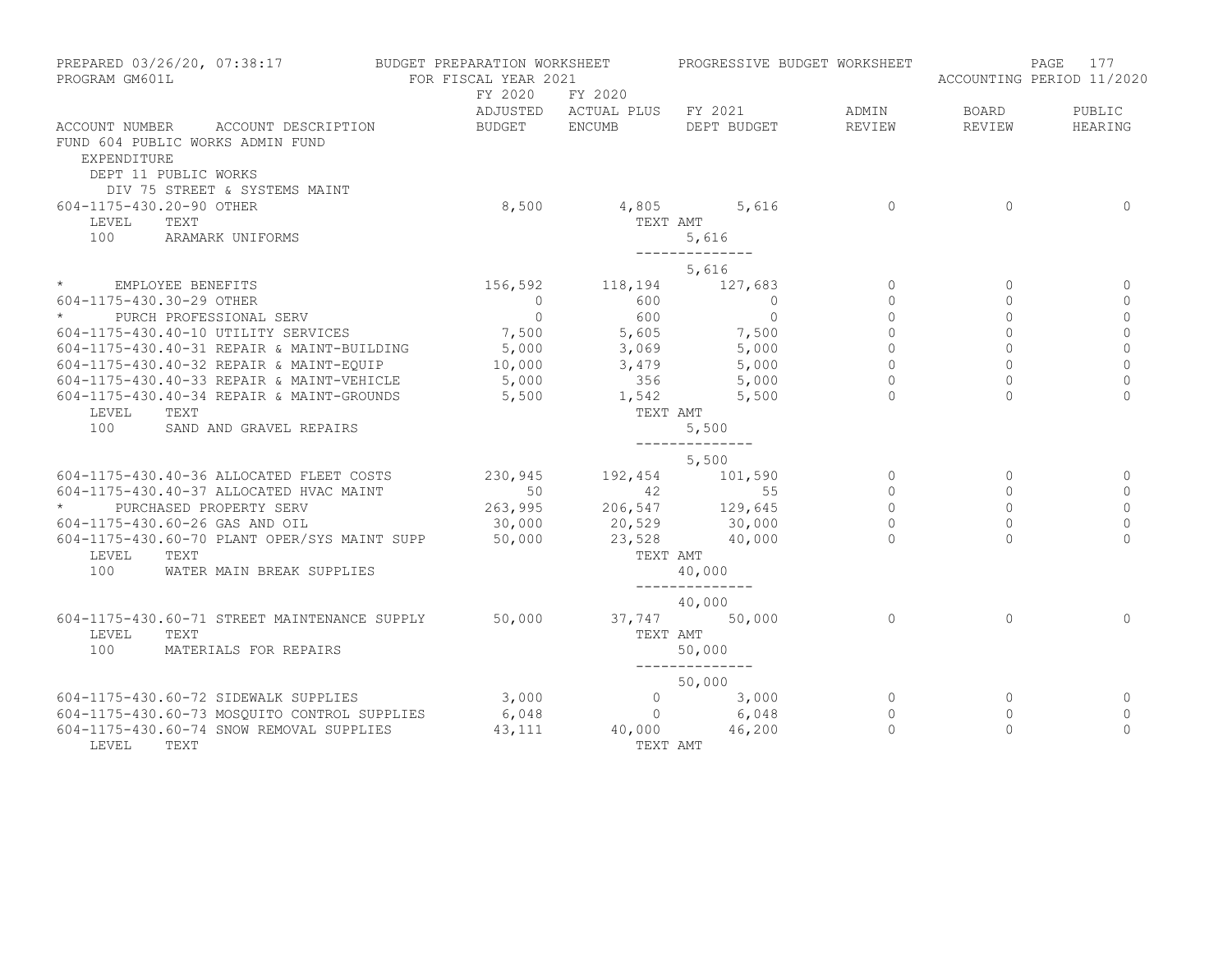PREPARED 03/26/20, 07:38:17 BUDGET PREPARATION WORKSHEET PROGRESSIVE BUDGET WORKSHEET
PROGRAM GM601L FOR FISCAL YEAR 2021 ACCOUNTING PERIOD 11/2020

| ACCOUNT NUMBER ACCOUNT DESCRIPTION | FY 2020 ADJUSTED BUDGET | FY 2020 ACTUAL PLUS ENCUMB | FY 2021 DEPT BUDGET | ADMIN REVIEW | BOARD REVIEW | PUBLIC HEARING |
|---|---|---|---|---|---|---|
| FUND 604 PUBLIC WORKS ADMIN FUND | | | | | | |
| EXPENDITURE | | | | | | |
| DEPT 11 PUBLIC WORKS | | | | | | |
| DIV 75 STREET & SYSTEMS MAINT | | | | | | |
| 604-1175-430.20-90 OTHER | 8,500 | 4,805 | 5,616 | 0 | 0 | 0 |
| LEVEL TEXT | | TEXT AMT | | | | |
| 100 ARAMARK UNIFORMS | | | 5,616 | | | |
| | | | 5,616 | | | |
| * EMPLOYEE BENEFITS | 156,592 | 118,194 | 127,683 | 0 | 0 | 0 |
| 604-1175-430.30-29 OTHER | 0 | 600 | 0 | 0 | 0 | 0 |
| * PURCH PROFESSIONAL SERV | 0 | 600 | 0 | 0 | 0 | 0 |
| 604-1175-430.40-10 UTILITY SERVICES | 7,500 | 5,605 | 7,500 | 0 | 0 | 0 |
| 604-1175-430.40-31 REPAIR & MAINT-BUILDING | 5,000 | 3,069 | 5,000 | 0 | 0 | 0 |
| 604-1175-430.40-32 REPAIR & MAINT-EQUIP | 10,000 | 3,479 | 5,000 | 0 | 0 | 0 |
| 604-1175-430.40-33 REPAIR & MAINT-VEHICLE | 5,000 | 356 | 5,000 | 0 | 0 | 0 |
| 604-1175-430.40-34 REPAIR & MAINT-GROUNDS | 5,500 | 1,542 | 5,500 | 0 | 0 | 0 |
| LEVEL TEXT | | TEXT AMT | | | | |
| 100 SAND AND GRAVEL REPAIRS | | | 5,500 | | | |
| | | | 5,500 | | | |
| 604-1175-430.40-36 ALLOCATED FLEET COSTS | 230,945 | 192,454 | 101,590 | 0 | 0 | 0 |
| 604-1175-430.40-37 ALLOCATED HVAC MAINT | 50 | 42 | 55 | 0 | 0 | 0 |
| * PURCHASED PROPERTY SERV | 263,995 | 206,547 | 129,645 | 0 | 0 | 0 |
| 604-1175-430.60-26 GAS AND OIL | 30,000 | 20,529 | 30,000 | 0 | 0 | 0 |
| 604-1175-430.60-70 PLANT OPER/SYS MAINT SUPP | 50,000 | 23,528 | 40,000 | 0 | 0 | 0 |
| LEVEL TEXT | | TEXT AMT | | | | |
| 100 WATER MAIN BREAK SUPPLIES | | | 40,000 | | | |
| | | | 40,000 | | | |
| 604-1175-430.60-71 STREET MAINTENANCE SUPPLY | 50,000 | 37,747 | 50,000 | 0 | 0 | 0 |
| LEVEL TEXT | | TEXT AMT | | | | |
| 100 MATERIALS FOR REPAIRS | | | 50,000 | | | |
| | | | 50,000 | | | |
| 604-1175-430.60-72 SIDEWALK SUPPLIES | 3,000 | 0 | 3,000 | 0 | 0 | 0 |
| 604-1175-430.60-73 MOSQUITO CONTROL SUPPLIES | 6,048 | 0 | 6,048 | 0 | 0 | 0 |
| 604-1175-430.60-74 SNOW REMOVAL SUPPLIES | 43,111 | 40,000 | 46,200 | 0 | 0 | 0 |
| LEVEL TEXT | | TEXT AMT | | | | |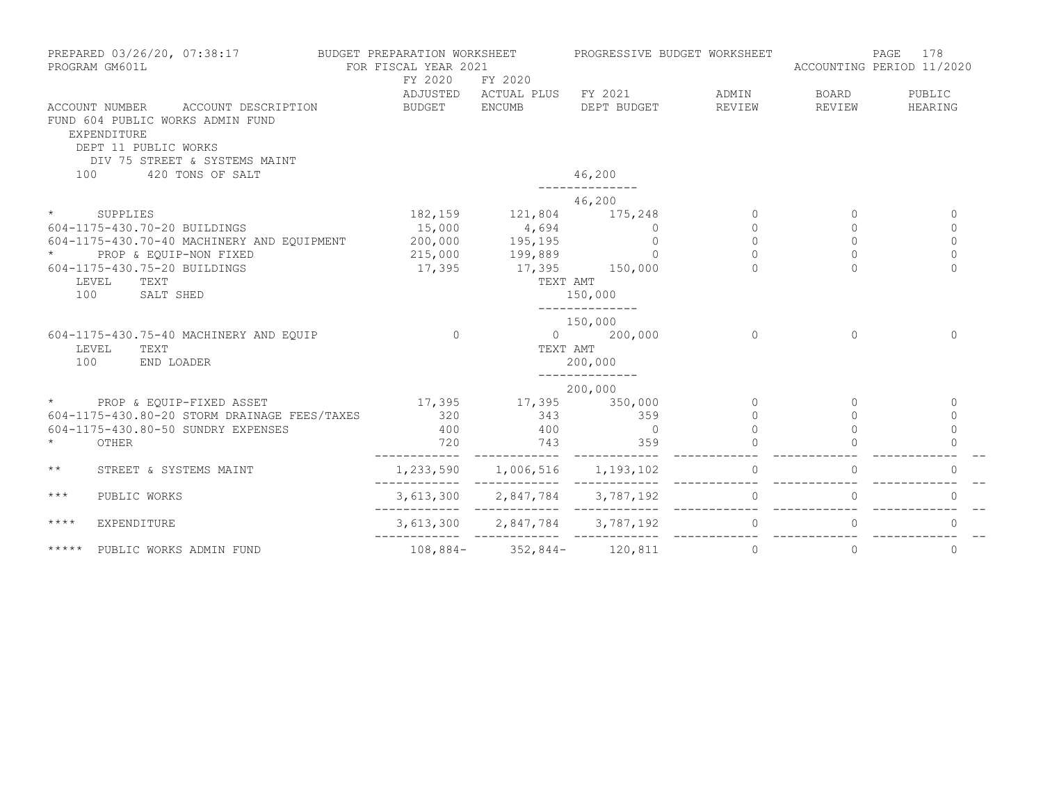PREPARED 03/26/20, 07:38:17 — BUDGET PREPARATION WORKSHEET — PROGRESSIVE BUDGET WORKSHEET
PROGRAM GM601L — FOR FISCAL YEAR 2021 — ACCOUNTING PERIOD 11/2020

| ACCOUNT NUMBER ACCOUNT DESCRIPTION | FY 2020 ADJUSTED BUDGET | FY 2020 ACTUAL PLUS ENCUMB | FY 2021 DEPT BUDGET | ADMIN REVIEW | BOARD REVIEW | PUBLIC HEARING |
|---|---|---|---|---|---|---|
| FUND 604 PUBLIC WORKS ADMIN FUND | | | | | | |
| EXPENDITURE | | | | | | |
| DEPT 11 PUBLIC WORKS | | | | | | |
| DIV 75 STREET & SYSTEMS MAINT | | | | | | |
| 100 420 TONS OF SALT | | | 46,200 | | | |
| | | | 46,200 | | | |
| * SUPPLIES | 182,159 | 121,804 | 175,248 | 0 | 0 | 0 |
| 604-1175-430.70-20 BUILDINGS | 15,000 | 4,694 | 0 | 0 | 0 | 0 |
| 604-1175-430.70-40 MACHINERY AND EQUIPMENT | 200,000 | 195,195 | 0 | 0 | 0 | 0 |
| * PROP & EQUIP-NON FIXED | 215,000 | 199,889 | 0 | 0 | 0 | 0 |
| 604-1175-430.75-20 BUILDINGS | 17,395 | 17,395 | 150,000 | 0 | 0 | 0 |
| LEVEL TEXT | | TEXT AMT | | | | |
| 100 SALT SHED | | | 150,000 | | | |
| | | | 150,000 | | | |
| 604-1175-430.75-40 MACHINERY AND EQUIP | 0 | 0 | 200,000 | 0 | 0 | 0 |
| LEVEL TEXT | | TEXT AMT | | | | |
| 100 END LOADER | | | 200,000 | | | |
| | | | 200,000 | | | |
| * PROP & EQUIP-FIXED ASSET | 17,395 | 17,395 | 350,000 | 0 | 0 | 0 |
| 604-1175-430.80-20 STORM DRAINAGE FEES/TAXES | 320 | 343 | 359 | 0 | 0 | 0 |
| 604-1175-430.80-50 SUNDRY EXPENSES | 400 | 400 | 0 | 0 | 0 | 0 |
| * OTHER | 720 | 743 | 359 | 0 | 0 | 0 |
| ** STREET & SYSTEMS MAINT | 1,233,590 | 1,006,516 | 1,193,102 | 0 | 0 | 0 |
| *** PUBLIC WORKS | 3,613,300 | 2,847,784 | 3,787,192 | 0 | 0 | 0 |
| **** EXPENDITURE | 3,613,300 | 2,847,784 | 3,787,192 | 0 | 0 | 0 |
| ***** PUBLIC WORKS ADMIN FUND | 108,884- | 352,844- | 120,811 | 0 | 0 | 0 |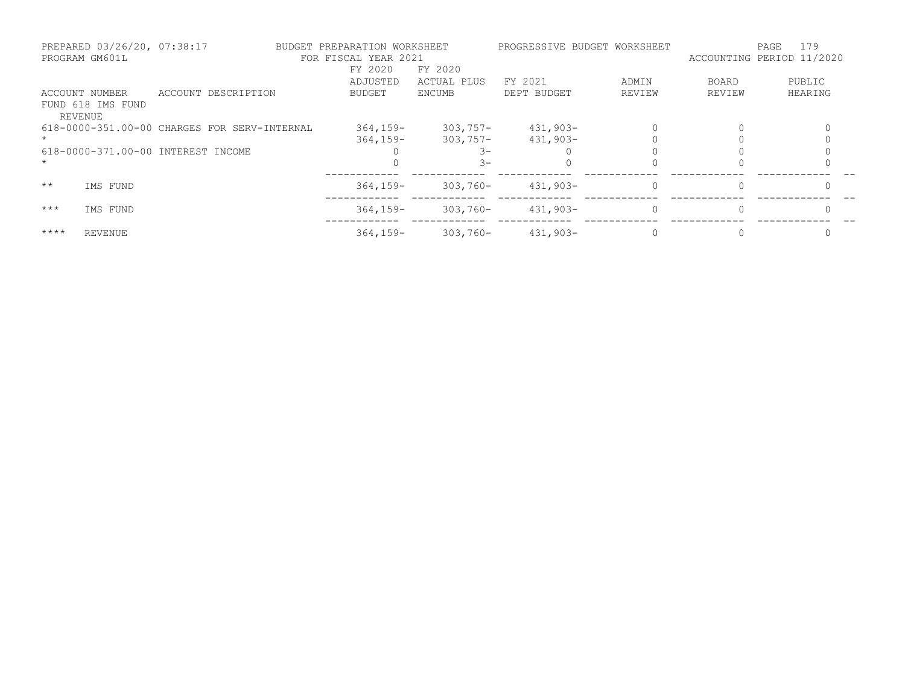PREPARED 03/26/20, 07:38:17 BUDGET PREPARATION WORKSHEET PROGRESSIVE BUDGET WORKSHEET
PROGRAM GM601L FOR FISCAL YEAR 2021 ACCOUNTING PERIOD 11/2020

| ACCOUNT NUMBER | ACCOUNT DESCRIPTION | FY 2020 ADJUSTED BUDGET | FY 2020 ACTUAL PLUS ENCUMB | FY 2021 DEPT BUDGET | ADMIN REVIEW | BOARD REVIEW | PUBLIC HEARING |
|---|---|---|---|---|---|---|---|
| FUND 618 IMS FUND | | | | | | | |
| REVENUE | | | | | | | |
| 618-0000-351.00-00 | CHARGES FOR SERV-INTERNAL | 364,159- | 303,757- | 431,903- | 0 | 0 | 0 |
| * | | 364,159- | 303,757- | 431,903- | 0 | 0 | 0 |
| 618-0000-371.00-00 | INTEREST INCOME | 0 | 3- | 0 | 0 | 0 | 0 |
| * | | 0 | 3- | 0 | 0 | 0 | 0 |
| ** | IMS FUND | 364,159- | 303,760- | 431,903- | 0 | 0 | 0 |
| *** | IMS FUND | 364,159- | 303,760- | 431,903- | 0 | 0 | 0 |
| **** | REVENUE | 364,159- | 303,760- | 431,903- | 0 | 0 | 0 |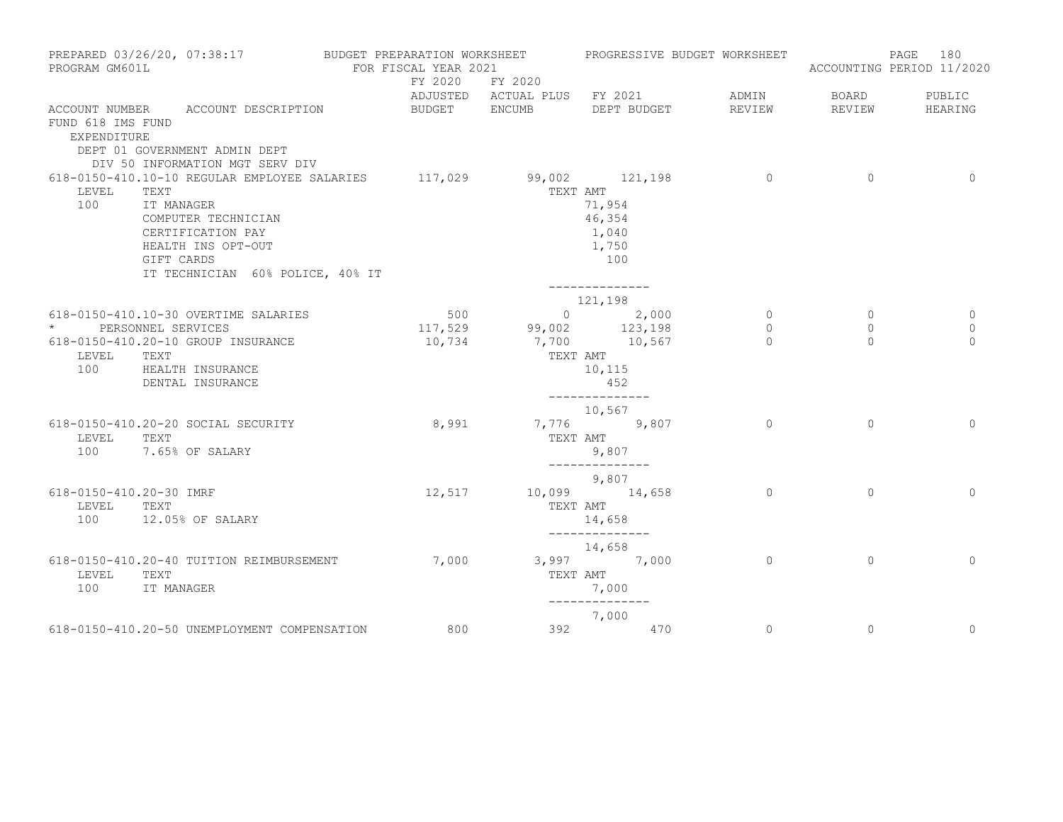PREPARED 03/26/20, 07:38:17 BUDGET PREPARATION WORKSHEET PROGRESSIVE BUDGET WORKSHEET
PROGRAM GM601L FOR FISCAL YEAR 2021 ACCOUNTING PERIOD 11/2020

| ACCOUNT NUMBER | ACCOUNT DESCRIPTION | FY 2020 ADJUSTED BUDGET | FY 2020 ACTUAL PLUS ENCUMB | FY 2021 DEPT BUDGET | ADMIN REVIEW | BOARD REVIEW | PUBLIC HEARING |
|---|---|---|---|---|---|---|---|
| FUND 618 IMS FUND | | | | | | | |
| EXPENDITURE | | | | | | | |
| DEPT 01 GOVERNMENT ADMIN DEPT | | | | | | | |
| DIV 50 INFORMATION MGT SERV DIV | | | | | | | |
| 618-0150-410.10-10 | REGULAR EMPLOYEE SALARIES | 117,029 | 99,002 | 121,198 | 0 | 0 | 0 |
| LEVEL | TEXT | | TEXT AMT | | | | |
| 100 | IT MANAGER | | | 71,954 | | | |
| | COMPUTER TECHNICIAN | | | 46,354 | | | |
| | CERTIFICATION PAY | | | 1,040 | | | |
| | HEALTH INS OPT-OUT | | | 1,750 | | | |
| | GIFT CARDS | | | 100 | | | |
| | IT TECHNICIAN 60% POLICE, 40% IT | | | | | | |
| | | | | 121,198 | | | |
| 618-0150-410.10-30 | OVERTIME SALARIES | 500 | 0 | 2,000 | 0 | 0 | 0 |
| * | PERSONNEL SERVICES | 117,529 | 99,002 | 123,198 | 0 | 0 | 0 |
| 618-0150-410.20-10 | GROUP INSURANCE | 10,734 | 7,700 | 10,567 | 0 | 0 | 0 |
| LEVEL | TEXT | | TEXT AMT | | | | |
| 100 | HEALTH INSURANCE | | | 10,115 | | | |
| | DENTAL INSURANCE | | | 452 | | | |
| | | | | 10,567 | | | |
| 618-0150-410.20-20 | SOCIAL SECURITY | 8,991 | 7,776 | 9,807 | 0 | 0 | 0 |
| LEVEL | TEXT | | TEXT AMT | | | | |
| 100 | 7.65% OF SALARY | | | 9,807 | | | |
| | | | | 9,807 | | | |
| 618-0150-410.20-30 | IMRF | 12,517 | 10,099 | 14,658 | 0 | 0 | 0 |
| LEVEL | TEXT | | TEXT AMT | | | | |
| 100 | 12.05% OF SALARY | | | 14,658 | | | |
| | | | | 14,658 | | | |
| 618-0150-410.20-40 | TUITION REIMBURSEMENT | 7,000 | 3,997 | 7,000 | 0 | 0 | 0 |
| LEVEL | TEXT | | TEXT AMT | | | | |
| 100 | IT MANAGER | | | 7,000 | | | |
| | | | | 7,000 | | | |
| 618-0150-410.20-50 | UNEMPLOYMENT COMPENSATION | 800 | 392 | 470 | 0 | 0 | 0 |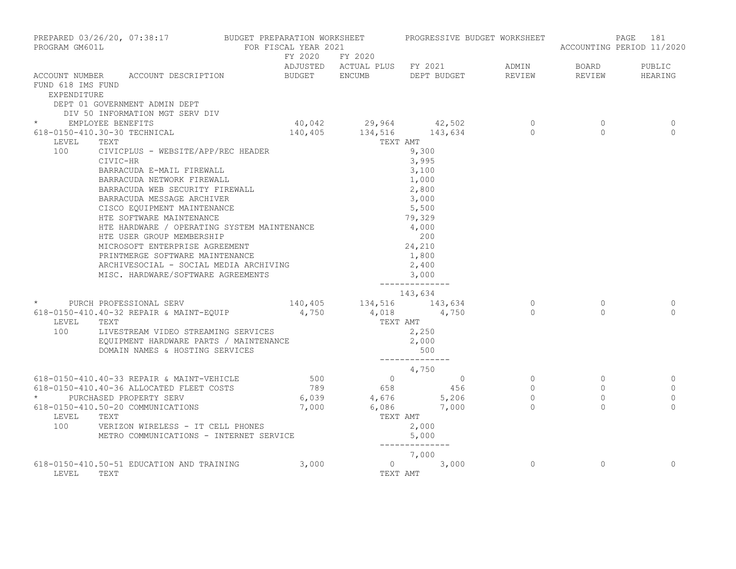PREPARED 03/26/20, 07:38:17 BUDGET PREPARATION WORKSHEET PROGRESSIVE BUDGET WORKSHEET
PROGRAM GM601L FOR FISCAL YEAR 2021 ACCOUNTING PERIOD 11/2020

| ACCOUNT NUMBER | ACCOUNT DESCRIPTION | FY 2020 ADJUSTED BUDGET | FY 2020 ACTUAL PLUS ENCUMB | FY 2021 DEPT BUDGET | ADMIN REVIEW | BOARD REVIEW | PUBLIC HEARING |
|---|---|---|---|---|---|---|---|
| FUND 618 IMS FUND | | | | | | | |
| EXPENDITURE | | | | | | | |
| DEPT 01 GOVERNMENT ADMIN DEPT | | | | | | | |
| DIV 50 INFORMATION MGT SERV DIV | | | | | | | |
| * | EMPLOYEE BENEFITS | 40,042 | 29,964 | 42,502 | 0 | 0 | 0 |
| 618-0150-410.30-30 | TECHNICAL | 140,405 | 134,516 | 143,634 | 0 | 0 | 0 |
| LEVEL | TEXT | | | TEXT AMT | | | |
| 100 | CIVICPLUS - WEBSITE/APP/REC HEADER | | | 9,300 | | | |
| | CIVIC-HR | | | 3,995 | | | |
| | BARRACUDA E-MAIL FIREWALL | | | 3,100 | | | |
| | BARRACUDA NETWORK FIREWALL | | | 1,000 | | | |
| | BARRACUDA WEB SECURITY FIREWALL | | | 2,800 | | | |
| | BARRACUDA MESSAGE ARCHIVER | | | 3,000 | | | |
| | CISCO EQUIPMENT MAINTENANCE | | | 5,500 | | | |
| | HTE SOFTWARE MAINTENANCE | | | 79,329 | | | |
| | HTE HARDWARE / OPERATING SYSTEM MAINTENANCE | | | 4,000 | | | |
| | HTE USER GROUP MEMBERSHIP | | | 200 | | | |
| | MICROSOFT ENTERPRISE AGREEMENT | | | 24,210 | | | |
| | PRINTMERGE SOFTWARE MAINTENANCE | | | 1,800 | | | |
| | ARCHIVESOCIAL - SOCIAL MEDIA ARCHIVING | | | 2,400 | | | |
| | MISC. HARDWARE/SOFTWARE AGREEMENTS | | | 3,000 | | | |
| | | | | 143,634 | | | |
| * | PURCH PROFESSIONAL SERV | 140,405 | 134,516 | 143,634 | 0 | 0 | 0 |
| 618-0150-410.40-32 | REPAIR & MAINT-EQUIP | 4,750 | 4,018 | 4,750 | 0 | 0 | 0 |
| LEVEL | TEXT | | | TEXT AMT | | | |
| 100 | LIVESTREAM VIDEO STREAMING SERVICES | | | 2,250 | | | |
| | EQUIPMENT HARDWARE PARTS / MAINTENANCE | | | 2,000 | | | |
| | DOMAIN NAMES & HOSTING SERVICES | | | 500 | | | |
| | | | | 4,750 | | | |
| 618-0150-410.40-33 | REPAIR & MAINT-VEHICLE | 500 | 0 | 0 | 0 | 0 | 0 |
| 618-0150-410.40-36 | ALLOCATED FLEET COSTS | 789 | 658 | 456 | 0 | 0 | 0 |
| * | PURCHASED PROPERTY SERV | 6,039 | 4,676 | 5,206 | 0 | 0 | 0 |
| 618-0150-410.50-20 | COMMUNICATIONS | 7,000 | 6,086 | 7,000 | 0 | 0 | 0 |
| LEVEL | TEXT | | | TEXT AMT | | | |
| 100 | VERIZON WIRELESS - IT CELL PHONES | | | 2,000 | | | |
| | METRO COMMUNICATIONS - INTERNET SERVICE | | | 5,000 | | | |
| | | | | 7,000 | | | |
| 618-0150-410.50-51 | EDUCATION AND TRAINING | 3,000 | 0 | 3,000 | 0 | 0 | 0 |
| LEVEL | TEXT | | | TEXT AMT | | | |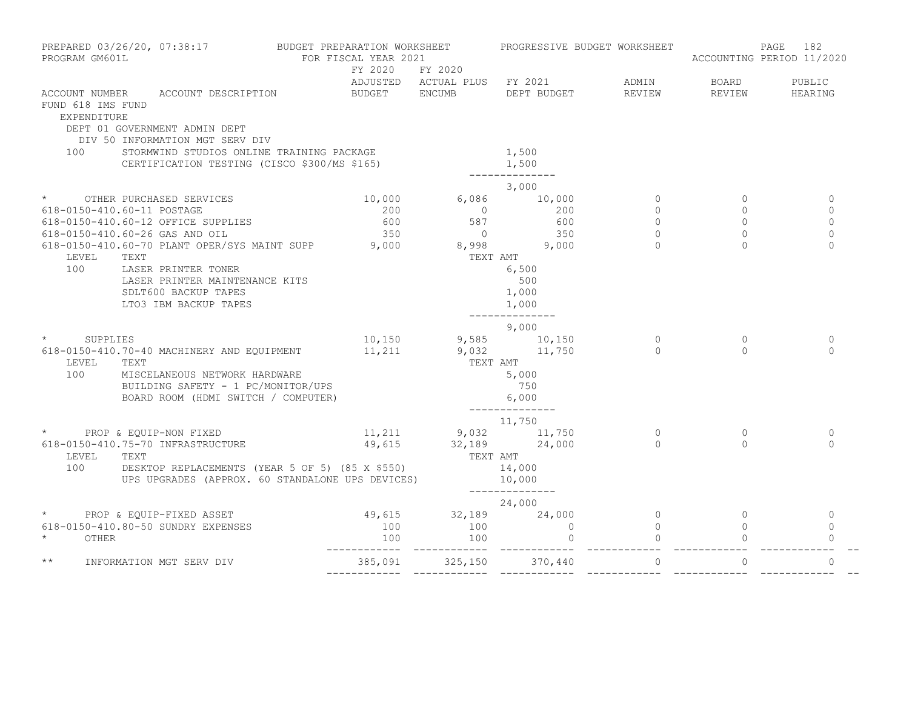PREPARED 03/26/20, 07:38:17 — BUDGET PREPARATION WORKSHEET — PROGRESSIVE BUDGET WORKSHEET
PROGRAM GM601L — FOR FISCAL YEAR 2021 — ACCOUNTING PERIOD 11/2020

FUND 618 IMS FUND
EXPENDITURE
DEPT 01 GOVERNMENT ADMIN DEPT
DIV 50 INFORMATION MGT SERV DIV

| ACCOUNT NUMBER | ACCOUNT DESCRIPTION | FY 2020 ADJUSTED BUDGET | FY 2020 ACTUAL PLUS ENCUMB | FY 2021 DEPT BUDGET | ADMIN REVIEW | BOARD REVIEW | PUBLIC HEARING |
|---|---|---|---|---|---|---|---|
| 100 | STORMWIND STUDIOS ONLINE TRAINING PACKAGE | | | 1,500 | | | |
| | CERTIFICATION TESTING (CISCO $300/MS $165) | | | 1,500 | | | |
| | | | | 3,000 | | | |
| * | OTHER PURCHASED SERVICES | 10,000 | 6,086 | 10,000 | 0 | 0 | 0 |
| 618-0150-410.60-11 | POSTAGE | 200 | 0 | 200 | 0 | 0 | 0 |
| 618-0150-410.60-12 | OFFICE SUPPLIES | 600 | 587 | 600 | 0 | 0 | 0 |
| 618-0150-410.60-26 | GAS AND OIL | 350 | 0 | 350 | 0 | 0 | 0 |
| 618-0150-410.60-70 | PLANT OPER/SYS MAINT SUPP | 9,000 | 8,998 | 9,000 | 0 | 0 | 0 |
| LEVEL | TEXT | | TEXT AMT | | | | |
| 100 | LASER PRINTER TONER | | | 6,500 | | | |
| | LASER PRINTER MAINTENANCE KITS | | | 500 | | | |
| | SDLT600 BACKUP TAPES | | | 1,000 | | | |
| | LTO3 IBM BACKUP TAPES | | | 1,000 | | | |
| | | | | 9,000 | | | |
| * | SUPPLIES | 10,150 | 9,585 | 10,150 | 0 | 0 | 0 |
| 618-0150-410.70-40 | MACHINERY AND EQUIPMENT | 11,211 | 9,032 | 11,750 | 0 | 0 | 0 |
| LEVEL | TEXT | | TEXT AMT | | | | |
| 100 | MISCELANEOUS NETWORK HARDWARE | | | 5,000 | | | |
| | BUILDING SAFETY - 1 PC/MONITOR/UPS | | | 750 | | | |
| | BOARD ROOM (HDMI SWITCH / COMPUTER) | | | 6,000 | | | |
| | | | | 11,750 | | | |
| * | PROP & EQUIP-NON FIXED | 11,211 | 9,032 | 11,750 | 0 | 0 | 0 |
| 618-0150-410.75-70 | INFRASTRUCTURE | 49,615 | 32,189 | 24,000 | 0 | 0 | 0 |
| LEVEL | TEXT | | TEXT AMT | | | | |
| 100 | DESKTOP REPLACEMENTS (YEAR 5 OF 5) (85 X $550) | | | 14,000 | | | |
| | UPS UPGRADES (APPROX. 60 STANDALONE UPS DEVICES) | | | 10,000 | | | |
| | | | | 24,000 | | | |
| * | PROP & EQUIP-FIXED ASSET | 49,615 | 32,189 | 24,000 | 0 | 0 | 0 |
| 618-0150-410.80-50 | SUNDRY EXPENSES | 100 | 100 | 0 | 0 | 0 | 0 |
| * | OTHER | 100 | 100 | 0 | 0 | 0 | 0 |
| ** | INFORMATION MGT SERV DIV | 385,091 | 325,150 | 370,440 | 0 | 0 | 0 |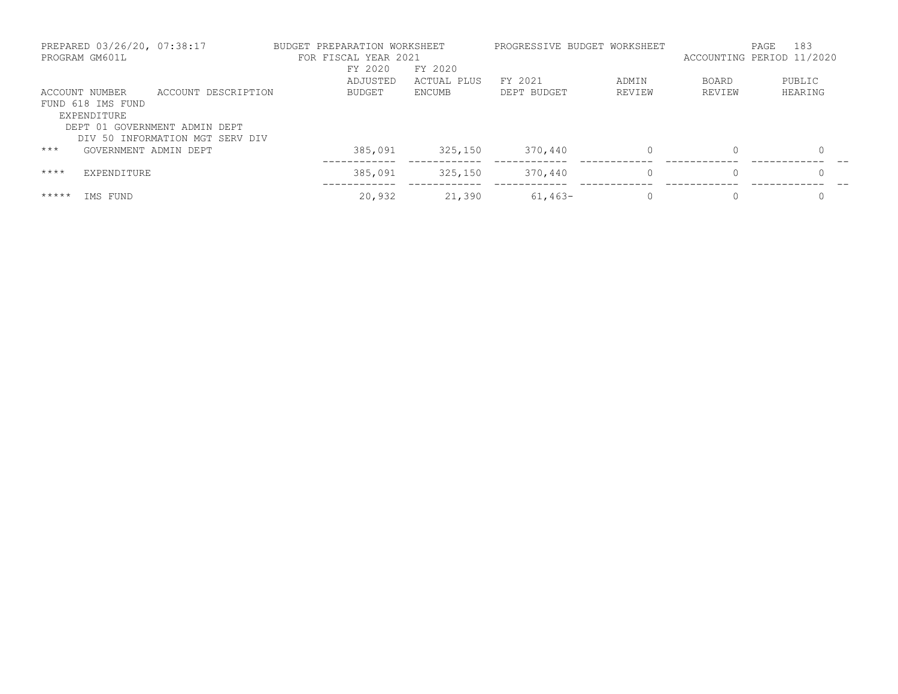PREPARED 03/26/20, 07:38:17 BUDGET PREPARATION WORKSHEET PROGRESSIVE BUDGET WORKSHEET
PROGRAM GM601L FOR FISCAL YEAR 2021 ACCOUNTING PERIOD 11/2020

| ACCOUNT NUMBER | ACCOUNT DESCRIPTION | FY 2020 ADJUSTED BUDGET | FY 2020 ACTUAL PLUS ENCUMB | FY 2021 DEPT BUDGET | ADMIN REVIEW | BOARD REVIEW | PUBLIC HEARING |
|---|---|---|---|---|---|---|---|
| FUND 618 IMS FUND | | | | | | | |
| EXPENDITURE | | | | | | | |
| DEPT 01 GOVERNMENT ADMIN DEPT | | | | | | | |
| DIV 50 INFORMATION MGT SERV DIV | | | | | | | |
| *** | GOVERNMENT ADMIN DEPT | 385,091 | 325,150 | 370,440 | 0 | 0 | 0 |
| **** | EXPENDITURE | 385,091 | 325,150 | 370,440 | 0 | 0 | 0 |
| ***** | IMS FUND | 20,932 | 21,390 | 61,463- | 0 | 0 | 0 |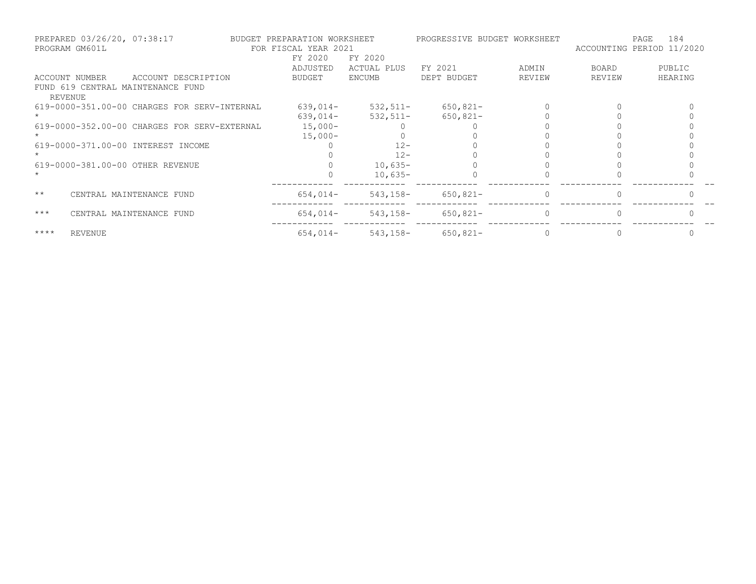PREPARED 03/26/20, 07:38:17 BUDGET PREPARATION WORKSHEET PROGRESSIVE BUDGET WORKSHEET
PROGRAM GM601L FOR FISCAL YEAR 2021 ACCOUNTING PERIOD 11/2020

| ACCOUNT NUMBER | ACCOUNT DESCRIPTION | FY 2020 ADJUSTED BUDGET | FY 2020 ACTUAL PLUS ENCUMB | FY 2021 DEPT BUDGET | ADMIN REVIEW | BOARD REVIEW | PUBLIC HEARING |
|---|---|---|---|---|---|---|---|
| FUND 619 CENTRAL MAINTENANCE FUND | | | | | | | |
| REVENUE | | | | | | | |
| 619-0000-351.00-00 | CHARGES FOR SERV-INTERNAL | 639,014- | 532,511- | 650,821- | 0 | 0 | 0 |
| * | | 639,014- | 532,511- | 650,821- | 0 | 0 | 0 |
| 619-0000-352.00-00 | CHARGES FOR SERV-EXTERNAL | 15,000- | 0 | 0 | 0 | 0 | 0 |
| * | | 15,000- | 0 | 0 | 0 | 0 | 0 |
| 619-0000-371.00-00 | INTEREST INCOME | 0 | 12- | 0 | 0 | 0 | 0 |
| * | | 0 | 12- | 0 | 0 | 0 | 0 |
| 619-0000-381.00-00 | OTHER REVENUE | 0 | 10,635- | 0 | 0 | 0 | 0 |
| * | | 0 | 10,635- | 0 | 0 | 0 | 0 |
| ** | CENTRAL MAINTENANCE FUND | 654,014- | 543,158- | 650,821- | 0 | 0 | 0 |
| *** | CENTRAL MAINTENANCE FUND | 654,014- | 543,158- | 650,821- | 0 | 0 | 0 |
| **** | REVENUE | 654,014- | 543,158- | 650,821- | 0 | 0 | 0 |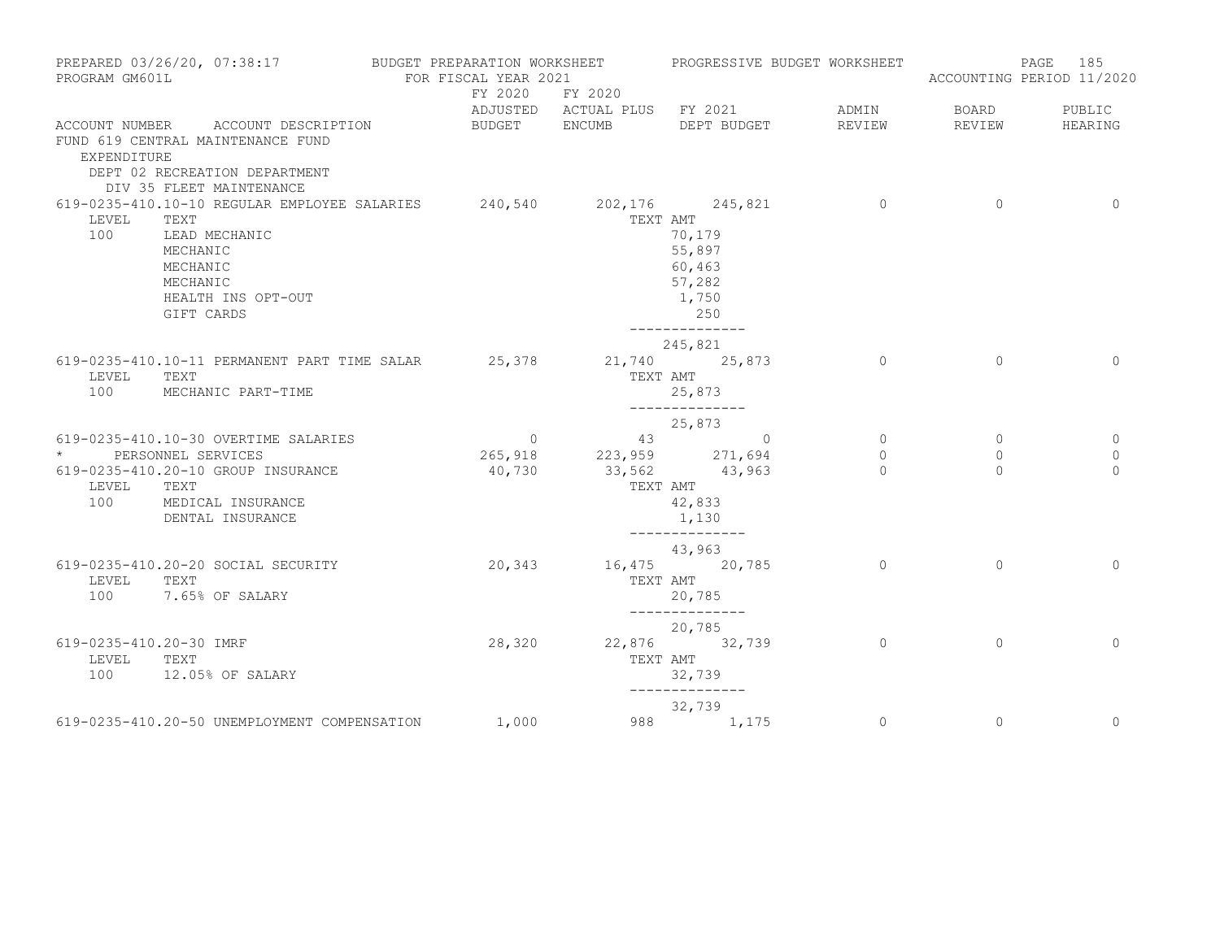PREPARED 03/26/20, 07:38:17 BUDGET PREPARATION WORKSHEET PROGRESSIVE BUDGET WORKSHEET
PROGRAM GM601L FOR FISCAL YEAR 2021 ACCOUNTING PERIOD 11/2020

| ACCOUNT NUMBER | ACCOUNT DESCRIPTION | FY 2020 ADJUSTED BUDGET | FY 2020 ACTUAL PLUS ENCUMB | FY 2021 DEPT BUDGET | ADMIN REVIEW | BOARD REVIEW | PUBLIC HEARING |
|---|---|---|---|---|---|---|---|
| FUND 619 CENTRAL MAINTENANCE FUND | | | | | | | |
| EXPENDITURE | | | | | | | |
| DEPT 02 RECREATION DEPARTMENT | | | | | | | |
| DIV 35 FLEET MAINTENANCE | | | | | | | |
| 619-0235-410.10-10 | REGULAR EMPLOYEE SALARIES | 240,540 | 202,176 | 245,821 | 0 | 0 | 0 |
| LEVEL | TEXT | | TEXT AMT | | | | |
| 100 | LEAD MECHANIC | | | 70,179 | | | |
| | MECHANIC | | | 55,897 | | | |
| | MECHANIC | | | 60,463 | | | |
| | MECHANIC | | | 57,282 | | | |
| | HEALTH INS OPT-OUT | | | 1,750 | | | |
| | GIFT CARDS | | | 250 | | | |
| | | | | 245,821 | | | |
| 619-0235-410.10-11 | PERMANENT PART TIME SALAR | 25,378 | 21,740 | 25,873 | 0 | 0 | 0 |
| LEVEL | TEXT | | TEXT AMT | | | | |
| 100 | MECHANIC PART-TIME | | | 25,873 | | | |
| | | | | 25,873 | | | |
| 619-0235-410.10-30 | OVERTIME SALARIES | 0 | 43 | 0 | 0 | 0 | 0 |
| * | PERSONNEL SERVICES | 265,918 | 223,959 | 271,694 | 0 | 0 | 0 |
| 619-0235-410.20-10 | GROUP INSURANCE | 40,730 | 33,562 | 43,963 | 0 | 0 | 0 |
| LEVEL | TEXT | | TEXT AMT | | | | |
| 100 | MEDICAL INSURANCE | | | 42,833 | | | |
| | DENTAL INSURANCE | | | 1,130 | | | |
| | | | | 43,963 | | | |
| 619-0235-410.20-20 | SOCIAL SECURITY | 20,343 | 16,475 | 20,785 | 0 | 0 | 0 |
| LEVEL | TEXT | | TEXT AMT | | | | |
| 100 | 7.65% OF SALARY | | | 20,785 | | | |
| | | | | 20,785 | | | |
| 619-0235-410.20-30 | IMRF | 28,320 | 22,876 | 32,739 | 0 | 0 | 0 |
| LEVEL | TEXT | | TEXT AMT | | | | |
| 100 | 12.05% OF SALARY | | | 32,739 | | | |
| | | | | 32,739 | | | |
| 619-0235-410.20-50 | UNEMPLOYMENT COMPENSATION | 1,000 | 988 | 1,175 | 0 | 0 | 0 |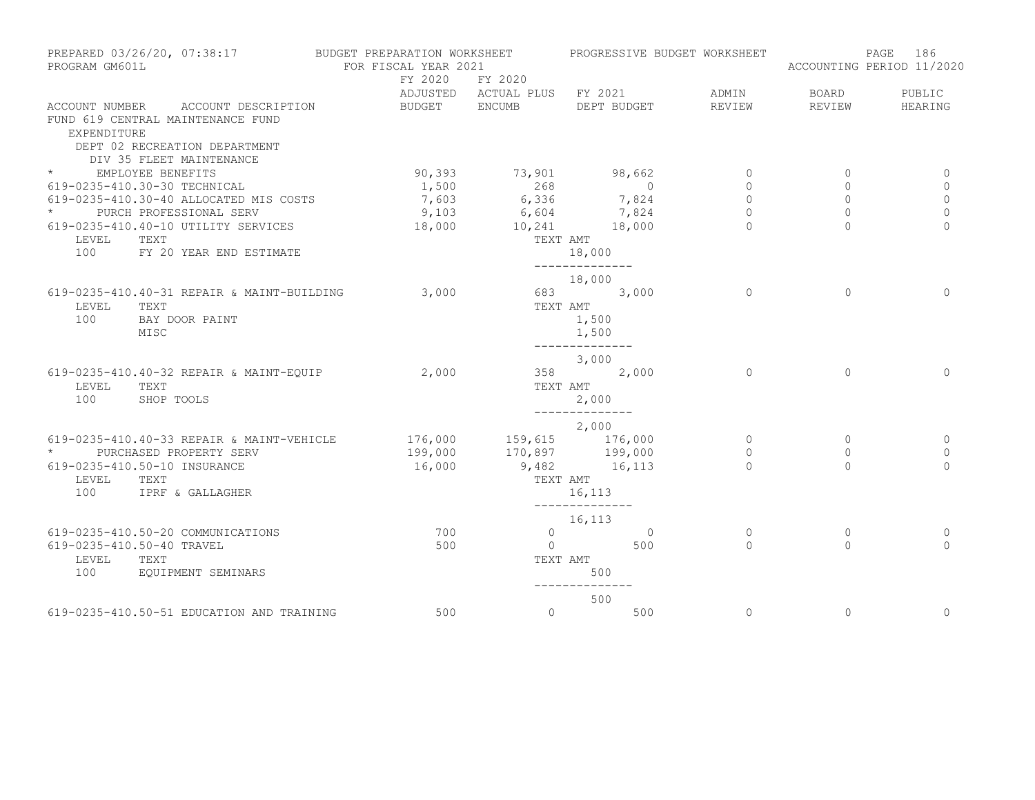PREPARED 03/26/20, 07:38:17 BUDGET PREPARATION WORKSHEET PROGRESSIVE BUDGET WORKSHEET
PROGRAM GM601L FOR FISCAL YEAR 2021 ACCOUNTING PERIOD 11/2020

| ACCOUNT NUMBER ACCOUNT DESCRIPTION | FY 2020 ADJUSTED BUDGET | FY 2020 ACTUAL PLUS ENCUMB | FY 2021 DEPT BUDGET | ADMIN REVIEW | BOARD REVIEW | PUBLIC HEARING |
|---|---|---|---|---|---|---|
| FUND 619 CENTRAL MAINTENANCE FUND | | | | | | |
| EXPENDITURE | | | | | | |
| DEPT 02 RECREATION DEPARTMENT | | | | | | |
| DIV 35 FLEET MAINTENANCE | | | | | | |
| * EMPLOYEE BENEFITS | 90,393 | 73,901 | 98,662 | 0 | 0 | 0 |
| 619-0235-410.30-30 TECHNICAL | 1,500 | 268 | 0 | 0 | 0 | 0 |
| 619-0235-410.30-40 ALLOCATED MIS COSTS | 7,603 | 6,336 | 7,824 | 0 | 0 | 0 |
| * PURCH PROFESSIONAL SERV | 9,103 | 6,604 | 7,824 | 0 | 0 | 0 |
| 619-0235-410.40-10 UTILITY SERVICES | 18,000 | 10,241 | 18,000 | 0 | 0 | 0 |
| LEVEL TEXT | | TEXT AMT | | | | |
| 100 FY 20 YEAR END ESTIMATE | | | 18,000 | | | |
| | | | 18,000 | | | |
| 619-0235-410.40-31 REPAIR & MAINT-BUILDING | 3,000 | 683 | 3,000 | 0 | 0 | 0 |
| LEVEL TEXT | | TEXT AMT | | | | |
| 100 BAY DOOR PAINT | | | 1,500 | | | |
| MISC | | | 1,500 | | | |
| | | | 3,000 | | | |
| 619-0235-410.40-32 REPAIR & MAINT-EQUIP | 2,000 | 358 | 2,000 | 0 | 0 | 0 |
| LEVEL TEXT | | TEXT AMT | | | | |
| 100 SHOP TOOLS | | | 2,000 | | | |
| | | | 2,000 | | | |
| 619-0235-410.40-33 REPAIR & MAINT-VEHICLE | 176,000 | 159,615 | 176,000 | 0 | 0 | 0 |
| * PURCHASED PROPERTY SERV | 199,000 | 170,897 | 199,000 | 0 | 0 | 0 |
| 619-0235-410.50-10 INSURANCE | 16,000 | 9,482 | 16,113 | 0 | 0 | 0 |
| LEVEL TEXT | | TEXT AMT | | | | |
| 100 IPRF & GALLAGHER | | | 16,113 | | | |
| | | | 16,113 | | | |
| 619-0235-410.50-20 COMMUNICATIONS | 700 | 0 | 0 | 0 | 0 | 0 |
| 619-0235-410.50-40 TRAVEL | 500 | 0 | 500 | 0 | 0 | 0 |
| LEVEL TEXT | | TEXT AMT | | | | |
| 100 EQUIPMENT SEMINARS | | | 500 | | | |
| | | | 500 | | | |
| 619-0235-410.50-51 EDUCATION AND TRAINING | 500 | 0 | 500 | 0 | 0 | 0 |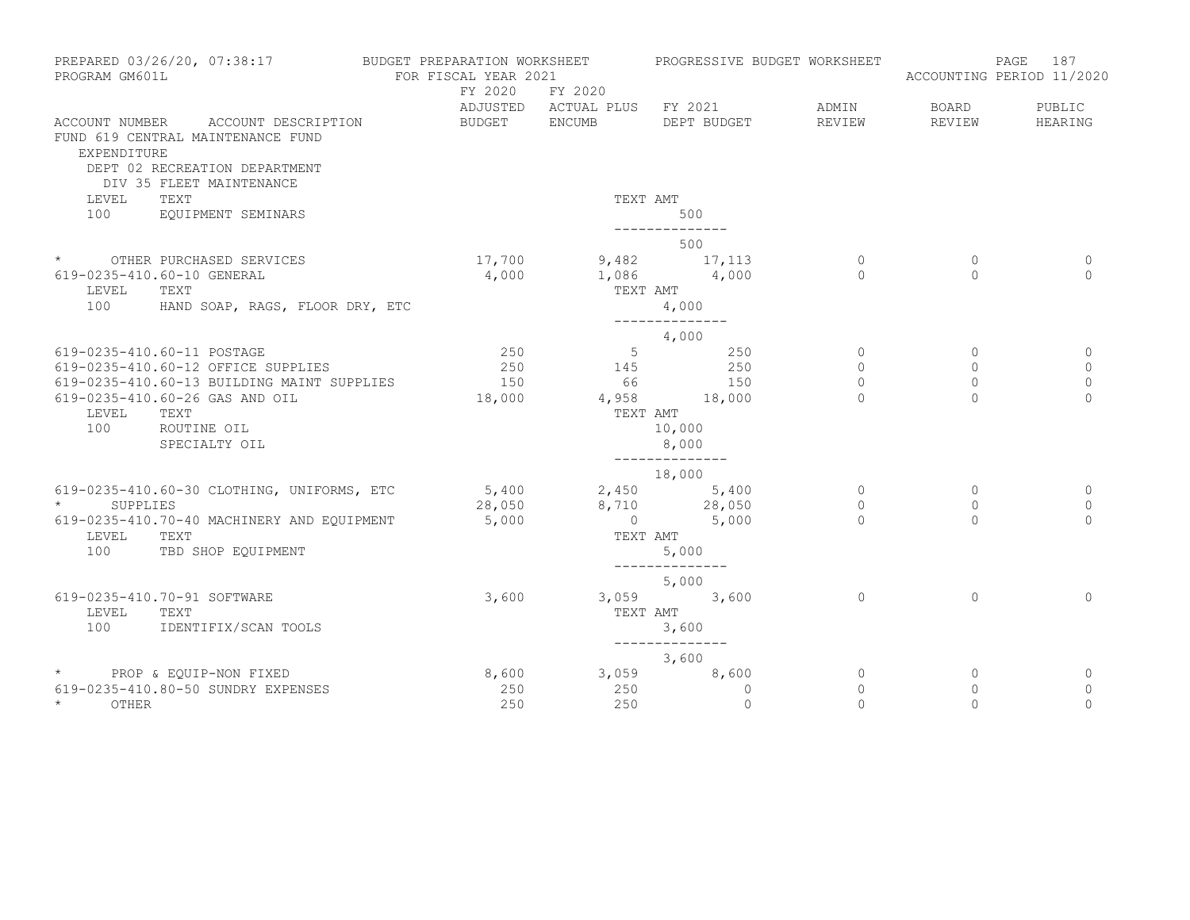PREPARED 03/26/20, 07:38:17 BUDGET PREPARATION WORKSHEET PROGRESSIVE BUDGET WORKSHEET
PROGRAM GM601L FOR FISCAL YEAR 2021 ACCOUNTING PERIOD 11/2020

FUND 619 CENTRAL MAINTENANCE FUND
EXPENDITURE
DEPT 02 RECREATION DEPARTMENT
DIV 35 FLEET MAINTENANCE

| ACCOUNT NUMBER ACCOUNT DESCRIPTION | FY 2020 ADJUSTED BUDGET | FY 2020 ACTUAL PLUS ENCUMB | FY 2021 DEPT BUDGET | ADMIN REVIEW | BOARD REVIEW | PUBLIC HEARING |
|---|---|---|---|---|---|---|
| LEVEL TEXT | | TEXT AMT | | | | |
| 100 EQUIPMENT SEMINARS | | | 500 | | | |
| | | | 500 | | | |
| * OTHER PURCHASED SERVICES | 17,700 | 9,482 | 17,113 | 0 | 0 | 0 |
| 619-0235-410.60-10 GENERAL | 4,000 | 1,086 | 4,000 | 0 | 0 | 0 |
| LEVEL TEXT | | TEXT AMT | | | | |
| 100 HAND SOAP, RAGS, FLOOR DRY, ETC | | | 4,000 | | | |
| | | | 4,000 | | | |
| 619-0235-410.60-11 POSTAGE | 250 | 5 | 250 | 0 | 0 | 0 |
| 619-0235-410.60-12 OFFICE SUPPLIES | 250 | 145 | 250 | 0 | 0 | 0 |
| 619-0235-410.60-13 BUILDING MAINT SUPPLIES | 150 | 66 | 150 | 0 | 0 | 0 |
| 619-0235-410.60-26 GAS AND OIL | 18,000 | 4,958 | 18,000 | 0 | 0 | 0 |
| LEVEL TEXT | | TEXT AMT | | | | |
| 100 ROUTINE OIL | | | 10,000 | | | |
| SPECIALTY OIL | | | 8,000 | | | |
| | | | 18,000 | | | |
| 619-0235-410.60-30 CLOTHING, UNIFORMS, ETC | 5,400 | 2,450 | 5,400 | 0 | 0 | 0 |
| * SUPPLIES | 28,050 | 8,710 | 28,050 | 0 | 0 | 0 |
| 619-0235-410.70-40 MACHINERY AND EQUIPMENT | 5,000 | 0 | 5,000 | 0 | 0 | 0 |
| LEVEL TEXT | | TEXT AMT | | | | |
| 100 TBD SHOP EQUIPMENT | | | 5,000 | | | |
| | | | 5,000 | | | |
| 619-0235-410.70-91 SOFTWARE | 3,600 | 3,059 | 3,600 | 0 | 0 | 0 |
| LEVEL TEXT | | TEXT AMT | | | | |
| 100 IDENTIFIX/SCAN TOOLS | | | 3,600 | | | |
| | | | 3,600 | | | |
| * PROP & EQUIP-NON FIXED | 8,600 | 3,059 | 8,600 | 0 | 0 | 0 |
| 619-0235-410.80-50 SUNDRY EXPENSES | 250 | 250 | 0 | 0 | 0 | 0 |
| * OTHER | 250 | 250 | 0 | 0 | 0 | 0 |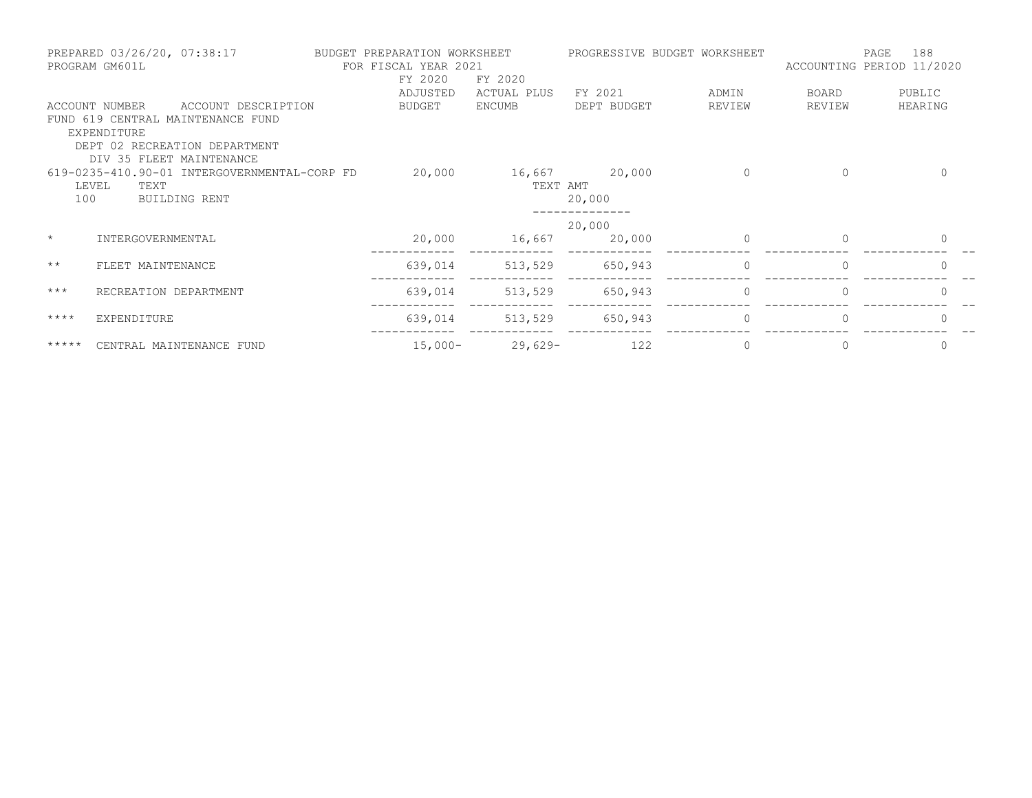PREPARED 03/26/20, 07:38:17 BUDGET PREPARATION WORKSHEET PROGRESSIVE BUDGET WORKSHEET
PROGRAM GM601L FOR FISCAL YEAR 2021 ACCOUNTING PERIOD 11/2020

| ACCOUNT NUMBER | ACCOUNT DESCRIPTION | FY 2020 ADJUSTED BUDGET | FY 2020 ACTUAL PLUS ENCUMB | FY 2021 DEPT BUDGET | ADMIN REVIEW | BOARD REVIEW | PUBLIC HEARING |
|---|---|---|---|---|---|---|---|
| FUND 619 CENTRAL MAINTENANCE FUND | | | | | | | |
| EXPENDITURE | | | | | | | |
| DEPT 02 RECREATION DEPARTMENT | | | | | | | |
| DIV 35 FLEET MAINTENANCE | | | | | | | |
| 619-0235-410.90-01 | INTERGOVERNMENTAL-CORP FD | 20,000 | 16,667 | 20,000 | 0 | 0 | 0 |
| LEVEL | TEXT | | TEXT AMT | | | | |
| 100 | BUILDING RENT | | | 20,000 | | | |
| | | | | 20,000 | | | |
| * | INTERGOVERNMENTAL | 20,000 | 16,667 | 20,000 | 0 | 0 | 0 |
| ** | FLEET MAINTENANCE | 639,014 | 513,529 | 650,943 | 0 | 0 | 0 |
| *** | RECREATION DEPARTMENT | 639,014 | 513,529 | 650,943 | 0 | 0 | 0 |
| **** | EXPENDITURE | 639,014 | 513,529 | 650,943 | 0 | 0 | 0 |
| ***** | CENTRAL MAINTENANCE FUND | 15,000- | 29,629- | 122 | 0 | 0 | 0 |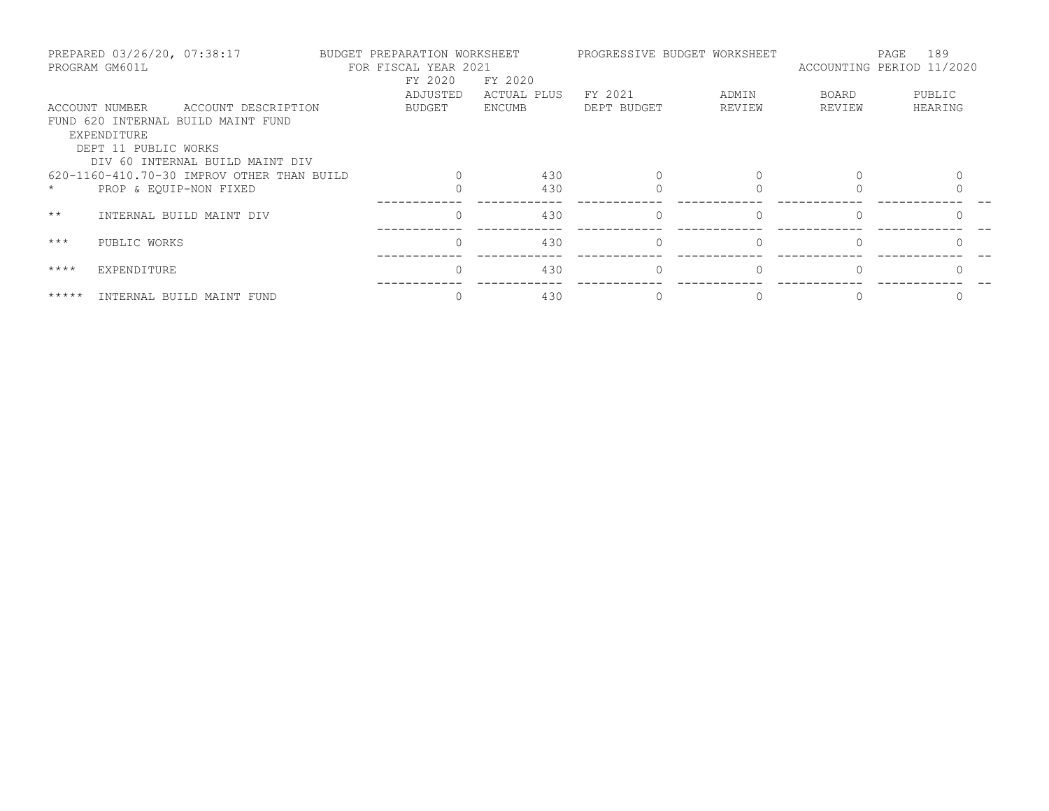PREPARED 03/26/20, 07:38:17
PROGRAM GM601L

BUDGET PREPARATION WORKSHEET
FOR FISCAL YEAR 2021

PROGRESSIVE BUDGET WORKSHEET

ACCOUNTING PERIOD 11/2020

| ACCOUNT NUMBER ACCOUNT DESCRIPTION | FY 2020 ADJUSTED BUDGET | FY 2020 ACTUAL PLUS ENCUMB | FY 2021 DEPT BUDGET | ADMIN REVIEW | BOARD REVIEW | PUBLIC HEARING |
|---|---|---|---|---|---|---|
| FUND 620 INTERNAL BUILD MAINT FUND | | | | | | |
| EXPENDITURE | | | | | | |
| DEPT 11 PUBLIC WORKS | | | | | | |
| DIV 60 INTERNAL BUILD MAINT DIV | | | | | | |
| 620-1160-410.70-30 IMPROV OTHER THAN BUILD | 0 | 430 | 0 | 0 | 0 | 0 |
| * PROP & EQUIP-NON FIXED | 0 | 430 | 0 | 0 | 0 | 0 |
| ** INTERNAL BUILD MAINT DIV | 0 | 430 | 0 | 0 | 0 | 0 |
| *** PUBLIC WORKS | 0 | 430 | 0 | 0 | 0 | 0 |
| **** EXPENDITURE | 0 | 430 | 0 | 0 | 0 | 0 |
| ***** INTERNAL BUILD MAINT FUND | 0 | 430 | 0 | 0 | 0 | 0 |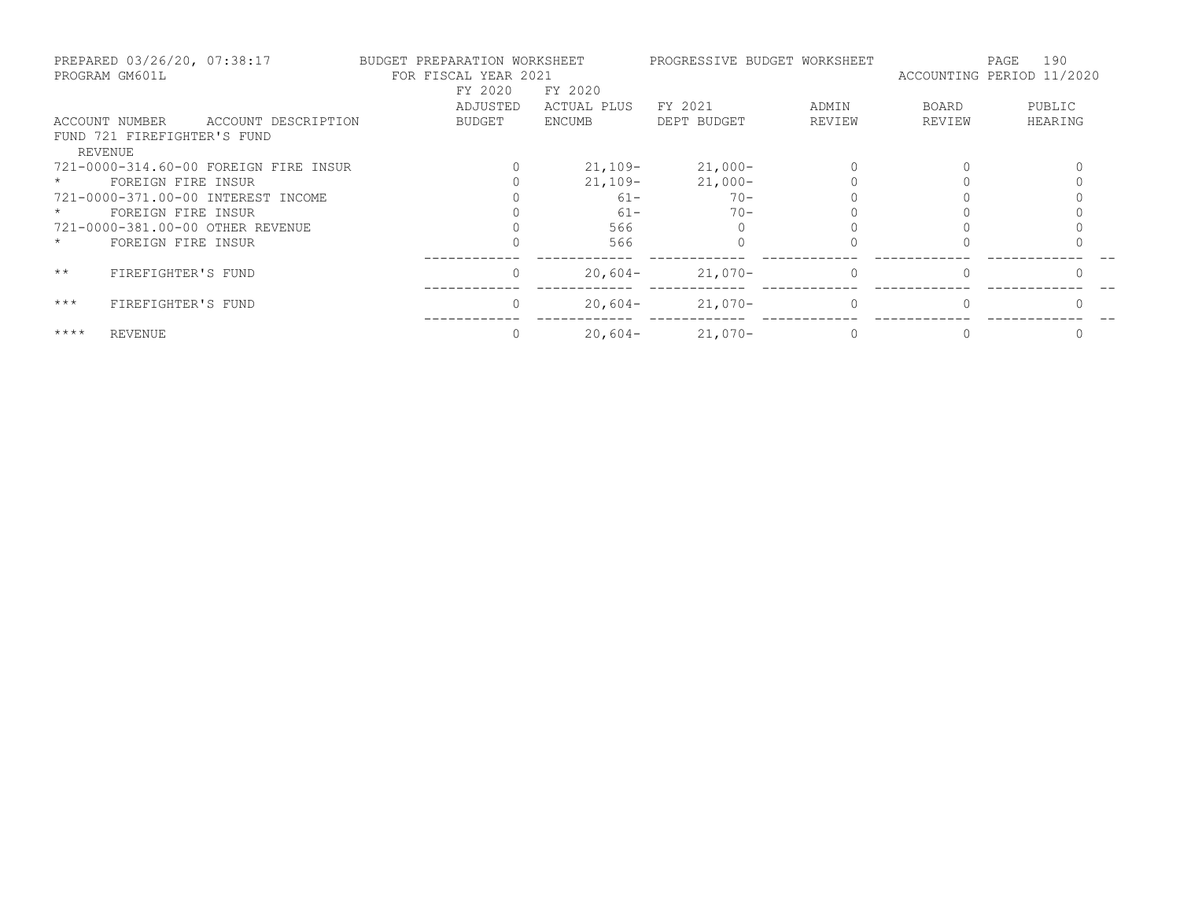PREPARED 03/26/20, 07:38:17 BUDGET PREPARATION WORKSHEET PROGRESSIVE BUDGET WORKSHEET

PROGRAM GM601L FOR FISCAL YEAR 2021 ACCOUNTING PERIOD 11/2020

| ACCOUNT NUMBER ACCOUNT DESCRIPTION | FY 2020 ADJUSTED BUDGET | FY 2020 ACTUAL PLUS ENCUMB | FY 2021 DEPT BUDGET | ADMIN REVIEW | BOARD REVIEW | PUBLIC HEARING |
|---|---|---|---|---|---|---|
| FUND 721 FIREFIGHTER'S FUND | | | | | | |
| REVENUE | | | | | | |
| 721-0000-314.60-00 FOREIGN FIRE INSUR | 0 | 21,109- | 21,000- | 0 | 0 | 0 |
| * FOREIGN FIRE INSUR | 0 | 21,109- | 21,000- | 0 | 0 | 0 |
| 721-0000-371.00-00 INTEREST INCOME | 0 | 61- | 70- | 0 | 0 | 0 |
| * FOREIGN FIRE INSUR | 0 | 61- | 70- | 0 | 0 | 0 |
| 721-0000-381.00-00 OTHER REVENUE | 0 | 566 | 0 | 0 | 0 | 0 |
| * FOREIGN FIRE INSUR | 0 | 566 | 0 | 0 | 0 | 0 |
| ** FIREFIGHTER'S FUND | 0 | 20,604- | 21,070- | 0 | 0 | 0 |
| *** FIREFIGHTER'S FUND | 0 | 20,604- | 21,070- | 0 | 0 | 0 |
| **** REVENUE | 0 | 20,604- | 21,070- | 0 | 0 | 0 |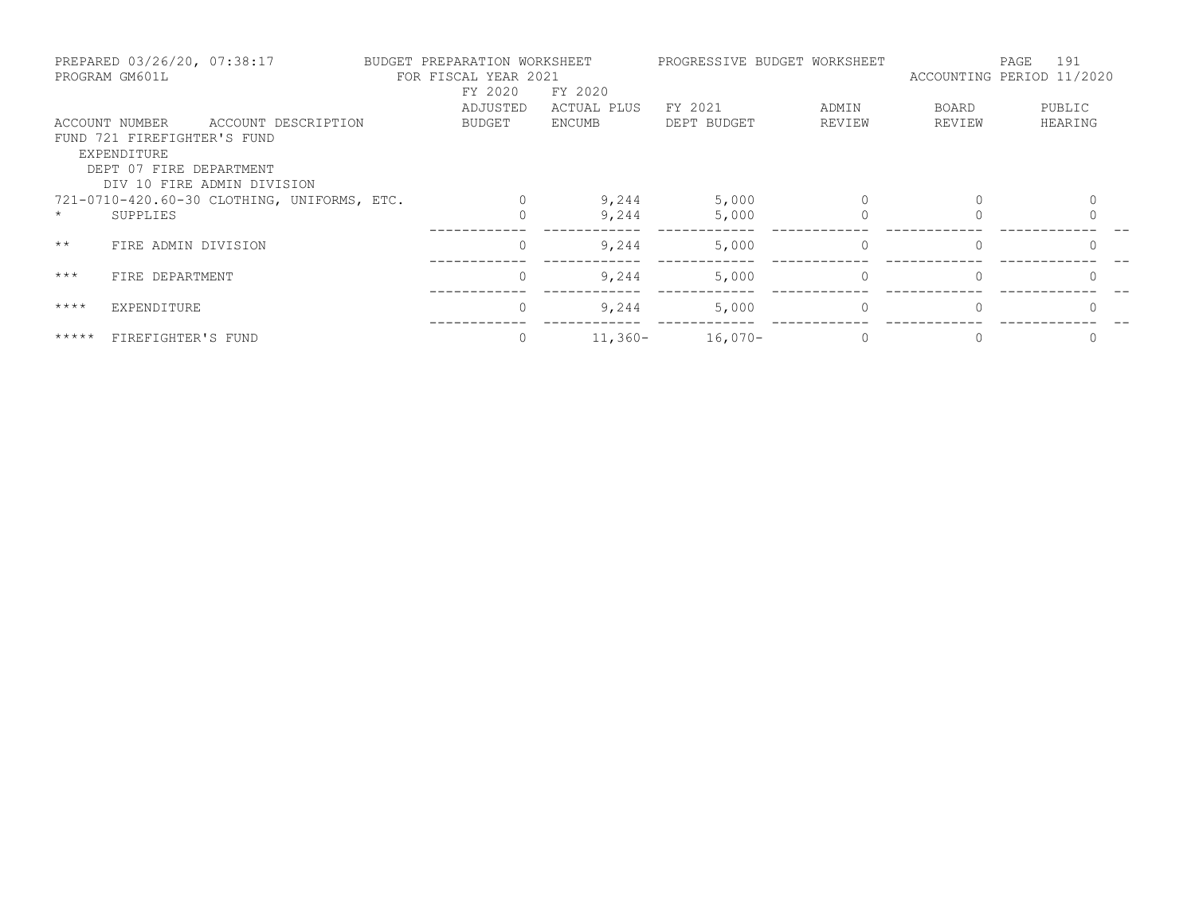PREPARED 03/26/20, 07:38:17
PROGRAM GM601L

BUDGET PREPARATION WORKSHEET
FOR FISCAL YEAR 2021

PROGRESSIVE BUDGET WORKSHEET

ACCOUNTING PERIOD 11/2020

| ACCOUNT NUMBER | ACCOUNT DESCRIPTION | FY 2020 ADJUSTED BUDGET | FY 2020 ACTUAL PLUS ENCUMB | FY 2021 DEPT BUDGET | ADMIN REVIEW | BOARD REVIEW | PUBLIC HEARING |
|---|---|---|---|---|---|---|---|
| FUND 721 FIREFIGHTER'S FUND | | | | | | | |
| EXPENDITURE | | | | | | | |
| DEPT 07 FIRE DEPARTMENT | | | | | | | |
| DIV 10 FIRE ADMIN DIVISION | | | | | | | |
| 721-0710-420.60-30 | CLOTHING, UNIFORMS, ETC. | 0 | 9,244 | 5,000 | 0 | 0 | 0 |
| * | SUPPLIES | 0 | 9,244 | 5,000 | 0 | 0 | 0 |
| ** | FIRE ADMIN DIVISION | 0 | 9,244 | 5,000 | 0 | 0 | 0 |
| *** | FIRE DEPARTMENT | 0 | 9,244 | 5,000 | 0 | 0 | 0 |
| **** | EXPENDITURE | 0 | 9,244 | 5,000 | 0 | 0 | 0 |
| ***** | FIREFIGHTER'S FUND | 0 | 11,360- | 16,070- | 0 | 0 | 0 |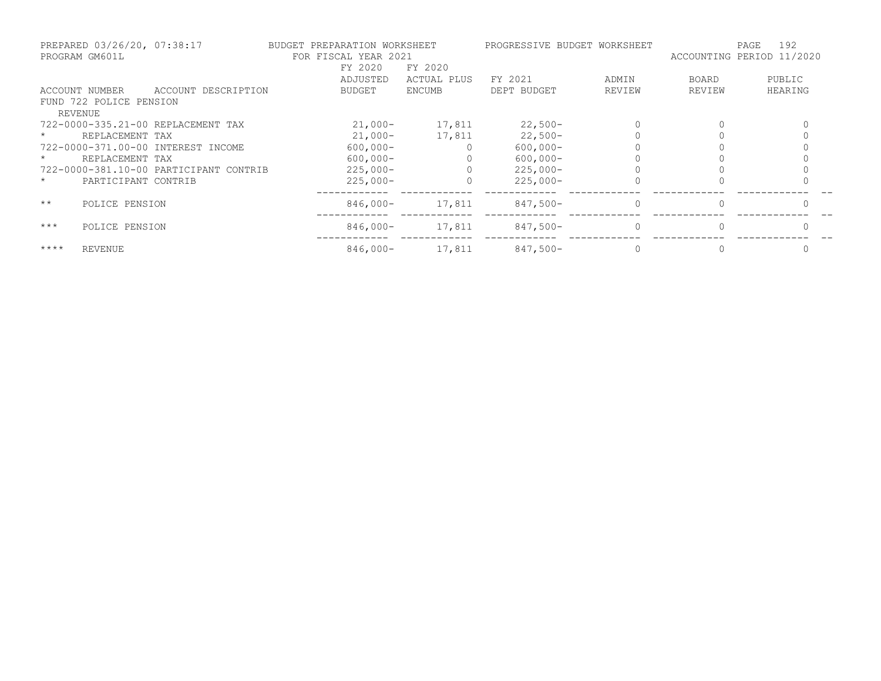PREPARED 03/26/20, 07:38:17 — BUDGET PREPARATION WORKSHEET — PROGRESSIVE BUDGET WORKSHEET
PROGRAM GM601L — FOR FISCAL YEAR 2021 — ACCOUNTING PERIOD 11/2020

| ACCOUNT NUMBER | ACCOUNT DESCRIPTION | FY 2020 ADJUSTED BUDGET | FY 2020 ACTUAL PLUS ENCUMB | FY 2021 DEPT BUDGET | ADMIN REVIEW | BOARD REVIEW | PUBLIC HEARING |
|---|---|---|---|---|---|---|---|
| FUND 722 POLICE PENSION | | | | | | | |
| REVENUE | | | | | | | |
| 722-0000-335.21-00 | REPLACEMENT TAX | 21,000- | 17,811 | 22,500- | 0 | 0 | 0 |
| * | REPLACEMENT TAX | 21,000- | 17,811 | 22,500- | 0 | 0 | 0 |
| 722-0000-371.00-00 | INTEREST INCOME | 600,000- | 0 | 600,000- | 0 | 0 | 0 |
| * | REPLACEMENT TAX | 600,000- | 0 | 600,000- | 0 | 0 | 0 |
| 722-0000-381.10-00 | PARTICIPANT CONTRIB | 225,000- | 0 | 225,000- | 0 | 0 | 0 |
| * | PARTICIPANT CONTRIB | 225,000- | 0 | 225,000- | 0 | 0 | 0 |
| ** | POLICE PENSION | 846,000- | 17,811 | 847,500- | 0 | 0 | 0 |
| *** | POLICE PENSION | 846,000- | 17,811 | 847,500- | 0 | 0 | 0 |
| **** | REVENUE | 846,000- | 17,811 | 847,500- | 0 | 0 | 0 |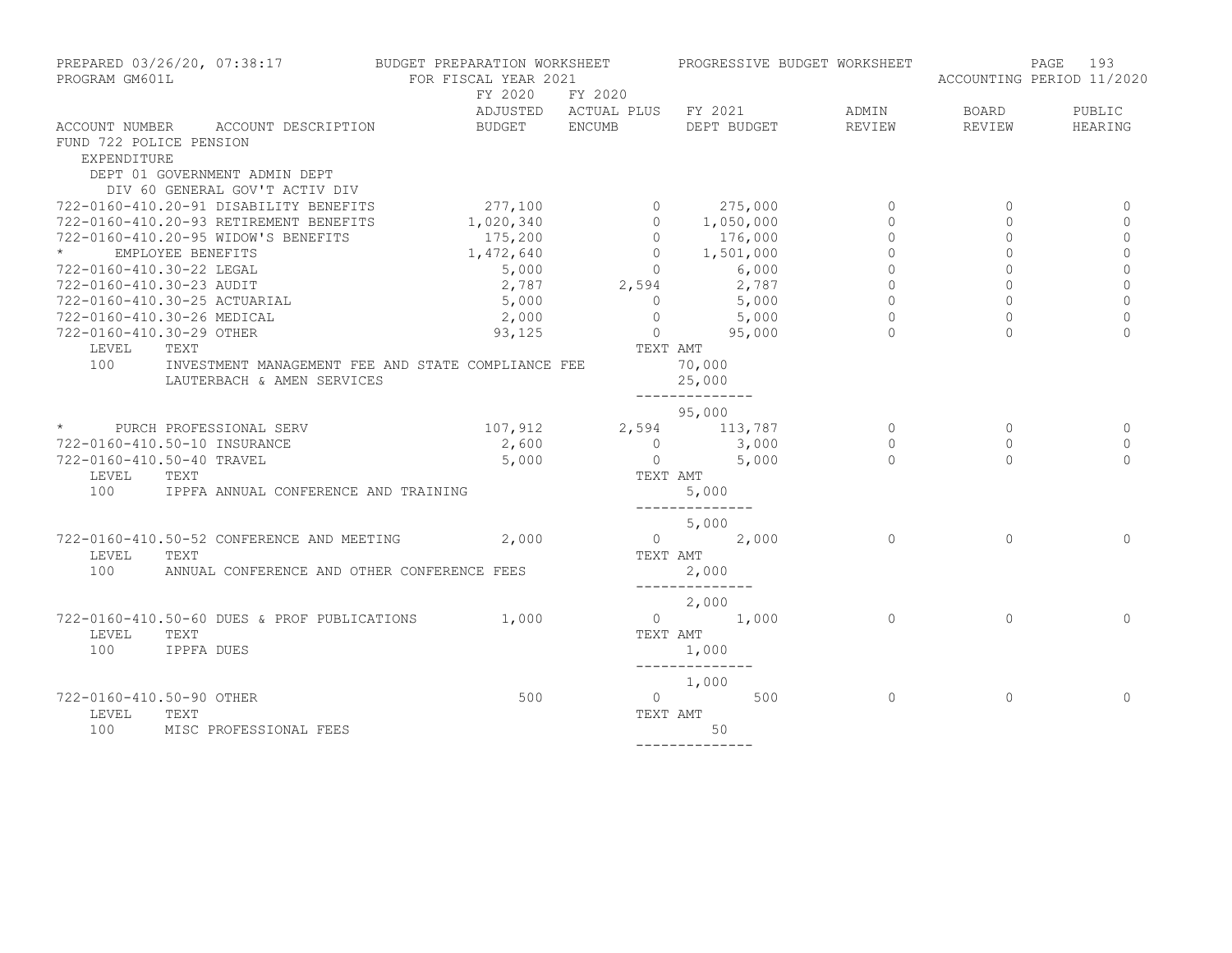PREPARED 03/26/20, 07:38:17 — BUDGET PREPARATION WORKSHEET — PROGRESSIVE BUDGET WORKSHEET
PROGRAM GM601L — FOR FISCAL YEAR 2021 — ACCOUNTING PERIOD 11/2020

| ACCOUNT NUMBER | ACCOUNT DESCRIPTION | FY 2020 ADJUSTED BUDGET | FY 2020 ACTUAL PLUS ENCUMB | FY 2021 DEPT BUDGET | ADMIN REVIEW | BOARD REVIEW | PUBLIC HEARING |
|---|---|---|---|---|---|---|---|
| FUND 722 POLICE PENSION | | | | | | | |
| EXPENDITURE | | | | | | | |
| DEPT 01 GOVERNMENT ADMIN DEPT | | | | | | | |
| DIV 60 GENERAL GOV'T ACTIV DIV | | | | | | | |
| 722-0160-410.20-91 | DISABILITY BENEFITS | 277,100 | 0 | 275,000 | 0 | 0 | 0 |
| 722-0160-410.20-93 | RETIREMENT BENEFITS | 1,020,340 | 0 | 1,050,000 | 0 | 0 | 0 |
| 722-0160-410.20-95 | WIDOW'S BENEFITS | 175,200 | 0 | 176,000 | 0 | 0 | 0 |
| * | EMPLOYEE BENEFITS | 1,472,640 | 0 | 1,501,000 | 0 | 0 | 0 |
| 722-0160-410.30-22 | LEGAL | 5,000 | 0 | 6,000 | 0 | 0 | 0 |
| 722-0160-410.30-23 | AUDIT | 2,787 | 2,594 | 2,787 | 0 | 0 | 0 |
| 722-0160-410.30-25 | ACTUARIAL | 5,000 | 0 | 5,000 | 0 | 0 | 0 |
| 722-0160-410.30-26 | MEDICAL | 2,000 | 0 | 5,000 | 0 | 0 | 0 |
| 722-0160-410.30-29 | OTHER | 93,125 | 0 | 95,000 | 0 | 0 | 0 |
| LEVEL 100 | TEXT: INVESTMENT MANAGEMENT FEE AND STATE COMPLIANCE FEE | | TEXT AMT | 70,000 | | | |
| | LAUTERBACH & AMEN SERVICES | | | 25,000 | | | |
| | | | | 95,000 | | | |
| * | PURCH PROFESSIONAL SERV | 107,912 | 2,594 | 113,787 | 0 | 0 | 0 |
| 722-0160-410.50-10 | INSURANCE | 2,600 | 0 | 3,000 | 0 | 0 | 0 |
| 722-0160-410.50-40 | TRAVEL | 5,000 | 0 | 5,000 | 0 | 0 | 0 |
| LEVEL 100 | TEXT: IPPFA ANNUAL CONFERENCE AND TRAINING | | TEXT AMT | 5,000 | | | |
| | | | | 5,000 | | | |
| 722-0160-410.50-52 | CONFERENCE AND MEETING | 2,000 | 0 | 2,000 | 0 | 0 | 0 |
| LEVEL 100 | TEXT: ANNUAL CONFERENCE AND OTHER CONFERENCE FEES | | TEXT AMT | 2,000 | | | |
| | | | | 2,000 | | | |
| 722-0160-410.50-60 | DUES & PROF PUBLICATIONS | 1,000 | 0 | 1,000 | 0 | 0 | 0 |
| LEVEL 100 | TEXT: IPPFA DUES | | TEXT AMT | 1,000 | | | |
| | | | | 1,000 | | | |
| 722-0160-410.50-90 | OTHER | 500 | 0 | 500 | 0 | 0 | 0 |
| LEVEL 100 | TEXT: MISC PROFESSIONAL FEES | | TEXT AMT | 50 | | | |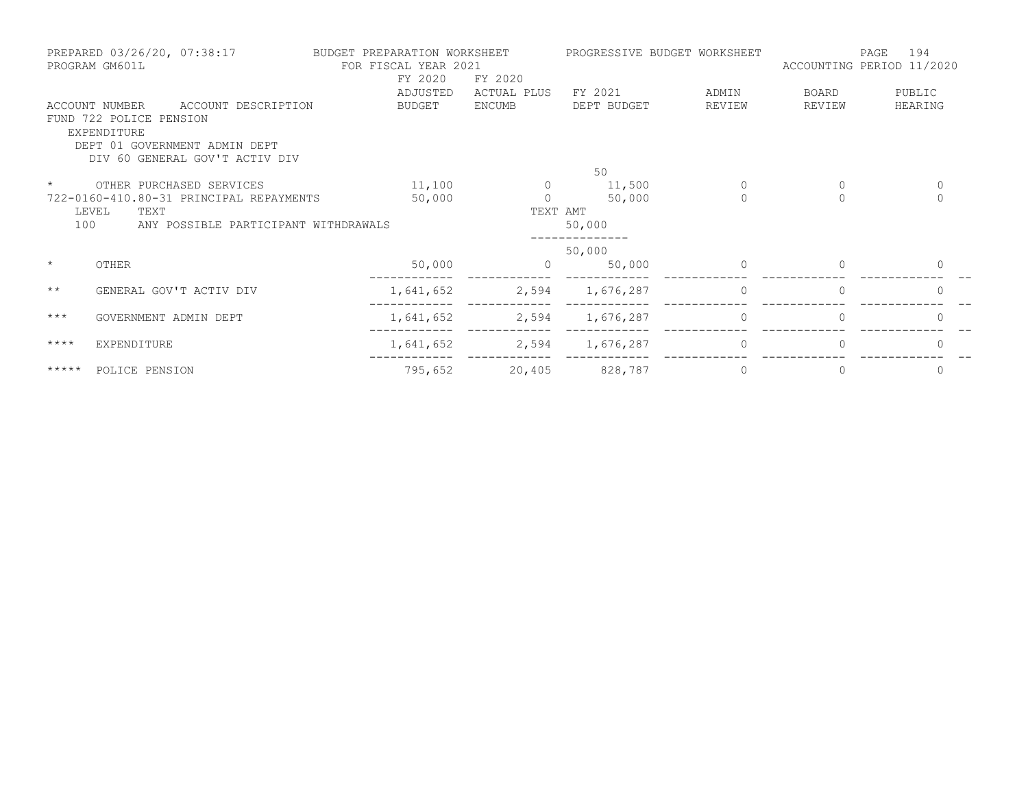PREPARED 03/26/20, 07:38:17 — BUDGET PREPARATION WORKSHEET — PROGRESSIVE BUDGET WORKSHEET
PROGRAM GM601L — FOR FISCAL YEAR 2021 — ACCOUNTING PERIOD 11/2020

| ACCOUNT NUMBER | ACCOUNT DESCRIPTION | FY 2020 ADJUSTED BUDGET | FY 2020 ACTUAL PLUS ENCUMB | FY 2021 DEPT BUDGET | ADMIN REVIEW | BOARD REVIEW | PUBLIC HEARING |
|---|---|---|---|---|---|---|---|
| FUND 722 POLICE PENSION | | | | | | | |
| EXPENDITURE | | | | | | | |
| DEPT 01 GOVERNMENT ADMIN DEPT | | | | | | | |
| DIV 60 GENERAL GOV'T ACTIV DIV | | | | | | | |
| | | | | 50 | | | |
| * | OTHER PURCHASED SERVICES | 11,100 | 0 | 11,500 | 0 | 0 | 0 |
| 722-0160-410.80-31 | PRINCIPAL REPAYMENTS | 50,000 | 0 | 50,000 | 0 | 0 | 0 |
| LEVEL | TEXT | | TEXT AMT | | | | |
| 100 | ANY POSSIBLE PARTICIPANT WITHDRAWALS | | | 50,000 | | | |
| | | | | 50,000 | | | |
| * | OTHER | 50,000 | 0 | 50,000 | 0 | 0 | 0 |
| ** | GENERAL GOV'T ACTIV DIV | 1,641,652 | 2,594 | 1,676,287 | 0 | 0 | 0 |
| *** | GOVERNMENT ADMIN DEPT | 1,641,652 | 2,594 | 1,676,287 | 0 | 0 | 0 |
| **** | EXPENDITURE | 1,641,652 | 2,594 | 1,676,287 | 0 | 0 | 0 |
| ***** | POLICE PENSION | 795,652 | 20,405 | 828,787 | 0 | 0 | 0 |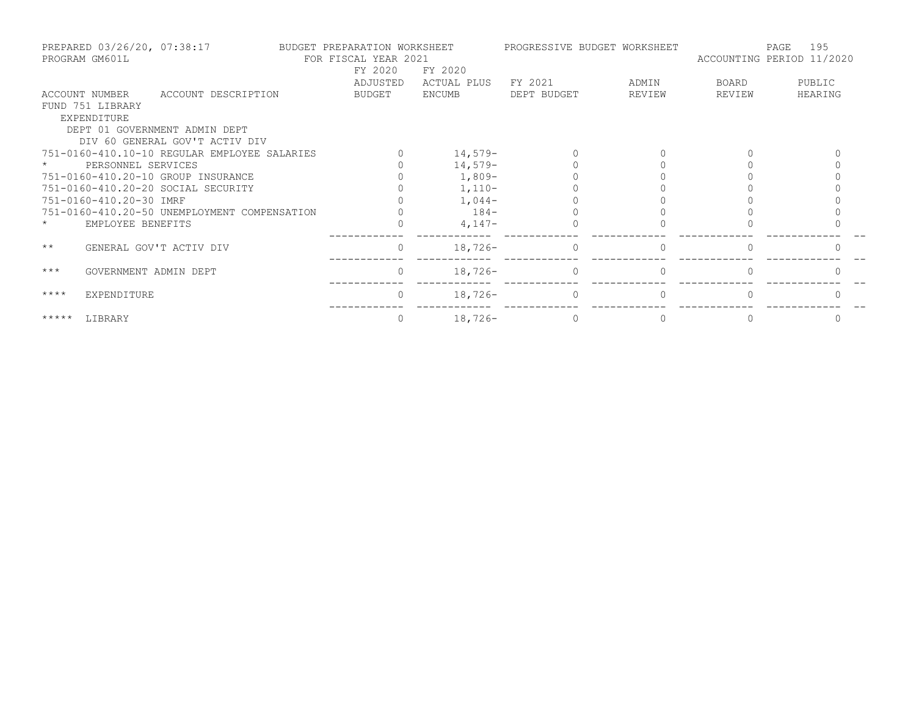PREPARED 03/26/20, 07:38:17 BUDGET PREPARATION WORKSHEET PROGRESSIVE BUDGET WORKSHEET
PROGRAM GM601L FOR FISCAL YEAR 2021 ACCOUNTING PERIOD 11/2020

| ACCOUNT NUMBER | ACCOUNT DESCRIPTION | FY 2020 ADJUSTED BUDGET | FY 2020 ACTUAL PLUS ENCUMB | FY 2021 DEPT BUDGET | ADMIN REVIEW | BOARD REVIEW | PUBLIC HEARING |
|---|---|---|---|---|---|---|---|
| FUND 751 LIBRARY | | | | | | | |
| EXPENDITURE | | | | | | | |
| DEPT 01 GOVERNMENT ADMIN DEPT | | | | | | | |
| DIV 60 GENERAL GOV'T ACTIV DIV | | | | | | | |
| 751-0160-410.10-10 | REGULAR EMPLOYEE SALARIES | 0 | 14,579- | 0 | 0 | 0 | 0 |
| * | PERSONNEL SERVICES | 0 | 14,579- | 0 | 0 | 0 | 0 |
| 751-0160-410.20-10 | GROUP INSURANCE | 0 | 1,809- | 0 | 0 | 0 | 0 |
| 751-0160-410.20-20 | SOCIAL SECURITY | 0 | 1,110- | 0 | 0 | 0 | 0 |
| 751-0160-410.20-30 | IMRF | 0 | 1,044- | 0 | 0 | 0 | 0 |
| 751-0160-410.20-50 | UNEMPLOYMENT COMPENSATION | 0 | 184- | 0 | 0 | 0 | 0 |
| * | EMPLOYEE BENEFITS | 0 | 4,147- | 0 | 0 | 0 | 0 |
| ** | GENERAL GOV'T ACTIV DIV | 0 | 18,726- | 0 | 0 | 0 | 0 |
| *** | GOVERNMENT ADMIN DEPT | 0 | 18,726- | 0 | 0 | 0 | 0 |
| **** | EXPENDITURE | 0 | 18,726- | 0 | 0 | 0 | 0 |
| ***** | LIBRARY | 0 | 18,726- | 0 | 0 | 0 | 0 |